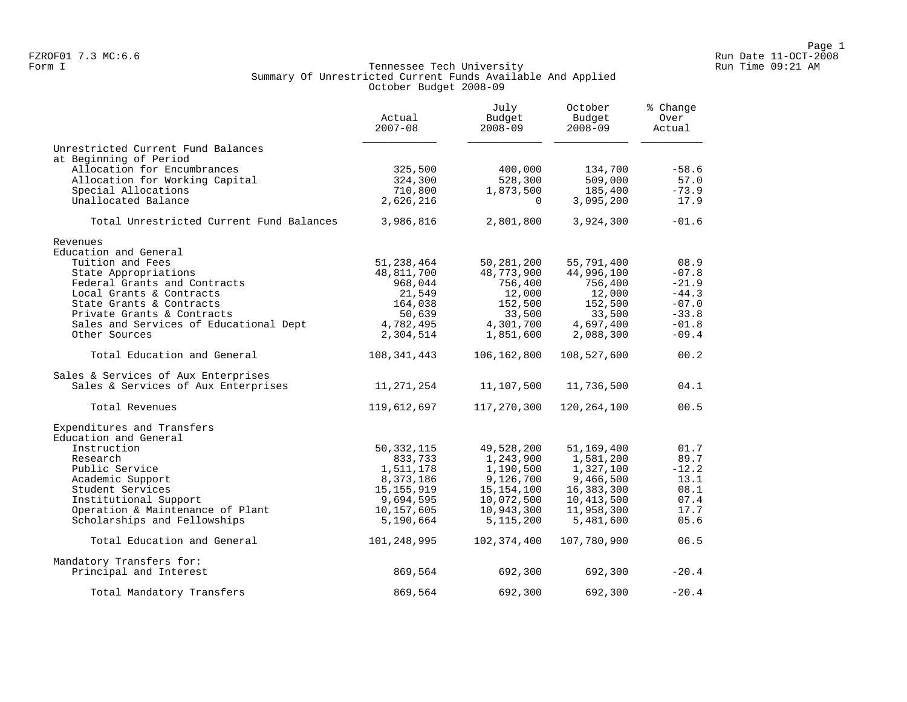FZROF01 7.3 MC:6.6
Form I

Run Date 11-OCT-2008
Run Time 09:21 AM

# Tennessee Tech University
## Summary Of Unrestricted Current Funds Available And Applied
### October Budget 2008-09

| | Actual 2007-08 | July Budget 2008-09 | October Budget 2008-09 | % Change Over Actual |
|---|---|---|---|---|
| **Unrestricted Current Fund Balances at Beginning of Period** | | | | |
| Allocation for Encumbrances | 325,500 | 400,000 | 134,700 | -58.6 |
| Allocation for Working Capital | 324,300 | 528,300 | 509,000 | 57.0 |
| Special Allocations | 710,800 | 1,873,500 | 185,400 | -73.9 |
| Unallocated Balance | 2,626,216 | 0 | 3,095,200 | 17.9 |
| Total Unrestricted Current Fund Balances | 3,986,816 | 2,801,800 | 3,924,300 | -01.6 |
| **Revenues** | | | | |
| **Education and General** | | | | |
| Tuition and Fees | 51,238,464 | 50,281,200 | 55,791,400 | 08.9 |
| State Appropriations | 48,811,700 | 48,773,900 | 44,996,100 | -07.8 |
| Federal Grants and Contracts | 968,044 | 756,400 | 756,400 | -21.9 |
| Local Grants & Contracts | 21,549 | 12,000 | 12,000 | -44.3 |
| State Grants & Contracts | 164,038 | 152,500 | 152,500 | -07.0 |
| Private Grants & Contracts | 50,639 | 33,500 | 33,500 | -33.8 |
| Sales and Services of Educational Dept | 4,782,495 | 4,301,700 | 4,697,400 | -01.8 |
| Other Sources | 2,304,514 | 1,851,600 | 2,088,300 | -09.4 |
| Total Education and General | 108,341,443 | 106,162,800 | 108,527,600 | 00.2 |
| **Sales & Services of Aux Enterprises** | | | | |
| Sales & Services of Aux Enterprises | 11,271,254 | 11,107,500 | 11,736,500 | 04.1 |
| Total Revenues | 119,612,697 | 117,270,300 | 120,264,100 | 00.5 |
| **Expenditures and Transfers** | | | | |
| **Education and General** | | | | |
| Instruction | 50,332,115 | 49,528,200 | 51,169,400 | 01.7 |
| Research | 833,733 | 1,243,900 | 1,581,200 | 89.7 |
| Public Service | 1,511,178 | 1,190,500 | 1,327,100 | -12.2 |
| Academic Support | 8,373,186 | 9,126,700 | 9,466,500 | 13.1 |
| Student Services | 15,155,919 | 15,154,100 | 16,383,300 | 08.1 |
| Institutional Support | 9,694,595 | 10,072,500 | 10,413,500 | 07.4 |
| Operation & Maintenance of Plant | 10,157,605 | 10,943,300 | 11,958,300 | 17.7 |
| Scholarships and Fellowships | 5,190,664 | 5,115,200 | 5,481,600 | 05.6 |
| Total Education and General | 101,248,995 | 102,374,400 | 107,780,900 | 06.5 |
| **Mandatory Transfers for:** | | | | |
| Principal and Interest | 869,564 | 692,300 | 692,300 | -20.4 |
| Total Mandatory Transfers | 869,564 | 692,300 | 692,300 | -20.4 |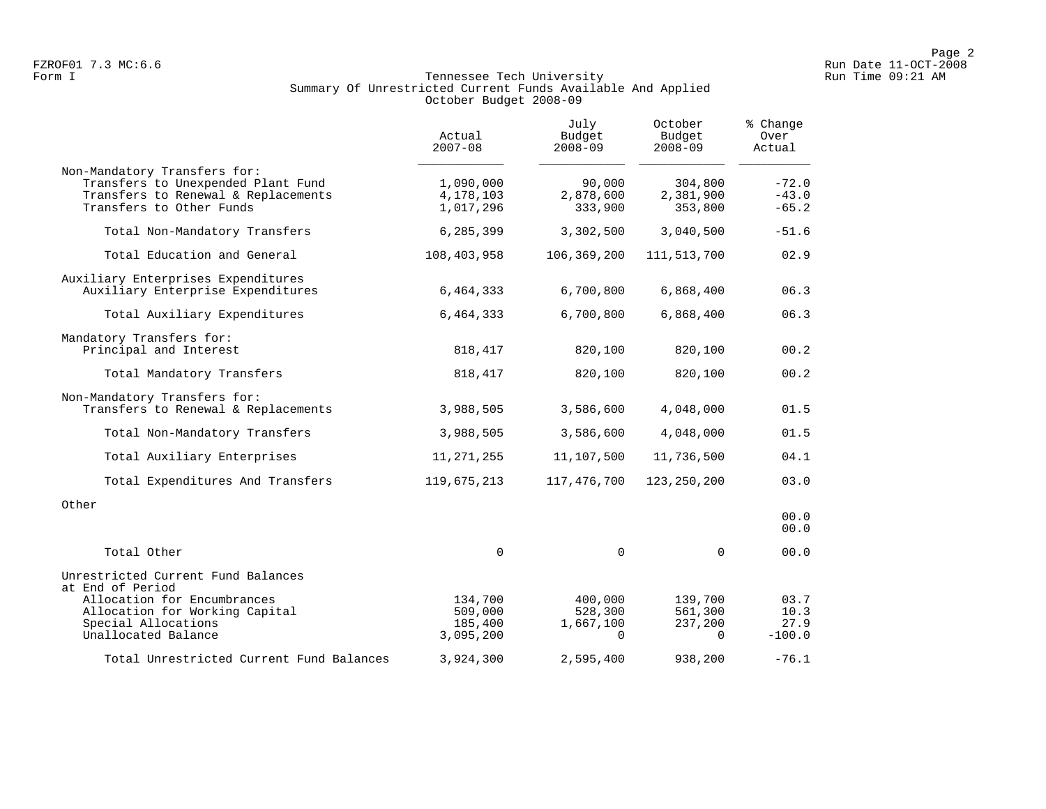Form I

Tennessee Tech University
Summary Of Unrestricted Current Funds Available And Applied
October Budget 2008-09

| | Actual 2007-08 | July Budget 2008-09 | October Budget 2008-09 | % Change Over Actual |
|---|---|---|---|---|
| Non-Mandatory Transfers for: | | | | |
| Transfers to Unexpended Plant Fund | 1,090,000 | 90,000 | 304,800 | -72.0 |
| Transfers to Renewal & Replacements | 4,178,103 | 2,878,600 | 2,381,900 | -43.0 |
| Transfers to Other Funds | 1,017,296 | 333,900 | 353,800 | -65.2 |
| Total Non-Mandatory Transfers | 6,285,399 | 3,302,500 | 3,040,500 | -51.6 |
| Total Education and General | 108,403,958 | 106,369,200 | 111,513,700 | 02.9 |
| Auxiliary Enterprises Expenditures | | | | |
| Auxiliary Enterprise Expenditures | 6,464,333 | 6,700,800 | 6,868,400 | 06.3 |
| Total Auxiliary Expenditures | 6,464,333 | 6,700,800 | 6,868,400 | 06.3 |
| Mandatory Transfers for: | | | | |
| Principal and Interest | 818,417 | 820,100 | 820,100 | 00.2 |
| Total Mandatory Transfers | 818,417 | 820,100 | 820,100 | 00.2 |
| Non-Mandatory Transfers for: | | | | |
| Transfers to Renewal & Replacements | 3,988,505 | 3,586,600 | 4,048,000 | 01.5 |
| Total Non-Mandatory Transfers | 3,988,505 | 3,586,600 | 4,048,000 | 01.5 |
| Total Auxiliary Enterprises | 11,271,255 | 11,107,500 | 11,736,500 | 04.1 |
| Total Expenditures And Transfers | 119,675,213 | 117,476,700 | 123,250,200 | 03.0 |
| Other | | | | |
| | | | | 00.0 |
| | | | | 00.0 |
| Total Other | 0 | 0 | 0 | 00.0 |
| Unrestricted Current Fund Balances at End of Period | | | | |
| Allocation for Encumbrances | 134,700 | 400,000 | 139,700 | 03.7 |
| Allocation for Working Capital | 509,000 | 528,300 | 561,300 | 10.3 |
| Special Allocations | 185,400 | 1,667,100 | 237,200 | 27.9 |
| Unallocated Balance | 3,095,200 | 0 | 0 | -100.0 |
| Total Unrestricted Current Fund Balances | 3,924,300 | 2,595,400 | 938,200 | -76.1 |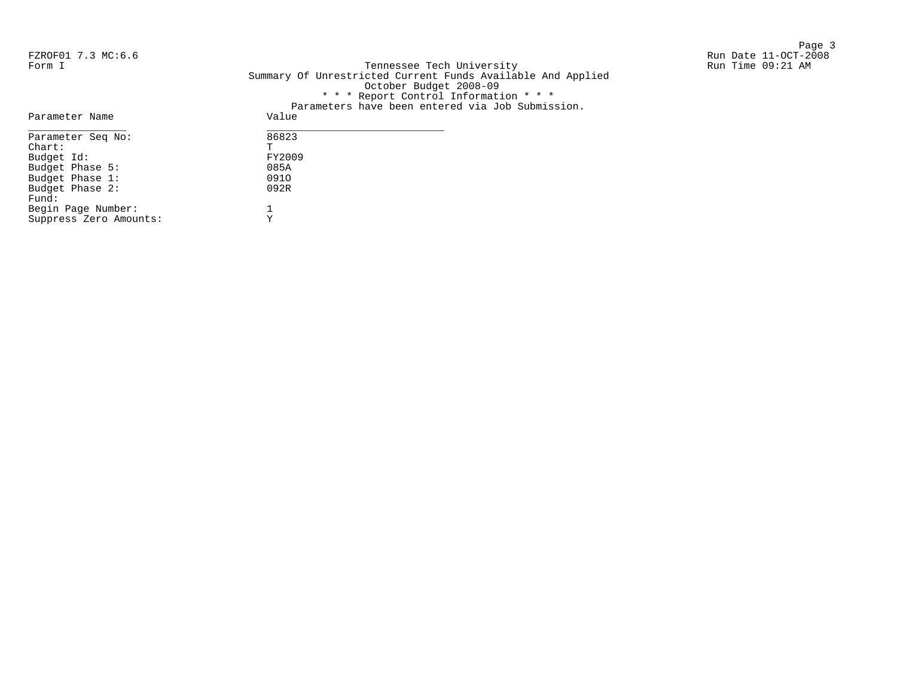FZROF01 7.3 MC:6.6
Form I

Tennessee Tech University
Summary Of Unrestricted Current Funds Available And Applied
October Budget 2008-09
* * * Report Control Information * * *
Parameters have been entered via Job Submission.

Run Date 11-OCT-2008
Run Time 09:21 AM

| Parameter Name | Value |
|---|---|
| Parameter Seq No: | 86823 |
| Chart: | T |
| Budget Id: | FY2009 |
| Budget Phase 5: | 085A |
| Budget Phase 1: | 091O |
| Budget Phase 2: | 092R |
| Fund: | |
| Begin Page Number: | 1 |
| Suppress Zero Amounts: | Y |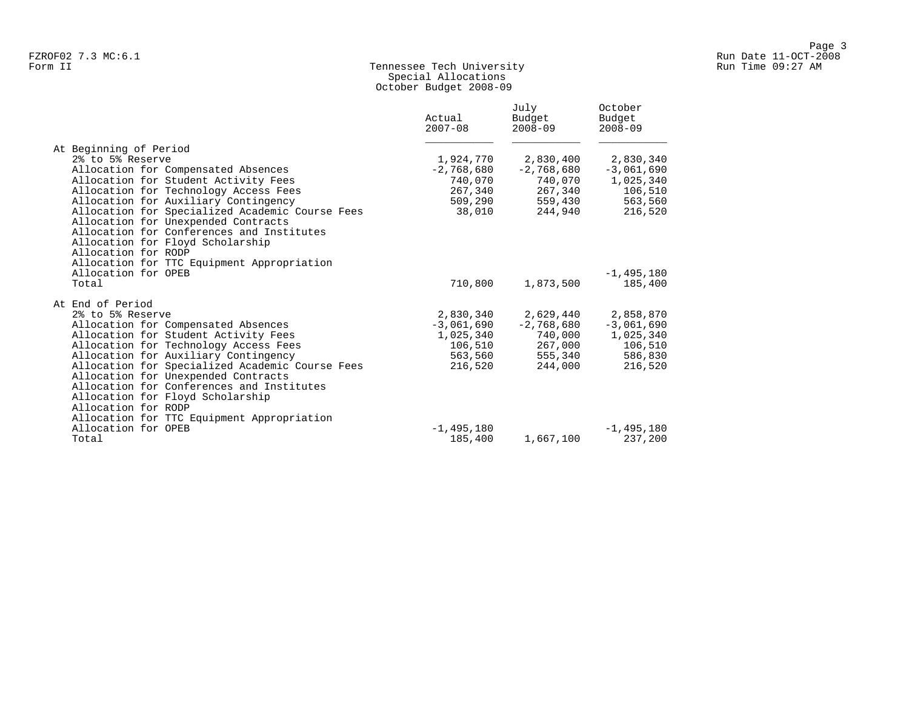FZROF02 7.3 MC:6.1
Form II

Tennessee Tech University
Special Allocations
October Budget 2008-09

Run Date 11-OCT-2008
Run Time 09:27 AM

| | Actual 2007-08 | July Budget 2008-09 | October Budget 2008-09 |
|---|---|---|---|
| **At Beginning of Period** | | | |
| 2% to 5% Reserve | 1,924,770 | 2,830,400 | 2,830,340 |
| Allocation for Compensated Absences | -2,768,680 | -2,768,680 | -3,061,690 |
| Allocation for Student Activity Fees | 740,070 | 740,070 | 1,025,340 |
| Allocation for Technology Access Fees | 267,340 | 267,340 | 106,510 |
| Allocation for Auxiliary Contingency | 509,290 | 559,430 | 563,560 |
| Allocation for Specialized Academic Course Fees | 38,010 | 244,940 | 216,520 |
| Allocation for Unexpended Contracts | | | |
| Allocation for Conferences and Institutes | | | |
| Allocation for Floyd Scholarship | | | |
| Allocation for RODP | | | |
| Allocation for TTC Equipment Appropriation | | | |
| Allocation for OPEB | | | -1,495,180 |
| Total | 710,800 | 1,873,500 | 185,400 |
| **At End of Period** | | | |
| 2% to 5% Reserve | 2,830,340 | 2,629,440 | 2,858,870 |
| Allocation for Compensated Absences | -3,061,690 | -2,768,680 | -3,061,690 |
| Allocation for Student Activity Fees | 1,025,340 | 740,000 | 1,025,340 |
| Allocation for Technology Access Fees | 106,510 | 267,000 | 106,510 |
| Allocation for Auxiliary Contingency | 563,560 | 555,340 | 586,830 |
| Allocation for Specialized Academic Course Fees | 216,520 | 244,000 | 216,520 |
| Allocation for Unexpended Contracts | | | |
| Allocation for Conferences and Institutes | | | |
| Allocation for Floyd Scholarship | | | |
| Allocation for RODP | | | |
| Allocation for TTC Equipment Appropriation | | | |
| Allocation for OPEB | -1,495,180 | | -1,495,180 |
| Total | 185,400 | 1,667,100 | 237,200 |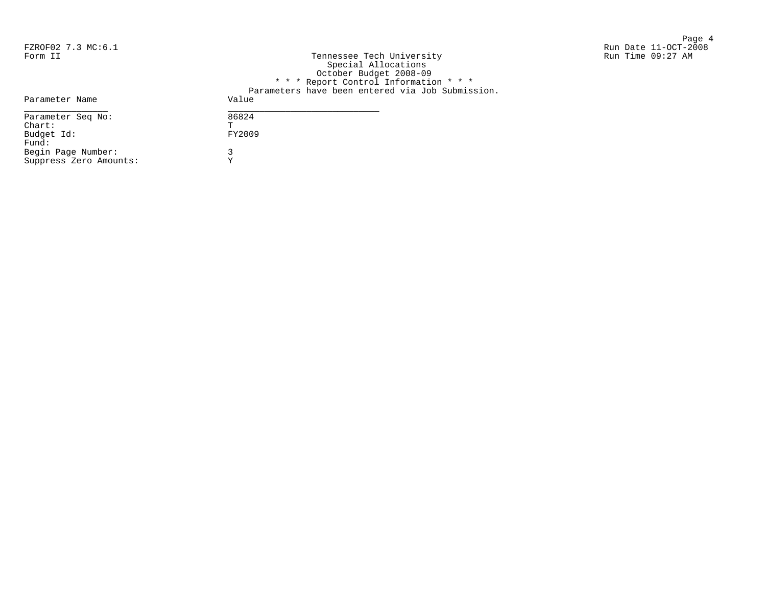FZROF02 7.3 MC:6.1
Form II

Run Date 11-OCT-2008
Run Time 09:27 AM

Tennessee Tech University
Special Allocations
October Budget 2008-09
* * * Report Control Information * * *
Parameters have been entered via Job Submission.

| Parameter Name | Value |
| --- | --- |
| Parameter Seq No: | 86824 |
| Chart: | T |
| Budget Id: | FY2009 |
| Fund: | |
| Begin Page Number: | 3 |
| Suppress Zero Amounts: | Y |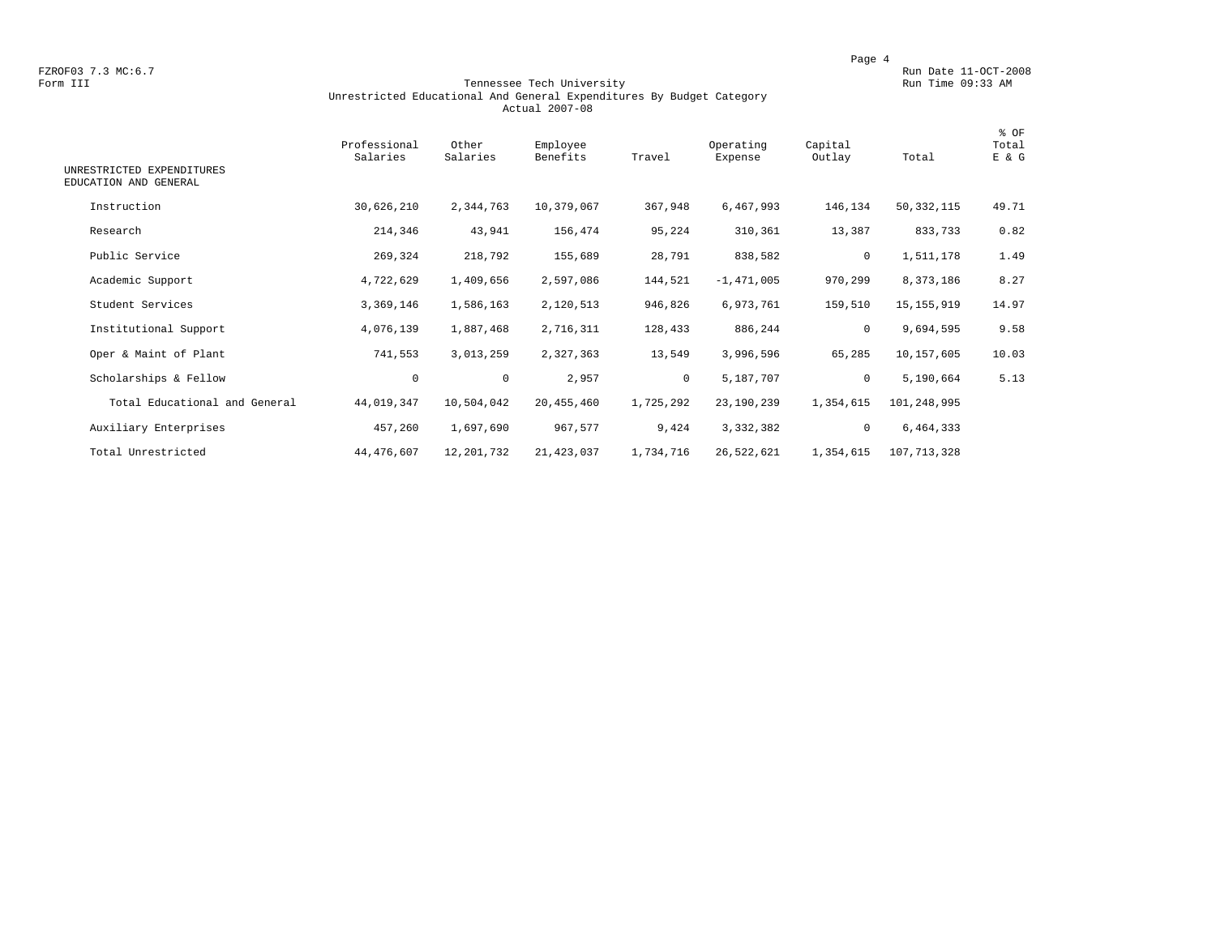FZROF03 7.3 MC:6.7
Form III

Run Date 11-OCT-2008
Run Time 09:33 AM

# Tennessee Tech University
## Unrestricted Educational And General Expenditures By Budget Category
### Actual 2007-08

| UNRESTRICTED EXPENDITURES EDUCATION AND GENERAL | Professional Salaries | Other Salaries | Employee Benefits | Travel | Operating Expense | Capital Outlay | Total | % OF Total E & G |
|---|---|---|---|---|---|---|---|---|
| Instruction | 30,626,210 | 2,344,763 | 10,379,067 | 367,948 | 6,467,993 | 146,134 | 50,332,115 | 49.71 |
| Research | 214,346 | 43,941 | 156,474 | 95,224 | 310,361 | 13,387 | 833,733 | 0.82 |
| Public Service | 269,324 | 218,792 | 155,689 | 28,791 | 838,582 | 0 | 1,511,178 | 1.49 |
| Academic Support | 4,722,629 | 1,409,656 | 2,597,086 | 144,521 | -1,471,005 | 970,299 | 8,373,186 | 8.27 |
| Student Services | 3,369,146 | 1,586,163 | 2,120,513 | 946,826 | 6,973,761 | 159,510 | 15,155,919 | 14.97 |
| Institutional Support | 4,076,139 | 1,887,468 | 2,716,311 | 128,433 | 886,244 | 0 | 9,694,595 | 9.58 |
| Oper & Maint of Plant | 741,553 | 3,013,259 | 2,327,363 | 13,549 | 3,996,596 | 65,285 | 10,157,605 | 10.03 |
| Scholarships & Fellow | 0 | 0 | 2,957 | 0 | 5,187,707 | 0 | 5,190,664 | 5.13 |
| Total Educational and General | 44,019,347 | 10,504,042 | 20,455,460 | 1,725,292 | 23,190,239 | 1,354,615 | 101,248,995 | |
| Auxiliary Enterprises | 457,260 | 1,697,690 | 967,577 | 9,424 | 3,332,382 | 0 | 6,464,333 | |
| Total Unrestricted | 44,476,607 | 12,201,732 | 21,423,037 | 1,734,716 | 26,522,621 | 1,354,615 | 107,713,328 | |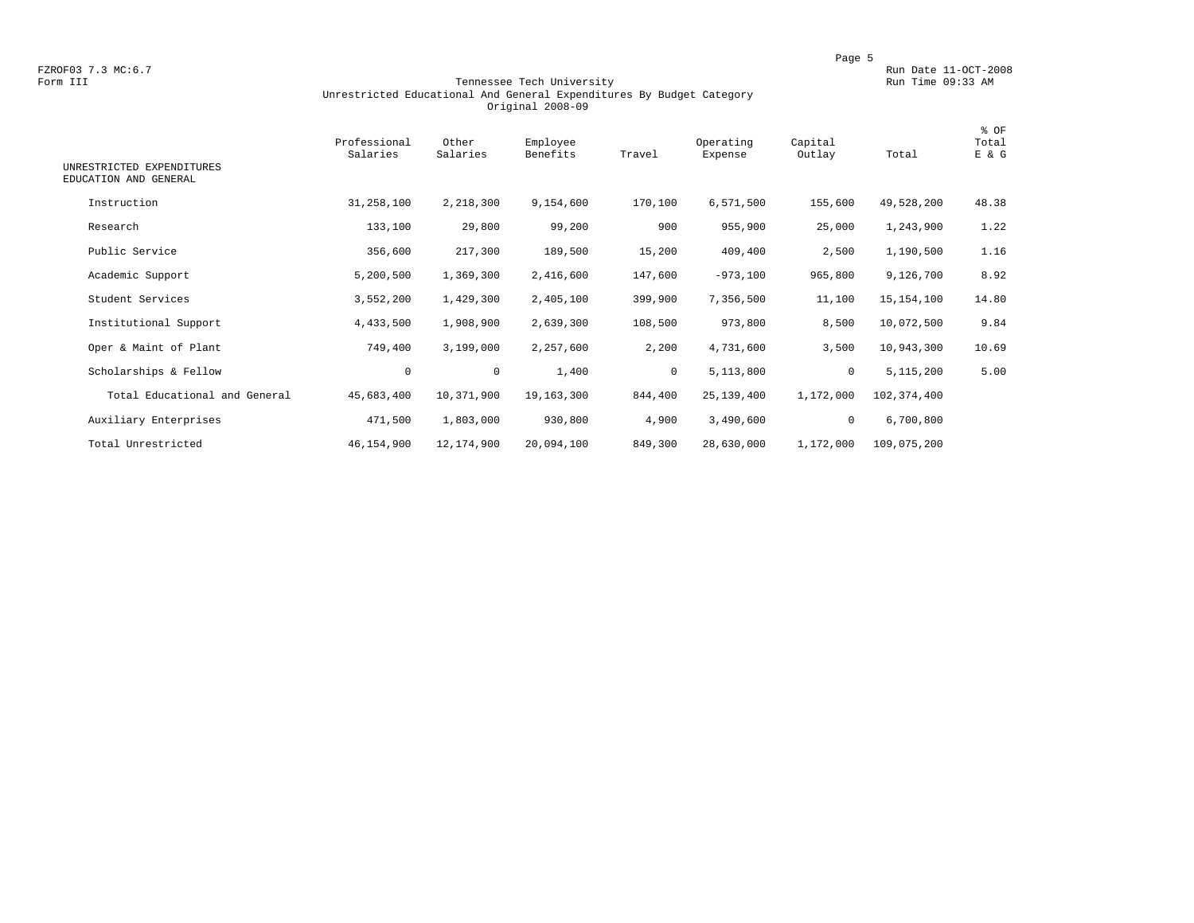FZROF03 7.3 MC:6.7
Form III

Run Date 11-OCT-2008
Run Time 09:33 AM

# Tennessee Tech University
## Unrestricted Educational And General Expenditures By Budget Category
### Original 2008-09

| UNRESTRICTED EXPENDITURES EDUCATION AND GENERAL | Professional Salaries | Other Salaries | Employee Benefits | Travel | Operating Expense | Capital Outlay | Total | % OF Total E & G |
|---|---|---|---|---|---|---|---|---|
| Instruction | 31,258,100 | 2,218,300 | 9,154,600 | 170,100 | 6,571,500 | 155,600 | 49,528,200 | 48.38 |
| Research | 133,100 | 29,800 | 99,200 | 900 | 955,900 | 25,000 | 1,243,900 | 1.22 |
| Public Service | 356,600 | 217,300 | 189,500 | 15,200 | 409,400 | 2,500 | 1,190,500 | 1.16 |
| Academic Support | 5,200,500 | 1,369,300 | 2,416,600 | 147,600 | -973,100 | 965,800 | 9,126,700 | 8.92 |
| Student Services | 3,552,200 | 1,429,300 | 2,405,100 | 399,900 | 7,356,500 | 11,100 | 15,154,100 | 14.80 |
| Institutional Support | 4,433,500 | 1,908,900 | 2,639,300 | 108,500 | 973,800 | 8,500 | 10,072,500 | 9.84 |
| Oper & Maint of Plant | 749,400 | 3,199,000 | 2,257,600 | 2,200 | 4,731,600 | 3,500 | 10,943,300 | 10.69 |
| Scholarships & Fellow | 0 | 0 | 1,400 | 0 | 5,113,800 | 0 | 5,115,200 | 5.00 |
| Total Educational and General | 45,683,400 | 10,371,900 | 19,163,300 | 844,400 | 25,139,400 | 1,172,000 | 102,374,400 | |
| Auxiliary Enterprises | 471,500 | 1,803,000 | 930,800 | 4,900 | 3,490,600 | 0 | 6,700,800 | |
| Total Unrestricted | 46,154,900 | 12,174,900 | 20,094,100 | 849,300 | 28,630,000 | 1,172,000 | 109,075,200 | |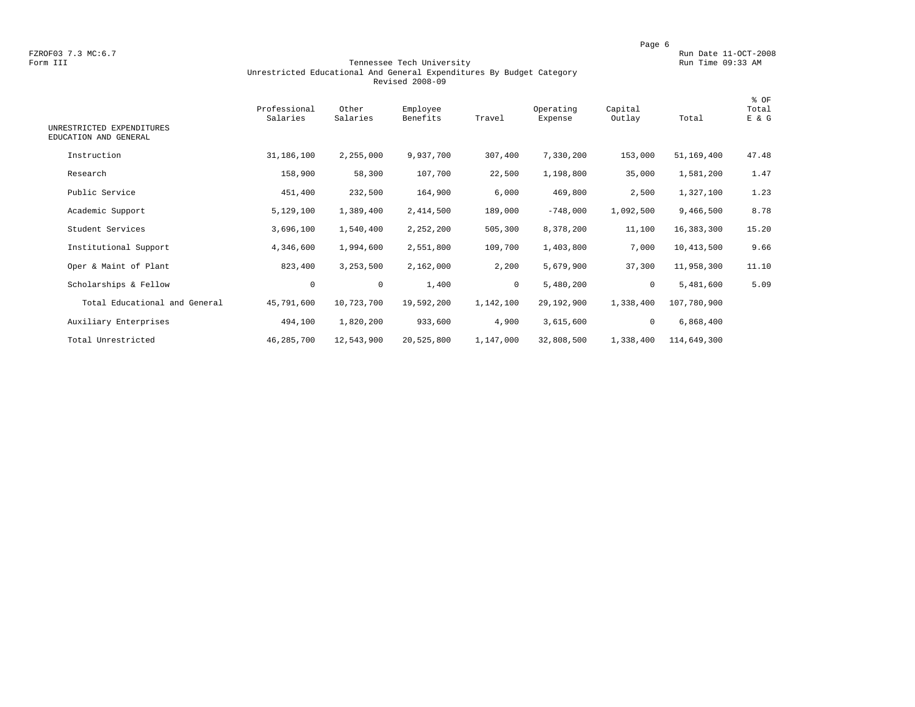FZROF03 7.3 MC:6.7
Form III

Run Date 11-OCT-2008
Run Time 09:33 AM

# Tennessee Tech University
## Unrestricted Educational And General Expenditures By Budget Category
### Revised 2008-09

| UNRESTRICTED EXPENDITURES EDUCATION AND GENERAL | Professional Salaries | Other Salaries | Employee Benefits | Travel | Operating Expense | Capital Outlay | Total | % OF Total E & G |
|---|---|---|---|---|---|---|---|---|
| Instruction | 31,186,100 | 2,255,000 | 9,937,700 | 307,400 | 7,330,200 | 153,000 | 51,169,400 | 47.48 |
| Research | 158,900 | 58,300 | 107,700 | 22,500 | 1,198,800 | 35,000 | 1,581,200 | 1.47 |
| Public Service | 451,400 | 232,500 | 164,900 | 6,000 | 469,800 | 2,500 | 1,327,100 | 1.23 |
| Academic Support | 5,129,100 | 1,389,400 | 2,414,500 | 189,000 | -748,000 | 1,092,500 | 9,466,500 | 8.78 |
| Student Services | 3,696,100 | 1,540,400 | 2,252,200 | 505,300 | 8,378,200 | 11,100 | 16,383,300 | 15.20 |
| Institutional Support | 4,346,600 | 1,994,600 | 2,551,800 | 109,700 | 1,403,800 | 7,000 | 10,413,500 | 9.66 |
| Oper & Maint of Plant | 823,400 | 3,253,500 | 2,162,000 | 2,200 | 5,679,900 | 37,300 | 11,958,300 | 11.10 |
| Scholarships & Fellow | 0 | 0 | 1,400 | 0 | 5,480,200 | 0 | 5,481,600 | 5.09 |
| Total Educational and General | 45,791,600 | 10,723,700 | 19,592,200 | 1,142,100 | 29,192,900 | 1,338,400 | 107,780,900 | |
| Auxiliary Enterprises | 494,100 | 1,820,200 | 933,600 | 4,900 | 3,615,600 | 0 | 6,868,400 | |
| Total Unrestricted | 46,285,700 | 12,543,900 | 20,525,800 | 1,147,000 | 32,808,500 | 1,338,400 | 114,649,300 | |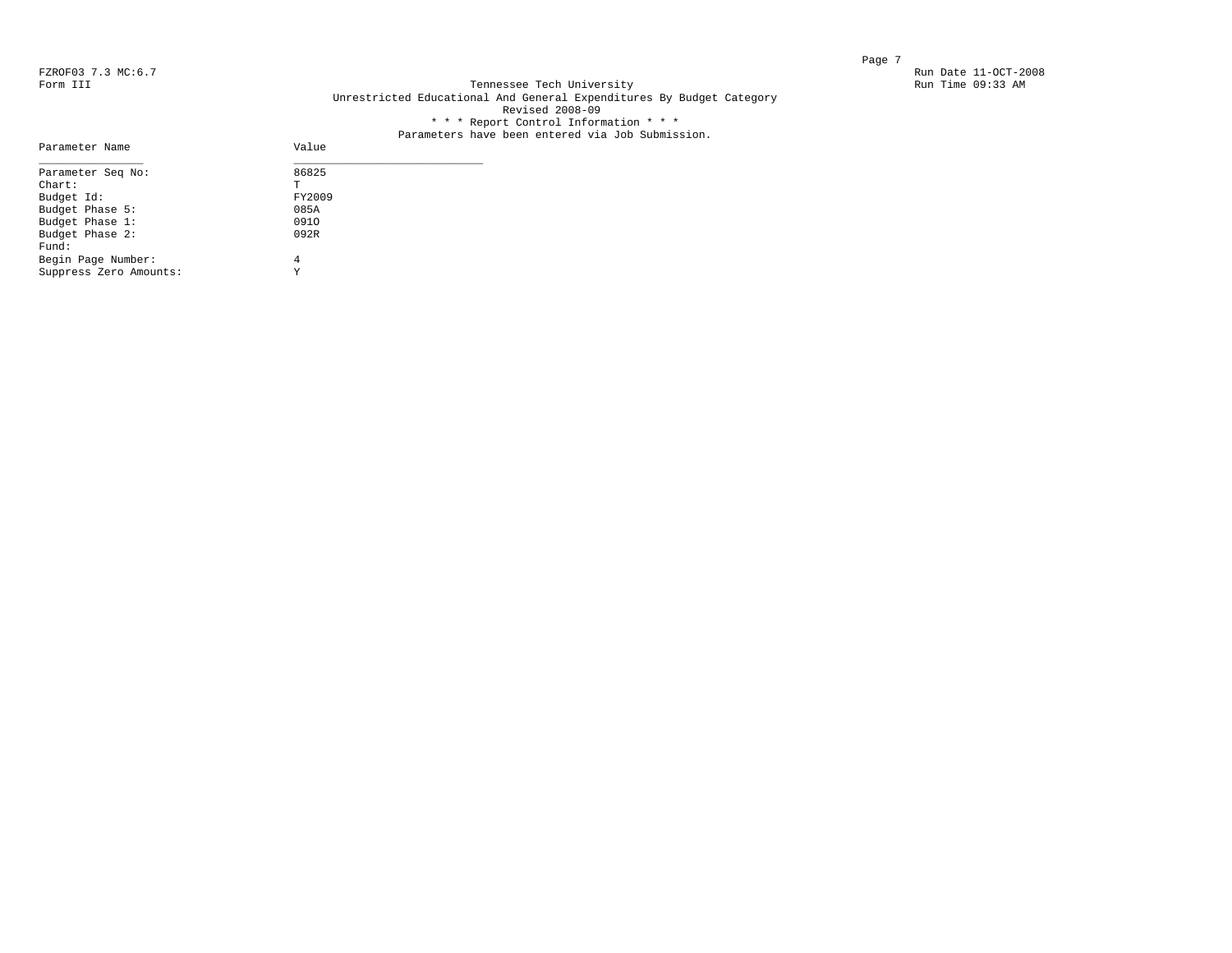FZROF03 7.3 MC:6.7
Form III

Run Date 11-OCT-2008
Run Time 09:33 AM

# Tennessee Tech University

## Unrestricted Educational And General Expenditures By Budget Category

Revised 2008-09

* * * Report Control Information * * *

Parameters have been entered via Job Submission.

| Parameter Name | Value |
|---|---|
| Parameter Seq No: | 86825 |
| Chart: | T |
| Budget Id: | FY2009 |
| Budget Phase 5: | 085A |
| Budget Phase 1: | 091O |
| Budget Phase 2: | 092R |
| Fund: | |
| Begin Page Number: | 4 |
| Suppress Zero Amounts: | Y |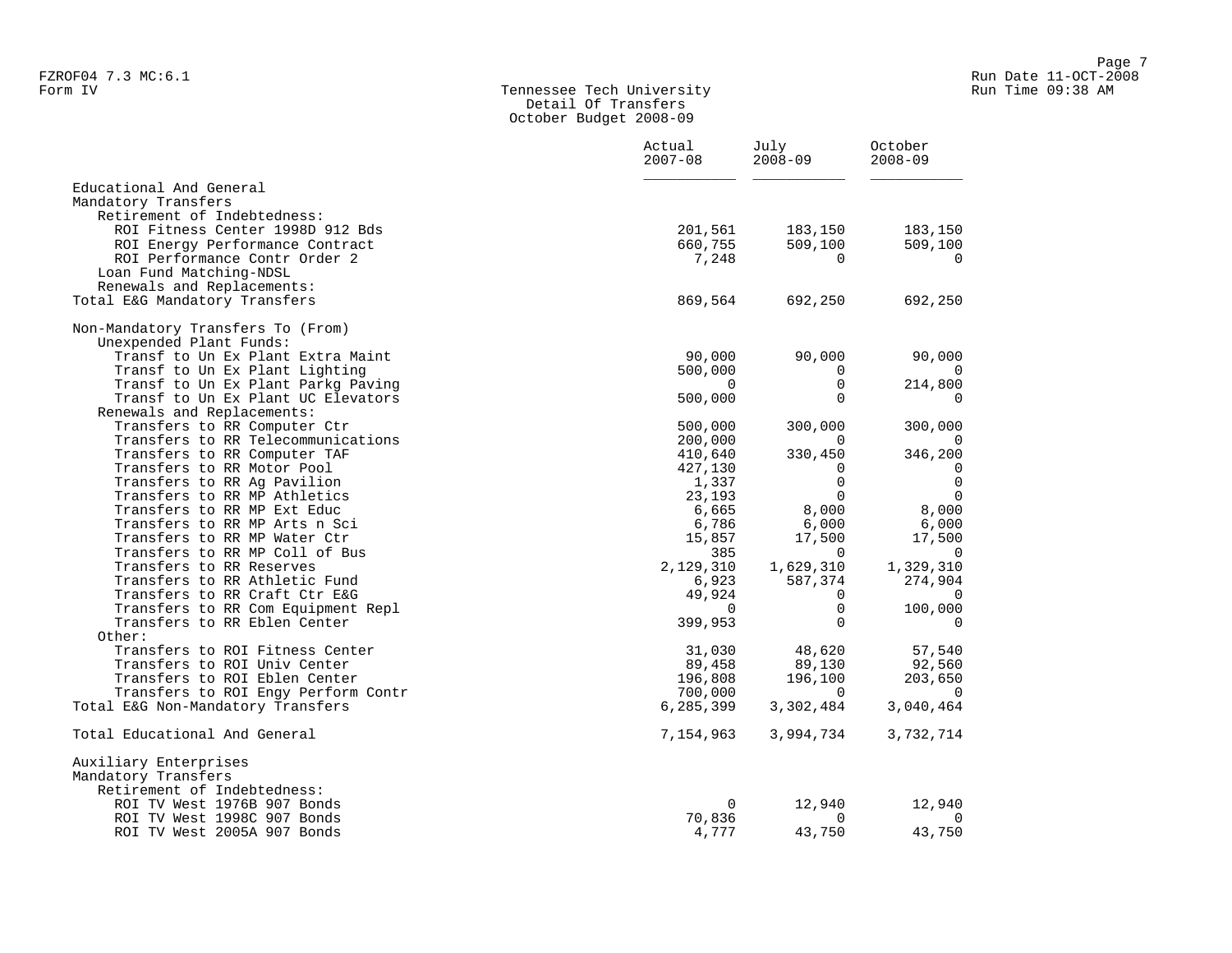FZROF04 7.3 MC:6.1
Form IV

Run Date 11-OCT-2008
Run Time 09:38 AM

# Tennessee Tech University
## Detail Of Transfers
### October Budget 2008-09

| | Actual 2007-08 | July 2008-09 | October 2008-09 |
|---|---|---|---|
| Educational And General | | | |
| Mandatory Transfers | | | |
| Retirement of Indebtedness: | | | |
| ROI Fitness Center 1998D 912 Bds | 201,561 | 183,150 | 183,150 |
| ROI Energy Performance Contract | 660,755 | 509,100 | 509,100 |
| ROI Performance Contr Order 2 | 7,248 | 0 | 0 |
| Loan Fund Matching-NDSL | | | |
| Renewals and Replacements: | | | |
| Total E&G Mandatory Transfers | 869,564 | 692,250 | 692,250 |
| | | | |
| Non-Mandatory Transfers To (From) | | | |
| Unexpended Plant Funds: | | | |
| Transf to Un Ex Plant Extra Maint | 90,000 | 90,000 | 90,000 |
| Transf to Un Ex Plant Lighting | 500,000 | 0 | 0 |
| Transf to Un Ex Plant Parkg Paving | 0 | 0 | 214,800 |
| Transf to Un Ex Plant UC Elevators | 500,000 | 0 | 0 |
| Renewals and Replacements: | | | |
| Transfers to RR Computer Ctr | 500,000 | 300,000 | 300,000 |
| Transfers to RR Telecommunications | 200,000 | 0 | 0 |
| Transfers to RR Computer TAF | 410,640 | 330,450 | 346,200 |
| Transfers to RR Motor Pool | 427,130 | 0 | 0 |
| Transfers to RR Ag Pavilion | 1,337 | 0 | 0 |
| Transfers to RR MP Athletics | 23,193 | 0 | 0 |
| Transfers to RR MP Ext Educ | 6,665 | 8,000 | 8,000 |
| Transfers to RR MP Arts n Sci | 6,786 | 6,000 | 6,000 |
| Transfers to RR MP Water Ctr | 15,857 | 17,500 | 17,500 |
| Transfers to RR MP Coll of Bus | 385 | 0 | 0 |
| Transfers to RR Reserves | 2,129,310 | 1,629,310 | 1,329,310 |
| Transfers to RR Athletic Fund | 6,923 | 587,374 | 274,904 |
| Transfers to RR Craft Ctr E&G | 49,924 | 0 | 0 |
| Transfers to RR Com Equipment Repl | 0 | 0 | 100,000 |
| Transfers to RR Eblen Center | 399,953 | 0 | 0 |
| Other: | | | |
| Transfers to ROI Fitness Center | 31,030 | 48,620 | 57,540 |
| Transfers to ROI Univ Center | 89,458 | 89,130 | 92,560 |
| Transfers to ROI Eblen Center | 196,808 | 196,100 | 203,650 |
| Transfers to ROI Engy Perform Contr | 700,000 | 0 | 0 |
| Total E&G Non-Mandatory Transfers | 6,285,399 | 3,302,484 | 3,040,464 |
| | | | |
| Total Educational And General | 7,154,963 | 3,994,734 | 3,732,714 |
| | | | |
| Auxiliary Enterprises | | | |
| Mandatory Transfers | | | |
| Retirement of Indebtedness: | | | |
| ROI TV West 1976B 907 Bonds | 0 | 12,940 | 12,940 |
| ROI TV West 1998C 907 Bonds | 70,836 | 0 | 0 |
| ROI TV West 2005A 907 Bonds | 4,777 | 43,750 | 43,750 |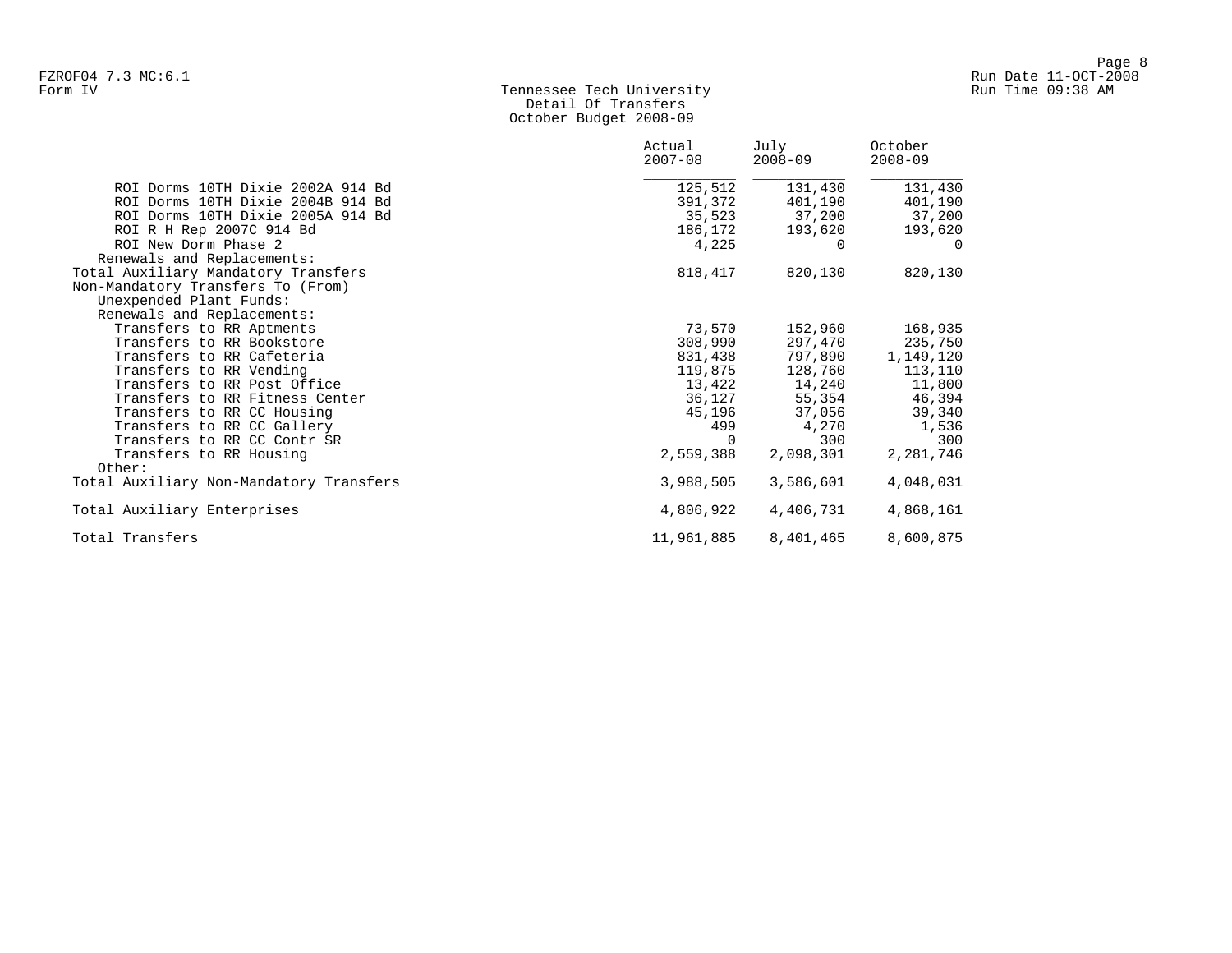Tennessee Tech University
Detail Of Transfers
October Budget 2008-09

| | Actual 2007-08 | July 2008-09 | October 2008-09 |
|---|---|---|---|
| ROI Dorms 10TH Dixie 2002A 914 Bd | 125,512 | 131,430 | 131,430 |
| ROI Dorms 10TH Dixie 2004B 914 Bd | 391,372 | 401,190 | 401,190 |
| ROI Dorms 10TH Dixie 2005A 914 Bd | 35,523 | 37,200 | 37,200 |
| ROI R H Rep 2007C 914 Bd | 186,172 | 193,620 | 193,620 |
| ROI New Dorm Phase 2 | 4,225 | 0 | 0 |
| Renewals and Replacements: | | | |
| Total Auxiliary Mandatory Transfers | 818,417 | 820,130 | 820,130 |
| Non-Mandatory Transfers To (From) | | | |
| Unexpended Plant Funds: | | | |
| Renewals and Replacements: | | | |
| Transfers to RR Aptments | 73,570 | 152,960 | 168,935 |
| Transfers to RR Bookstore | 308,990 | 297,470 | 235,750 |
| Transfers to RR Cafeteria | 831,438 | 797,890 | 1,149,120 |
| Transfers to RR Vending | 119,875 | 128,760 | 113,110 |
| Transfers to RR Post Office | 13,422 | 14,240 | 11,800 |
| Transfers to RR Fitness Center | 36,127 | 55,354 | 46,394 |
| Transfers to RR CC Housing | 45,196 | 37,056 | 39,340 |
| Transfers to RR CC Gallery | 499 | 4,270 | 1,536 |
| Transfers to RR CC Contr SR | 0 | 300 | 300 |
| Transfers to RR Housing | 2,559,388 | 2,098,301 | 2,281,746 |
| Other: | | | |
| Total Auxiliary Non-Mandatory Transfers | 3,988,505 | 3,586,601 | 4,048,031 |
| Total Auxiliary Enterprises | 4,806,922 | 4,406,731 | 4,868,161 |
| Total Transfers | 11,961,885 | 8,401,465 | 8,600,875 |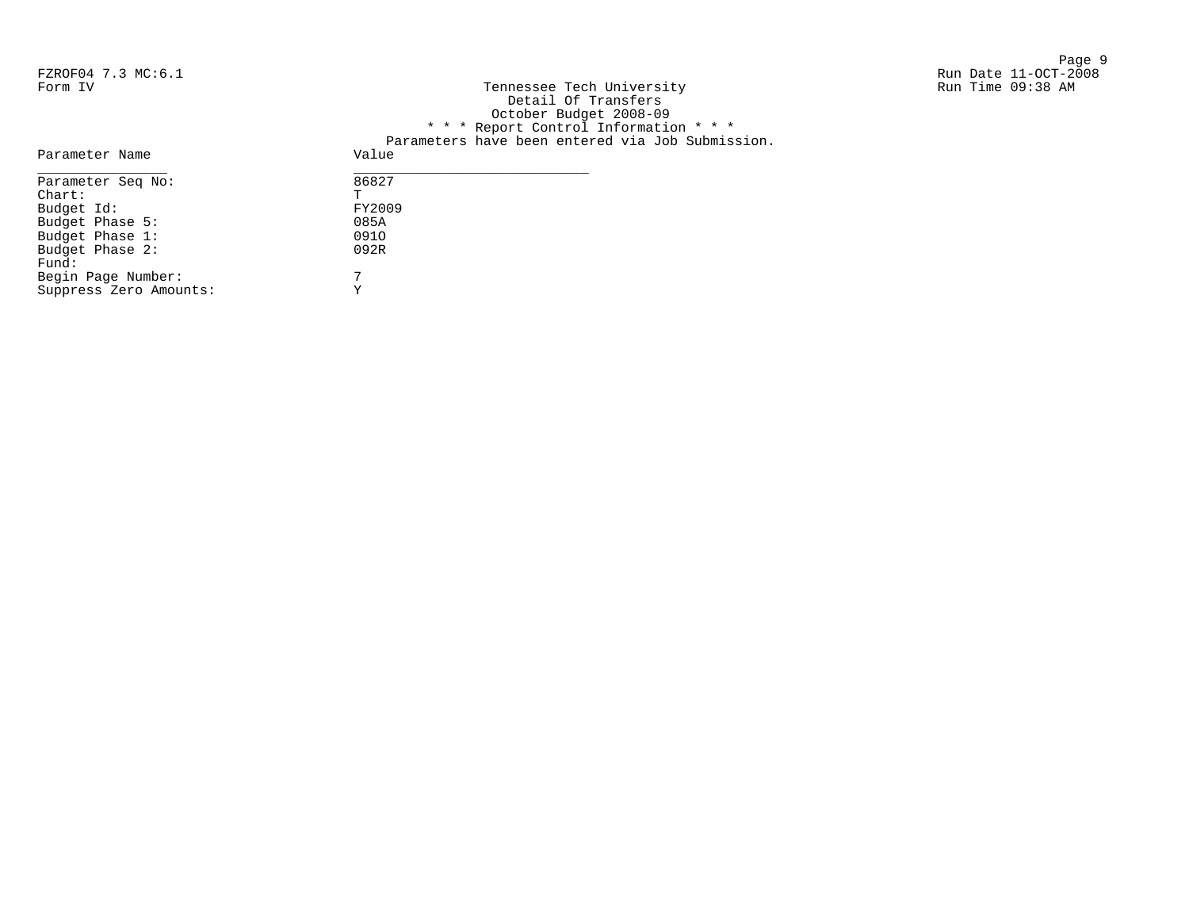FZROF04 7.3 MC:6.1
Form IV

Run Date 11-OCT-2008
Run Time 09:38 AM

Tennessee Tech University
Detail Of Transfers
October Budget 2008-09
* * * Report Control Information * * *
Parameters have been entered via Job Submission.

| Parameter Name | Value |
|---|---|
| Parameter Seq No: | 86827 |
| Chart: | T |
| Budget Id: | FY2009 |
| Budget Phase 5: | 085A |
| Budget Phase 1: | 091O |
| Budget Phase 2: | 092R |
| Fund: | |
| Begin Page Number: | 7 |
| Suppress Zero Amounts: | Y |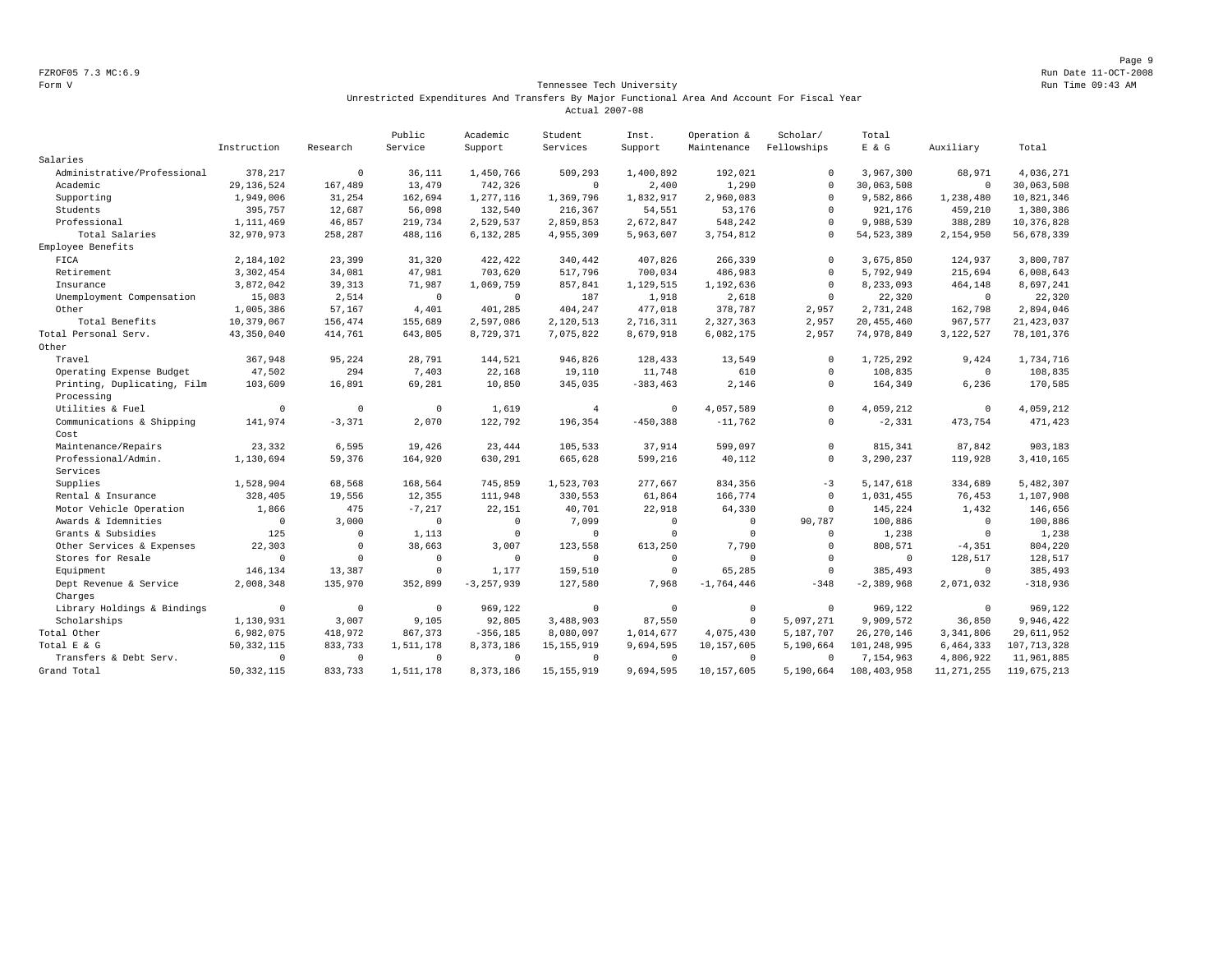FZROF05 7.3 MC:6.9

Form V

# Tennessee Tech University

## Unrestricted Expenditures And Transfers By Major Functional Area And Account For Fiscal Year

### Actual 2007-08

| | Instruction | Research | Public Service | Academic Support | Student Services | Inst. Support | Operation & Maintenance | Scholar/ Fellowships | Total E & G | Auxiliary | Total |
|---|---|---|---|---|---|---|---|---|---|---|---|
| Salaries | | | | | | | | | | | |
| Administrative/Professional | 378,217 | 0 | 36,111 | 1,450,766 | 509,293 | 1,400,892 | 192,021 | 0 | 3,967,300 | 68,971 | 4,036,271 |
| Academic | 29,136,524 | 167,489 | 13,479 | 742,326 | 0 | 2,400 | 1,290 | 0 | 30,063,508 | 0 | 30,063,508 |
| Supporting | 1,949,006 | 31,254 | 162,694 | 1,277,116 | 1,369,796 | 1,832,917 | 2,960,083 | 0 | 9,582,866 | 1,238,480 | 10,821,346 |
| Students | 395,757 | 12,687 | 56,098 | 132,540 | 216,367 | 54,551 | 53,176 | 0 | 921,176 | 459,210 | 1,380,386 |
| Professional | 1,111,469 | 46,857 | 219,734 | 2,529,537 | 2,859,853 | 2,672,847 | 548,242 | 0 | 9,988,539 | 388,289 | 10,376,828 |
| Total Salaries | 32,970,973 | 258,287 | 488,116 | 6,132,285 | 4,955,309 | 5,963,607 | 3,754,812 | 0 | 54,523,389 | 2,154,950 | 56,678,339 |
| Employee Benefits | | | | | | | | | | | |
| FICA | 2,184,102 | 23,399 | 31,320 | 422,422 | 340,442 | 407,826 | 266,339 | 0 | 3,675,850 | 124,937 | 3,800,787 |
| Retirement | 3,302,454 | 34,081 | 47,981 | 703,620 | 517,796 | 700,034 | 486,983 | 0 | 5,792,949 | 215,694 | 6,008,643 |
| Insurance | 3,872,042 | 39,313 | 71,987 | 1,069,759 | 857,841 | 1,129,515 | 1,192,636 | 0 | 8,233,093 | 464,148 | 8,697,241 |
| Unemployment Compensation | 15,083 | 2,514 | 0 | 0 | 187 | 1,918 | 2,618 | 0 | 22,320 | 0 | 22,320 |
| Other | 1,005,386 | 57,167 | 4,401 | 401,285 | 404,247 | 477,018 | 378,787 | 2,957 | 2,731,248 | 162,798 | 2,894,046 |
| Total Benefits | 10,379,067 | 156,474 | 155,689 | 2,597,086 | 2,120,513 | 2,716,311 | 2,327,363 | 2,957 | 20,455,460 | 967,577 | 21,423,037 |
| Total Personal Serv. | 43,350,040 | 414,761 | 643,805 | 8,729,371 | 7,075,822 | 8,679,918 | 6,082,175 | 2,957 | 74,978,849 | 3,122,527 | 78,101,376 |
| Other | | | | | | | | | | | |
| Travel | 367,948 | 95,224 | 28,791 | 144,521 | 946,826 | 128,433 | 13,549 | 0 | 1,725,292 | 9,424 | 1,734,716 |
| Operating Expense Budget | 47,502 | 294 | 7,403 | 22,168 | 19,110 | 11,748 | 610 | 0 | 108,835 | 0 | 108,835 |
| Printing, Duplicating, Film Processing | 103,609 | 16,891 | 69,281 | 10,850 | 345,035 | -383,463 | 2,146 | 0 | 164,349 | 6,236 | 170,585 |
| Utilities & Fuel | 0 | 0 | 0 | 1,619 | 4 | 0 | 4,057,589 | 0 | 4,059,212 | 0 | 4,059,212 |
| Communications & Shipping Cost | 141,974 | -3,371 | 2,070 | 122,792 | 196,354 | -450,388 | -11,762 | 0 | -2,331 | 473,754 | 471,423 |
| Maintenance/Repairs | 23,332 | 6,595 | 19,426 | 23,444 | 105,533 | 37,914 | 599,097 | 0 | 815,341 | 87,842 | 903,183 |
| Professional/Admin. Services | 1,130,694 | 59,376 | 164,920 | 630,291 | 665,628 | 599,216 | 40,112 | 0 | 3,290,237 | 119,928 | 3,410,165 |
| Supplies | 1,528,904 | 68,568 | 168,564 | 745,859 | 1,523,703 | 277,667 | 834,356 | -3 | 5,147,618 | 334,689 | 5,482,307 |
| Rental & Insurance | 328,405 | 19,556 | 12,355 | 111,948 | 330,553 | 61,864 | 166,774 | 0 | 1,031,455 | 76,453 | 1,107,908 |
| Motor Vehicle Operation | 1,866 | 475 | -7,217 | 22,151 | 40,701 | 22,918 | 64,330 | 0 | 145,224 | 1,432 | 146,656 |
| Awards & Idemnities | 0 | 3,000 | 0 | 0 | 7,099 | 0 | 0 | 90,787 | 100,886 | 0 | 100,886 |
| Grants & Subsidies | 125 | 0 | 1,113 | 0 | 0 | 0 | 0 | 0 | 1,238 | 0 | 1,238 |
| Other Services & Expenses | 22,303 | 0 | 38,663 | 3,007 | 123,558 | 613,250 | 7,790 | 0 | 808,571 | -4,351 | 804,220 |
| Stores for Resale | 0 | 0 | 0 | 0 | 0 | 0 | 0 | 0 | 0 | 128,517 | 128,517 |
| Equipment | 146,134 | 13,387 | 0 | 1,177 | 159,510 | 0 | 65,285 | 0 | 385,493 | 0 | 385,493 |
| Dept Revenue & Service Charges | 2,008,348 | 135,970 | 352,899 | -3,257,939 | 127,580 | 7,968 | -1,764,446 | -348 | -2,389,968 | 2,071,032 | -318,936 |
| Library Holdings & Bindings | 0 | 0 | 0 | 969,122 | 0 | 0 | 0 | 0 | 969,122 | 0 | 969,122 |
| Scholarships | 1,130,931 | 3,007 | 9,105 | 92,805 | 3,488,903 | 87,550 | 0 | 5,097,271 | 9,909,572 | 36,850 | 9,946,422 |
| Total Other | 6,982,075 | 418,972 | 867,373 | -356,185 | 8,080,097 | 1,014,677 | 4,075,430 | 5,187,707 | 26,270,146 | 3,341,806 | 29,611,952 |
| Total E & G | 50,332,115 | 833,733 | 1,511,178 | 8,373,186 | 15,155,919 | 9,694,595 | 10,157,605 | 5,190,664 | 101,248,995 | 6,464,333 | 107,713,328 |
| Transfers & Debt Serv. | 0 | 0 | 0 | 0 | 0 | 0 | 0 | 0 | 7,154,963 | 4,806,922 | 11,961,885 |
| Grand Total | 50,332,115 | 833,733 | 1,511,178 | 8,373,186 | 15,155,919 | 9,694,595 | 10,157,605 | 5,190,664 | 108,403,958 | 11,271,255 | 119,675,213 |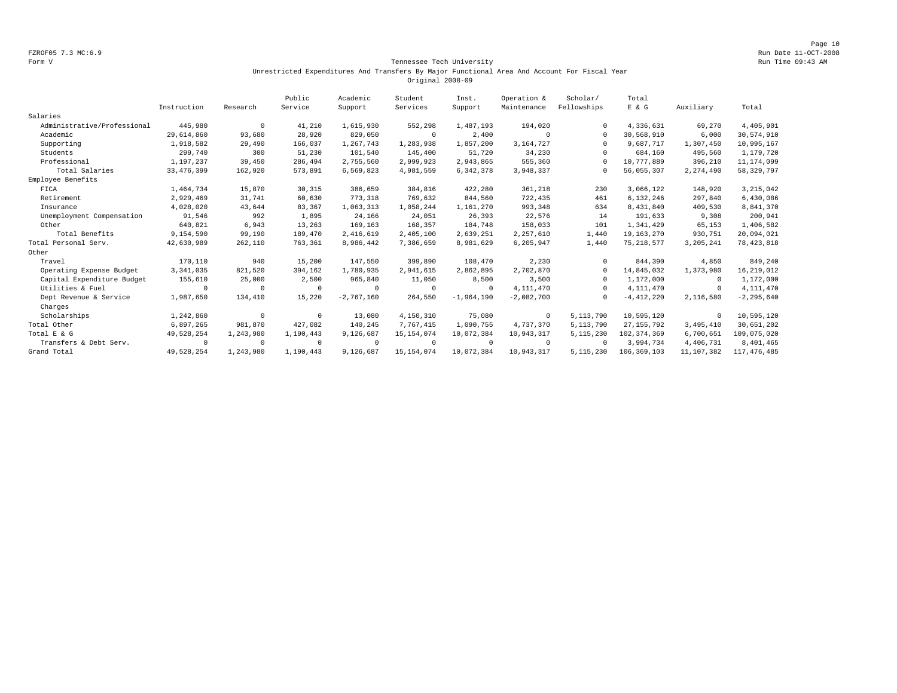Form V

# Tennessee Tech University

## Unrestricted Expenditures And Transfers By Major Functional Area And Account For Fiscal Year

### Original 2008-09

| | Instruction | Research | Public Service | Academic Support | Student Services | Inst. Support | Operation & Maintenance | Scholar/ Fellowships | Total E & G | Auxiliary | Total |
|---|---|---|---|---|---|---|---|---|---|---|---|
| Salaries | | | | | | | | | | | |
| Administrative/Professional | 445,980 | 0 | 41,210 | 1,615,930 | 552,298 | 1,487,193 | 194,020 | 0 | 4,336,631 | 69,270 | 4,405,901 |
| Academic | 29,614,860 | 93,680 | 28,920 | 829,050 | 0 | 2,400 | 0 | 0 | 30,568,910 | 6,000 | 30,574,910 |
| Supporting | 1,918,582 | 29,490 | 166,037 | 1,267,743 | 1,283,938 | 1,857,200 | 3,164,727 | 0 | 9,687,717 | 1,307,450 | 10,995,167 |
| Students | 299,740 | 300 | 51,230 | 101,540 | 145,400 | 51,720 | 34,230 | 0 | 684,160 | 495,560 | 1,179,720 |
| Professional | 1,197,237 | 39,450 | 286,494 | 2,755,560 | 2,999,923 | 2,943,865 | 555,360 | 0 | 10,777,889 | 396,210 | 11,174,099 |
| Total Salaries | 33,476,399 | 162,920 | 573,891 | 6,569,823 | 4,981,559 | 6,342,378 | 3,948,337 | 0 | 56,055,307 | 2,274,490 | 58,329,797 |
| Employee Benefits | | | | | | | | | | | |
| FICA | 1,464,734 | 15,870 | 30,315 | 386,659 | 384,816 | 422,280 | 361,218 | 230 | 3,066,122 | 148,920 | 3,215,042 |
| Retirement | 2,929,469 | 31,741 | 60,630 | 773,318 | 769,632 | 844,560 | 722,435 | 461 | 6,132,246 | 297,840 | 6,430,086 |
| Insurance | 4,028,020 | 43,644 | 83,367 | 1,063,313 | 1,058,244 | 1,161,270 | 993,348 | 634 | 8,431,840 | 409,530 | 8,841,370 |
| Unemployment Compensation | 91,546 | 992 | 1,895 | 24,166 | 24,051 | 26,393 | 22,576 | 14 | 191,633 | 9,308 | 200,941 |
| Other | 640,821 | 6,943 | 13,263 | 169,163 | 168,357 | 184,748 | 158,033 | 101 | 1,341,429 | 65,153 | 1,406,582 |
| Total Benefits | 9,154,590 | 99,190 | 189,470 | 2,416,619 | 2,405,100 | 2,639,251 | 2,257,610 | 1,440 | 19,163,270 | 930,751 | 20,094,021 |
| Total Personal Serv. | 42,630,989 | 262,110 | 763,361 | 8,986,442 | 7,386,659 | 8,981,629 | 6,205,947 | 1,440 | 75,218,577 | 3,205,241 | 78,423,818 |
| Other | | | | | | | | | | | |
| Travel | 170,110 | 940 | 15,200 | 147,550 | 399,890 | 108,470 | 2,230 | 0 | 844,390 | 4,850 | 849,240 |
| Operating Expense Budget | 3,341,035 | 821,520 | 394,162 | 1,780,935 | 2,941,615 | 2,862,895 | 2,702,870 | 0 | 14,845,032 | 1,373,980 | 16,219,012 |
| Capital Expenditure Budget | 155,610 | 25,000 | 2,500 | 965,840 | 11,050 | 8,500 | 3,500 | 0 | 1,172,000 | 0 | 1,172,000 |
| Utilities & Fuel | 0 | 0 | 0 | 0 | 0 | 0 | 4,111,470 | 0 | 4,111,470 | 0 | 4,111,470 |
| Dept Revenue & Service Charges | 1,987,650 | 134,410 | 15,220 | -2,767,160 | 264,550 | -1,964,190 | -2,082,700 | 0 | -4,412,220 | 2,116,580 | -2,295,640 |
| Scholarships | 1,242,860 | 0 | 0 | 13,080 | 4,150,310 | 75,080 | 0 | 5,113,790 | 10,595,120 | 0 | 10,595,120 |
| Total Other | 6,897,265 | 981,870 | 427,082 | 140,245 | 7,767,415 | 1,090,755 | 4,737,370 | 5,113,790 | 27,155,792 | 3,495,410 | 30,651,202 |
| Total E & G | 49,528,254 | 1,243,980 | 1,190,443 | 9,126,687 | 15,154,074 | 10,072,384 | 10,943,317 | 5,115,230 | 102,374,369 | 6,700,651 | 109,075,020 |
| Transfers & Debt Serv. | 0 | 0 | 0 | 0 | 0 | 0 | 0 | 0 | 3,994,734 | 4,406,731 | 8,401,465 |
| Grand Total | 49,528,254 | 1,243,980 | 1,190,443 | 9,126,687 | 15,154,074 | 10,072,384 | 10,943,317 | 5,115,230 | 106,369,103 | 11,107,382 | 117,476,485 |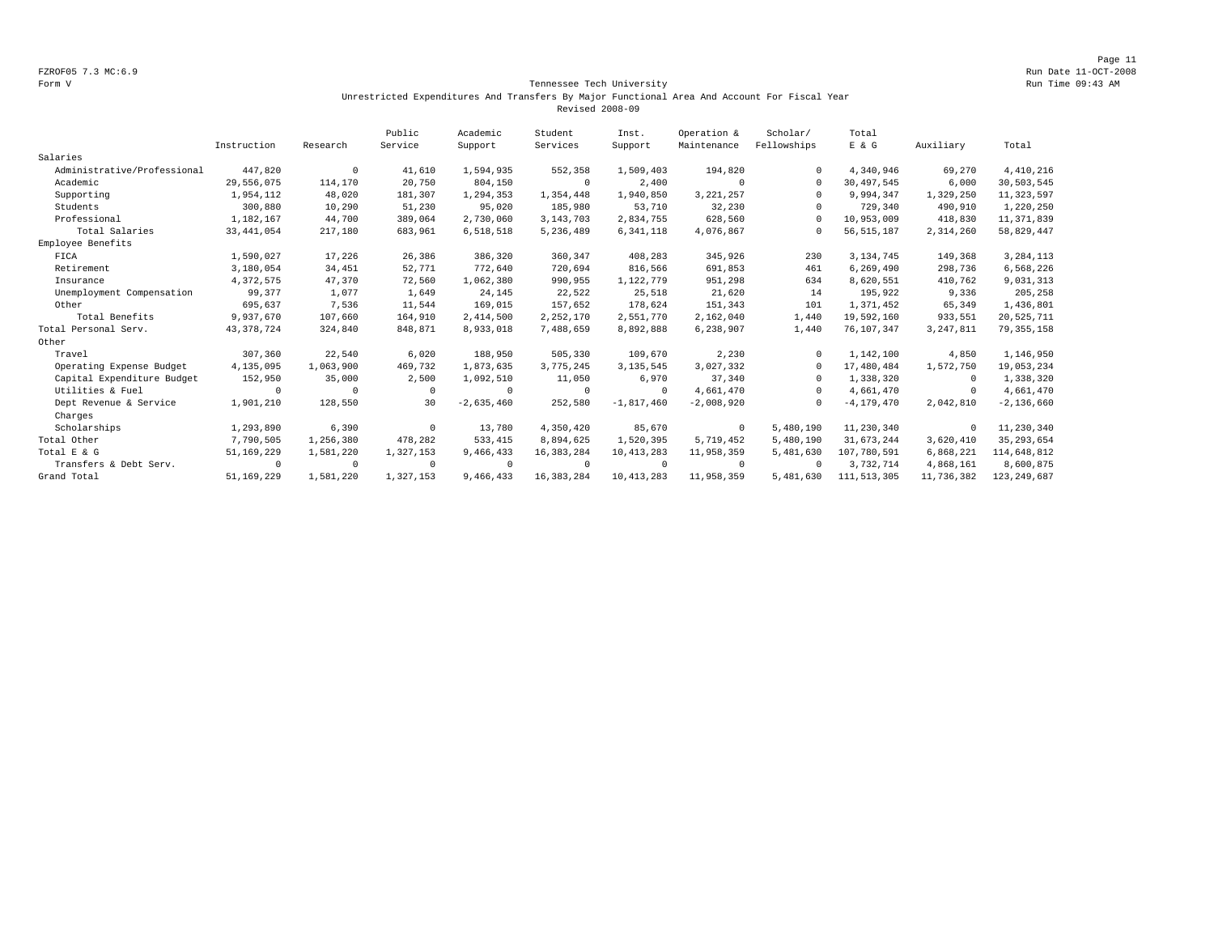FZROF05 7.3 MC:6.9
Form V

Tennessee Tech University
Unrestricted Expenditures And Transfers By Major Functional Area And Account For Fiscal Year
Revised 2008-09

Run Date 11-OCT-2008
Run Time 09:43 AM

| | Instruction | Research | Public Service | Academic Support | Student Services | Inst. Support | Operation & Maintenance | Scholar/ Fellowships | Total E & G | Auxiliary | Total |
|---|---|---|---|---|---|---|---|---|---|---|---|
| Salaries | | | | | | | | | | | |
| Administrative/Professional | 447,820 | 0 | 41,610 | 1,594,935 | 552,358 | 1,509,403 | 194,820 | 0 | 4,340,946 | 69,270 | 4,410,216 |
| Academic | 29,556,075 | 114,170 | 20,750 | 804,150 | 0 | 2,400 | 0 | 0 | 30,497,545 | 6,000 | 30,503,545 |
| Supporting | 1,954,112 | 48,020 | 181,307 | 1,294,353 | 1,354,448 | 1,940,850 | 3,221,257 | 0 | 9,994,347 | 1,329,250 | 11,323,597 |
| Students | 300,880 | 10,290 | 51,230 | 95,020 | 185,980 | 53,710 | 32,230 | 0 | 729,340 | 490,910 | 1,220,250 |
| Professional | 1,182,167 | 44,700 | 389,064 | 2,730,060 | 3,143,703 | 2,834,755 | 628,560 | 0 | 10,953,009 | 418,830 | 11,371,839 |
| Total Salaries | 33,441,054 | 217,180 | 683,961 | 6,518,518 | 5,236,489 | 6,341,118 | 4,076,867 | 0 | 56,515,187 | 2,314,260 | 58,829,447 |
| Employee Benefits | | | | | | | | | | | |
| FICA | 1,590,027 | 17,226 | 26,386 | 386,320 | 360,347 | 408,283 | 345,926 | 230 | 3,134,745 | 149,368 | 3,284,113 |
| Retirement | 3,180,054 | 34,451 | 52,771 | 772,640 | 720,694 | 816,566 | 691,853 | 461 | 6,269,490 | 298,736 | 6,568,226 |
| Insurance | 4,372,575 | 47,370 | 72,560 | 1,062,380 | 990,955 | 1,122,779 | 951,298 | 634 | 8,620,551 | 410,762 | 9,031,313 |
| Unemployment Compensation | 99,377 | 1,077 | 1,649 | 24,145 | 22,522 | 25,518 | 21,620 | 14 | 195,922 | 9,336 | 205,258 |
| Other | 695,637 | 7,536 | 11,544 | 169,015 | 157,652 | 178,624 | 151,343 | 101 | 1,371,452 | 65,349 | 1,436,801 |
| Total Benefits | 9,937,670 | 107,660 | 164,910 | 2,414,500 | 2,252,170 | 2,551,770 | 2,162,040 | 1,440 | 19,592,160 | 933,551 | 20,525,711 |
| Total Personal Serv. | 43,378,724 | 324,840 | 848,871 | 8,933,018 | 7,488,659 | 8,892,888 | 6,238,907 | 1,440 | 76,107,347 | 3,247,811 | 79,355,158 |
| Other | | | | | | | | | | | |
| Travel | 307,360 | 22,540 | 6,020 | 188,950 | 505,330 | 109,670 | 2,230 | 0 | 1,142,100 | 4,850 | 1,146,950 |
| Operating Expense Budget | 4,135,095 | 1,063,900 | 469,732 | 1,873,635 | 3,775,245 | 3,135,545 | 3,027,332 | 0 | 17,480,484 | 1,572,750 | 19,053,234 |
| Capital Expenditure Budget | 152,950 | 35,000 | 2,500 | 1,092,510 | 11,050 | 6,970 | 37,340 | 0 | 1,338,320 | 0 | 1,338,320 |
| Utilities & Fuel | 0 | 0 | 0 | 0 | 0 | 0 | 4,661,470 | 0 | 4,661,470 | 0 | 4,661,470 |
| Dept Revenue & Service Charges | 1,901,210 | 128,550 | 30 | -2,635,460 | 252,580 | -1,817,460 | -2,008,920 | 0 | -4,179,470 | 2,042,810 | -2,136,660 |
| Scholarships | 1,293,890 | 6,390 | 0 | 13,780 | 4,350,420 | 85,670 | 0 | 5,480,190 | 11,230,340 | 0 | 11,230,340 |
| Total Other | 7,790,505 | 1,256,380 | 478,282 | 533,415 | 8,894,625 | 1,520,395 | 5,719,452 | 5,480,190 | 31,673,244 | 3,620,410 | 35,293,654 |
| Total E & G | 51,169,229 | 1,581,220 | 1,327,153 | 9,466,433 | 16,383,284 | 10,413,283 | 11,958,359 | 5,481,630 | 107,780,591 | 6,868,221 | 114,648,812 |
| Transfers & Debt Serv. | 0 | 0 | 0 | 0 | 0 | 0 | 0 | 0 | 3,732,714 | 4,868,161 | 8,600,875 |
| Grand Total | 51,169,229 | 1,581,220 | 1,327,153 | 9,466,433 | 16,383,284 | 10,413,283 | 11,958,359 | 5,481,630 | 111,513,305 | 11,736,382 | 123,249,687 |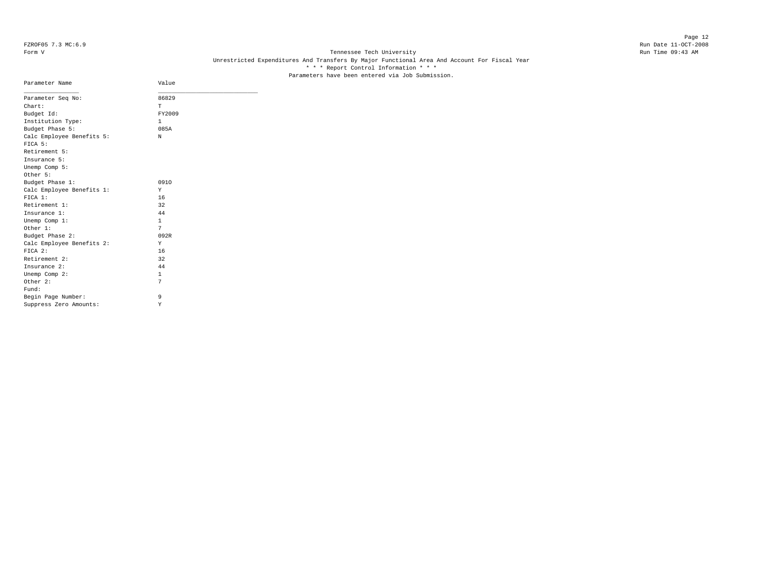FZROF05 7.3 MC:6.9
Form V

Tennessee Tech University
Unrestricted Expenditures And Transfers By Major Functional Area And Account For Fiscal Year
* * * Report Control Information * * *
Parameters have been entered via Job Submission.

Run Date 11-OCT-2008
Run Time 09:43 AM

| Parameter Name | Value |
|---|---|
| Parameter Seq No: | 86829 |
| Chart: | T |
| Budget Id: | FY2009 |
| Institution Type: | 1 |
| Budget Phase 5: | 085A |
| Calc Employee Benefits 5: | N |
| FICA 5: | |
| Retirement 5: | |
| Insurance 5: | |
| Unemp Comp 5: | |
| Other 5: | |
| Budget Phase 1: | 091O |
| Calc Employee Benefits 1: | Y |
| FICA 1: | 16 |
| Retirement 1: | 32 |
| Insurance 1: | 44 |
| Unemp Comp 1: | 1 |
| Other 1: | 7 |
| Budget Phase 2: | 092R |
| Calc Employee Benefits 2: | Y |
| FICA 2: | 16 |
| Retirement 2: | 32 |
| Insurance 2: | 44 |
| Unemp Comp 2: | 1 |
| Other 2: | 7 |
| Fund: | |
| Begin Page Number: | 9 |
| Suppress Zero Amounts: | Y |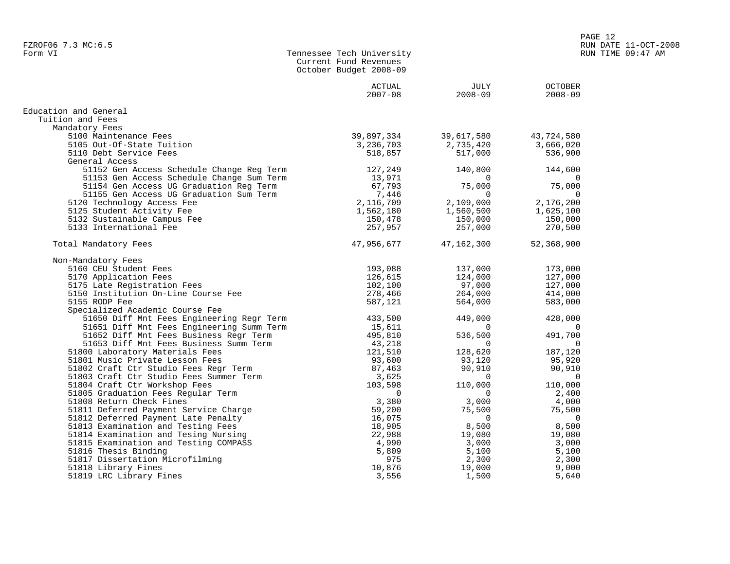Form VI

Tennessee Tech University
Current Fund Revenues
October Budget 2008-09

| | ACTUAL 2007-08 | JULY 2008-09 | OCTOBER 2008-09 |
|---|---|---|---|
| Education and General | | | |
| Tuition and Fees | | | |
| Mandatory Fees | | | |
| 5100 Maintenance Fees | 39,897,334 | 39,617,580 | 43,724,580 |
| 5105 Out-Of-State Tuition | 3,236,703 | 2,735,420 | 3,666,020 |
| 5110 Debt Service Fees | 518,857 | 517,000 | 536,900 |
| General Access | | | |
| 51152 Gen Access Schedule Change Reg Term | 127,249 | 140,800 | 144,600 |
| 51153 Gen Access Schedule Change Sum Term | 13,971 | 0 | 0 |
| 51154 Gen Access UG Graduation Reg Term | 67,793 | 75,000 | 75,000 |
| 51155 Gen Access UG Graduation Sum Term | 7,446 | 0 | 0 |
| 5120 Technology Access Fee | 2,116,709 | 2,109,000 | 2,176,200 |
| 5125 Student Activity Fee | 1,562,180 | 1,560,500 | 1,625,100 |
| 5132 Sustainable Campus Fee | 150,478 | 150,000 | 150,000 |
| 5133 International Fee | 257,957 | 257,000 | 270,500 |
| Total Mandatory Fees | 47,956,677 | 47,162,300 | 52,368,900 |
| Non-Mandatory Fees | | | |
| 5160 CEU Student Fees | 193,088 | 137,000 | 173,000 |
| 5170 Application Fees | 126,615 | 124,000 | 127,000 |
| 5175 Late Registration Fees | 102,100 | 97,000 | 127,000 |
| 5150 Institution On-Line Course Fee | 278,466 | 264,000 | 414,000 |
| 5155 RODP Fee | 587,121 | 564,000 | 583,000 |
| Specialized Academic Course Fee | | | |
| 51650 Diff Mnt Fees Engineering Regr Term | 433,500 | 449,000 | 428,000 |
| 51651 Diff Mnt Fees Engineering Summ Term | 15,611 | 0 | 0 |
| 51652 Diff Mnt Fees Business Regr Term | 495,810 | 536,500 | 491,700 |
| 51653 Diff Mnt Fees Business Summ Term | 43,218 | 0 | 0 |
| 51800 Laboratory Materials Fees | 121,510 | 128,620 | 187,120 |
| 51801 Music Private Lesson Fees | 93,600 | 93,120 | 95,920 |
| 51802 Craft Ctr Studio Fees Regr Term | 87,463 | 90,910 | 90,910 |
| 51803 Craft Ctr Studio Fees Summer Term | 3,625 | 0 | 0 |
| 51804 Craft Ctr Workshop Fees | 103,598 | 110,000 | 110,000 |
| 51805 Graduation Fees Regular Term | 0 | 0 | 2,400 |
| 51808 Return Check Fines | 3,380 | 3,000 | 4,000 |
| 51811 Deferred Payment Service Charge | 59,200 | 75,500 | 75,500 |
| 51812 Deferred Payment Late Penalty | 16,075 | 0 | 0 |
| 51813 Examination and Testing Fees | 18,905 | 8,500 | 8,500 |
| 51814 Examination and Tesing Nursing | 22,988 | 19,080 | 19,080 |
| 51815 Examination and Testing COMPASS | 4,990 | 3,000 | 3,000 |
| 51816 Thesis Binding | 5,809 | 5,100 | 5,100 |
| 51817 Dissertation Microfilming | 975 | 2,300 | 2,300 |
| 51818 Library Fines | 10,876 | 19,000 | 9,000 |
| 51819 LRC Library Fines | 3,556 | 1,500 | 5,640 |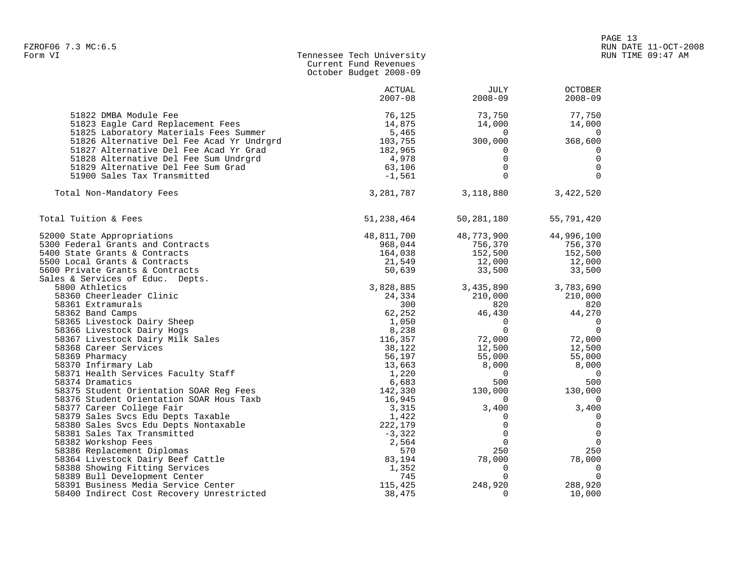Form VI

Tennessee Tech University
Current Fund Revenues
October Budget 2008-09

| | ACTUAL 2007-08 | JULY 2008-09 | OCTOBER 2008-09 |
|---|---|---|---|
| 51822 DMBA Module Fee | 76,125 | 73,750 | 77,750 |
| 51823 Eagle Card Replacement Fees | 14,875 | 14,000 | 14,000 |
| 51825 Laboratory Materials Fees Summer | 5,465 | 0 | 0 |
| 51826 Alternative Del Fee Acad Yr Undrgrd | 103,755 | 300,000 | 368,600 |
| 51827 Alternative Del Fee Acad Yr Grad | 182,965 | 0 | 0 |
| 51828 Alternative Del Fee Sum Undrgrd | 4,978 | 0 | 0 |
| 51829 Alternative Del Fee Sum Grad | 63,106 | 0 | 0 |
| 51900 Sales Tax Transmitted | -1,561 | 0 | 0 |
| Total Non-Mandatory Fees | 3,281,787 | 3,118,880 | 3,422,520 |
| Total Tuition & Fees | 51,238,464 | 50,281,180 | 55,791,420 |
| 52000 State Appropriations | 48,811,700 | 48,773,900 | 44,996,100 |
| 5300 Federal Grants and Contracts | 968,044 | 756,370 | 756,370 |
| 5400 State Grants & Contracts | 164,038 | 152,500 | 152,500 |
| 5500 Local Grants & Contracts | 21,549 | 12,000 | 12,000 |
| 5600 Private Grants & Contracts | 50,639 | 33,500 | 33,500 |
| Sales & Services of Educ. Depts. | | | |
| 5800 Athletics | 3,828,885 | 3,435,890 | 3,783,690 |
| 58360 Cheerleader Clinic | 24,334 | 210,000 | 210,000 |
| 58361 Extramurals | 300 | 820 | 820 |
| 58362 Band Camps | 62,252 | 46,430 | 44,270 |
| 58365 Livestock Dairy Sheep | 1,050 | 0 | 0 |
| 58366 Livestock Dairy Hogs | 8,238 | 0 | 0 |
| 58367 Livestock Dairy Milk Sales | 116,357 | 72,000 | 72,000 |
| 58368 Career Services | 38,122 | 12,500 | 12,500 |
| 58369 Pharmacy | 56,197 | 55,000 | 55,000 |
| 58370 Infirmary Lab | 13,663 | 8,000 | 8,000 |
| 58371 Health Services Faculty Staff | 1,220 | 0 | 0 |
| 58374 Dramatics | 6,683 | 500 | 500 |
| 58375 Student Orientation SOAR Reg Fees | 142,330 | 130,000 | 130,000 |
| 58376 Student Orientation SOAR Hous Taxb | 16,945 | 0 | 0 |
| 58377 Career College Fair | 3,315 | 3,400 | 3,400 |
| 58379 Sales Svcs Edu Depts Taxable | 1,422 | 0 | 0 |
| 58380 Sales Svcs Edu Depts Nontaxable | 222,179 | 0 | 0 |
| 58381 Sales Tax Transmitted | -3,322 | 0 | 0 |
| 58382 Workshop Fees | 2,564 | 0 | 0 |
| 58386 Replacement Diplomas | 570 | 250 | 250 |
| 58364 Livestock Dairy Beef Cattle | 83,194 | 78,000 | 78,000 |
| 58388 Showing Fitting Services | 1,352 | 0 | 0 |
| 58389 Bull Development Center | 745 | 0 | 0 |
| 58391 Business Media Service Center | 115,425 | 248,920 | 288,920 |
| 58400 Indirect Cost Recovery Unrestricted | 38,475 | 0 | 10,000 |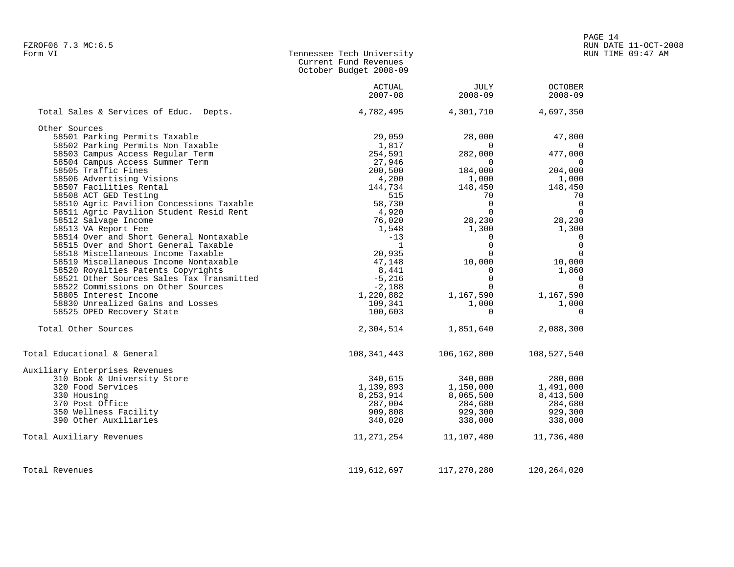FZROF06 7.3 MC:6.5
Form VI

# Tennessee Tech University
## Current Fund Revenues
### October Budget 2008-09

RUN DATE 11-OCT-2008
RUN TIME 09:47 AM

| | ACTUAL 2007-08 | JULY 2008-09 | OCTOBER 2008-09 |
|---|---|---|---|
| Total Sales & Services of Educ. Depts. | 4,782,495 | 4,301,710 | 4,697,350 |
| Other Sources | | | |
| 58501 Parking Permits Taxable | 29,059 | 28,000 | 47,800 |
| 58502 Parking Permits Non Taxable | 1,817 | 0 | 0 |
| 58503 Campus Access Regular Term | 254,591 | 282,000 | 477,000 |
| 58504 Campus Access Summer Term | 27,946 | 0 | 0 |
| 58505 Traffic Fines | 200,500 | 184,000 | 204,000 |
| 58506 Advertising Visions | 4,200 | 1,000 | 1,000 |
| 58507 Facilities Rental | 144,734 | 148,450 | 148,450 |
| 58508 ACT GED Testing | 515 | 70 | 70 |
| 58510 Agric Pavilion Concessions Taxable | 58,730 | 0 | 0 |
| 58511 Agric Pavilion Student Resid Rent | 4,920 | 0 | 0 |
| 58512 Salvage Income | 76,020 | 28,230 | 28,230 |
| 58513 VA Report Fee | 1,548 | 1,300 | 1,300 |
| 58514 Over and Short General Nontaxable | -13 | 0 | 0 |
| 58515 Over and Short General Taxable | 1 | 0 | 0 |
| 58518 Miscellaneous Income Taxable | 20,935 | 0 | 0 |
| 58519 Miscellaneous Income Nontaxable | 47,148 | 10,000 | 10,000 |
| 58520 Royalties Patents Copyrights | 8,441 | 0 | 1,860 |
| 58521 Other Sources Sales Tax Transmitted | -5,216 | 0 | 0 |
| 58522 Commissions on Other Sources | -2,188 | 0 | 0 |
| 58805 Interest Income | 1,220,882 | 1,167,590 | 1,167,590 |
| 58830 Unrealized Gains and Losses | 109,341 | 1,000 | 1,000 |
| 58525 OPED Recovery State | 100,603 | 0 | 0 |
| Total Other Sources | 2,304,514 | 1,851,640 | 2,088,300 |
| Total Educational & General | 108,341,443 | 106,162,800 | 108,527,540 |
| Auxiliary Enterprises Revenues | | | |
| 310 Book & University Store | 340,615 | 340,000 | 280,000 |
| 320 Food Services | 1,139,893 | 1,150,000 | 1,491,000 |
| 330 Housing | 8,253,914 | 8,065,500 | 8,413,500 |
| 370 Post Office | 287,004 | 284,680 | 284,680 |
| 350 Wellness Facility | 909,808 | 929,300 | 929,300 |
| 390 Other Auxiliaries | 340,020 | 338,000 | 338,000 |
| Total Auxiliary Revenues | 11,271,254 | 11,107,480 | 11,736,480 |
| Total Revenues | 119,612,697 | 117,270,280 | 120,264,020 |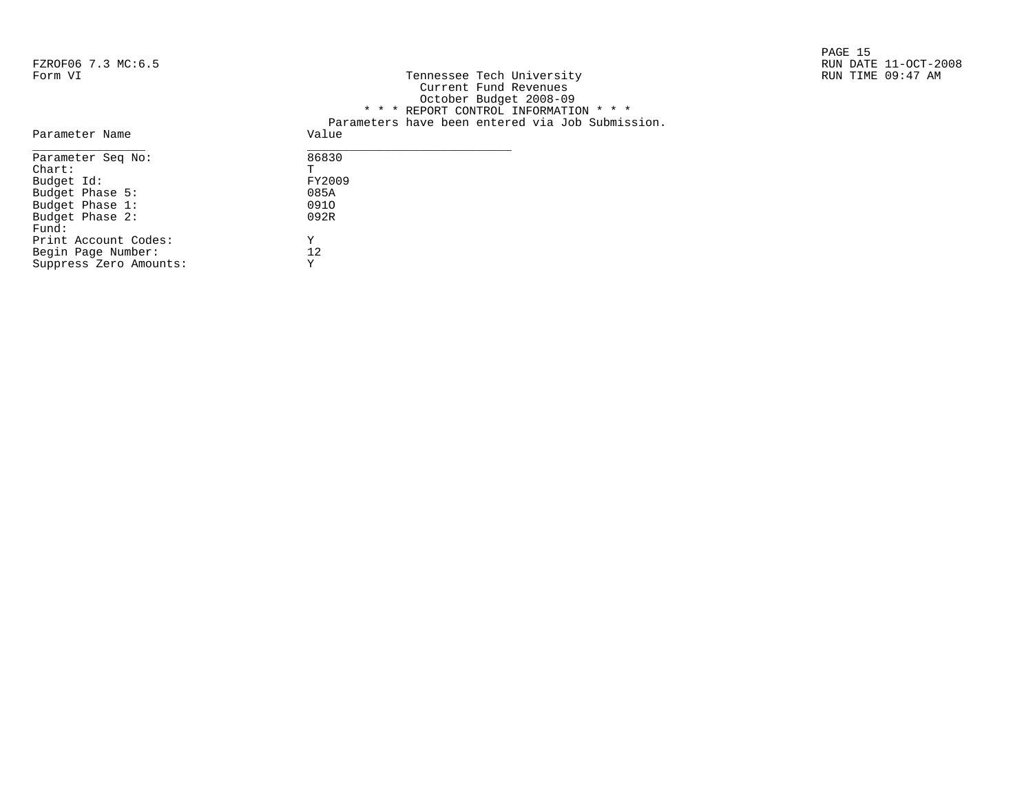FZROF06 7.3 MC:6.5
Form VI

Tennessee Tech University
Current Fund Revenues
October Budget 2008-09

RUN DATE 11-OCT-2008
RUN TIME 09:47 AM

* * * REPORT CONTROL INFORMATION * * *

Parameters have been entered via Job Submission.

| Parameter Name | Value |
|---|---|
| Parameter Seq No: | 86830 |
| Chart: | T |
| Budget Id: | FY2009 |
| Budget Phase 5: | 085A |
| Budget Phase 1: | 091O |
| Budget Phase 2: | 092R |
| Fund: | |
| Print Account Codes: | Y |
| Begin Page Number: | 12 |
| Suppress Zero Amounts: | Y |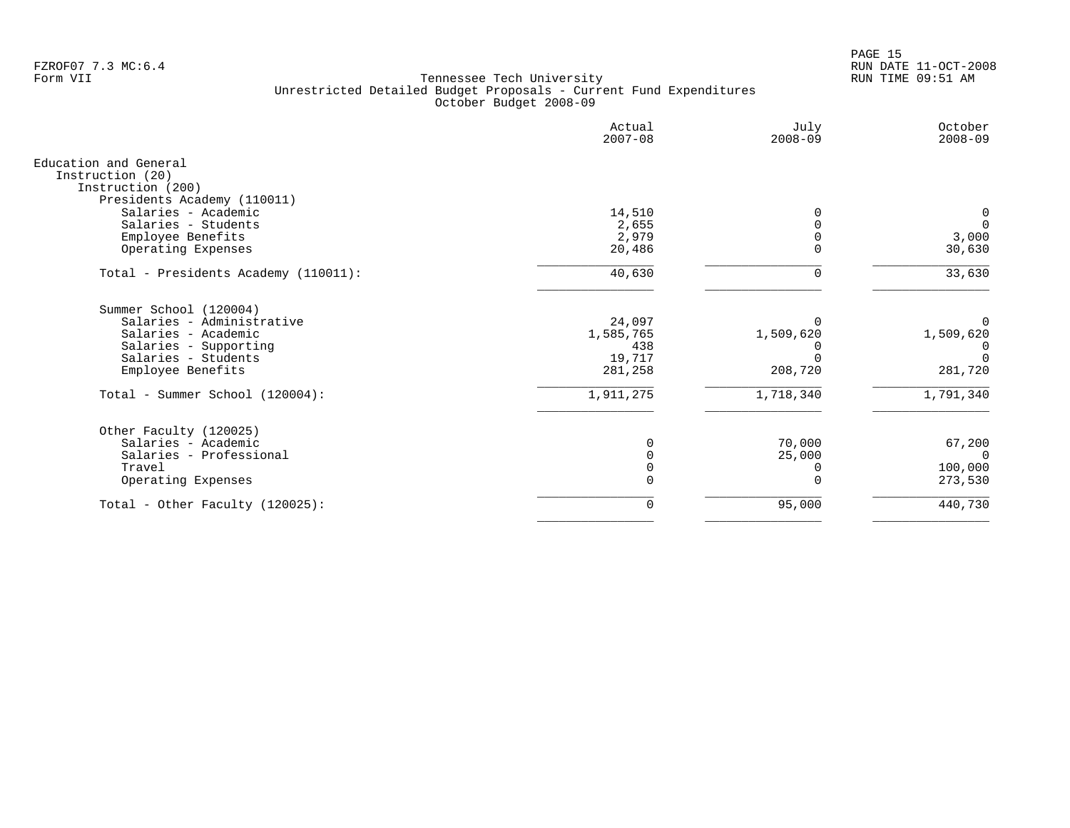FZROF07 7.3 MC:6.4
Form VII

Tennessee Tech University
Unrestricted Detailed Budget Proposals - Current Fund Expenditures
October Budget 2008-09

RUN DATE 11-OCT-2008
RUN TIME 09:51 AM

| | Actual 2007-08 | July 2008-09 | October 2008-09 |
|---|---|---|---|
| Education and General | | | |
| Instruction (20) | | | |
| Instruction (200) | | | |
| Presidents Academy (110011) | | | |
| Salaries - Academic | 14,510 | 0 | 0 |
| Salaries - Students | 2,655 | 0 | 0 |
| Employee Benefits | 2,979 | 0 | 3,000 |
| Operating Expenses | 20,486 | 0 | 30,630 |
| Total - Presidents Academy (110011): | 40,630 | 0 | 33,630 |
| Summer School (120004) | | | |
| Salaries - Administrative | 24,097 | 0 | 0 |
| Salaries - Academic | 1,585,765 | 1,509,620 | 1,509,620 |
| Salaries - Supporting | 438 | 0 | 0 |
| Salaries - Students | 19,717 | 0 | 0 |
| Employee Benefits | 281,258 | 208,720 | 281,720 |
| Total - Summer School (120004): | 1,911,275 | 1,718,340 | 1,791,340 |
| Other Faculty (120025) | | | |
| Salaries - Academic | 0 | 70,000 | 67,200 |
| Salaries - Professional | 0 | 25,000 | 0 |
| Travel | 0 | 0 | 100,000 |
| Operating Expenses | 0 | 0 | 273,530 |
| Total - Other Faculty (120025): | 0 | 95,000 | 440,730 |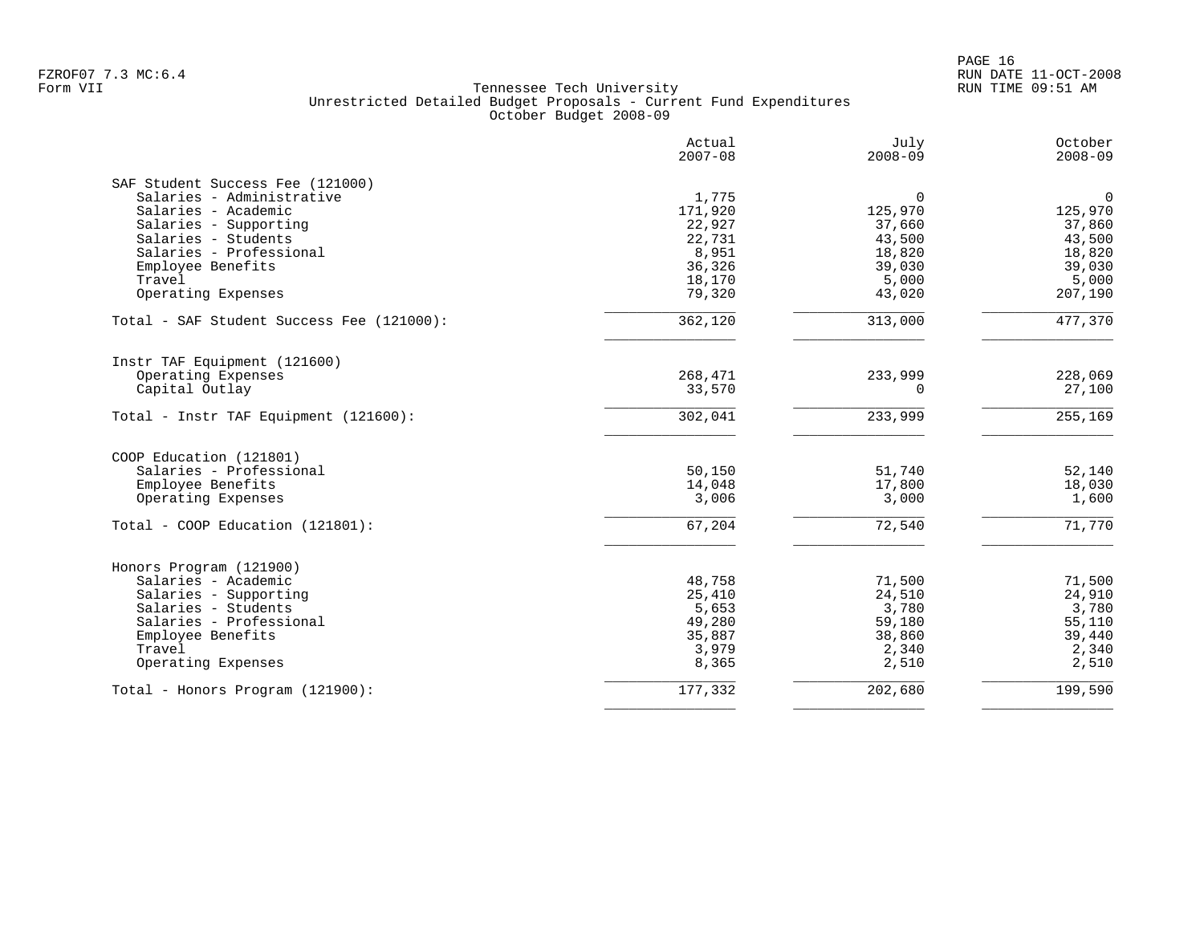Tennessee Tech University
Unrestricted Detailed Budget Proposals - Current Fund Expenditures
October Budget 2008-09

| | Actual 2007-08 | July 2008-09 | October 2008-09 |
|---|---|---|---|
| **SAF Student Success Fee (121000)** | | | |
| Salaries - Administrative | 1,775 | 0 | 0 |
| Salaries - Academic | 171,920 | 125,970 | 125,970 |
| Salaries - Supporting | 22,927 | 37,660 | 37,860 |
| Salaries - Students | 22,731 | 43,500 | 43,500 |
| Salaries - Professional | 8,951 | 18,820 | 18,820 |
| Employee Benefits | 36,326 | 39,030 | 39,030 |
| Travel | 18,170 | 5,000 | 5,000 |
| Operating Expenses | 79,320 | 43,020 | 207,190 |
| Total - SAF Student Success Fee (121000): | 362,120 | 313,000 | 477,370 |
| **Instr TAF Equipment (121600)** | | | |
| Operating Expenses | 268,471 | 233,999 | 228,069 |
| Capital Outlay | 33,570 | 0 | 27,100 |
| Total - Instr TAF Equipment (121600): | 302,041 | 233,999 | 255,169 |
| **COOP Education (121801)** | | | |
| Salaries - Professional | 50,150 | 51,740 | 52,140 |
| Employee Benefits | 14,048 | 17,800 | 18,030 |
| Operating Expenses | 3,006 | 3,000 | 1,600 |
| Total - COOP Education (121801): | 67,204 | 72,540 | 71,770 |
| **Honors Program (121900)** | | | |
| Salaries - Academic | 48,758 | 71,500 | 71,500 |
| Salaries - Supporting | 25,410 | 24,510 | 24,910 |
| Salaries - Students | 5,653 | 3,780 | 3,780 |
| Salaries - Professional | 49,280 | 59,180 | 55,110 |
| Employee Benefits | 35,887 | 38,860 | 39,440 |
| Travel | 3,979 | 2,340 | 2,340 |
| Operating Expenses | 8,365 | 2,510 | 2,510 |
| Total - Honors Program (121900): | 177,332 | 202,680 | 199,590 |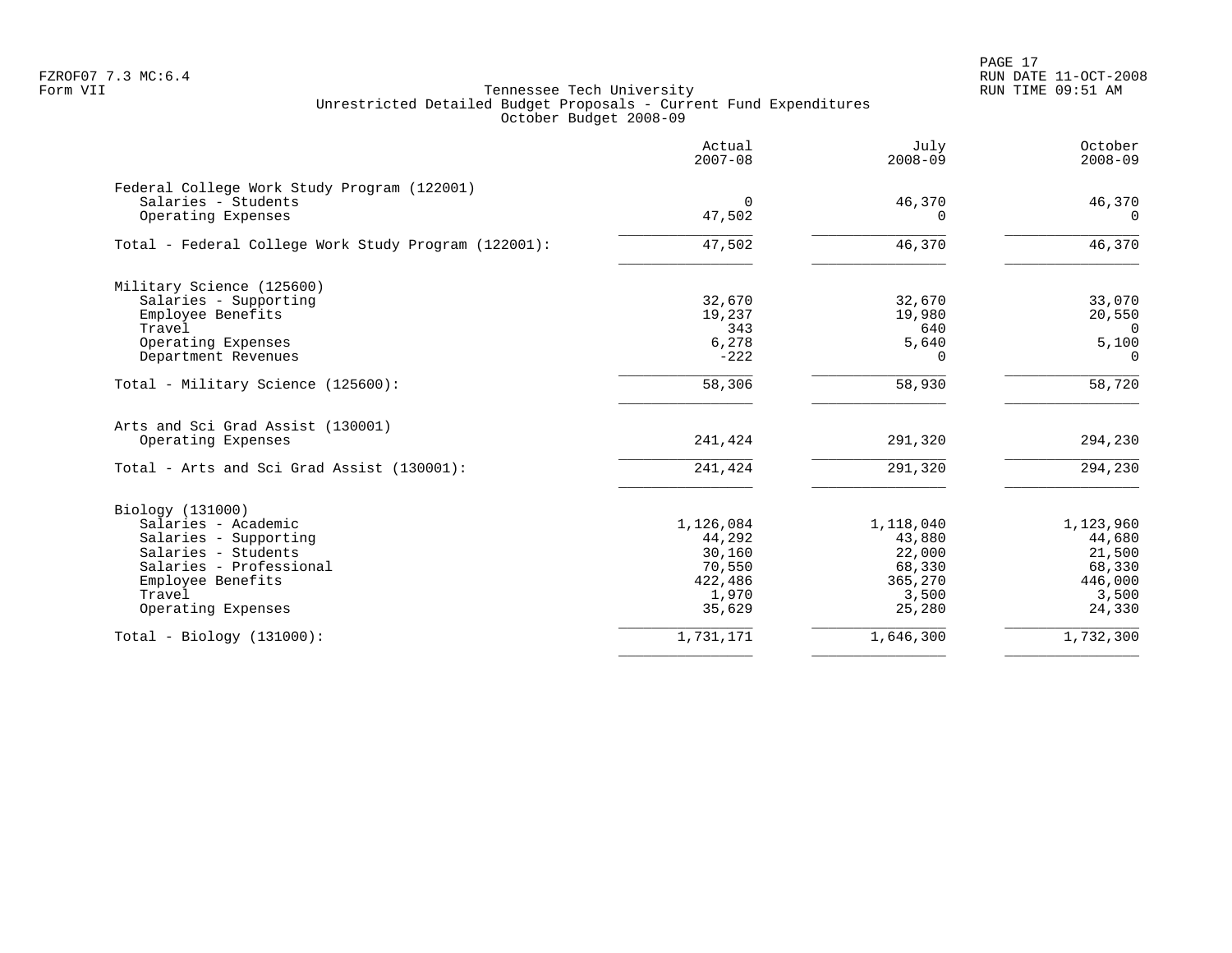FZROF07 7.3 MC:6.4
Form VII

# Tennessee Tech University
## Unrestricted Detailed Budget Proposals - Current Fund Expenditures
### October Budget 2008-09

| | Actual 2007-08 | July 2008-09 | October 2008-09 |
|---|---|---|---|
| **Federal College Work Study Program (122001)** | | | |
| Salaries - Students | 0 | 46,370 | 46,370 |
| Operating Expenses | 47,502 | 0 | 0 |
| Total - Federal College Work Study Program (122001): | 47,502 | 46,370 | 46,370 |
| **Military Science (125600)** | | | |
| Salaries - Supporting | 32,670 | 32,670 | 33,070 |
| Employee Benefits | 19,237 | 19,980 | 20,550 |
| Travel | 343 | 640 | 0 |
| Operating Expenses | 6,278 | 5,640 | 5,100 |
| Department Revenues | -222 | 0 | 0 |
| Total - Military Science (125600): | 58,306 | 58,930 | 58,720 |
| **Arts and Sci Grad Assist (130001)** | | | |
| Operating Expenses | 241,424 | 291,320 | 294,230 |
| Total - Arts and Sci Grad Assist (130001): | 241,424 | 291,320 | 294,230 |
| **Biology (131000)** | | | |
| Salaries - Academic | 1,126,084 | 1,118,040 | 1,123,960 |
| Salaries - Supporting | 44,292 | 43,880 | 44,680 |
| Salaries - Students | 30,160 | 22,000 | 21,500 |
| Salaries - Professional | 70,550 | 68,330 | 68,330 |
| Employee Benefits | 422,486 | 365,270 | 446,000 |
| Travel | 1,970 | 3,500 | 3,500 |
| Operating Expenses | 35,629 | 25,280 | 24,330 |
| Total - Biology (131000): | 1,731,171 | 1,646,300 | 1,732,300 |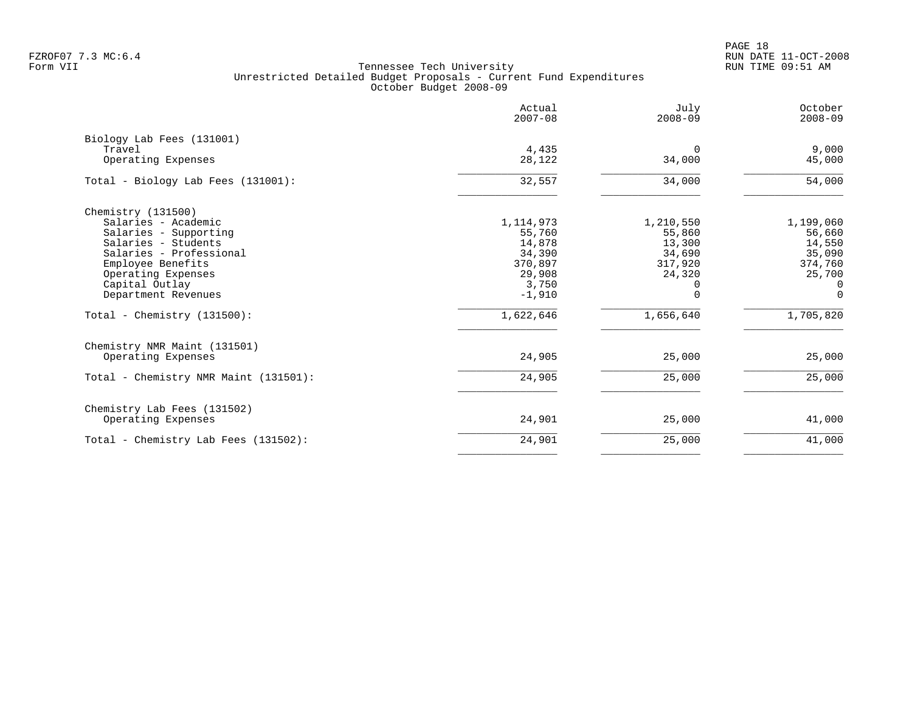Tennessee Tech University
Unrestricted Detailed Budget Proposals - Current Fund Expenditures
October Budget 2008-09

| | Actual 2007-08 | July 2008-09 | October 2008-09 |
|---|---:|---:|---:|
| **Biology Lab Fees (131001)** | | | |
| Travel | 4,435 | 0 | 9,000 |
| Operating Expenses | 28,122 | 34,000 | 45,000 |
| Total - Biology Lab Fees (131001): | 32,557 | 34,000 | 54,000 |
| **Chemistry (131500)** | | | |
| Salaries - Academic | 1,114,973 | 1,210,550 | 1,199,060 |
| Salaries - Supporting | 55,760 | 55,860 | 56,660 |
| Salaries - Students | 14,878 | 13,300 | 14,550 |
| Salaries - Professional | 34,390 | 34,690 | 35,090 |
| Employee Benefits | 370,897 | 317,920 | 374,760 |
| Operating Expenses | 29,908 | 24,320 | 25,700 |
| Capital Outlay | 3,750 | 0 | 0 |
| Department Revenues | -1,910 | 0 | 0 |
| Total - Chemistry (131500): | 1,622,646 | 1,656,640 | 1,705,820 |
| **Chemistry NMR Maint (131501)** | | | |
| Operating Expenses | 24,905 | 25,000 | 25,000 |
| Total - Chemistry NMR Maint (131501): | 24,905 | 25,000 | 25,000 |
| **Chemistry Lab Fees (131502)** | | | |
| Operating Expenses | 24,901 | 25,000 | 41,000 |
| Total - Chemistry Lab Fees (131502): | 24,901 | 25,000 | 41,000 |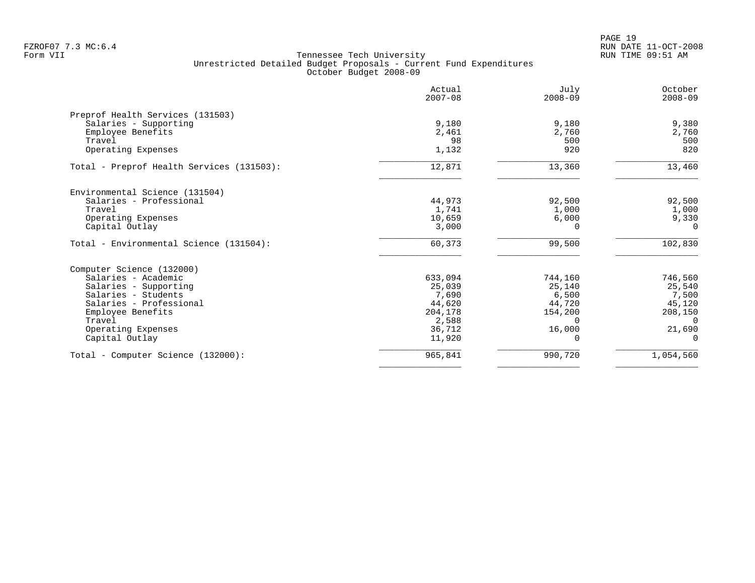Tennessee Tech University
Unrestricted Detailed Budget Proposals - Current Fund Expenditures
October Budget 2008-09

| | Actual 2007-08 | July 2008-09 | October 2008-09 |
|---|---|---|---|
| **Preprof Health Services (131503)** | | | |
| Salaries - Supporting | 9,180 | 9,180 | 9,380 |
| Employee Benefits | 2,461 | 2,760 | 2,760 |
| Travel | 98 | 500 | 500 |
| Operating Expenses | 1,132 | 920 | 820 |
| Total - Preprof Health Services (131503): | 12,871 | 13,360 | 13,460 |
| **Environmental Science (131504)** | | | |
| Salaries - Professional | 44,973 | 92,500 | 92,500 |
| Travel | 1,741 | 1,000 | 1,000 |
| Operating Expenses | 10,659 | 6,000 | 9,330 |
| Capital Outlay | 3,000 | 0 | 0 |
| Total - Environmental Science (131504): | 60,373 | 99,500 | 102,830 |
| **Computer Science (132000)** | | | |
| Salaries - Academic | 633,094 | 744,160 | 746,560 |
| Salaries - Supporting | 25,039 | 25,140 | 25,540 |
| Salaries - Students | 7,690 | 6,500 | 7,500 |
| Salaries - Professional | 44,620 | 44,720 | 45,120 |
| Employee Benefits | 204,178 | 154,200 | 208,150 |
| Travel | 2,588 | 0 | 0 |
| Operating Expenses | 36,712 | 16,000 | 21,690 |
| Capital Outlay | 11,920 | 0 | 0 |
| Total - Computer Science (132000): | 965,841 | 990,720 | 1,054,560 |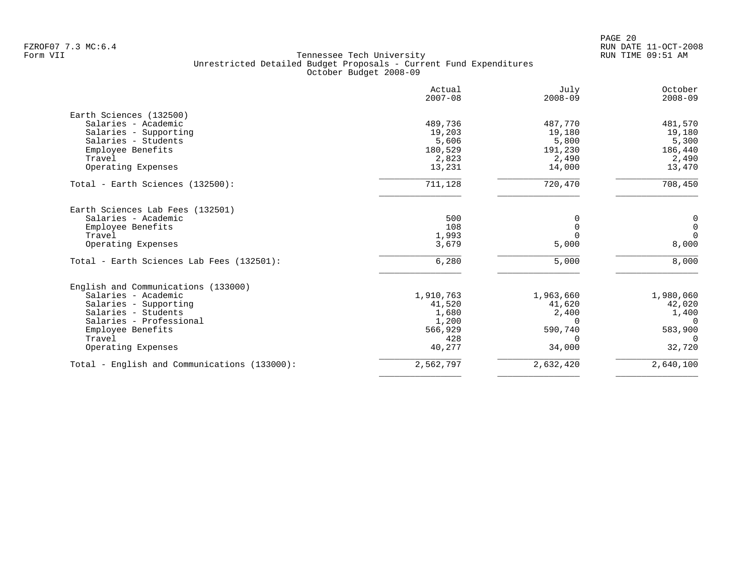Tennessee Tech University
Unrestricted Detailed Budget Proposals - Current Fund Expenditures
October Budget 2008-09

Form VII

| | Actual 2007-08 | July 2008-09 | October 2008-09 |
|---|---|---|---|
| **Earth Sciences (132500)** | | | |
| Salaries - Academic | 489,736 | 487,770 | 481,570 |
| Salaries - Supporting | 19,203 | 19,180 | 19,180 |
| Salaries - Students | 5,606 | 5,800 | 5,300 |
| Employee Benefits | 180,529 | 191,230 | 186,440 |
| Travel | 2,823 | 2,490 | 2,490 |
| Operating Expenses | 13,231 | 14,000 | 13,470 |
| Total - Earth Sciences (132500): | 711,128 | 720,470 | 708,450 |
| **Earth Sciences Lab Fees (132501)** | | | |
| Salaries - Academic | 500 | 0 | 0 |
| Employee Benefits | 108 | 0 | 0 |
| Travel | 1,993 | 0 | 0 |
| Operating Expenses | 3,679 | 5,000 | 8,000 |
| Total - Earth Sciences Lab Fees (132501): | 6,280 | 5,000 | 8,000 |
| **English and Communications (133000)** | | | |
| Salaries - Academic | 1,910,763 | 1,963,660 | 1,980,060 |
| Salaries - Supporting | 41,520 | 41,620 | 42,020 |
| Salaries - Students | 1,680 | 2,400 | 1,400 |
| Salaries - Professional | 1,200 | 0 | 0 |
| Employee Benefits | 566,929 | 590,740 | 583,900 |
| Travel | 428 | 0 | 0 |
| Operating Expenses | 40,277 | 34,000 | 32,720 |
| Total - English and Communications (133000): | 2,562,797 | 2,632,420 | 2,640,100 |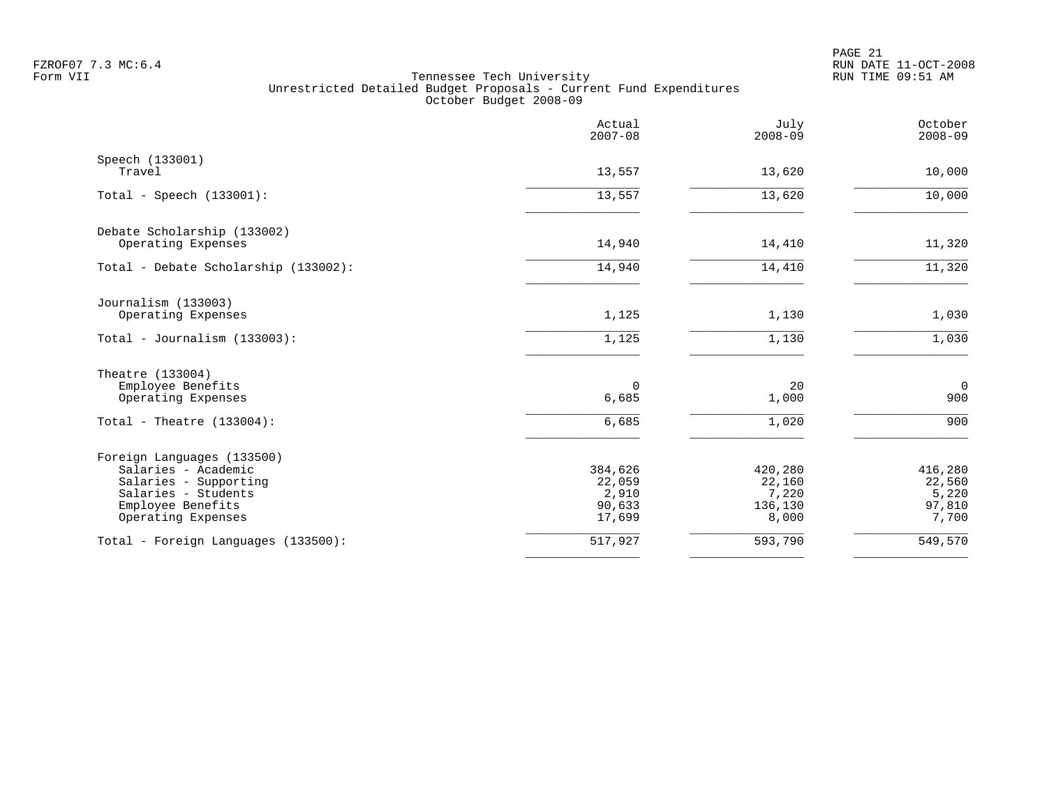FZROF07 7.3 MC:6.4
Form VII

Tennessee Tech University
Unrestricted Detailed Budget Proposals - Current Fund Expenditures
October Budget 2008-09

RUN DATE 11-OCT-2008
RUN TIME 09:51 AM

| | Actual 2007-08 | July 2008-09 | October 2008-09 |
|---|---|---|---|
| **Speech (133001)** | | | |
| Travel | 13,557 | 13,620 | 10,000 |
| Total - Speech (133001): | 13,557 | 13,620 | 10,000 |
| **Debate Scholarship (133002)** | | | |
| Operating Expenses | 14,940 | 14,410 | 11,320 |
| Total - Debate Scholarship (133002): | 14,940 | 14,410 | 11,320 |
| **Journalism (133003)** | | | |
| Operating Expenses | 1,125 | 1,130 | 1,030 |
| Total - Journalism (133003): | 1,125 | 1,130 | 1,030 |
| **Theatre (133004)** | | | |
| Employee Benefits | 0 | 20 | 0 |
| Operating Expenses | 6,685 | 1,000 | 900 |
| Total - Theatre (133004): | 6,685 | 1,020 | 900 |
| **Foreign Languages (133500)** | | | |
| Salaries - Academic | 384,626 | 420,280 | 416,280 |
| Salaries - Supporting | 22,059 | 22,160 | 22,560 |
| Salaries - Students | 2,910 | 7,220 | 5,220 |
| Employee Benefits | 90,633 | 136,130 | 97,810 |
| Operating Expenses | 17,699 | 8,000 | 7,700 |
| Total - Foreign Languages (133500): | 517,927 | 593,790 | 549,570 |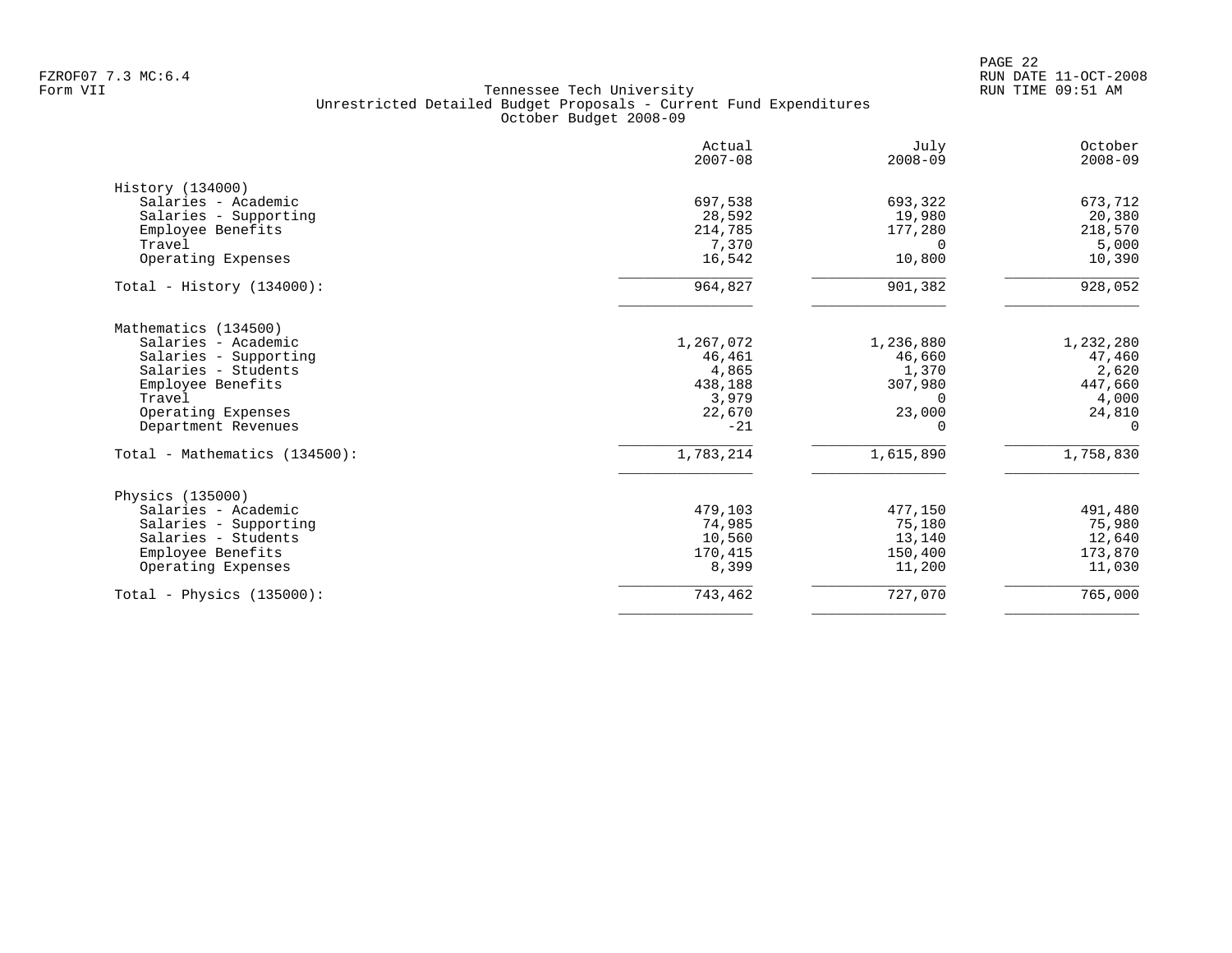FZROF07 7.3 MC:6.4
Form VII

# Tennessee Tech University
## Unrestricted Detailed Budget Proposals - Current Fund Expenditures
### October Budget 2008-09

| | Actual 2007-08 | July 2008-09 | October 2008-09 |
|---|---:|---:|---:|
| **History (134000)** | | | |
| Salaries - Academic | 697,538 | 693,322 | 673,712 |
| Salaries - Supporting | 28,592 | 19,980 | 20,380 |
| Employee Benefits | 214,785 | 177,280 | 218,570 |
| Travel | 7,370 | 0 | 5,000 |
| Operating Expenses | 16,542 | 10,800 | 10,390 |
| Total - History (134000): | 964,827 | 901,382 | 928,052 |
| **Mathematics (134500)** | | | |
| Salaries - Academic | 1,267,072 | 1,236,880 | 1,232,280 |
| Salaries - Supporting | 46,461 | 46,660 | 47,460 |
| Salaries - Students | 4,865 | 1,370 | 2,620 |
| Employee Benefits | 438,188 | 307,980 | 447,660 |
| Travel | 3,979 | 0 | 4,000 |
| Operating Expenses | 22,670 | 23,000 | 24,810 |
| Department Revenues | -21 | 0 | 0 |
| Total - Mathematics (134500): | 1,783,214 | 1,615,890 | 1,758,830 |
| **Physics (135000)** | | | |
| Salaries - Academic | 479,103 | 477,150 | 491,480 |
| Salaries - Supporting | 74,985 | 75,180 | 75,980 |
| Salaries - Students | 10,560 | 13,140 | 12,640 |
| Employee Benefits | 170,415 | 150,400 | 173,870 |
| Operating Expenses | 8,399 | 11,200 | 11,030 |
| Total - Physics (135000): | 743,462 | 727,070 | 765,000 |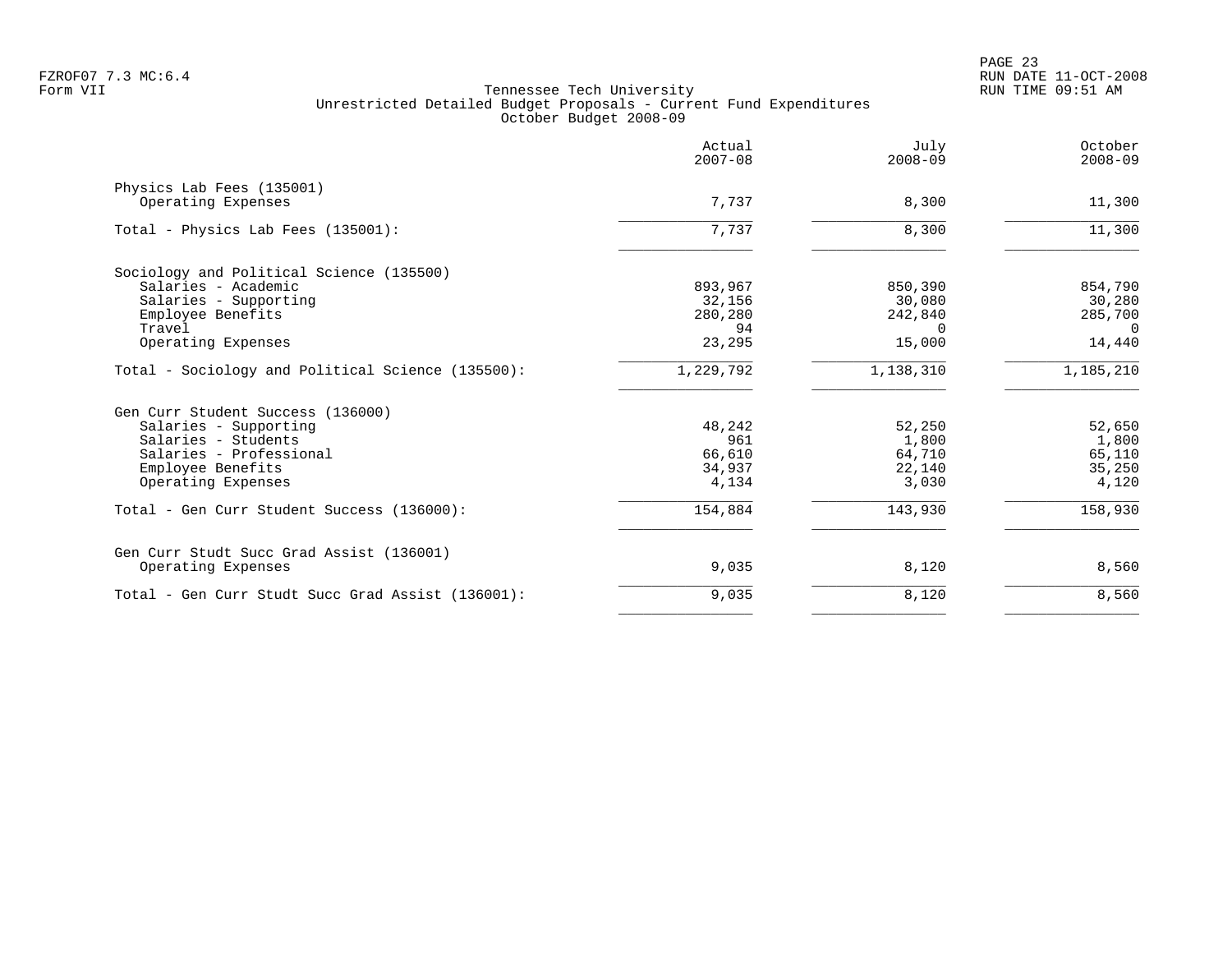Form VII

# Tennessee Tech University
## Unrestricted Detailed Budget Proposals - Current Fund Expenditures
### October Budget 2008-09

| | Actual 2007-08 | July 2008-09 | October 2008-09 |
|---|---|---|---|
| **Physics Lab Fees (135001)** | | | |
| Operating Expenses | 7,737 | 8,300 | 11,300 |
| Total - Physics Lab Fees (135001): | 7,737 | 8,300 | 11,300 |
| **Sociology and Political Science (135500)** | | | |
| Salaries - Academic | 893,967 | 850,390 | 854,790 |
| Salaries - Supporting | 32,156 | 30,080 | 30,280 |
| Employee Benefits | 280,280 | 242,840 | 285,700 |
| Travel | 94 | 0 | 0 |
| Operating Expenses | 23,295 | 15,000 | 14,440 |
| Total - Sociology and Political Science (135500): | 1,229,792 | 1,138,310 | 1,185,210 |
| **Gen Curr Student Success (136000)** | | | |
| Salaries - Supporting | 48,242 | 52,250 | 52,650 |
| Salaries - Students | 961 | 1,800 | 1,800 |
| Salaries - Professional | 66,610 | 64,710 | 65,110 |
| Employee Benefits | 34,937 | 22,140 | 35,250 |
| Operating Expenses | 4,134 | 3,030 | 4,120 |
| Total - Gen Curr Student Success (136000): | 154,884 | 143,930 | 158,930 |
| **Gen Curr Studt Succ Grad Assist (136001)** | | | |
| Operating Expenses | 9,035 | 8,120 | 8,560 |
| Total - Gen Curr Studt Succ Grad Assist (136001): | 9,035 | 8,120 | 8,560 |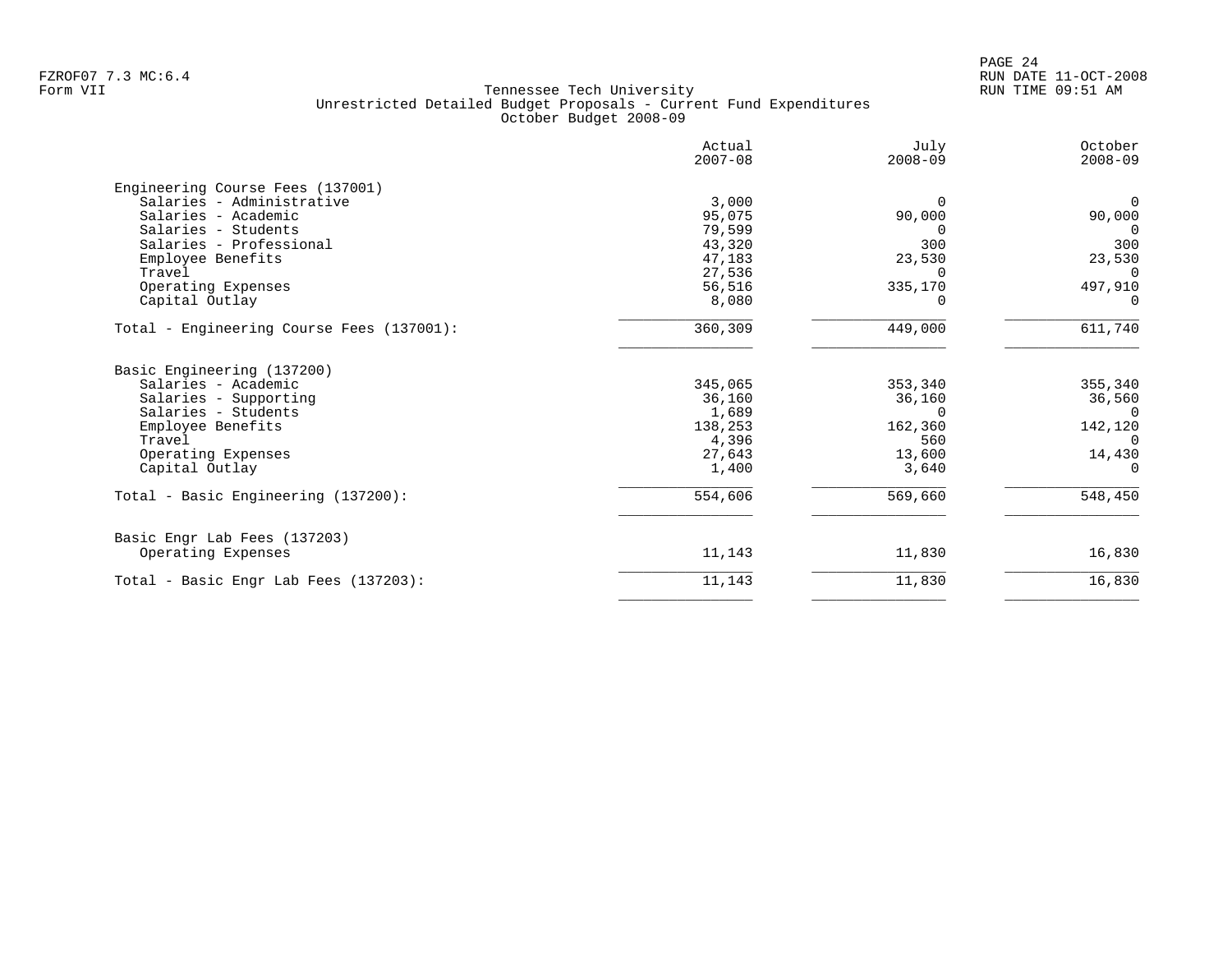Tennessee Tech University
Unrestricted Detailed Budget Proposals - Current Fund Expenditures
October Budget 2008-09

Form VII

| | Actual 2007-08 | July 2008-09 | October 2008-09 |
|---|---|---|---|
| **Engineering Course Fees (137001)** | | | |
| Salaries - Administrative | 3,000 | 0 | 0 |
| Salaries - Academic | 95,075 | 90,000 | 90,000 |
| Salaries - Students | 79,599 | 0 | 0 |
| Salaries - Professional | 43,320 | 300 | 300 |
| Employee Benefits | 47,183 | 23,530 | 23,530 |
| Travel | 27,536 | 0 | 0 |
| Operating Expenses | 56,516 | 335,170 | 497,910 |
| Capital Outlay | 8,080 | 0 | 0 |
| Total - Engineering Course Fees (137001): | 360,309 | 449,000 | 611,740 |
| **Basic Engineering (137200)** | | | |
| Salaries - Academic | 345,065 | 353,340 | 355,340 |
| Salaries - Supporting | 36,160 | 36,160 | 36,560 |
| Salaries - Students | 1,689 | 0 | 0 |
| Employee Benefits | 138,253 | 162,360 | 142,120 |
| Travel | 4,396 | 560 | 0 |
| Operating Expenses | 27,643 | 13,600 | 14,430 |
| Capital Outlay | 1,400 | 3,640 | 0 |
| Total - Basic Engineering (137200): | 554,606 | 569,660 | 548,450 |
| **Basic Engr Lab Fees (137203)** | | | |
| Operating Expenses | 11,143 | 11,830 | 16,830 |
| Total - Basic Engr Lab Fees (137203): | 11,143 | 11,830 | 16,830 |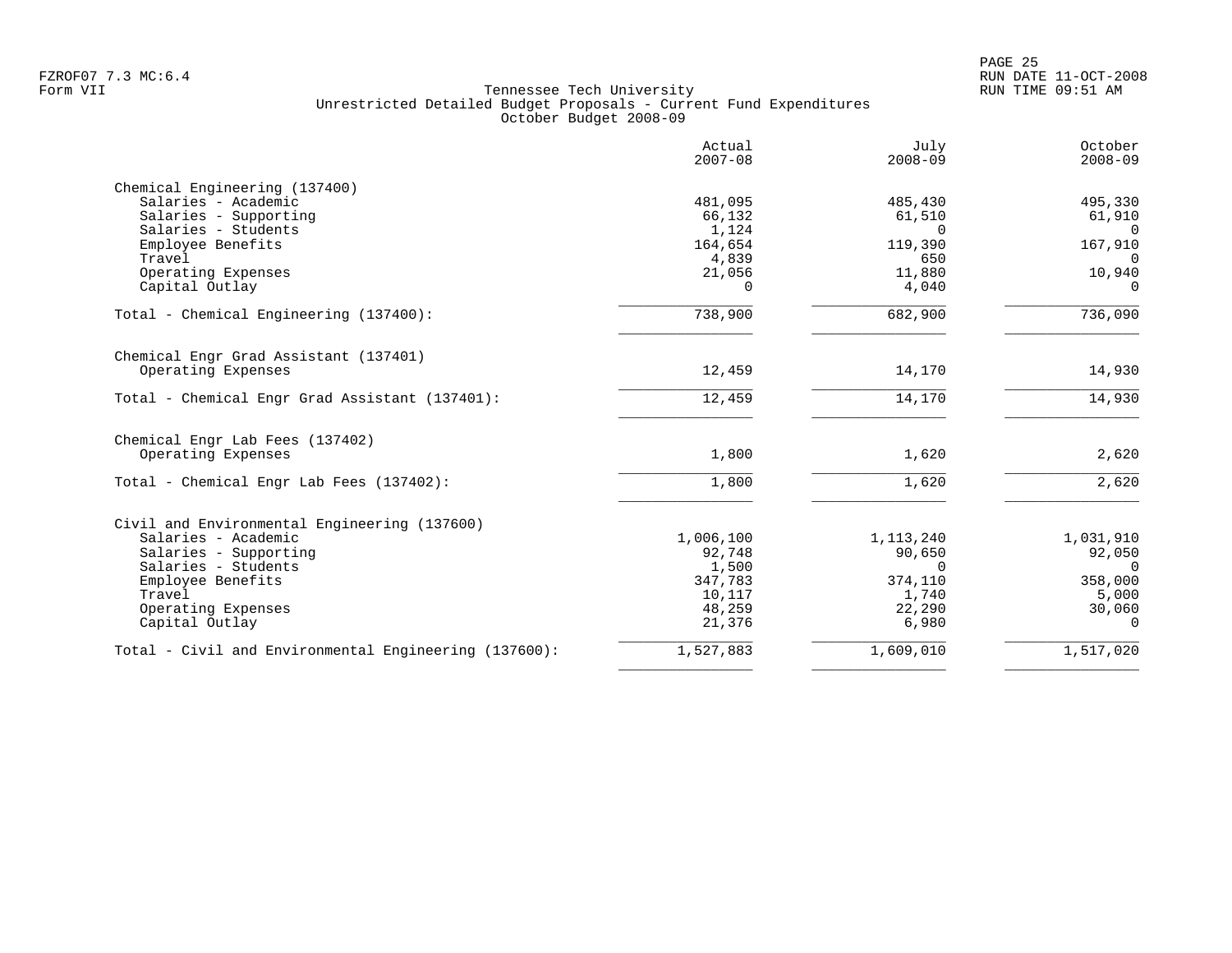Tennessee Tech University
Unrestricted Detailed Budget Proposals - Current Fund Expenditures
October Budget 2008-09

| | Actual 2007-08 | July 2008-09 | October 2008-09 |
|---|---|---|---|
| **Chemical Engineering (137400)** | | | |
| Salaries - Academic | 481,095 | 485,430 | 495,330 |
| Salaries - Supporting | 66,132 | 61,510 | 61,910 |
| Salaries - Students | 1,124 | 0 | 0 |
| Employee Benefits | 164,654 | 119,390 | 167,910 |
| Travel | 4,839 | 650 | 0 |
| Operating Expenses | 21,056 | 11,880 | 10,940 |
| Capital Outlay | 0 | 4,040 | 0 |
| Total - Chemical Engineering (137400): | 738,900 | 682,900 | 736,090 |
| **Chemical Engr Grad Assistant (137401)** | | | |
| Operating Expenses | 12,459 | 14,170 | 14,930 |
| Total - Chemical Engr Grad Assistant (137401): | 12,459 | 14,170 | 14,930 |
| **Chemical Engr Lab Fees (137402)** | | | |
| Operating Expenses | 1,800 | 1,620 | 2,620 |
| Total - Chemical Engr Lab Fees (137402): | 1,800 | 1,620 | 2,620 |
| **Civil and Environmental Engineering (137600)** | | | |
| Salaries - Academic | 1,006,100 | 1,113,240 | 1,031,910 |
| Salaries - Supporting | 92,748 | 90,650 | 92,050 |
| Salaries - Students | 1,500 | 0 | 0 |
| Employee Benefits | 347,783 | 374,110 | 358,000 |
| Travel | 10,117 | 1,740 | 5,000 |
| Operating Expenses | 48,259 | 22,290 | 30,060 |
| Capital Outlay | 21,376 | 6,980 | 0 |
| Total - Civil and Environmental Engineering (137600): | 1,527,883 | 1,609,010 | 1,517,020 |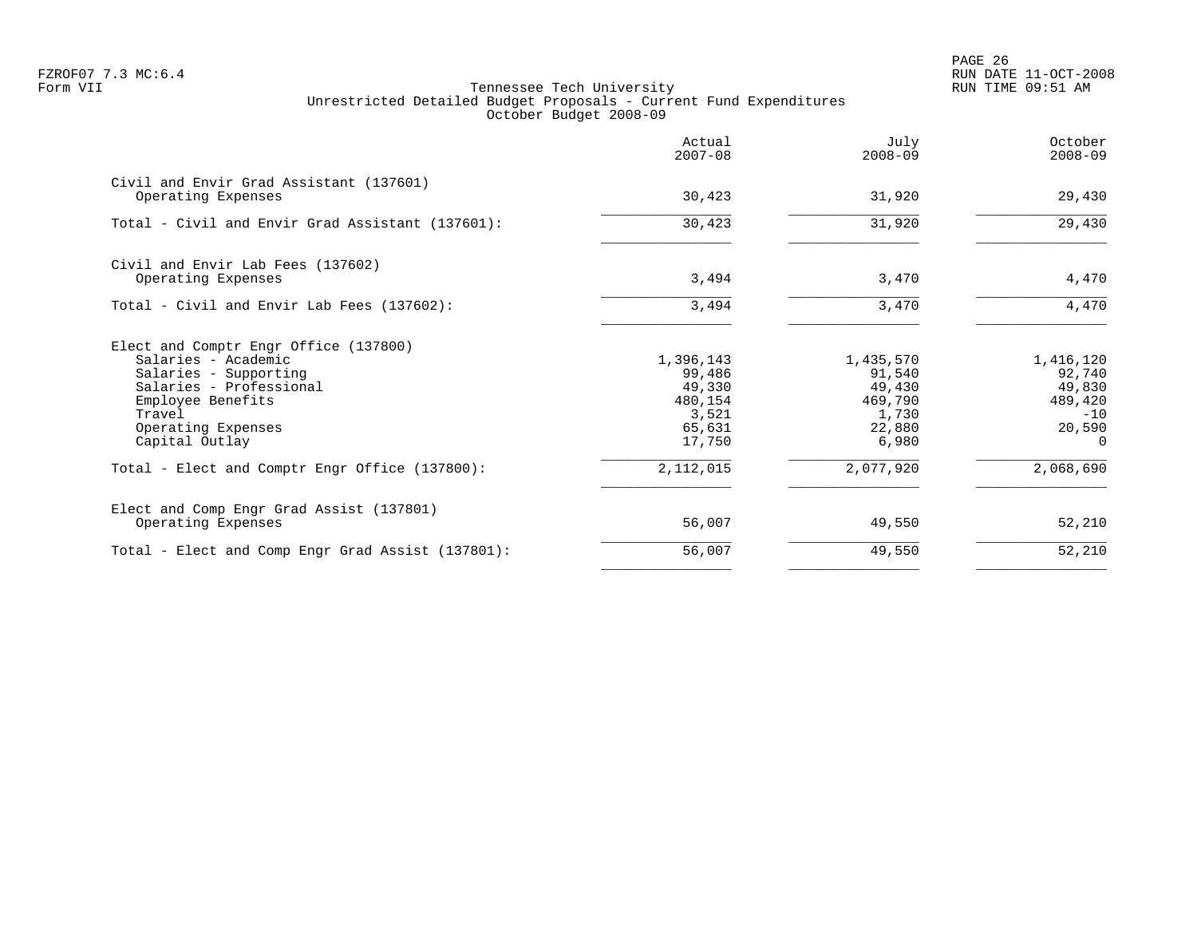Tennessee Tech University
Unrestricted Detailed Budget Proposals - Current Fund Expenditures
October Budget 2008-09

| | Actual 2007-08 | July 2008-09 | October 2008-09 |
|---|---|---|---|
| **Civil and Envir Grad Assistant (137601)** | | | |
| Operating Expenses | 30,423 | 31,920 | 29,430 |
| Total - Civil and Envir Grad Assistant (137601): | 30,423 | 31,920 | 29,430 |
| **Civil and Envir Lab Fees (137602)** | | | |
| Operating Expenses | 3,494 | 3,470 | 4,470 |
| Total - Civil and Envir Lab Fees (137602): | 3,494 | 3,470 | 4,470 |
| **Elect and Comptr Engr Office (137800)** | | | |
| Salaries - Academic | 1,396,143 | 1,435,570 | 1,416,120 |
| Salaries - Supporting | 99,486 | 91,540 | 92,740 |
| Salaries - Professional | 49,330 | 49,430 | 49,830 |
| Employee Benefits | 480,154 | 469,790 | 489,420 |
| Travel | 3,521 | 1,730 | -10 |
| Operating Expenses | 65,631 | 22,880 | 20,590 |
| Capital Outlay | 17,750 | 6,980 | 0 |
| Total - Elect and Comptr Engr Office (137800): | 2,112,015 | 2,077,920 | 2,068,690 |
| **Elect and Comp Engr Grad Assist (137801)** | | | |
| Operating Expenses | 56,007 | 49,550 | 52,210 |
| Total - Elect and Comp Engr Grad Assist (137801): | 56,007 | 49,550 | 52,210 |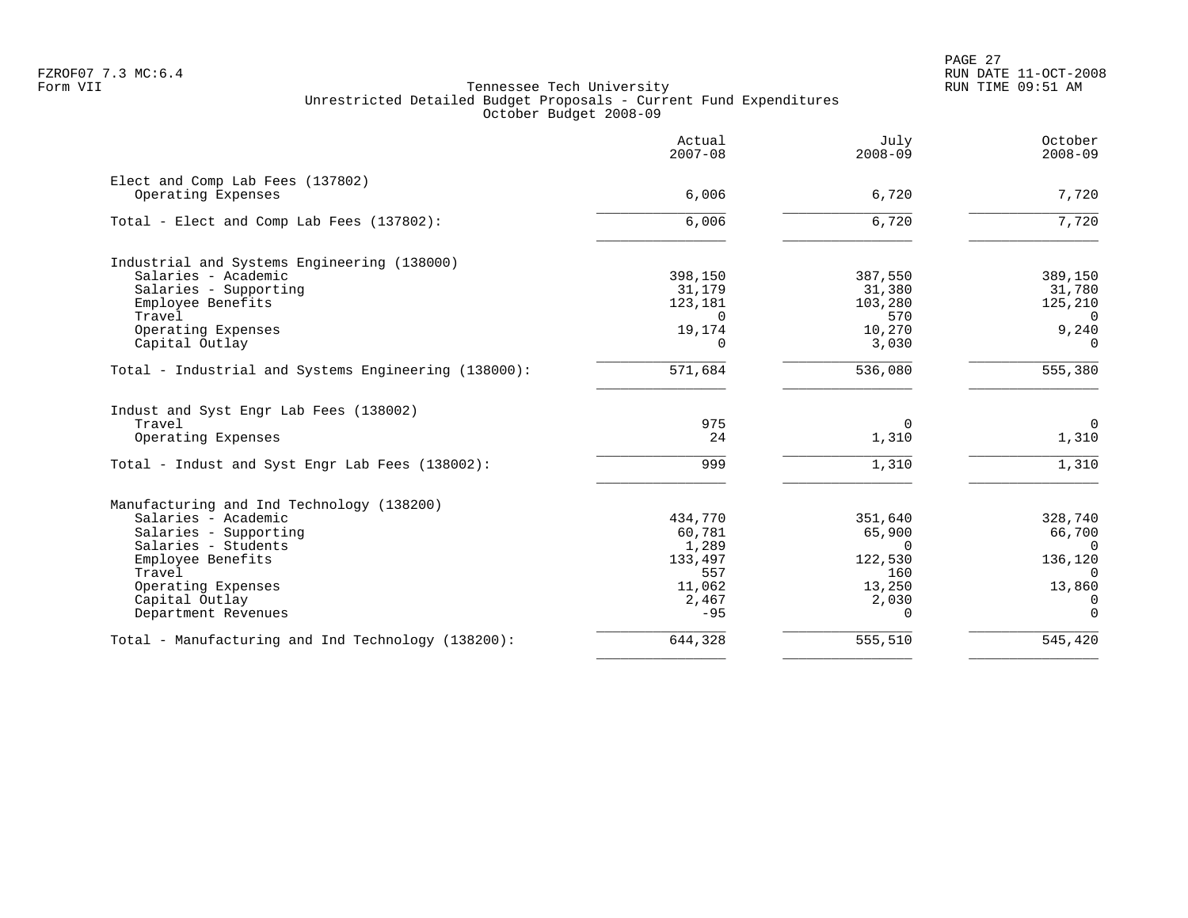Tennessee Tech University
Unrestricted Detailed Budget Proposals - Current Fund Expenditures
October Budget 2008-09

| | Actual 2007-08 | July 2008-09 | October 2008-09 |
|---|---|---|---|
| **Elect and Comp Lab Fees (137802)** | | | |
| Operating Expenses | 6,006 | 6,720 | 7,720 |
| Total - Elect and Comp Lab Fees (137802): | 6,006 | 6,720 | 7,720 |
| **Industrial and Systems Engineering (138000)** | | | |
| Salaries - Academic | 398,150 | 387,550 | 389,150 |
| Salaries - Supporting | 31,179 | 31,380 | 31,780 |
| Employee Benefits | 123,181 | 103,280 | 125,210 |
| Travel | 0 | 570 | 0 |
| Operating Expenses | 19,174 | 10,270 | 9,240 |
| Capital Outlay | 0 | 3,030 | 0 |
| Total - Industrial and Systems Engineering (138000): | 571,684 | 536,080 | 555,380 |
| **Indust and Syst Engr Lab Fees (138002)** | | | |
| Travel | 975 | 0 | 0 |
| Operating Expenses | 24 | 1,310 | 1,310 |
| Total - Indust and Syst Engr Lab Fees (138002): | 999 | 1,310 | 1,310 |
| **Manufacturing and Ind Technology (138200)** | | | |
| Salaries - Academic | 434,770 | 351,640 | 328,740 |
| Salaries - Supporting | 60,781 | 65,900 | 66,700 |
| Salaries - Students | 1,289 | 0 | 0 |
| Employee Benefits | 133,497 | 122,530 | 136,120 |
| Travel | 557 | 160 | 0 |
| Operating Expenses | 11,062 | 13,250 | 13,860 |
| Capital Outlay | 2,467 | 2,030 | 0 |
| Department Revenues | -95 | 0 | 0 |
| Total - Manufacturing and Ind Technology (138200): | 644,328 | 555,510 | 545,420 |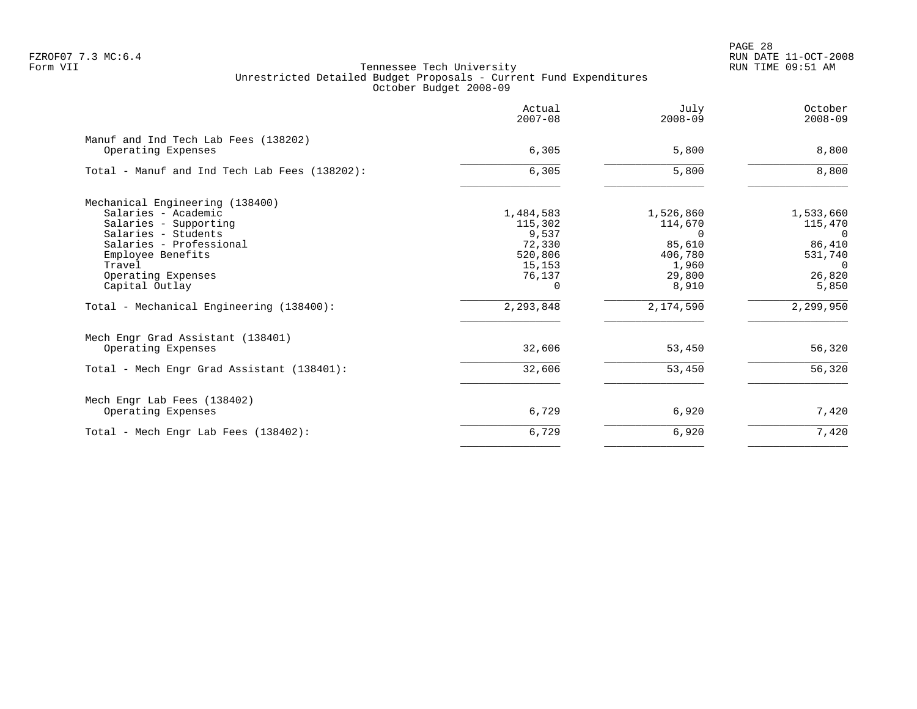Tennessee Tech University
Unrestricted Detailed Budget Proposals - Current Fund Expenditures
October Budget 2008-09

| | Actual 2007-08 | July 2008-09 | October 2008-09 |
|---|---|---|---|
| **Manuf and Ind Tech Lab Fees (138202)** | | | |
| Operating Expenses | 6,305 | 5,800 | 8,800 |
| Total - Manuf and Ind Tech Lab Fees (138202): | 6,305 | 5,800 | 8,800 |
| **Mechanical Engineering (138400)** | | | |
| Salaries - Academic | 1,484,583 | 1,526,860 | 1,533,660 |
| Salaries - Supporting | 115,302 | 114,670 | 115,470 |
| Salaries - Students | 9,537 | 0 | 0 |
| Salaries - Professional | 72,330 | 85,610 | 86,410 |
| Employee Benefits | 520,806 | 406,780 | 531,740 |
| Travel | 15,153 | 1,960 | 0 |
| Operating Expenses | 76,137 | 29,800 | 26,820 |
| Capital Outlay | 0 | 8,910 | 5,850 |
| Total - Mechanical Engineering (138400): | 2,293,848 | 2,174,590 | 2,299,950 |
| **Mech Engr Grad Assistant (138401)** | | | |
| Operating Expenses | 32,606 | 53,450 | 56,320 |
| Total - Mech Engr Grad Assistant (138401): | 32,606 | 53,450 | 56,320 |
| **Mech Engr Lab Fees (138402)** | | | |
| Operating Expenses | 6,729 | 6,920 | 7,420 |
| Total - Mech Engr Lab Fees (138402): | 6,729 | 6,920 | 7,420 |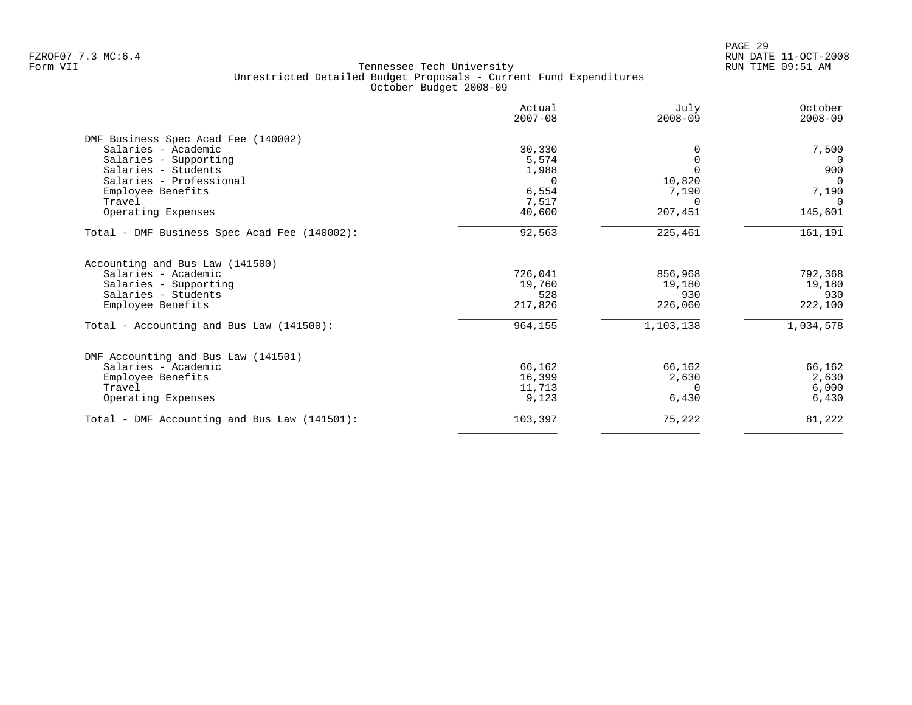FZROF07 7.3 MC:6.4
Form VII

Tennessee Tech University
Unrestricted Detailed Budget Proposals - Current Fund Expenditures
October Budget 2008-09

RUN DATE 11-OCT-2008
RUN TIME 09:51 AM

| | Actual 2007-08 | July 2008-09 | October 2008-09 |
|---|---|---|---|
| **DMF Business Spec Acad Fee (140002)** | | | |
| Salaries - Academic | 30,330 | 0 | 7,500 |
| Salaries - Supporting | 5,574 | 0 | 0 |
| Salaries - Students | 1,988 | 0 | 900 |
| Salaries - Professional | 0 | 10,820 | 0 |
| Employee Benefits | 6,554 | 7,190 | 7,190 |
| Travel | 7,517 | 0 | 0 |
| Operating Expenses | 40,600 | 207,451 | 145,601 |
| Total - DMF Business Spec Acad Fee (140002): | 92,563 | 225,461 | 161,191 |
| **Accounting and Bus Law (141500)** | | | |
| Salaries - Academic | 726,041 | 856,968 | 792,368 |
| Salaries - Supporting | 19,760 | 19,180 | 19,180 |
| Salaries - Students | 528 | 930 | 930 |
| Employee Benefits | 217,826 | 226,060 | 222,100 |
| Total - Accounting and Bus Law (141500): | 964,155 | 1,103,138 | 1,034,578 |
| **DMF Accounting and Bus Law (141501)** | | | |
| Salaries - Academic | 66,162 | 66,162 | 66,162 |
| Employee Benefits | 16,399 | 2,630 | 2,630 |
| Travel | 11,713 | 0 | 6,000 |
| Operating Expenses | 9,123 | 6,430 | 6,430 |
| Total - DMF Accounting and Bus Law (141501): | 103,397 | 75,222 | 81,222 |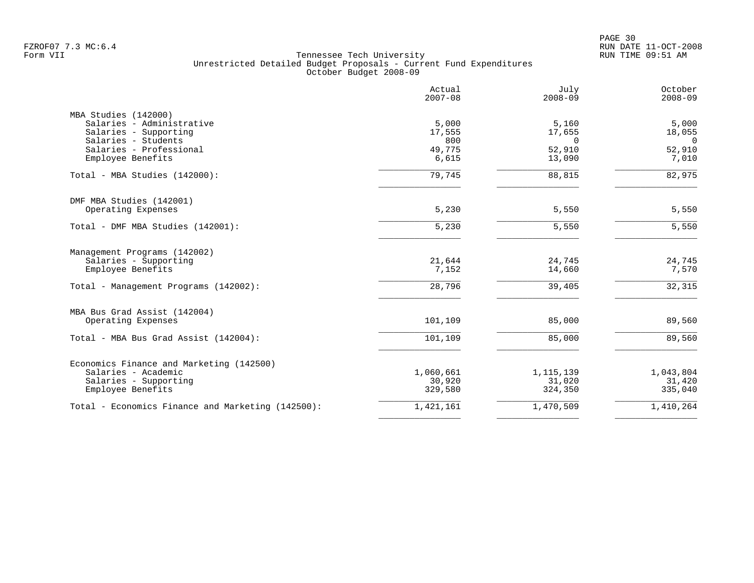Tennessee Tech University
Unrestricted Detailed Budget Proposals - Current Fund Expenditures
October Budget 2008-09

| | Actual 2007-08 | July 2008-09 | October 2008-09 |
|---|---|---|---|
| **MBA Studies (142000)** | | | |
| Salaries - Administrative | 5,000 | 5,160 | 5,000 |
| Salaries - Supporting | 17,555 | 17,655 | 18,055 |
| Salaries - Students | 800 | 0 | 0 |
| Salaries - Professional | 49,775 | 52,910 | 52,910 |
| Employee Benefits | 6,615 | 13,090 | 7,010 |
| Total - MBA Studies (142000): | 79,745 | 88,815 | 82,975 |
| **DMF MBA Studies (142001)** | | | |
| Operating Expenses | 5,230 | 5,550 | 5,550 |
| Total - DMF MBA Studies (142001): | 5,230 | 5,550 | 5,550 |
| **Management Programs (142002)** | | | |
| Salaries - Supporting | 21,644 | 24,745 | 24,745 |
| Employee Benefits | 7,152 | 14,660 | 7,570 |
| Total - Management Programs (142002): | 28,796 | 39,405 | 32,315 |
| **MBA Bus Grad Assist (142004)** | | | |
| Operating Expenses | 101,109 | 85,000 | 89,560 |
| Total - MBA Bus Grad Assist (142004): | 101,109 | 85,000 | 89,560 |
| **Economics Finance and Marketing (142500)** | | | |
| Salaries - Academic | 1,060,661 | 1,115,139 | 1,043,804 |
| Salaries - Supporting | 30,920 | 31,020 | 31,420 |
| Employee Benefits | 329,580 | 324,350 | 335,040 |
| Total - Economics Finance and Marketing (142500): | 1,421,161 | 1,470,509 | 1,410,264 |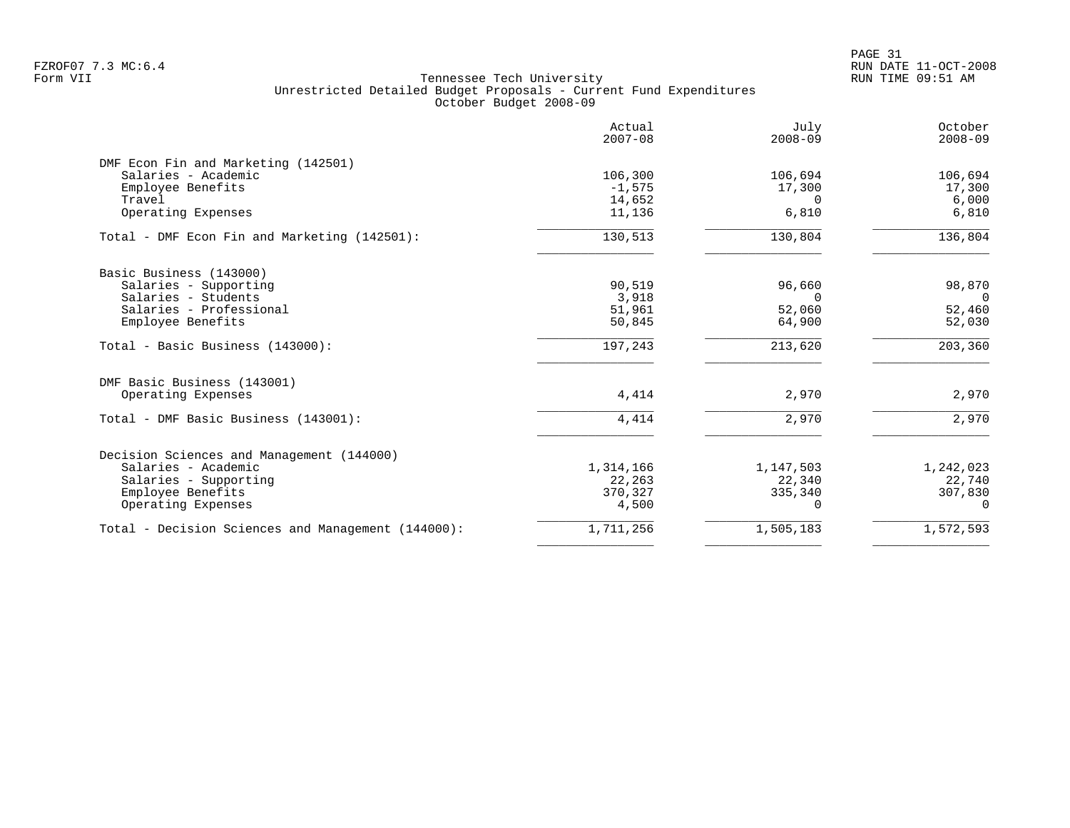# Tennessee Tech University

## Unrestricted Detailed Budget Proposals - Current Fund Expenditures
### October Budget 2008-09

FZROF07 7.3 MC:6.4
Form VII

RUN DATE 11-OCT-2008
RUN TIME 09:51 AM

| | Actual 2007-08 | July 2008-09 | October 2008-09 |
|---|---:|---:|---:|
| **DMF Econ Fin and Marketing (142501)** | | | |
| Salaries - Academic | 106,300 | 106,694 | 106,694 |
| Employee Benefits | -1,575 | 17,300 | 17,300 |
| Travel | 14,652 | 0 | 6,000 |
| Operating Expenses | 11,136 | 6,810 | 6,810 |
| Total - DMF Econ Fin and Marketing (142501): | 130,513 | 130,804 | 136,804 |
| **Basic Business (143000)** | | | |
| Salaries - Supporting | 90,519 | 96,660 | 98,870 |
| Salaries - Students | 3,918 | 0 | 0 |
| Salaries - Professional | 51,961 | 52,060 | 52,460 |
| Employee Benefits | 50,845 | 64,900 | 52,030 |
| Total - Basic Business (143000): | 197,243 | 213,620 | 203,360 |
| **DMF Basic Business (143001)** | | | |
| Operating Expenses | 4,414 | 2,970 | 2,970 |
| Total - DMF Basic Business (143001): | 4,414 | 2,970 | 2,970 |
| **Decision Sciences and Management (144000)** | | | |
| Salaries - Academic | 1,314,166 | 1,147,503 | 1,242,023 |
| Salaries - Supporting | 22,263 | 22,340 | 22,740 |
| Employee Benefits | 370,327 | 335,340 | 307,830 |
| Operating Expenses | 4,500 | 0 | 0 |
| Total - Decision Sciences and Management (144000): | 1,711,256 | 1,505,183 | 1,572,593 |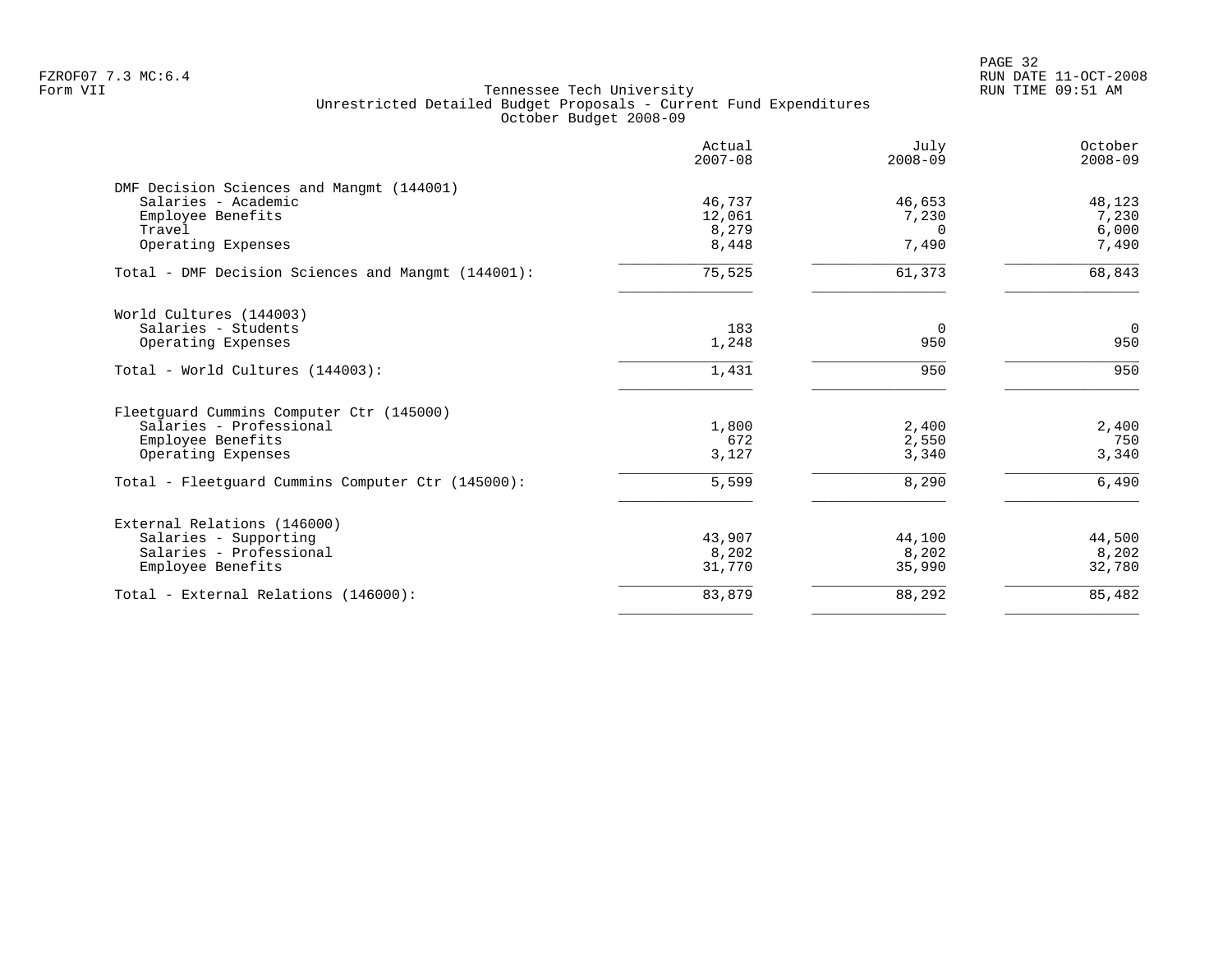Tennessee Tech University
Unrestricted Detailed Budget Proposals - Current Fund Expenditures
October Budget 2008-09

Form VII

| | Actual 2007-08 | July 2008-09 | October 2008-09 |
|---|---:|---:|---:|
| **DMF Decision Sciences and Mangmt (144001)** | | | |
| Salaries - Academic | 46,737 | 46,653 | 48,123 |
| Employee Benefits | 12,061 | 7,230 | 7,230 |
| Travel | 8,279 | 0 | 6,000 |
| Operating Expenses | 8,448 | 7,490 | 7,490 |
| Total - DMF Decision Sciences and Mangmt (144001): | 75,525 | 61,373 | 68,843 |
| **World Cultures (144003)** | | | |
| Salaries - Students | 183 | 0 | 0 |
| Operating Expenses | 1,248 | 950 | 950 |
| Total - World Cultures (144003): | 1,431 | 950 | 950 |
| **Fleetguard Cummins Computer Ctr (145000)** | | | |
| Salaries - Professional | 1,800 | 2,400 | 2,400 |
| Employee Benefits | 672 | 2,550 | 750 |
| Operating Expenses | 3,127 | 3,340 | 3,340 |
| Total - Fleetguard Cummins Computer Ctr (145000): | 5,599 | 8,290 | 6,490 |
| **External Relations (146000)** | | | |
| Salaries - Supporting | 43,907 | 44,100 | 44,500 |
| Salaries - Professional | 8,202 | 8,202 | 8,202 |
| Employee Benefits | 31,770 | 35,990 | 32,780 |
| Total - External Relations (146000): | 83,879 | 88,292 | 85,482 |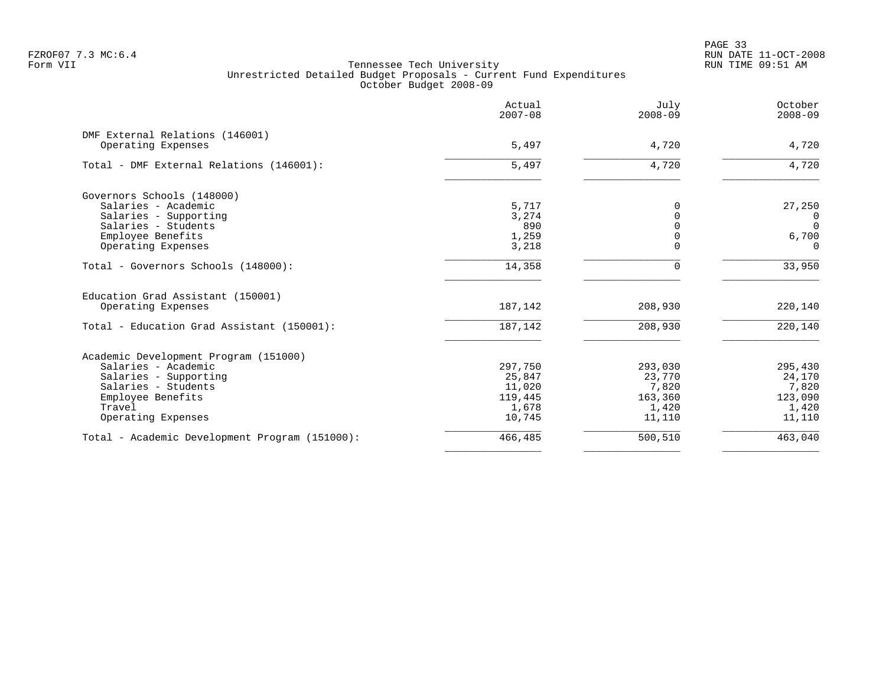Tennessee Tech University
Unrestricted Detailed Budget Proposals - Current Fund Expenditures
October Budget 2008-09

| | Actual 2007-08 | July 2008-09 | October 2008-09 |
|---|---|---|---|
| **DMF External Relations (146001)** | | | |
| Operating Expenses | 5,497 | 4,720 | 4,720 |
| Total - DMF External Relations (146001): | 5,497 | 4,720 | 4,720 |
| **Governors Schools (148000)** | | | |
| Salaries - Academic | 5,717 | 0 | 27,250 |
| Salaries - Supporting | 3,274 | 0 | 0 |
| Salaries - Students | 890 | 0 | 0 |
| Employee Benefits | 1,259 | 0 | 6,700 |
| Operating Expenses | 3,218 | 0 | 0 |
| Total - Governors Schools (148000): | 14,358 | 0 | 33,950 |
| **Education Grad Assistant (150001)** | | | |
| Operating Expenses | 187,142 | 208,930 | 220,140 |
| Total - Education Grad Assistant (150001): | 187,142 | 208,930 | 220,140 |
| **Academic Development Program (151000)** | | | |
| Salaries - Academic | 297,750 | 293,030 | 295,430 |
| Salaries - Supporting | 25,847 | 23,770 | 24,170 |
| Salaries - Students | 11,020 | 7,820 | 7,820 |
| Employee Benefits | 119,445 | 163,360 | 123,090 |
| Travel | 1,678 | 1,420 | 1,420 |
| Operating Expenses | 10,745 | 11,110 | 11,110 |
| Total - Academic Development Program (151000): | 466,485 | 500,510 | 463,040 |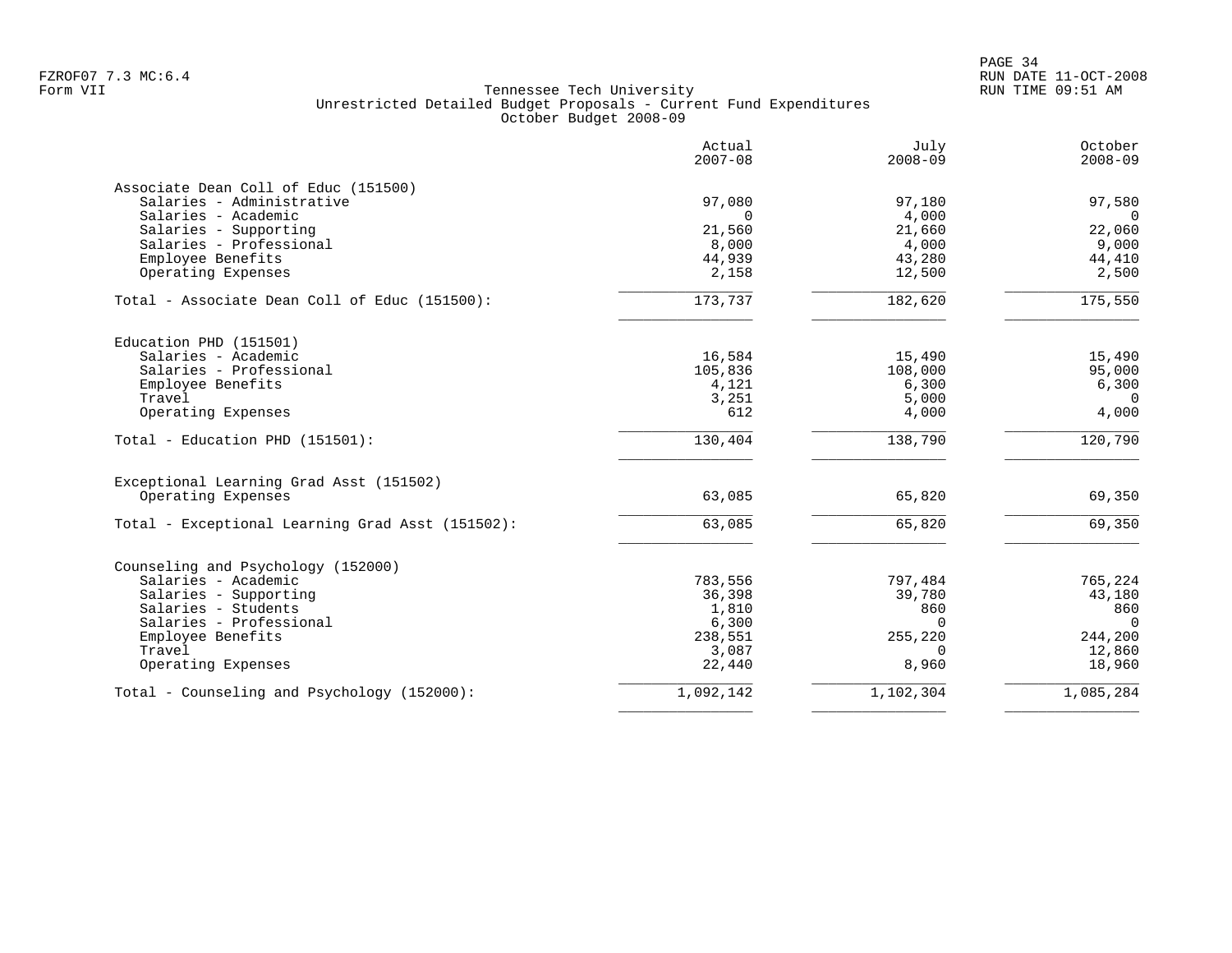Tennessee Tech University
Unrestricted Detailed Budget Proposals - Current Fund Expenditures
October Budget 2008-09

| | Actual 2007-08 | July 2008-09 | October 2008-09 |
|---|---|---|---|
| **Associate Dean Coll of Educ (151500)** | | | |
| Salaries - Administrative | 97,080 | 97,180 | 97,580 |
| Salaries - Academic | 0 | 4,000 | 0 |
| Salaries - Supporting | 21,560 | 21,660 | 22,060 |
| Salaries - Professional | 8,000 | 4,000 | 9,000 |
| Employee Benefits | 44,939 | 43,280 | 44,410 |
| Operating Expenses | 2,158 | 12,500 | 2,500 |
| Total - Associate Dean Coll of Educ (151500): | 173,737 | 182,620 | 175,550 |
| **Education PHD (151501)** | | | |
| Salaries - Academic | 16,584 | 15,490 | 15,490 |
| Salaries - Professional | 105,836 | 108,000 | 95,000 |
| Employee Benefits | 4,121 | 6,300 | 6,300 |
| Travel | 3,251 | 5,000 | 0 |
| Operating Expenses | 612 | 4,000 | 4,000 |
| Total - Education PHD (151501): | 130,404 | 138,790 | 120,790 |
| **Exceptional Learning Grad Asst (151502)** | | | |
| Operating Expenses | 63,085 | 65,820 | 69,350 |
| Total - Exceptional Learning Grad Asst (151502): | 63,085 | 65,820 | 69,350 |
| **Counseling and Psychology (152000)** | | | |
| Salaries - Academic | 783,556 | 797,484 | 765,224 |
| Salaries - Supporting | 36,398 | 39,780 | 43,180 |
| Salaries - Students | 1,810 | 860 | 860 |
| Salaries - Professional | 6,300 | 0 | 0 |
| Employee Benefits | 238,551 | 255,220 | 244,200 |
| Travel | 3,087 | 0 | 12,860 |
| Operating Expenses | 22,440 | 8,960 | 18,960 |
| Total - Counseling and Psychology (152000): | 1,092,142 | 1,102,304 | 1,085,284 |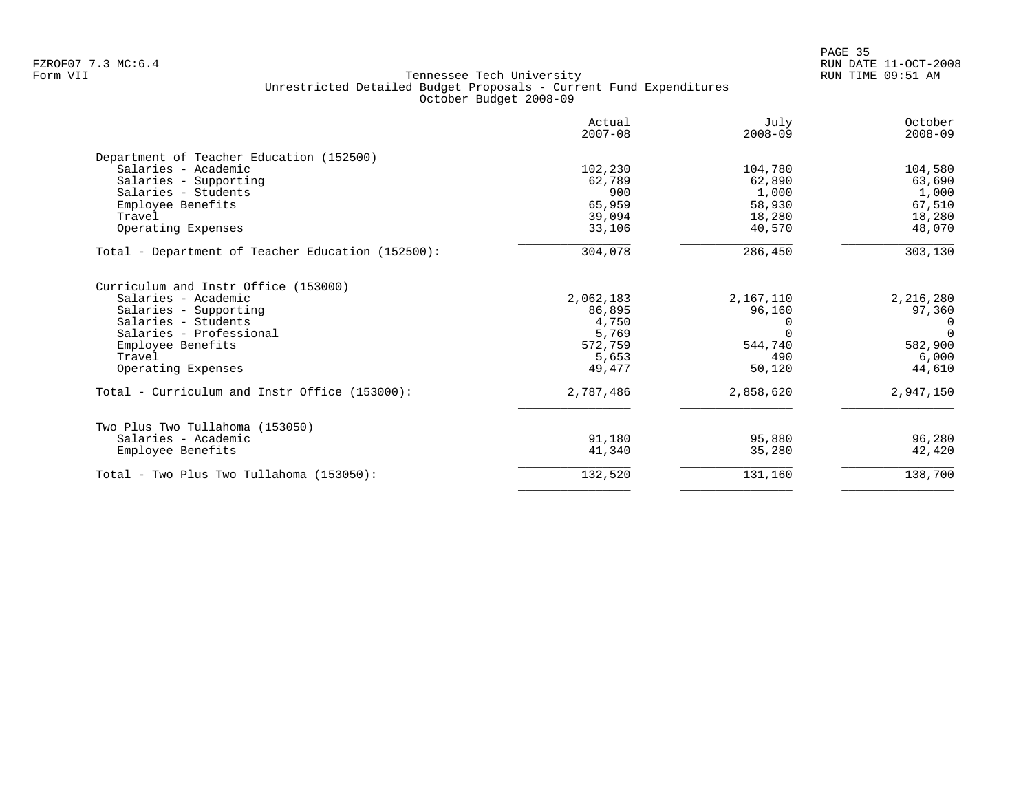Tennessee Tech University
Unrestricted Detailed Budget Proposals - Current Fund Expenditures
October Budget 2008-09

| | Actual 2007-08 | July 2008-09 | October 2008-09 |
|---|---|---|---|
| **Department of Teacher Education (152500)** | | | |
| Salaries - Academic | 102,230 | 104,780 | 104,580 |
| Salaries - Supporting | 62,789 | 62,890 | 63,690 |
| Salaries - Students | 900 | 1,000 | 1,000 |
| Employee Benefits | 65,959 | 58,930 | 67,510 |
| Travel | 39,094 | 18,280 | 18,280 |
| Operating Expenses | 33,106 | 40,570 | 48,070 |
| Total - Department of Teacher Education (152500): | 304,078 | 286,450 | 303,130 |
| **Curriculum and Instr Office (153000)** | | | |
| Salaries - Academic | 2,062,183 | 2,167,110 | 2,216,280 |
| Salaries - Supporting | 86,895 | 96,160 | 97,360 |
| Salaries - Students | 4,750 | 0 | 0 |
| Salaries - Professional | 5,769 | 0 | 0 |
| Employee Benefits | 572,759 | 544,740 | 582,900 |
| Travel | 5,653 | 490 | 6,000 |
| Operating Expenses | 49,477 | 50,120 | 44,610 |
| Total - Curriculum and Instr Office (153000): | 2,787,486 | 2,858,620 | 2,947,150 |
| **Two Plus Two Tullahoma (153050)** | | | |
| Salaries - Academic | 91,180 | 95,880 | 96,280 |
| Employee Benefits | 41,340 | 35,280 | 42,420 |
| Total - Two Plus Two Tullahoma (153050): | 132,520 | 131,160 | 138,700 |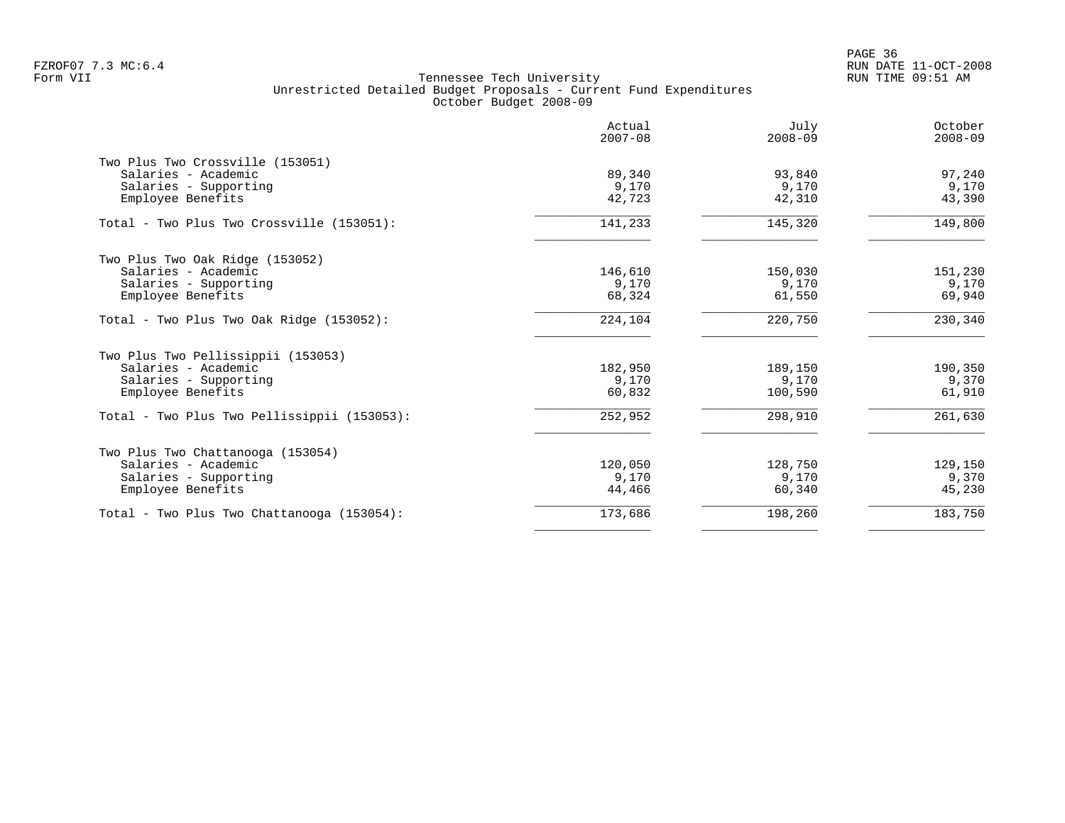Tennessee Tech University
Unrestricted Detailed Budget Proposals - Current Fund Expenditures
October Budget 2008-09

Form VII

| | Actual 2007-08 | July 2008-09 | October 2008-09 |
|---|---|---|---|
| **Two Plus Two Crossville (153051)** | | | |
| Salaries - Academic | 89,340 | 93,840 | 97,240 |
| Salaries - Supporting | 9,170 | 9,170 | 9,170 |
| Employee Benefits | 42,723 | 42,310 | 43,390 |
| Total - Two Plus Two Crossville (153051): | 141,233 | 145,320 | 149,800 |
| **Two Plus Two Oak Ridge (153052)** | | | |
| Salaries - Academic | 146,610 | 150,030 | 151,230 |
| Salaries - Supporting | 9,170 | 9,170 | 9,170 |
| Employee Benefits | 68,324 | 61,550 | 69,940 |
| Total - Two Plus Two Oak Ridge (153052): | 224,104 | 220,750 | 230,340 |
| **Two Plus Two Pellissippii (153053)** | | | |
| Salaries - Academic | 182,950 | 189,150 | 190,350 |
| Salaries - Supporting | 9,170 | 9,170 | 9,370 |
| Employee Benefits | 60,832 | 100,590 | 61,910 |
| Total - Two Plus Two Pellissippii (153053): | 252,952 | 298,910 | 261,630 |
| **Two Plus Two Chattanooga (153054)** | | | |
| Salaries - Academic | 120,050 | 128,750 | 129,150 |
| Salaries - Supporting | 9,170 | 9,170 | 9,370 |
| Employee Benefits | 44,466 | 60,340 | 45,230 |
| Total - Two Plus Two Chattanooga (153054): | 173,686 | 198,260 | 183,750 |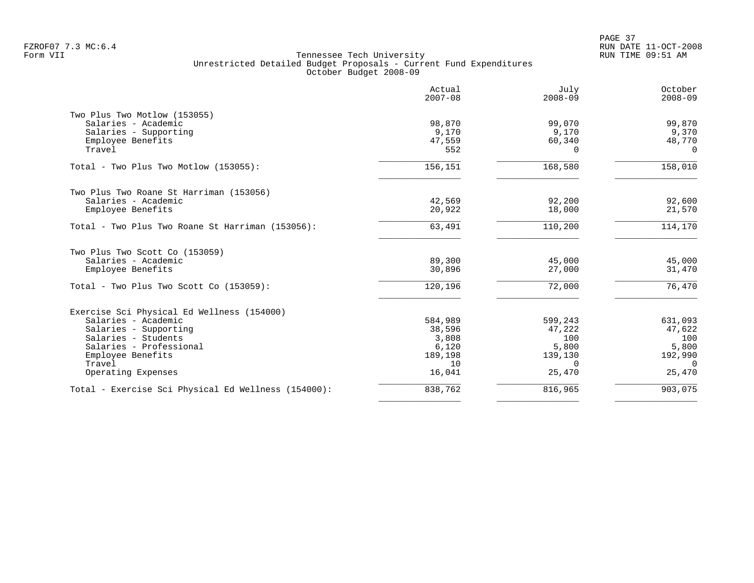Tennessee Tech University
Unrestricted Detailed Budget Proposals - Current Fund Expenditures
October Budget 2008-09

FZROF07 7.3 MC:6.4
Form VII

| | Actual 2007-08 | July 2008-09 | October 2008-09 |
|---|---|---|---|
| **Two Plus Two Motlow (153055)** | | | |
| Salaries - Academic | 98,870 | 99,070 | 99,870 |
| Salaries - Supporting | 9,170 | 9,170 | 9,370 |
| Employee Benefits | 47,559 | 60,340 | 48,770 |
| Travel | 552 | 0 | 0 |
| Total - Two Plus Two Motlow (153055): | 156,151 | 168,580 | 158,010 |
| **Two Plus Two Roane St Harriman (153056)** | | | |
| Salaries - Academic | 42,569 | 92,200 | 92,600 |
| Employee Benefits | 20,922 | 18,000 | 21,570 |
| Total - Two Plus Two Roane St Harriman (153056): | 63,491 | 110,200 | 114,170 |
| **Two Plus Two Scott Co (153059)** | | | |
| Salaries - Academic | 89,300 | 45,000 | 45,000 |
| Employee Benefits | 30,896 | 27,000 | 31,470 |
| Total - Two Plus Two Scott Co (153059): | 120,196 | 72,000 | 76,470 |
| **Exercise Sci Physical Ed Wellness (154000)** | | | |
| Salaries - Academic | 584,989 | 599,243 | 631,093 |
| Salaries - Supporting | 38,596 | 47,222 | 47,622 |
| Salaries - Students | 3,808 | 100 | 100 |
| Salaries - Professional | 6,120 | 5,800 | 5,800 |
| Employee Benefits | 189,198 | 139,130 | 192,990 |
| Travel | 10 | 0 | 0 |
| Operating Expenses | 16,041 | 25,470 | 25,470 |
| Total - Exercise Sci Physical Ed Wellness (154000): | 838,762 | 816,965 | 903,075 |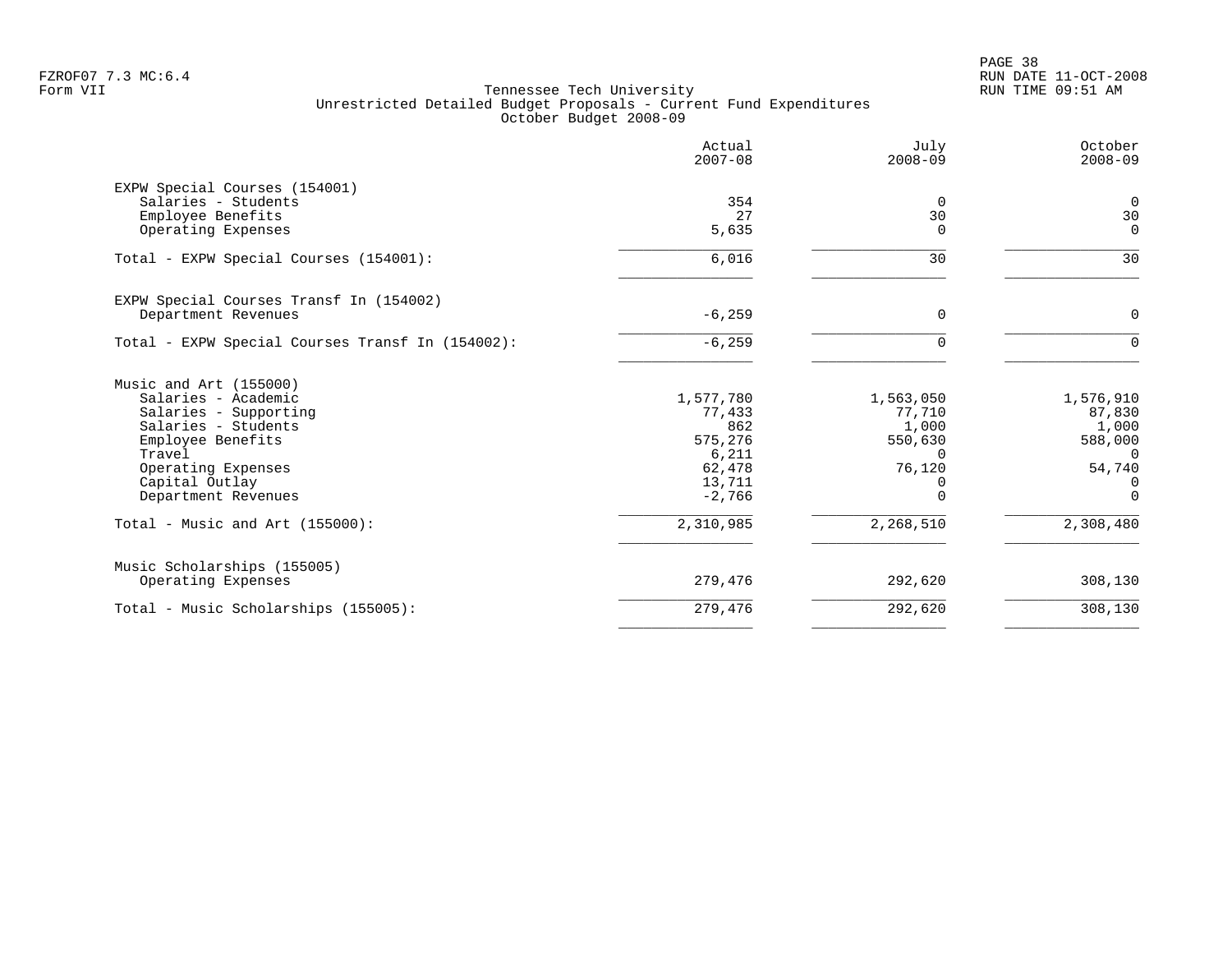FZROF07 7.3 MC:6.4
Form VII

# Tennessee Tech University
## Unrestricted Detailed Budget Proposals - Current Fund Expenditures
### October Budget 2008-09

| | Actual 2007-08 | July 2008-09 | October 2008-09 |
|---|---|---|---|
| **EXPW Special Courses (154001)** | | | |
| Salaries - Students | 354 | 0 | 0 |
| Employee Benefits | 27 | 30 | 30 |
| Operating Expenses | 5,635 | 0 | 0 |
| Total - EXPW Special Courses (154001): | 6,016 | 30 | 30 |
| **EXPW Special Courses Transf In (154002)** | | | |
| Department Revenues | -6,259 | 0 | 0 |
| Total - EXPW Special Courses Transf In (154002): | -6,259 | 0 | 0 |
| **Music and Art (155000)** | | | |
| Salaries - Academic | 1,577,780 | 1,563,050 | 1,576,910 |
| Salaries - Supporting | 77,433 | 77,710 | 87,830 |
| Salaries - Students | 862 | 1,000 | 1,000 |
| Employee Benefits | 575,276 | 550,630 | 588,000 |
| Travel | 6,211 | 0 | 0 |
| Operating Expenses | 62,478 | 76,120 | 54,740 |
| Capital Outlay | 13,711 | 0 | 0 |
| Department Revenues | -2,766 | 0 | 0 |
| Total - Music and Art (155000): | 2,310,985 | 2,268,510 | 2,308,480 |
| **Music Scholarships (155005)** | | | |
| Operating Expenses | 279,476 | 292,620 | 308,130 |
| Total - Music Scholarships (155005): | 279,476 | 292,620 | 308,130 |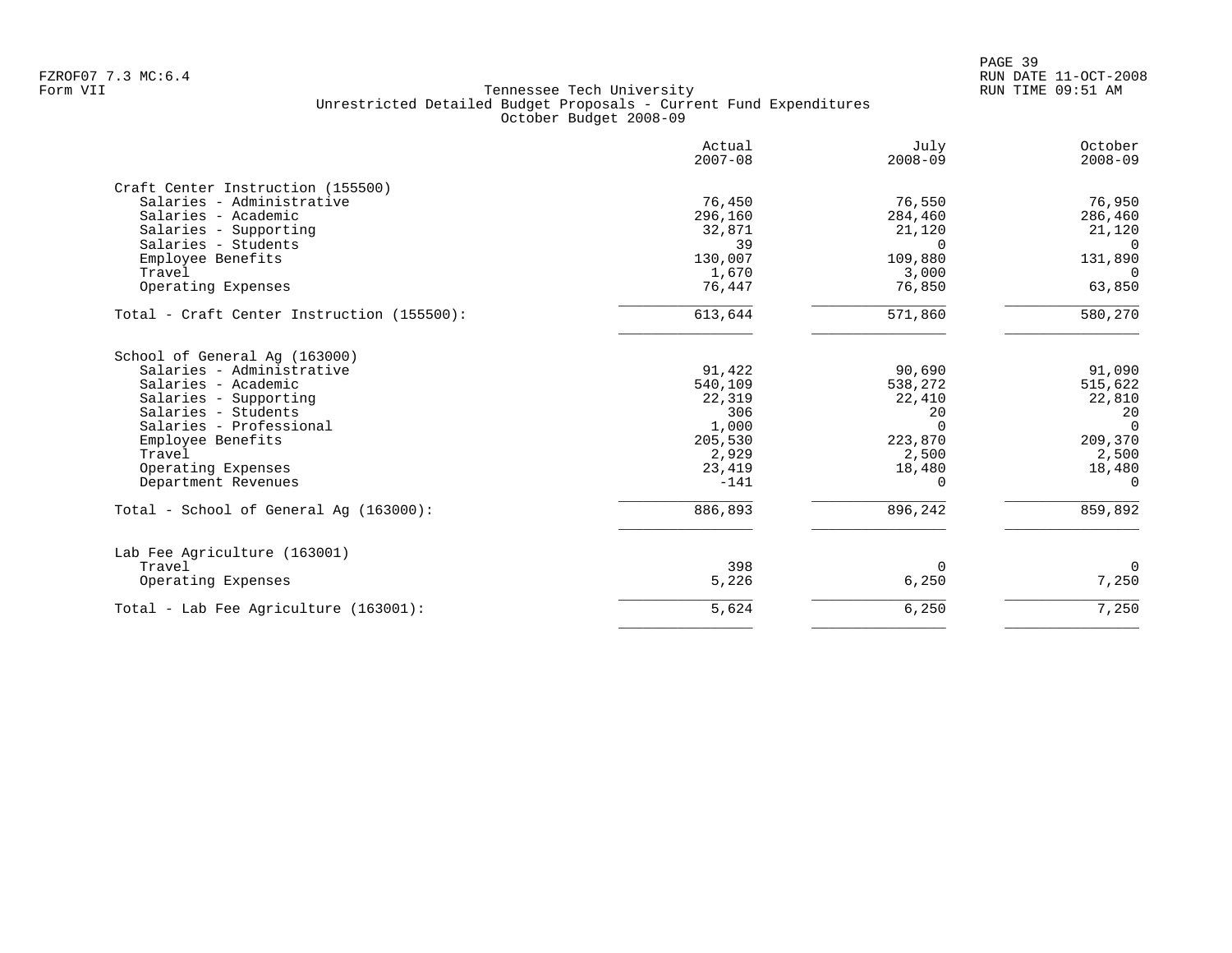Tennessee Tech University
Unrestricted Detailed Budget Proposals - Current Fund Expenditures
October Budget 2008-09

| | Actual 2007-08 | July 2008-09 | October 2008-09 |
|---|---|---|---|
| **Craft Center Instruction (155500)** | | | |
| Salaries - Administrative | 76,450 | 76,550 | 76,950 |
| Salaries - Academic | 296,160 | 284,460 | 286,460 |
| Salaries - Supporting | 32,871 | 21,120 | 21,120 |
| Salaries - Students | 39 | 0 | 0 |
| Employee Benefits | 130,007 | 109,880 | 131,890 |
| Travel | 1,670 | 3,000 | 0 |
| Operating Expenses | 76,447 | 76,850 | 63,850 |
| Total - Craft Center Instruction (155500): | 613,644 | 571,860 | 580,270 |
| **School of General Ag (163000)** | | | |
| Salaries - Administrative | 91,422 | 90,690 | 91,090 |
| Salaries - Academic | 540,109 | 538,272 | 515,622 |
| Salaries - Supporting | 22,319 | 22,410 | 22,810 |
| Salaries - Students | 306 | 20 | 20 |
| Salaries - Professional | 1,000 | 0 | 0 |
| Employee Benefits | 205,530 | 223,870 | 209,370 |
| Travel | 2,929 | 2,500 | 2,500 |
| Operating Expenses | 23,419 | 18,480 | 18,480 |
| Department Revenues | -141 | 0 | 0 |
| Total - School of General Ag (163000): | 886,893 | 896,242 | 859,892 |
| **Lab Fee Agriculture (163001)** | | | |
| Travel | 398 | 0 | 0 |
| Operating Expenses | 5,226 | 6,250 | 7,250 |
| Total - Lab Fee Agriculture (163001): | 5,624 | 6,250 | 7,250 |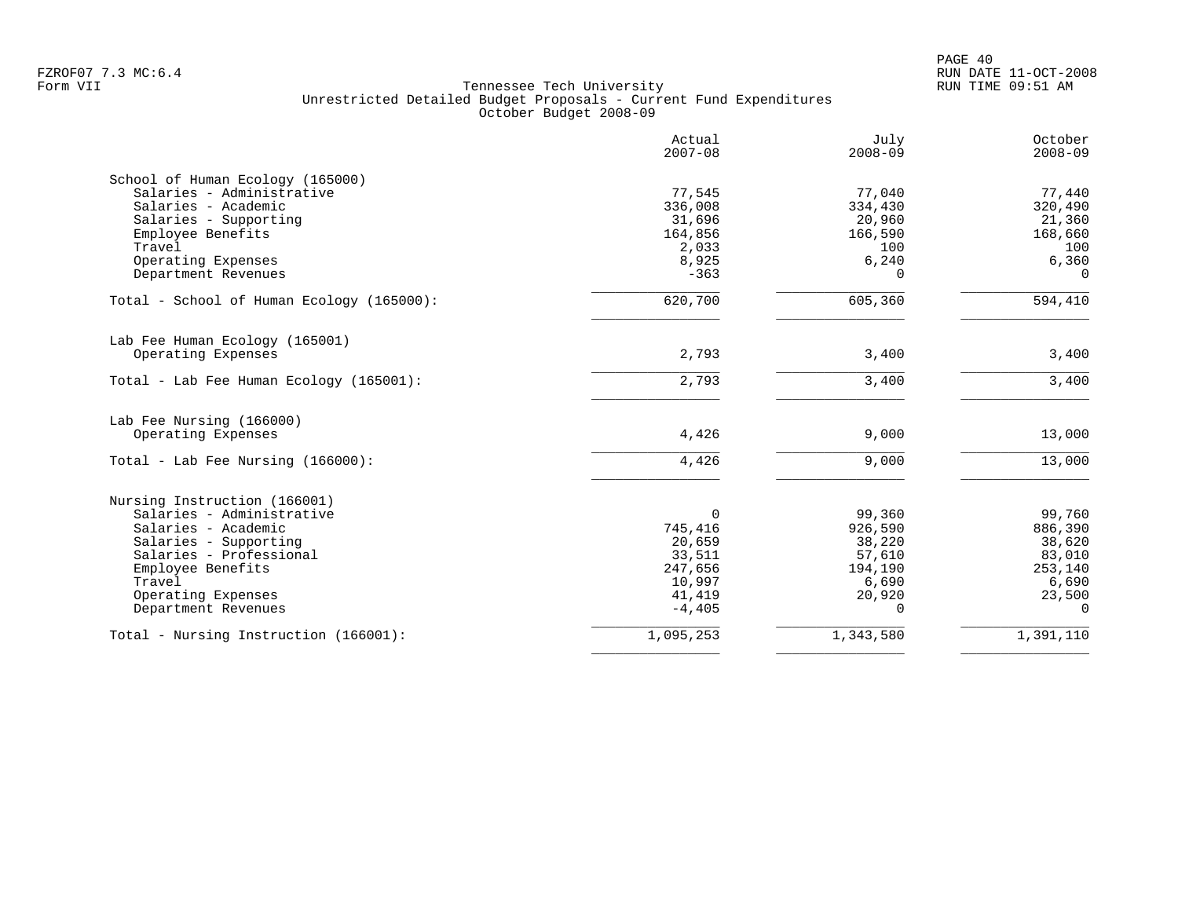Tennessee Tech University
Unrestricted Detailed Budget Proposals - Current Fund Expenditures
October Budget 2008-09

| | Actual 2007-08 | July 2008-09 | October 2008-09 |
|---|---|---|---|
| **School of Human Ecology (165000)** | | | |
| Salaries - Administrative | 77,545 | 77,040 | 77,440 |
| Salaries - Academic | 336,008 | 334,430 | 320,490 |
| Salaries - Supporting | 31,696 | 20,960 | 21,360 |
| Employee Benefits | 164,856 | 166,590 | 168,660 |
| Travel | 2,033 | 100 | 100 |
| Operating Expenses | 8,925 | 6,240 | 6,360 |
| Department Revenues | -363 | 0 | 0 |
| Total - School of Human Ecology (165000): | 620,700 | 605,360 | 594,410 |
| **Lab Fee Human Ecology (165001)** | | | |
| Operating Expenses | 2,793 | 3,400 | 3,400 |
| Total - Lab Fee Human Ecology (165001): | 2,793 | 3,400 | 3,400 |
| **Lab Fee Nursing (166000)** | | | |
| Operating Expenses | 4,426 | 9,000 | 13,000 |
| Total - Lab Fee Nursing (166000): | 4,426 | 9,000 | 13,000 |
| **Nursing Instruction (166001)** | | | |
| Salaries - Administrative | 0 | 99,360 | 99,760 |
| Salaries - Academic | 745,416 | 926,590 | 886,390 |
| Salaries - Supporting | 20,659 | 38,220 | 38,620 |
| Salaries - Professional | 33,511 | 57,610 | 83,010 |
| Employee Benefits | 247,656 | 194,190 | 253,140 |
| Travel | 10,997 | 6,690 | 6,690 |
| Operating Expenses | 41,419 | 20,920 | 23,500 |
| Department Revenues | -4,405 | 0 | 0 |
| Total - Nursing Instruction (166001): | 1,095,253 | 1,343,580 | 1,391,110 |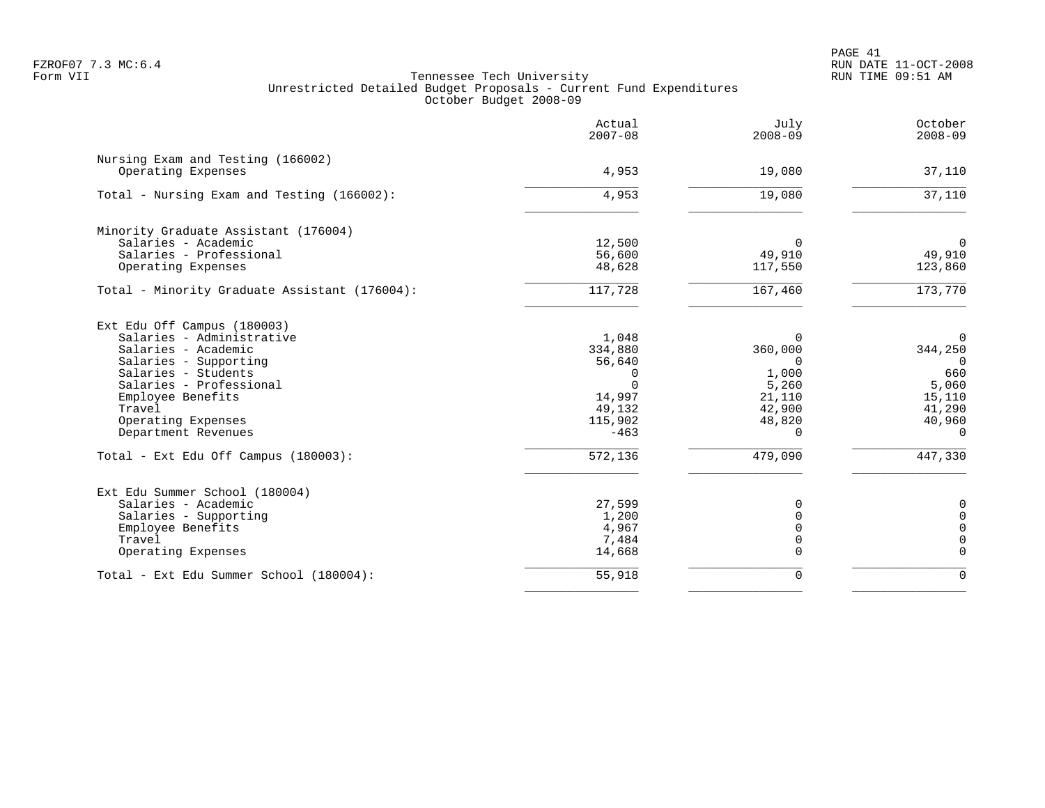Tennessee Tech University
Unrestricted Detailed Budget Proposals - Current Fund Expenditures
October Budget 2008-09

| | Actual 2007-08 | July 2008-09 | October 2008-09 |
|---|---|---|---|
| **Nursing Exam and Testing (166002)** | | | |
| Operating Expenses | 4,953 | 19,080 | 37,110 |
| Total - Nursing Exam and Testing (166002): | 4,953 | 19,080 | 37,110 |
| **Minority Graduate Assistant (176004)** | | | |
| Salaries - Academic | 12,500 | 0 | 0 |
| Salaries - Professional | 56,600 | 49,910 | 49,910 |
| Operating Expenses | 48,628 | 117,550 | 123,860 |
| Total - Minority Graduate Assistant (176004): | 117,728 | 167,460 | 173,770 |
| **Ext Edu Off Campus (180003)** | | | |
| Salaries - Administrative | 1,048 | 0 | 0 |
| Salaries - Academic | 334,880 | 360,000 | 344,250 |
| Salaries - Supporting | 56,640 | 0 | 0 |
| Salaries - Students | 0 | 1,000 | 660 |
| Salaries - Professional | 0 | 5,260 | 5,060 |
| Employee Benefits | 14,997 | 21,110 | 15,110 |
| Travel | 49,132 | 42,900 | 41,290 |
| Operating Expenses | 115,902 | 48,820 | 40,960 |
| Department Revenues | -463 | 0 | 0 |
| Total - Ext Edu Off Campus (180003): | 572,136 | 479,090 | 447,330 |
| **Ext Edu Summer School (180004)** | | | |
| Salaries - Academic | 27,599 | 0 | 0 |
| Salaries - Supporting | 1,200 | 0 | 0 |
| Employee Benefits | 4,967 | 0 | 0 |
| Travel | 7,484 | 0 | 0 |
| Operating Expenses | 14,668 | 0 | 0 |
| Total - Ext Edu Summer School (180004): | 55,918 | 0 | 0 |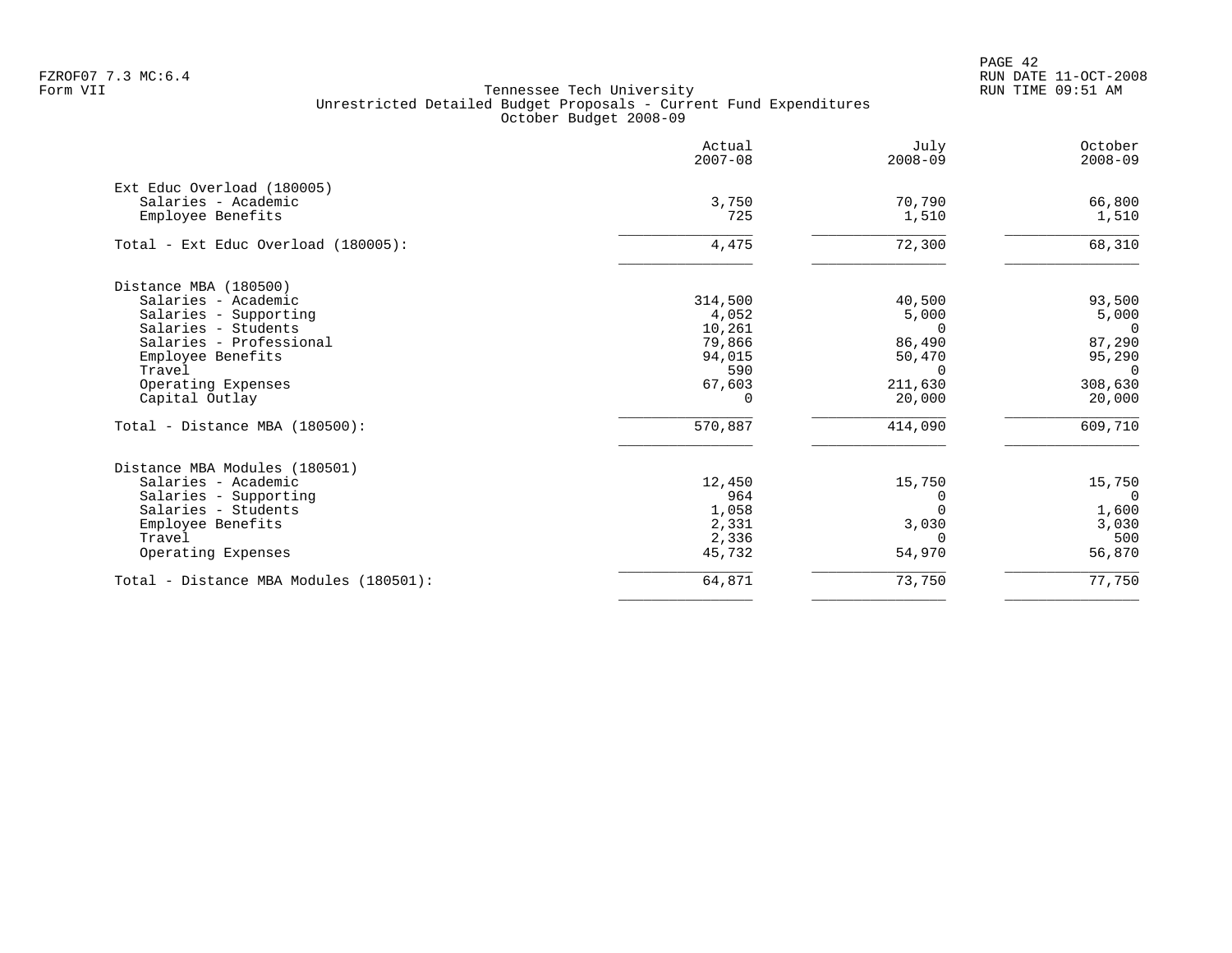FZROF07 7.3 MC:6.4
Form VII

Tennessee Tech University
Unrestricted Detailed Budget Proposals - Current Fund Expenditures
October Budget 2008-09

RUN DATE 11-OCT-2008
RUN TIME 09:51 AM

| | Actual 2007-08 | July 2008-09 | October 2008-09 |
|---|---|---|---|
| **Ext Educ Overload (180005)** | | | |
| Salaries - Academic | 3,750 | 70,790 | 66,800 |
| Employee Benefits | 725 | 1,510 | 1,510 |
| Total - Ext Educ Overload (180005): | 4,475 | 72,300 | 68,310 |
| **Distance MBA (180500)** | | | |
| Salaries - Academic | 314,500 | 40,500 | 93,500 |
| Salaries - Supporting | 4,052 | 5,000 | 5,000 |
| Salaries - Students | 10,261 | 0 | 0 |
| Salaries - Professional | 79,866 | 86,490 | 87,290 |
| Employee Benefits | 94,015 | 50,470 | 95,290 |
| Travel | 590 | 0 | 0 |
| Operating Expenses | 67,603 | 211,630 | 308,630 |
| Capital Outlay | 0 | 20,000 | 20,000 |
| Total - Distance MBA (180500): | 570,887 | 414,090 | 609,710 |
| **Distance MBA Modules (180501)** | | | |
| Salaries - Academic | 12,450 | 15,750 | 15,750 |
| Salaries - Supporting | 964 | 0 | 0 |
| Salaries - Students | 1,058 | 0 | 1,600 |
| Employee Benefits | 2,331 | 3,030 | 3,030 |
| Travel | 2,336 | 0 | 500 |
| Operating Expenses | 45,732 | 54,970 | 56,870 |
| Total - Distance MBA Modules (180501): | 64,871 | 73,750 | 77,750 |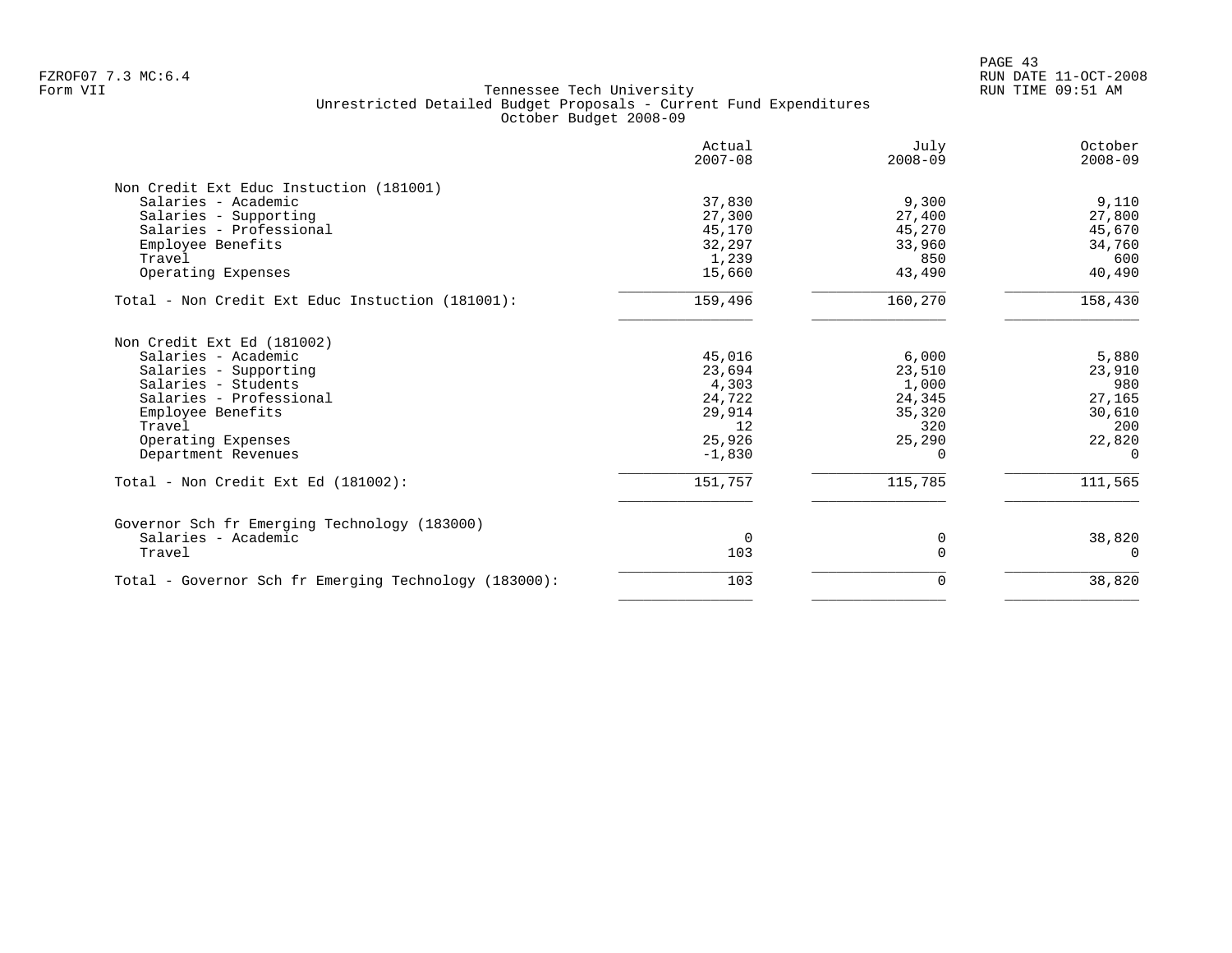# Tennessee Tech University

## Unrestricted Detailed Budget Proposals - Current Fund Expenditures

### October Budget 2008-09

Form VII

| | Actual 2007-08 | July 2008-09 | October 2008-09 |
|---|---|---|---|
| **Non Credit Ext Educ Instuction (181001)** | | | |
| Salaries - Academic | 37,830 | 9,300 | 9,110 |
| Salaries - Supporting | 27,300 | 27,400 | 27,800 |
| Salaries - Professional | 45,170 | 45,270 | 45,670 |
| Employee Benefits | 32,297 | 33,960 | 34,760 |
| Travel | 1,239 | 850 | 600 |
| Operating Expenses | 15,660 | 43,490 | 40,490 |
| Total - Non Credit Ext Educ Instuction (181001): | 159,496 | 160,270 | 158,430 |
| **Non Credit Ext Ed (181002)** | | | |
| Salaries - Academic | 45,016 | 6,000 | 5,880 |
| Salaries - Supporting | 23,694 | 23,510 | 23,910 |
| Salaries - Students | 4,303 | 1,000 | 980 |
| Salaries - Professional | 24,722 | 24,345 | 27,165 |
| Employee Benefits | 29,914 | 35,320 | 30,610 |
| Travel | 12 | 320 | 200 |
| Operating Expenses | 25,926 | 25,290 | 22,820 |
| Department Revenues | -1,830 | 0 | 0 |
| Total - Non Credit Ext Ed (181002): | 151,757 | 115,785 | 111,565 |
| **Governor Sch fr Emerging Technology (183000)** | | | |
| Salaries - Academic | 0 | 0 | 38,820 |
| Travel | 103 | 0 | 0 |
| Total - Governor Sch fr Emerging Technology (183000): | 103 | 0 | 38,820 |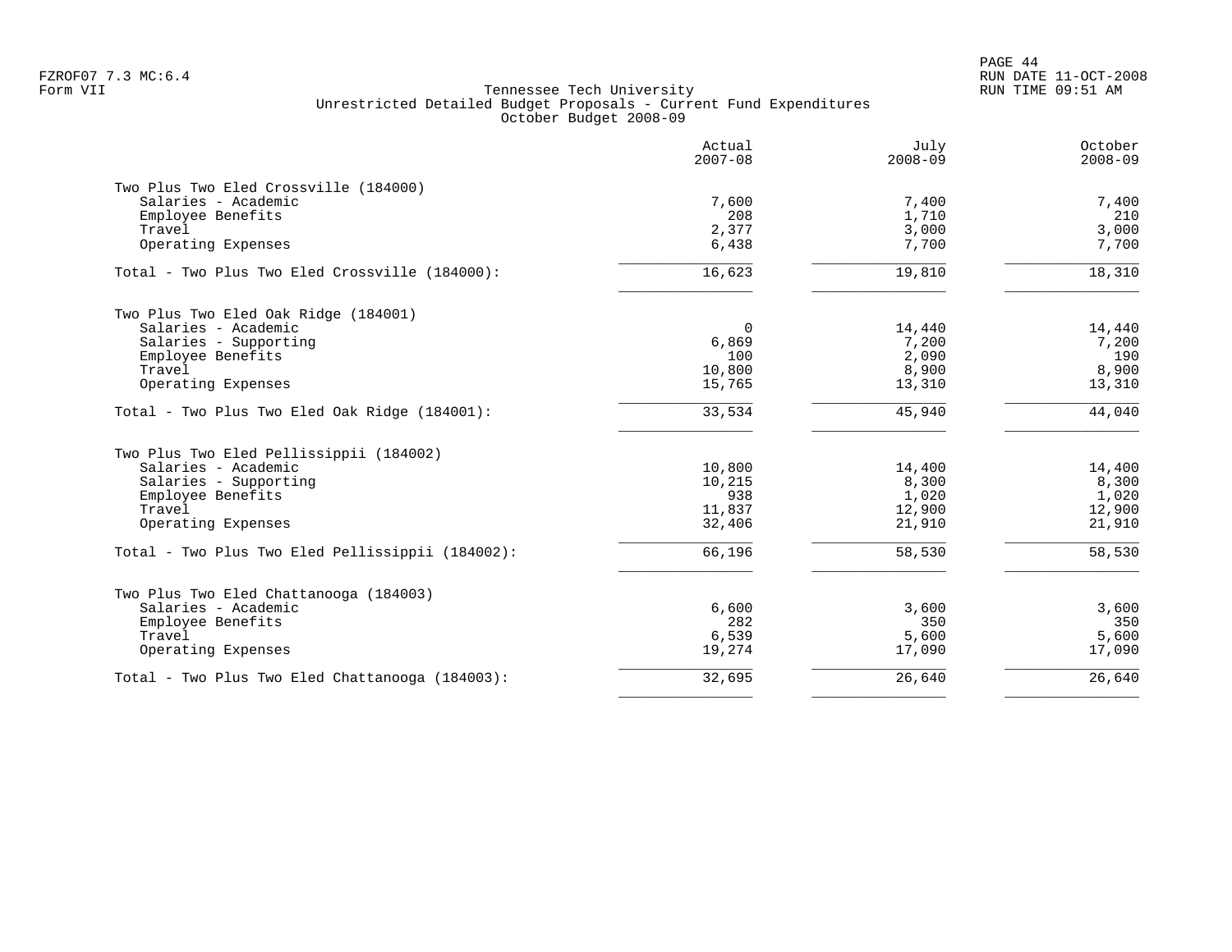FZROF07 7.3 MC:6.4
Form VII

Tennessee Tech University
Unrestricted Detailed Budget Proposals - Current Fund Expenditures
October Budget 2008-09

RUN DATE 11-OCT-2008
RUN TIME 09:51 AM

| | Actual 2007-08 | July 2008-09 | October 2008-09 |
|---|---|---|---|
| **Two Plus Two Eled Crossville (184000)** | | | |
| Salaries - Academic | 7,600 | 7,400 | 7,400 |
| Employee Benefits | 208 | 1,710 | 210 |
| Travel | 2,377 | 3,000 | 3,000 |
| Operating Expenses | 6,438 | 7,700 | 7,700 |
| Total - Two Plus Two Eled Crossville (184000): | 16,623 | 19,810 | 18,310 |
| **Two Plus Two Eled Oak Ridge (184001)** | | | |
| Salaries - Academic | 0 | 14,440 | 14,440 |
| Salaries - Supporting | 6,869 | 7,200 | 7,200 |
| Employee Benefits | 100 | 2,090 | 190 |
| Travel | 10,800 | 8,900 | 8,900 |
| Operating Expenses | 15,765 | 13,310 | 13,310 |
| Total - Two Plus Two Eled Oak Ridge (184001): | 33,534 | 45,940 | 44,040 |
| **Two Plus Two Eled Pellissippii (184002)** | | | |
| Salaries - Academic | 10,800 | 14,400 | 14,400 |
| Salaries - Supporting | 10,215 | 8,300 | 8,300 |
| Employee Benefits | 938 | 1,020 | 1,020 |
| Travel | 11,837 | 12,900 | 12,900 |
| Operating Expenses | 32,406 | 21,910 | 21,910 |
| Total - Two Plus Two Eled Pellissippii (184002): | 66,196 | 58,530 | 58,530 |
| **Two Plus Two Eled Chattanooga (184003)** | | | |
| Salaries - Academic | 6,600 | 3,600 | 3,600 |
| Employee Benefits | 282 | 350 | 350 |
| Travel | 6,539 | 5,600 | 5,600 |
| Operating Expenses | 19,274 | 17,090 | 17,090 |
| Total - Two Plus Two Eled Chattanooga (184003): | 32,695 | 26,640 | 26,640 |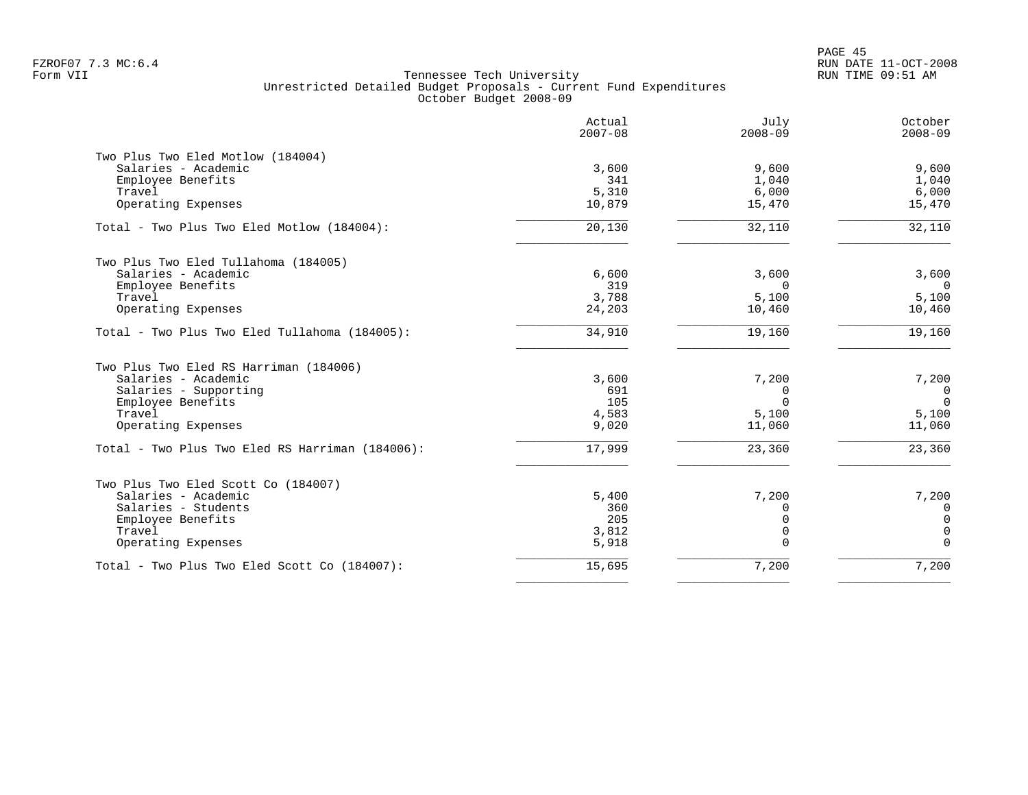FZROF07 7.3 MC:6.4
Form VII

# Tennessee Tech University
## Unrestricted Detailed Budget Proposals - Current Fund Expenditures
### October Budget 2008-09

| | Actual 2007-08 | July 2008-09 | October 2008-09 |
|---|---|---|---|
| **Two Plus Two Eled Motlow (184004)** | | | |
| Salaries - Academic | 3,600 | 9,600 | 9,600 |
| Employee Benefits | 341 | 1,040 | 1,040 |
| Travel | 5,310 | 6,000 | 6,000 |
| Operating Expenses | 10,879 | 15,470 | 15,470 |
| Total - Two Plus Two Eled Motlow (184004): | 20,130 | 32,110 | 32,110 |
| **Two Plus Two Eled Tullahoma (184005)** | | | |
| Salaries - Academic | 6,600 | 3,600 | 3,600 |
| Employee Benefits | 319 | 0 | 0 |
| Travel | 3,788 | 5,100 | 5,100 |
| Operating Expenses | 24,203 | 10,460 | 10,460 |
| Total - Two Plus Two Eled Tullahoma (184005): | 34,910 | 19,160 | 19,160 |
| **Two Plus Two Eled RS Harriman (184006)** | | | |
| Salaries - Academic | 3,600 | 7,200 | 7,200 |
| Salaries - Supporting | 691 | 0 | 0 |
| Employee Benefits | 105 | 0 | 0 |
| Travel | 4,583 | 5,100 | 5,100 |
| Operating Expenses | 9,020 | 11,060 | 11,060 |
| Total - Two Plus Two Eled RS Harriman (184006): | 17,999 | 23,360 | 23,360 |
| **Two Plus Two Eled Scott Co (184007)** | | | |
| Salaries - Academic | 5,400 | 7,200 | 7,200 |
| Salaries - Students | 360 | 0 | 0 |
| Employee Benefits | 205 | 0 | 0 |
| Travel | 3,812 | 0 | 0 |
| Operating Expenses | 5,918 | 0 | 0 |
| Total - Two Plus Two Eled Scott Co (184007): | 15,695 | 7,200 | 7,200 |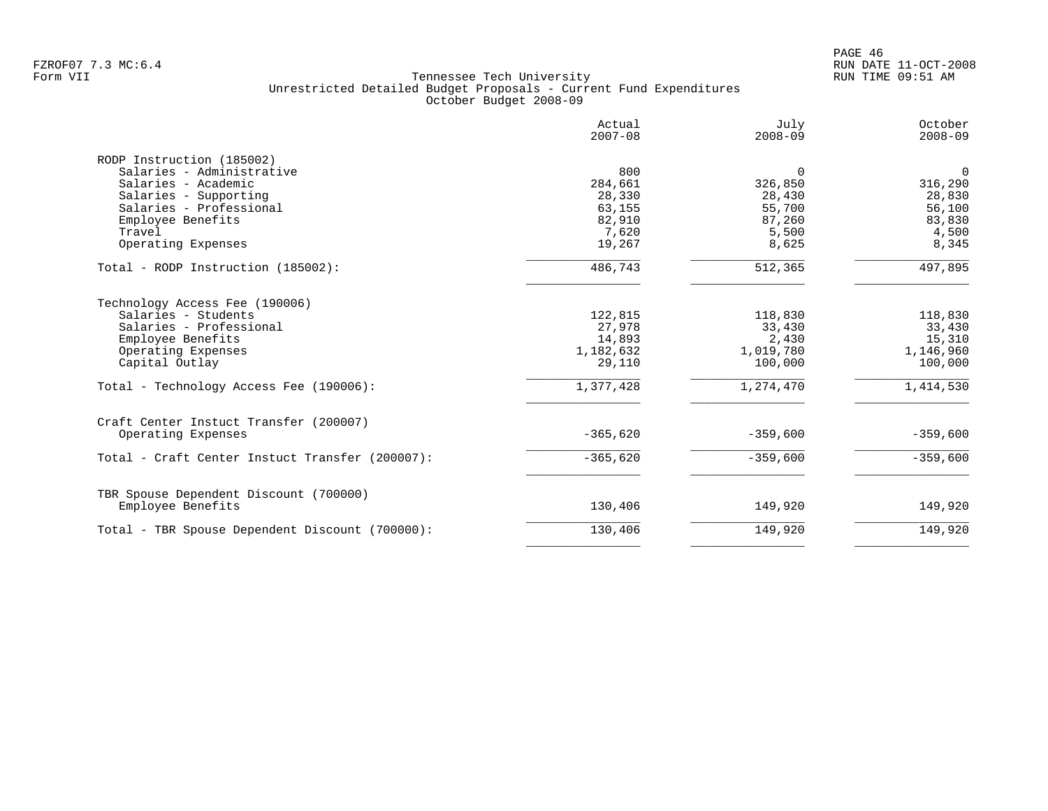Tennessee Tech University
Unrestricted Detailed Budget Proposals - Current Fund Expenditures
October Budget 2008-09

| | Actual 2007-08 | July 2008-09 | October 2008-09 |
|---|---|---|---|
| RODP Instruction (185002) | | | |
| Salaries - Administrative | 800 | 0 | 0 |
| Salaries - Academic | 284,661 | 326,850 | 316,290 |
| Salaries - Supporting | 28,330 | 28,430 | 28,830 |
| Salaries - Professional | 63,155 | 55,700 | 56,100 |
| Employee Benefits | 82,910 | 87,260 | 83,830 |
| Travel | 7,620 | 5,500 | 4,500 |
| Operating Expenses | 19,267 | 8,625 | 8,345 |
| Total - RODP Instruction (185002): | 486,743 | 512,365 | 497,895 |
| Technology Access Fee (190006) | | | |
| Salaries - Students | 122,815 | 118,830 | 118,830 |
| Salaries - Professional | 27,978 | 33,430 | 33,430 |
| Employee Benefits | 14,893 | 2,430 | 15,310 |
| Operating Expenses | 1,182,632 | 1,019,780 | 1,146,960 |
| Capital Outlay | 29,110 | 100,000 | 100,000 |
| Total - Technology Access Fee (190006): | 1,377,428 | 1,274,470 | 1,414,530 |
| Craft Center Instuct Transfer (200007) | | | |
| Operating Expenses | -365,620 | -359,600 | -359,600 |
| Total - Craft Center Instuct Transfer (200007): | -365,620 | -359,600 | -359,600 |
| TBR Spouse Dependent Discount (700000) | | | |
| Employee Benefits | 130,406 | 149,920 | 149,920 |
| Total - TBR Spouse Dependent Discount (700000): | 130,406 | 149,920 | 149,920 |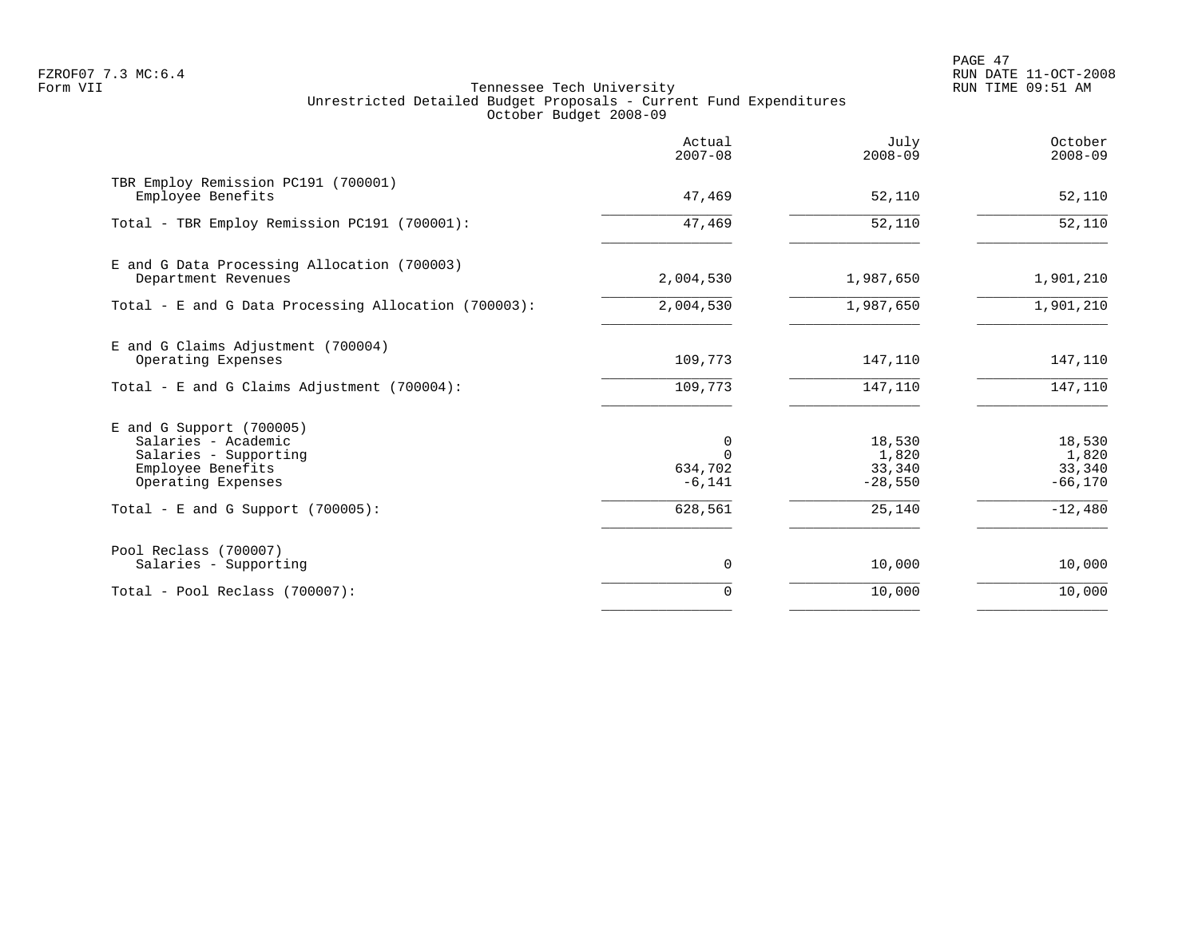Tennessee Tech University
Unrestricted Detailed Budget Proposals - Current Fund Expenditures
October Budget 2008-09

| | Actual 2007-08 | July 2008-09 | October 2008-09 |
|---|---|---|---|
| TBR Employ Remission PC191 (700001) | | | |
| Employee Benefits | 47,469 | 52,110 | 52,110 |
| Total - TBR Employ Remission PC191 (700001): | 47,469 | 52,110 | 52,110 |
| E and G Data Processing Allocation (700003) | | | |
| Department Revenues | 2,004,530 | 1,987,650 | 1,901,210 |
| Total - E and G Data Processing Allocation (700003): | 2,004,530 | 1,987,650 | 1,901,210 |
| E and G Claims Adjustment (700004) | | | |
| Operating Expenses | 109,773 | 147,110 | 147,110 |
| Total - E and G Claims Adjustment (700004): | 109,773 | 147,110 | 147,110 |
| E and G Support (700005) | | | |
| Salaries - Academic | 0 | 18,530 | 18,530 |
| Salaries - Supporting | 0 | 1,820 | 1,820 |
| Employee Benefits | 634,702 | 33,340 | 33,340 |
| Operating Expenses | -6,141 | -28,550 | -66,170 |
| Total - E and G Support (700005): | 628,561 | 25,140 | -12,480 |
| Pool Reclass (700007) | | | |
| Salaries - Supporting | 0 | 10,000 | 10,000 |
| Total - Pool Reclass (700007): | 0 | 10,000 | 10,000 |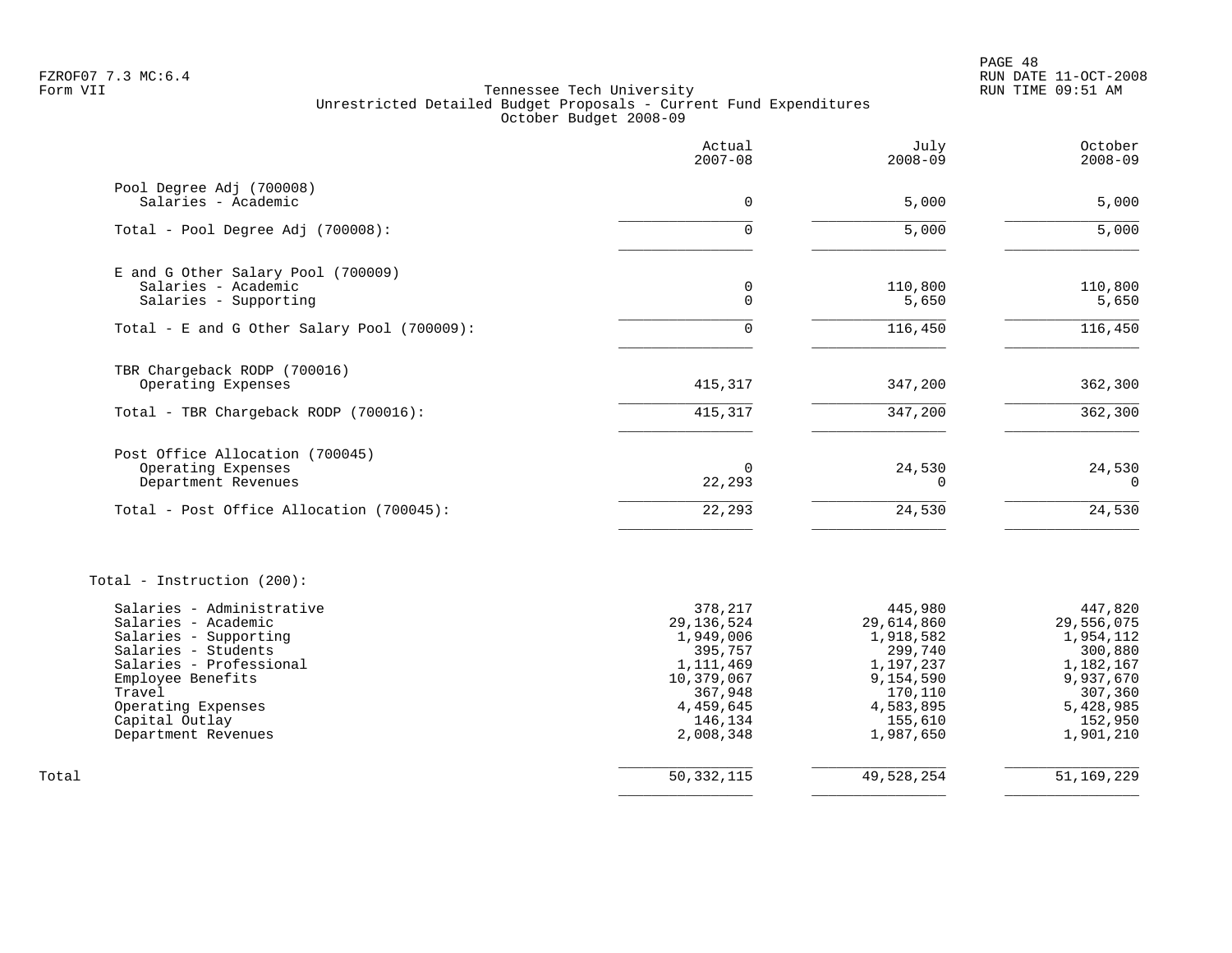FZROF07 7.3 MC:6.4
Form VII

Tennessee Tech University
Unrestricted Detailed Budget Proposals - Current Fund Expenditures
October Budget 2008-09

RUN DATE 11-OCT-2008
RUN TIME 09:51 AM

| | Actual 2007-08 | July 2008-09 | October 2008-09 |
|---|---:|---:|---:|
| **Pool Degree Adj (700008)** | | | |
| Salaries - Academic | 0 | 5,000 | 5,000 |
| Total - Pool Degree Adj (700008): | 0 | 5,000 | 5,000 |
| **E and G Other Salary Pool (700009)** | | | |
| Salaries - Academic | 0 | 110,800 | 110,800 |
| Salaries - Supporting | 0 | 5,650 | 5,650 |
| Total - E and G Other Salary Pool (700009): | 0 | 116,450 | 116,450 |
| **TBR Chargeback RODP (700016)** | | | |
| Operating Expenses | 415,317 | 347,200 | 362,300 |
| Total - TBR Chargeback RODP (700016): | 415,317 | 347,200 | 362,300 |
| **Post Office Allocation (700045)** | | | |
| Operating Expenses | 0 | 24,530 | 24,530 |
| Department Revenues | 22,293 | 0 | 0 |
| Total - Post Office Allocation (700045): | 22,293 | 24,530 | 24,530 |
| **Total - Instruction (200):** | | | |
| Salaries - Administrative | 378,217 | 445,980 | 447,820 |
| Salaries - Academic | 29,136,524 | 29,614,860 | 29,556,075 |
| Salaries - Supporting | 1,949,006 | 1,918,582 | 1,954,112 |
| Salaries - Students | 395,757 | 299,740 | 300,880 |
| Salaries - Professional | 1,111,469 | 1,197,237 | 1,182,167 |
| Employee Benefits | 10,379,067 | 9,154,590 | 9,937,670 |
| Travel | 367,948 | 170,110 | 307,360 |
| Operating Expenses | 4,459,645 | 4,583,895 | 5,428,985 |
| Capital Outlay | 146,134 | 155,610 | 152,950 |
| Department Revenues | 2,008,348 | 1,987,650 | 1,901,210 |
| **Total** | 50,332,115 | 49,528,254 | 51,169,229 |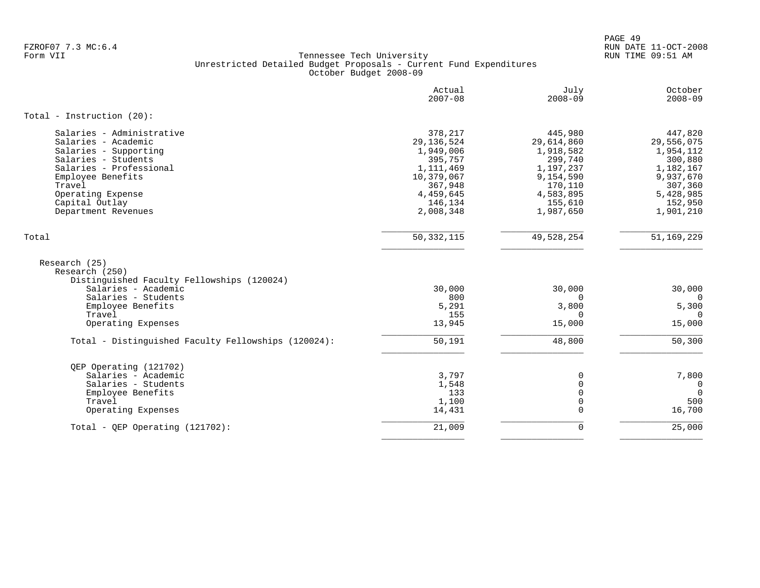FZROF07 7.3 MC:6.4
Form VII

# Tennessee Tech University
## Unrestricted Detailed Budget Proposals - Current Fund Expenditures
### October Budget 2008-09

| | Actual 2007-08 | July 2008-09 | October 2008-09 |
|---|---|---|---|
| **Total - Instruction (20):** | | | |
| Salaries - Administrative | 378,217 | 445,980 | 447,820 |
| Salaries - Academic | 29,136,524 | 29,614,860 | 29,556,075 |
| Salaries - Supporting | 1,949,006 | 1,918,582 | 1,954,112 |
| Salaries - Students | 395,757 | 299,740 | 300,880 |
| Salaries - Professional | 1,111,469 | 1,197,237 | 1,182,167 |
| Employee Benefits | 10,379,067 | 9,154,590 | 9,937,670 |
| Travel | 367,948 | 170,110 | 307,360 |
| Operating Expense | 4,459,645 | 4,583,895 | 5,428,985 |
| Capital Outlay | 146,134 | 155,610 | 152,950 |
| Department Revenues | 2,008,348 | 1,987,650 | 1,901,210 |
| **Total** | 50,332,115 | 49,528,254 | 51,169,229 |
| Research (25) | | | |
| Research (250) | | | |
| Distinguished Faculty Fellowships (120024) | | | |
| Salaries - Academic | 30,000 | 30,000 | 30,000 |
| Salaries - Students | 800 | 0 | 0 |
| Employee Benefits | 5,291 | 3,800 | 5,300 |
| Travel | 155 | 0 | 0 |
| Operating Expenses | 13,945 | 15,000 | 15,000 |
| **Total - Distinguished Faculty Fellowships (120024):** | 50,191 | 48,800 | 50,300 |
| QEP Operating (121702) | | | |
| Salaries - Academic | 3,797 | 0 | 7,800 |
| Salaries - Students | 1,548 | 0 | 0 |
| Employee Benefits | 133 | 0 | 0 |
| Travel | 1,100 | 0 | 500 |
| Operating Expenses | 14,431 | 0 | 16,700 |
| **Total - QEP Operating (121702):** | 21,009 | 0 | 25,000 |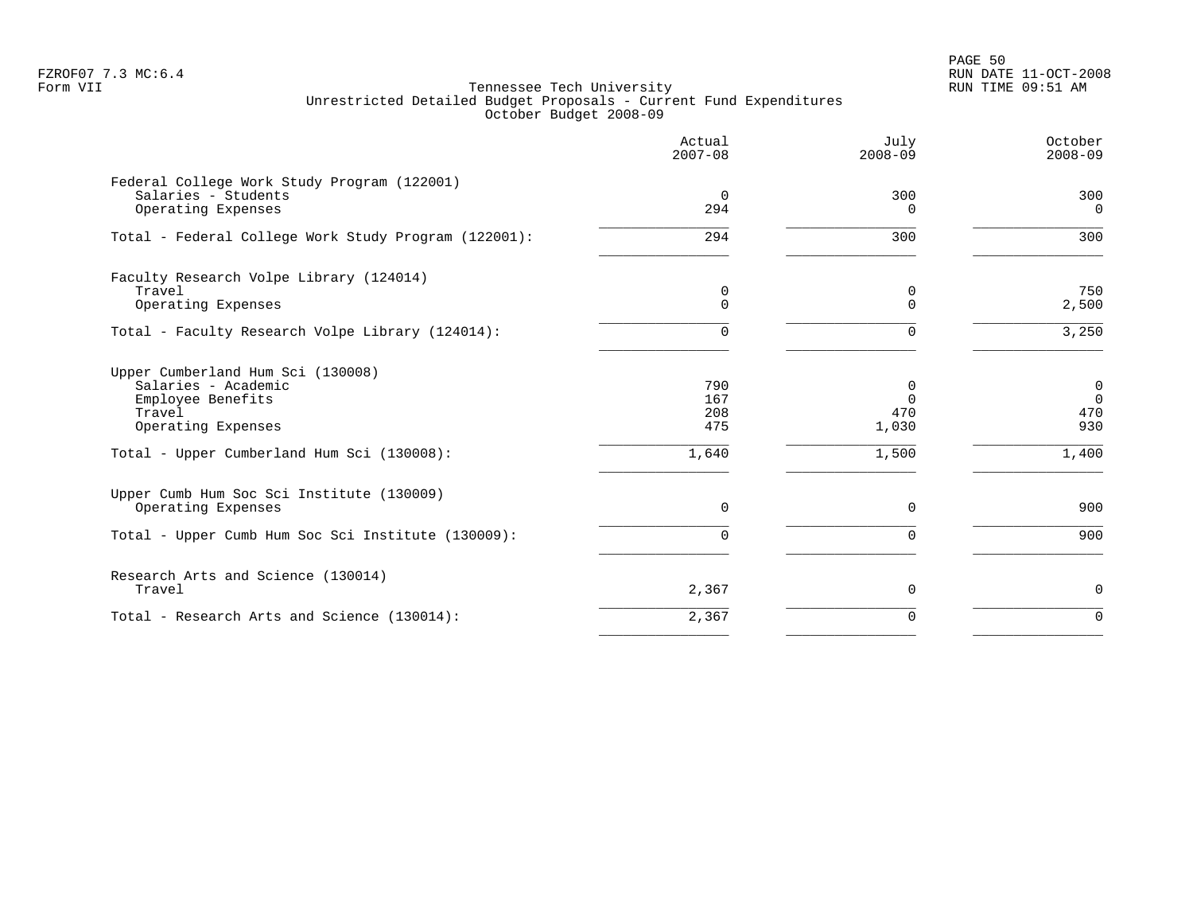FZROF07 7.3 MC:6.4
Form VII

Tennessee Tech University
Unrestricted Detailed Budget Proposals - Current Fund Expenditures
October Budget 2008-09

RUN DATE 11-OCT-2008
RUN TIME 09:51 AM

| | Actual 2007-08 | July 2008-09 | October 2008-09 |
|---|---|---|---|
| **Federal College Work Study Program (122001)** | | | |
| Salaries - Students | 0 | 300 | 300 |
| Operating Expenses | 294 | 0 | 0 |
| Total - Federal College Work Study Program (122001): | 294 | 300 | 300 |
| **Faculty Research Volpe Library (124014)** | | | |
| Travel | 0 | 0 | 750 |
| Operating Expenses | 0 | 0 | 2,500 |
| Total - Faculty Research Volpe Library (124014): | 0 | 0 | 3,250 |
| **Upper Cumberland Hum Sci (130008)** | | | |
| Salaries - Academic | 790 | 0 | 0 |
| Employee Benefits | 167 | 0 | 0 |
| Travel | 208 | 470 | 470 |
| Operating Expenses | 475 | 1,030 | 930 |
| Total - Upper Cumberland Hum Sci (130008): | 1,640 | 1,500 | 1,400 |
| **Upper Cumb Hum Soc Sci Institute (130009)** | | | |
| Operating Expenses | 0 | 0 | 900 |
| Total - Upper Cumb Hum Soc Sci Institute (130009): | 0 | 0 | 900 |
| **Research Arts and Science (130014)** | | | |
| Travel | 2,367 | 0 | 0 |
| Total - Research Arts and Science (130014): | 2,367 | 0 | 0 |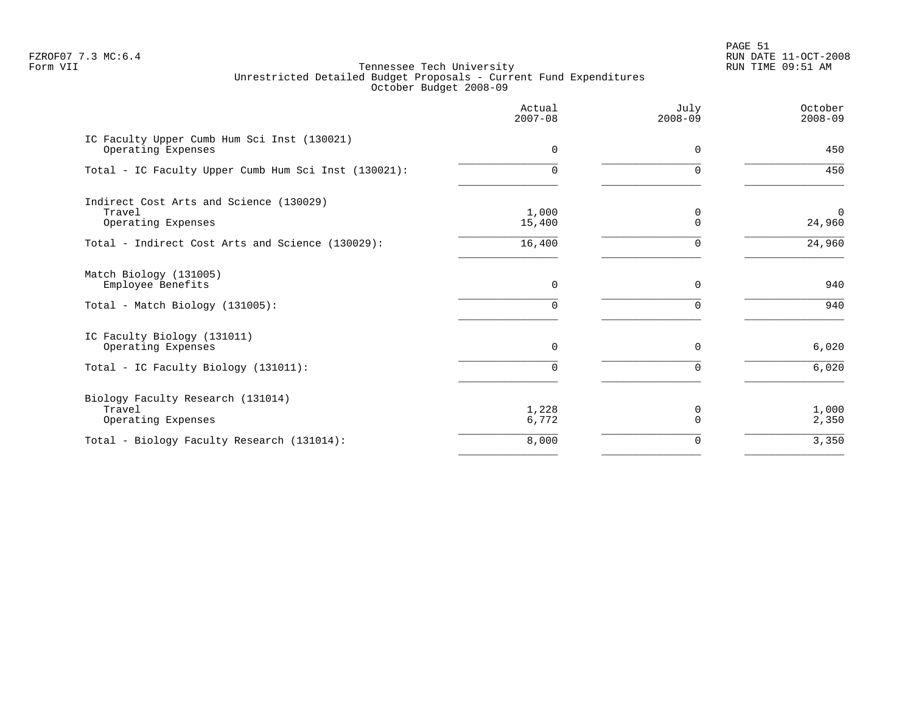FZROF07 7.3 MC:6.4
Form VII

# Tennessee Tech University
## Unrestricted Detailed Budget Proposals - Current Fund Expenditures
### October Budget 2008-09

| | Actual 2007-08 | July 2008-09 | October 2008-09 |
|---|---|---|---|
| **IC Faculty Upper Cumb Hum Sci Inst (130021)** | | | |
| Operating Expenses | 0 | 0 | 450 |
| Total - IC Faculty Upper Cumb Hum Sci Inst (130021): | 0 | 0 | 450 |
| **Indirect Cost Arts and Science (130029)** | | | |
| Travel | 1,000 | 0 | 0 |
| Operating Expenses | 15,400 | 0 | 24,960 |
| Total - Indirect Cost Arts and Science (130029): | 16,400 | 0 | 24,960 |
| **Match Biology (131005)** | | | |
| Employee Benefits | 0 | 0 | 940 |
| Total - Match Biology (131005): | 0 | 0 | 940 |
| **IC Faculty Biology (131011)** | | | |
| Operating Expenses | 0 | 0 | 6,020 |
| Total - IC Faculty Biology (131011): | 0 | 0 | 6,020 |
| **Biology Faculty Research (131014)** | | | |
| Travel | 1,228 | 0 | 1,000 |
| Operating Expenses | 6,772 | 0 | 2,350 |
| Total - Biology Faculty Research (131014): | 8,000 | 0 | 3,350 |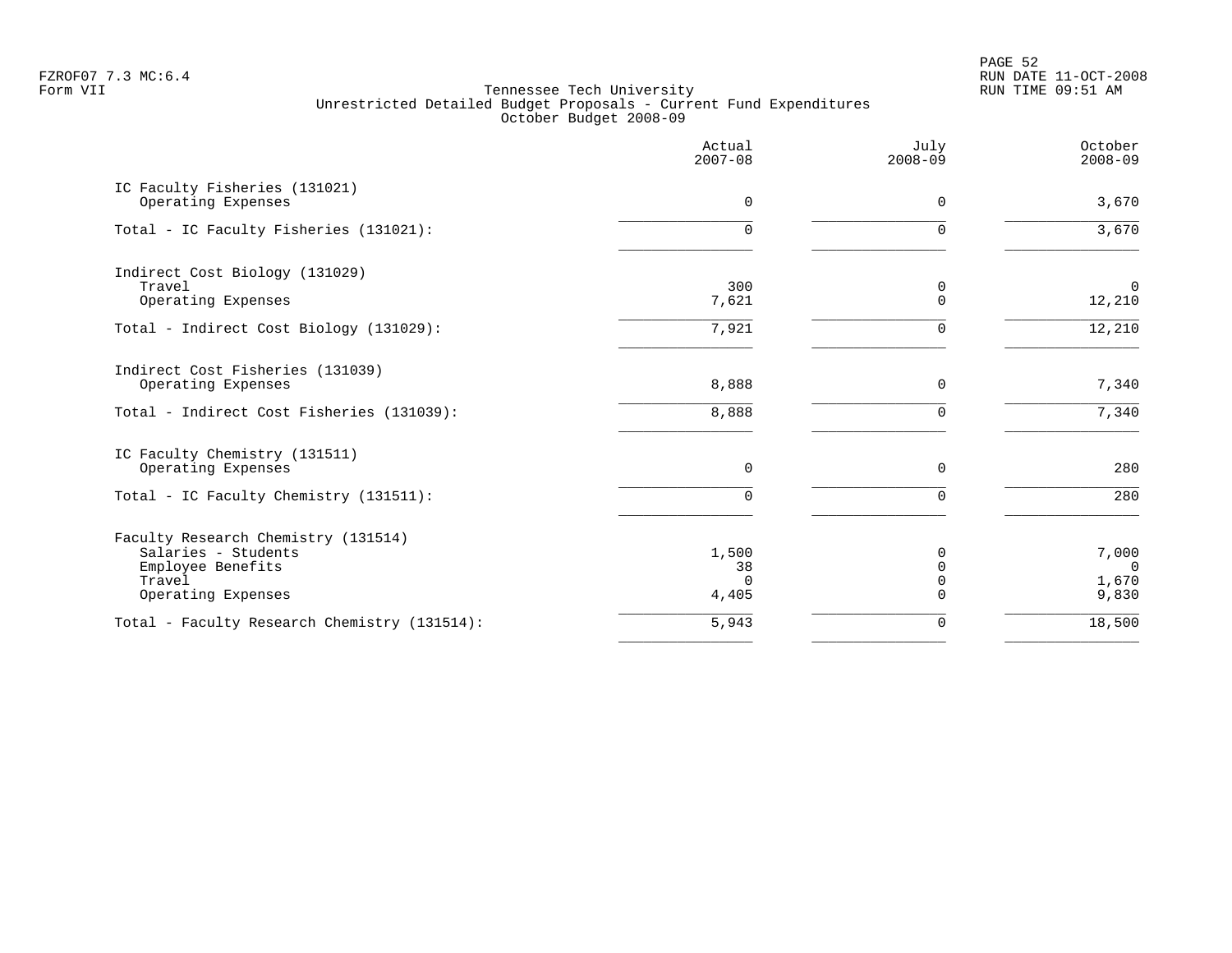Tennessee Tech University
Unrestricted Detailed Budget Proposals - Current Fund Expenditures
October Budget 2008-09

| | Actual 2007-08 | July 2008-09 | October 2008-09 |
|---|---|---|---|
| IC Faculty Fisheries (131021) | | | |
| Operating Expenses | 0 | 0 | 3,670 |
| Total - IC Faculty Fisheries (131021): | 0 | 0 | 3,670 |
| Indirect Cost Biology (131029) | | | |
| Travel | 300 | 0 | 0 |
| Operating Expenses | 7,621 | 0 | 12,210 |
| Total - Indirect Cost Biology (131029): | 7,921 | 0 | 12,210 |
| Indirect Cost Fisheries (131039) | | | |
| Operating Expenses | 8,888 | 0 | 7,340 |
| Total - Indirect Cost Fisheries (131039): | 8,888 | 0 | 7,340 |
| IC Faculty Chemistry (131511) | | | |
| Operating Expenses | 0 | 0 | 280 |
| Total - IC Faculty Chemistry (131511): | 0 | 0 | 280 |
| Faculty Research Chemistry (131514) | | | |
| Salaries - Students | 1,500 | 0 | 7,000 |
| Employee Benefits | 38 | 0 | 0 |
| Travel | 0 | 0 | 1,670 |
| Operating Expenses | 4,405 | 0 | 9,830 |
| Total - Faculty Research Chemistry (131514): | 5,943 | 0 | 18,500 |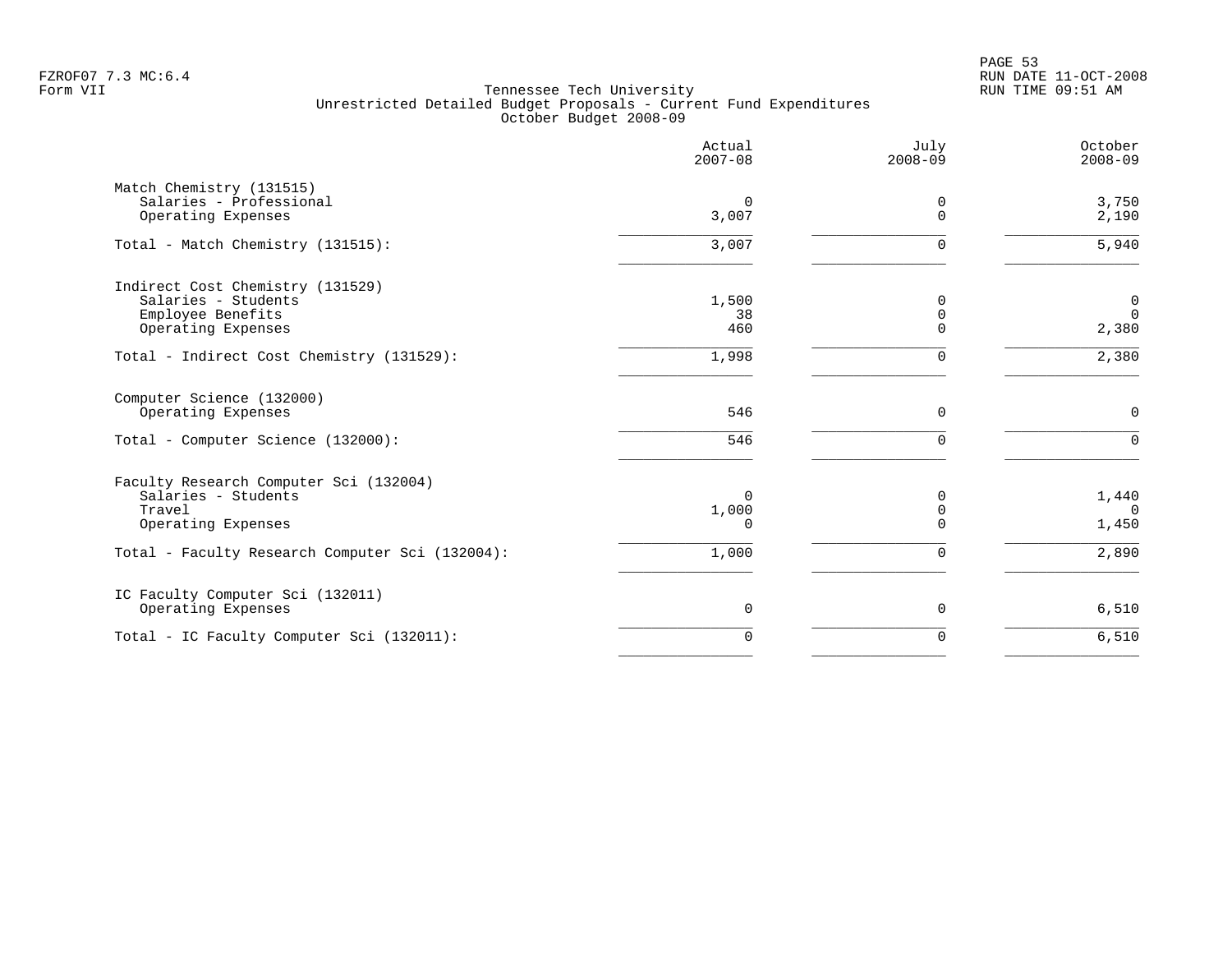Tennessee Tech University
Unrestricted Detailed Budget Proposals - Current Fund Expenditures
October Budget 2008-09

| | Actual 2007-08 | July 2008-09 | October 2008-09 |
|---|---|---|---|
| **Match Chemistry (131515)** | | | |
| Salaries - Professional | 0 | 0 | 3,750 |
| Operating Expenses | 3,007 | 0 | 2,190 |
| Total - Match Chemistry (131515): | 3,007 | 0 | 5,940 |
| **Indirect Cost Chemistry (131529)** | | | |
| Salaries - Students | 1,500 | 0 | 0 |
| Employee Benefits | 38 | 0 | 0 |
| Operating Expenses | 460 | 0 | 2,380 |
| Total - Indirect Cost Chemistry (131529): | 1,998 | 0 | 2,380 |
| **Computer Science (132000)** | | | |
| Operating Expenses | 546 | 0 | 0 |
| Total - Computer Science (132000): | 546 | 0 | 0 |
| **Faculty Research Computer Sci (132004)** | | | |
| Salaries - Students | 0 | 0 | 1,440 |
| Travel | 1,000 | 0 | 0 |
| Operating Expenses | 0 | 0 | 1,450 |
| Total - Faculty Research Computer Sci (132004): | 1,000 | 0 | 2,890 |
| **IC Faculty Computer Sci (132011)** | | | |
| Operating Expenses | 0 | 0 | 6,510 |
| Total - IC Faculty Computer Sci (132011): | 0 | 0 | 6,510 |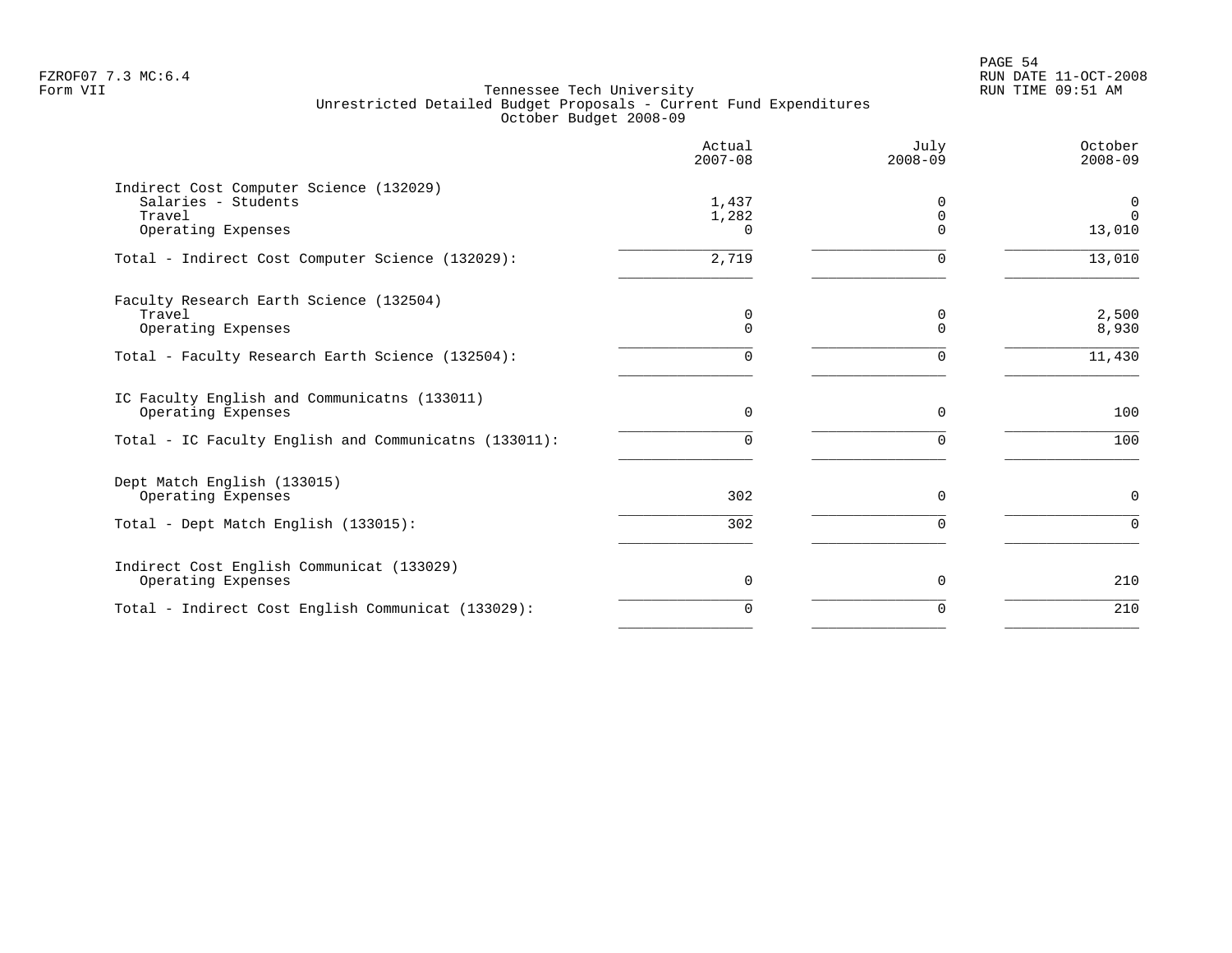FZROF07 7.3 MC:6.4
Form VII

Tennessee Tech University
Unrestricted Detailed Budget Proposals - Current Fund Expenditures
October Budget 2008-09

| | Actual 2007-08 | July 2008-09 | October 2008-09 |
|---|---|---|---|
| **Indirect Cost Computer Science (132029)** | | | |
| Salaries - Students | 1,437 | 0 | 0 |
| Travel | 1,282 | 0 | 0 |
| Operating Expenses | 0 | 0 | 13,010 |
| Total - Indirect Cost Computer Science (132029): | 2,719 | 0 | 13,010 |
| **Faculty Research Earth Science (132504)** | | | |
| Travel | 0 | 0 | 2,500 |
| Operating Expenses | 0 | 0 | 8,930 |
| Total - Faculty Research Earth Science (132504): | 0 | 0 | 11,430 |
| **IC Faculty English and Communicatns (133011)** | | | |
| Operating Expenses | 0 | 0 | 100 |
| Total - IC Faculty English and Communicatns (133011): | 0 | 0 | 100 |
| **Dept Match English (133015)** | | | |
| Operating Expenses | 302 | 0 | 0 |
| Total - Dept Match English (133015): | 302 | 0 | 0 |
| **Indirect Cost English Communicat (133029)** | | | |
| Operating Expenses | 0 | 0 | 210 |
| Total - Indirect Cost English Communicat (133029): | 0 | 0 | 210 |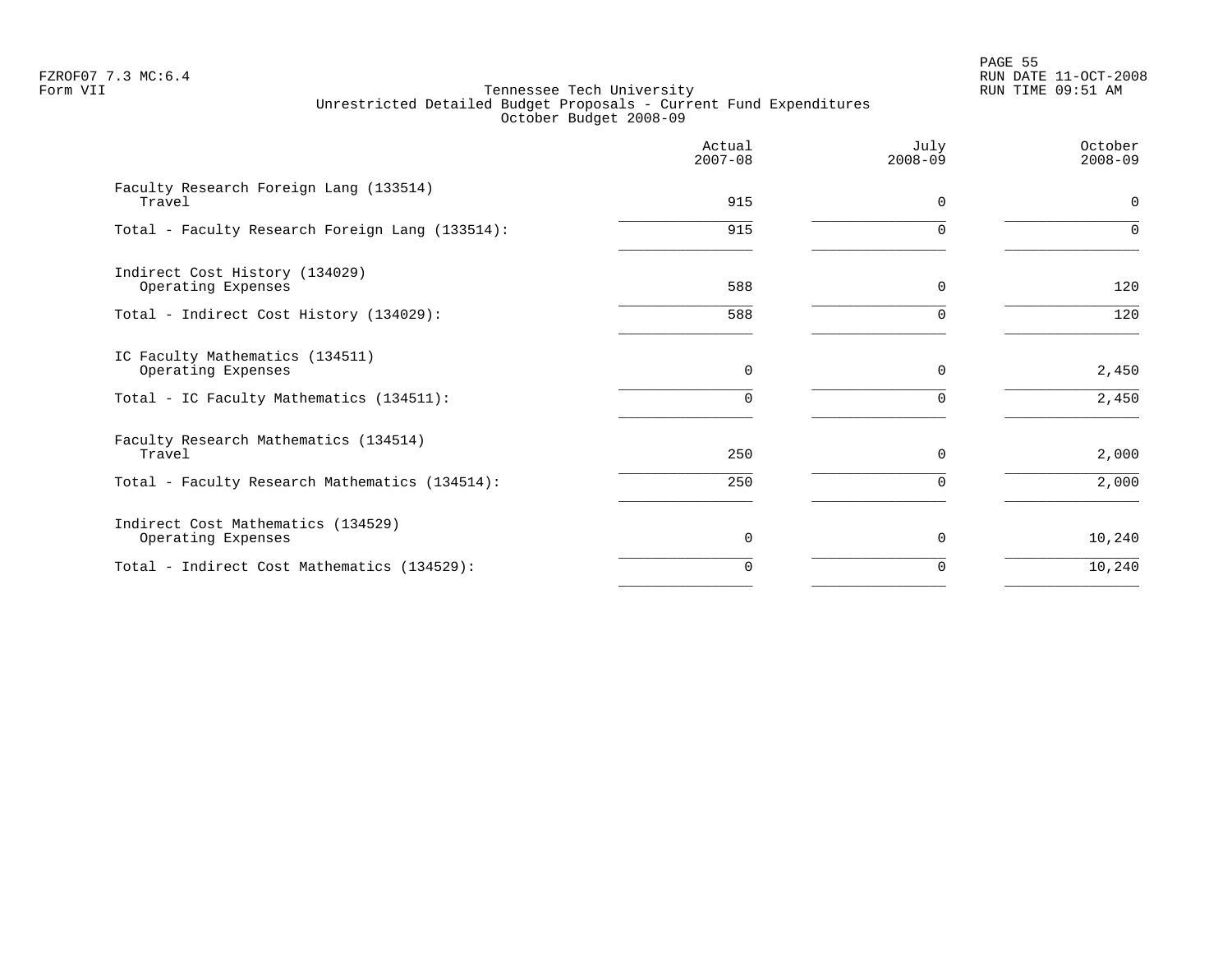Tennessee Tech University
Unrestricted Detailed Budget Proposals - Current Fund Expenditures
October Budget 2008-09

| | Actual 2007-08 | July 2008-09 | October 2008-09 |
|---|---|---|---|
| Faculty Research Foreign Lang (133514) | | | |
| Travel | 915 | 0 | 0 |
| Total - Faculty Research Foreign Lang (133514): | 915 | 0 | 0 |
| Indirect Cost History (134029) | | | |
| Operating Expenses | 588 | 0 | 120 |
| Total - Indirect Cost History (134029): | 588 | 0 | 120 |
| IC Faculty Mathematics (134511) | | | |
| Operating Expenses | 0 | 0 | 2,450 |
| Total - IC Faculty Mathematics (134511): | 0 | 0 | 2,450 |
| Faculty Research Mathematics (134514) | | | |
| Travel | 250 | 0 | 2,000 |
| Total - Faculty Research Mathematics (134514): | 250 | 0 | 2,000 |
| Indirect Cost Mathematics (134529) | | | |
| Operating Expenses | 0 | 0 | 10,240 |
| Total - Indirect Cost Mathematics (134529): | 0 | 0 | 10,240 |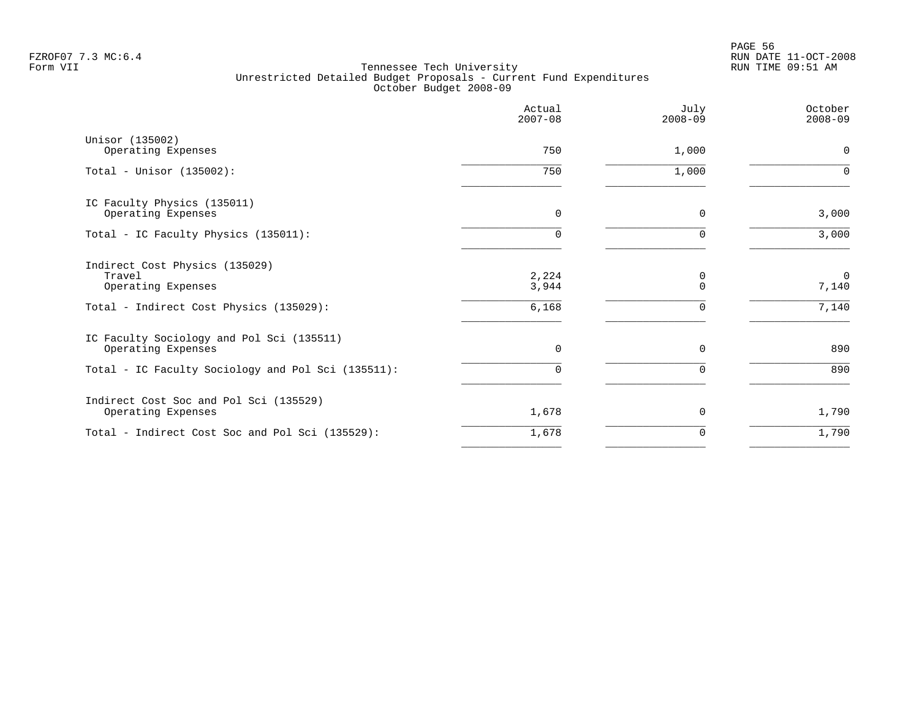Tennessee Tech University
Unrestricted Detailed Budget Proposals - Current Fund Expenditures
October Budget 2008-09

| | Actual 2007-08 | July 2008-09 | October 2008-09 |
|---|---|---|---|
| Unisor (135002) | | | |
| Operating Expenses | 750 | 1,000 | 0 |
| Total - Unisor (135002): | 750 | 1,000 | 0 |
| IC Faculty Physics (135011) | | | |
| Operating Expenses | 0 | 0 | 3,000 |
| Total - IC Faculty Physics (135011): | 0 | 0 | 3,000 |
| Indirect Cost Physics (135029) | | | |
| Travel | 2,224 | 0 | 0 |
| Operating Expenses | 3,944 | 0 | 7,140 |
| Total - Indirect Cost Physics (135029): | 6,168 | 0 | 7,140 |
| IC Faculty Sociology and Pol Sci (135511) | | | |
| Operating Expenses | 0 | 0 | 890 |
| Total - IC Faculty Sociology and Pol Sci (135511): | 0 | 0 | 890 |
| Indirect Cost Soc and Pol Sci (135529) | | | |
| Operating Expenses | 1,678 | 0 | 1,790 |
| Total - Indirect Cost Soc and Pol Sci (135529): | 1,678 | 0 | 1,790 |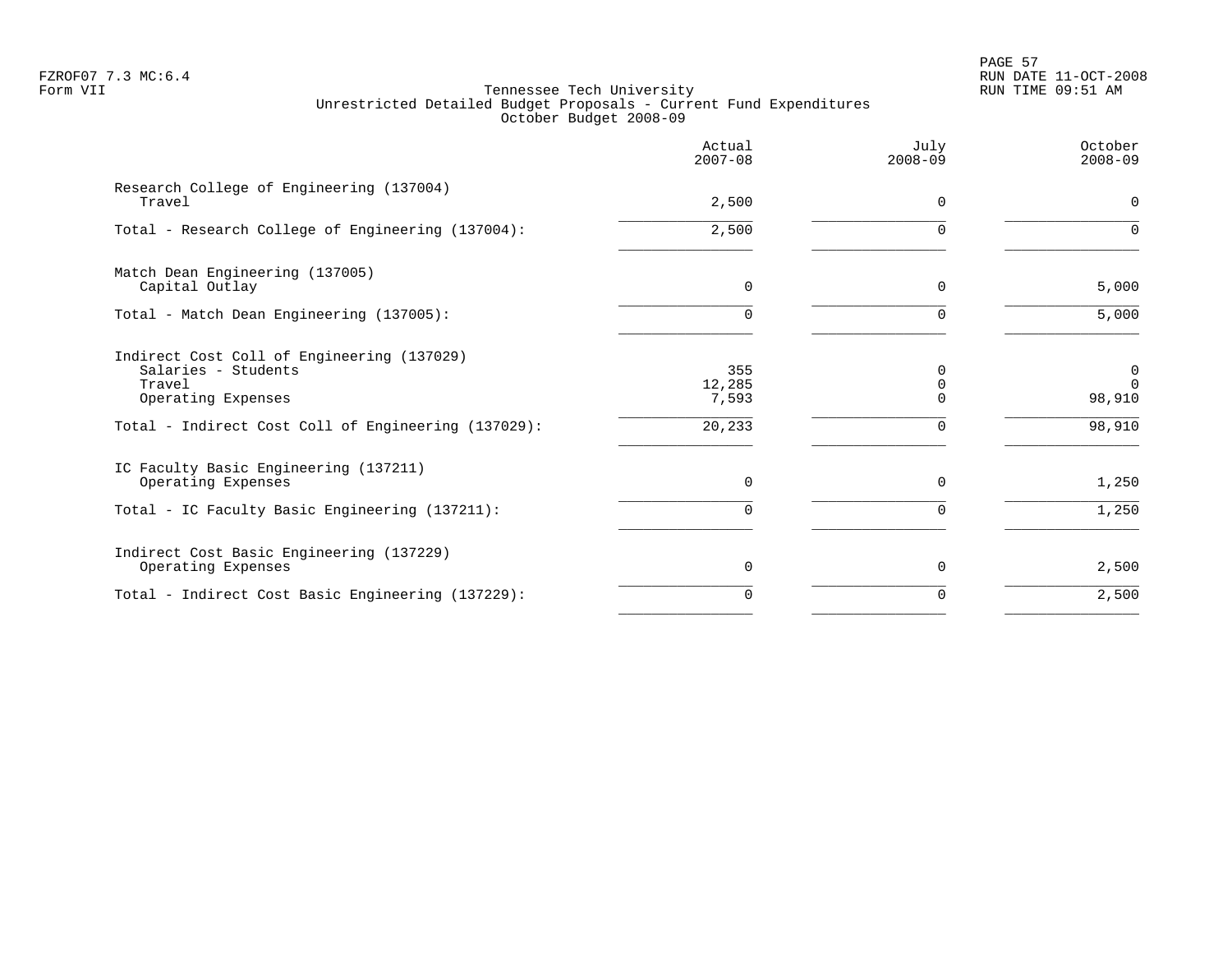FZROF07 7.3 MC:6.4
Form VII

RUN DATE 11-OCT-2008
RUN TIME 09:51 AM

# Tennessee Tech University
## Unrestricted Detailed Budget Proposals - Current Fund Expenditures
### October Budget 2008-09

| | Actual 2007-08 | July 2008-09 | October 2008-09 |
|---|---|---|---|
| **Research College of Engineering (137004)** | | | |
| Travel | 2,500 | 0 | 0 |
| Total - Research College of Engineering (137004): | 2,500 | 0 | 0 |
| **Match Dean Engineering (137005)** | | | |
| Capital Outlay | 0 | 0 | 5,000 |
| Total - Match Dean Engineering (137005): | 0 | 0 | 5,000 |
| **Indirect Cost Coll of Engineering (137029)** | | | |
| Salaries - Students | 355 | 0 | 0 |
| Travel | 12,285 | 0 | 0 |
| Operating Expenses | 7,593 | 0 | 98,910 |
| Total - Indirect Cost Coll of Engineering (137029): | 20,233 | 0 | 98,910 |
| **IC Faculty Basic Engineering (137211)** | | | |
| Operating Expenses | 0 | 0 | 1,250 |
| Total - IC Faculty Basic Engineering (137211): | 0 | 0 | 1,250 |
| **Indirect Cost Basic Engineering (137229)** | | | |
| Operating Expenses | 0 | 0 | 2,500 |
| Total - Indirect Cost Basic Engineering (137229): | 0 | 0 | 2,500 |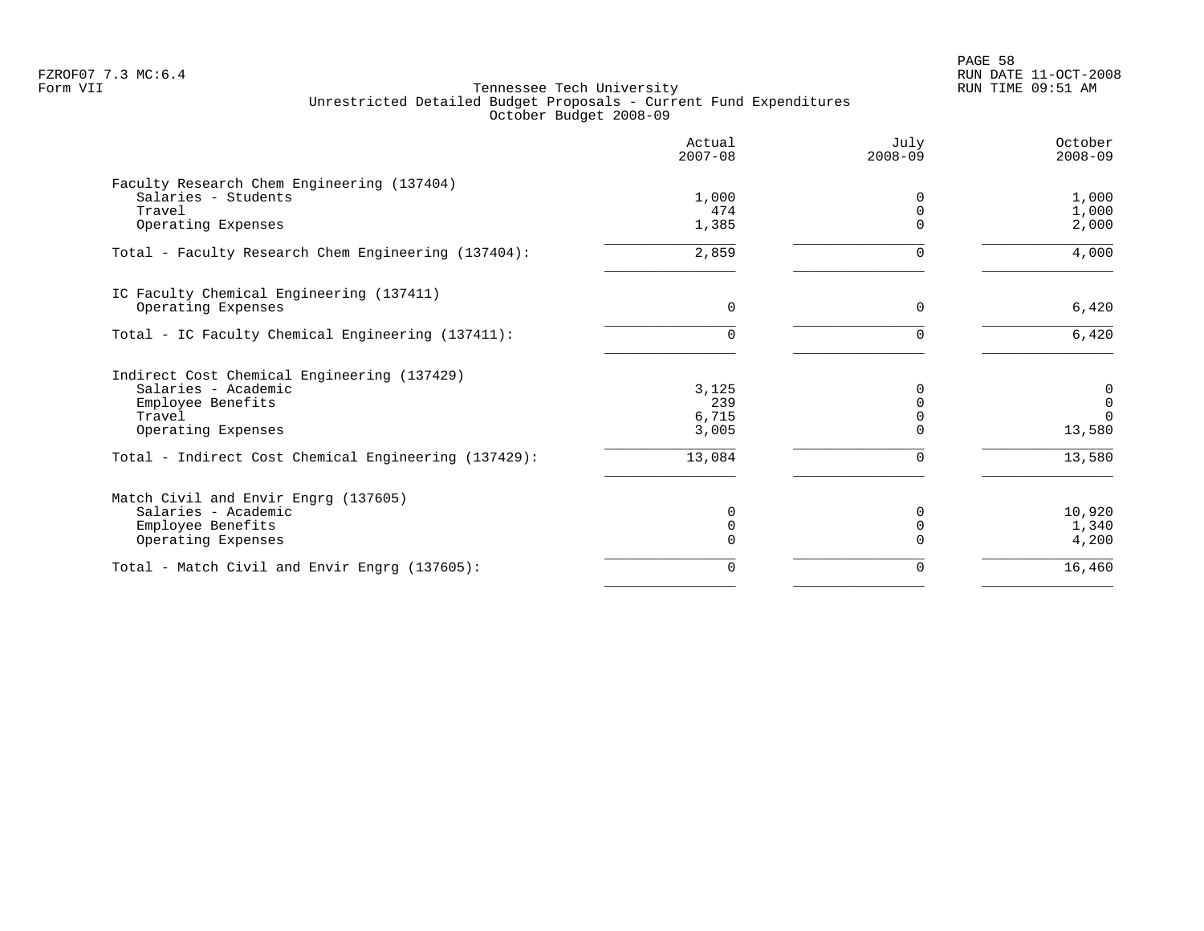FZROF07 7.3 MC:6.4
Form VII

Tennessee Tech University
Unrestricted Detailed Budget Proposals - Current Fund Expenditures
October Budget 2008-09

RUN DATE 11-OCT-2008
RUN TIME 09:51 AM

| | Actual 2007-08 | July 2008-09 | October 2008-09 |
|---|---|---|---|
| **Faculty Research Chem Engineering (137404)** | | | |
| Salaries - Students | 1,000 | 0 | 1,000 |
| Travel | 474 | 0 | 1,000 |
| Operating Expenses | 1,385 | 0 | 2,000 |
| Total - Faculty Research Chem Engineering (137404): | 2,859 | 0 | 4,000 |
| **IC Faculty Chemical Engineering (137411)** | | | |
| Operating Expenses | 0 | 0 | 6,420 |
| Total - IC Faculty Chemical Engineering (137411): | 0 | 0 | 6,420 |
| **Indirect Cost Chemical Engineering (137429)** | | | |
| Salaries - Academic | 3,125 | 0 | 0 |
| Employee Benefits | 239 | 0 | 0 |
| Travel | 6,715 | 0 | 0 |
| Operating Expenses | 3,005 | 0 | 13,580 |
| Total - Indirect Cost Chemical Engineering (137429): | 13,084 | 0 | 13,580 |
| **Match Civil and Envir Engrg (137605)** | | | |
| Salaries - Academic | 0 | 0 | 10,920 |
| Employee Benefits | 0 | 0 | 1,340 |
| Operating Expenses | 0 | 0 | 4,200 |
| Total - Match Civil and Envir Engrg (137605): | 0 | 0 | 16,460 |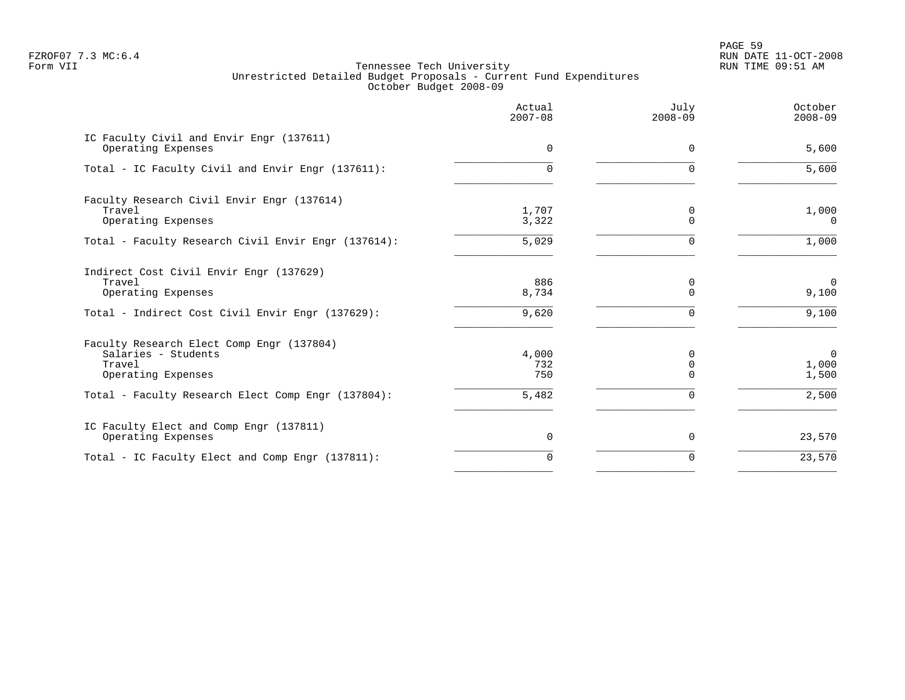Tennessee Tech University
Unrestricted Detailed Budget Proposals - Current Fund Expenditures
October Budget 2008-09

| | Actual 2007-08 | July 2008-09 | October 2008-09 |
|---|---:|---:|---:|
| **IC Faculty Civil and Envir Engr (137611)** | | | |
| Operating Expenses | 0 | 0 | 5,600 |
| Total - IC Faculty Civil and Envir Engr (137611): | 0 | 0 | 5,600 |
| **Faculty Research Civil Envir Engr (137614)** | | | |
| Travel | 1,707 | 0 | 1,000 |
| Operating Expenses | 3,322 | 0 | 0 |
| Total - Faculty Research Civil Envir Engr (137614): | 5,029 | 0 | 1,000 |
| **Indirect Cost Civil Envir Engr (137629)** | | | |
| Travel | 886 | 0 | 0 |
| Operating Expenses | 8,734 | 0 | 9,100 |
| Total - Indirect Cost Civil Envir Engr (137629): | 9,620 | 0 | 9,100 |
| **Faculty Research Elect Comp Engr (137804)** | | | |
| Salaries - Students | 4,000 | 0 | 0 |
| Travel | 732 | 0 | 1,000 |
| Operating Expenses | 750 | 0 | 1,500 |
| Total - Faculty Research Elect Comp Engr (137804): | 5,482 | 0 | 2,500 |
| **IC Faculty Elect and Comp Engr (137811)** | | | |
| Operating Expenses | 0 | 0 | 23,570 |
| Total - IC Faculty Elect and Comp Engr (137811): | 0 | 0 | 23,570 |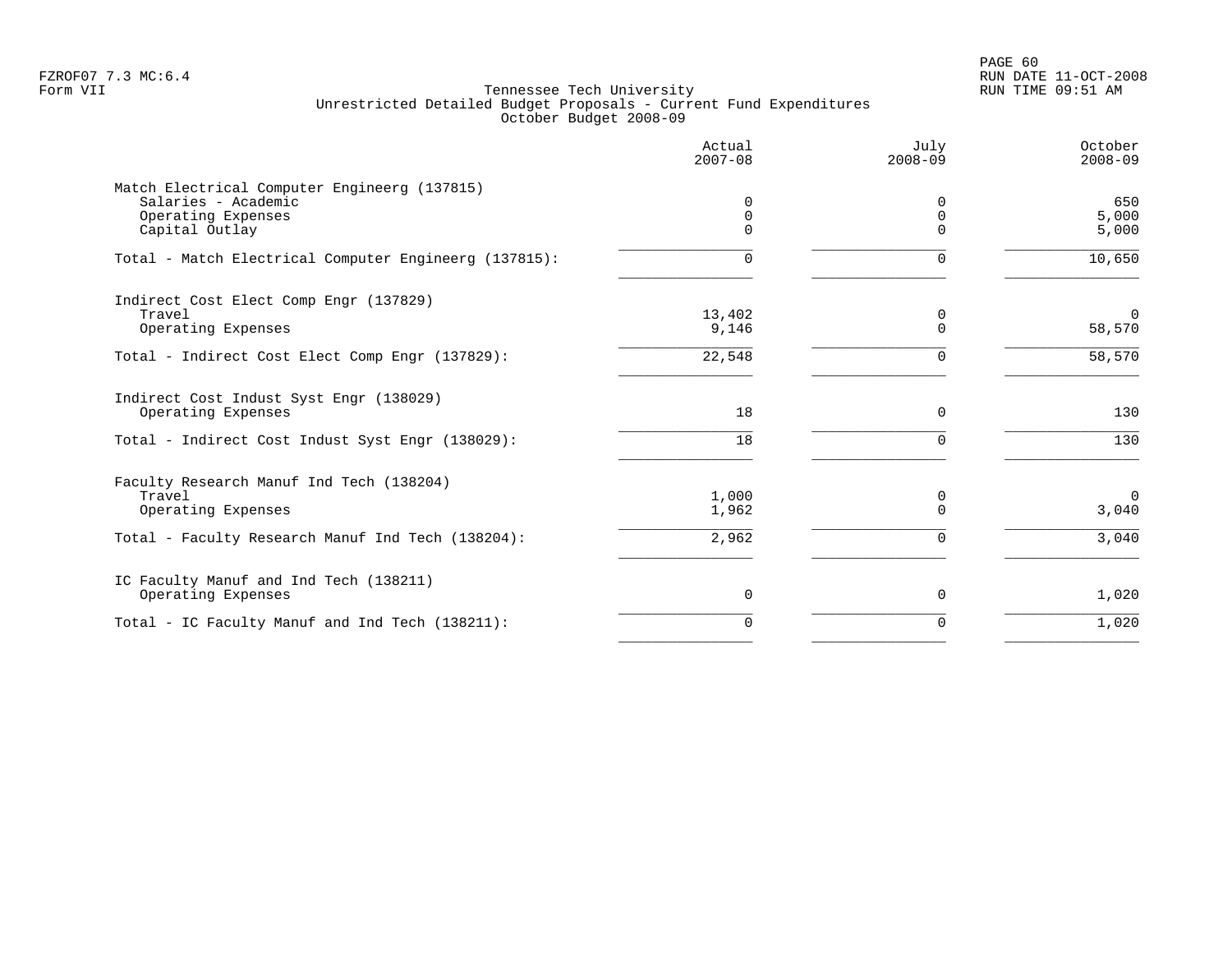FZROF07 7.3 MC:6.4
Form VII

Tennessee Tech University
Unrestricted Detailed Budget Proposals - Current Fund Expenditures
October Budget 2008-09

| | Actual 2007-08 | July 2008-09 | October 2008-09 |
|---|---|---|---|
| **Match Electrical Computer Engineerg (137815)** | | | |
| Salaries - Academic | 0 | 0 | 650 |
| Operating Expenses | 0 | 0 | 5,000 |
| Capital Outlay | 0 | 0 | 5,000 |
| Total - Match Electrical Computer Engineerg (137815): | 0 | 0 | 10,650 |
| **Indirect Cost Elect Comp Engr (137829)** | | | |
| Travel | 13,402 | 0 | 0 |
| Operating Expenses | 9,146 | 0 | 58,570 |
| Total - Indirect Cost Elect Comp Engr (137829): | 22,548 | 0 | 58,570 |
| **Indirect Cost Indust Syst Engr (138029)** | | | |
| Operating Expenses | 18 | 0 | 130 |
| Total - Indirect Cost Indust Syst Engr (138029): | 18 | 0 | 130 |
| **Faculty Research Manuf Ind Tech (138204)** | | | |
| Travel | 1,000 | 0 | 0 |
| Operating Expenses | 1,962 | 0 | 3,040 |
| Total - Faculty Research Manuf Ind Tech (138204): | 2,962 | 0 | 3,040 |
| **IC Faculty Manuf and Ind Tech (138211)** | | | |
| Operating Expenses | 0 | 0 | 1,020 |
| Total - IC Faculty Manuf and Ind Tech (138211): | 0 | 0 | 1,020 |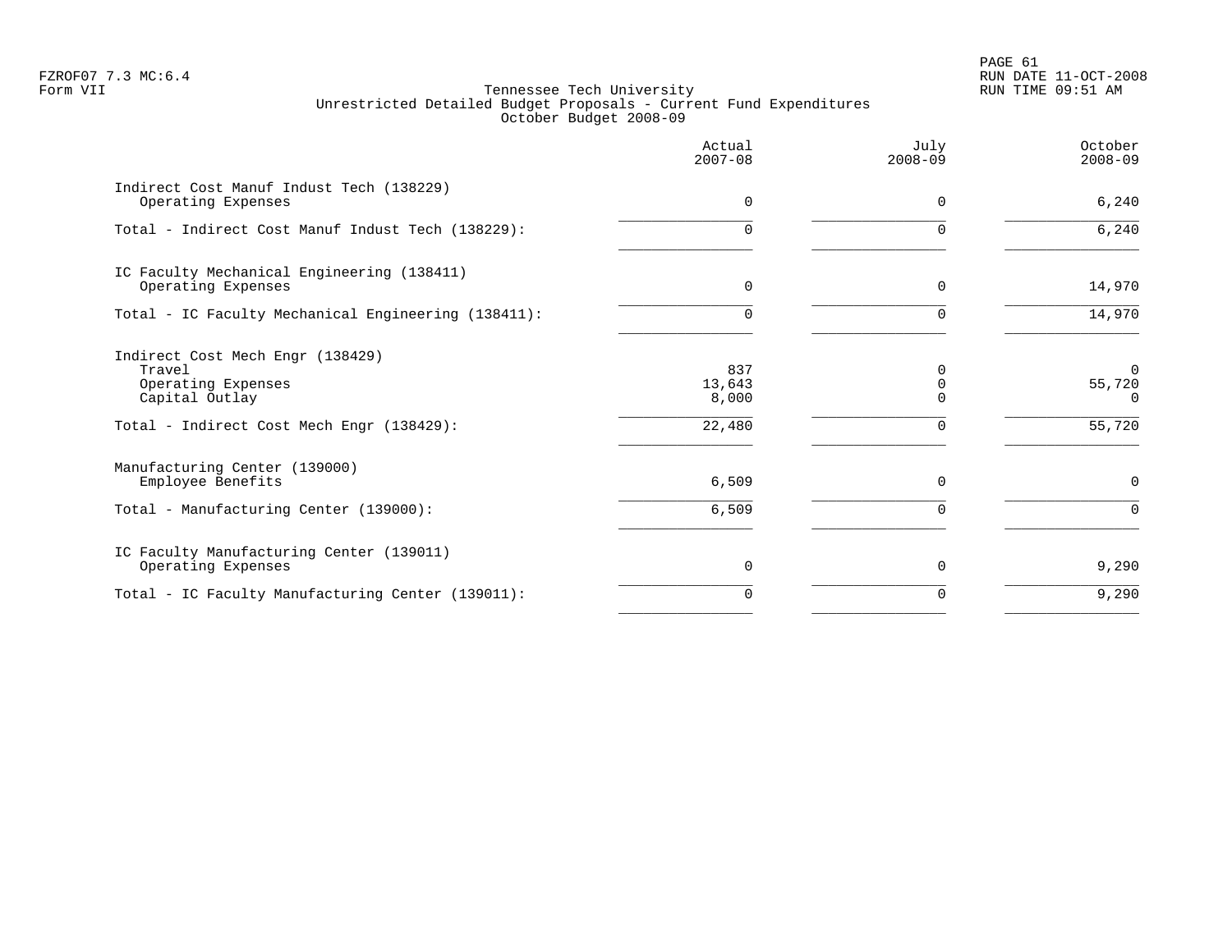# Tennessee Tech University

## Unrestricted Detailed Budget Proposals - Current Fund Expenditures

### October Budget 2008-09

| | Actual 2007-08 | July 2008-09 | October 2008-09 |
|---|---|---|---|
| **Indirect Cost Manuf Indust Tech (138229)** | | | |
| Operating Expenses | 0 | 0 | 6,240 |
| Total - Indirect Cost Manuf Indust Tech (138229): | 0 | 0 | 6,240 |
| **IC Faculty Mechanical Engineering (138411)** | | | |
| Operating Expenses | 0 | 0 | 14,970 |
| Total - IC Faculty Mechanical Engineering (138411): | 0 | 0 | 14,970 |
| **Indirect Cost Mech Engr (138429)** | | | |
| Travel | 837 | 0 | 0 |
| Operating Expenses | 13,643 | 0 | 55,720 |
| Capital Outlay | 8,000 | 0 | 0 |
| Total - Indirect Cost Mech Engr (138429): | 22,480 | 0 | 55,720 |
| **Manufacturing Center (139000)** | | | |
| Employee Benefits | 6,509 | 0 | 0 |
| Total - Manufacturing Center (139000): | 6,509 | 0 | 0 |
| **IC Faculty Manufacturing Center (139011)** | | | |
| Operating Expenses | 0 | 0 | 9,290 |
| Total - IC Faculty Manufacturing Center (139011): | 0 | 0 | 9,290 |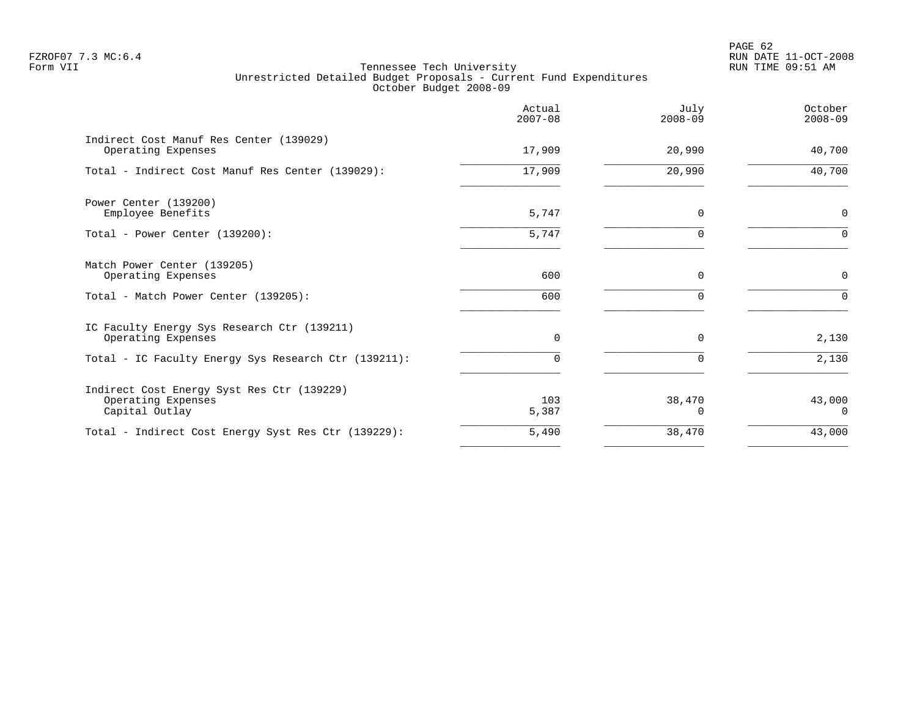# Tennessee Tech University

## Unrestricted Detailed Budget Proposals - Current Fund Expenditures

### October Budget 2008-09

|  | Actual 2007-08 | July 2008-09 | October 2008-09 |
|---|---|---|---|
| **Indirect Cost Manuf Res Center (139029)** |  |  |  |
| Operating Expenses | 17,909 | 20,990 | 40,700 |
| Total - Indirect Cost Manuf Res Center (139029): | 17,909 | 20,990 | 40,700 |
| **Power Center (139200)** |  |  |  |
| Employee Benefits | 5,747 | 0 | 0 |
| Total - Power Center (139200): | 5,747 | 0 | 0 |
| **Match Power Center (139205)** |  |  |  |
| Operating Expenses | 600 | 0 | 0 |
| Total - Match Power Center (139205): | 600 | 0 | 0 |
| **IC Faculty Energy Sys Research Ctr (139211)** |  |  |  |
| Operating Expenses | 0 | 0 | 2,130 |
| Total - IC Faculty Energy Sys Research Ctr (139211): | 0 | 0 | 2,130 |
| **Indirect Cost Energy Syst Res Ctr (139229)** |  |  |  |
| Operating Expenses | 103 | 38,470 | 43,000 |
| Capital Outlay | 5,387 | 0 | 0 |
| Total - Indirect Cost Energy Syst Res Ctr (139229): | 5,490 | 38,470 | 43,000 |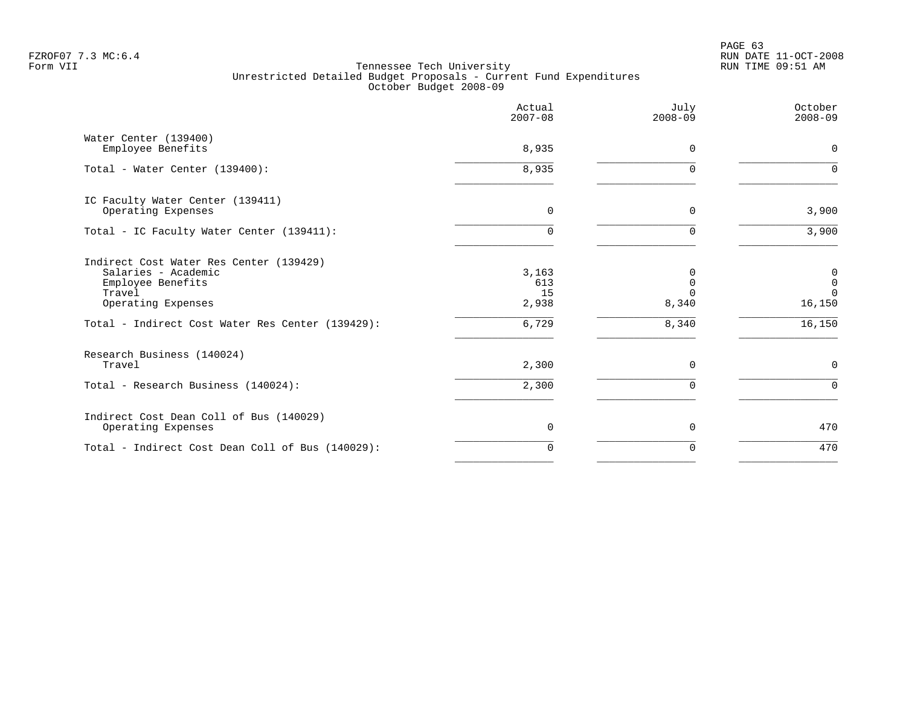FZROF07 7.3 MC:6.4
Form VII

Tennessee Tech University
Unrestricted Detailed Budget Proposals - Current Fund Expenditures
October Budget 2008-09

RUN DATE 11-OCT-2008
RUN TIME 09:51 AM

| | Actual 2007-08 | July 2008-09 | October 2008-09 |
|---|---|---|---|
| Water Center (139400) | | | |
| Employee Benefits | 8,935 | 0 | 0 |
| Total - Water Center (139400): | 8,935 | 0 | 0 |
| IC Faculty Water Center (139411) | | | |
| Operating Expenses | 0 | 0 | 3,900 |
| Total - IC Faculty Water Center (139411): | 0 | 0 | 3,900 |
| Indirect Cost Water Res Center (139429) | | | |
| Salaries - Academic | 3,163 | 0 | 0 |
| Employee Benefits | 613 | 0 | 0 |
| Travel | 15 | 0 | 0 |
| Operating Expenses | 2,938 | 8,340 | 16,150 |
| Total - Indirect Cost Water Res Center (139429): | 6,729 | 8,340 | 16,150 |
| Research Business (140024) | | | |
| Travel | 2,300 | 0 | 0 |
| Total - Research Business (140024): | 2,300 | 0 | 0 |
| Indirect Cost Dean Coll of Bus (140029) | | | |
| Operating Expenses | 0 | 0 | 470 |
| Total - Indirect Cost Dean Coll of Bus (140029): | 0 | 0 | 470 |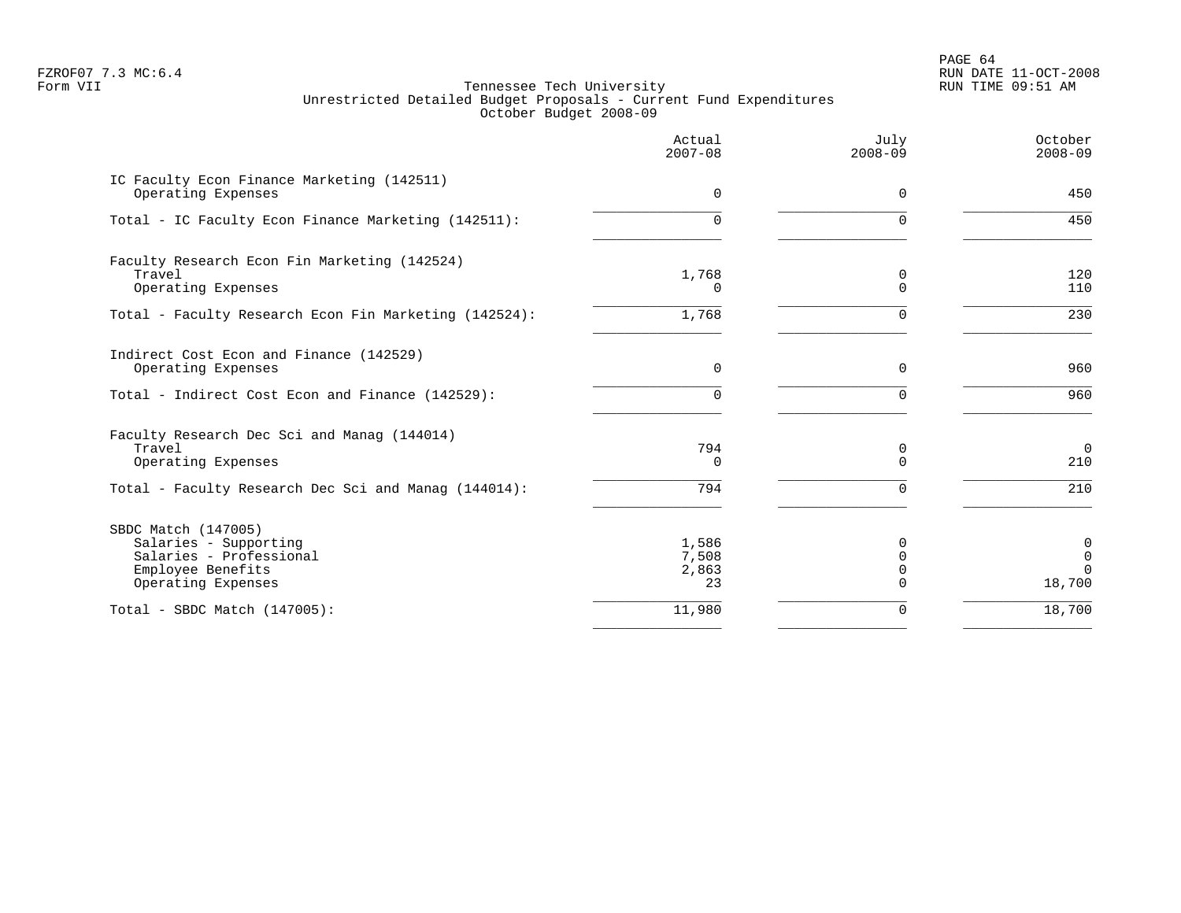FZROF07 7.3 MC:6.4
Form VII

Tennessee Tech University
Unrestricted Detailed Budget Proposals - Current Fund Expenditures
October Budget 2008-09

RUN DATE 11-OCT-2008
RUN TIME 09:51 AM

| | Actual 2007-08 | July 2008-09 | October 2008-09 |
|---|---|---|---|
| **IC Faculty Econ Finance Marketing (142511)** | | | |
| Operating Expenses | 0 | 0 | 450 |
| Total - IC Faculty Econ Finance Marketing (142511): | 0 | 0 | 450 |
| **Faculty Research Econ Fin Marketing (142524)** | | | |
| Travel | 1,768 | 0 | 120 |
| Operating Expenses | 0 | 0 | 110 |
| Total - Faculty Research Econ Fin Marketing (142524): | 1,768 | 0 | 230 |
| **Indirect Cost Econ and Finance (142529)** | | | |
| Operating Expenses | 0 | 0 | 960 |
| Total - Indirect Cost Econ and Finance (142529): | 0 | 0 | 960 |
| **Faculty Research Dec Sci and Manag (144014)** | | | |
| Travel | 794 | 0 | 0 |
| Operating Expenses | 0 | 0 | 210 |
| Total - Faculty Research Dec Sci and Manag (144014): | 794 | 0 | 210 |
| **SBDC Match (147005)** | | | |
| Salaries - Supporting | 1,586 | 0 | 0 |
| Salaries - Professional | 7,508 | 0 | 0 |
| Employee Benefits | 2,863 | 0 | 0 |
| Operating Expenses | 23 | 0 | 18,700 |
| Total - SBDC Match (147005): | 11,980 | 0 | 18,700 |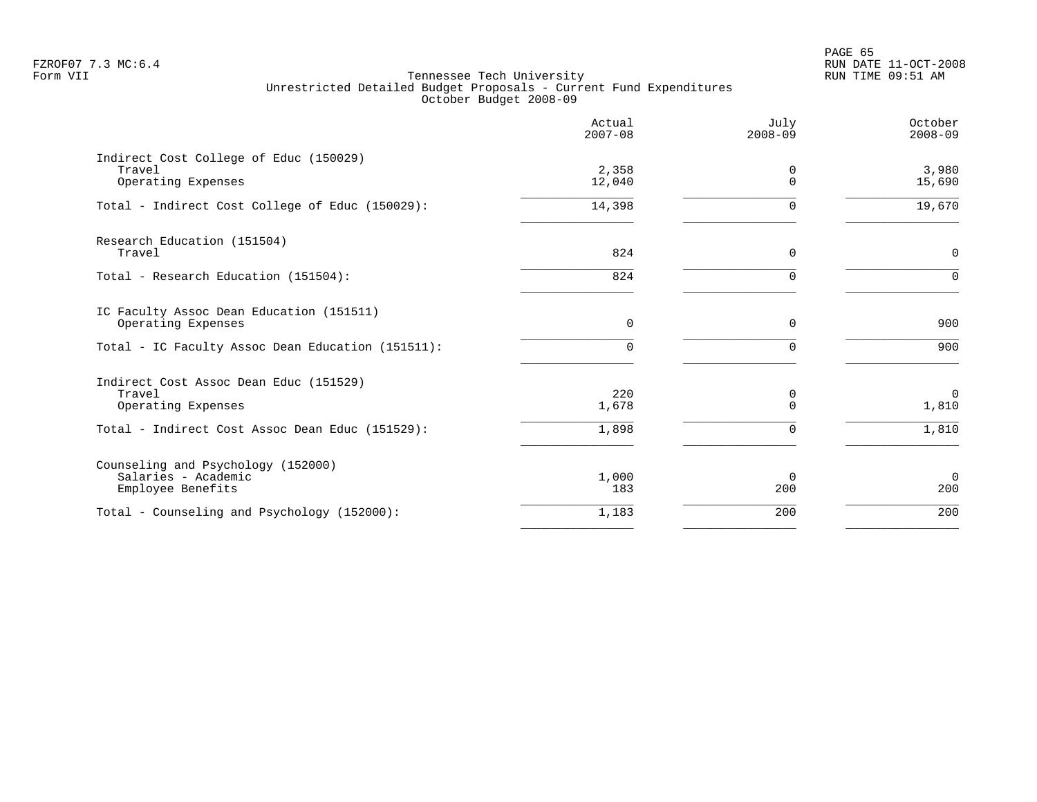FZROF07 7.3 MC:6.4
Form VII

# Tennessee Tech University
## Unrestricted Detailed Budget Proposals - Current Fund Expenditures
### October Budget 2008-09

| | Actual 2007-08 | July 2008-09 | October 2008-09 |
|---|---|---|---|
| **Indirect Cost College of Educ (150029)** | | | |
| Travel | 2,358 | 0 | 3,980 |
| Operating Expenses | 12,040 | 0 | 15,690 |
| Total - Indirect Cost College of Educ (150029): | 14,398 | 0 | 19,670 |
| **Research Education (151504)** | | | |
| Travel | 824 | 0 | 0 |
| Total - Research Education (151504): | 824 | 0 | 0 |
| **IC Faculty Assoc Dean Education (151511)** | | | |
| Operating Expenses | 0 | 0 | 900 |
| Total - IC Faculty Assoc Dean Education (151511): | 0 | 0 | 900 |
| **Indirect Cost Assoc Dean Educ (151529)** | | | |
| Travel | 220 | 0 | 0 |
| Operating Expenses | 1,678 | 0 | 1,810 |
| Total - Indirect Cost Assoc Dean Educ (151529): | 1,898 | 0 | 1,810 |
| **Counseling and Psychology (152000)** | | | |
| Salaries - Academic | 1,000 | 0 | 0 |
| Employee Benefits | 183 | 200 | 200 |
| Total - Counseling and Psychology (152000): | 1,183 | 200 | 200 |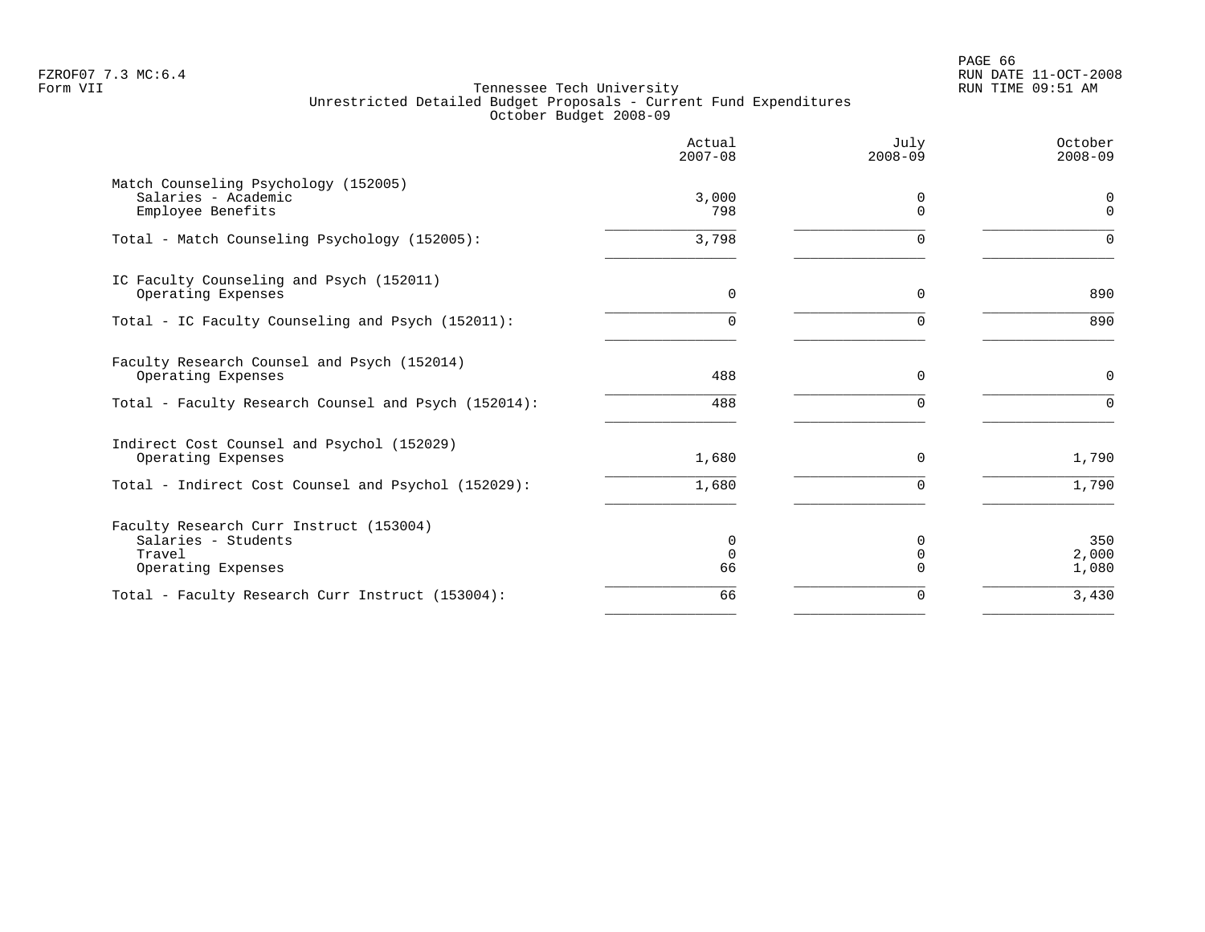Tennessee Tech University
Unrestricted Detailed Budget Proposals - Current Fund Expenditures
October Budget 2008-09

| | Actual 2007-08 | July 2008-09 | October 2008-09 |
|---|---|---|---|
| **Match Counseling Psychology (152005)** | | | |
| Salaries - Academic | 3,000 | 0 | 0 |
| Employee Benefits | 798 | 0 | 0 |
| Total - Match Counseling Psychology (152005): | 3,798 | 0 | 0 |
| **IC Faculty Counseling and Psych (152011)** | | | |
| Operating Expenses | 0 | 0 | 890 |
| Total - IC Faculty Counseling and Psych (152011): | 0 | 0 | 890 |
| **Faculty Research Counsel and Psych (152014)** | | | |
| Operating Expenses | 488 | 0 | 0 |
| Total - Faculty Research Counsel and Psych (152014): | 488 | 0 | 0 |
| **Indirect Cost Counsel and Psychol (152029)** | | | |
| Operating Expenses | 1,680 | 0 | 1,790 |
| Total - Indirect Cost Counsel and Psychol (152029): | 1,680 | 0 | 1,790 |
| **Faculty Research Curr Instruct (153004)** | | | |
| Salaries - Students | 0 | 0 | 350 |
| Travel | 0 | 0 | 2,000 |
| Operating Expenses | 66 | 0 | 1,080 |
| Total - Faculty Research Curr Instruct (153004): | 66 | 0 | 3,430 |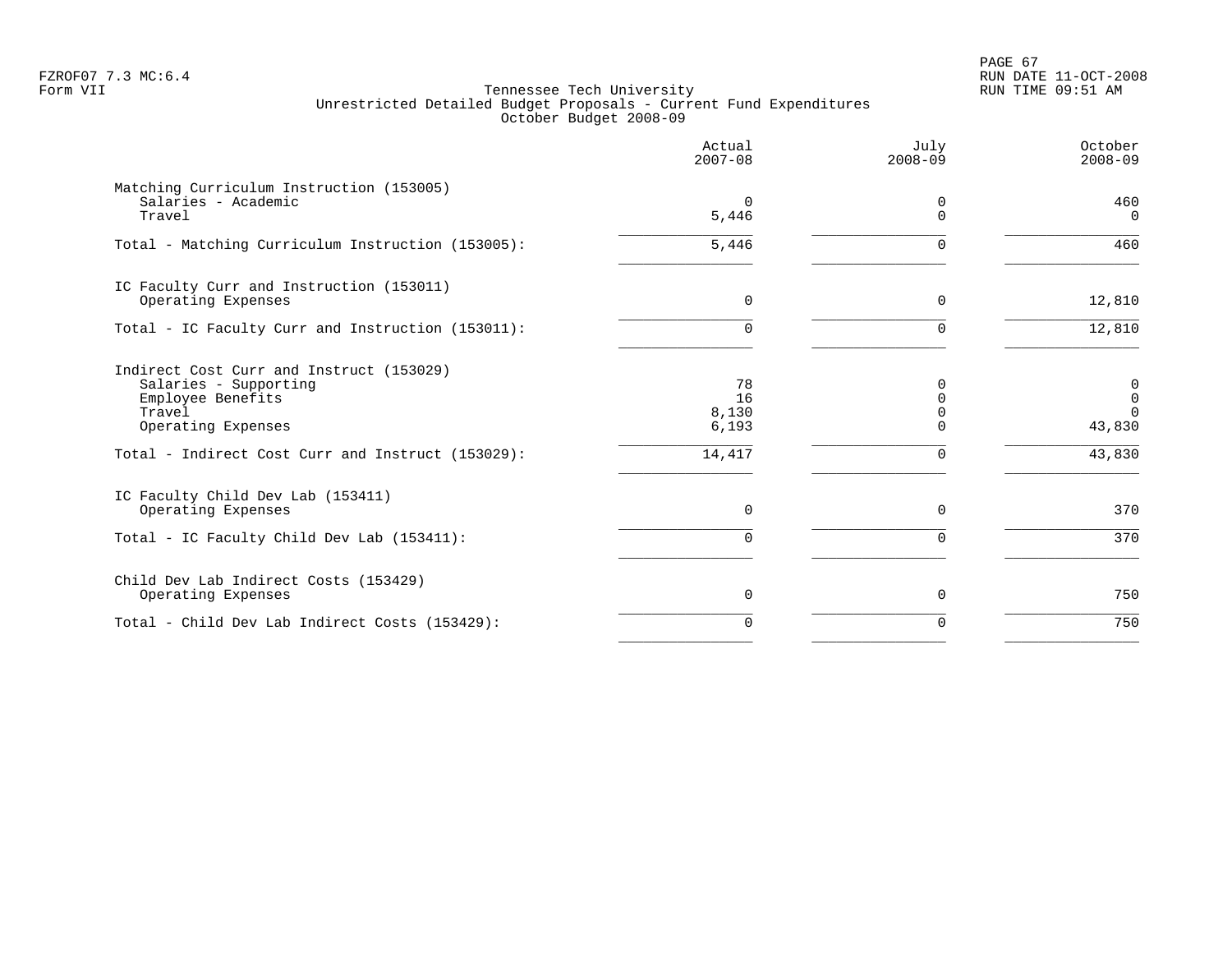Tennessee Tech University
Unrestricted Detailed Budget Proposals - Current Fund Expenditures
October Budget 2008-09

| | Actual 2007-08 | July 2008-09 | October 2008-09 |
|---|---|---|---|
| **Matching Curriculum Instruction (153005)** | | | |
| Salaries - Academic | 0 | 0 | 460 |
| Travel | 5,446 | 0 | 0 |
| Total - Matching Curriculum Instruction (153005): | 5,446 | 0 | 460 |
| **IC Faculty Curr and Instruction (153011)** | | | |
| Operating Expenses | 0 | 0 | 12,810 |
| Total - IC Faculty Curr and Instruction (153011): | 0 | 0 | 12,810 |
| **Indirect Cost Curr and Instruct (153029)** | | | |
| Salaries - Supporting | 78 | 0 | 0 |
| Employee Benefits | 16 | 0 | 0 |
| Travel | 8,130 | 0 | 0 |
| Operating Expenses | 6,193 | 0 | 43,830 |
| Total - Indirect Cost Curr and Instruct (153029): | 14,417 | 0 | 43,830 |
| **IC Faculty Child Dev Lab (153411)** | | | |
| Operating Expenses | 0 | 0 | 370 |
| Total - IC Faculty Child Dev Lab (153411): | 0 | 0 | 370 |
| **Child Dev Lab Indirect Costs (153429)** | | | |
| Operating Expenses | 0 | 0 | 750 |
| Total - Child Dev Lab Indirect Costs (153429): | 0 | 0 | 750 |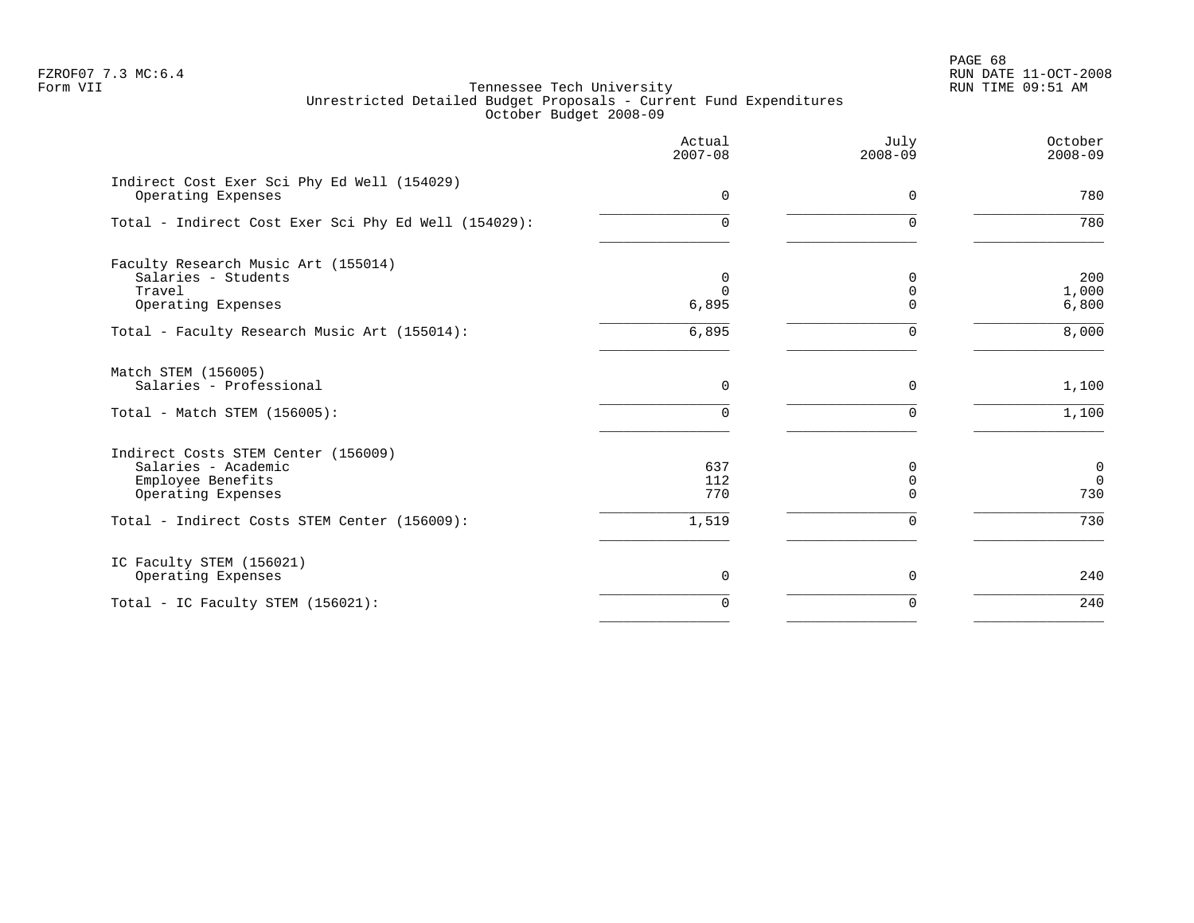Tennessee Tech University
Unrestricted Detailed Budget Proposals - Current Fund Expenditures
October Budget 2008-09

| | Actual 2007-08 | July 2008-09 | October 2008-09 |
|---|---|---|---|
| **Indirect Cost Exer Sci Phy Ed Well (154029)** | | | |
| Operating Expenses | 0 | 0 | 780 |
| Total - Indirect Cost Exer Sci Phy Ed Well (154029): | 0 | 0 | 780 |
| **Faculty Research Music Art (155014)** | | | |
| Salaries - Students | 0 | 0 | 200 |
| Travel | 0 | 0 | 1,000 |
| Operating Expenses | 6,895 | 0 | 6,800 |
| Total - Faculty Research Music Art (155014): | 6,895 | 0 | 8,000 |
| **Match STEM (156005)** | | | |
| Salaries - Professional | 0 | 0 | 1,100 |
| Total - Match STEM (156005): | 0 | 0 | 1,100 |
| **Indirect Costs STEM Center (156009)** | | | |
| Salaries - Academic | 637 | 0 | 0 |
| Employee Benefits | 112 | 0 | 0 |
| Operating Expenses | 770 | 0 | 730 |
| Total - Indirect Costs STEM Center (156009): | 1,519 | 0 | 730 |
| **IC Faculty STEM (156021)** | | | |
| Operating Expenses | 0 | 0 | 240 |
| Total - IC Faculty STEM (156021): | 0 | 0 | 240 |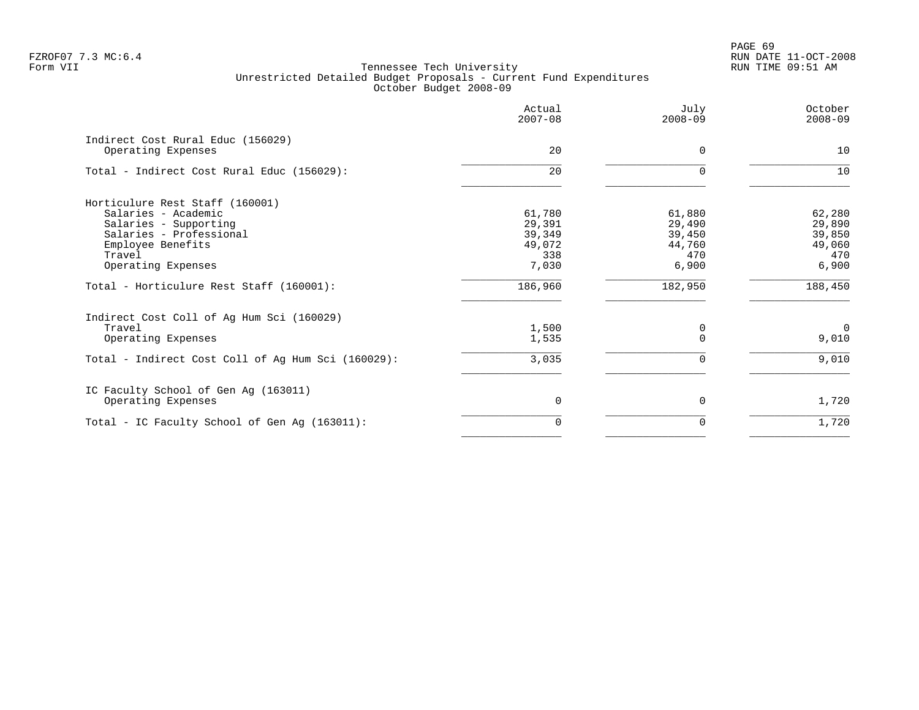Tennessee Tech University
Unrestricted Detailed Budget Proposals - Current Fund Expenditures
October Budget 2008-09

| | Actual 2007-08 | July 2008-09 | October 2008-09 |
|---|---|---|---|
| Indirect Cost Rural Educ (156029) | | | |
| Operating Expenses | 20 | 0 | 10 |
| Total - Indirect Cost Rural Educ (156029): | 20 | 0 | 10 |
| Horticulure Rest Staff (160001) | | | |
| Salaries - Academic | 61,780 | 61,880 | 62,280 |
| Salaries - Supporting | 29,391 | 29,490 | 29,890 |
| Salaries - Professional | 39,349 | 39,450 | 39,850 |
| Employee Benefits | 49,072 | 44,760 | 49,060 |
| Travel | 338 | 470 | 470 |
| Operating Expenses | 7,030 | 6,900 | 6,900 |
| Total - Horticulure Rest Staff (160001): | 186,960 | 182,950 | 188,450 |
| Indirect Cost Coll of Ag Hum Sci (160029) | | | |
| Travel | 1,500 | 0 | 0 |
| Operating Expenses | 1,535 | 0 | 9,010 |
| Total - Indirect Cost Coll of Ag Hum Sci (160029): | 3,035 | 0 | 9,010 |
| IC Faculty School of Gen Ag (163011) | | | |
| Operating Expenses | 0 | 0 | 1,720 |
| Total - IC Faculty School of Gen Ag (163011): | 0 | 0 | 1,720 |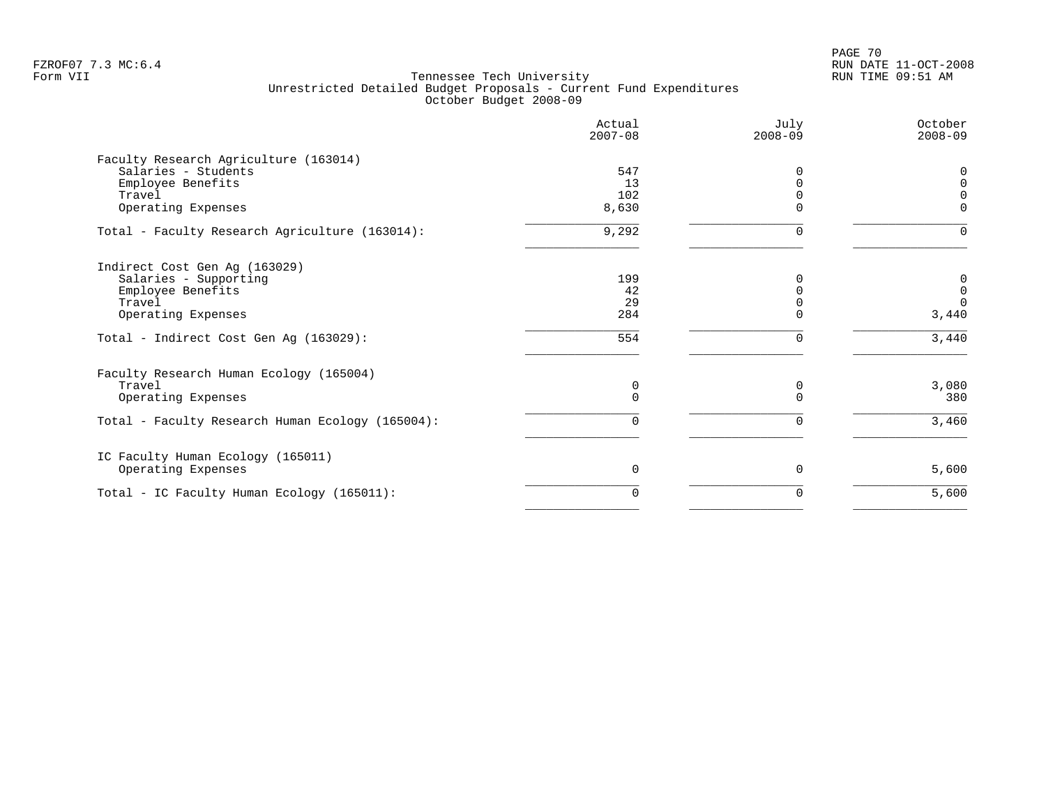FZROF07 7.3 MC:6.4
Form VII

Tennessee Tech University
Unrestricted Detailed Budget Proposals - Current Fund Expenditures
October Budget 2008-09

RUN DATE 11-OCT-2008
RUN TIME 09:51 AM

| | Actual 2007-08 | July 2008-09 | October 2008-09 |
|---|---|---|---|
| **Faculty Research Agriculture (163014)** | | | |
| Salaries - Students | 547 | 0 | 0 |
| Employee Benefits | 13 | 0 | 0 |
| Travel | 102 | 0 | 0 |
| Operating Expenses | 8,630 | 0 | 0 |
| Total - Faculty Research Agriculture (163014): | 9,292 | 0 | 0 |
| **Indirect Cost Gen Ag (163029)** | | | |
| Salaries - Supporting | 199 | 0 | 0 |
| Employee Benefits | 42 | 0 | 0 |
| Travel | 29 | 0 | 0 |
| Operating Expenses | 284 | 0 | 3,440 |
| Total - Indirect Cost Gen Ag (163029): | 554 | 0 | 3,440 |
| **Faculty Research Human Ecology (165004)** | | | |
| Travel | 0 | 0 | 3,080 |
| Operating Expenses | 0 | 0 | 380 |
| Total - Faculty Research Human Ecology (165004): | 0 | 0 | 3,460 |
| **IC Faculty Human Ecology (165011)** | | | |
| Operating Expenses | 0 | 0 | 5,600 |
| Total - IC Faculty Human Ecology (165011): | 0 | 0 | 5,600 |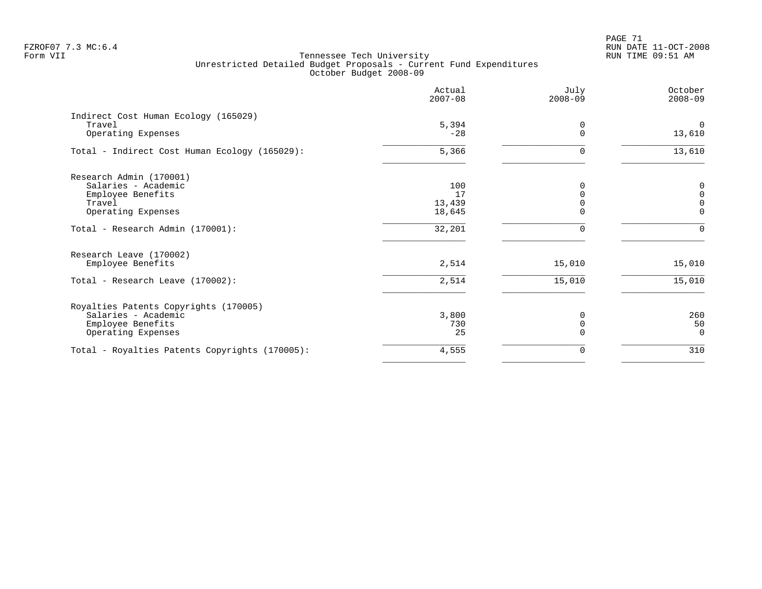Tennessee Tech University
Unrestricted Detailed Budget Proposals - Current Fund Expenditures
October Budget 2008-09

| | Actual 2007-08 | July 2008-09 | October 2008-09 |
|---|---|---|---|
| **Indirect Cost Human Ecology (165029)** | | | |
| Travel | 5,394 | 0 | 0 |
| Operating Expenses | -28 | 0 | 13,610 |
| Total - Indirect Cost Human Ecology (165029): | 5,366 | 0 | 13,610 |
| **Research Admin (170001)** | | | |
| Salaries - Academic | 100 | 0 | 0 |
| Employee Benefits | 17 | 0 | 0 |
| Travel | 13,439 | 0 | 0 |
| Operating Expenses | 18,645 | 0 | 0 |
| Total - Research Admin (170001): | 32,201 | 0 | 0 |
| **Research Leave (170002)** | | | |
| Employee Benefits | 2,514 | 15,010 | 15,010 |
| Total - Research Leave (170002): | 2,514 | 15,010 | 15,010 |
| **Royalties Patents Copyrights (170005)** | | | |
| Salaries - Academic | 3,800 | 0 | 260 |
| Employee Benefits | 730 | 0 | 50 |
| Operating Expenses | 25 | 0 | 0 |
| Total - Royalties Patents Copyrights (170005): | 4,555 | 0 | 310 |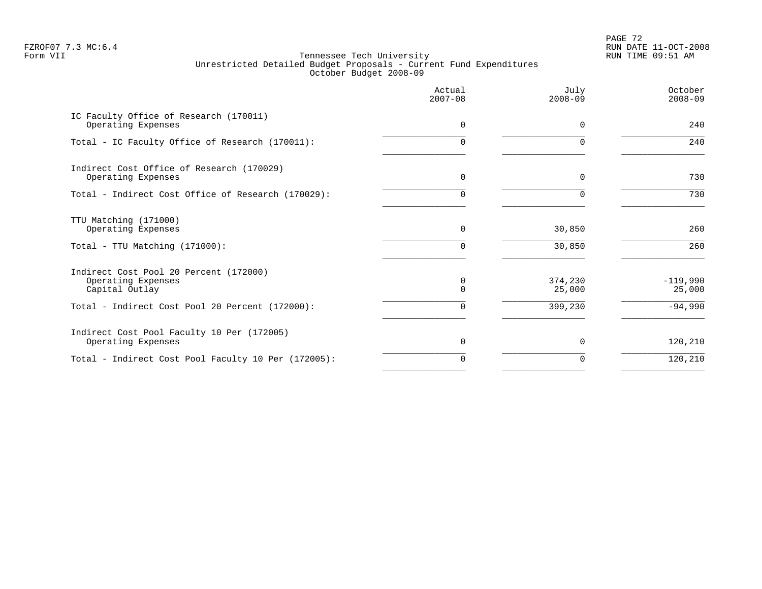FZROF07 7.3 MC:6.4
Form VII

# Tennessee Tech University
## Unrestricted Detailed Budget Proposals - Current Fund Expenditures
### October Budget 2008-09

RUN DATE 11-OCT-2008
RUN TIME 09:51 AM

| | Actual 2007-08 | July 2008-09 | October 2008-09 |
|---|---|---|---|
| **IC Faculty Office of Research (170011)** | | | |
| Operating Expenses | 0 | 0 | 240 |
| Total - IC Faculty Office of Research (170011): | 0 | 0 | 240 |
| **Indirect Cost Office of Research (170029)** | | | |
| Operating Expenses | 0 | 0 | 730 |
| Total - Indirect Cost Office of Research (170029): | 0 | 0 | 730 |
| **TTU Matching (171000)** | | | |
| Operating Expenses | 0 | 30,850 | 260 |
| Total - TTU Matching (171000): | 0 | 30,850 | 260 |
| **Indirect Cost Pool 20 Percent (172000)** | | | |
| Operating Expenses | 0 | 374,230 | -119,990 |
| Capital Outlay | 0 | 25,000 | 25,000 |
| Total - Indirect Cost Pool 20 Percent (172000): | 0 | 399,230 | -94,990 |
| **Indirect Cost Pool Faculty 10 Per (172005)** | | | |
| Operating Expenses | 0 | 0 | 120,210 |
| Total - Indirect Cost Pool Faculty 10 Per (172005): | 0 | 0 | 120,210 |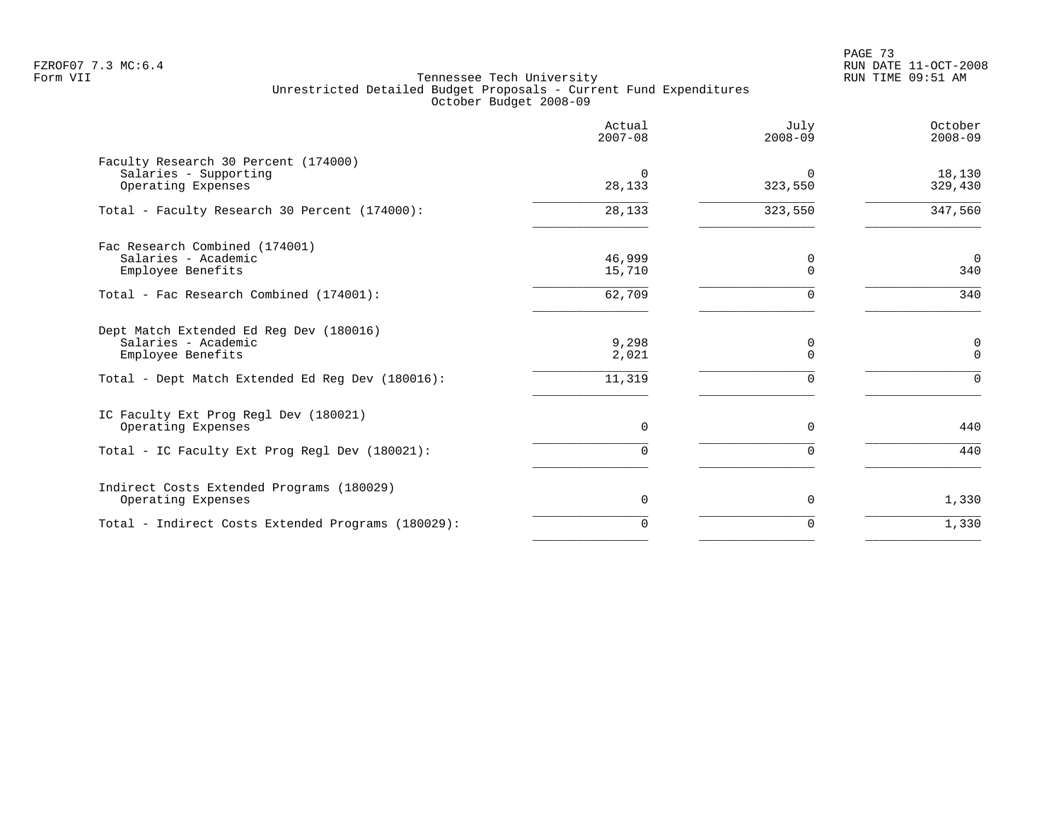Tennessee Tech University
Unrestricted Detailed Budget Proposals - Current Fund Expenditures
October Budget 2008-09

| | Actual 2007-08 | July 2008-09 | October 2008-09 |
|---|---|---|---|
| **Faculty Research 30 Percent (174000)** | | | |
| Salaries - Supporting | 0 | 0 | 18,130 |
| Operating Expenses | 28,133 | 323,550 | 329,430 |
| Total - Faculty Research 30 Percent (174000): | 28,133 | 323,550 | 347,560 |
| **Fac Research Combined (174001)** | | | |
| Salaries - Academic | 46,999 | 0 | 0 |
| Employee Benefits | 15,710 | 0 | 340 |
| Total - Fac Research Combined (174001): | 62,709 | 0 | 340 |
| **Dept Match Extended Ed Reg Dev (180016)** | | | |
| Salaries - Academic | 9,298 | 0 | 0 |
| Employee Benefits | 2,021 | 0 | 0 |
| Total - Dept Match Extended Ed Reg Dev (180016): | 11,319 | 0 | 0 |
| **IC Faculty Ext Prog Regl Dev (180021)** | | | |
| Operating Expenses | 0 | 0 | 440 |
| Total - IC Faculty Ext Prog Regl Dev (180021): | 0 | 0 | 440 |
| **Indirect Costs Extended Programs (180029)** | | | |
| Operating Expenses | 0 | 0 | 1,330 |
| Total - Indirect Costs Extended Programs (180029): | 0 | 0 | 1,330 |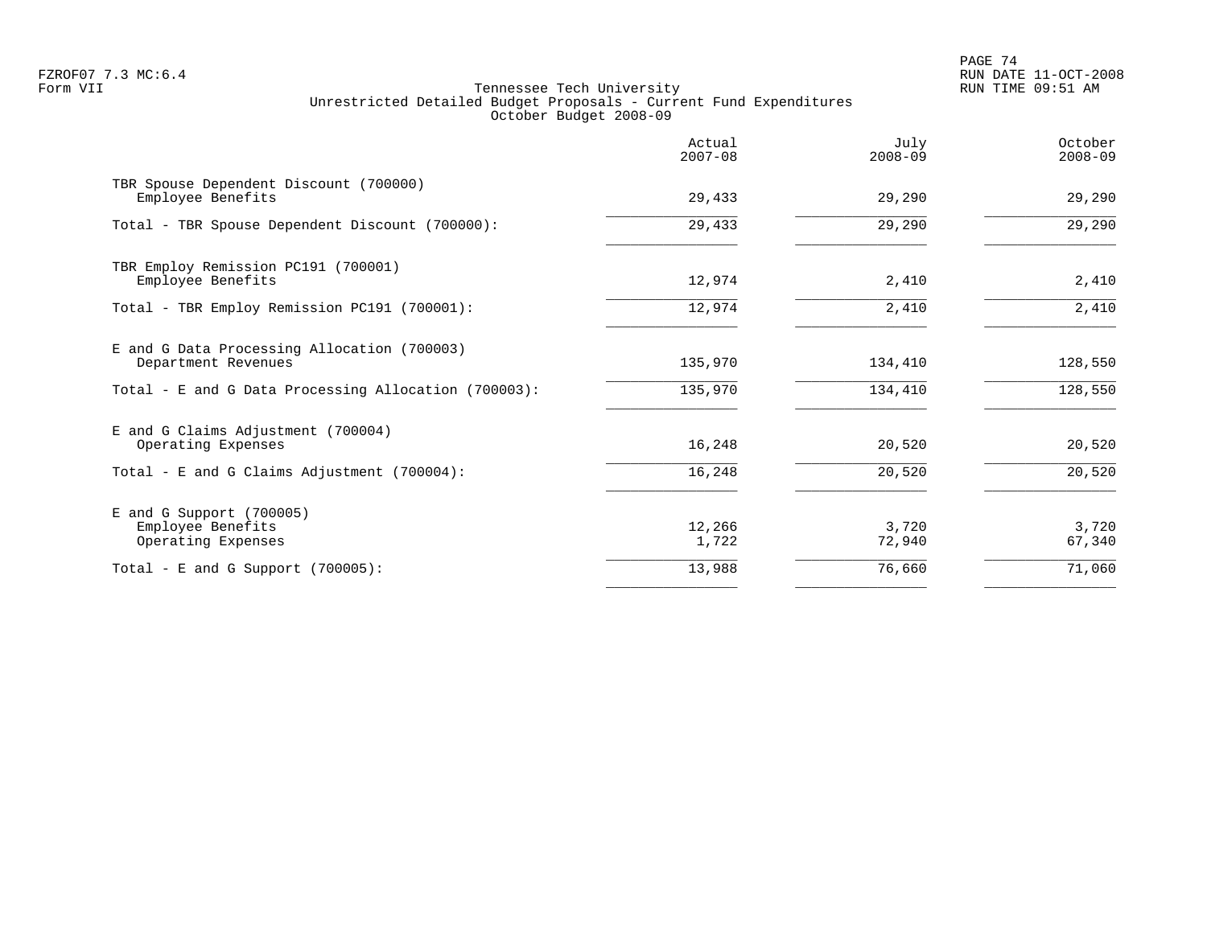Tennessee Tech University
Unrestricted Detailed Budget Proposals - Current Fund Expenditures
October Budget 2008-09

| | Actual 2007-08 | July 2008-09 | October 2008-09 |
|---|---|---|---|
| TBR Spouse Dependent Discount (700000) | | | |
| Employee Benefits | 29,433 | 29,290 | 29,290 |
| Total - TBR Spouse Dependent Discount (700000): | 29,433 | 29,290 | 29,290 |
| TBR Employ Remission PC191 (700001) | | | |
| Employee Benefits | 12,974 | 2,410 | 2,410 |
| Total - TBR Employ Remission PC191 (700001): | 12,974 | 2,410 | 2,410 |
| E and G Data Processing Allocation (700003) | | | |
| Department Revenues | 135,970 | 134,410 | 128,550 |
| Total - E and G Data Processing Allocation (700003): | 135,970 | 134,410 | 128,550 |
| E and G Claims Adjustment (700004) | | | |
| Operating Expenses | 16,248 | 20,520 | 20,520 |
| Total - E and G Claims Adjustment (700004): | 16,248 | 20,520 | 20,520 |
| E and G Support (700005) | | | |
| Employee Benefits | 12,266 | 3,720 | 3,720 |
| Operating Expenses | 1,722 | 72,940 | 67,340 |
| Total - E and G Support (700005): | 13,988 | 76,660 | 71,060 |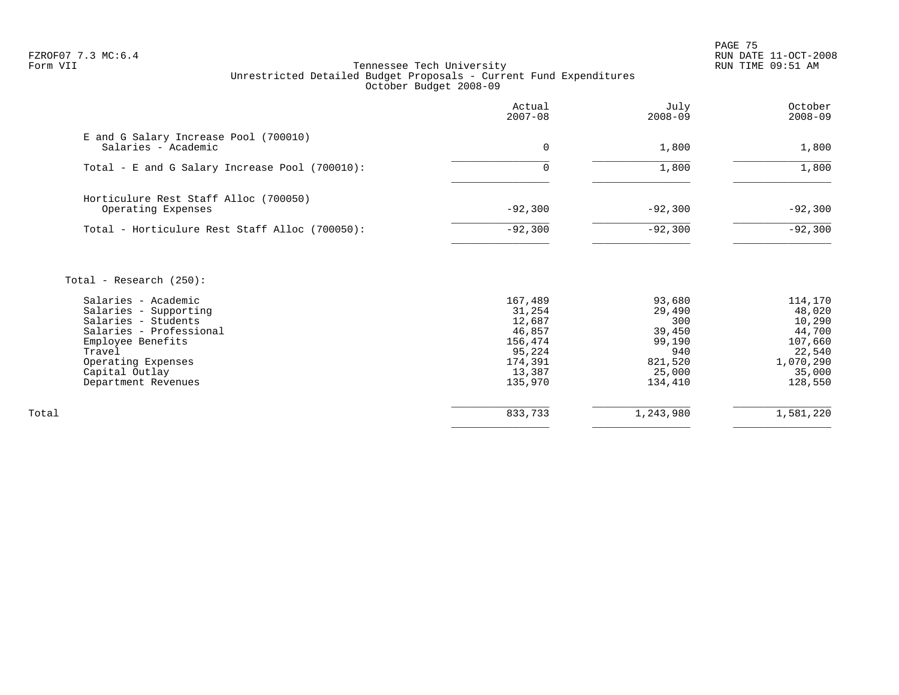Tennessee Tech University
Unrestricted Detailed Budget Proposals - Current Fund Expenditures
October Budget 2008-09

| | Actual 2007-08 | July 2008-09 | October 2008-09 |
|---|---|---|---|
| E and G Salary Increase Pool (700010) | | | |
| Salaries - Academic | 0 | 1,800 | 1,800 |
| Total - E and G Salary Increase Pool (700010): | 0 | 1,800 | 1,800 |
| Horticulure Rest Staff Alloc (700050) | | | |
| Operating Expenses | -92,300 | -92,300 | -92,300 |
| Total - Horticulure Rest Staff Alloc (700050): | -92,300 | -92,300 | -92,300 |
| Total - Research (250): | | | |
| Salaries - Academic | 167,489 | 93,680 | 114,170 |
| Salaries - Supporting | 31,254 | 29,490 | 48,020 |
| Salaries - Students | 12,687 | 300 | 10,290 |
| Salaries - Professional | 46,857 | 39,450 | 44,700 |
| Employee Benefits | 156,474 | 99,190 | 107,660 |
| Travel | 95,224 | 940 | 22,540 |
| Operating Expenses | 174,391 | 821,520 | 1,070,290 |
| Capital Outlay | 13,387 | 25,000 | 35,000 |
| Department Revenues | 135,970 | 134,410 | 128,550 |
| Total | 833,733 | 1,243,980 | 1,581,220 |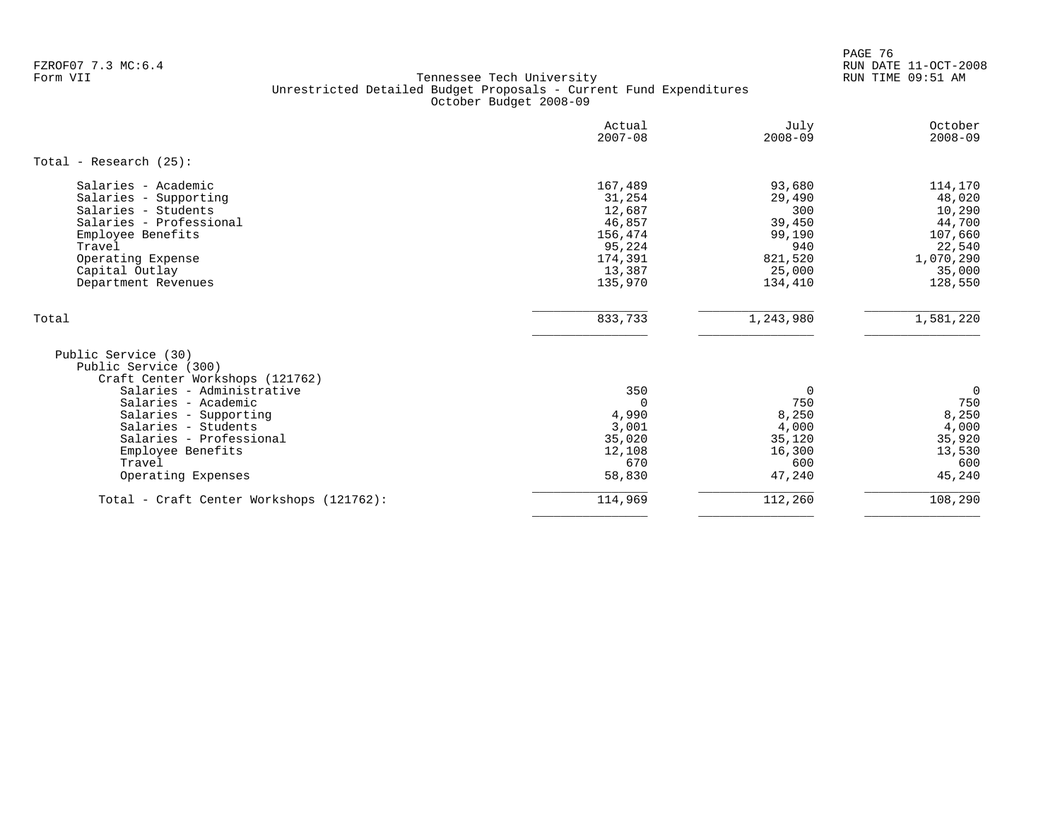FZROF07 7.3 MC:6.4
Form VII

Tennessee Tech University
Unrestricted Detailed Budget Proposals - Current Fund Expenditures
October Budget 2008-09

RUN DATE 11-OCT-2008
RUN TIME 09:51 AM

| | Actual 2007-08 | July 2008-09 | October 2008-09 |
|---|---|---|---|
| Total - Research (25): | | | |
| Salaries - Academic | 167,489 | 93,680 | 114,170 |
| Salaries - Supporting | 31,254 | 29,490 | 48,020 |
| Salaries - Students | 12,687 | 300 | 10,290 |
| Salaries - Professional | 46,857 | 39,450 | 44,700 |
| Employee Benefits | 156,474 | 99,190 | 107,660 |
| Travel | 95,224 | 940 | 22,540 |
| Operating Expense | 174,391 | 821,520 | 1,070,290 |
| Capital Outlay | 13,387 | 25,000 | 35,000 |
| Department Revenues | 135,970 | 134,410 | 128,550 |
| Total | 833,733 | 1,243,980 | 1,581,220 |
| Public Service (30) | | | |
| Public Service (300) | | | |
| Craft Center Workshops (121762) | | | |
| Salaries - Administrative | 350 | 0 | 0 |
| Salaries - Academic | 0 | 750 | 750 |
| Salaries - Supporting | 4,990 | 8,250 | 8,250 |
| Salaries - Students | 3,001 | 4,000 | 4,000 |
| Salaries - Professional | 35,020 | 35,120 | 35,920 |
| Employee Benefits | 12,108 | 16,300 | 13,530 |
| Travel | 670 | 600 | 600 |
| Operating Expenses | 58,830 | 47,240 | 45,240 |
| Total - Craft Center Workshops (121762): | 114,969 | 112,260 | 108,290 |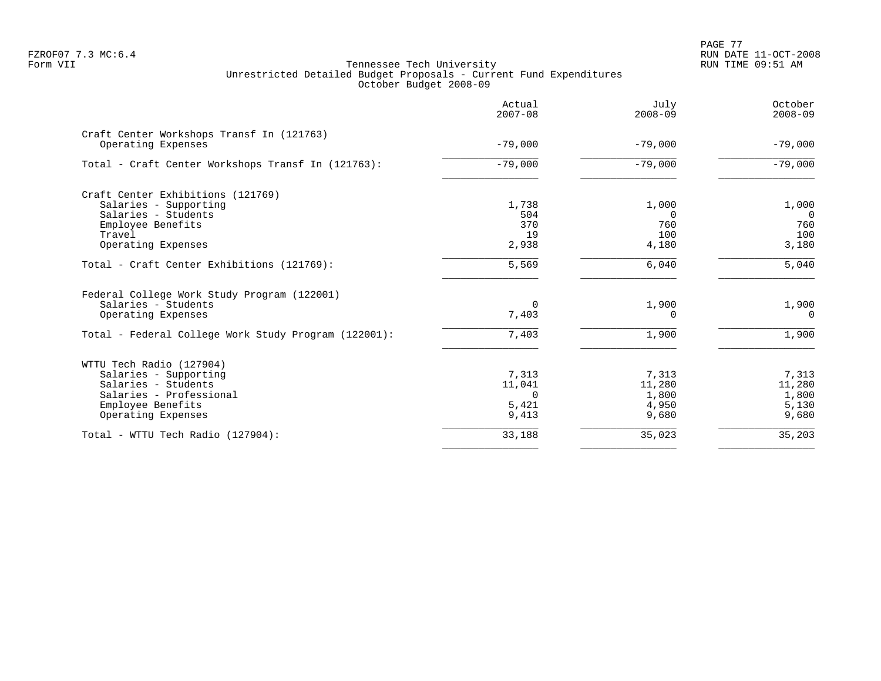Tennessee Tech University
Unrestricted Detailed Budget Proposals - Current Fund Expenditures
October Budget 2008-09

| | Actual 2007-08 | July 2008-09 | October 2008-09 |
|---|---|---|---|
| **Craft Center Workshops Transf In (121763)** | | | |
| Operating Expenses | -79,000 | -79,000 | -79,000 |
| Total - Craft Center Workshops Transf In (121763): | -79,000 | -79,000 | -79,000 |
| **Craft Center Exhibitions (121769)** | | | |
| Salaries - Supporting | 1,738 | 1,000 | 1,000 |
| Salaries - Students | 504 | 0 | 0 |
| Employee Benefits | 370 | 760 | 760 |
| Travel | 19 | 100 | 100 |
| Operating Expenses | 2,938 | 4,180 | 3,180 |
| Total - Craft Center Exhibitions (121769): | 5,569 | 6,040 | 5,040 |
| **Federal College Work Study Program (122001)** | | | |
| Salaries - Students | 0 | 1,900 | 1,900 |
| Operating Expenses | 7,403 | 0 | 0 |
| Total - Federal College Work Study Program (122001): | 7,403 | 1,900 | 1,900 |
| **WTTU Tech Radio (127904)** | | | |
| Salaries - Supporting | 7,313 | 7,313 | 7,313 |
| Salaries - Students | 11,041 | 11,280 | 11,280 |
| Salaries - Professional | 0 | 1,800 | 1,800 |
| Employee Benefits | 5,421 | 4,950 | 5,130 |
| Operating Expenses | 9,413 | 9,680 | 9,680 |
| Total - WTTU Tech Radio (127904): | 33,188 | 35,023 | 35,203 |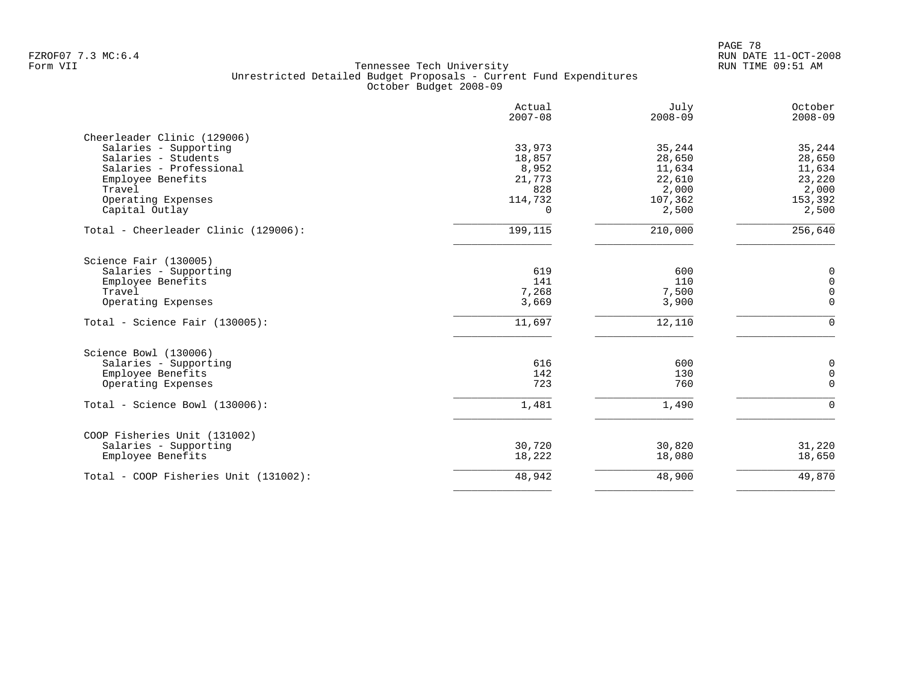Tennessee Tech University
Unrestricted Detailed Budget Proposals - Current Fund Expenditures
October Budget 2008-09

| | Actual 2007-08 | July 2008-09 | October 2008-09 |
|---|---|---|---|
| **Cheerleader Clinic (129006)** | | | |
| Salaries - Supporting | 33,973 | 35,244 | 35,244 |
| Salaries - Students | 18,857 | 28,650 | 28,650 |
| Salaries - Professional | 8,952 | 11,634 | 11,634 |
| Employee Benefits | 21,773 | 22,610 | 23,220 |
| Travel | 828 | 2,000 | 2,000 |
| Operating Expenses | 114,732 | 107,362 | 153,392 |
| Capital Outlay | 0 | 2,500 | 2,500 |
| Total - Cheerleader Clinic (129006): | 199,115 | 210,000 | 256,640 |
| **Science Fair (130005)** | | | |
| Salaries - Supporting | 619 | 600 | 0 |
| Employee Benefits | 141 | 110 | 0 |
| Travel | 7,268 | 7,500 | 0 |
| Operating Expenses | 3,669 | 3,900 | 0 |
| Total - Science Fair (130005): | 11,697 | 12,110 | 0 |
| **Science Bowl (130006)** | | | |
| Salaries - Supporting | 616 | 600 | 0 |
| Employee Benefits | 142 | 130 | 0 |
| Operating Expenses | 723 | 760 | 0 |
| Total - Science Bowl (130006): | 1,481 | 1,490 | 0 |
| **COOP Fisheries Unit (131002)** | | | |
| Salaries - Supporting | 30,720 | 30,820 | 31,220 |
| Employee Benefits | 18,222 | 18,080 | 18,650 |
| Total - COOP Fisheries Unit (131002): | 48,942 | 48,900 | 49,870 |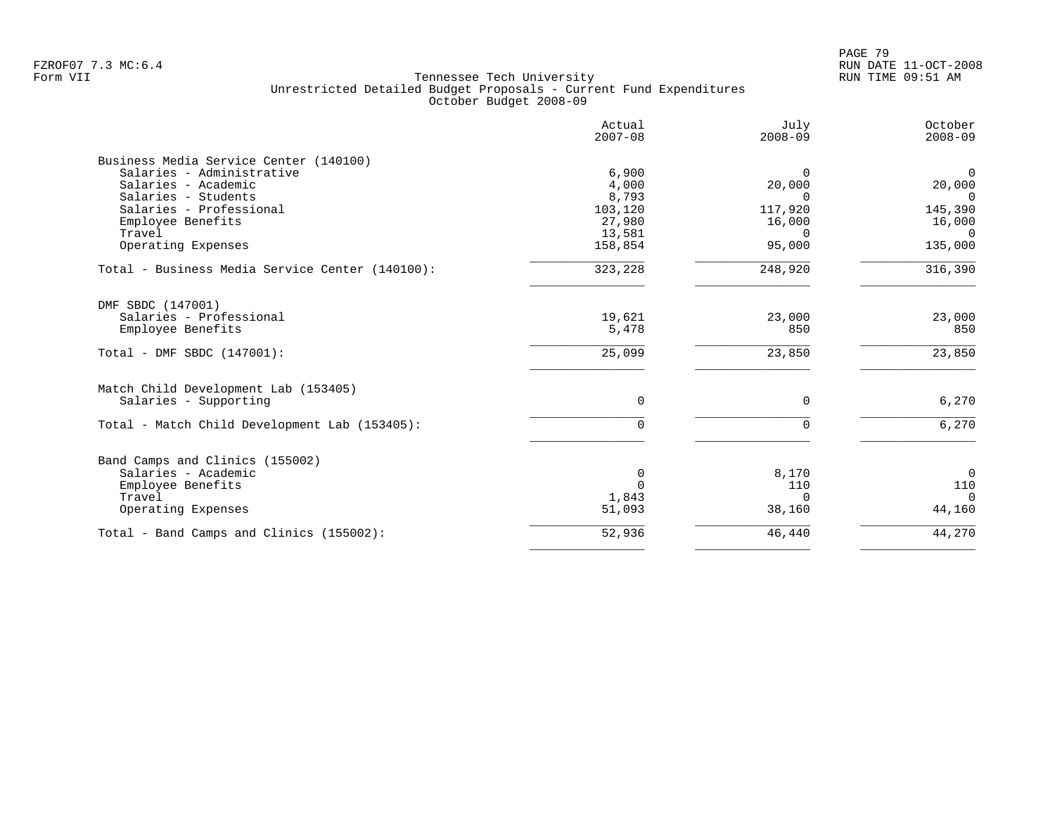Tennessee Tech University
Unrestricted Detailed Budget Proposals - Current Fund Expenditures
October Budget 2008-09

| | Actual 2007-08 | July 2008-09 | October 2008-09 |
|---|---|---|---|
| **Business Media Service Center (140100)** | | | |
| Salaries - Administrative | 6,900 | 0 | 0 |
| Salaries - Academic | 4,000 | 20,000 | 20,000 |
| Salaries - Students | 8,793 | 0 | 0 |
| Salaries - Professional | 103,120 | 117,920 | 145,390 |
| Employee Benefits | 27,980 | 16,000 | 16,000 |
| Travel | 13,581 | 0 | 0 |
| Operating Expenses | 158,854 | 95,000 | 135,000 |
| Total - Business Media Service Center (140100): | 323,228 | 248,920 | 316,390 |
| **DMF SBDC (147001)** | | | |
| Salaries - Professional | 19,621 | 23,000 | 23,000 |
| Employee Benefits | 5,478 | 850 | 850 |
| Total - DMF SBDC (147001): | 25,099 | 23,850 | 23,850 |
| **Match Child Development Lab (153405)** | | | |
| Salaries - Supporting | 0 | 0 | 6,270 |
| Total - Match Child Development Lab (153405): | 0 | 0 | 6,270 |
| **Band Camps and Clinics (155002)** | | | |
| Salaries - Academic | 0 | 8,170 | 0 |
| Employee Benefits | 0 | 110 | 110 |
| Travel | 1,843 | 0 | 0 |
| Operating Expenses | 51,093 | 38,160 | 44,160 |
| Total - Band Camps and Clinics (155002): | 52,936 | 46,440 | 44,270 |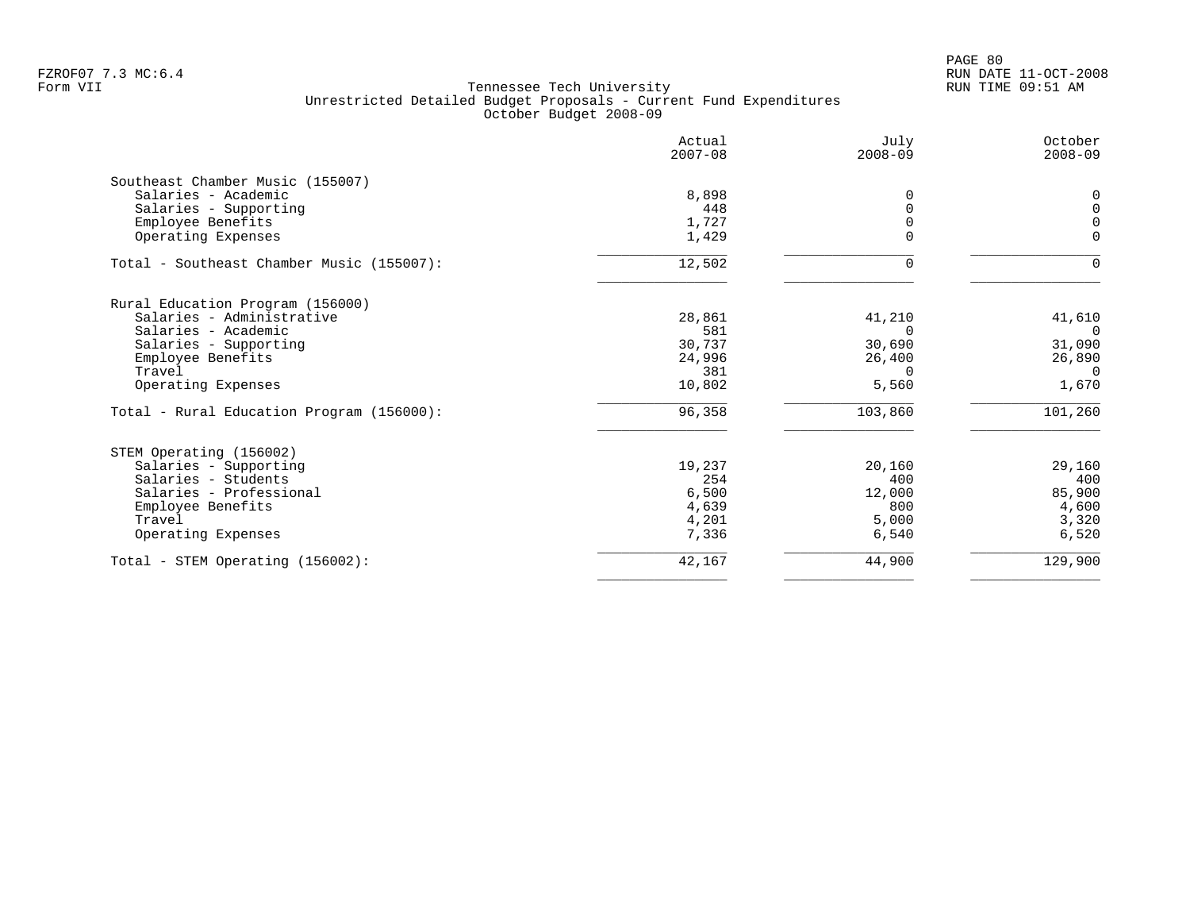Tennessee Tech University
Unrestricted Detailed Budget Proposals - Current Fund Expenditures
October Budget 2008-09

| | Actual 2007-08 | July 2008-09 | October 2008-09 |
|---|---|---|---|
| **Southeast Chamber Music (155007)** | | | |
| Salaries - Academic | 8,898 | 0 | 0 |
| Salaries - Supporting | 448 | 0 | 0 |
| Employee Benefits | 1,727 | 0 | 0 |
| Operating Expenses | 1,429 | 0 | 0 |
| Total - Southeast Chamber Music (155007): | 12,502 | 0 | 0 |
| **Rural Education Program (156000)** | | | |
| Salaries - Administrative | 28,861 | 41,210 | 41,610 |
| Salaries - Academic | 581 | 0 | 0 |
| Salaries - Supporting | 30,737 | 30,690 | 31,090 |
| Employee Benefits | 24,996 | 26,400 | 26,890 |
| Travel | 381 | 0 | 0 |
| Operating Expenses | 10,802 | 5,560 | 1,670 |
| Total - Rural Education Program (156000): | 96,358 | 103,860 | 101,260 |
| **STEM Operating (156002)** | | | |
| Salaries - Supporting | 19,237 | 20,160 | 29,160 |
| Salaries - Students | 254 | 400 | 400 |
| Salaries - Professional | 6,500 | 12,000 | 85,900 |
| Employee Benefits | 4,639 | 800 | 4,600 |
| Travel | 4,201 | 5,000 | 3,320 |
| Operating Expenses | 7,336 | 6,540 | 6,520 |
| Total - STEM Operating (156002): | 42,167 | 44,900 | 129,900 |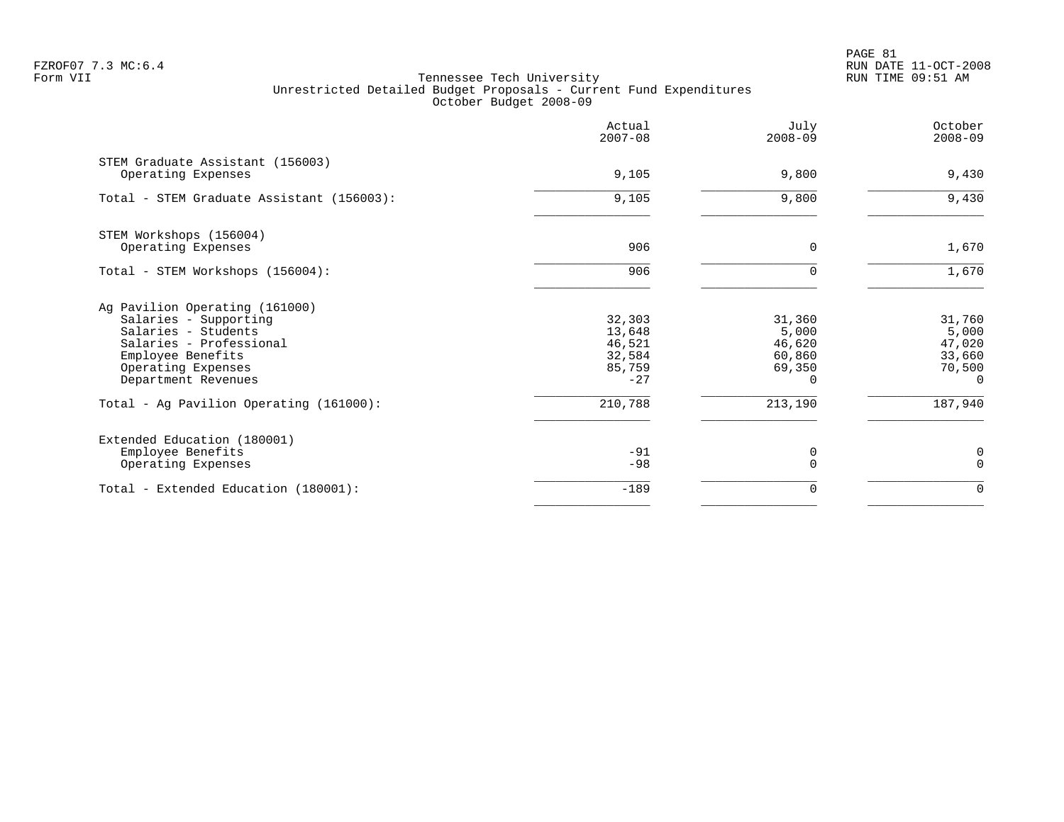Tennessee Tech University
Unrestricted Detailed Budget Proposals - Current Fund Expenditures
October Budget 2008-09

| | Actual 2007-08 | July 2008-09 | October 2008-09 |
|---|---|---|---|
| STEM Graduate Assistant (156003) | | | |
| Operating Expenses | 9,105 | 9,800 | 9,430 |
| Total - STEM Graduate Assistant (156003): | 9,105 | 9,800 | 9,430 |
| STEM Workshops (156004) | | | |
| Operating Expenses | 906 | 0 | 1,670 |
| Total - STEM Workshops (156004): | 906 | 0 | 1,670 |
| Ag Pavilion Operating (161000) | | | |
| Salaries - Supporting | 32,303 | 31,360 | 31,760 |
| Salaries - Students | 13,648 | 5,000 | 5,000 |
| Salaries - Professional | 46,521 | 46,620 | 47,020 |
| Employee Benefits | 32,584 | 60,860 | 33,660 |
| Operating Expenses | 85,759 | 69,350 | 70,500 |
| Department Revenues | -27 | 0 | 0 |
| Total - Ag Pavilion Operating (161000): | 210,788 | 213,190 | 187,940 |
| Extended Education (180001) | | | |
| Employee Benefits | -91 | 0 | 0 |
| Operating Expenses | -98 | 0 | 0 |
| Total - Extended Education (180001): | -189 | 0 | 0 |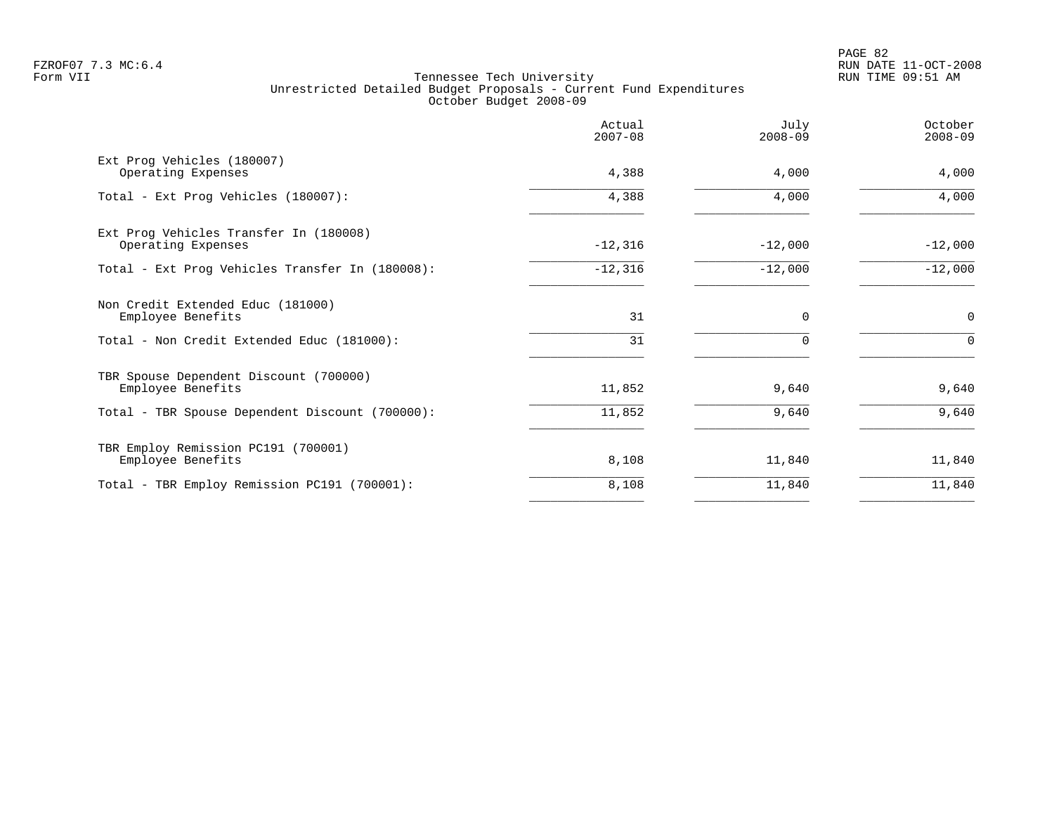Tennessee Tech University
Unrestricted Detailed Budget Proposals - Current Fund Expenditures
October Budget 2008-09

| | Actual 2007-08 | July 2008-09 | October 2008-09 |
|---|---|---|---|
| **Ext Prog Vehicles (180007)** | | | |
| Operating Expenses | 4,388 | 4,000 | 4,000 |
| Total - Ext Prog Vehicles (180007): | 4,388 | 4,000 | 4,000 |
| **Ext Prog Vehicles Transfer In (180008)** | | | |
| Operating Expenses | -12,316 | -12,000 | -12,000 |
| Total - Ext Prog Vehicles Transfer In (180008): | -12,316 | -12,000 | -12,000 |
| **Non Credit Extended Educ (181000)** | | | |
| Employee Benefits | 31 | 0 | 0 |
| Total - Non Credit Extended Educ (181000): | 31 | 0 | 0 |
| **TBR Spouse Dependent Discount (700000)** | | | |
| Employee Benefits | 11,852 | 9,640 | 9,640 |
| Total - TBR Spouse Dependent Discount (700000): | 11,852 | 9,640 | 9,640 |
| **TBR Employ Remission PC191 (700001)** | | | |
| Employee Benefits | 8,108 | 11,840 | 11,840 |
| Total - TBR Employ Remission PC191 (700001): | 8,108 | 11,840 | 11,840 |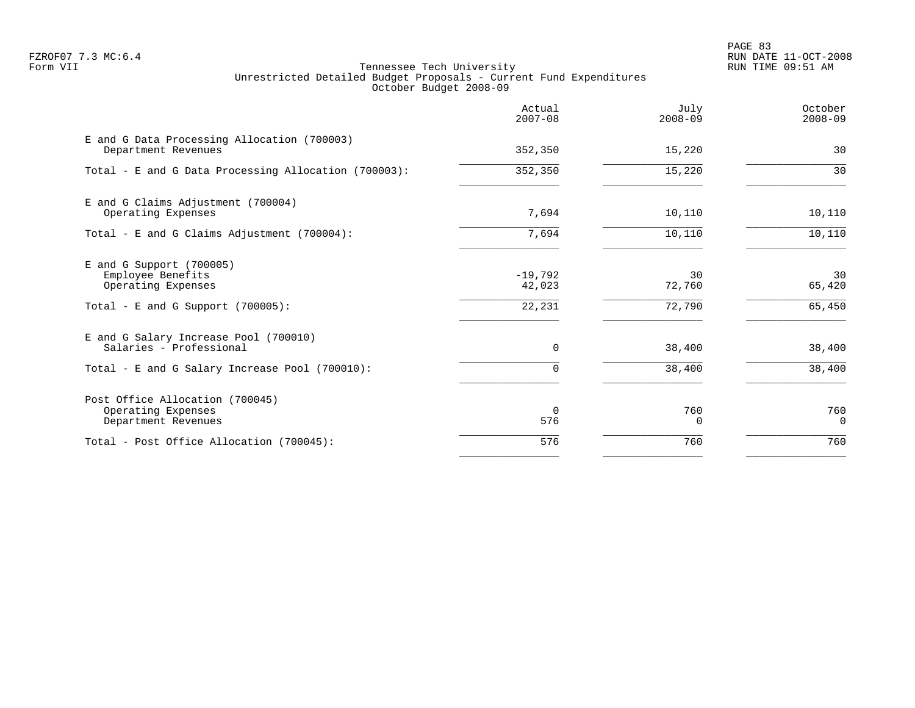Tennessee Tech University
Unrestricted Detailed Budget Proposals - Current Fund Expenditures
October Budget 2008-09

| | Actual 2007-08 | July 2008-09 | October 2008-09 |
|---|---|---|---|
| **E and G Data Processing Allocation (700003)** | | | |
| Department Revenues | 352,350 | 15,220 | 30 |
| Total - E and G Data Processing Allocation (700003): | 352,350 | 15,220 | 30 |
| **E and G Claims Adjustment (700004)** | | | |
| Operating Expenses | 7,694 | 10,110 | 10,110 |
| Total - E and G Claims Adjustment (700004): | 7,694 | 10,110 | 10,110 |
| **E and G Support (700005)** | | | |
| Employee Benefits | -19,792 | 30 | 30 |
| Operating Expenses | 42,023 | 72,760 | 65,420 |
| Total - E and G Support (700005): | 22,231 | 72,790 | 65,450 |
| **E and G Salary Increase Pool (700010)** | | | |
| Salaries - Professional | 0 | 38,400 | 38,400 |
| Total - E and G Salary Increase Pool (700010): | 0 | 38,400 | 38,400 |
| **Post Office Allocation (700045)** | | | |
| Operating Expenses | 0 | 760 | 760 |
| Department Revenues | 576 | 0 | 0 |
| Total - Post Office Allocation (700045): | 576 | 760 | 760 |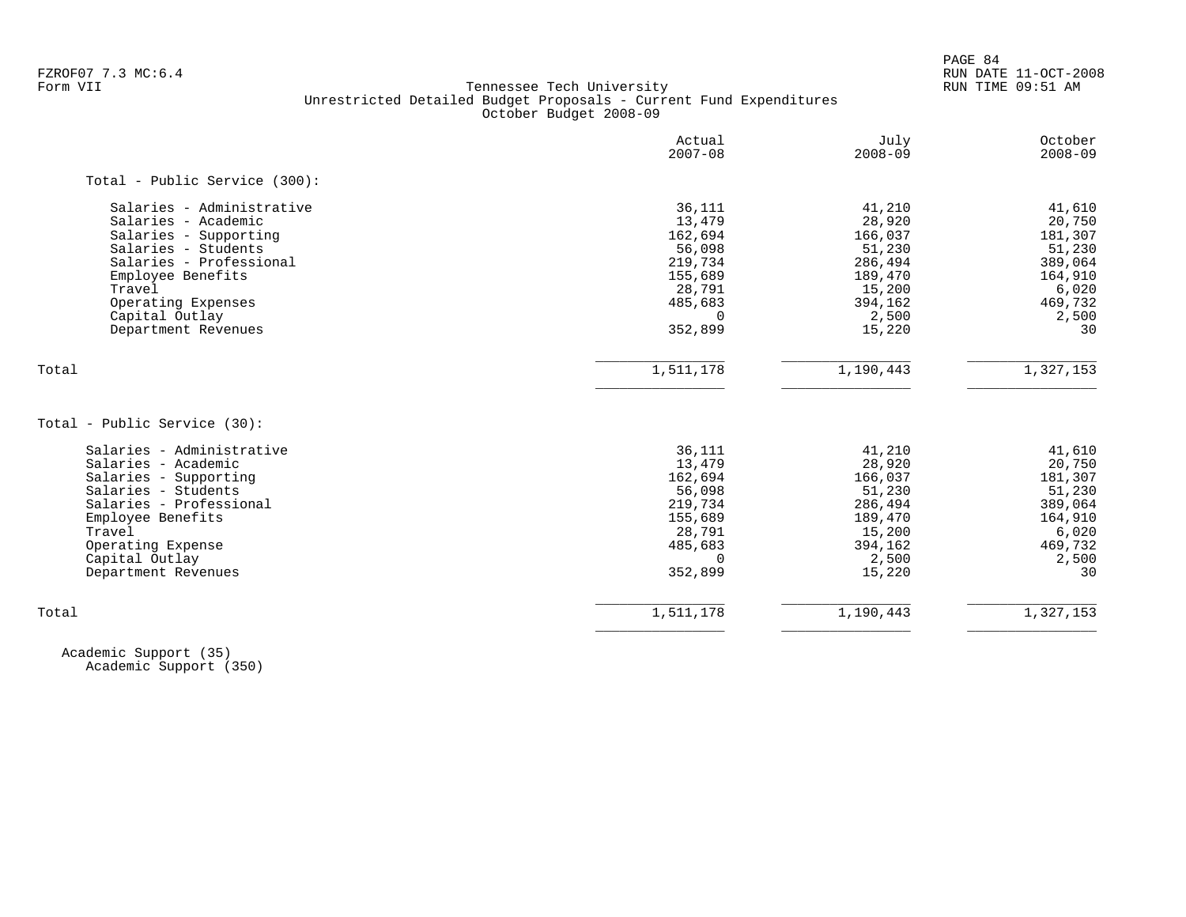FZROF07 7.3 MC:6.4
Form VII

Tennessee Tech University
Unrestricted Detailed Budget Proposals - Current Fund Expenditures
October Budget 2008-09

RUN DATE 11-OCT-2008
RUN TIME 09:51 AM

| | Actual 2007-08 | July 2008-09 | October 2008-09 |
|---|---|---|---|
| **Total - Public Service (300):** | | | |
| Salaries - Administrative | 36,111 | 41,210 | 41,610 |
| Salaries - Academic | 13,479 | 28,920 | 20,750 |
| Salaries - Supporting | 162,694 | 166,037 | 181,307 |
| Salaries - Students | 56,098 | 51,230 | 51,230 |
| Salaries - Professional | 219,734 | 286,494 | 389,064 |
| Employee Benefits | 155,689 | 189,470 | 164,910 |
| Travel | 28,791 | 15,200 | 6,020 |
| Operating Expenses | 485,683 | 394,162 | 469,732 |
| Capital Outlay | 0 | 2,500 | 2,500 |
| Department Revenues | 352,899 | 15,220 | 30 |
| Total | 1,511,178 | 1,190,443 | 1,327,153 |

| | Actual 2007-08 | July 2008-09 | October 2008-09 |
|---|---|---|---|
| **Total - Public Service (30):** | | | |
| Salaries - Administrative | 36,111 | 41,210 | 41,610 |
| Salaries - Academic | 13,479 | 28,920 | 20,750 |
| Salaries - Supporting | 162,694 | 166,037 | 181,307 |
| Salaries - Students | 56,098 | 51,230 | 51,230 |
| Salaries - Professional | 219,734 | 286,494 | 389,064 |
| Employee Benefits | 155,689 | 189,470 | 164,910 |
| Travel | 28,791 | 15,200 | 6,020 |
| Operating Expense | 485,683 | 394,162 | 469,732 |
| Capital Outlay | 0 | 2,500 | 2,500 |
| Department Revenues | 352,899 | 15,220 | 30 |
| Total | 1,511,178 | 1,190,443 | 1,327,153 |

Academic Support (35)
Academic Support (350)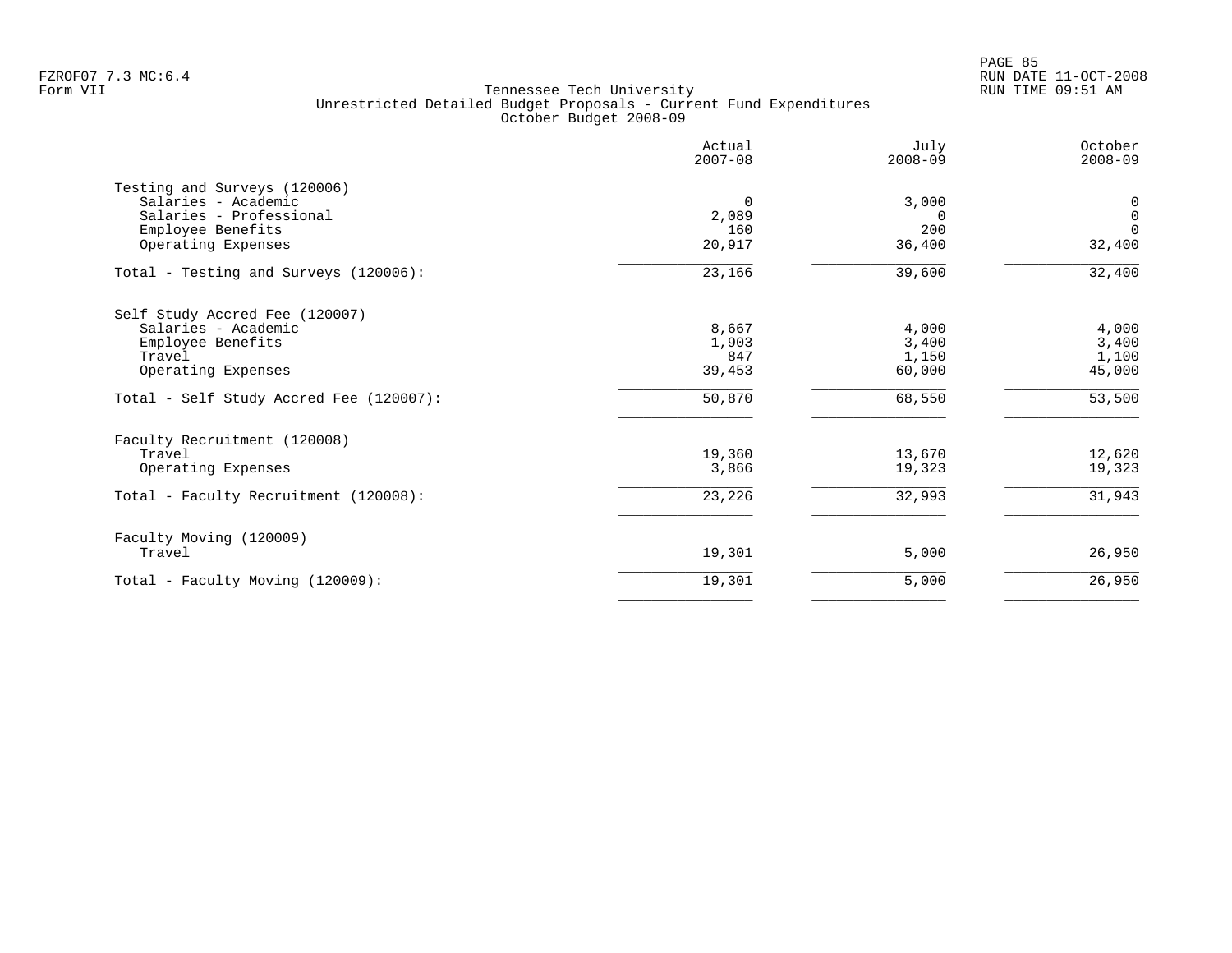Tennessee Tech University
Unrestricted Detailed Budget Proposals - Current Fund Expenditures
October Budget 2008-09

| | Actual 2007-08 | July 2008-09 | October 2008-09 |
|---|---|---|---|
| **Testing and Surveys (120006)** | | | |
| Salaries - Academic | 0 | 3,000 | 0 |
| Salaries - Professional | 2,089 | 0 | 0 |
| Employee Benefits | 160 | 200 | 0 |
| Operating Expenses | 20,917 | 36,400 | 32,400 |
| Total - Testing and Surveys (120006): | 23,166 | 39,600 | 32,400 |
| **Self Study Accred Fee (120007)** | | | |
| Salaries - Academic | 8,667 | 4,000 | 4,000 |
| Employee Benefits | 1,903 | 3,400 | 3,400 |
| Travel | 847 | 1,150 | 1,100 |
| Operating Expenses | 39,453 | 60,000 | 45,000 |
| Total - Self Study Accred Fee (120007): | 50,870 | 68,550 | 53,500 |
| **Faculty Recruitment (120008)** | | | |
| Travel | 19,360 | 13,670 | 12,620 |
| Operating Expenses | 3,866 | 19,323 | 19,323 |
| Total - Faculty Recruitment (120008): | 23,226 | 32,993 | 31,943 |
| **Faculty Moving (120009)** | | | |
| Travel | 19,301 | 5,000 | 26,950 |
| Total - Faculty Moving (120009): | 19,301 | 5,000 | 26,950 |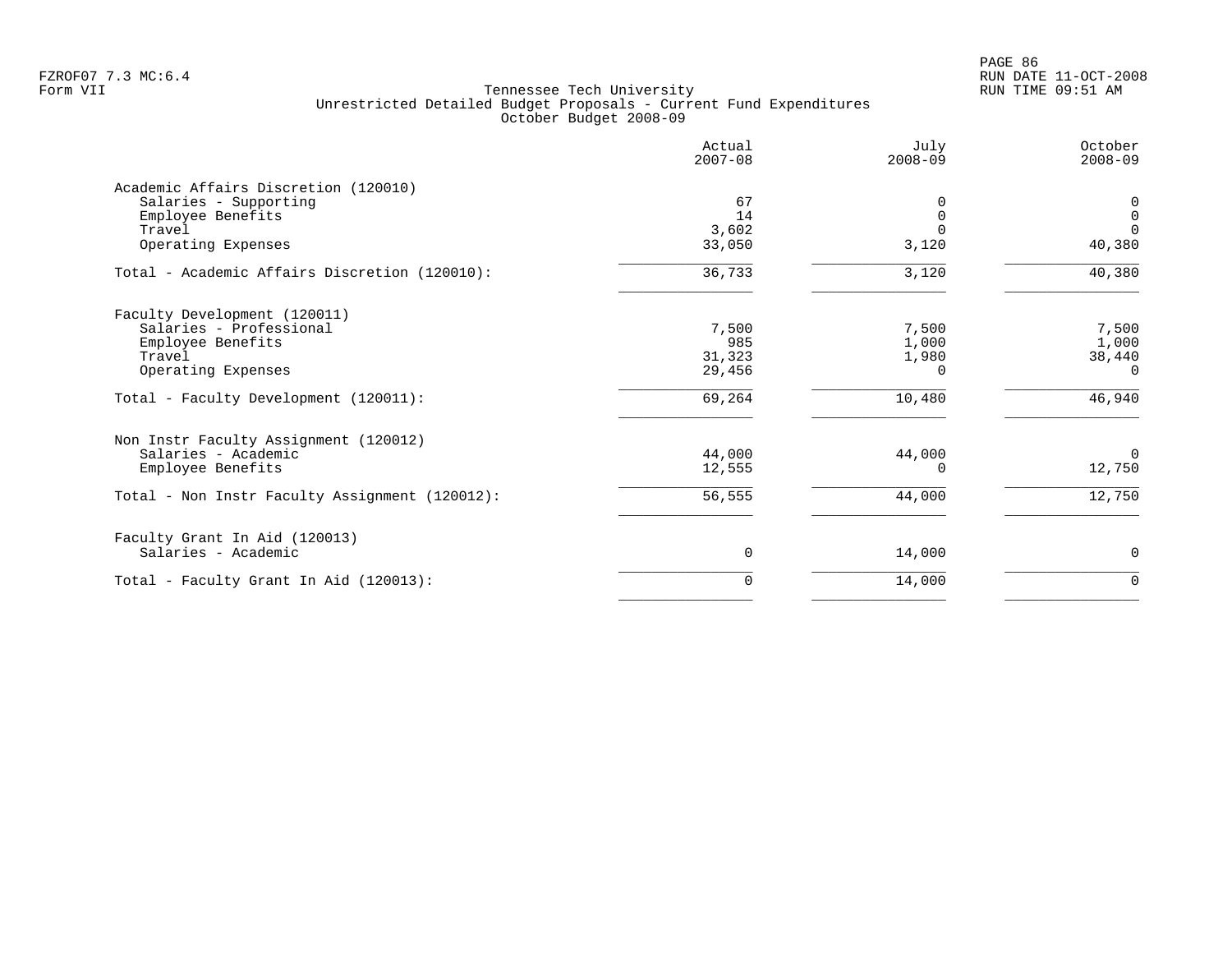Tennessee Tech University
Unrestricted Detailed Budget Proposals - Current Fund Expenditures
October Budget 2008-09

| | Actual 2007-08 | July 2008-09 | October 2008-09 |
|---|---|---|---|
| **Academic Affairs Discretion (120010)** | | | |
| Salaries - Supporting | 67 | 0 | 0 |
| Employee Benefits | 14 | 0 | 0 |
| Travel | 3,602 | 0 | 0 |
| Operating Expenses | 33,050 | 3,120 | 40,380 |
| Total - Academic Affairs Discretion (120010): | 36,733 | 3,120 | 40,380 |
| **Faculty Development (120011)** | | | |
| Salaries - Professional | 7,500 | 7,500 | 7,500 |
| Employee Benefits | 985 | 1,000 | 1,000 |
| Travel | 31,323 | 1,980 | 38,440 |
| Operating Expenses | 29,456 | 0 | 0 |
| Total - Faculty Development (120011): | 69,264 | 10,480 | 46,940 |
| **Non Instr Faculty Assignment (120012)** | | | |
| Salaries - Academic | 44,000 | 44,000 | 0 |
| Employee Benefits | 12,555 | 0 | 12,750 |
| Total - Non Instr Faculty Assignment (120012): | 56,555 | 44,000 | 12,750 |
| **Faculty Grant In Aid (120013)** | | | |
| Salaries - Academic | 0 | 14,000 | 0 |
| Total - Faculty Grant In Aid (120013): | 0 | 14,000 | 0 |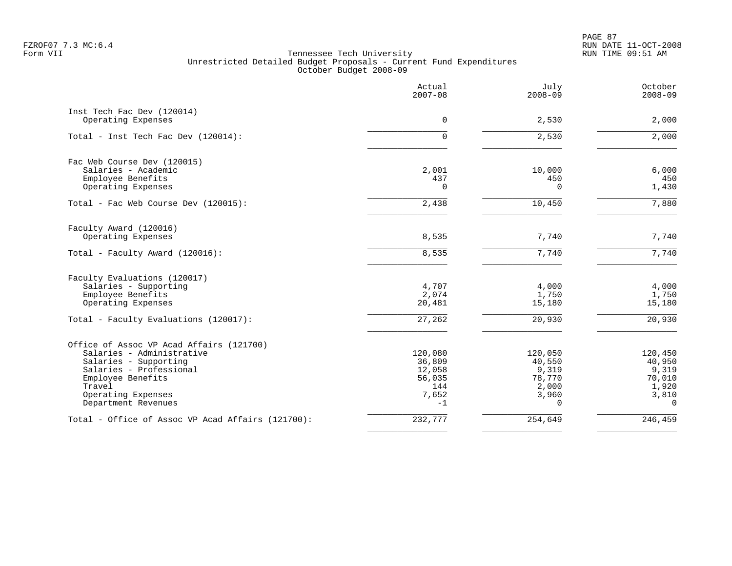Tennessee Tech University
Unrestricted Detailed Budget Proposals - Current Fund Expenditures
October Budget 2008-09

| | Actual 2007-08 | July 2008-09 | October 2008-09 |
|---|---:|---:|---:|
| **Inst Tech Fac Dev (120014)** | | | |
| Operating Expenses | 0 | 2,530 | 2,000 |
| Total - Inst Tech Fac Dev (120014): | 0 | 2,530 | 2,000 |
| **Fac Web Course Dev (120015)** | | | |
| Salaries - Academic | 2,001 | 10,000 | 6,000 |
| Employee Benefits | 437 | 450 | 450 |
| Operating Expenses | 0 | 0 | 1,430 |
| Total - Fac Web Course Dev (120015): | 2,438 | 10,450 | 7,880 |
| **Faculty Award (120016)** | | | |
| Operating Expenses | 8,535 | 7,740 | 7,740 |
| Total - Faculty Award (120016): | 8,535 | 7,740 | 7,740 |
| **Faculty Evaluations (120017)** | | | |
| Salaries - Supporting | 4,707 | 4,000 | 4,000 |
| Employee Benefits | 2,074 | 1,750 | 1,750 |
| Operating Expenses | 20,481 | 15,180 | 15,180 |
| Total - Faculty Evaluations (120017): | 27,262 | 20,930 | 20,930 |
| **Office of Assoc VP Acad Affairs (121700)** | | | |
| Salaries - Administrative | 120,080 | 120,050 | 120,450 |
| Salaries - Supporting | 36,809 | 40,550 | 40,950 |
| Salaries - Professional | 12,058 | 9,319 | 9,319 |
| Employee Benefits | 56,035 | 78,770 | 70,010 |
| Travel | 144 | 2,000 | 1,920 |
| Operating Expenses | 7,652 | 3,960 | 3,810 |
| Department Revenues | -1 | 0 | 0 |
| Total - Office of Assoc VP Acad Affairs (121700): | 232,777 | 254,649 | 246,459 |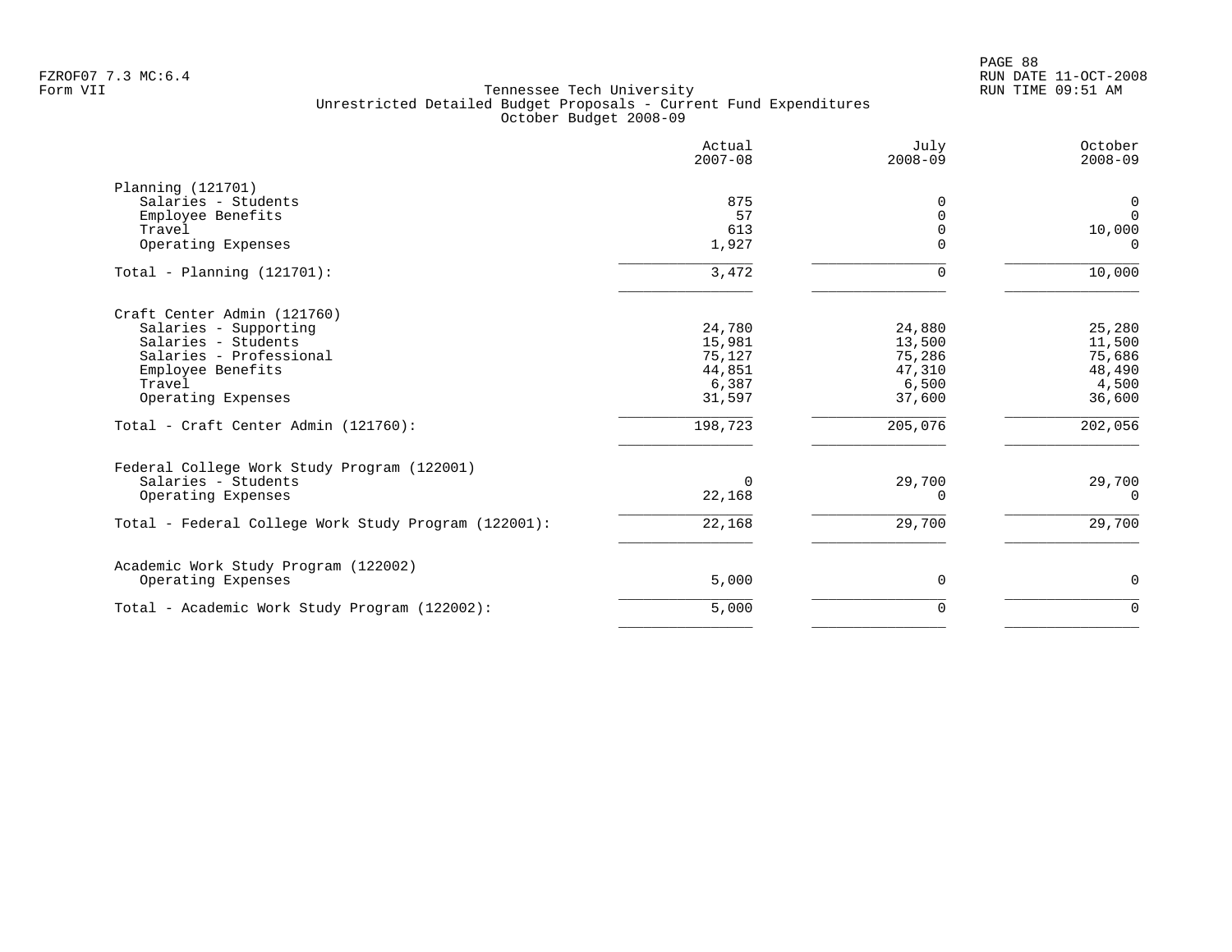Tennessee Tech University
Unrestricted Detailed Budget Proposals - Current Fund Expenditures
October Budget 2008-09

| | Actual 2007-08 | July 2008-09 | October 2008-09 |
|---|---:|---:|---:|
| **Planning (121701)** | | | |
| Salaries - Students | 875 | 0 | 0 |
| Employee Benefits | 57 | 0 | 0 |
| Travel | 613 | 0 | 10,000 |
| Operating Expenses | 1,927 | 0 | 0 |
| Total - Planning (121701): | 3,472 | 0 | 10,000 |
| **Craft Center Admin (121760)** | | | |
| Salaries - Supporting | 24,780 | 24,880 | 25,280 |
| Salaries - Students | 15,981 | 13,500 | 11,500 |
| Salaries - Professional | 75,127 | 75,286 | 75,686 |
| Employee Benefits | 44,851 | 47,310 | 48,490 |
| Travel | 6,387 | 6,500 | 4,500 |
| Operating Expenses | 31,597 | 37,600 | 36,600 |
| Total - Craft Center Admin (121760): | 198,723 | 205,076 | 202,056 |
| **Federal College Work Study Program (122001)** | | | |
| Salaries - Students | 0 | 29,700 | 29,700 |
| Operating Expenses | 22,168 | 0 | 0 |
| Total - Federal College Work Study Program (122001): | 22,168 | 29,700 | 29,700 |
| **Academic Work Study Program (122002)** | | | |
| Operating Expenses | 5,000 | 0 | 0 |
| Total - Academic Work Study Program (122002): | 5,000 | 0 | 0 |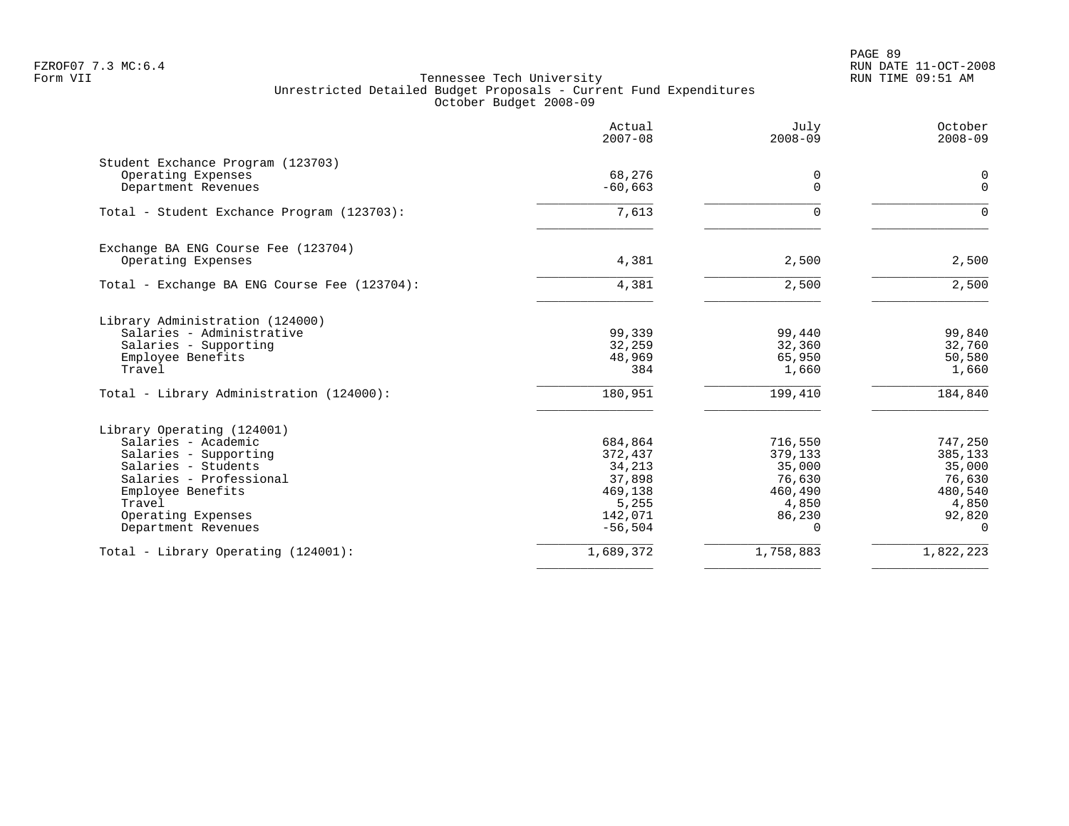Tennessee Tech University
Unrestricted Detailed Budget Proposals - Current Fund Expenditures
October Budget 2008-09

| | Actual 2007-08 | July 2008-09 | October 2008-09 |
|---|---|---|---|
| **Student Exchance Program (123703)** | | | |
| Operating Expenses | 68,276 | 0 | 0 |
| Department Revenues | -60,663 | 0 | 0 |
| Total - Student Exchance Program (123703): | 7,613 | 0 | 0 |
| **Exchange BA ENG Course Fee (123704)** | | | |
| Operating Expenses | 4,381 | 2,500 | 2,500 |
| Total - Exchange BA ENG Course Fee (123704): | 4,381 | 2,500 | 2,500 |
| **Library Administration (124000)** | | | |
| Salaries - Administrative | 99,339 | 99,440 | 99,840 |
| Salaries - Supporting | 32,259 | 32,360 | 32,760 |
| Employee Benefits | 48,969 | 65,950 | 50,580 |
| Travel | 384 | 1,660 | 1,660 |
| Total - Library Administration (124000): | 180,951 | 199,410 | 184,840 |
| **Library Operating (124001)** | | | |
| Salaries - Academic | 684,864 | 716,550 | 747,250 |
| Salaries - Supporting | 372,437 | 379,133 | 385,133 |
| Salaries - Students | 34,213 | 35,000 | 35,000 |
| Salaries - Professional | 37,898 | 76,630 | 76,630 |
| Employee Benefits | 469,138 | 460,490 | 480,540 |
| Travel | 5,255 | 4,850 | 4,850 |
| Operating Expenses | 142,071 | 86,230 | 92,820 |
| Department Revenues | -56,504 | 0 | 0 |
| Total - Library Operating (124001): | 1,689,372 | 1,758,883 | 1,822,223 |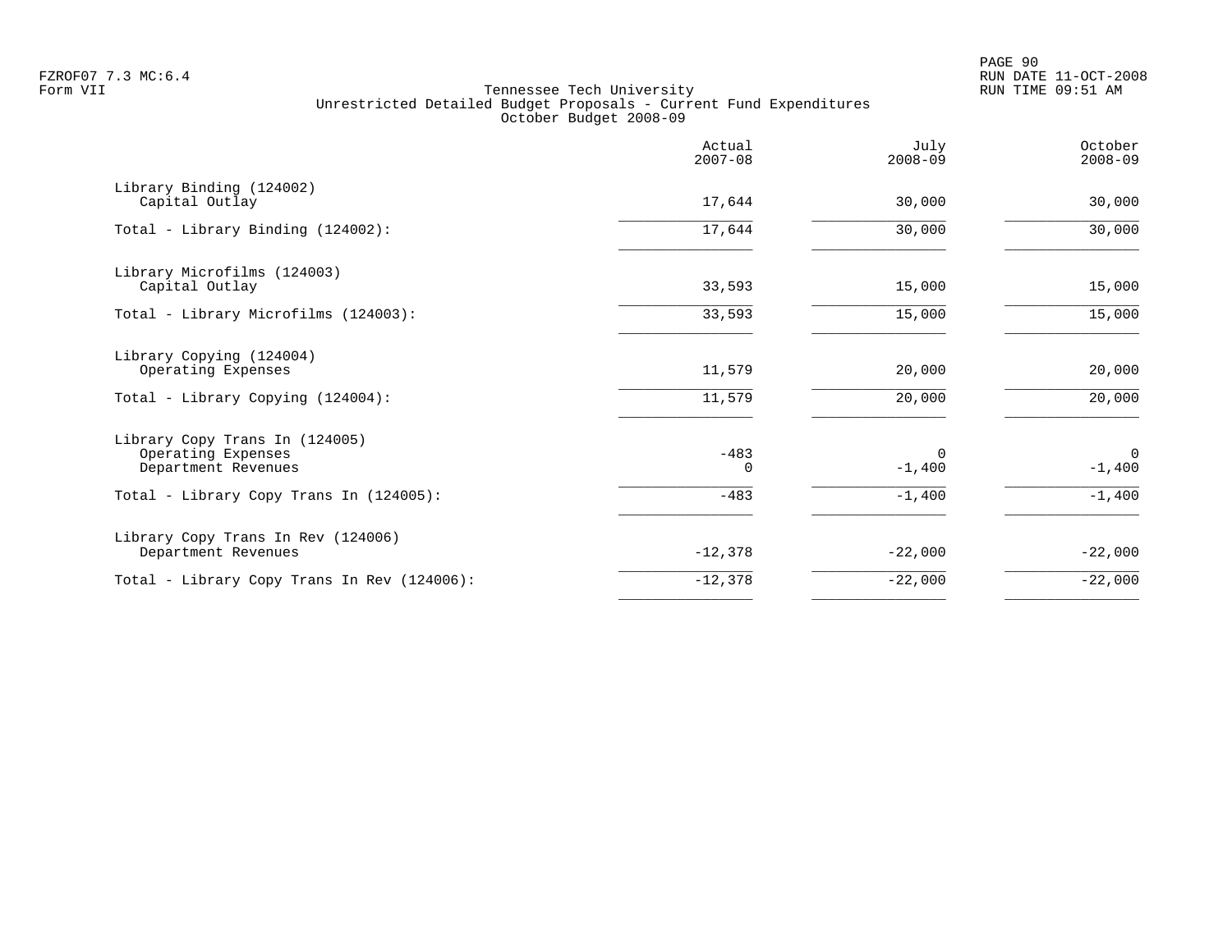Tennessee Tech University
Unrestricted Detailed Budget Proposals - Current Fund Expenditures
October Budget 2008-09

| | Actual 2007-08 | July 2008-09 | October 2008-09 |
|---|---|---|---|
| **Library Binding (124002)** | | | |
| Capital Outlay | 17,644 | 30,000 | 30,000 |
| Total - Library Binding (124002): | 17,644 | 30,000 | 30,000 |
| **Library Microfilms (124003)** | | | |
| Capital Outlay | 33,593 | 15,000 | 15,000 |
| Total - Library Microfilms (124003): | 33,593 | 15,000 | 15,000 |
| **Library Copying (124004)** | | | |
| Operating Expenses | 11,579 | 20,000 | 20,000 |
| Total - Library Copying (124004): | 11,579 | 20,000 | 20,000 |
| **Library Copy Trans In (124005)** | | | |
| Operating Expenses | -483 | 0 | 0 |
| Department Revenues | 0 | -1,400 | -1,400 |
| Total - Library Copy Trans In (124005): | -483 | -1,400 | -1,400 |
| **Library Copy Trans In Rev (124006)** | | | |
| Department Revenues | -12,378 | -22,000 | -22,000 |
| Total - Library Copy Trans In Rev (124006): | -12,378 | -22,000 | -22,000 |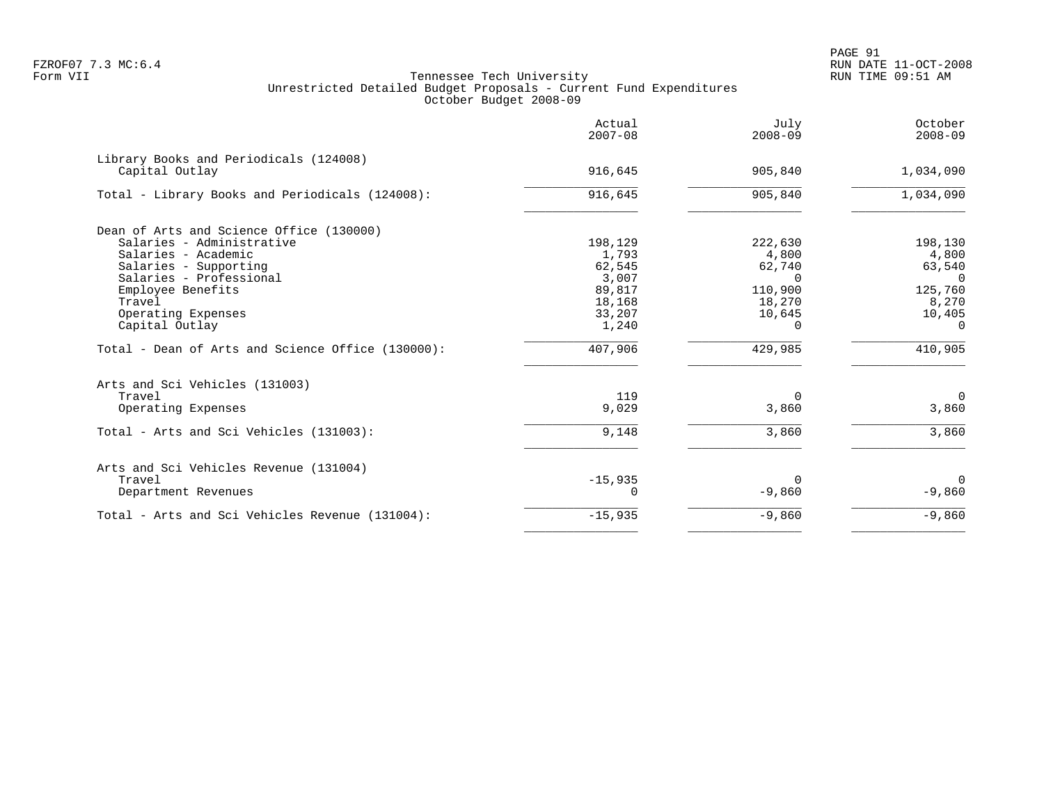FZROF07 7.3 MC:6.4
Form VII

Tennessee Tech University
Unrestricted Detailed Budget Proposals - Current Fund Expenditures
October Budget 2008-09

RUN DATE 11-OCT-2008
RUN TIME 09:51 AM

| | Actual 2007-08 | July 2008-09 | October 2008-09 |
|---|---|---|---|
| **Library Books and Periodicals (124008)** | | | |
| Capital Outlay | 916,645 | 905,840 | 1,034,090 |
| Total - Library Books and Periodicals (124008): | 916,645 | 905,840 | 1,034,090 |
| **Dean of Arts and Science Office (130000)** | | | |
| Salaries - Administrative | 198,129 | 222,630 | 198,130 |
| Salaries - Academic | 1,793 | 4,800 | 4,800 |
| Salaries - Supporting | 62,545 | 62,740 | 63,540 |
| Salaries - Professional | 3,007 | 0 | 0 |
| Employee Benefits | 89,817 | 110,900 | 125,760 |
| Travel | 18,168 | 18,270 | 8,270 |
| Operating Expenses | 33,207 | 10,645 | 10,405 |
| Capital Outlay | 1,240 | 0 | 0 |
| Total - Dean of Arts and Science Office (130000): | 407,906 | 429,985 | 410,905 |
| **Arts and Sci Vehicles (131003)** | | | |
| Travel | 119 | 0 | 0 |
| Operating Expenses | 9,029 | 3,860 | 3,860 |
| Total - Arts and Sci Vehicles (131003): | 9,148 | 3,860 | 3,860 |
| **Arts and Sci Vehicles Revenue (131004)** | | | |
| Travel | -15,935 | 0 | 0 |
| Department Revenues | 0 | -9,860 | -9,860 |
| Total - Arts and Sci Vehicles Revenue (131004): | -15,935 | -9,860 | -9,860 |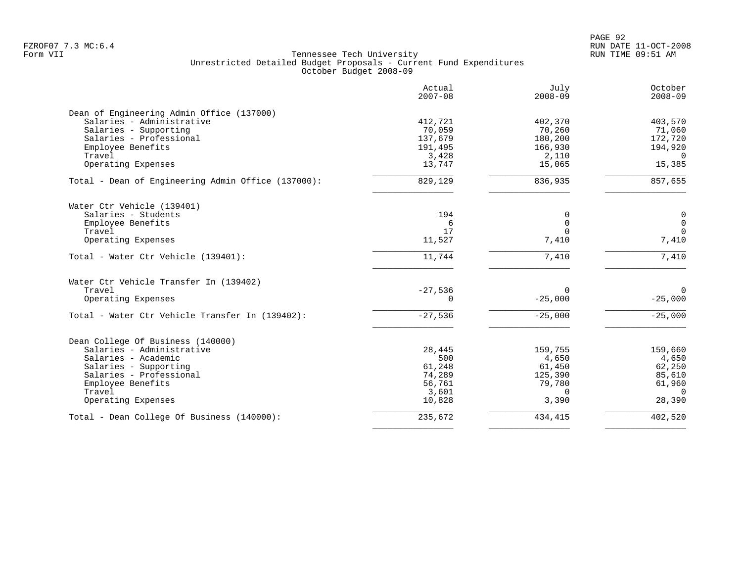Tennessee Tech University
Unrestricted Detailed Budget Proposals - Current Fund Expenditures
October Budget 2008-09

| | Actual 2007-08 | July 2008-09 | October 2008-09 |
|---|---|---|---|
| **Dean of Engineering Admin Office (137000)** | | | |
| Salaries - Administrative | 412,721 | 402,370 | 403,570 |
| Salaries - Supporting | 70,059 | 70,260 | 71,060 |
| Salaries - Professional | 137,679 | 180,200 | 172,720 |
| Employee Benefits | 191,495 | 166,930 | 194,920 |
| Travel | 3,428 | 2,110 | 0 |
| Operating Expenses | 13,747 | 15,065 | 15,385 |
| Total - Dean of Engineering Admin Office (137000): | 829,129 | 836,935 | 857,655 |
| **Water Ctr Vehicle (139401)** | | | |
| Salaries - Students | 194 | 0 | 0 |
| Employee Benefits | 6 | 0 | 0 |
| Travel | 17 | 0 | 0 |
| Operating Expenses | 11,527 | 7,410 | 7,410 |
| Total - Water Ctr Vehicle (139401): | 11,744 | 7,410 | 7,410 |
| **Water Ctr Vehicle Transfer In (139402)** | | | |
| Travel | -27,536 | 0 | 0 |
| Operating Expenses | 0 | -25,000 | -25,000 |
| Total - Water Ctr Vehicle Transfer In (139402): | -27,536 | -25,000 | -25,000 |
| **Dean College Of Business (140000)** | | | |
| Salaries - Administrative | 28,445 | 159,755 | 159,660 |
| Salaries - Academic | 500 | 4,650 | 4,650 |
| Salaries - Supporting | 61,248 | 61,450 | 62,250 |
| Salaries - Professional | 74,289 | 125,390 | 85,610 |
| Employee Benefits | 56,761 | 79,780 | 61,960 |
| Travel | 3,601 | 0 | 0 |
| Operating Expenses | 10,828 | 3,390 | 28,390 |
| Total - Dean College Of Business (140000): | 235,672 | 434,415 | 402,520 |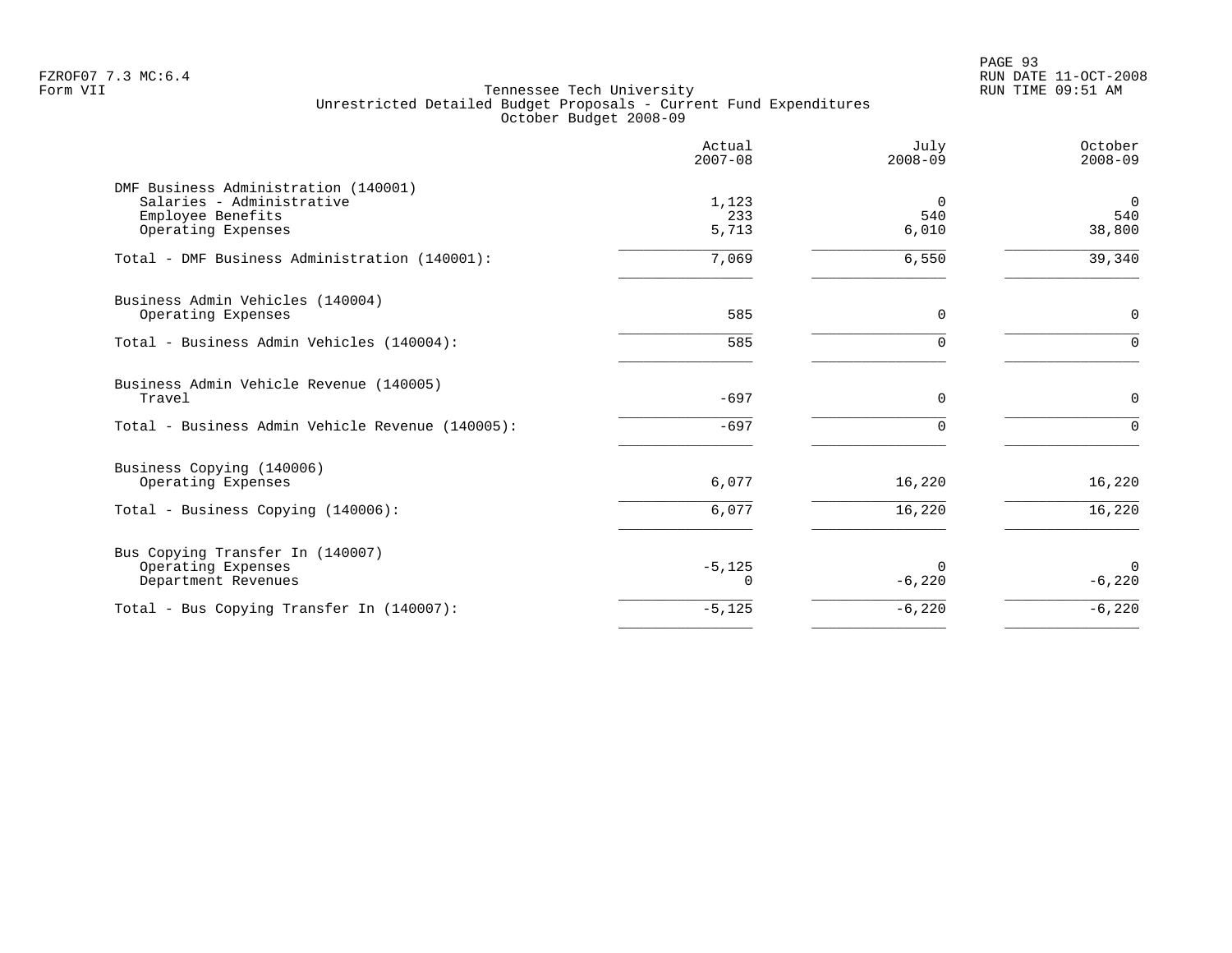FZROF07 7.3 MC:6.4
Form VII

# Tennessee Tech University
## Unrestricted Detailed Budget Proposals - Current Fund Expenditures
### October Budget 2008-09

| | Actual 2007-08 | July 2008-09 | October 2008-09 |
|---|---:|---:|---:|
| **DMF Business Administration (140001)** | | | |
| Salaries - Administrative | 1,123 | 0 | 0 |
| Employee Benefits | 233 | 540 | 540 |
| Operating Expenses | 5,713 | 6,010 | 38,800 |
| Total - DMF Business Administration (140001): | 7,069 | 6,550 | 39,340 |
| **Business Admin Vehicles (140004)** | | | |
| Operating Expenses | 585 | 0 | 0 |
| Total - Business Admin Vehicles (140004): | 585 | 0 | 0 |
| **Business Admin Vehicle Revenue (140005)** | | | |
| Travel | -697 | 0 | 0 |
| Total - Business Admin Vehicle Revenue (140005): | -697 | 0 | 0 |
| **Business Copying (140006)** | | | |
| Operating Expenses | 6,077 | 16,220 | 16,220 |
| Total - Business Copying (140006): | 6,077 | 16,220 | 16,220 |
| **Bus Copying Transfer In (140007)** | | | |
| Operating Expenses | -5,125 | 0 | 0 |
| Department Revenues | 0 | -6,220 | -6,220 |
| Total - Bus Copying Transfer In (140007): | -5,125 | -6,220 | -6,220 |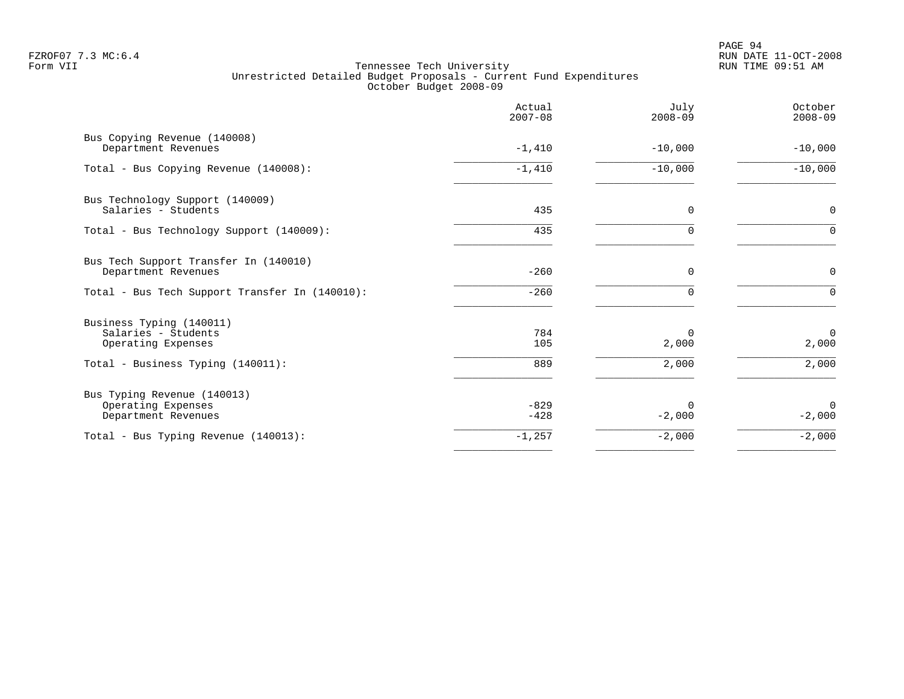FZROF07 7.3 MC:6.4
Form VII

RUN DATE 11-OCT-2008
RUN TIME 09:51 AM

# Tennessee Tech University
## Unrestricted Detailed Budget Proposals - Current Fund Expenditures
### October Budget 2008-09

| | Actual 2007-08 | July 2008-09 | October 2008-09 |
|---|---|---|---|
| **Bus Copying Revenue (140008)** | | | |
| Department Revenues | -1,410 | -10,000 | -10,000 |
| Total - Bus Copying Revenue (140008): | -1,410 | -10,000 | -10,000 |
| **Bus Technology Support (140009)** | | | |
| Salaries - Students | 435 | 0 | 0 |
| Total - Bus Technology Support (140009): | 435 | 0 | 0 |
| **Bus Tech Support Transfer In (140010)** | | | |
| Department Revenues | -260 | 0 | 0 |
| Total - Bus Tech Support Transfer In (140010): | -260 | 0 | 0 |
| **Business Typing (140011)** | | | |
| Salaries - Students | 784 | 0 | 0 |
| Operating Expenses | 105 | 2,000 | 2,000 |
| Total - Business Typing (140011): | 889 | 2,000 | 2,000 |
| **Bus Typing Revenue (140013)** | | | |
| Operating Expenses | -829 | 0 | 0 |
| Department Revenues | -428 | -2,000 | -2,000 |
| Total - Bus Typing Revenue (140013): | -1,257 | -2,000 | -2,000 |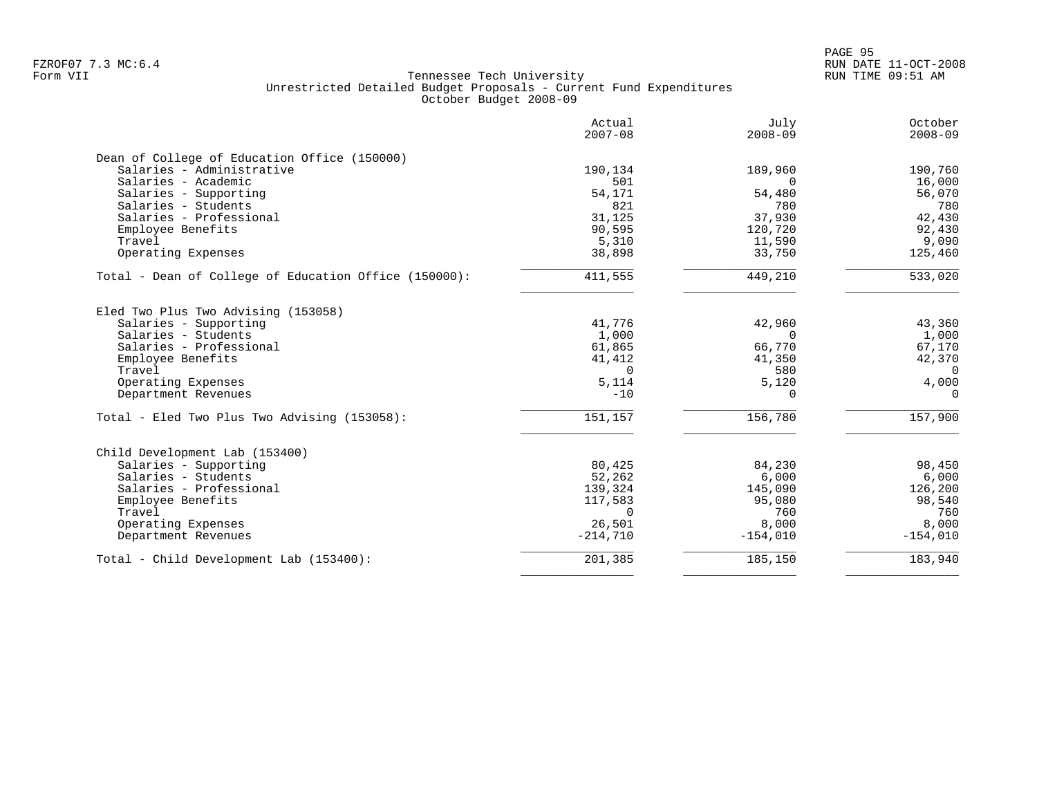Tennessee Tech University
Unrestricted Detailed Budget Proposals - Current Fund Expenditures
October Budget 2008-09

| | Actual 2007-08 | July 2008-09 | October 2008-09 |
|---|---|---|---|
| **Dean of College of Education Office (150000)** | | | |
| Salaries - Administrative | 190,134 | 189,960 | 190,760 |
| Salaries - Academic | 501 | 0 | 16,000 |
| Salaries - Supporting | 54,171 | 54,480 | 56,070 |
| Salaries - Students | 821 | 780 | 780 |
| Salaries - Professional | 31,125 | 37,930 | 42,430 |
| Employee Benefits | 90,595 | 120,720 | 92,430 |
| Travel | 5,310 | 11,590 | 9,090 |
| Operating Expenses | 38,898 | 33,750 | 125,460 |
| Total - Dean of College of Education Office (150000): | 411,555 | 449,210 | 533,020 |
| **Eled Two Plus Two Advising (153058)** | | | |
| Salaries - Supporting | 41,776 | 42,960 | 43,360 |
| Salaries - Students | 1,000 | 0 | 1,000 |
| Salaries - Professional | 61,865 | 66,770 | 67,170 |
| Employee Benefits | 41,412 | 41,350 | 42,370 |
| Travel | 0 | 580 | 0 |
| Operating Expenses | 5,114 | 5,120 | 4,000 |
| Department Revenues | -10 | 0 | 0 |
| Total - Eled Two Plus Two Advising (153058): | 151,157 | 156,780 | 157,900 |
| **Child Development Lab (153400)** | | | |
| Salaries - Supporting | 80,425 | 84,230 | 98,450 |
| Salaries - Students | 52,262 | 6,000 | 6,000 |
| Salaries - Professional | 139,324 | 145,090 | 126,200 |
| Employee Benefits | 117,583 | 95,080 | 98,540 |
| Travel | 0 | 760 | 760 |
| Operating Expenses | 26,501 | 8,000 | 8,000 |
| Department Revenues | -214,710 | -154,010 | -154,010 |
| Total - Child Development Lab (153400): | 201,385 | 185,150 | 183,940 |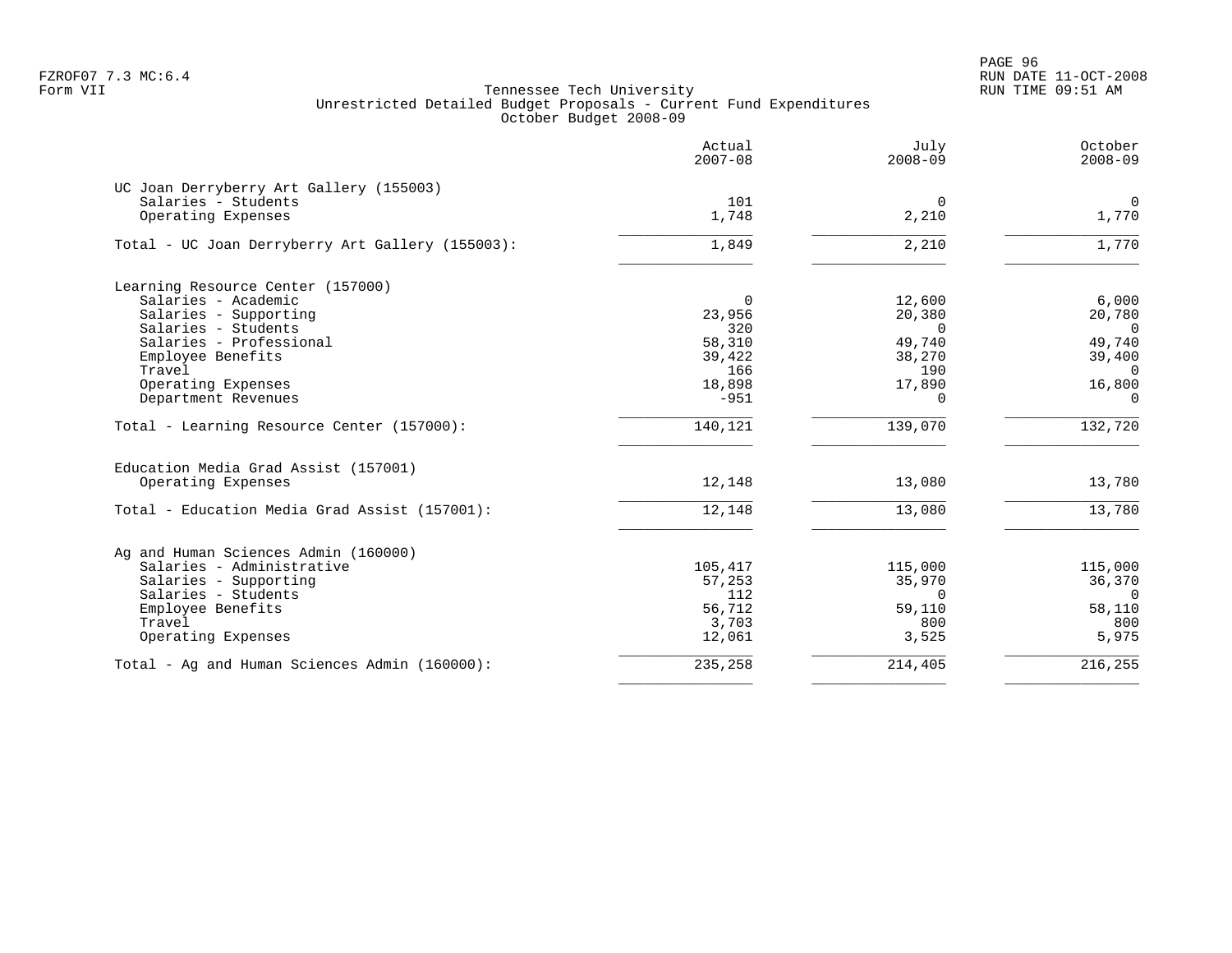Tennessee Tech University
Unrestricted Detailed Budget Proposals - Current Fund Expenditures
October Budget 2008-09

FZROF07 7.3 MC:6.4
Form VII

| | Actual 2007-08 | July 2008-09 | October 2008-09 |
|---|---|---|---|
| **UC Joan Derryberry Art Gallery (155003)** | | | |
| Salaries - Students | 101 | 0 | 0 |
| Operating Expenses | 1,748 | 2,210 | 1,770 |
| Total - UC Joan Derryberry Art Gallery (155003): | 1,849 | 2,210 | 1,770 |
| **Learning Resource Center (157000)** | | | |
| Salaries - Academic | 0 | 12,600 | 6,000 |
| Salaries - Supporting | 23,956 | 20,380 | 20,780 |
| Salaries - Students | 320 | 0 | 0 |
| Salaries - Professional | 58,310 | 49,740 | 49,740 |
| Employee Benefits | 39,422 | 38,270 | 39,400 |
| Travel | 166 | 190 | 0 |
| Operating Expenses | 18,898 | 17,890 | 16,800 |
| Department Revenues | -951 | 0 | 0 |
| Total - Learning Resource Center (157000): | 140,121 | 139,070 | 132,720 |
| **Education Media Grad Assist (157001)** | | | |
| Operating Expenses | 12,148 | 13,080 | 13,780 |
| Total - Education Media Grad Assist (157001): | 12,148 | 13,080 | 13,780 |
| **Ag and Human Sciences Admin (160000)** | | | |
| Salaries - Administrative | 105,417 | 115,000 | 115,000 |
| Salaries - Supporting | 57,253 | 35,970 | 36,370 |
| Salaries - Students | 112 | 0 | 0 |
| Employee Benefits | 56,712 | 59,110 | 58,110 |
| Travel | 3,703 | 800 | 800 |
| Operating Expenses | 12,061 | 3,525 | 5,975 |
| Total - Ag and Human Sciences Admin (160000): | 235,258 | 214,405 | 216,255 |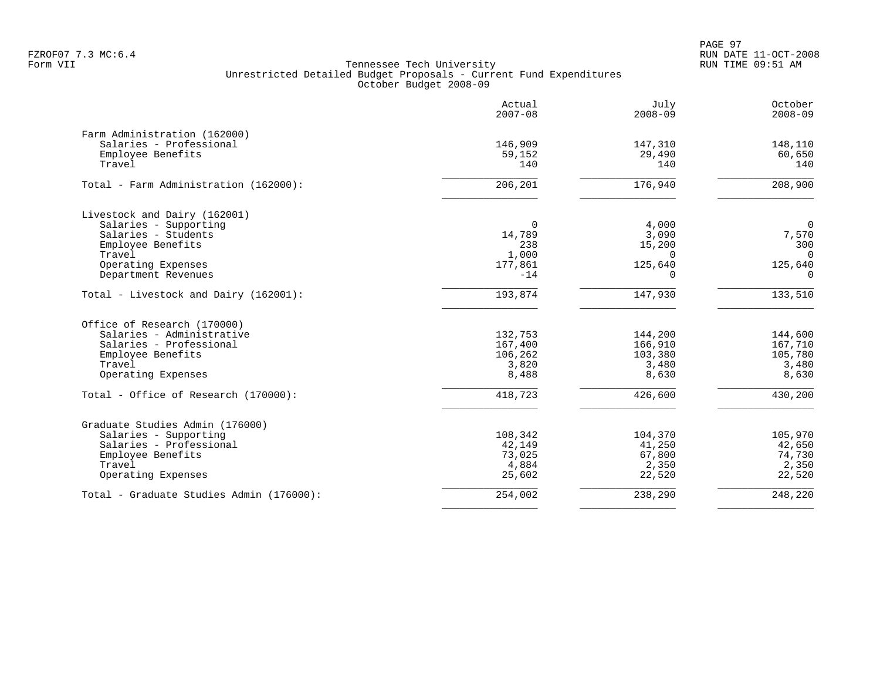FZROF07 7.3 MC:6.4
Form VII

Tennessee Tech University
Unrestricted Detailed Budget Proposals - Current Fund Expenditures
October Budget 2008-09

RUN DATE 11-OCT-2008
RUN TIME 09:51 AM

| | Actual 2007-08 | July 2008-09 | October 2008-09 |
|---|---|---|---|
| **Farm Administration (162000)** | | | |
| Salaries - Professional | 146,909 | 147,310 | 148,110 |
| Employee Benefits | 59,152 | 29,490 | 60,650 |
| Travel | 140 | 140 | 140 |
| Total - Farm Administration (162000): | 206,201 | 176,940 | 208,900 |
| **Livestock and Dairy (162001)** | | | |
| Salaries - Supporting | 0 | 4,000 | 0 |
| Salaries - Students | 14,789 | 3,090 | 7,570 |
| Employee Benefits | 238 | 15,200 | 300 |
| Travel | 1,000 | 0 | 0 |
| Operating Expenses | 177,861 | 125,640 | 125,640 |
| Department Revenues | -14 | 0 | 0 |
| Total - Livestock and Dairy (162001): | 193,874 | 147,930 | 133,510 |
| **Office of Research (170000)** | | | |
| Salaries - Administrative | 132,753 | 144,200 | 144,600 |
| Salaries - Professional | 167,400 | 166,910 | 167,710 |
| Employee Benefits | 106,262 | 103,380 | 105,780 |
| Travel | 3,820 | 3,480 | 3,480 |
| Operating Expenses | 8,488 | 8,630 | 8,630 |
| Total - Office of Research (170000): | 418,723 | 426,600 | 430,200 |
| **Graduate Studies Admin (176000)** | | | |
| Salaries - Supporting | 108,342 | 104,370 | 105,970 |
| Salaries - Professional | 42,149 | 41,250 | 42,650 |
| Employee Benefits | 73,025 | 67,800 | 74,730 |
| Travel | 4,884 | 2,350 | 2,350 |
| Operating Expenses | 25,602 | 22,520 | 22,520 |
| Total - Graduate Studies Admin (176000): | 254,002 | 238,290 | 248,220 |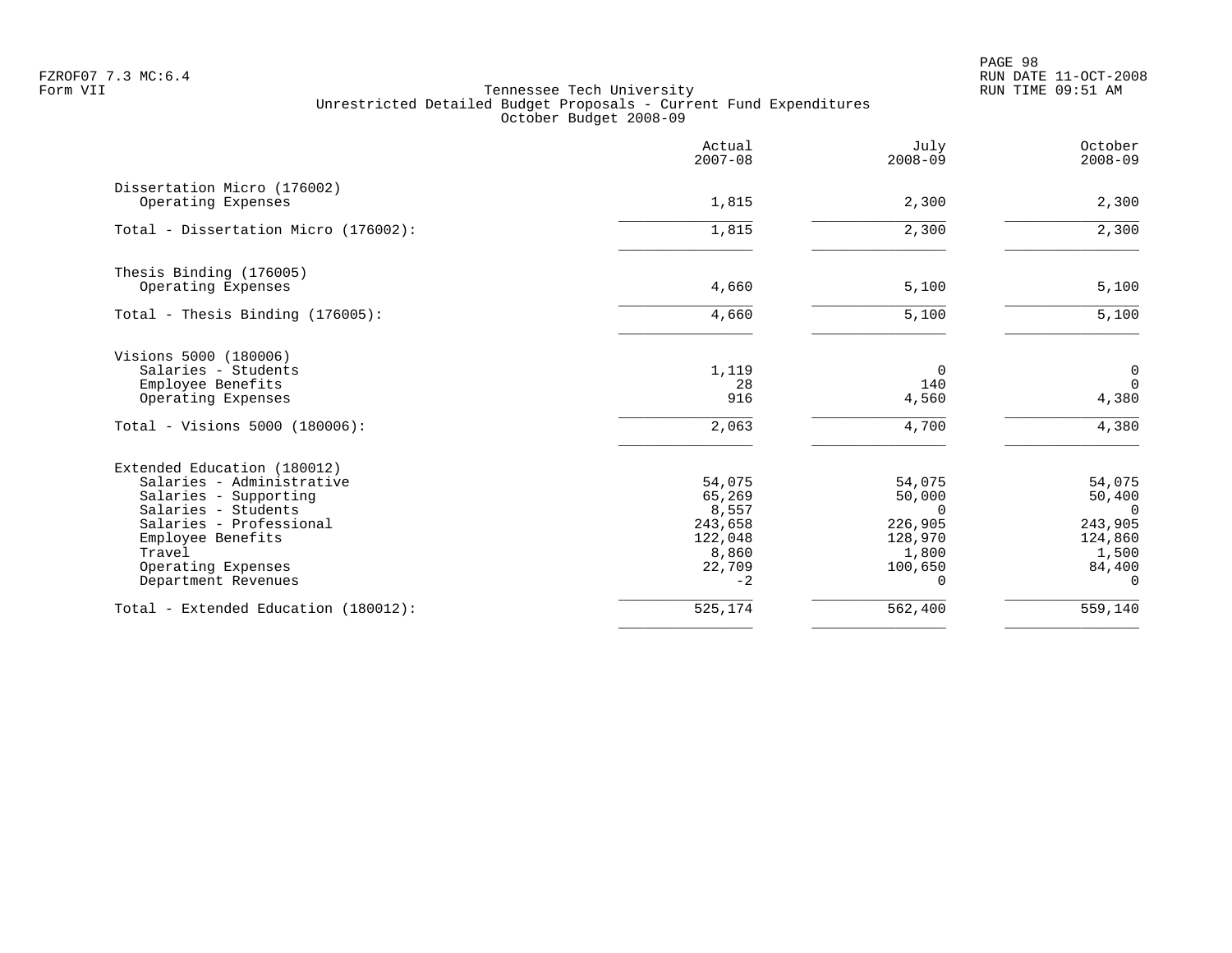FZROF07 7.3 MC:6.4
Form VII

Tennessee Tech University
Unrestricted Detailed Budget Proposals - Current Fund Expenditures
October Budget 2008-09

RUN DATE 11-OCT-2008
RUN TIME 09:51 AM

| | Actual 2007-08 | July 2008-09 | October 2008-09 |
|---|---:|---:|---:|
| **Dissertation Micro (176002)** | | | |
| Operating Expenses | 1,815 | 2,300 | 2,300 |
| Total - Dissertation Micro (176002): | 1,815 | 2,300 | 2,300 |
| **Thesis Binding (176005)** | | | |
| Operating Expenses | 4,660 | 5,100 | 5,100 |
| Total - Thesis Binding (176005): | 4,660 | 5,100 | 5,100 |
| **Visions 5000 (180006)** | | | |
| Salaries - Students | 1,119 | 0 | 0 |
| Employee Benefits | 28 | 140 | 0 |
| Operating Expenses | 916 | 4,560 | 4,380 |
| Total - Visions 5000 (180006): | 2,063 | 4,700 | 4,380 |
| **Extended Education (180012)** | | | |
| Salaries - Administrative | 54,075 | 54,075 | 54,075 |
| Salaries - Supporting | 65,269 | 50,000 | 50,400 |
| Salaries - Students | 8,557 | 0 | 0 |
| Salaries - Professional | 243,658 | 226,905 | 243,905 |
| Employee Benefits | 122,048 | 128,970 | 124,860 |
| Travel | 8,860 | 1,800 | 1,500 |
| Operating Expenses | 22,709 | 100,650 | 84,400 |
| Department Revenues | -2 | 0 | 0 |
| Total - Extended Education (180012): | 525,174 | 562,400 | 559,140 |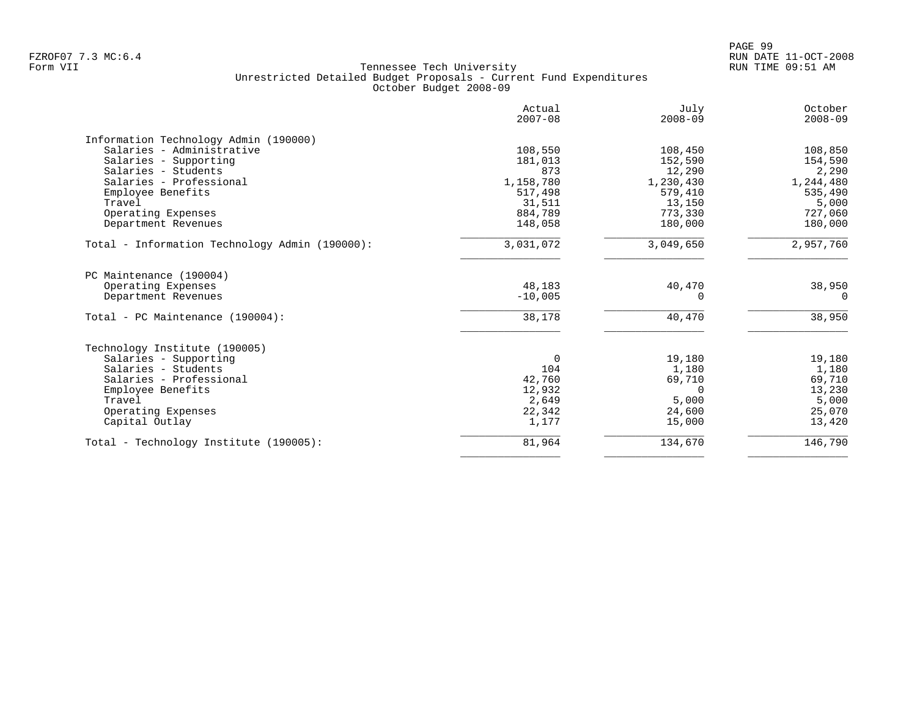Tennessee Tech University
Unrestricted Detailed Budget Proposals - Current Fund Expenditures
October Budget 2008-09

| | Actual 2007-08 | July 2008-09 | October 2008-09 |
|---|---|---|---|
| **Information Technology Admin (190000)** | | | |
| Salaries - Administrative | 108,550 | 108,450 | 108,850 |
| Salaries - Supporting | 181,013 | 152,590 | 154,590 |
| Salaries - Students | 873 | 12,290 | 2,290 |
| Salaries - Professional | 1,158,780 | 1,230,430 | 1,244,480 |
| Employee Benefits | 517,498 | 579,410 | 535,490 |
| Travel | 31,511 | 13,150 | 5,000 |
| Operating Expenses | 884,789 | 773,330 | 727,060 |
| Department Revenues | 148,058 | 180,000 | 180,000 |
| Total - Information Technology Admin (190000): | 3,031,072 | 3,049,650 | 2,957,760 |
| **PC Maintenance (190004)** | | | |
| Operating Expenses | 48,183 | 40,470 | 38,950 |
| Department Revenues | -10,005 | 0 | 0 |
| Total - PC Maintenance (190004): | 38,178 | 40,470 | 38,950 |
| **Technology Institute (190005)** | | | |
| Salaries - Supporting | 0 | 19,180 | 19,180 |
| Salaries - Students | 104 | 1,180 | 1,180 |
| Salaries - Professional | 42,760 | 69,710 | 69,710 |
| Employee Benefits | 12,932 | 0 | 13,230 |
| Travel | 2,649 | 5,000 | 5,000 |
| Operating Expenses | 22,342 | 24,600 | 25,070 |
| Capital Outlay | 1,177 | 15,000 | 13,420 |
| Total - Technology Institute (190005): | 81,964 | 134,670 | 146,790 |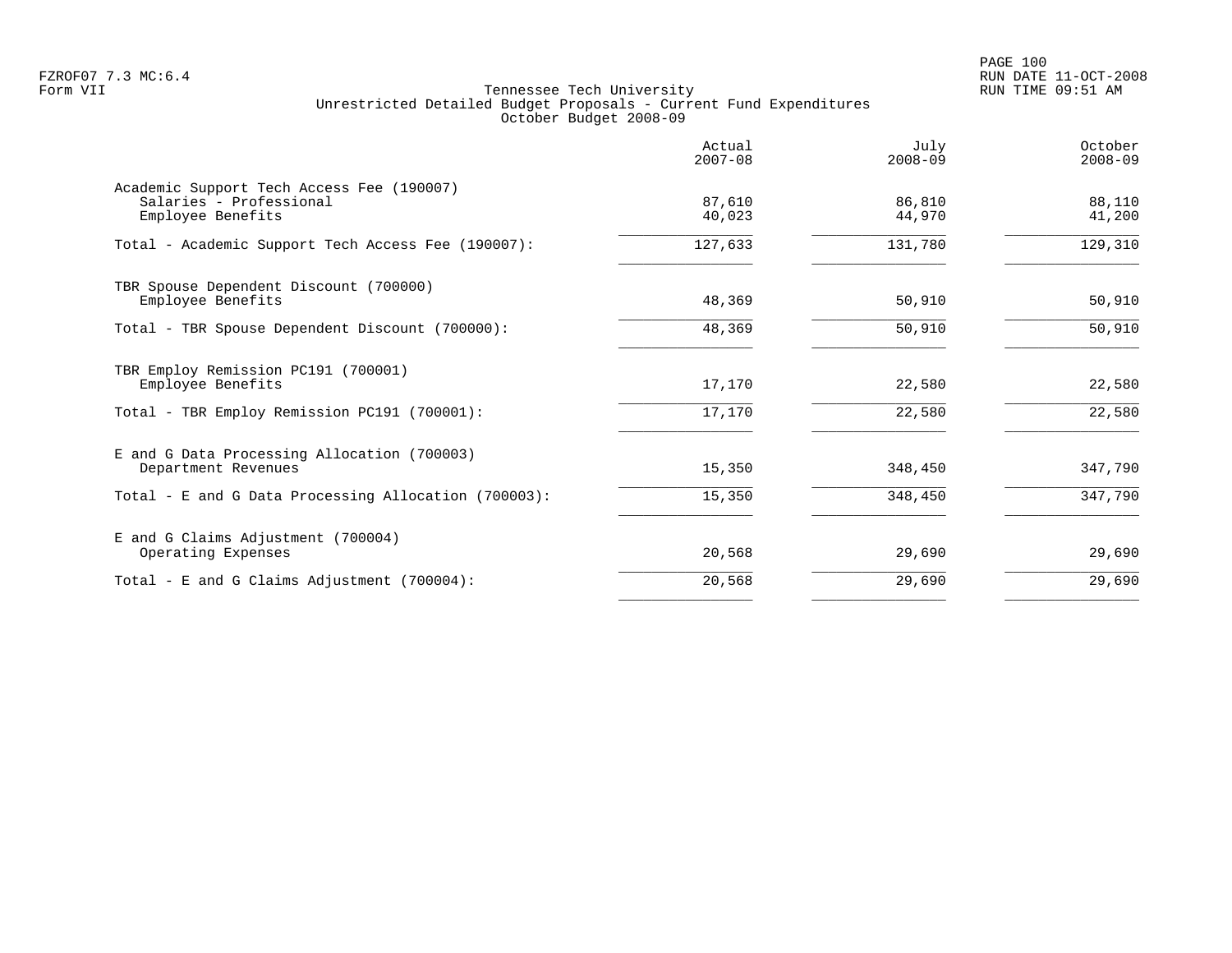FZROF07 7.3 MC:6.4
Form VII

Tennessee Tech University
Unrestricted Detailed Budget Proposals - Current Fund Expenditures
October Budget 2008-09

RUN DATE 11-OCT-2008
RUN TIME 09:51 AM

| | Actual 2007-08 | July 2008-09 | October 2008-09 |
|---|---|---|---|
| Academic Support Tech Access Fee (190007) | | | |
| Salaries - Professional | 87,610 | 86,810 | 88,110 |
| Employee Benefits | 40,023 | 44,970 | 41,200 |
| Total - Academic Support Tech Access Fee (190007): | 127,633 | 131,780 | 129,310 |
| TBR Spouse Dependent Discount (700000) | | | |
| Employee Benefits | 48,369 | 50,910 | 50,910 |
| Total - TBR Spouse Dependent Discount (700000): | 48,369 | 50,910 | 50,910 |
| TBR Employ Remission PC191 (700001) | | | |
| Employee Benefits | 17,170 | 22,580 | 22,580 |
| Total - TBR Employ Remission PC191 (700001): | 17,170 | 22,580 | 22,580 |
| E and G Data Processing Allocation (700003) | | | |
| Department Revenues | 15,350 | 348,450 | 347,790 |
| Total - E and G Data Processing Allocation (700003): | 15,350 | 348,450 | 347,790 |
| E and G Claims Adjustment (700004) | | | |
| Operating Expenses | 20,568 | 29,690 | 29,690 |
| Total - E and G Claims Adjustment (700004): | 20,568 | 29,690 | 29,690 |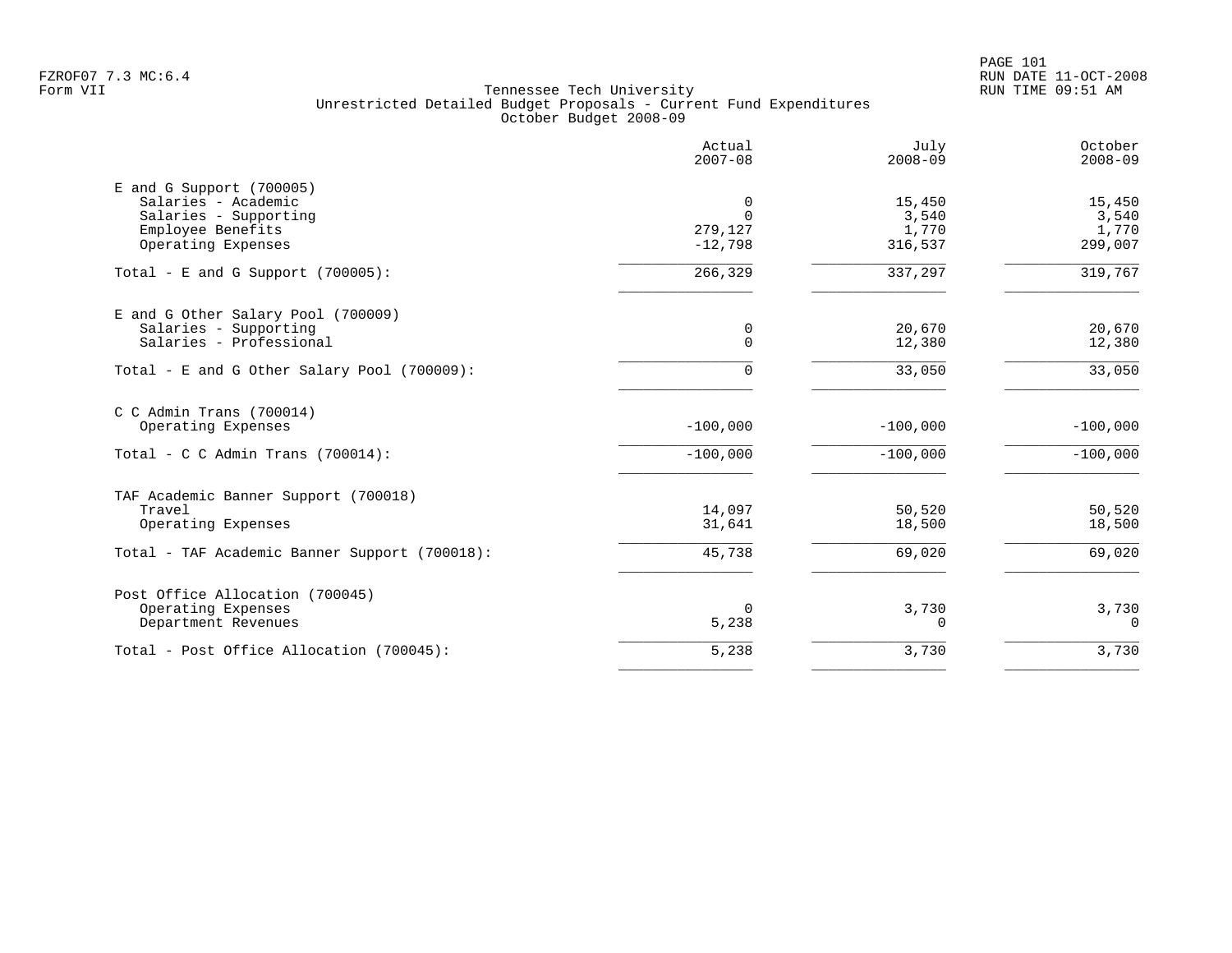Tennessee Tech University
Unrestricted Detailed Budget Proposals - Current Fund Expenditures
October Budget 2008-09

| | Actual 2007-08 | July 2008-09 | October 2008-09 |
|---|---|---|---|
| **E and G Support (700005)** | | | |
| Salaries - Academic | 0 | 15,450 | 15,450 |
| Salaries - Supporting | 0 | 3,540 | 3,540 |
| Employee Benefits | 279,127 | 1,770 | 1,770 |
| Operating Expenses | -12,798 | 316,537 | 299,007 |
| Total - E and G Support (700005): | 266,329 | 337,297 | 319,767 |
| **E and G Other Salary Pool (700009)** | | | |
| Salaries - Supporting | 0 | 20,670 | 20,670 |
| Salaries - Professional | 0 | 12,380 | 12,380 |
| Total - E and G Other Salary Pool (700009): | 0 | 33,050 | 33,050 |
| **C C Admin Trans (700014)** | | | |
| Operating Expenses | -100,000 | -100,000 | -100,000 |
| Total - C C Admin Trans (700014): | -100,000 | -100,000 | -100,000 |
| **TAF Academic Banner Support (700018)** | | | |
| Travel | 14,097 | 50,520 | 50,520 |
| Operating Expenses | 31,641 | 18,500 | 18,500 |
| Total - TAF Academic Banner Support (700018): | 45,738 | 69,020 | 69,020 |
| **Post Office Allocation (700045)** | | | |
| Operating Expenses | 0 | 3,730 | 3,730 |
| Department Revenues | 5,238 | 0 | 0 |
| Total - Post Office Allocation (700045): | 5,238 | 3,730 | 3,730 |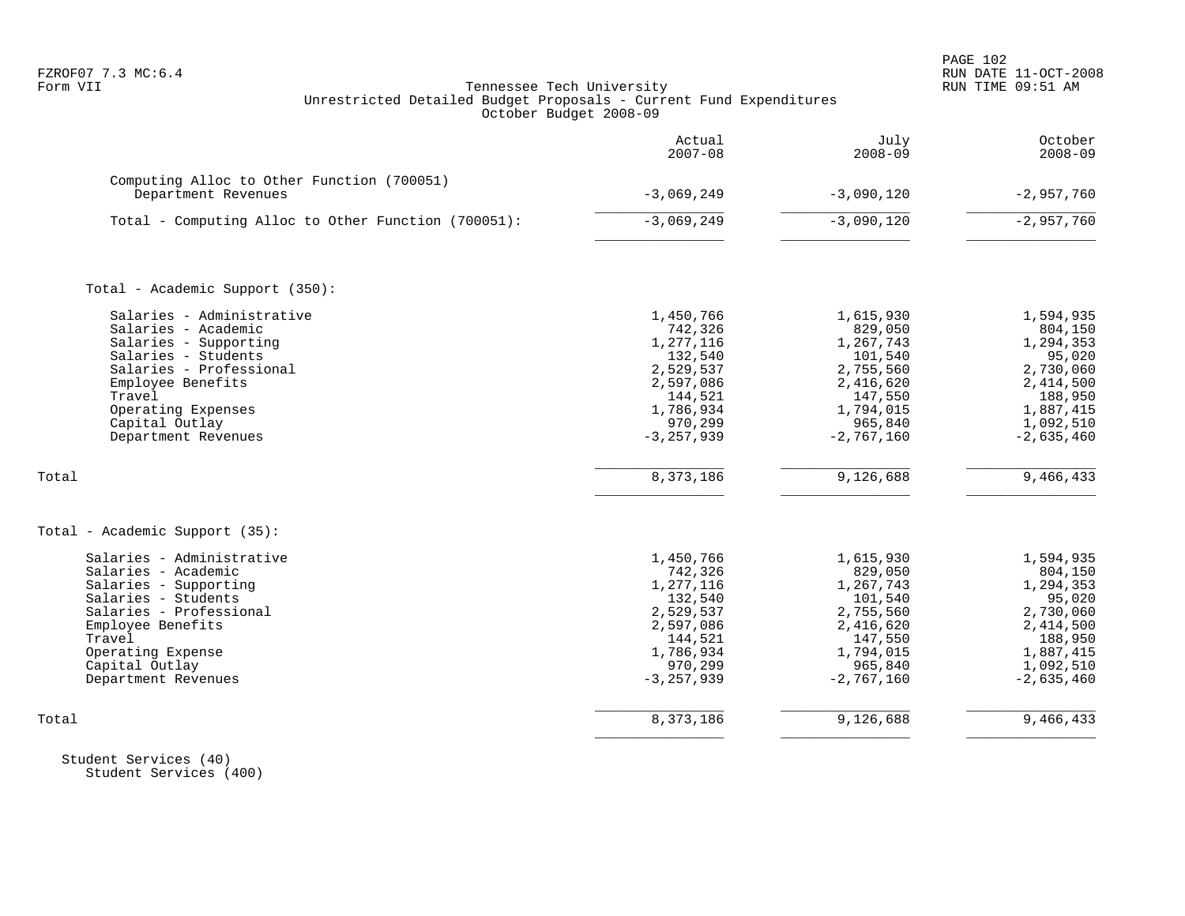Tennessee Tech University
Unrestricted Detailed Budget Proposals - Current Fund Expenditures
October Budget 2008-09

FZROF07 7.3 MC:6.4
Form VII

| | Actual 2007-08 | July 2008-09 | October 2008-09 |
|---|---|---|---|
| **Computing Alloc to Other Function (700051)** | | | |
| Department Revenues | -3,069,249 | -3,090,120 | -2,957,760 |
| Total - Computing Alloc to Other Function (700051): | -3,069,249 | -3,090,120 | -2,957,760 |
| **Total - Academic Support (350):** | | | |
| Salaries - Administrative | 1,450,766 | 1,615,930 | 1,594,935 |
| Salaries - Academic | 742,326 | 829,050 | 804,150 |
| Salaries - Supporting | 1,277,116 | 1,267,743 | 1,294,353 |
| Salaries - Students | 132,540 | 101,540 | 95,020 |
| Salaries - Professional | 2,529,537 | 2,755,560 | 2,730,060 |
| Employee Benefits | 2,597,086 | 2,416,620 | 2,414,500 |
| Travel | 144,521 | 147,550 | 188,950 |
| Operating Expenses | 1,786,934 | 1,794,015 | 1,887,415 |
| Capital Outlay | 970,299 | 965,840 | 1,092,510 |
| Department Revenues | -3,257,939 | -2,767,160 | -2,635,460 |
| Total | 8,373,186 | 9,126,688 | 9,466,433 |
| **Total - Academic Support (35):** | | | |
| Salaries - Administrative | 1,450,766 | 1,615,930 | 1,594,935 |
| Salaries - Academic | 742,326 | 829,050 | 804,150 |
| Salaries - Supporting | 1,277,116 | 1,267,743 | 1,294,353 |
| Salaries - Students | 132,540 | 101,540 | 95,020 |
| Salaries - Professional | 2,529,537 | 2,755,560 | 2,730,060 |
| Employee Benefits | 2,597,086 | 2,416,620 | 2,414,500 |
| Travel | 144,521 | 147,550 | 188,950 |
| Operating Expense | 1,786,934 | 1,794,015 | 1,887,415 |
| Capital Outlay | 970,299 | 965,840 | 1,092,510 |
| Department Revenues | -3,257,939 | -2,767,160 | -2,635,460 |
| Total | 8,373,186 | 9,126,688 | 9,466,433 |

Student Services (40)
Student Services (400)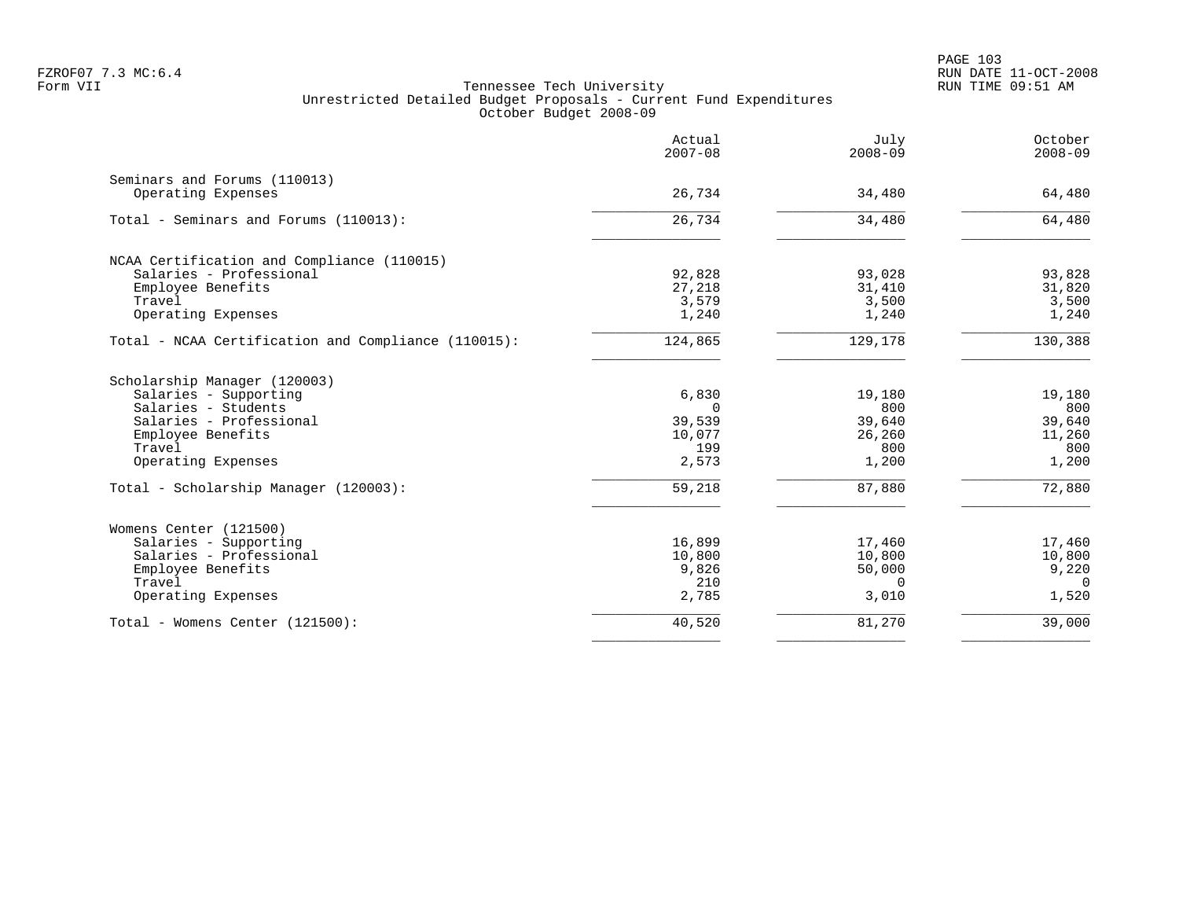Tennessee Tech University
Unrestricted Detailed Budget Proposals - Current Fund Expenditures
October Budget 2008-09

| | Actual 2007-08 | July 2008-09 | October 2008-09 |
|---|---|---|---|
| **Seminars and Forums (110013)** | | | |
| Operating Expenses | 26,734 | 34,480 | 64,480 |
| Total - Seminars and Forums (110013): | 26,734 | 34,480 | 64,480 |
| **NCAA Certification and Compliance (110015)** | | | |
| Salaries - Professional | 92,828 | 93,028 | 93,828 |
| Employee Benefits | 27,218 | 31,410 | 31,820 |
| Travel | 3,579 | 3,500 | 3,500 |
| Operating Expenses | 1,240 | 1,240 | 1,240 |
| Total - NCAA Certification and Compliance (110015): | 124,865 | 129,178 | 130,388 |
| **Scholarship Manager (120003)** | | | |
| Salaries - Supporting | 6,830 | 19,180 | 19,180 |
| Salaries - Students | 0 | 800 | 800 |
| Salaries - Professional | 39,539 | 39,640 | 39,640 |
| Employee Benefits | 10,077 | 26,260 | 11,260 |
| Travel | 199 | 800 | 800 |
| Operating Expenses | 2,573 | 1,200 | 1,200 |
| Total - Scholarship Manager (120003): | 59,218 | 87,880 | 72,880 |
| **Womens Center (121500)** | | | |
| Salaries - Supporting | 16,899 | 17,460 | 17,460 |
| Salaries - Professional | 10,800 | 10,800 | 10,800 |
| Employee Benefits | 9,826 | 50,000 | 9,220 |
| Travel | 210 | 0 | 0 |
| Operating Expenses | 2,785 | 3,010 | 1,520 |
| Total - Womens Center (121500): | 40,520 | 81,270 | 39,000 |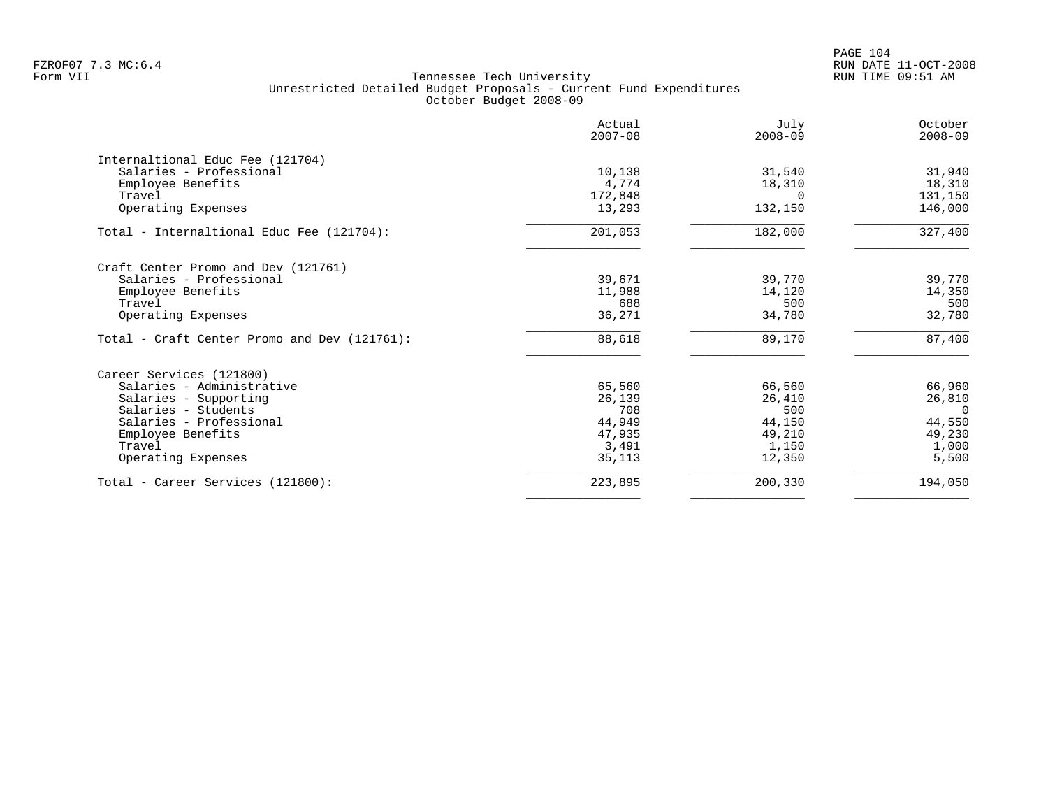Tennessee Tech University
Unrestricted Detailed Budget Proposals - Current Fund Expenditures
October Budget 2008-09

| | Actual 2007-08 | July 2008-09 | October 2008-09 |
|---|---|---|---|
| **Internaltional Educ Fee (121704)** | | | |
| Salaries - Professional | 10,138 | 31,540 | 31,940 |
| Employee Benefits | 4,774 | 18,310 | 18,310 |
| Travel | 172,848 | 0 | 131,150 |
| Operating Expenses | 13,293 | 132,150 | 146,000 |
| Total - Internaltional Educ Fee (121704): | 201,053 | 182,000 | 327,400 |
| **Craft Center Promo and Dev (121761)** | | | |
| Salaries - Professional | 39,671 | 39,770 | 39,770 |
| Employee Benefits | 11,988 | 14,120 | 14,350 |
| Travel | 688 | 500 | 500 |
| Operating Expenses | 36,271 | 34,780 | 32,780 |
| Total - Craft Center Promo and Dev (121761): | 88,618 | 89,170 | 87,400 |
| **Career Services (121800)** | | | |
| Salaries - Administrative | 65,560 | 66,560 | 66,960 |
| Salaries - Supporting | 26,139 | 26,410 | 26,810 |
| Salaries - Students | 708 | 500 | 0 |
| Salaries - Professional | 44,949 | 44,150 | 44,550 |
| Employee Benefits | 47,935 | 49,210 | 49,230 |
| Travel | 3,491 | 1,150 | 1,000 |
| Operating Expenses | 35,113 | 12,350 | 5,500 |
| Total - Career Services (121800): | 223,895 | 200,330 | 194,050 |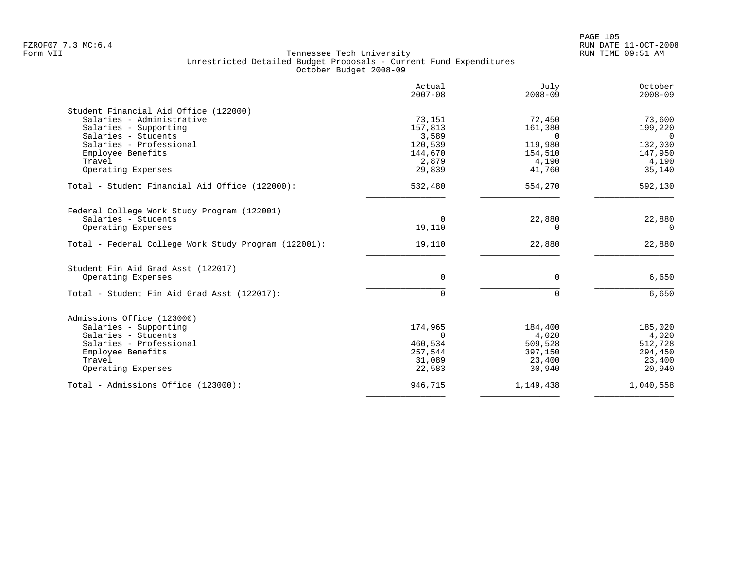Tennessee Tech University
Unrestricted Detailed Budget Proposals - Current Fund Expenditures
October Budget 2008-09

| | Actual 2007-08 | July 2008-09 | October 2008-09 |
|---|---:|---:|---:|
| **Student Financial Aid Office (122000)** | | | |
| Salaries - Administrative | 73,151 | 72,450 | 73,600 |
| Salaries - Supporting | 157,813 | 161,380 | 199,220 |
| Salaries - Students | 3,589 | 0 | 0 |
| Salaries - Professional | 120,539 | 119,980 | 132,030 |
| Employee Benefits | 144,670 | 154,510 | 147,950 |
| Travel | 2,879 | 4,190 | 4,190 |
| Operating Expenses | 29,839 | 41,760 | 35,140 |
| Total - Student Financial Aid Office (122000): | 532,480 | 554,270 | 592,130 |
| **Federal College Work Study Program (122001)** | | | |
| Salaries - Students | 0 | 22,880 | 22,880 |
| Operating Expenses | 19,110 | 0 | 0 |
| Total - Federal College Work Study Program (122001): | 19,110 | 22,880 | 22,880 |
| **Student Fin Aid Grad Asst (122017)** | | | |
| Operating Expenses | 0 | 0 | 6,650 |
| Total - Student Fin Aid Grad Asst (122017): | 0 | 0 | 6,650 |
| **Admissions Office (123000)** | | | |
| Salaries - Supporting | 174,965 | 184,400 | 185,020 |
| Salaries - Students | 0 | 4,020 | 4,020 |
| Salaries - Professional | 460,534 | 509,528 | 512,728 |
| Employee Benefits | 257,544 | 397,150 | 294,450 |
| Travel | 31,089 | 23,400 | 23,400 |
| Operating Expenses | 22,583 | 30,940 | 20,940 |
| Total - Admissions Office (123000): | 946,715 | 1,149,438 | 1,040,558 |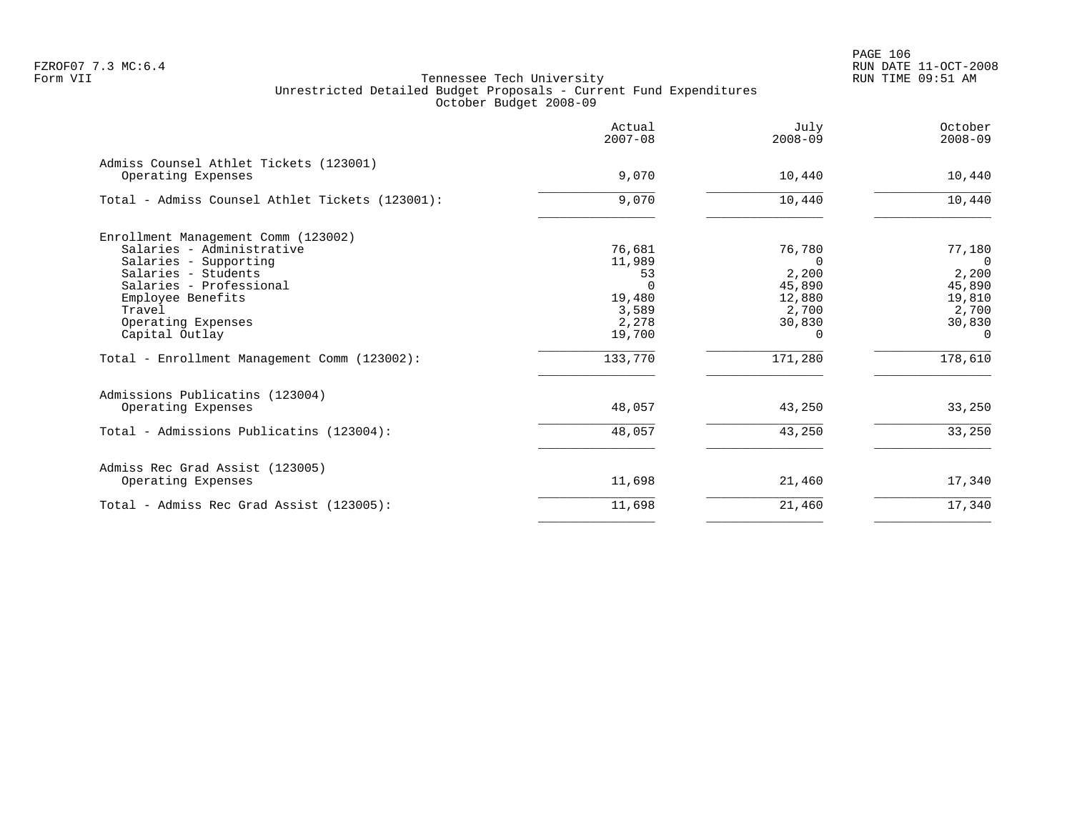FZROF07 7.3 MC:6.4
Form VII

# Tennessee Tech University
## Unrestricted Detailed Budget Proposals - Current Fund Expenditures
### October Budget 2008-09

RUN DATE 11-OCT-2008
RUN TIME 09:51 AM

| | Actual 2007-08 | July 2008-09 | October 2008-09 |
|---|---:|---:|---:|
| **Admiss Counsel Athlet Tickets (123001)** | | | |
| Operating Expenses | 9,070 | 10,440 | 10,440 |
| Total - Admiss Counsel Athlet Tickets (123001): | 9,070 | 10,440 | 10,440 |
| **Enrollment Management Comm (123002)** | | | |
| Salaries - Administrative | 76,681 | 76,780 | 77,180 |
| Salaries - Supporting | 11,989 | 0 | 0 |
| Salaries - Students | 53 | 2,200 | 2,200 |
| Salaries - Professional | 0 | 45,890 | 45,890 |
| Employee Benefits | 19,480 | 12,880 | 19,810 |
| Travel | 3,589 | 2,700 | 2,700 |
| Operating Expenses | 2,278 | 30,830 | 30,830 |
| Capital Outlay | 19,700 | 0 | 0 |
| Total - Enrollment Management Comm (123002): | 133,770 | 171,280 | 178,610 |
| **Admissions Publicatins (123004)** | | | |
| Operating Expenses | 48,057 | 43,250 | 33,250 |
| Total - Admissions Publicatins (123004): | 48,057 | 43,250 | 33,250 |
| **Admiss Rec Grad Assist (123005)** | | | |
| Operating Expenses | 11,698 | 21,460 | 17,340 |
| Total - Admiss Rec Grad Assist (123005): | 11,698 | 21,460 | 17,340 |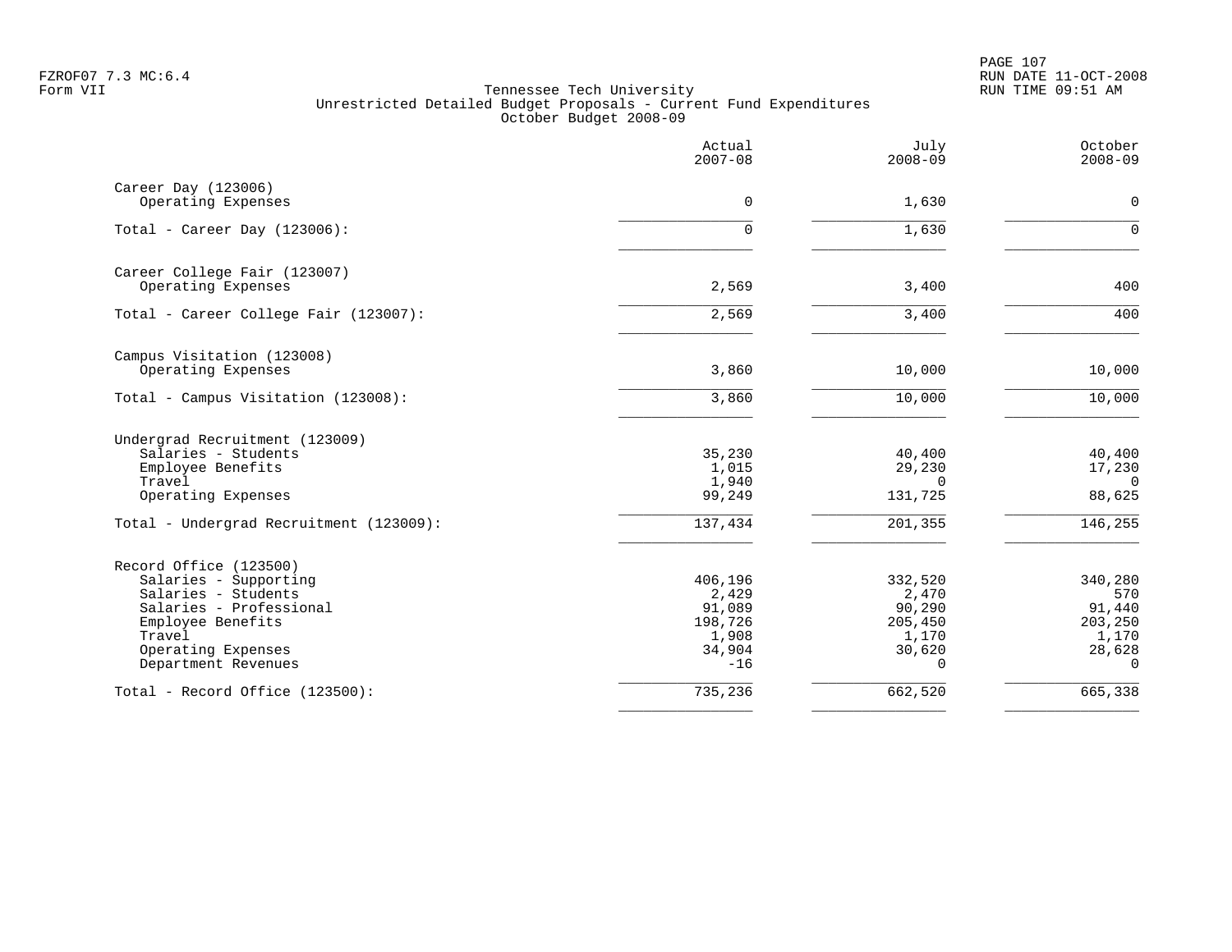Tennessee Tech University
Unrestricted Detailed Budget Proposals - Current Fund Expenditures
October Budget 2008-09

| | Actual 2007-08 | July 2008-09 | October 2008-09 |
|---|---:|---:|---:|
| **Career Day (123006)** | | | |
| Operating Expenses | 0 | 1,630 | 0 |
| Total - Career Day (123006): | 0 | 1,630 | 0 |
| **Career College Fair (123007)** | | | |
| Operating Expenses | 2,569 | 3,400 | 400 |
| Total - Career College Fair (123007): | 2,569 | 3,400 | 400 |
| **Campus Visitation (123008)** | | | |
| Operating Expenses | 3,860 | 10,000 | 10,000 |
| Total - Campus Visitation (123008): | 3,860 | 10,000 | 10,000 |
| **Undergrad Recruitment (123009)** | | | |
| Salaries - Students | 35,230 | 40,400 | 40,400 |
| Employee Benefits | 1,015 | 29,230 | 17,230 |
| Travel | 1,940 | 0 | 0 |
| Operating Expenses | 99,249 | 131,725 | 88,625 |
| Total - Undergrad Recruitment (123009): | 137,434 | 201,355 | 146,255 |
| **Record Office (123500)** | | | |
| Salaries - Supporting | 406,196 | 332,520 | 340,280 |
| Salaries - Students | 2,429 | 2,470 | 570 |
| Salaries - Professional | 91,089 | 90,290 | 91,440 |
| Employee Benefits | 198,726 | 205,450 | 203,250 |
| Travel | 1,908 | 1,170 | 1,170 |
| Operating Expenses | 34,904 | 30,620 | 28,628 |
| Department Revenues | -16 | 0 | 0 |
| Total - Record Office (123500): | 735,236 | 662,520 | 665,338 |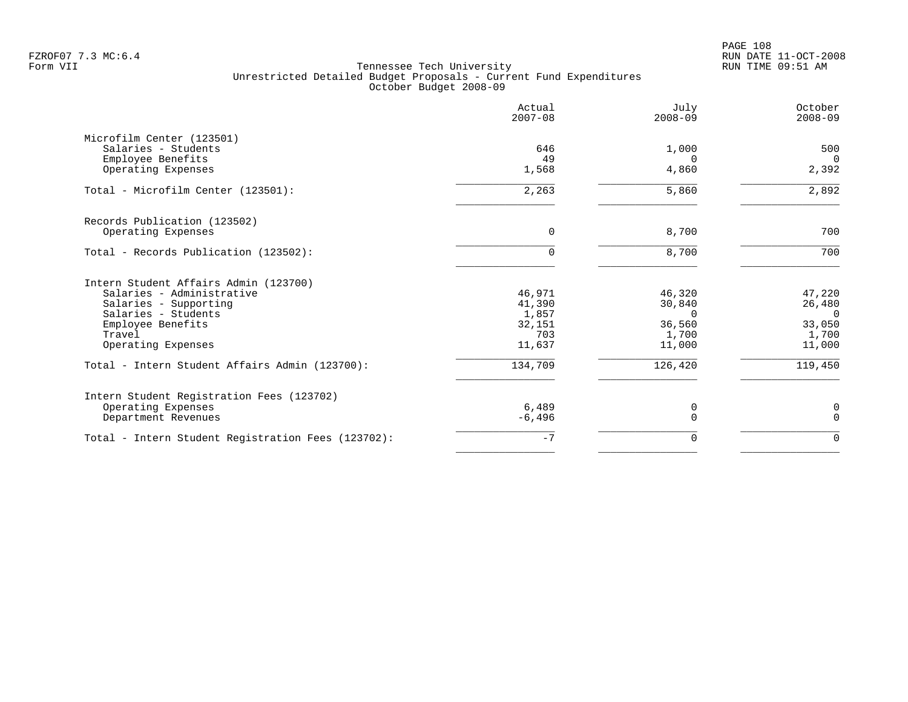Tennessee Tech University
Unrestricted Detailed Budget Proposals - Current Fund Expenditures
October Budget 2008-09

Form VII

| | Actual 2007-08 | July 2008-09 | October 2008-09 |
|---|---|---|---|
| **Microfilm Center (123501)** | | | |
| Salaries - Students | 646 | 1,000 | 500 |
| Employee Benefits | 49 | 0 | 0 |
| Operating Expenses | 1,568 | 4,860 | 2,392 |
| Total - Microfilm Center (123501): | 2,263 | 5,860 | 2,892 |
| **Records Publication (123502)** | | | |
| Operating Expenses | 0 | 8,700 | 700 |
| Total - Records Publication (123502): | 0 | 8,700 | 700 |
| **Intern Student Affairs Admin (123700)** | | | |
| Salaries - Administrative | 46,971 | 46,320 | 47,220 |
| Salaries - Supporting | 41,390 | 30,840 | 26,480 |
| Salaries - Students | 1,857 | 0 | 0 |
| Employee Benefits | 32,151 | 36,560 | 33,050 |
| Travel | 703 | 1,700 | 1,700 |
| Operating Expenses | 11,637 | 11,000 | 11,000 |
| Total - Intern Student Affairs Admin (123700): | 134,709 | 126,420 | 119,450 |
| **Intern Student Registration Fees (123702)** | | | |
| Operating Expenses | 6,489 | 0 | 0 |
| Department Revenues | -6,496 | 0 | 0 |
| Total - Intern Student Registration Fees (123702): | -7 | 0 | 0 |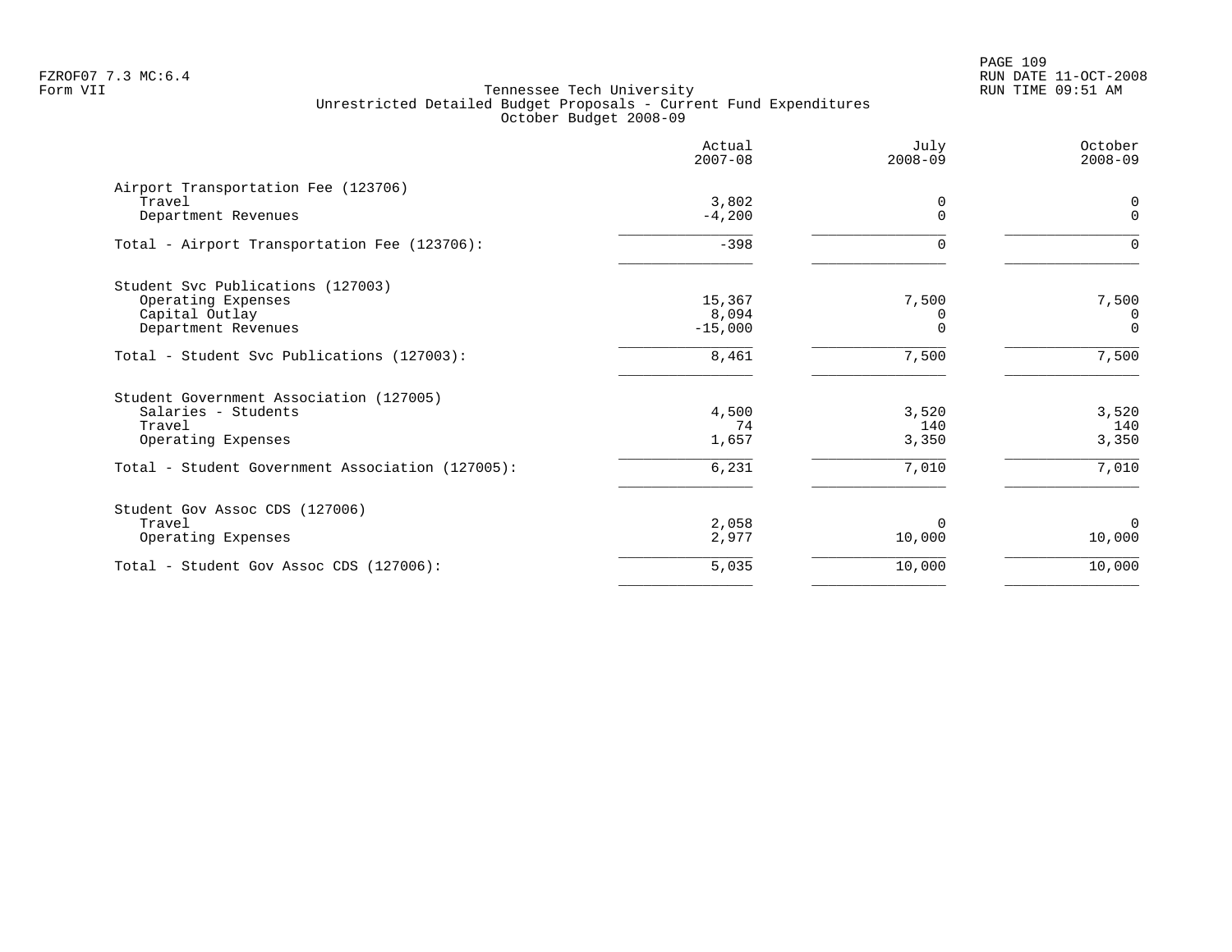FZROF07 7.3 MC:6.4
Form VII

RUN DATE 11-OCT-2008
RUN TIME 09:51 AM

# Tennessee Tech University
## Unrestricted Detailed Budget Proposals - Current Fund Expenditures
### October Budget 2008-09

| | Actual 2007-08 | July 2008-09 | October 2008-09 |
|---|---|---|---|
| **Airport Transportation Fee (123706)** | | | |
| Travel | 3,802 | 0 | 0 |
| Department Revenues | -4,200 | 0 | 0 |
| Total - Airport Transportation Fee (123706): | -398 | 0 | 0 |
| **Student Svc Publications (127003)** | | | |
| Operating Expenses | 15,367 | 7,500 | 7,500 |
| Capital Outlay | 8,094 | 0 | 0 |
| Department Revenues | -15,000 | 0 | 0 |
| Total - Student Svc Publications (127003): | 8,461 | 7,500 | 7,500 |
| **Student Government Association (127005)** | | | |
| Salaries - Students | 4,500 | 3,520 | 3,520 |
| Travel | 74 | 140 | 140 |
| Operating Expenses | 1,657 | 3,350 | 3,350 |
| Total - Student Government Association (127005): | 6,231 | 7,010 | 7,010 |
| **Student Gov Assoc CDS (127006)** | | | |
| Travel | 2,058 | 0 | 0 |
| Operating Expenses | 2,977 | 10,000 | 10,000 |
| Total - Student Gov Assoc CDS (127006): | 5,035 | 10,000 | 10,000 |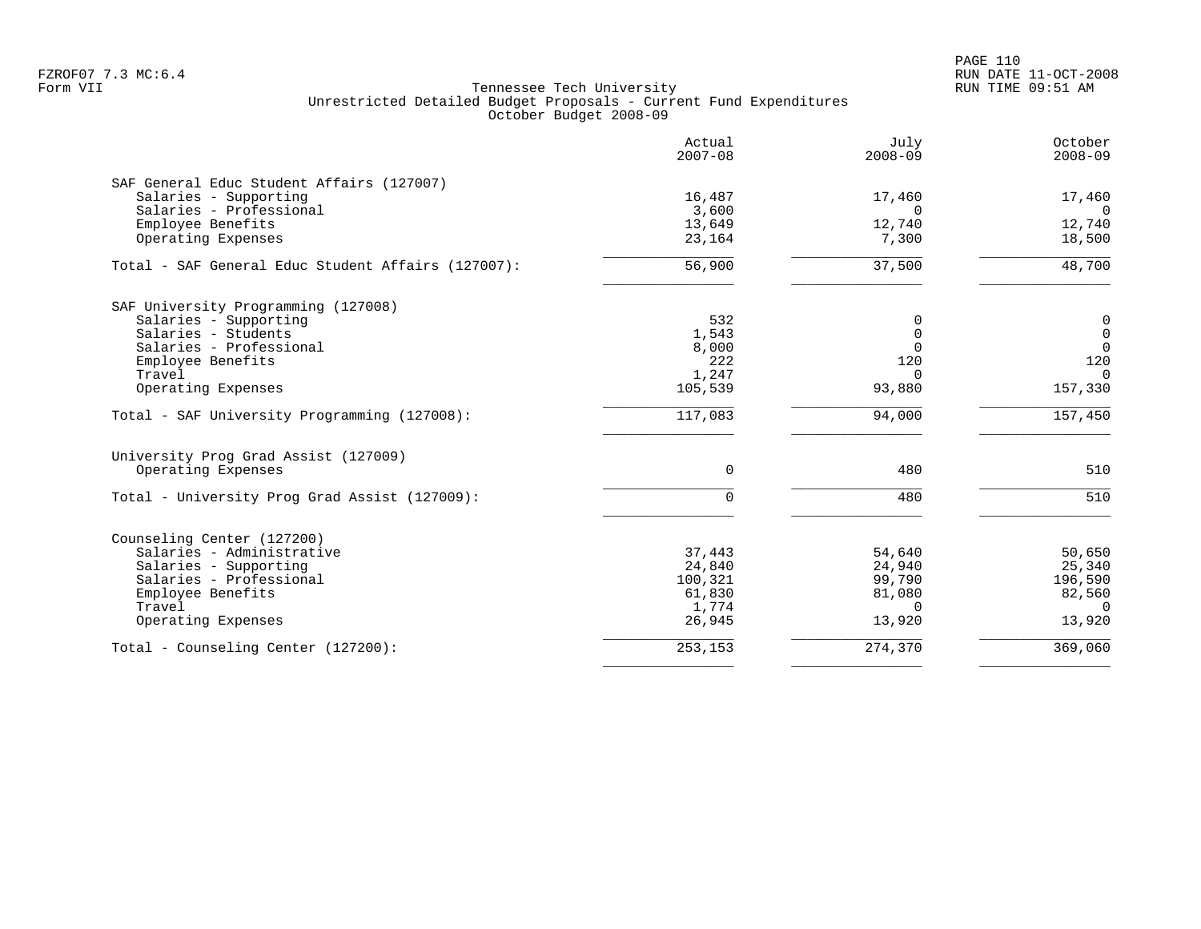Tennessee Tech University
Unrestricted Detailed Budget Proposals - Current Fund Expenditures
October Budget 2008-09

| | Actual 2007-08 | July 2008-09 | October 2008-09 |
|---|---|---|---|
| **SAF General Educ Student Affairs (127007)** | | | |
| Salaries - Supporting | 16,487 | 17,460 | 17,460 |
| Salaries - Professional | 3,600 | 0 | 0 |
| Employee Benefits | 13,649 | 12,740 | 12,740 |
| Operating Expenses | 23,164 | 7,300 | 18,500 |
| Total - SAF General Educ Student Affairs (127007): | 56,900 | 37,500 | 48,700 |
| **SAF University Programming (127008)** | | | |
| Salaries - Supporting | 532 | 0 | 0 |
| Salaries - Students | 1,543 | 0 | 0 |
| Salaries - Professional | 8,000 | 0 | 0 |
| Employee Benefits | 222 | 120 | 120 |
| Travel | 1,247 | 0 | 0 |
| Operating Expenses | 105,539 | 93,880 | 157,330 |
| Total - SAF University Programming (127008): | 117,083 | 94,000 | 157,450 |
| **University Prog Grad Assist (127009)** | | | |
| Operating Expenses | 0 | 480 | 510 |
| Total - University Prog Grad Assist (127009): | 0 | 480 | 510 |
| **Counseling Center (127200)** | | | |
| Salaries - Administrative | 37,443 | 54,640 | 50,650 |
| Salaries - Supporting | 24,840 | 24,940 | 25,340 |
| Salaries - Professional | 100,321 | 99,790 | 196,590 |
| Employee Benefits | 61,830 | 81,080 | 82,560 |
| Travel | 1,774 | 0 | 0 |
| Operating Expenses | 26,945 | 13,920 | 13,920 |
| Total - Counseling Center (127200): | 253,153 | 274,370 | 369,060 |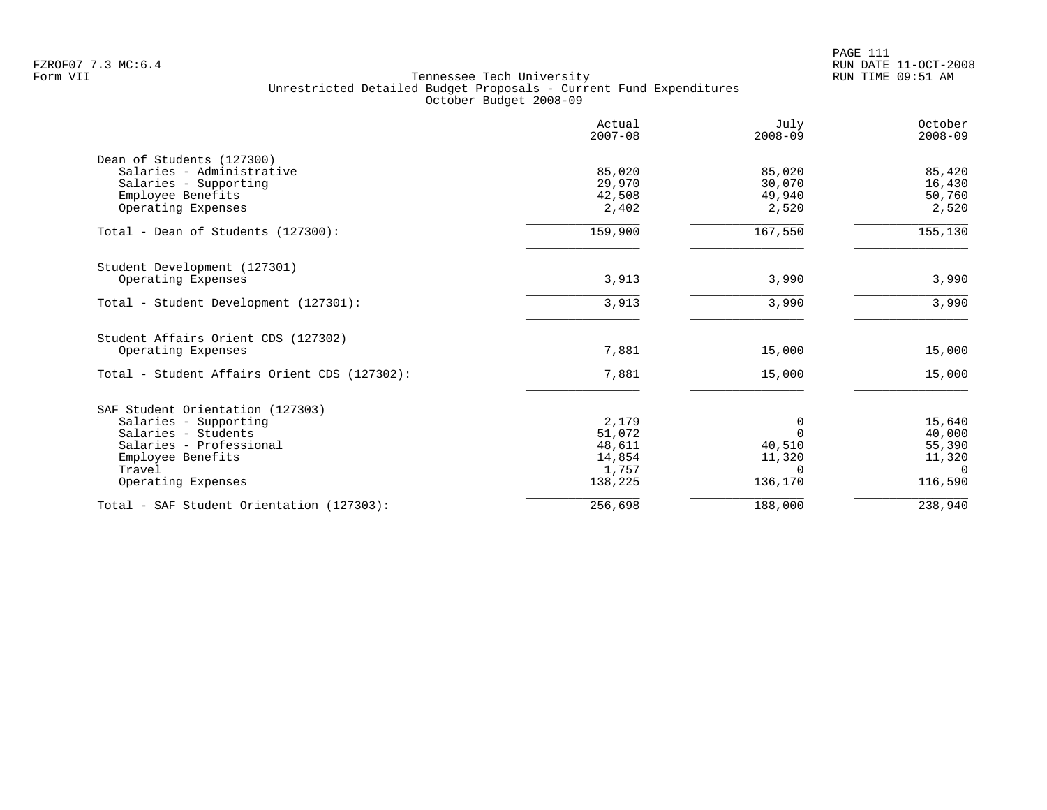Tennessee Tech University
Unrestricted Detailed Budget Proposals - Current Fund Expenditures
October Budget 2008-09

| | Actual 2007-08 | July 2008-09 | October 2008-09 |
|---|---|---|---|
| **Dean of Students (127300)** | | | |
| Salaries - Administrative | 85,020 | 85,020 | 85,420 |
| Salaries - Supporting | 29,970 | 30,070 | 16,430 |
| Employee Benefits | 42,508 | 49,940 | 50,760 |
| Operating Expenses | 2,402 | 2,520 | 2,520 |
| Total - Dean of Students (127300): | 159,900 | 167,550 | 155,130 |
| **Student Development (127301)** | | | |
| Operating Expenses | 3,913 | 3,990 | 3,990 |
| Total - Student Development (127301): | 3,913 | 3,990 | 3,990 |
| **Student Affairs Orient CDS (127302)** | | | |
| Operating Expenses | 7,881 | 15,000 | 15,000 |
| Total - Student Affairs Orient CDS (127302): | 7,881 | 15,000 | 15,000 |
| **SAF Student Orientation (127303)** | | | |
| Salaries - Supporting | 2,179 | 0 | 15,640 |
| Salaries - Students | 51,072 | 0 | 40,000 |
| Salaries - Professional | 48,611 | 40,510 | 55,390 |
| Employee Benefits | 14,854 | 11,320 | 11,320 |
| Travel | 1,757 | 0 | 0 |
| Operating Expenses | 138,225 | 136,170 | 116,590 |
| Total - SAF Student Orientation (127303): | 256,698 | 188,000 | 238,940 |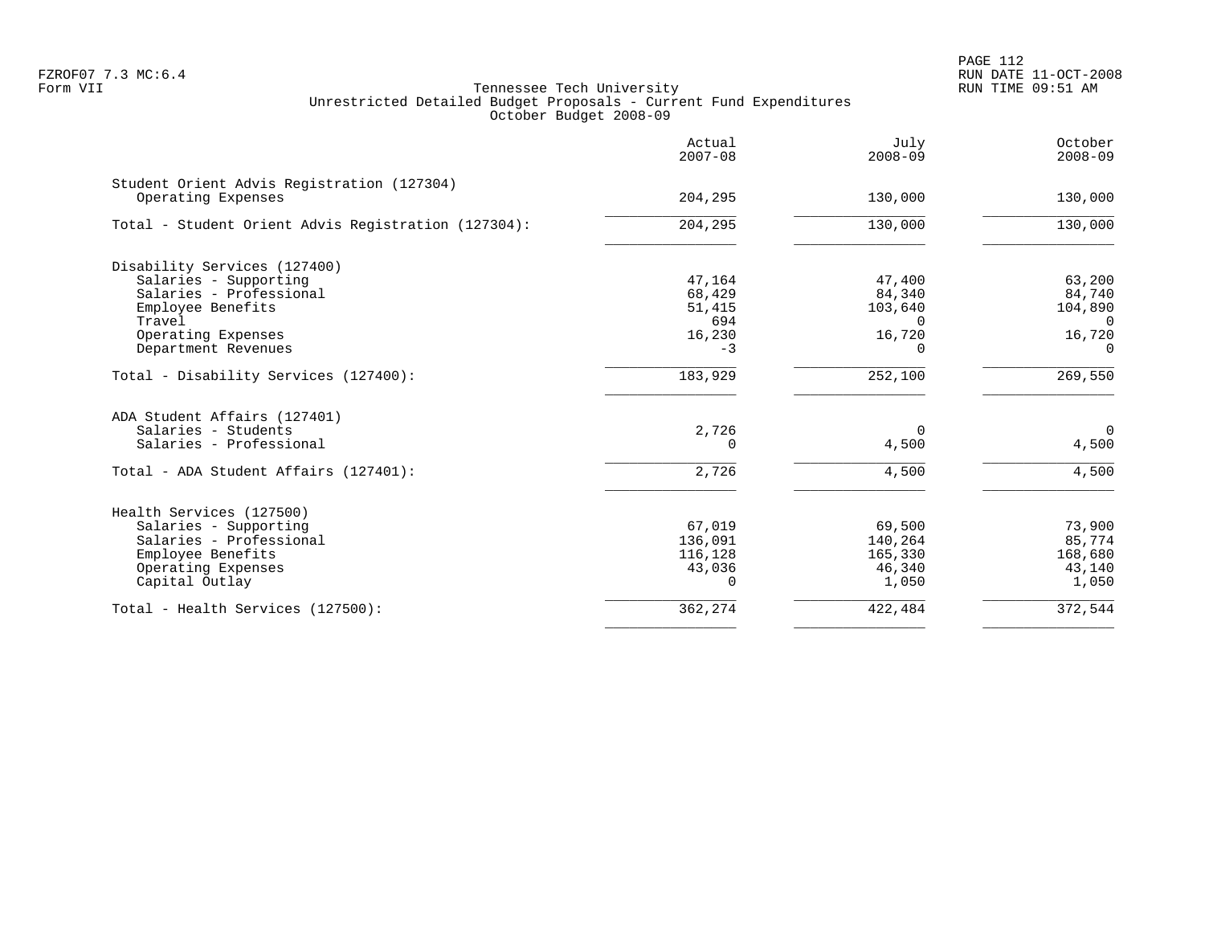Tennessee Tech University
Unrestricted Detailed Budget Proposals - Current Fund Expenditures
October Budget 2008-09

| | Actual 2007-08 | July 2008-09 | October 2008-09 |
|---|---|---|---|
| **Student Orient Advis Registration (127304)** | | | |
| Operating Expenses | 204,295 | 130,000 | 130,000 |
| Total - Student Orient Advis Registration (127304): | 204,295 | 130,000 | 130,000 |
| **Disability Services (127400)** | | | |
| Salaries - Supporting | 47,164 | 47,400 | 63,200 |
| Salaries - Professional | 68,429 | 84,340 | 84,740 |
| Employee Benefits | 51,415 | 103,640 | 104,890 |
| Travel | 694 | 0 | 0 |
| Operating Expenses | 16,230 | 16,720 | 16,720 |
| Department Revenues | -3 | 0 | 0 |
| Total - Disability Services (127400): | 183,929 | 252,100 | 269,550 |
| **ADA Student Affairs (127401)** | | | |
| Salaries - Students | 2,726 | 0 | 0 |
| Salaries - Professional | 0 | 4,500 | 4,500 |
| Total - ADA Student Affairs (127401): | 2,726 | 4,500 | 4,500 |
| **Health Services (127500)** | | | |
| Salaries - Supporting | 67,019 | 69,500 | 73,900 |
| Salaries - Professional | 136,091 | 140,264 | 85,774 |
| Employee Benefits | 116,128 | 165,330 | 168,680 |
| Operating Expenses | 43,036 | 46,340 | 43,140 |
| Capital Outlay | 0 | 1,050 | 1,050 |
| Total - Health Services (127500): | 362,274 | 422,484 | 372,544 |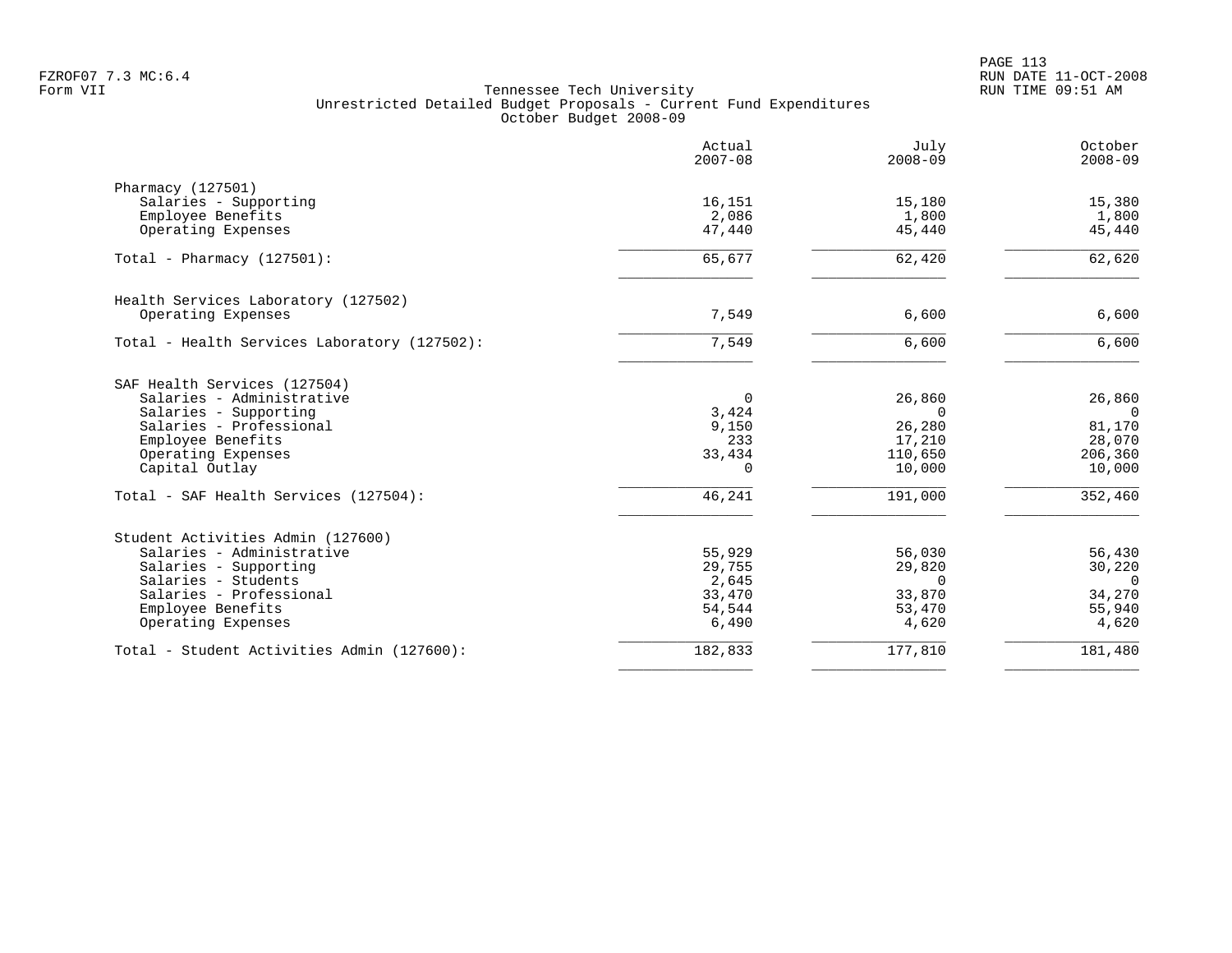Tennessee Tech University
Unrestricted Detailed Budget Proposals - Current Fund Expenditures
October Budget 2008-09

| | Actual 2007-08 | July 2008-09 | October 2008-09 |
|---|---|---|---|
| **Pharmacy (127501)** | | | |
| Salaries - Supporting | 16,151 | 15,180 | 15,380 |
| Employee Benefits | 2,086 | 1,800 | 1,800 |
| Operating Expenses | 47,440 | 45,440 | 45,440 |
| Total - Pharmacy (127501): | 65,677 | 62,420 | 62,620 |
| **Health Services Laboratory (127502)** | | | |
| Operating Expenses | 7,549 | 6,600 | 6,600 |
| Total - Health Services Laboratory (127502): | 7,549 | 6,600 | 6,600 |
| **SAF Health Services (127504)** | | | |
| Salaries - Administrative | 0 | 26,860 | 26,860 |
| Salaries - Supporting | 3,424 | 0 | 0 |
| Salaries - Professional | 9,150 | 26,280 | 81,170 |
| Employee Benefits | 233 | 17,210 | 28,070 |
| Operating Expenses | 33,434 | 110,650 | 206,360 |
| Capital Outlay | 0 | 10,000 | 10,000 |
| Total - SAF Health Services (127504): | 46,241 | 191,000 | 352,460 |
| **Student Activities Admin (127600)** | | | |
| Salaries - Administrative | 55,929 | 56,030 | 56,430 |
| Salaries - Supporting | 29,755 | 29,820 | 30,220 |
| Salaries - Students | 2,645 | 0 | 0 |
| Salaries - Professional | 33,470 | 33,870 | 34,270 |
| Employee Benefits | 54,544 | 53,470 | 55,940 |
| Operating Expenses | 6,490 | 4,620 | 4,620 |
| Total - Student Activities Admin (127600): | 182,833 | 177,810 | 181,480 |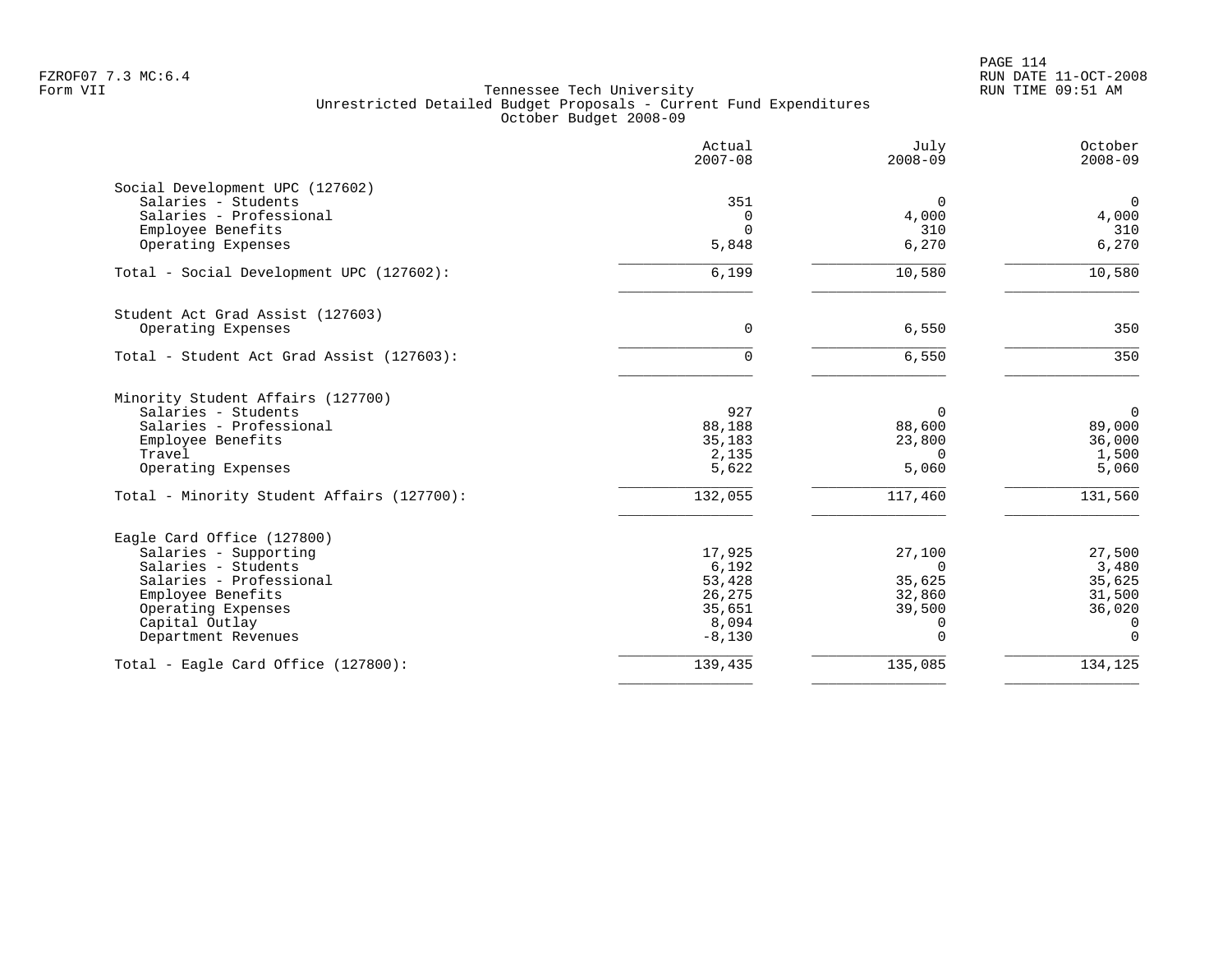Tennessee Tech University
Unrestricted Detailed Budget Proposals - Current Fund Expenditures
October Budget 2008-09

| | Actual 2007-08 | July 2008-09 | October 2008-09 |
|---|---|---|---|
| **Social Development UPC (127602)** | | | |
| Salaries - Students | 351 | 0 | 0 |
| Salaries - Professional | 0 | 4,000 | 4,000 |
| Employee Benefits | 0 | 310 | 310 |
| Operating Expenses | 5,848 | 6,270 | 6,270 |
| Total - Social Development UPC (127602): | 6,199 | 10,580 | 10,580 |
| **Student Act Grad Assist (127603)** | | | |
| Operating Expenses | 0 | 6,550 | 350 |
| Total - Student Act Grad Assist (127603): | 0 | 6,550 | 350 |
| **Minority Student Affairs (127700)** | | | |
| Salaries - Students | 927 | 0 | 0 |
| Salaries - Professional | 88,188 | 88,600 | 89,000 |
| Employee Benefits | 35,183 | 23,800 | 36,000 |
| Travel | 2,135 | 0 | 1,500 |
| Operating Expenses | 5,622 | 5,060 | 5,060 |
| Total - Minority Student Affairs (127700): | 132,055 | 117,460 | 131,560 |
| **Eagle Card Office (127800)** | | | |
| Salaries - Supporting | 17,925 | 27,100 | 27,500 |
| Salaries - Students | 6,192 | 0 | 3,480 |
| Salaries - Professional | 53,428 | 35,625 | 35,625 |
| Employee Benefits | 26,275 | 32,860 | 31,500 |
| Operating Expenses | 35,651 | 39,500 | 36,020 |
| Capital Outlay | 8,094 | 0 | 0 |
| Department Revenues | -8,130 | 0 | 0 |
| Total - Eagle Card Office (127800): | 139,435 | 135,085 | 134,125 |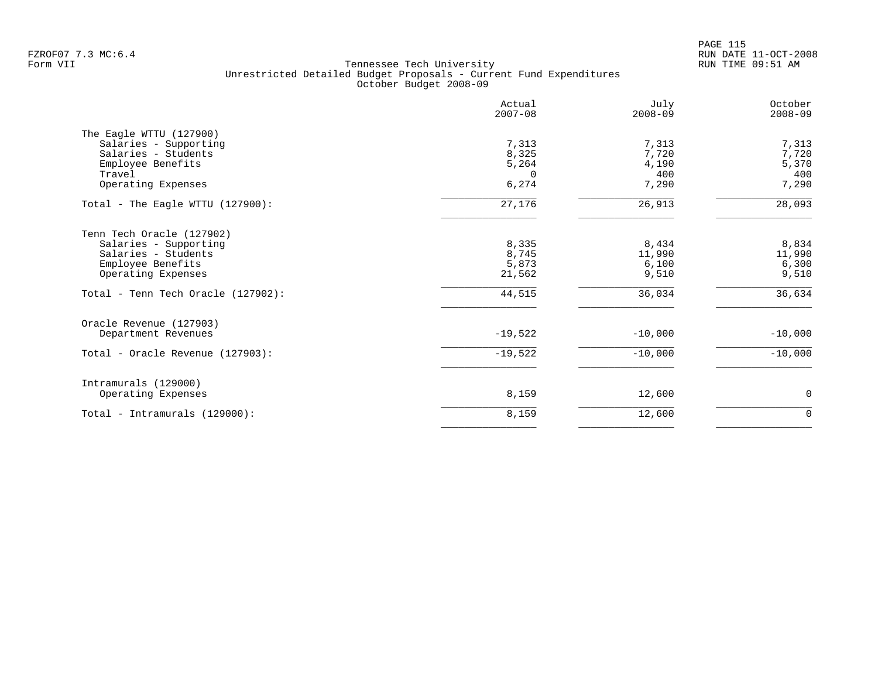Tennessee Tech University
Unrestricted Detailed Budget Proposals - Current Fund Expenditures
October Budget 2008-09

| | Actual 2007-08 | July 2008-09 | October 2008-09 |
|---|---|---|---|
| **The Eagle WTTU (127900)** | | | |
| Salaries - Supporting | 7,313 | 7,313 | 7,313 |
| Salaries - Students | 8,325 | 7,720 | 7,720 |
| Employee Benefits | 5,264 | 4,190 | 5,370 |
| Travel | 0 | 400 | 400 |
| Operating Expenses | 6,274 | 7,290 | 7,290 |
| Total - The Eagle WTTU (127900): | 27,176 | 26,913 | 28,093 |
| **Tenn Tech Oracle (127902)** | | | |
| Salaries - Supporting | 8,335 | 8,434 | 8,834 |
| Salaries - Students | 8,745 | 11,990 | 11,990 |
| Employee Benefits | 5,873 | 6,100 | 6,300 |
| Operating Expenses | 21,562 | 9,510 | 9,510 |
| Total - Tenn Tech Oracle (127902): | 44,515 | 36,034 | 36,634 |
| **Oracle Revenue (127903)** | | | |
| Department Revenues | -19,522 | -10,000 | -10,000 |
| Total - Oracle Revenue (127903): | -19,522 | -10,000 | -10,000 |
| **Intramurals (129000)** | | | |
| Operating Expenses | 8,159 | 12,600 | 0 |
| Total - Intramurals (129000): | 8,159 | 12,600 | 0 |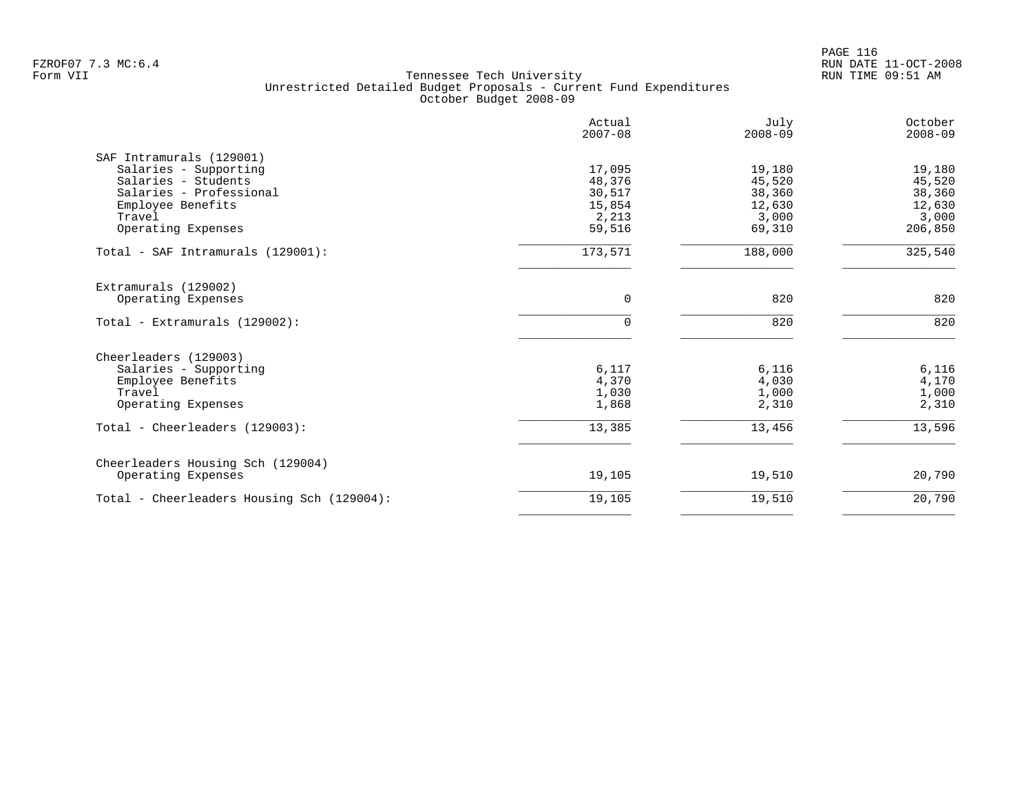Tennessee Tech University
Unrestricted Detailed Budget Proposals - Current Fund Expenditures
October Budget 2008-09

| | Actual 2007-08 | July 2008-09 | October 2008-09 |
|---|---|---|---|
| **SAF Intramurals (129001)** | | | |
| Salaries - Supporting | 17,095 | 19,180 | 19,180 |
| Salaries - Students | 48,376 | 45,520 | 45,520 |
| Salaries - Professional | 30,517 | 38,360 | 38,360 |
| Employee Benefits | 15,854 | 12,630 | 12,630 |
| Travel | 2,213 | 3,000 | 3,000 |
| Operating Expenses | 59,516 | 69,310 | 206,850 |
| Total - SAF Intramurals (129001): | 173,571 | 188,000 | 325,540 |
| **Extramurals (129002)** | | | |
| Operating Expenses | 0 | 820 | 820 |
| Total - Extramurals (129002): | 0 | 820 | 820 |
| **Cheerleaders (129003)** | | | |
| Salaries - Supporting | 6,117 | 6,116 | 6,116 |
| Employee Benefits | 4,370 | 4,030 | 4,170 |
| Travel | 1,030 | 1,000 | 1,000 |
| Operating Expenses | 1,868 | 2,310 | 2,310 |
| Total - Cheerleaders (129003): | 13,385 | 13,456 | 13,596 |
| **Cheerleaders Housing Sch (129004)** | | | |
| Operating Expenses | 19,105 | 19,510 | 20,790 |
| Total - Cheerleaders Housing Sch (129004): | 19,105 | 19,510 | 20,790 |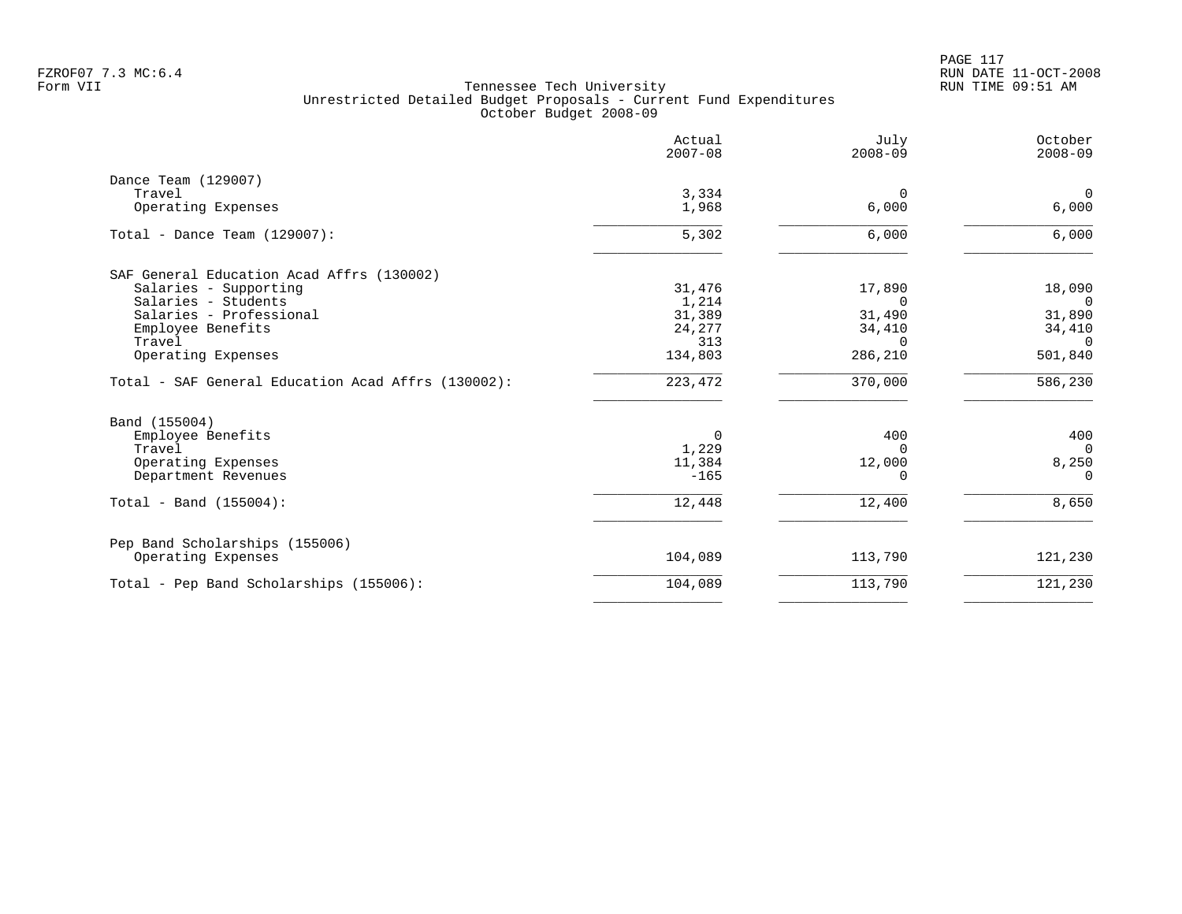Tennessee Tech University
Unrestricted Detailed Budget Proposals - Current Fund Expenditures
October Budget 2008-09

Form VII

| | Actual 2007-08 | July 2008-09 | October 2008-09 |
|---|---|---|---|
| **Dance Team (129007)** | | | |
| Travel | 3,334 | 0 | 0 |
| Operating Expenses | 1,968 | 6,000 | 6,000 |
| Total - Dance Team (129007): | 5,302 | 6,000 | 6,000 |
| **SAF General Education Acad Affrs (130002)** | | | |
| Salaries - Supporting | 31,476 | 17,890 | 18,090 |
| Salaries - Students | 1,214 | 0 | 0 |
| Salaries - Professional | 31,389 | 31,490 | 31,890 |
| Employee Benefits | 24,277 | 34,410 | 34,410 |
| Travel | 313 | 0 | 0 |
| Operating Expenses | 134,803 | 286,210 | 501,840 |
| Total - SAF General Education Acad Affrs (130002): | 223,472 | 370,000 | 586,230 |
| **Band (155004)** | | | |
| Employee Benefits | 0 | 400 | 400 |
| Travel | 1,229 | 0 | 0 |
| Operating Expenses | 11,384 | 12,000 | 8,250 |
| Department Revenues | -165 | 0 | 0 |
| Total - Band (155004): | 12,448 | 12,400 | 8,650 |
| **Pep Band Scholarships (155006)** | | | |
| Operating Expenses | 104,089 | 113,790 | 121,230 |
| Total - Pep Band Scholarships (155006): | 104,089 | 113,790 | 121,230 |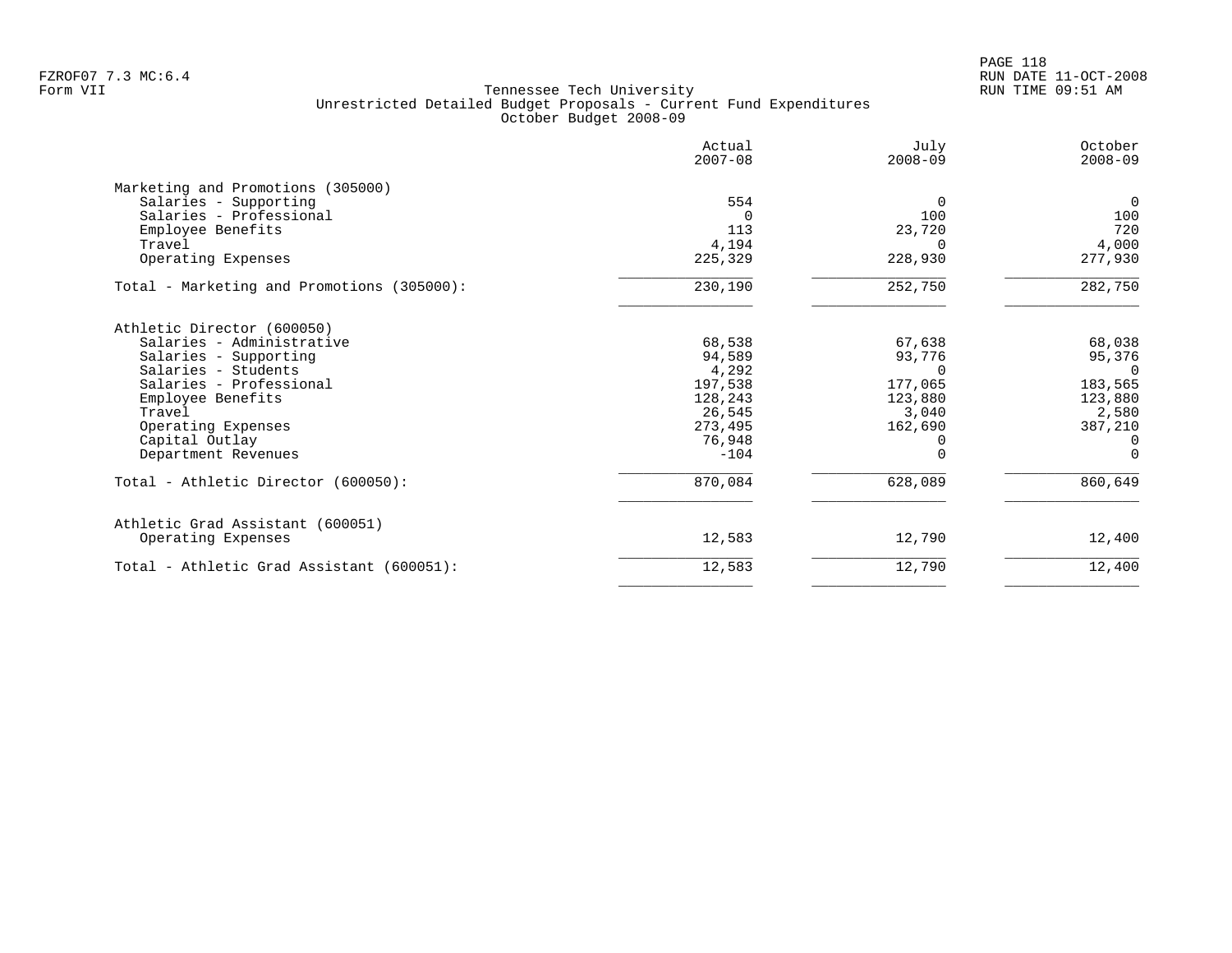Tennessee Tech University
Unrestricted Detailed Budget Proposals - Current Fund Expenditures
October Budget 2008-09

| | Actual 2007-08 | July 2008-09 | October 2008-09 |
|---|---|---|---|
| **Marketing and Promotions (305000)** | | | |
| Salaries - Supporting | 554 | 0 | 0 |
| Salaries - Professional | 0 | 100 | 100 |
| Employee Benefits | 113 | 23,720 | 720 |
| Travel | 4,194 | 0 | 4,000 |
| Operating Expenses | 225,329 | 228,930 | 277,930 |
| Total - Marketing and Promotions (305000): | 230,190 | 252,750 | 282,750 |
| **Athletic Director (600050)** | | | |
| Salaries - Administrative | 68,538 | 67,638 | 68,038 |
| Salaries - Supporting | 94,589 | 93,776 | 95,376 |
| Salaries - Students | 4,292 | 0 | 0 |
| Salaries - Professional | 197,538 | 177,065 | 183,565 |
| Employee Benefits | 128,243 | 123,880 | 123,880 |
| Travel | 26,545 | 3,040 | 2,580 |
| Operating Expenses | 273,495 | 162,690 | 387,210 |
| Capital Outlay | 76,948 | 0 | 0 |
| Department Revenues | -104 | 0 | 0 |
| Total - Athletic Director (600050): | 870,084 | 628,089 | 860,649 |
| **Athletic Grad Assistant (600051)** | | | |
| Operating Expenses | 12,583 | 12,790 | 12,400 |
| Total - Athletic Grad Assistant (600051): | 12,583 | 12,790 | 12,400 |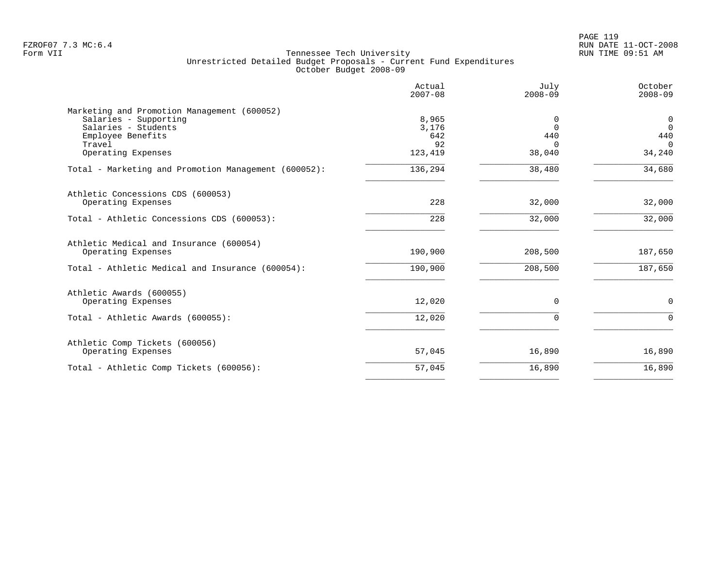Tennessee Tech University
Unrestricted Detailed Budget Proposals - Current Fund Expenditures
October Budget 2008-09

| | Actual 2007-08 | July 2008-09 | October 2008-09 |
|---|---|---|---|
| **Marketing and Promotion Management (600052)** | | | |
| Salaries - Supporting | 8,965 | 0 | 0 |
| Salaries - Students | 3,176 | 0 | 0 |
| Employee Benefits | 642 | 440 | 440 |
| Travel | 92 | 0 | 0 |
| Operating Expenses | 123,419 | 38,040 | 34,240 |
| Total - Marketing and Promotion Management (600052): | 136,294 | 38,480 | 34,680 |
| **Athletic Concessions CDS (600053)** | | | |
| Operating Expenses | 228 | 32,000 | 32,000 |
| Total - Athletic Concessions CDS (600053): | 228 | 32,000 | 32,000 |
| **Athletic Medical and Insurance (600054)** | | | |
| Operating Expenses | 190,900 | 208,500 | 187,650 |
| Total - Athletic Medical and Insurance (600054): | 190,900 | 208,500 | 187,650 |
| **Athletic Awards (600055)** | | | |
| Operating Expenses | 12,020 | 0 | 0 |
| Total - Athletic Awards (600055): | 12,020 | 0 | 0 |
| **Athletic Comp Tickets (600056)** | | | |
| Operating Expenses | 57,045 | 16,890 | 16,890 |
| Total - Athletic Comp Tickets (600056): | 57,045 | 16,890 | 16,890 |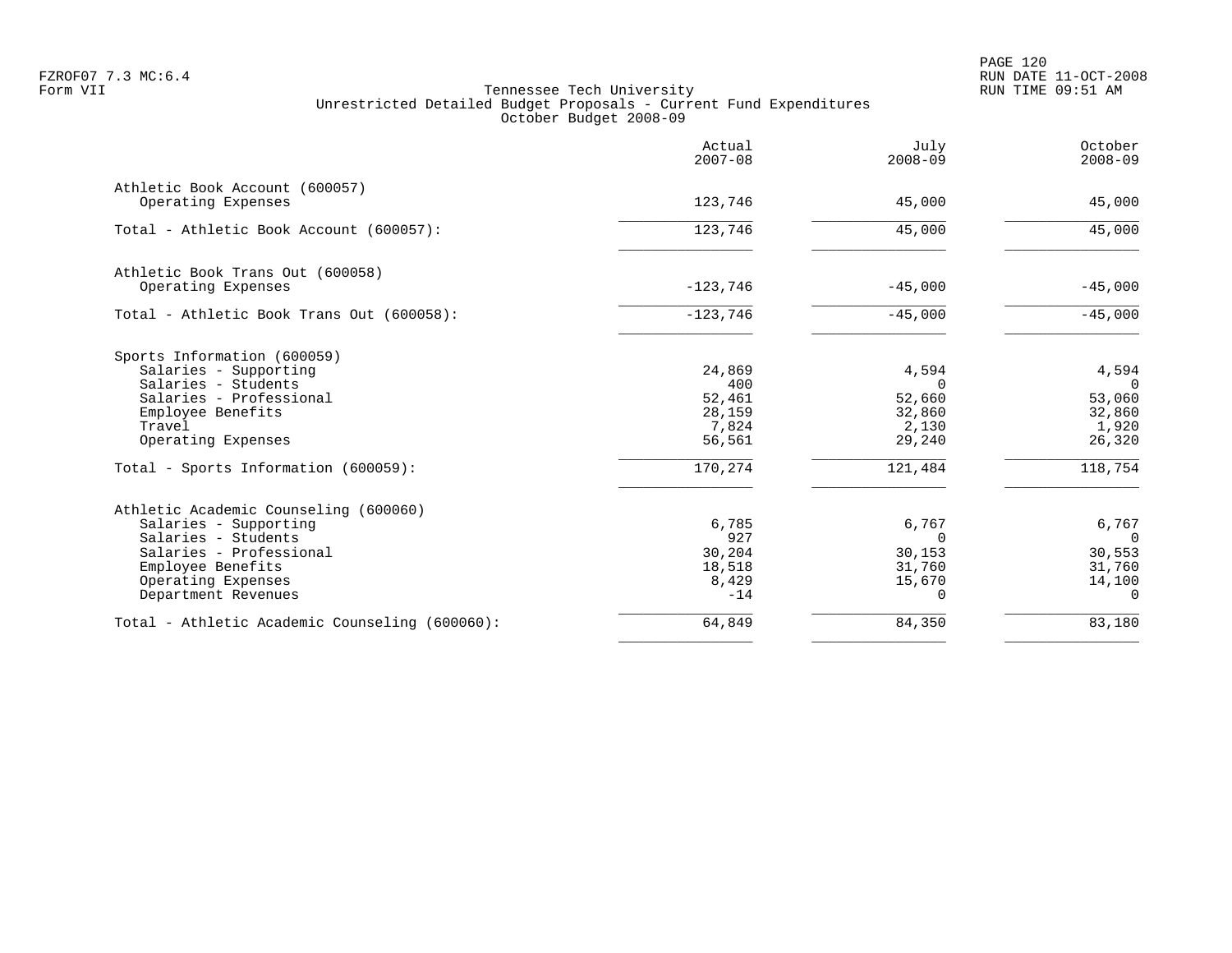Tennessee Tech University
Unrestricted Detailed Budget Proposals - Current Fund Expenditures
October Budget 2008-09

Form VII

| | Actual 2007-08 | July 2008-09 | October 2008-09 |
|---|---|---|---|
| **Athletic Book Account (600057)** | | | |
| Operating Expenses | 123,746 | 45,000 | 45,000 |
| Total - Athletic Book Account (600057): | 123,746 | 45,000 | 45,000 |
| **Athletic Book Trans Out (600058)** | | | |
| Operating Expenses | -123,746 | -45,000 | -45,000 |
| Total - Athletic Book Trans Out (600058): | -123,746 | -45,000 | -45,000 |
| **Sports Information (600059)** | | | |
| Salaries - Supporting | 24,869 | 4,594 | 4,594 |
| Salaries - Students | 400 | 0 | 0 |
| Salaries - Professional | 52,461 | 52,660 | 53,060 |
| Employee Benefits | 28,159 | 32,860 | 32,860 |
| Travel | 7,824 | 2,130 | 1,920 |
| Operating Expenses | 56,561 | 29,240 | 26,320 |
| Total - Sports Information (600059): | 170,274 | 121,484 | 118,754 |
| **Athletic Academic Counseling (600060)** | | | |
| Salaries - Supporting | 6,785 | 6,767 | 6,767 |
| Salaries - Students | 927 | 0 | 0 |
| Salaries - Professional | 30,204 | 30,153 | 30,553 |
| Employee Benefits | 18,518 | 31,760 | 31,760 |
| Operating Expenses | 8,429 | 15,670 | 14,100 |
| Department Revenues | -14 | 0 | 0 |
| Total - Athletic Academic Counseling (600060): | 64,849 | 84,350 | 83,180 |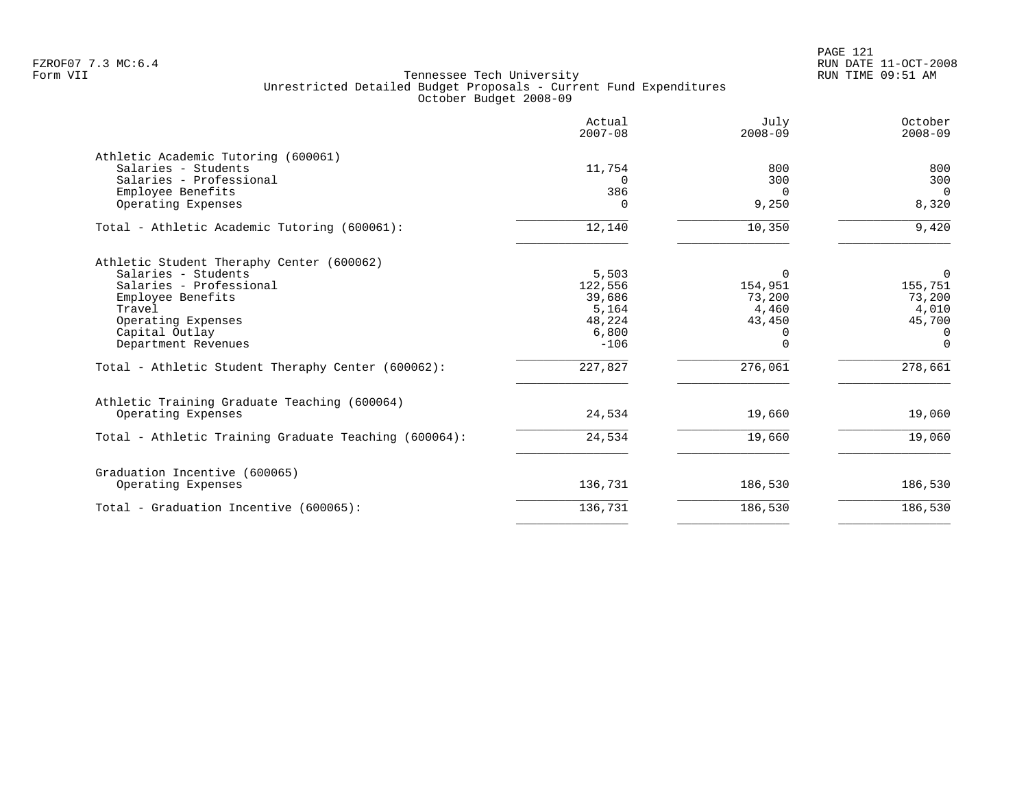FZROF07 7.3 MC:6.4
Form VII

Tennessee Tech University
Unrestricted Detailed Budget Proposals - Current Fund Expenditures
October Budget 2008-09

RUN DATE 11-OCT-2008
RUN TIME 09:51 AM

| | Actual 2007-08 | July 2008-09 | October 2008-09 |
|---|---|---|---|
| **Athletic Academic Tutoring (600061)** | | | |
| Salaries - Students | 11,754 | 800 | 800 |
| Salaries - Professional | 0 | 300 | 300 |
| Employee Benefits | 386 | 0 | 0 |
| Operating Expenses | 0 | 9,250 | 8,320 |
| Total - Athletic Academic Tutoring (600061): | 12,140 | 10,350 | 9,420 |
| **Athletic Student Theraphy Center (600062)** | | | |
| Salaries - Students | 5,503 | 0 | 0 |
| Salaries - Professional | 122,556 | 154,951 | 155,751 |
| Employee Benefits | 39,686 | 73,200 | 73,200 |
| Travel | 5,164 | 4,460 | 4,010 |
| Operating Expenses | 48,224 | 43,450 | 45,700 |
| Capital Outlay | 6,800 | 0 | 0 |
| Department Revenues | -106 | 0 | 0 |
| Total - Athletic Student Theraphy Center (600062): | 227,827 | 276,061 | 278,661 |
| **Athletic Training Graduate Teaching (600064)** | | | |
| Operating Expenses | 24,534 | 19,660 | 19,060 |
| Total - Athletic Training Graduate Teaching (600064): | 24,534 | 19,660 | 19,060 |
| **Graduation Incentive (600065)** | | | |
| Operating Expenses | 136,731 | 186,530 | 186,530 |
| Total - Graduation Incentive (600065): | 136,731 | 186,530 | 186,530 |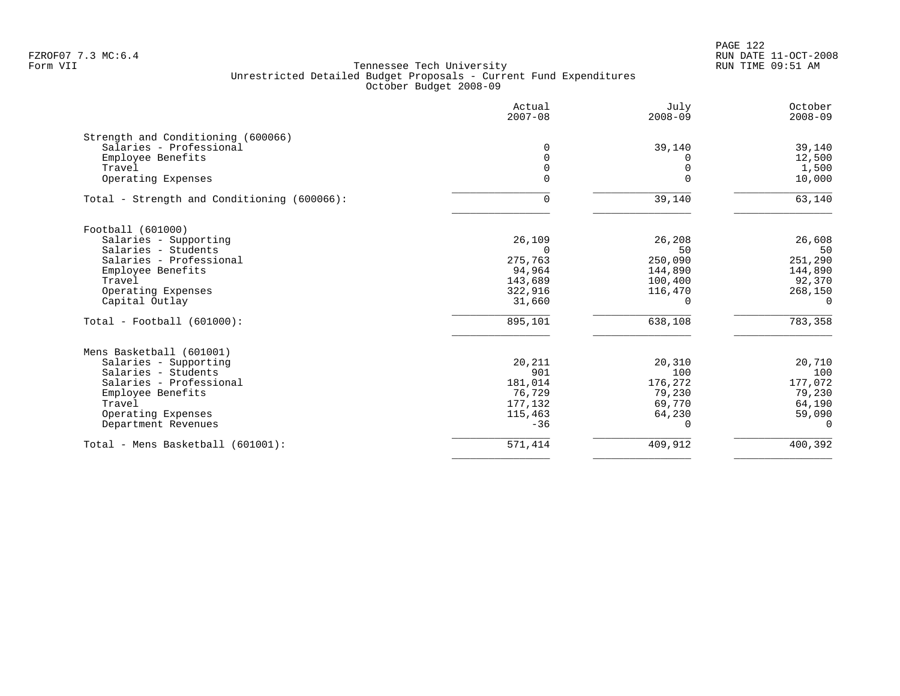FZROF07 7.3 MC:6.4
Form VII

Tennessee Tech University
Unrestricted Detailed Budget Proposals - Current Fund Expenditures
October Budget 2008-09

RUN DATE 11-OCT-2008
RUN TIME 09:51 AM

| | Actual 2007-08 | July 2008-09 | October 2008-09 |
|---|---|---|---|
| **Strength and Conditioning (600066)** | | | |
| Salaries - Professional | 0 | 39,140 | 39,140 |
| Employee Benefits | 0 | 0 | 12,500 |
| Travel | 0 | 0 | 1,500 |
| Operating Expenses | 0 | 0 | 10,000 |
| Total - Strength and Conditioning (600066): | 0 | 39,140 | 63,140 |
| **Football (601000)** | | | |
| Salaries - Supporting | 26,109 | 26,208 | 26,608 |
| Salaries - Students | 0 | 50 | 50 |
| Salaries - Professional | 275,763 | 250,090 | 251,290 |
| Employee Benefits | 94,964 | 144,890 | 144,890 |
| Travel | 143,689 | 100,400 | 92,370 |
| Operating Expenses | 322,916 | 116,470 | 268,150 |
| Capital Outlay | 31,660 | 0 | 0 |
| Total - Football (601000): | 895,101 | 638,108 | 783,358 |
| **Mens Basketball (601001)** | | | |
| Salaries - Supporting | 20,211 | 20,310 | 20,710 |
| Salaries - Students | 901 | 100 | 100 |
| Salaries - Professional | 181,014 | 176,272 | 177,072 |
| Employee Benefits | 76,729 | 79,230 | 79,230 |
| Travel | 177,132 | 69,770 | 64,190 |
| Operating Expenses | 115,463 | 64,230 | 59,090 |
| Department Revenues | -36 | 0 | 0 |
| Total - Mens Basketball (601001): | 571,414 | 409,912 | 400,392 |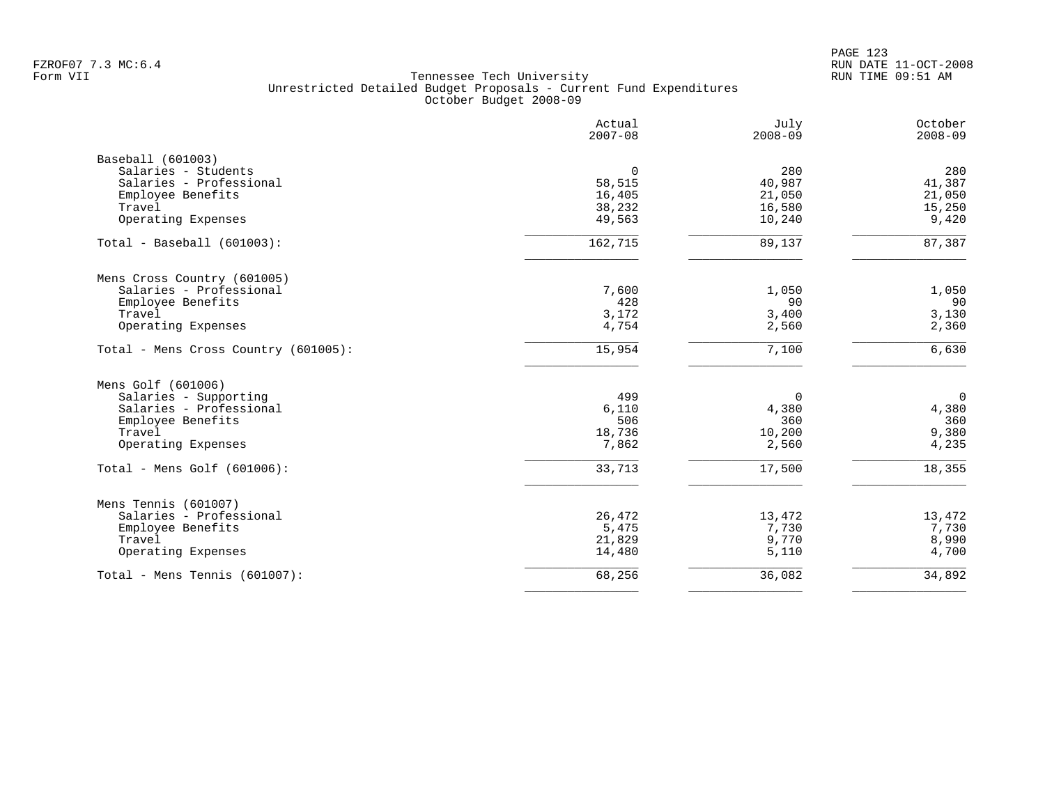Tennessee Tech University
Unrestricted Detailed Budget Proposals - Current Fund Expenditures
October Budget 2008-09

| | Actual 2007-08 | July 2008-09 | October 2008-09 |
|---|---|---|---|
| **Baseball (601003)** | | | |
| Salaries - Students | 0 | 280 | 280 |
| Salaries - Professional | 58,515 | 40,987 | 41,387 |
| Employee Benefits | 16,405 | 21,050 | 21,050 |
| Travel | 38,232 | 16,580 | 15,250 |
| Operating Expenses | 49,563 | 10,240 | 9,420 |
| Total - Baseball (601003): | 162,715 | 89,137 | 87,387 |
| **Mens Cross Country (601005)** | | | |
| Salaries - Professional | 7,600 | 1,050 | 1,050 |
| Employee Benefits | 428 | 90 | 90 |
| Travel | 3,172 | 3,400 | 3,130 |
| Operating Expenses | 4,754 | 2,560 | 2,360 |
| Total - Mens Cross Country (601005): | 15,954 | 7,100 | 6,630 |
| **Mens Golf (601006)** | | | |
| Salaries - Supporting | 499 | 0 | 0 |
| Salaries - Professional | 6,110 | 4,380 | 4,380 |
| Employee Benefits | 506 | 360 | 360 |
| Travel | 18,736 | 10,200 | 9,380 |
| Operating Expenses | 7,862 | 2,560 | 4,235 |
| Total - Mens Golf (601006): | 33,713 | 17,500 | 18,355 |
| **Mens Tennis (601007)** | | | |
| Salaries - Professional | 26,472 | 13,472 | 13,472 |
| Employee Benefits | 5,475 | 7,730 | 7,730 |
| Travel | 21,829 | 9,770 | 8,990 |
| Operating Expenses | 14,480 | 5,110 | 4,700 |
| Total - Mens Tennis (601007): | 68,256 | 36,082 | 34,892 |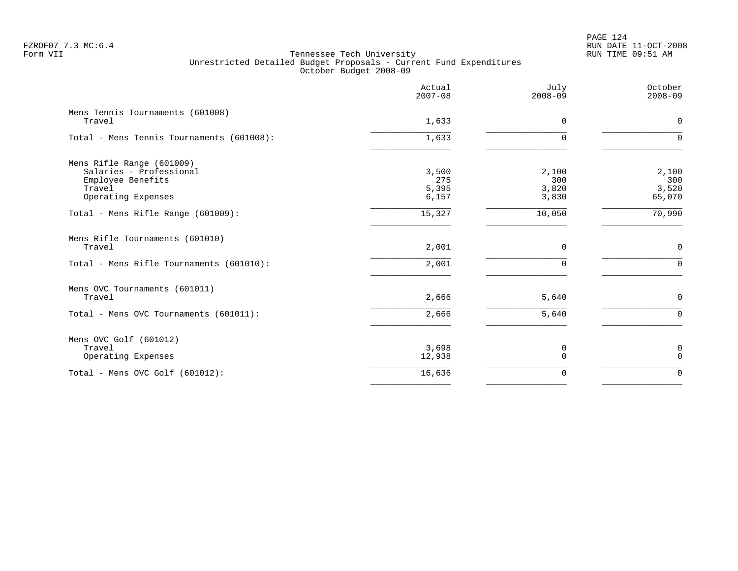Tennessee Tech University
Unrestricted Detailed Budget Proposals - Current Fund Expenditures
October Budget 2008-09

| | Actual 2007-08 | July 2008-09 | October 2008-09 |
|---|---|---|---|
| **Mens Tennis Tournaments (601008)** | | | |
| Travel | 1,633 | 0 | 0 |
| Total - Mens Tennis Tournaments (601008): | 1,633 | 0 | 0 |
| **Mens Rifle Range (601009)** | | | |
| Salaries - Professional | 3,500 | 2,100 | 2,100 |
| Employee Benefits | 275 | 300 | 300 |
| Travel | 5,395 | 3,820 | 3,520 |
| Operating Expenses | 6,157 | 3,830 | 65,070 |
| Total - Mens Rifle Range (601009): | 15,327 | 10,050 | 70,990 |
| **Mens Rifle Tournaments (601010)** | | | |
| Travel | 2,001 | 0 | 0 |
| Total - Mens Rifle Tournaments (601010): | 2,001 | 0 | 0 |
| **Mens OVC Tournaments (601011)** | | | |
| Travel | 2,666 | 5,640 | 0 |
| Total - Mens OVC Tournaments (601011): | 2,666 | 5,640 | 0 |
| **Mens OVC Golf (601012)** | | | |
| Travel | 3,698 | 0 | 0 |
| Operating Expenses | 12,938 | 0 | 0 |
| Total - Mens OVC Golf (601012): | 16,636 | 0 | 0 |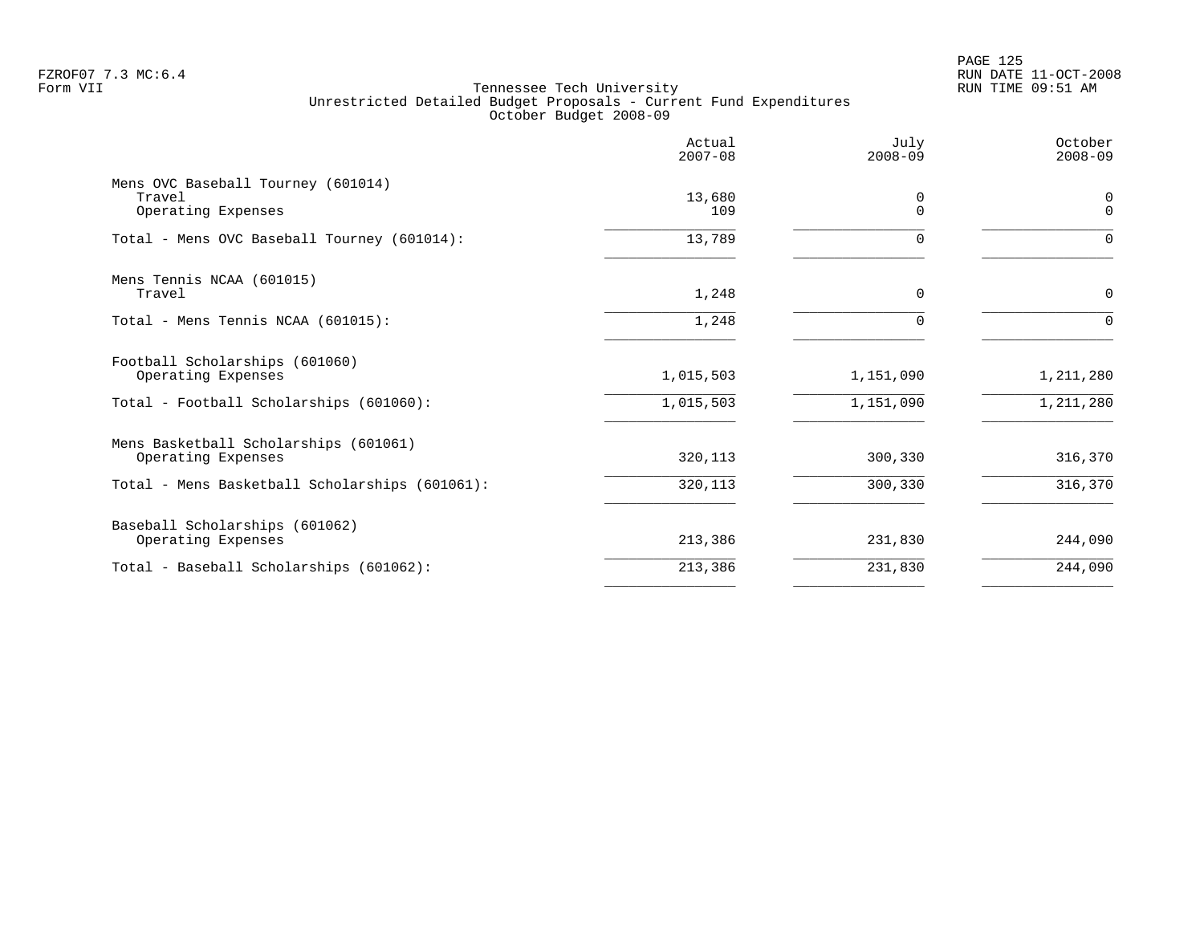FZROF07 7.3 MC:6.4
Form VII

Tennessee Tech University
Unrestricted Detailed Budget Proposals - Current Fund Expenditures
October Budget 2008-09

RUN DATE 11-OCT-2008
RUN TIME 09:51 AM

| | Actual 2007-08 | July 2008-09 | October 2008-09 |
|---|---|---|---|
| Mens OVC Baseball Tourney (601014) | | | |
| Travel | 13,680 | 0 | 0 |
| Operating Expenses | 109 | 0 | 0 |
| Total - Mens OVC Baseball Tourney (601014): | 13,789 | 0 | 0 |
| Mens Tennis NCAA (601015) | | | |
| Travel | 1,248 | 0 | 0 |
| Total - Mens Tennis NCAA (601015): | 1,248 | 0 | 0 |
| Football Scholarships (601060) | | | |
| Operating Expenses | 1,015,503 | 1,151,090 | 1,211,280 |
| Total - Football Scholarships (601060): | 1,015,503 | 1,151,090 | 1,211,280 |
| Mens Basketball Scholarships (601061) | | | |
| Operating Expenses | 320,113 | 300,330 | 316,370 |
| Total - Mens Basketball Scholarships (601061): | 320,113 | 300,330 | 316,370 |
| Baseball Scholarships (601062) | | | |
| Operating Expenses | 213,386 | 231,830 | 244,090 |
| Total - Baseball Scholarships (601062): | 213,386 | 231,830 | 244,090 |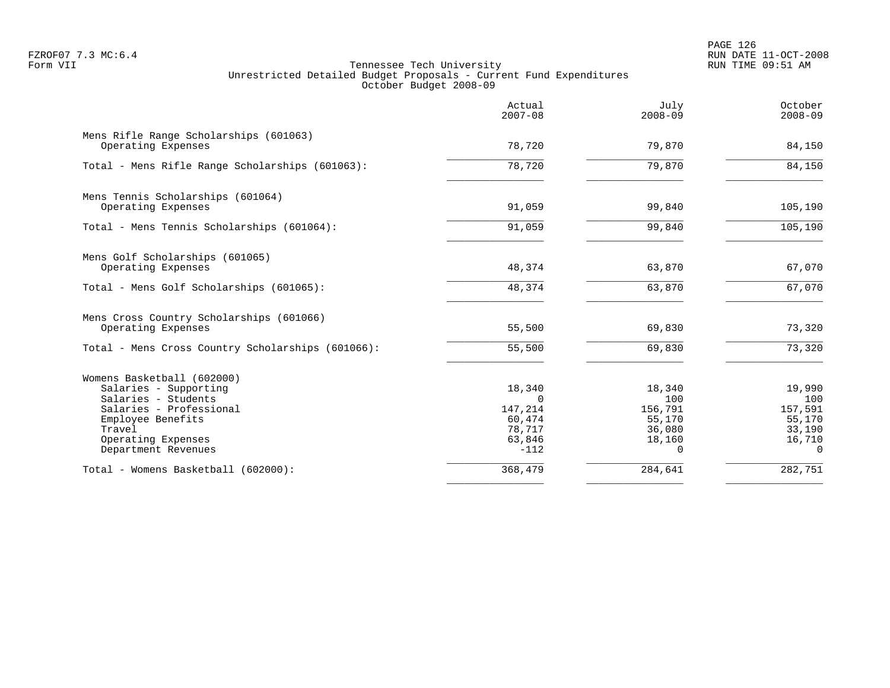Tennessee Tech University
Unrestricted Detailed Budget Proposals - Current Fund Expenditures
October Budget 2008-09

| | Actual 2007-08 | July 2008-09 | October 2008-09 |
|---|---|---|---|
| **Mens Rifle Range Scholarships (601063)** | | | |
| Operating Expenses | 78,720 | 79,870 | 84,150 |
| Total - Mens Rifle Range Scholarships (601063): | 78,720 | 79,870 | 84,150 |
| **Mens Tennis Scholarships (601064)** | | | |
| Operating Expenses | 91,059 | 99,840 | 105,190 |
| Total - Mens Tennis Scholarships (601064): | 91,059 | 99,840 | 105,190 |
| **Mens Golf Scholarships (601065)** | | | |
| Operating Expenses | 48,374 | 63,870 | 67,070 |
| Total - Mens Golf Scholarships (601065): | 48,374 | 63,870 | 67,070 |
| **Mens Cross Country Scholarships (601066)** | | | |
| Operating Expenses | 55,500 | 69,830 | 73,320 |
| Total - Mens Cross Country Scholarships (601066): | 55,500 | 69,830 | 73,320 |
| **Womens Basketball (602000)** | | | |
| Salaries - Supporting | 18,340 | 18,340 | 19,990 |
| Salaries - Students | 0 | 100 | 100 |
| Salaries - Professional | 147,214 | 156,791 | 157,591 |
| Employee Benefits | 60,474 | 55,170 | 55,170 |
| Travel | 78,717 | 36,080 | 33,190 |
| Operating Expenses | 63,846 | 18,160 | 16,710 |
| Department Revenues | -112 | 0 | 0 |
| Total - Womens Basketball (602000): | 368,479 | 284,641 | 282,751 |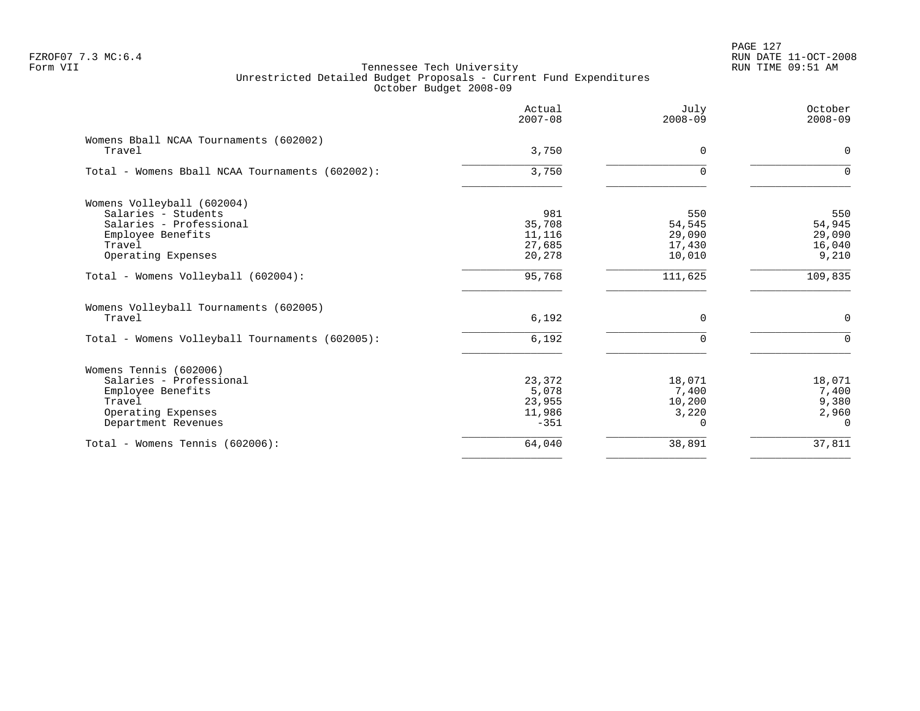FZROF07 7.3 MC:6.4
Form VII

Tennessee Tech University
Unrestricted Detailed Budget Proposals - Current Fund Expenditures
October Budget 2008-09

| | Actual 2007-08 | July 2008-09 | October 2008-09 |
|---|---|---|---|
| **Womens Bball NCAA Tournaments (602002)** | | | |
| Travel | 3,750 | 0 | 0 |
| Total - Womens Bball NCAA Tournaments (602002): | 3,750 | 0 | 0 |
| **Womens Volleyball (602004)** | | | |
| Salaries - Students | 981 | 550 | 550 |
| Salaries - Professional | 35,708 | 54,545 | 54,945 |
| Employee Benefits | 11,116 | 29,090 | 29,090 |
| Travel | 27,685 | 17,430 | 16,040 |
| Operating Expenses | 20,278 | 10,010 | 9,210 |
| Total - Womens Volleyball (602004): | 95,768 | 111,625 | 109,835 |
| **Womens Volleyball Tournaments (602005)** | | | |
| Travel | 6,192 | 0 | 0 |
| Total - Womens Volleyball Tournaments (602005): | 6,192 | 0 | 0 |
| **Womens Tennis (602006)** | | | |
| Salaries - Professional | 23,372 | 18,071 | 18,071 |
| Employee Benefits | 5,078 | 7,400 | 7,400 |
| Travel | 23,955 | 10,200 | 9,380 |
| Operating Expenses | 11,986 | 3,220 | 2,960 |
| Department Revenues | -351 | 0 | 0 |
| Total - Womens Tennis (602006): | 64,040 | 38,891 | 37,811 |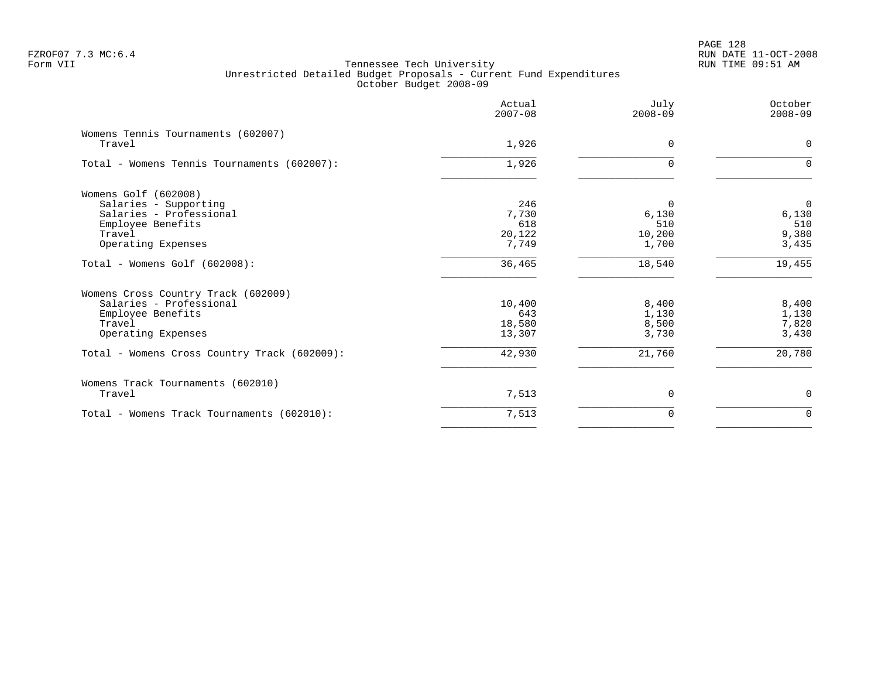FZROF07 7.3 MC:6.4
Form VII

Tennessee Tech University
Unrestricted Detailed Budget Proposals - Current Fund Expenditures
October Budget 2008-09

RUN DATE 11-OCT-2008
RUN TIME 09:51 AM

| | Actual 2007-08 | July 2008-09 | October 2008-09 |
|---|---|---|---|
| **Womens Tennis Tournaments (602007)** | | | |
| Travel | 1,926 | 0 | 0 |
| Total - Womens Tennis Tournaments (602007): | 1,926 | 0 | 0 |
| **Womens Golf (602008)** | | | |
| Salaries - Supporting | 246 | 0 | 0 |
| Salaries - Professional | 7,730 | 6,130 | 6,130 |
| Employee Benefits | 618 | 510 | 510 |
| Travel | 20,122 | 10,200 | 9,380 |
| Operating Expenses | 7,749 | 1,700 | 3,435 |
| Total - Womens Golf (602008): | 36,465 | 18,540 | 19,455 |
| **Womens Cross Country Track (602009)** | | | |
| Salaries - Professional | 10,400 | 8,400 | 8,400 |
| Employee Benefits | 643 | 1,130 | 1,130 |
| Travel | 18,580 | 8,500 | 7,820 |
| Operating Expenses | 13,307 | 3,730 | 3,430 |
| Total - Womens Cross Country Track (602009): | 42,930 | 21,760 | 20,780 |
| **Womens Track Tournaments (602010)** | | | |
| Travel | 7,513 | 0 | 0 |
| Total - Womens Track Tournaments (602010): | 7,513 | 0 | 0 |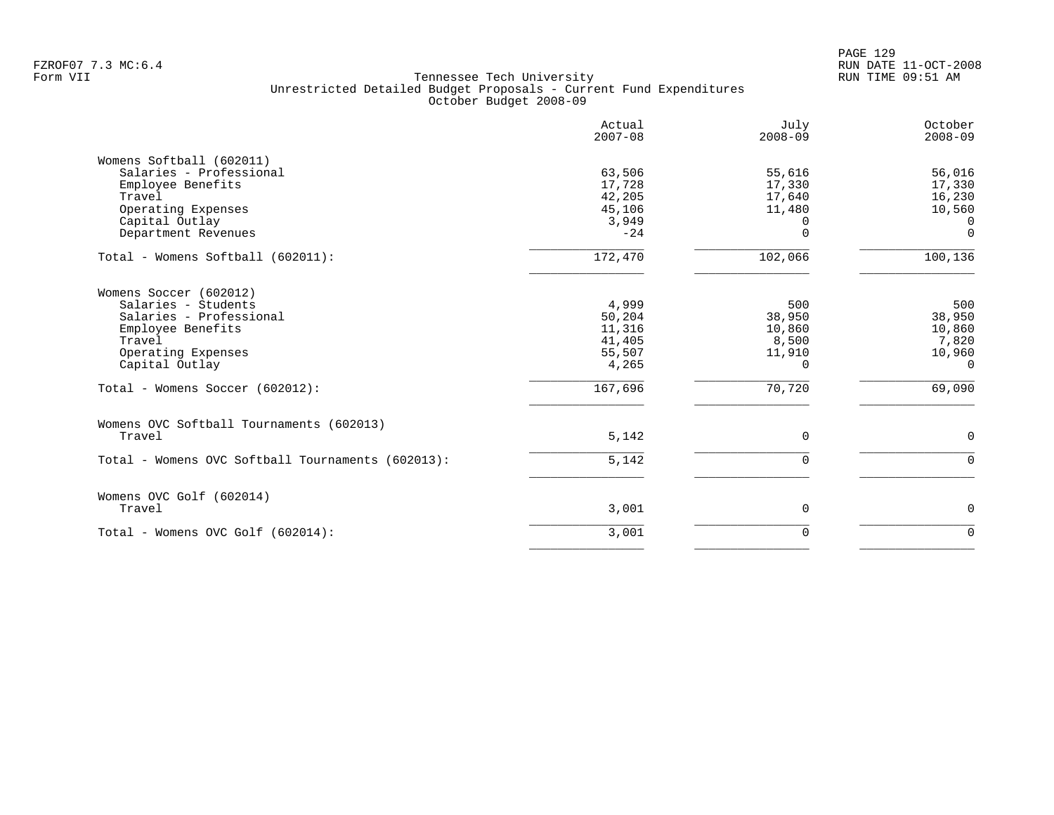FZROF07 7.3 MC:6.4
Form VII

Tennessee Tech University
Unrestricted Detailed Budget Proposals - Current Fund Expenditures
October Budget 2008-09

RUN DATE 11-OCT-2008
RUN TIME 09:51 AM

| | Actual 2007-08 | July 2008-09 | October 2008-09 |
|---|---|---|---|
| **Womens Softball (602011)** | | | |
| Salaries - Professional | 63,506 | 55,616 | 56,016 |
| Employee Benefits | 17,728 | 17,330 | 17,330 |
| Travel | 42,205 | 17,640 | 16,230 |
| Operating Expenses | 45,106 | 11,480 | 10,560 |
| Capital Outlay | 3,949 | 0 | 0 |
| Department Revenues | -24 | 0 | 0 |
| Total - Womens Softball (602011): | 172,470 | 102,066 | 100,136 |
| **Womens Soccer (602012)** | | | |
| Salaries - Students | 4,999 | 500 | 500 |
| Salaries - Professional | 50,204 | 38,950 | 38,950 |
| Employee Benefits | 11,316 | 10,860 | 10,860 |
| Travel | 41,405 | 8,500 | 7,820 |
| Operating Expenses | 55,507 | 11,910 | 10,960 |
| Capital Outlay | 4,265 | 0 | 0 |
| Total - Womens Soccer (602012): | 167,696 | 70,720 | 69,090 |
| **Womens OVC Softball Tournaments (602013)** | | | |
| Travel | 5,142 | 0 | 0 |
| Total - Womens OVC Softball Tournaments (602013): | 5,142 | 0 | 0 |
| **Womens OVC Golf (602014)** | | | |
| Travel | 3,001 | 0 | 0 |
| Total - Womens OVC Golf (602014): | 3,001 | 0 | 0 |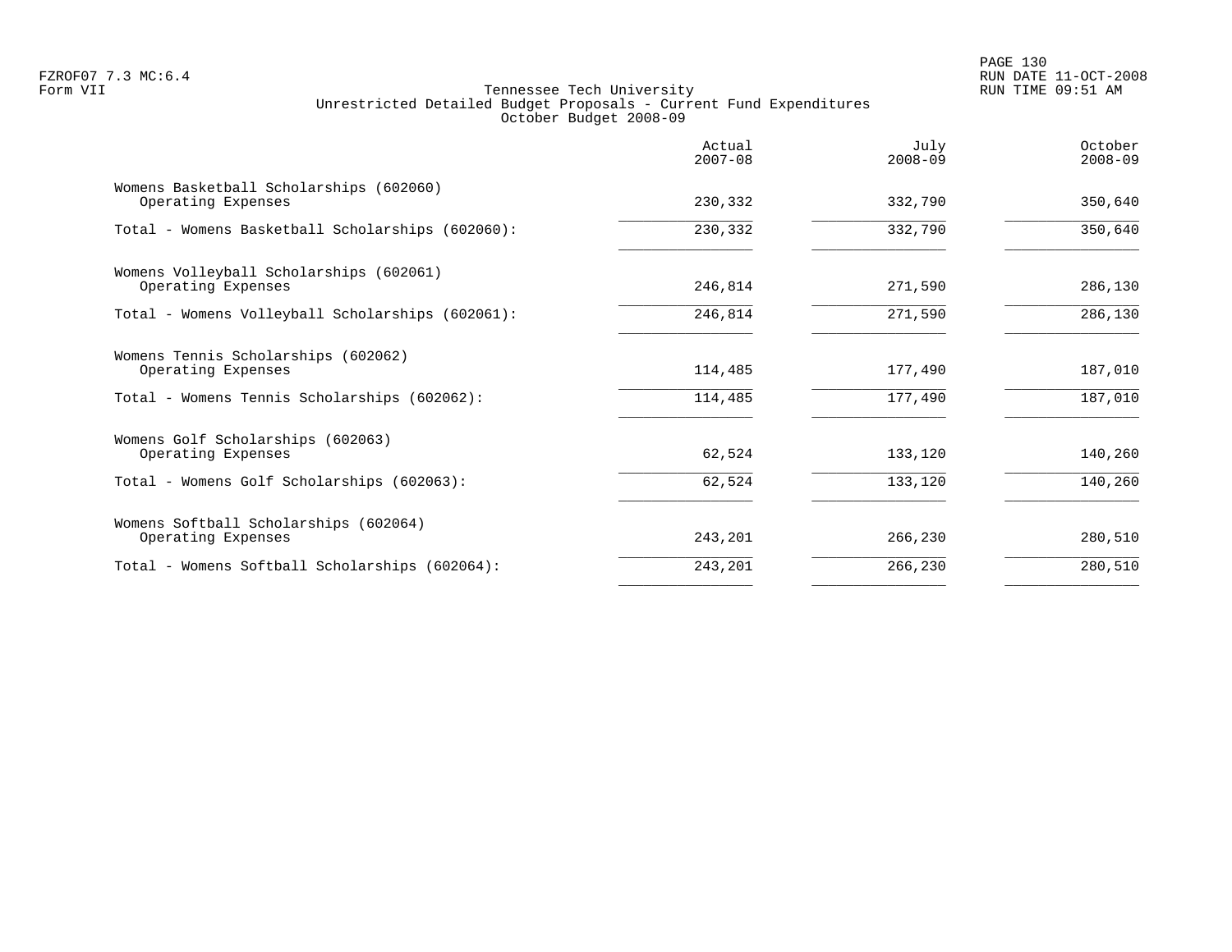Tennessee Tech University
Unrestricted Detailed Budget Proposals - Current Fund Expenditures
October Budget 2008-09

| | Actual 2007-08 | July 2008-09 | October 2008-09 |
|---|---|---|---|
| Womens Basketball Scholarships (602060) | | | |
| Operating Expenses | 230,332 | 332,790 | 350,640 |
| Total - Womens Basketball Scholarships (602060): | 230,332 | 332,790 | 350,640 |
| Womens Volleyball Scholarships (602061) | | | |
| Operating Expenses | 246,814 | 271,590 | 286,130 |
| Total - Womens Volleyball Scholarships (602061): | 246,814 | 271,590 | 286,130 |
| Womens Tennis Scholarships (602062) | | | |
| Operating Expenses | 114,485 | 177,490 | 187,010 |
| Total - Womens Tennis Scholarships (602062): | 114,485 | 177,490 | 187,010 |
| Womens Golf Scholarships (602063) | | | |
| Operating Expenses | 62,524 | 133,120 | 140,260 |
| Total - Womens Golf Scholarships (602063): | 62,524 | 133,120 | 140,260 |
| Womens Softball Scholarships (602064) | | | |
| Operating Expenses | 243,201 | 266,230 | 280,510 |
| Total - Womens Softball Scholarships (602064): | 243,201 | 266,230 | 280,510 |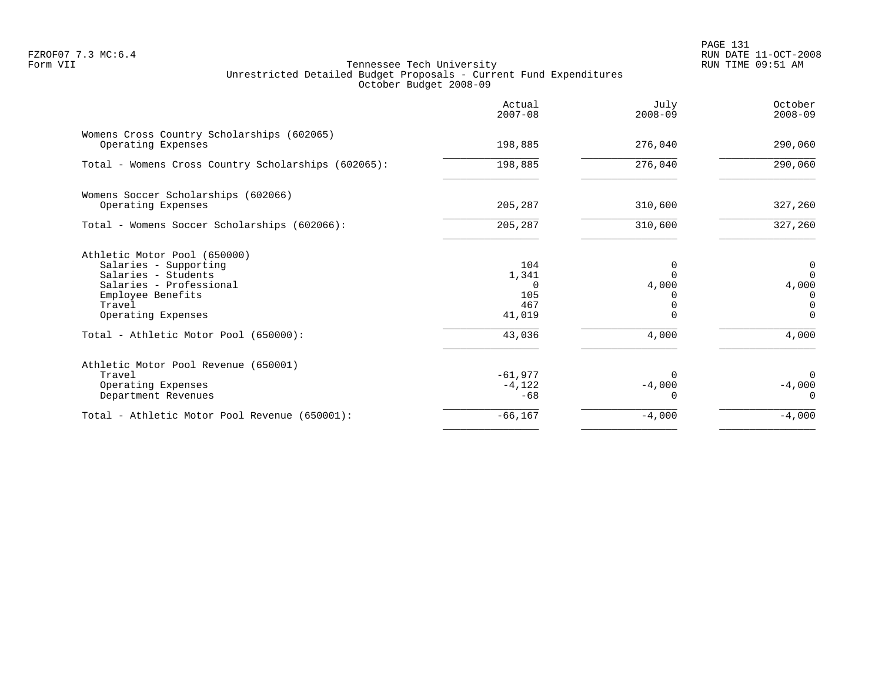Tennessee Tech University
Unrestricted Detailed Budget Proposals - Current Fund Expenditures
October Budget 2008-09

| | Actual 2007-08 | July 2008-09 | October 2008-09 |
|---|---|---|---|
| **Womens Cross Country Scholarships (602065)** | | | |
| Operating Expenses | 198,885 | 276,040 | 290,060 |
| Total - Womens Cross Country Scholarships (602065): | 198,885 | 276,040 | 290,060 |
| **Womens Soccer Scholarships (602066)** | | | |
| Operating Expenses | 205,287 | 310,600 | 327,260 |
| Total - Womens Soccer Scholarships (602066): | 205,287 | 310,600 | 327,260 |
| **Athletic Motor Pool (650000)** | | | |
| Salaries - Supporting | 104 | 0 | 0 |
| Salaries - Students | 1,341 | 0 | 0 |
| Salaries - Professional | 0 | 4,000 | 4,000 |
| Employee Benefits | 105 | 0 | 0 |
| Travel | 467 | 0 | 0 |
| Operating Expenses | 41,019 | 0 | 0 |
| Total - Athletic Motor Pool (650000): | 43,036 | 4,000 | 4,000 |
| **Athletic Motor Pool Revenue (650001)** | | | |
| Travel | -61,977 | 0 | 0 |
| Operating Expenses | -4,122 | -4,000 | -4,000 |
| Department Revenues | -68 | 0 | 0 |
| Total - Athletic Motor Pool Revenue (650001): | -66,167 | -4,000 | -4,000 |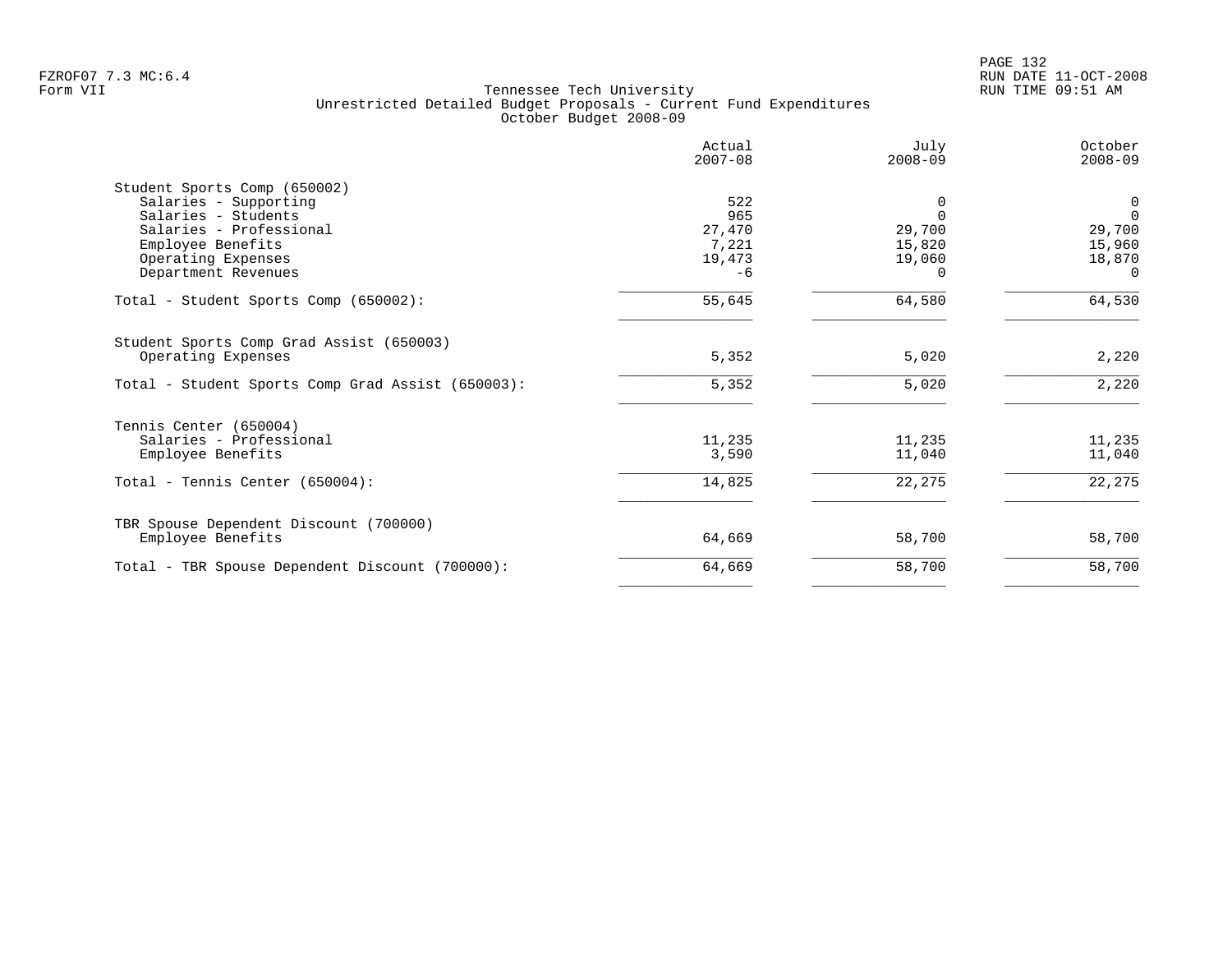Tennessee Tech University
Unrestricted Detailed Budget Proposals - Current Fund Expenditures
October Budget 2008-09

| | Actual 2007-08 | July 2008-09 | October 2008-09 |
|---|---|---|---|
| **Student Sports Comp (650002)** | | | |
| Salaries - Supporting | 522 | 0 | 0 |
| Salaries - Students | 965 | 0 | 0 |
| Salaries - Professional | 27,470 | 29,700 | 29,700 |
| Employee Benefits | 7,221 | 15,820 | 15,960 |
| Operating Expenses | 19,473 | 19,060 | 18,870 |
| Department Revenues | -6 | 0 | 0 |
| Total - Student Sports Comp (650002): | 55,645 | 64,580 | 64,530 |
| **Student Sports Comp Grad Assist (650003)** | | | |
| Operating Expenses | 5,352 | 5,020 | 2,220 |
| Total - Student Sports Comp Grad Assist (650003): | 5,352 | 5,020 | 2,220 |
| **Tennis Center (650004)** | | | |
| Salaries - Professional | 11,235 | 11,235 | 11,235 |
| Employee Benefits | 3,590 | 11,040 | 11,040 |
| Total - Tennis Center (650004): | 14,825 | 22,275 | 22,275 |
| **TBR Spouse Dependent Discount (700000)** | | | |
| Employee Benefits | 64,669 | 58,700 | 58,700 |
| Total - TBR Spouse Dependent Discount (700000): | 64,669 | 58,700 | 58,700 |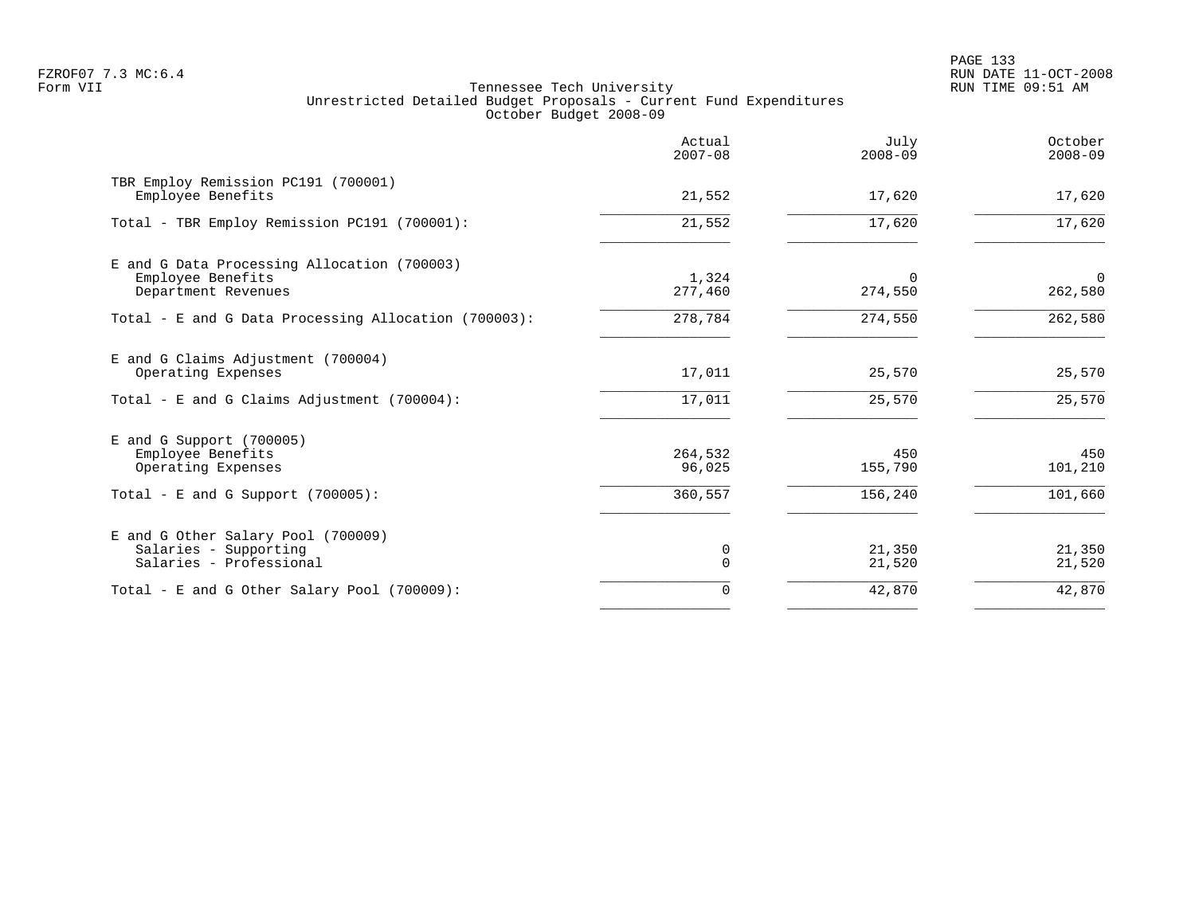Tennessee Tech University
Unrestricted Detailed Budget Proposals - Current Fund Expenditures
October Budget 2008-09

| | Actual 2007-08 | July 2008-09 | October 2008-09 |
|---|---|---|---|
| TBR Employ Remission PC191 (700001) | | | |
| Employee Benefits | 21,552 | 17,620 | 17,620 |
| Total - TBR Employ Remission PC191 (700001): | 21,552 | 17,620 | 17,620 |
| E and G Data Processing Allocation (700003) | | | |
| Employee Benefits | 1,324 | 0 | 0 |
| Department Revenues | 277,460 | 274,550 | 262,580 |
| Total - E and G Data Processing Allocation (700003): | 278,784 | 274,550 | 262,580 |
| E and G Claims Adjustment (700004) | | | |
| Operating Expenses | 17,011 | 25,570 | 25,570 |
| Total - E and G Claims Adjustment (700004): | 17,011 | 25,570 | 25,570 |
| E and G Support (700005) | | | |
| Employee Benefits | 264,532 | 450 | 450 |
| Operating Expenses | 96,025 | 155,790 | 101,210 |
| Total - E and G Support (700005): | 360,557 | 156,240 | 101,660 |
| E and G Other Salary Pool (700009) | | | |
| Salaries - Supporting | 0 | 21,350 | 21,350 |
| Salaries - Professional | 0 | 21,520 | 21,520 |
| Total - E and G Other Salary Pool (700009): | 0 | 42,870 | 42,870 |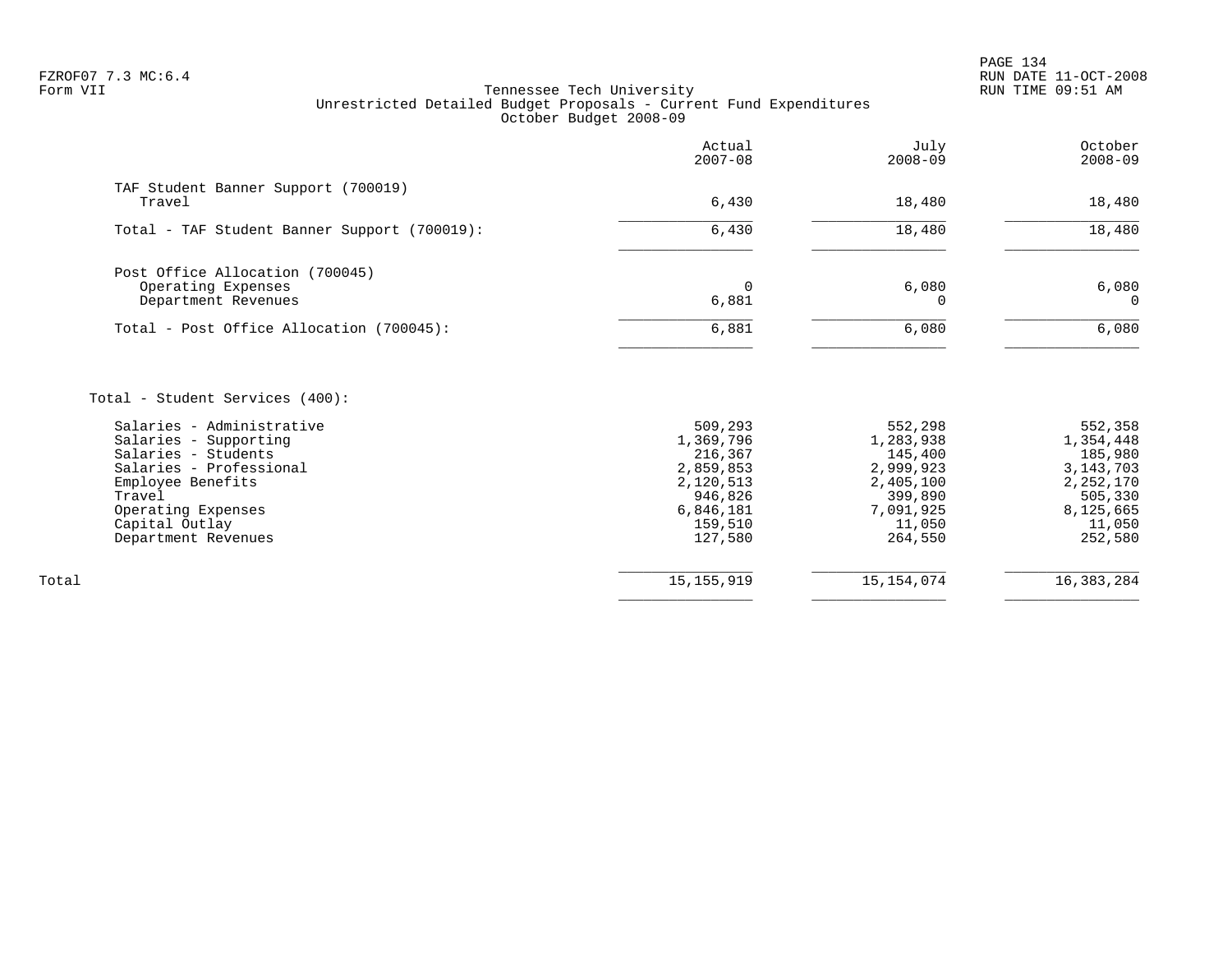Tennessee Tech University
Unrestricted Detailed Budget Proposals - Current Fund Expenditures
October Budget 2008-09

Form VII

| | Actual 2007-08 | July 2008-09 | October 2008-09 |
|---|---|---|---|
| **TAF Student Banner Support (700019)** | | | |
| Travel | 6,430 | 18,480 | 18,480 |
| Total - TAF Student Banner Support (700019): | 6,430 | 18,480 | 18,480 |
| **Post Office Allocation (700045)** | | | |
| Operating Expenses | 0 | 6,080 | 6,080 |
| Department Revenues | 6,881 | 0 | 0 |
| Total - Post Office Allocation (700045): | 6,881 | 6,080 | 6,080 |
| **Total - Student Services (400):** | | | |
| Salaries - Administrative | 509,293 | 552,298 | 552,358 |
| Salaries - Supporting | 1,369,796 | 1,283,938 | 1,354,448 |
| Salaries - Students | 216,367 | 145,400 | 185,980 |
| Salaries - Professional | 2,859,853 | 2,999,923 | 3,143,703 |
| Employee Benefits | 2,120,513 | 2,405,100 | 2,252,170 |
| Travel | 946,826 | 399,890 | 505,330 |
| Operating Expenses | 6,846,181 | 7,091,925 | 8,125,665 |
| Capital Outlay | 159,510 | 11,050 | 11,050 |
| Department Revenues | 127,580 | 264,550 | 252,580 |
| Total | 15,155,919 | 15,154,074 | 16,383,284 |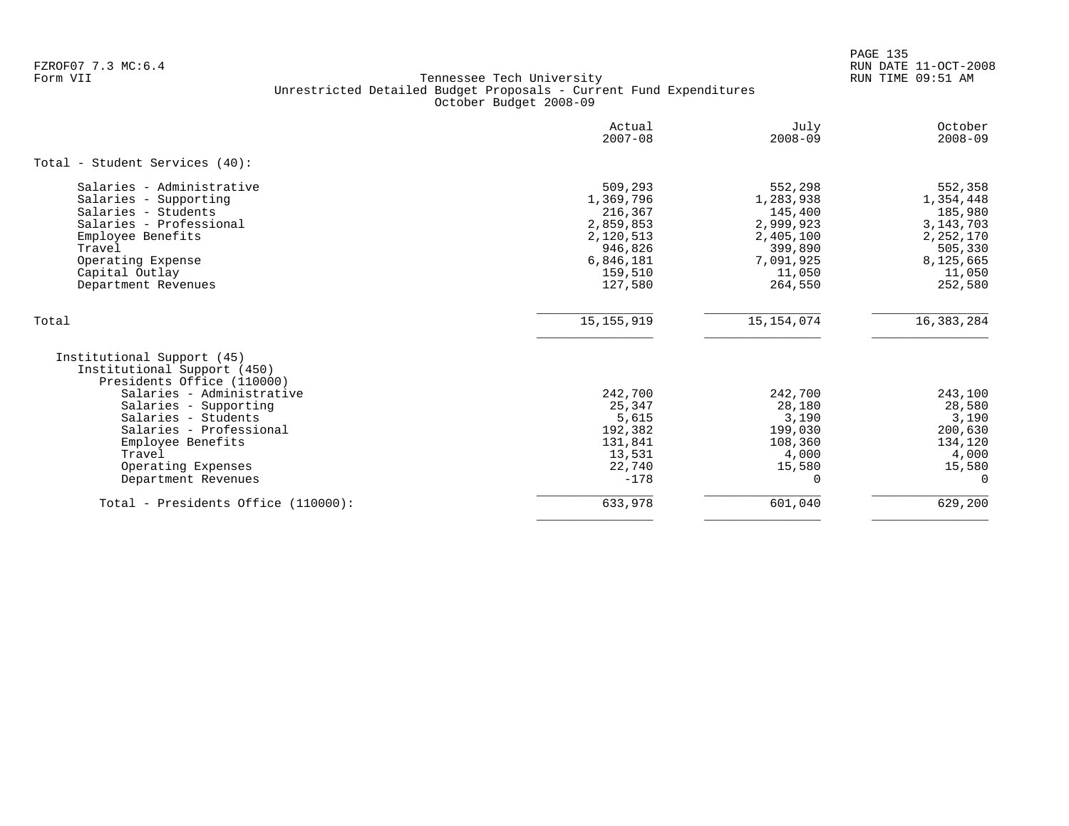FZROF07 7.3 MC:6.4
Form VII

Tennessee Tech University
Unrestricted Detailed Budget Proposals - Current Fund Expenditures
October Budget 2008-09

RUN DATE 11-OCT-2008
RUN TIME 09:51 AM

| | Actual 2007-08 | July 2008-09 | October 2008-09 |
|---|---|---|---|
| Total - Student Services (40): | | | |
| Salaries - Administrative | 509,293 | 552,298 | 552,358 |
| Salaries - Supporting | 1,369,796 | 1,283,938 | 1,354,448 |
| Salaries - Students | 216,367 | 145,400 | 185,980 |
| Salaries - Professional | 2,859,853 | 2,999,923 | 3,143,703 |
| Employee Benefits | 2,120,513 | 2,405,100 | 2,252,170 |
| Travel | 946,826 | 399,890 | 505,330 |
| Operating Expense | 6,846,181 | 7,091,925 | 8,125,665 |
| Capital Outlay | 159,510 | 11,050 | 11,050 |
| Department Revenues | 127,580 | 264,550 | 252,580 |
| Total | 15,155,919 | 15,154,074 | 16,383,284 |
| Institutional Support (45) | | | |
| Institutional Support (450) | | | |
| Presidents Office (110000) | | | |
| Salaries - Administrative | 242,700 | 242,700 | 243,100 |
| Salaries - Supporting | 25,347 | 28,180 | 28,580 |
| Salaries - Students | 5,615 | 3,190 | 3,190 |
| Salaries - Professional | 192,382 | 199,030 | 200,630 |
| Employee Benefits | 131,841 | 108,360 | 134,120 |
| Travel | 13,531 | 4,000 | 4,000 |
| Operating Expenses | 22,740 | 15,580 | 15,580 |
| Department Revenues | -178 | 0 | 0 |
| Total - Presidents Office (110000): | 633,978 | 601,040 | 629,200 |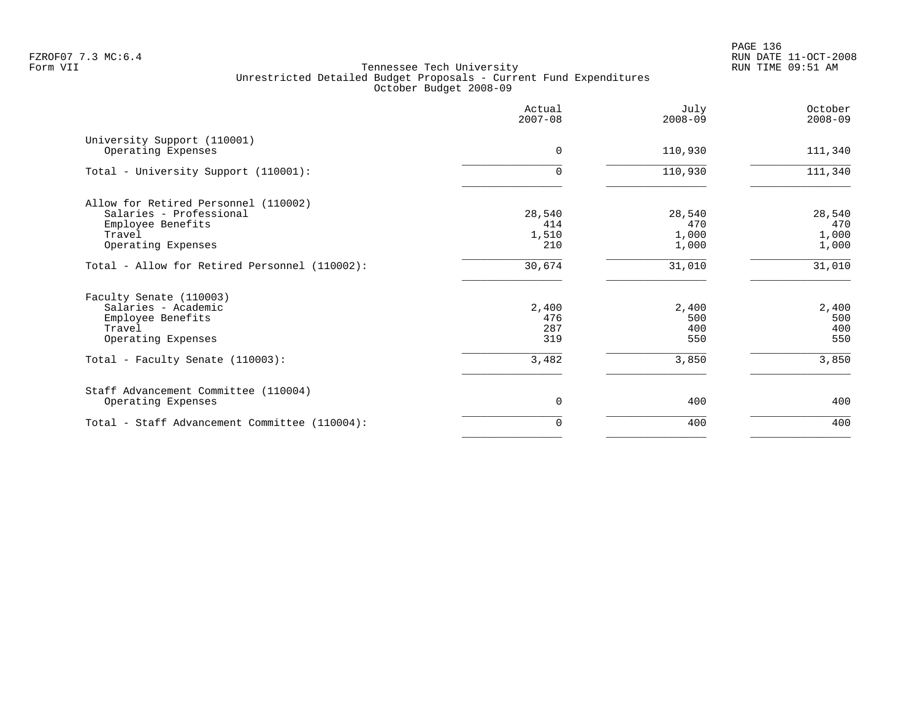Tennessee Tech University
Unrestricted Detailed Budget Proposals - Current Fund Expenditures
October Budget 2008-09

|  | Actual 2007-08 | July 2008-09 | October 2008-09 |
|---|---|---|---|
| University Support (110001) | | | |
| Operating Expenses | 0 | 110,930 | 111,340 |
| Total - University Support (110001): | 0 | 110,930 | 111,340 |
| Allow for Retired Personnel (110002) | | | |
| Salaries - Professional | 28,540 | 28,540 | 28,540 |
| Employee Benefits | 414 | 470 | 470 |
| Travel | 1,510 | 1,000 | 1,000 |
| Operating Expenses | 210 | 1,000 | 1,000 |
| Total - Allow for Retired Personnel (110002): | 30,674 | 31,010 | 31,010 |
| Faculty Senate (110003) | | | |
| Salaries - Academic | 2,400 | 2,400 | 2,400 |
| Employee Benefits | 476 | 500 | 500 |
| Travel | 287 | 400 | 400 |
| Operating Expenses | 319 | 550 | 550 |
| Total - Faculty Senate (110003): | 3,482 | 3,850 | 3,850 |
| Staff Advancement Committee (110004) | | | |
| Operating Expenses | 0 | 400 | 400 |
| Total - Staff Advancement Committee (110004): | 0 | 400 | 400 |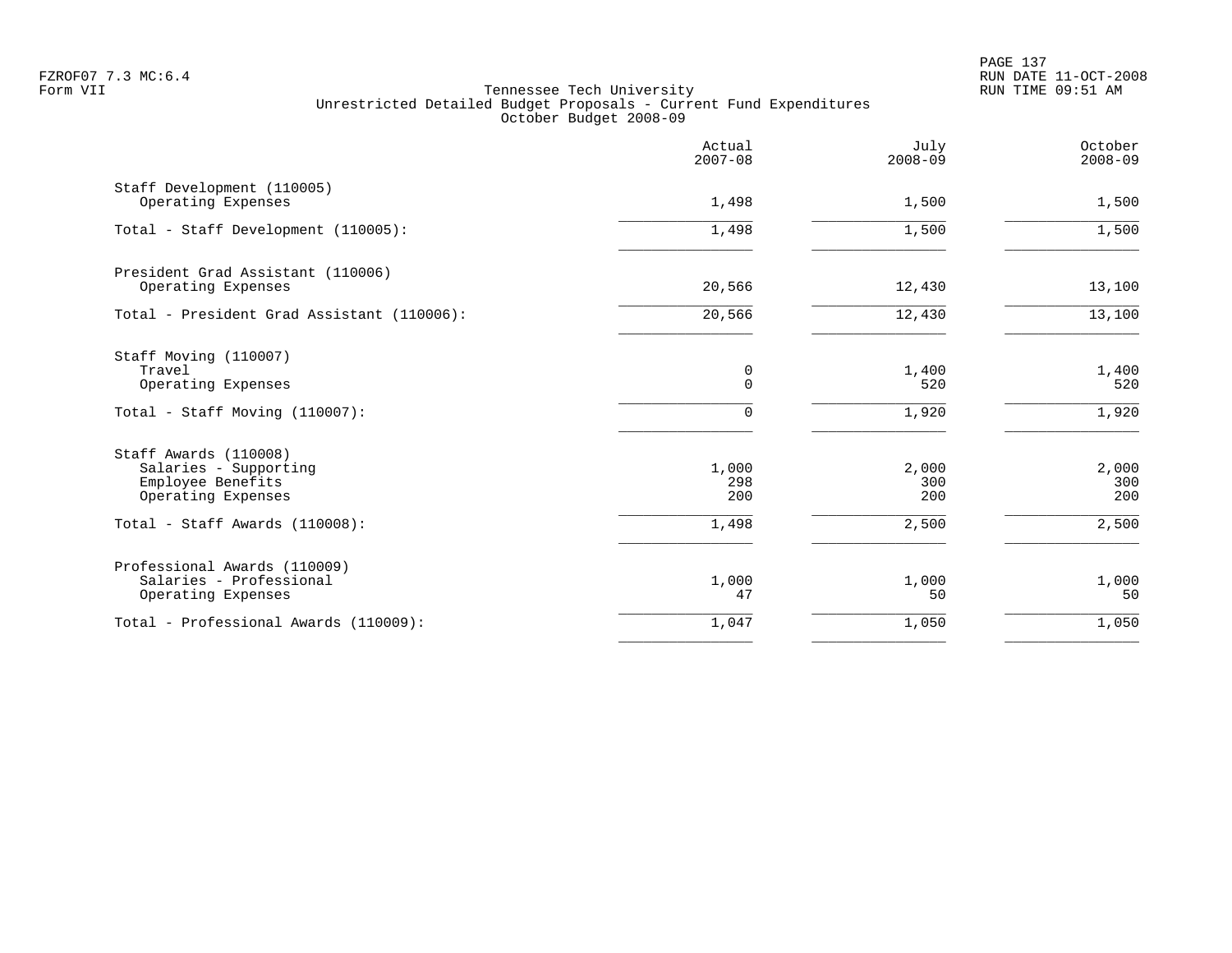FZROF07 7.3 MC:6.4
Form VII

Tennessee Tech University
Unrestricted Detailed Budget Proposals - Current Fund Expenditures
October Budget 2008-09

RUN DATE 11-OCT-2008
RUN TIME 09:51 AM

| | Actual 2007-08 | July 2008-09 | October 2008-09 |
|---|---|---|---|
| Staff Development (110005) | | | |
| Operating Expenses | 1,498 | 1,500 | 1,500 |
| Total - Staff Development (110005): | 1,498 | 1,500 | 1,500 |
| President Grad Assistant (110006) | | | |
| Operating Expenses | 20,566 | 12,430 | 13,100 |
| Total - President Grad Assistant (110006): | 20,566 | 12,430 | 13,100 |
| Staff Moving (110007) | | | |
| Travel | 0 | 1,400 | 1,400 |
| Operating Expenses | 0 | 520 | 520 |
| Total - Staff Moving (110007): | 0 | 1,920 | 1,920 |
| Staff Awards (110008) | | | |
| Salaries - Supporting | 1,000 | 2,000 | 2,000 |
| Employee Benefits | 298 | 300 | 300 |
| Operating Expenses | 200 | 200 | 200 |
| Total - Staff Awards (110008): | 1,498 | 2,500 | 2,500 |
| Professional Awards (110009) | | | |
| Salaries - Professional | 1,000 | 1,000 | 1,000 |
| Operating Expenses | 47 | 50 | 50 |
| Total - Professional Awards (110009): | 1,047 | 1,050 | 1,050 |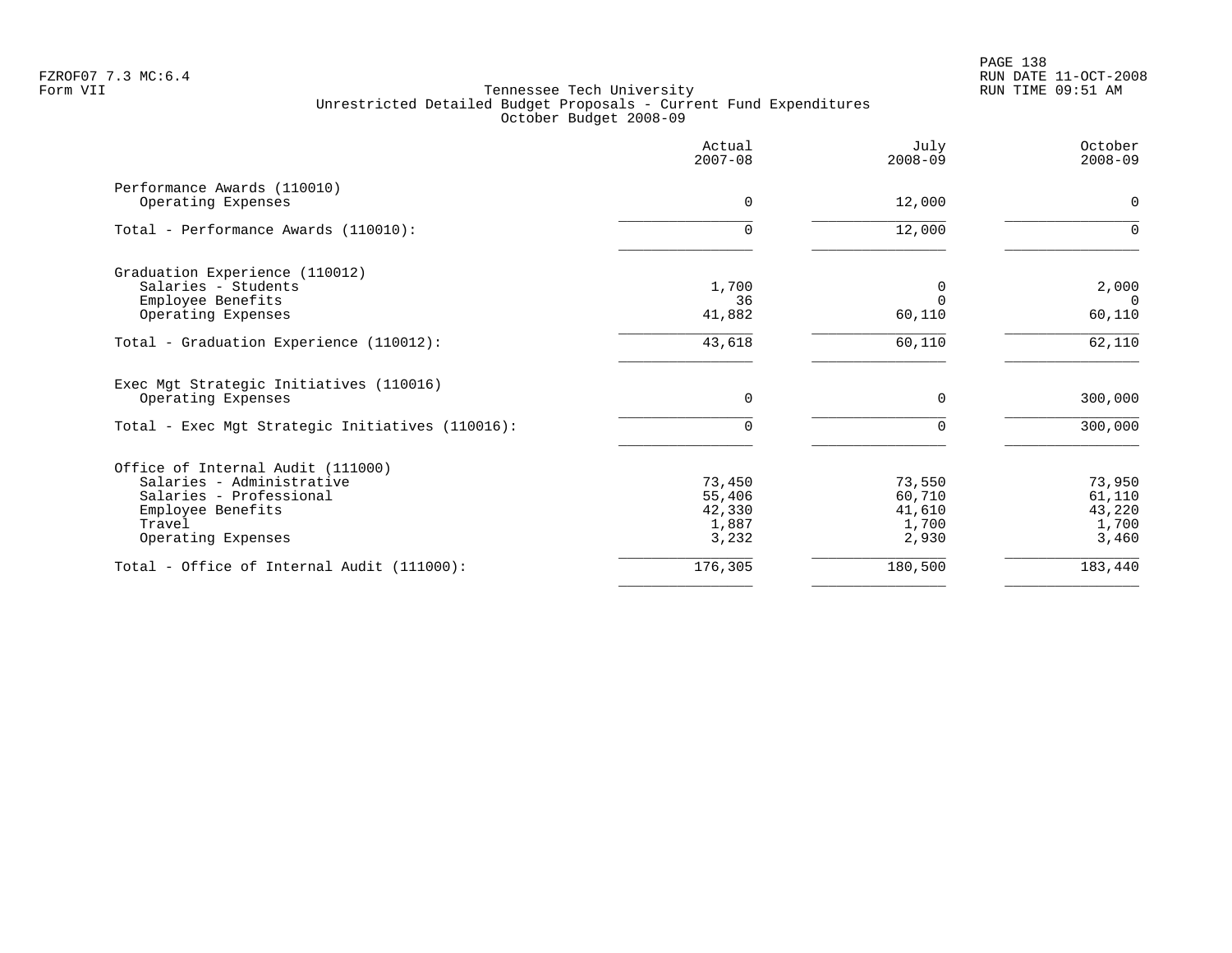FZROF07 7.3 MC:6.4
Form VII

RUN DATE 11-OCT-2008
RUN TIME 09:51 AM

Tennessee Tech University
Unrestricted Detailed Budget Proposals - Current Fund Expenditures
October Budget 2008-09

| | Actual 2007-08 | July 2008-09 | October 2008-09 |
|---|---|---|---|
| **Performance Awards (110010)** | | | |
| Operating Expenses | 0 | 12,000 | 0 |
| Total - Performance Awards (110010): | 0 | 12,000 | 0 |
| **Graduation Experience (110012)** | | | |
| Salaries - Students | 1,700 | 0 | 2,000 |
| Employee Benefits | 36 | 0 | 0 |
| Operating Expenses | 41,882 | 60,110 | 60,110 |
| Total - Graduation Experience (110012): | 43,618 | 60,110 | 62,110 |
| **Exec Mgt Strategic Initiatives (110016)** | | | |
| Operating Expenses | 0 | 0 | 300,000 |
| Total - Exec Mgt Strategic Initiatives (110016): | 0 | 0 | 300,000 |
| **Office of Internal Audit (111000)** | | | |
| Salaries - Administrative | 73,450 | 73,550 | 73,950 |
| Salaries - Professional | 55,406 | 60,710 | 61,110 |
| Employee Benefits | 42,330 | 41,610 | 43,220 |
| Travel | 1,887 | 1,700 | 1,700 |
| Operating Expenses | 3,232 | 2,930 | 3,460 |
| Total - Office of Internal Audit (111000): | 176,305 | 180,500 | 183,440 |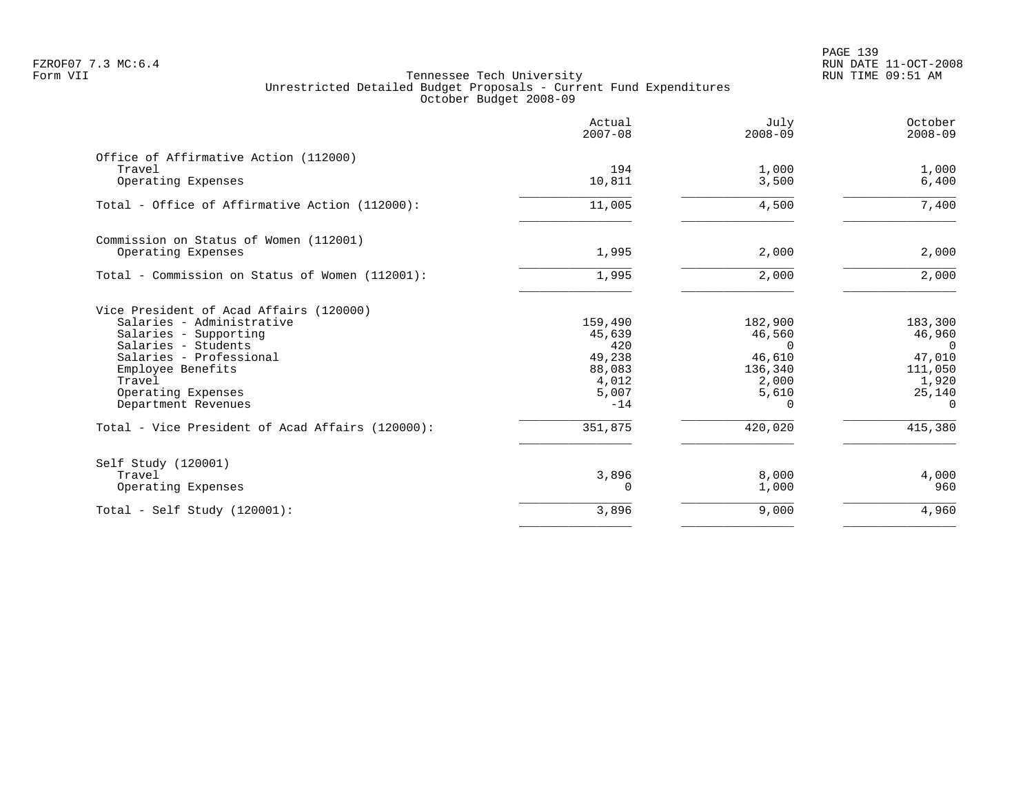Tennessee Tech University
Unrestricted Detailed Budget Proposals - Current Fund Expenditures
October Budget 2008-09

Form VII

| | Actual 2007-08 | July 2008-09 | October 2008-09 |
|---|---|---|---|
| **Office of Affirmative Action (112000)** | | | |
| Travel | 194 | 1,000 | 1,000 |
| Operating Expenses | 10,811 | 3,500 | 6,400 |
| Total - Office of Affirmative Action (112000): | 11,005 | 4,500 | 7,400 |
| **Commission on Status of Women (112001)** | | | |
| Operating Expenses | 1,995 | 2,000 | 2,000 |
| Total - Commission on Status of Women (112001): | 1,995 | 2,000 | 2,000 |
| **Vice President of Acad Affairs (120000)** | | | |
| Salaries - Administrative | 159,490 | 182,900 | 183,300 |
| Salaries - Supporting | 45,639 | 46,560 | 46,960 |
| Salaries - Students | 420 | 0 | 0 |
| Salaries - Professional | 49,238 | 46,610 | 47,010 |
| Employee Benefits | 88,083 | 136,340 | 111,050 |
| Travel | 4,012 | 2,000 | 1,920 |
| Operating Expenses | 5,007 | 5,610 | 25,140 |
| Department Revenues | -14 | 0 | 0 |
| Total - Vice President of Acad Affairs (120000): | 351,875 | 420,020 | 415,380 |
| **Self Study (120001)** | | | |
| Travel | 3,896 | 8,000 | 4,000 |
| Operating Expenses | 0 | 1,000 | 960 |
| Total - Self Study (120001): | 3,896 | 9,000 | 4,960 |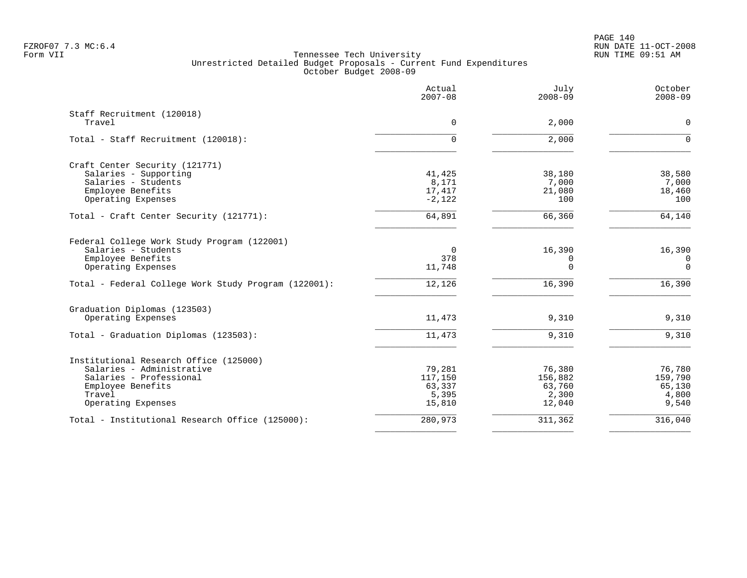FZROF07 7.3 MC:6.4
Form VII

Tennessee Tech University
Unrestricted Detailed Budget Proposals - Current Fund Expenditures
October Budget 2008-09

RUN DATE 11-OCT-2008
RUN TIME 09:51 AM

| | Actual 2007-08 | July 2008-09 | October 2008-09 |
|---|---|---|---|
| **Staff Recruitment (120018)** | | | |
| Travel | 0 | 2,000 | 0 |
| Total - Staff Recruitment (120018): | 0 | 2,000 | 0 |
| **Craft Center Security (121771)** | | | |
| Salaries - Supporting | 41,425 | 38,180 | 38,580 |
| Salaries - Students | 8,171 | 7,000 | 7,000 |
| Employee Benefits | 17,417 | 21,080 | 18,460 |
| Operating Expenses | -2,122 | 100 | 100 |
| Total - Craft Center Security (121771): | 64,891 | 66,360 | 64,140 |
| **Federal College Work Study Program (122001)** | | | |
| Salaries - Students | 0 | 16,390 | 16,390 |
| Employee Benefits | 378 | 0 | 0 |
| Operating Expenses | 11,748 | 0 | 0 |
| Total - Federal College Work Study Program (122001): | 12,126 | 16,390 | 16,390 |
| **Graduation Diplomas (123503)** | | | |
| Operating Expenses | 11,473 | 9,310 | 9,310 |
| Total - Graduation Diplomas (123503): | 11,473 | 9,310 | 9,310 |
| **Institutional Research Office (125000)** | | | |
| Salaries - Administrative | 79,281 | 76,380 | 76,780 |
| Salaries - Professional | 117,150 | 156,882 | 159,790 |
| Employee Benefits | 63,337 | 63,760 | 65,130 |
| Travel | 5,395 | 2,300 | 4,800 |
| Operating Expenses | 15,810 | 12,040 | 9,540 |
| Total - Institutional Research Office (125000): | 280,973 | 311,362 | 316,040 |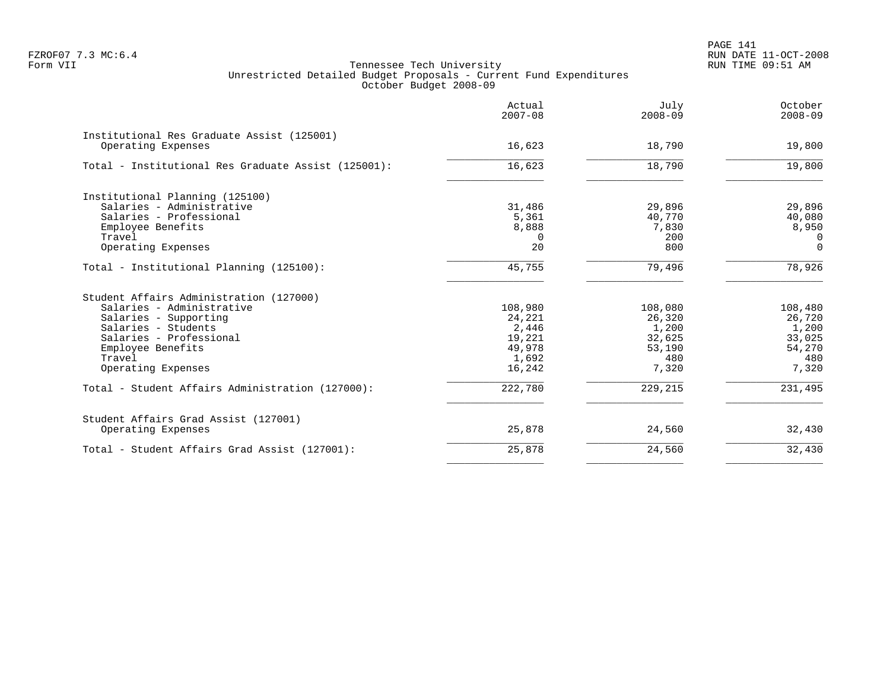Tennessee Tech University
Unrestricted Detailed Budget Proposals - Current Fund Expenditures
October Budget 2008-09

| | Actual 2007-08 | July 2008-09 | October 2008-09 |
|---|---:|---:|---:|
| **Institutional Res Graduate Assist (125001)** | | | |
| Operating Expenses | 16,623 | 18,790 | 19,800 |
| Total - Institutional Res Graduate Assist (125001): | 16,623 | 18,790 | 19,800 |
| **Institutional Planning (125100)** | | | |
| Salaries - Administrative | 31,486 | 29,896 | 29,896 |
| Salaries - Professional | 5,361 | 40,770 | 40,080 |
| Employee Benefits | 8,888 | 7,830 | 8,950 |
| Travel | 0 | 200 | 0 |
| Operating Expenses | 20 | 800 | 0 |
| Total - Institutional Planning (125100): | 45,755 | 79,496 | 78,926 |
| **Student Affairs Administration (127000)** | | | |
| Salaries - Administrative | 108,980 | 108,080 | 108,480 |
| Salaries - Supporting | 24,221 | 26,320 | 26,720 |
| Salaries - Students | 2,446 | 1,200 | 1,200 |
| Salaries - Professional | 19,221 | 32,625 | 33,025 |
| Employee Benefits | 49,978 | 53,190 | 54,270 |
| Travel | 1,692 | 480 | 480 |
| Operating Expenses | 16,242 | 7,320 | 7,320 |
| Total - Student Affairs Administration (127000): | 222,780 | 229,215 | 231,495 |
| **Student Affairs Grad Assist (127001)** | | | |
| Operating Expenses | 25,878 | 24,560 | 32,430 |
| Total - Student Affairs Grad Assist (127001): | 25,878 | 24,560 | 32,430 |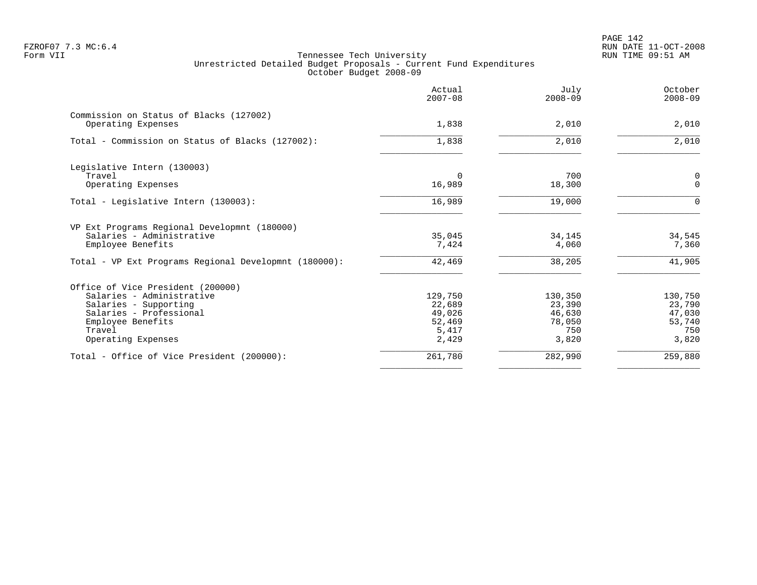Tennessee Tech University
Unrestricted Detailed Budget Proposals - Current Fund Expenditures
October Budget 2008-09

| | Actual 2007-08 | July 2008-09 | October 2008-09 |
|---|---|---|---|
| Commission on Status of Blacks (127002) | | | |
| Operating Expenses | 1,838 | 2,010 | 2,010 |
| Total - Commission on Status of Blacks (127002): | 1,838 | 2,010 | 2,010 |
| Legislative Intern (130003) | | | |
| Travel | 0 | 700 | 0 |
| Operating Expenses | 16,989 | 18,300 | 0 |
| Total - Legislative Intern (130003): | 16,989 | 19,000 | 0 |
| VP Ext Programs Regional Developmnt (180000) | | | |
| Salaries - Administrative | 35,045 | 34,145 | 34,545 |
| Employee Benefits | 7,424 | 4,060 | 7,360 |
| Total - VP Ext Programs Regional Developmnt (180000): | 42,469 | 38,205 | 41,905 |
| Office of Vice President (200000) | | | |
| Salaries - Administrative | 129,750 | 130,350 | 130,750 |
| Salaries - Supporting | 22,689 | 23,390 | 23,790 |
| Salaries - Professional | 49,026 | 46,630 | 47,030 |
| Employee Benefits | 52,469 | 78,050 | 53,740 |
| Travel | 5,417 | 750 | 750 |
| Operating Expenses | 2,429 | 3,820 | 3,820 |
| Total - Office of Vice President (200000): | 261,780 | 282,990 | 259,880 |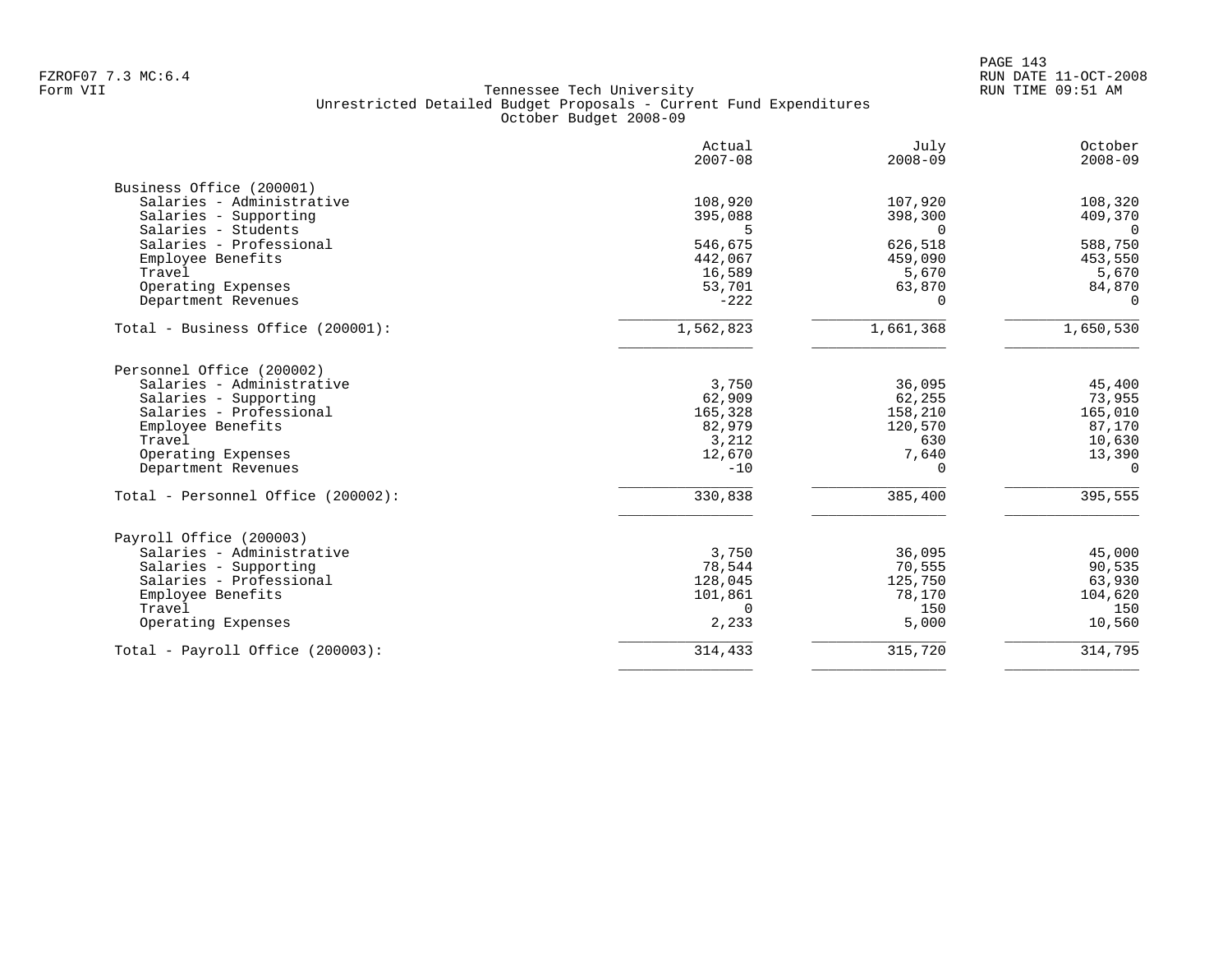FZROF07 7.3 MC:6.4
Form VII

Tennessee Tech University
Unrestricted Detailed Budget Proposals - Current Fund Expenditures
October Budget 2008-09

RUN DATE 11-OCT-2008
RUN TIME 09:51 AM

| | Actual 2007-08 | July 2008-09 | October 2008-09 |
|---|---:|---:|---:|
| **Business Office (200001)** | | | |
| Salaries - Administrative | 108,920 | 107,920 | 108,320 |
| Salaries - Supporting | 395,088 | 398,300 | 409,370 |
| Salaries - Students | 5 | 0 | 0 |
| Salaries - Professional | 546,675 | 626,518 | 588,750 |
| Employee Benefits | 442,067 | 459,090 | 453,550 |
| Travel | 16,589 | 5,670 | 5,670 |
| Operating Expenses | 53,701 | 63,870 | 84,870 |
| Department Revenues | -222 | 0 | 0 |
| Total - Business Office (200001): | 1,562,823 | 1,661,368 | 1,650,530 |
| **Personnel Office (200002)** | | | |
| Salaries - Administrative | 3,750 | 36,095 | 45,400 |
| Salaries - Supporting | 62,909 | 62,255 | 73,955 |
| Salaries - Professional | 165,328 | 158,210 | 165,010 |
| Employee Benefits | 82,979 | 120,570 | 87,170 |
| Travel | 3,212 | 630 | 10,630 |
| Operating Expenses | 12,670 | 7,640 | 13,390 |
| Department Revenues | -10 | 0 | 0 |
| Total - Personnel Office (200002): | 330,838 | 385,400 | 395,555 |
| **Payroll Office (200003)** | | | |
| Salaries - Administrative | 3,750 | 36,095 | 45,000 |
| Salaries - Supporting | 78,544 | 70,555 | 90,535 |
| Salaries - Professional | 128,045 | 125,750 | 63,930 |
| Employee Benefits | 101,861 | 78,170 | 104,620 |
| Travel | 0 | 150 | 150 |
| Operating Expenses | 2,233 | 5,000 | 10,560 |
| Total - Payroll Office (200003): | 314,433 | 315,720 | 314,795 |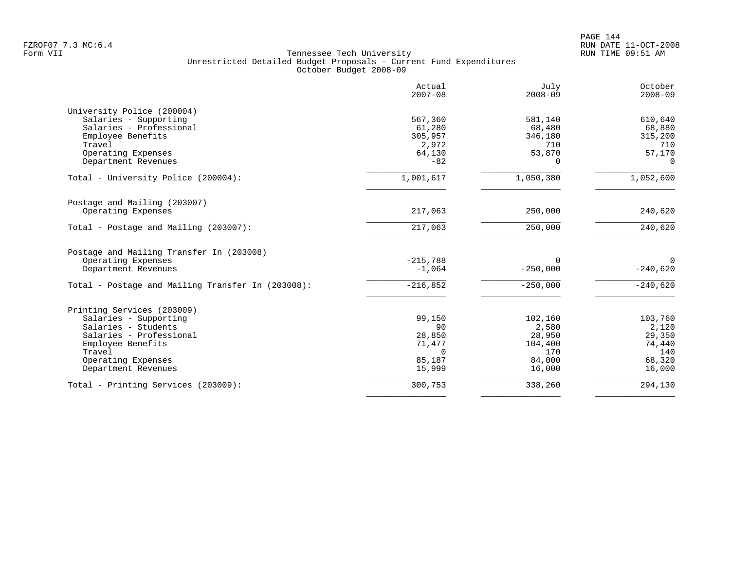Tennessee Tech University
Unrestricted Detailed Budget Proposals - Current Fund Expenditures
October Budget 2008-09

| | Actual 2007-08 | July 2008-09 | October 2008-09 |
|---|---|---|---|
| **University Police (200004)** | | | |
| Salaries - Supporting | 567,360 | 581,140 | 610,640 |
| Salaries - Professional | 61,280 | 68,480 | 68,880 |
| Employee Benefits | 305,957 | 346,180 | 315,200 |
| Travel | 2,972 | 710 | 710 |
| Operating Expenses | 64,130 | 53,870 | 57,170 |
| Department Revenues | -82 | 0 | 0 |
| Total - University Police (200004): | 1,001,617 | 1,050,380 | 1,052,600 |
| **Postage and Mailing (203007)** | | | |
| Operating Expenses | 217,063 | 250,000 | 240,620 |
| Total - Postage and Mailing (203007): | 217,063 | 250,000 | 240,620 |
| **Postage and Mailing Transfer In (203008)** | | | |
| Operating Expenses | -215,788 | 0 | 0 |
| Department Revenues | -1,064 | -250,000 | -240,620 |
| Total - Postage and Mailing Transfer In (203008): | -216,852 | -250,000 | -240,620 |
| **Printing Services (203009)** | | | |
| Salaries - Supporting | 99,150 | 102,160 | 103,760 |
| Salaries - Students | 90 | 2,580 | 2,120 |
| Salaries - Professional | 28,850 | 28,950 | 29,350 |
| Employee Benefits | 71,477 | 104,400 | 74,440 |
| Travel | 0 | 170 | 140 |
| Operating Expenses | 85,187 | 84,000 | 68,320 |
| Department Revenues | 15,999 | 16,000 | 16,000 |
| Total - Printing Services (203009): | 300,753 | 338,260 | 294,130 |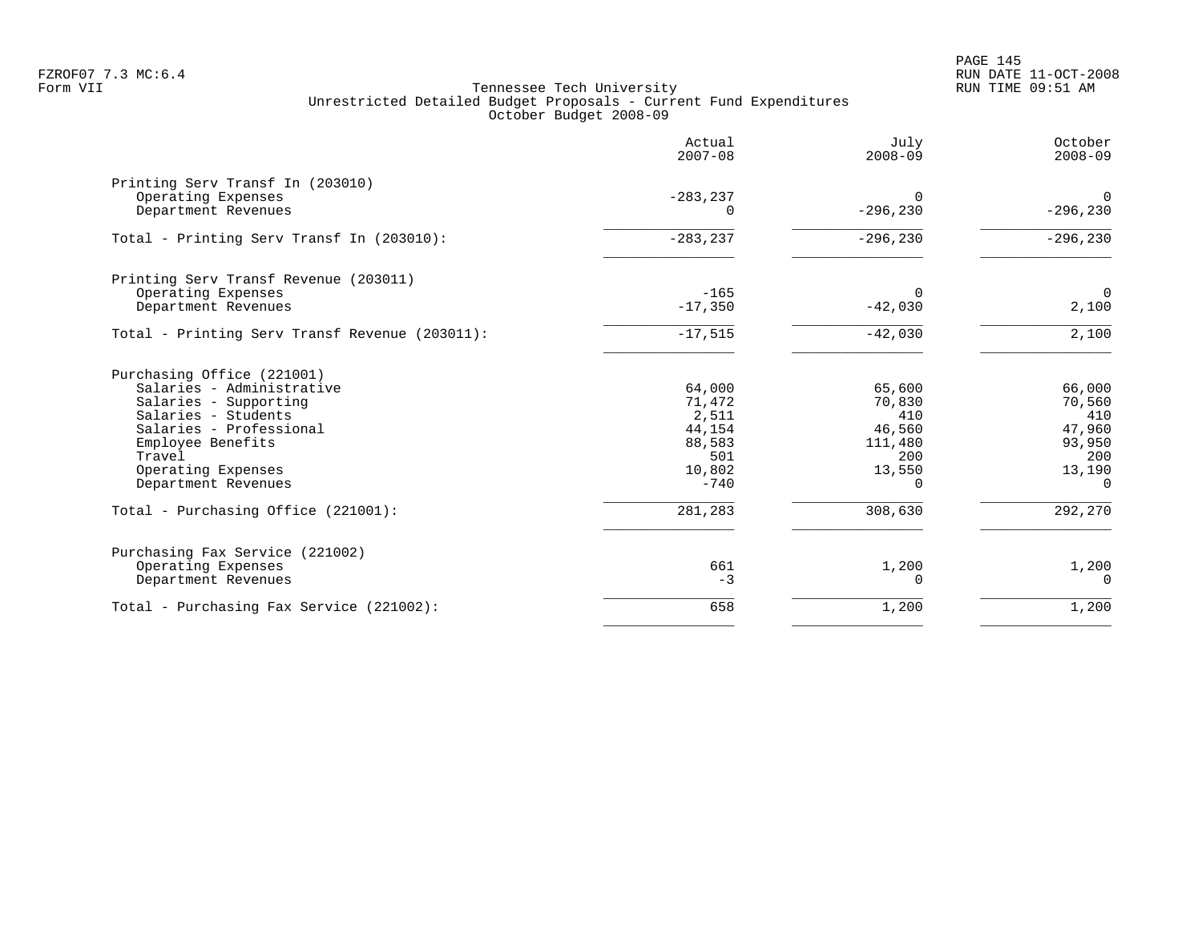Tennessee Tech University
Unrestricted Detailed Budget Proposals - Current Fund Expenditures
October Budget 2008-09

| | Actual 2007-08 | July 2008-09 | October 2008-09 |
|---|---|---|---|
| **Printing Serv Transf In (203010)** | | | |
| Operating Expenses | -283,237 | 0 | 0 |
| Department Revenues | 0 | -296,230 | -296,230 |
| Total - Printing Serv Transf In (203010): | -283,237 | -296,230 | -296,230 |
| **Printing Serv Transf Revenue (203011)** | | | |
| Operating Expenses | -165 | 0 | 0 |
| Department Revenues | -17,350 | -42,030 | 2,100 |
| Total - Printing Serv Transf Revenue (203011): | -17,515 | -42,030 | 2,100 |
| **Purchasing Office (221001)** | | | |
| Salaries - Administrative | 64,000 | 65,600 | 66,000 |
| Salaries - Supporting | 71,472 | 70,830 | 70,560 |
| Salaries - Students | 2,511 | 410 | 410 |
| Salaries - Professional | 44,154 | 46,560 | 47,960 |
| Employee Benefits | 88,583 | 111,480 | 93,950 |
| Travel | 501 | 200 | 200 |
| Operating Expenses | 10,802 | 13,550 | 13,190 |
| Department Revenues | -740 | 0 | 0 |
| Total - Purchasing Office (221001): | 281,283 | 308,630 | 292,270 |
| **Purchasing Fax Service (221002)** | | | |
| Operating Expenses | 661 | 1,200 | 1,200 |
| Department Revenues | -3 | 0 | 0 |
| Total - Purchasing Fax Service (221002): | 658 | 1,200 | 1,200 |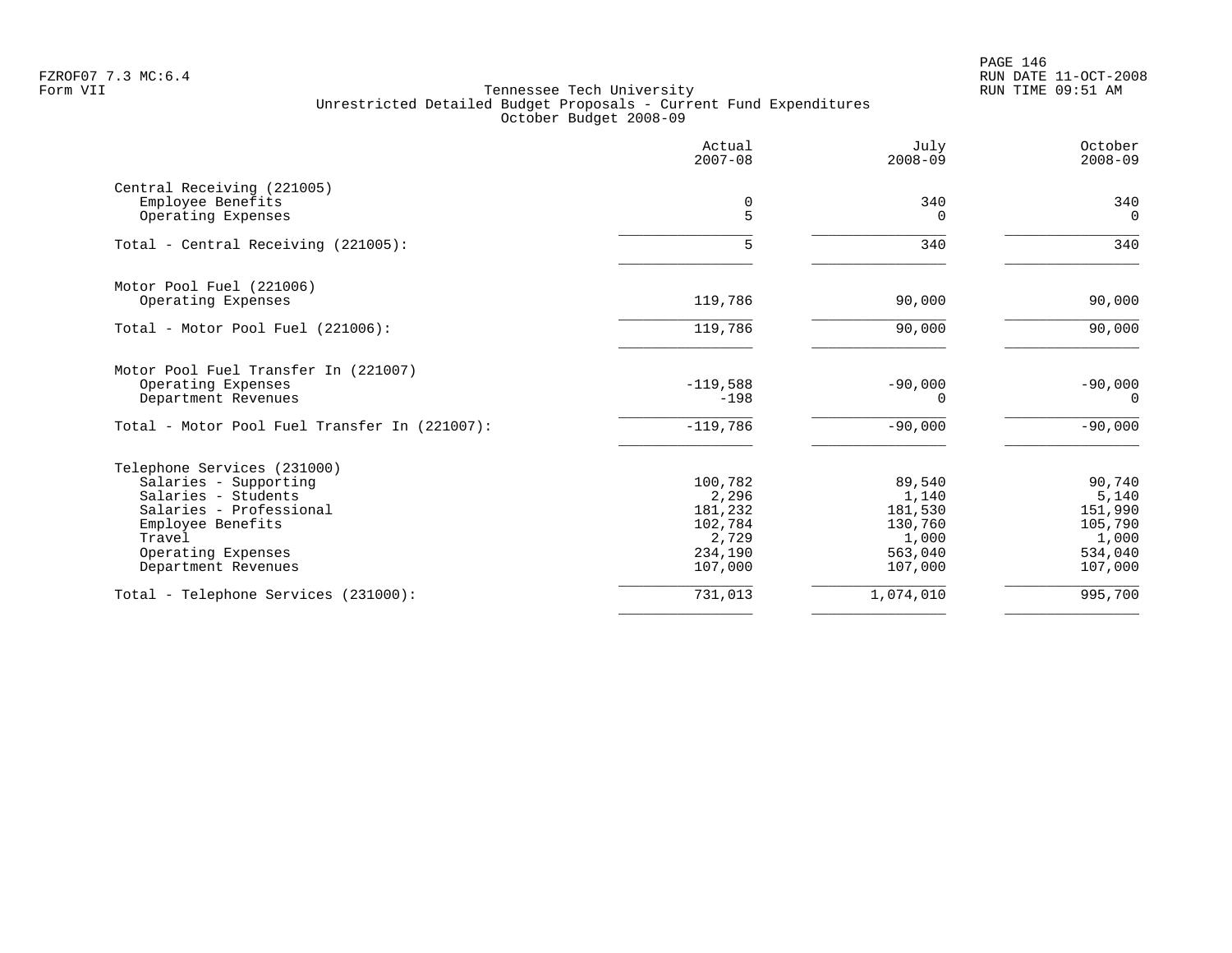FZROF07 7.3 MC:6.4
Form VII

Tennessee Tech University
Unrestricted Detailed Budget Proposals - Current Fund Expenditures
October Budget 2008-09

RUN DATE 11-OCT-2008
RUN TIME 09:51 AM

| | Actual 2007-08 | July 2008-09 | October 2008-09 |
|---|---|---|---|
| **Central Receiving (221005)** | | | |
| Employee Benefits | 0 | 340 | 340 |
| Operating Expenses | 5 | 0 | 0 |
| Total - Central Receiving (221005): | 5 | 340 | 340 |
| **Motor Pool Fuel (221006)** | | | |
| Operating Expenses | 119,786 | 90,000 | 90,000 |
| Total - Motor Pool Fuel (221006): | 119,786 | 90,000 | 90,000 |
| **Motor Pool Fuel Transfer In (221007)** | | | |
| Operating Expenses | -119,588 | -90,000 | -90,000 |
| Department Revenues | -198 | 0 | 0 |
| Total - Motor Pool Fuel Transfer In (221007): | -119,786 | -90,000 | -90,000 |
| **Telephone Services (231000)** | | | |
| Salaries - Supporting | 100,782 | 89,540 | 90,740 |
| Salaries - Students | 2,296 | 1,140 | 5,140 |
| Salaries - Professional | 181,232 | 181,530 | 151,990 |
| Employee Benefits | 102,784 | 130,760 | 105,790 |
| Travel | 2,729 | 1,000 | 1,000 |
| Operating Expenses | 234,190 | 563,040 | 534,040 |
| Department Revenues | 107,000 | 107,000 | 107,000 |
| Total - Telephone Services (231000): | 731,013 | 1,074,010 | 995,700 |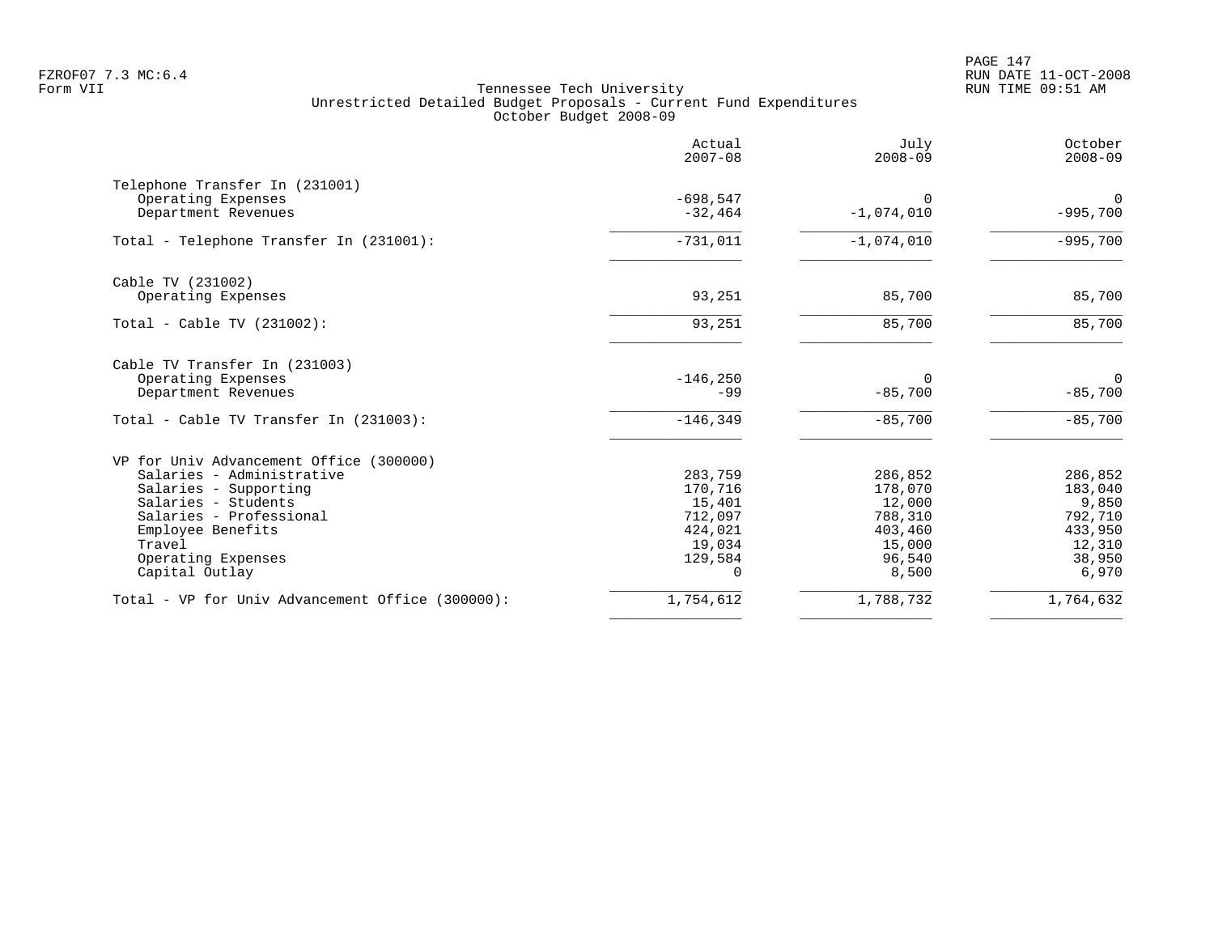Form VII

# Tennessee Tech University

## Unrestricted Detailed Budget Proposals - Current Fund Expenditures

### October Budget 2008-09

| | Actual 2007-08 | July 2008-09 | October 2008-09 |
|---|---|---|---|
| **Telephone Transfer In (231001)** | | | |
| Operating Expenses | -698,547 | 0 | 0 |
| Department Revenues | -32,464 | -1,074,010 | -995,700 |
| Total - Telephone Transfer In (231001): | -731,011 | -1,074,010 | -995,700 |
| **Cable TV (231002)** | | | |
| Operating Expenses | 93,251 | 85,700 | 85,700 |
| Total - Cable TV (231002): | 93,251 | 85,700 | 85,700 |
| **Cable TV Transfer In (231003)** | | | |
| Operating Expenses | -146,250 | 0 | 0 |
| Department Revenues | -99 | -85,700 | -85,700 |
| Total - Cable TV Transfer In (231003): | -146,349 | -85,700 | -85,700 |
| **VP for Univ Advancement Office (300000)** | | | |
| Salaries - Administrative | 283,759 | 286,852 | 286,852 |
| Salaries - Supporting | 170,716 | 178,070 | 183,040 |
| Salaries - Students | 15,401 | 12,000 | 9,850 |
| Salaries - Professional | 712,097 | 788,310 | 792,710 |
| Employee Benefits | 424,021 | 403,460 | 433,950 |
| Travel | 19,034 | 15,000 | 12,310 |
| Operating Expenses | 129,584 | 96,540 | 38,950 |
| Capital Outlay | 0 | 8,500 | 6,970 |
| Total - VP for Univ Advancement Office (300000): | 1,754,612 | 1,788,732 | 1,764,632 |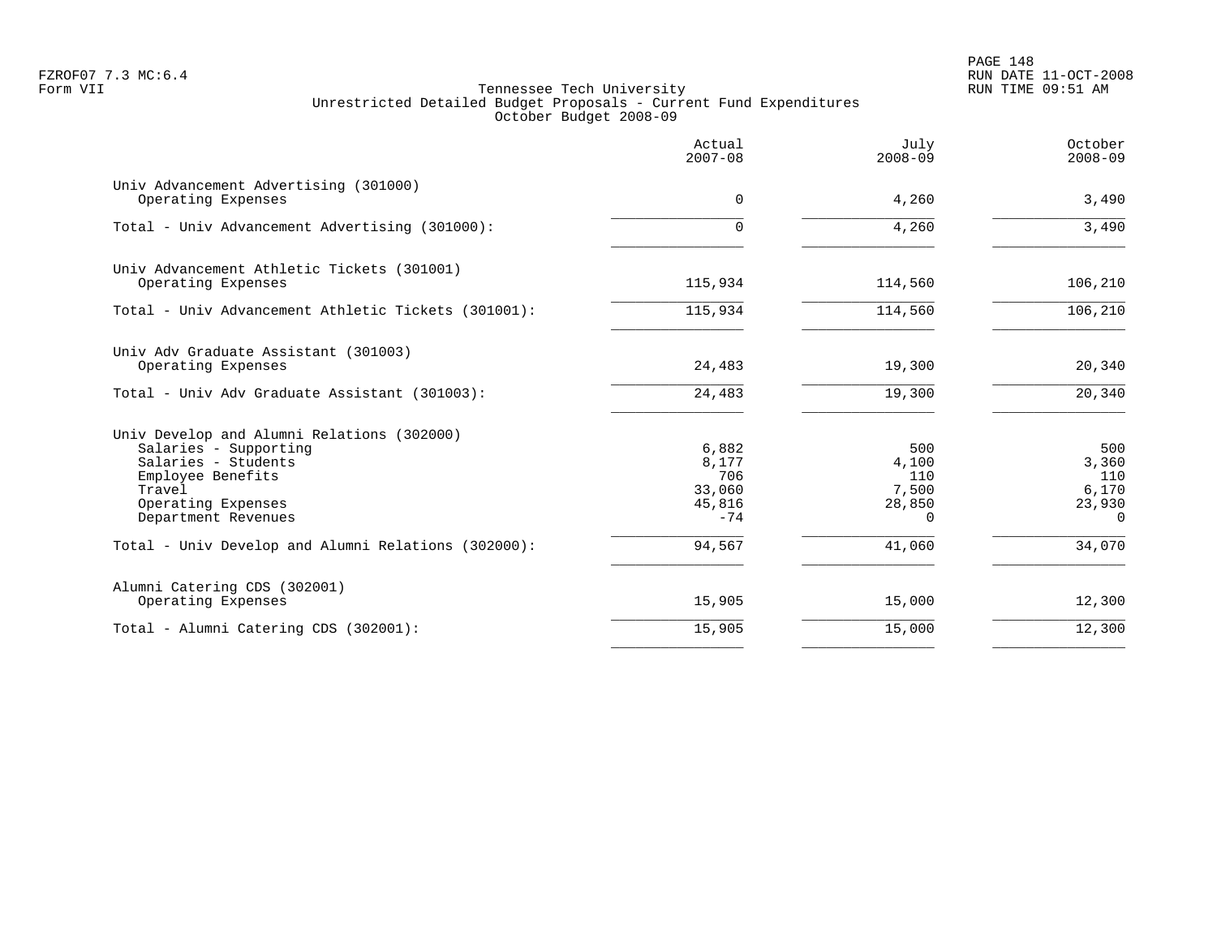Tennessee Tech University
Unrestricted Detailed Budget Proposals - Current Fund Expenditures
October Budget 2008-09

| | Actual 2007-08 | July 2008-09 | October 2008-09 |
|---|---|---|---|
| **Univ Advancement Advertising (301000)** | | | |
| Operating Expenses | 0 | 4,260 | 3,490 |
| Total - Univ Advancement Advertising (301000): | 0 | 4,260 | 3,490 |
| **Univ Advancement Athletic Tickets (301001)** | | | |
| Operating Expenses | 115,934 | 114,560 | 106,210 |
| Total - Univ Advancement Athletic Tickets (301001): | 115,934 | 114,560 | 106,210 |
| **Univ Adv Graduate Assistant (301003)** | | | |
| Operating Expenses | 24,483 | 19,300 | 20,340 |
| Total - Univ Adv Graduate Assistant (301003): | 24,483 | 19,300 | 20,340 |
| **Univ Develop and Alumni Relations (302000)** | | | |
| Salaries - Supporting | 6,882 | 500 | 500 |
| Salaries - Students | 8,177 | 4,100 | 3,360 |
| Employee Benefits | 706 | 110 | 110 |
| Travel | 33,060 | 7,500 | 6,170 |
| Operating Expenses | 45,816 | 28,850 | 23,930 |
| Department Revenues | -74 | 0 | 0 |
| Total - Univ Develop and Alumni Relations (302000): | 94,567 | 41,060 | 34,070 |
| **Alumni Catering CDS (302001)** | | | |
| Operating Expenses | 15,905 | 15,000 | 12,300 |
| Total - Alumni Catering CDS (302001): | 15,905 | 15,000 | 12,300 |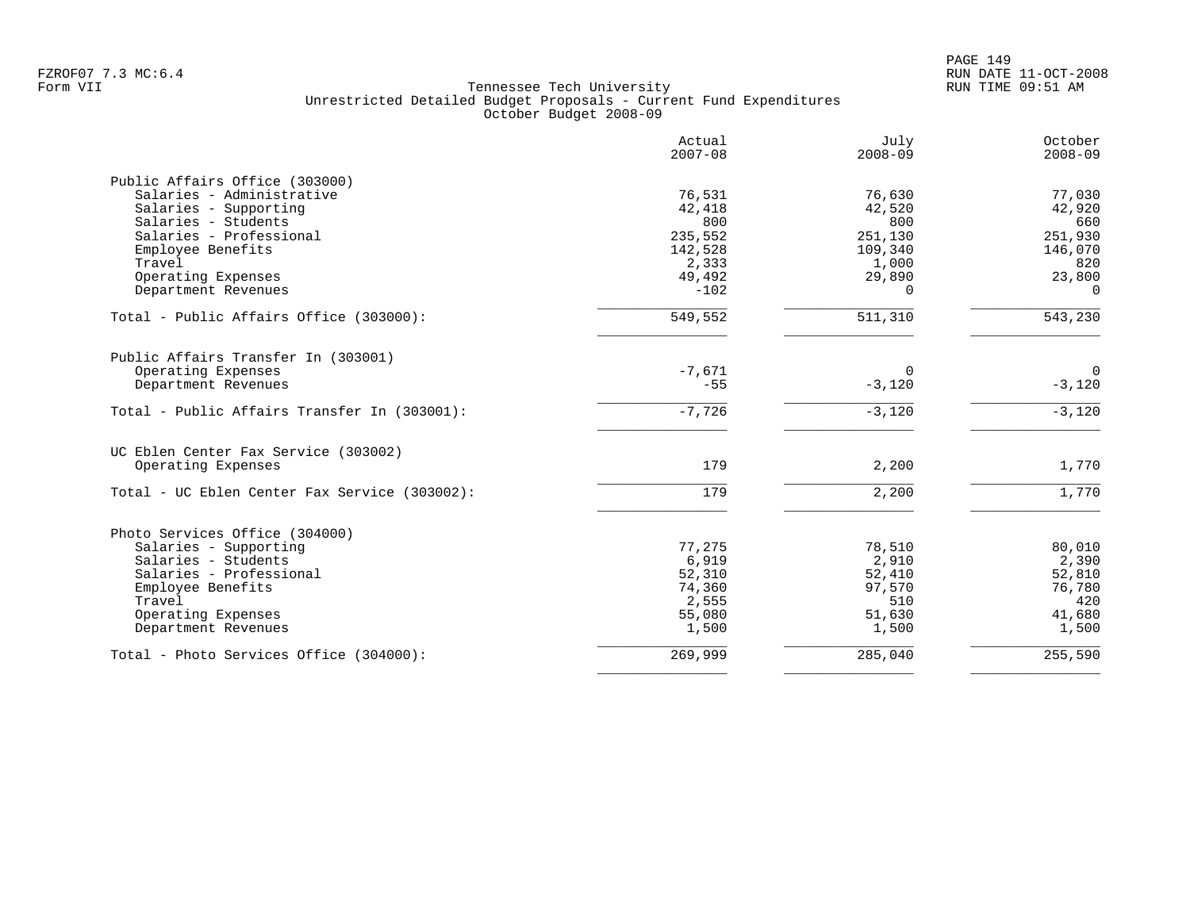Tennessee Tech University
Unrestricted Detailed Budget Proposals - Current Fund Expenditures
October Budget 2008-09

| | Actual 2007-08 | July 2008-09 | October 2008-09 |
|---|---|---|---|
| **Public Affairs Office (303000)** | | | |
| Salaries - Administrative | 76,531 | 76,630 | 77,030 |
| Salaries - Supporting | 42,418 | 42,520 | 42,920 |
| Salaries - Students | 800 | 800 | 660 |
| Salaries - Professional | 235,552 | 251,130 | 251,930 |
| Employee Benefits | 142,528 | 109,340 | 146,070 |
| Travel | 2,333 | 1,000 | 820 |
| Operating Expenses | 49,492 | 29,890 | 23,800 |
| Department Revenues | -102 | 0 | 0 |
| Total - Public Affairs Office (303000): | 549,552 | 511,310 | 543,230 |
| **Public Affairs Transfer In (303001)** | | | |
| Operating Expenses | -7,671 | 0 | 0 |
| Department Revenues | -55 | -3,120 | -3,120 |
| Total - Public Affairs Transfer In (303001): | -7,726 | -3,120 | -3,120 |
| **UC Eblen Center Fax Service (303002)** | | | |
| Operating Expenses | 179 | 2,200 | 1,770 |
| Total - UC Eblen Center Fax Service (303002): | 179 | 2,200 | 1,770 |
| **Photo Services Office (304000)** | | | |
| Salaries - Supporting | 77,275 | 78,510 | 80,010 |
| Salaries - Students | 6,919 | 2,910 | 2,390 |
| Salaries - Professional | 52,310 | 52,410 | 52,810 |
| Employee Benefits | 74,360 | 97,570 | 76,780 |
| Travel | 2,555 | 510 | 420 |
| Operating Expenses | 55,080 | 51,630 | 41,680 |
| Department Revenues | 1,500 | 1,500 | 1,500 |
| Total - Photo Services Office (304000): | 269,999 | 285,040 | 255,590 |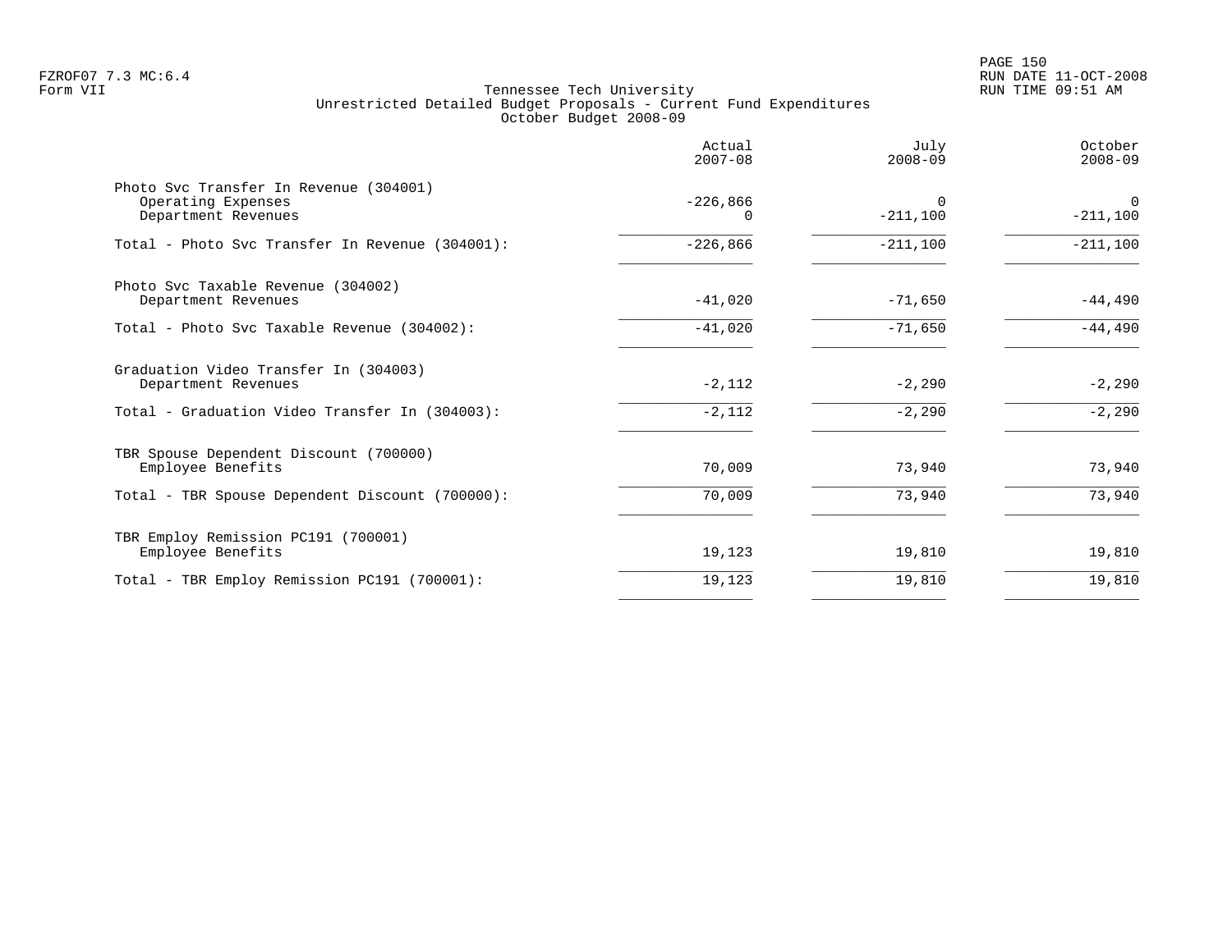Tennessee Tech University
Unrestricted Detailed Budget Proposals - Current Fund Expenditures
October Budget 2008-09

| | Actual 2007-08 | July 2008-09 | October 2008-09 |
|---|---|---|---|
| **Photo Svc Transfer In Revenue (304001)** | | | |
| Operating Expenses | -226,866 | 0 | 0 |
| Department Revenues | 0 | -211,100 | -211,100 |
| Total - Photo Svc Transfer In Revenue (304001): | -226,866 | -211,100 | -211,100 |
| **Photo Svc Taxable Revenue (304002)** | | | |
| Department Revenues | -41,020 | -71,650 | -44,490 |
| Total - Photo Svc Taxable Revenue (304002): | -41,020 | -71,650 | -44,490 |
| **Graduation Video Transfer In (304003)** | | | |
| Department Revenues | -2,112 | -2,290 | -2,290 |
| Total - Graduation Video Transfer In (304003): | -2,112 | -2,290 | -2,290 |
| **TBR Spouse Dependent Discount (700000)** | | | |
| Employee Benefits | 70,009 | 73,940 | 73,940 |
| Total - TBR Spouse Dependent Discount (700000): | 70,009 | 73,940 | 73,940 |
| **TBR Employ Remission PC191 (700001)** | | | |
| Employee Benefits | 19,123 | 19,810 | 19,810 |
| Total - TBR Employ Remission PC191 (700001): | 19,123 | 19,810 | 19,810 |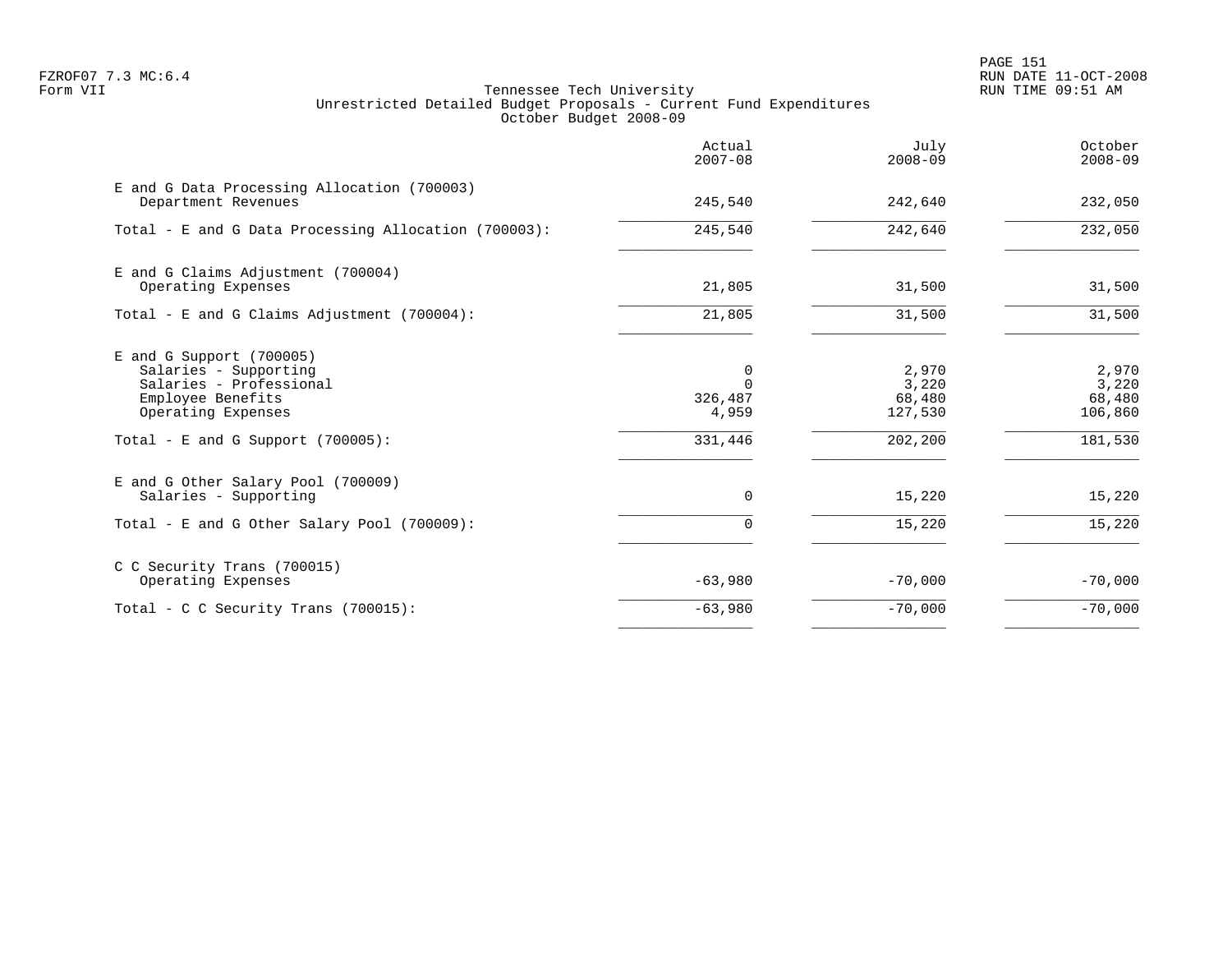Tennessee Tech University
Unrestricted Detailed Budget Proposals - Current Fund Expenditures
October Budget 2008-09

| | Actual 2007-08 | July 2008-09 | October 2008-09 |
|---|---|---|---|
| E and G Data Processing Allocation (700003) | | | |
| Department Revenues | 245,540 | 242,640 | 232,050 |
| Total - E and G Data Processing Allocation (700003): | 245,540 | 242,640 | 232,050 |
| E and G Claims Adjustment (700004) | | | |
| Operating Expenses | 21,805 | 31,500 | 31,500 |
| Total - E and G Claims Adjustment (700004): | 21,805 | 31,500 | 31,500 |
| E and G Support (700005) | | | |
| Salaries - Supporting | 0 | 2,970 | 2,970 |
| Salaries - Professional | 0 | 3,220 | 3,220 |
| Employee Benefits | 326,487 | 68,480 | 68,480 |
| Operating Expenses | 4,959 | 127,530 | 106,860 |
| Total - E and G Support (700005): | 331,446 | 202,200 | 181,530 |
| E and G Other Salary Pool (700009) | | | |
| Salaries - Supporting | 0 | 15,220 | 15,220 |
| Total - E and G Other Salary Pool (700009): | 0 | 15,220 | 15,220 |
| C C Security Trans (700015) | | | |
| Operating Expenses | -63,980 | -70,000 | -70,000 |
| Total - C C Security Trans (700015): | -63,980 | -70,000 | -70,000 |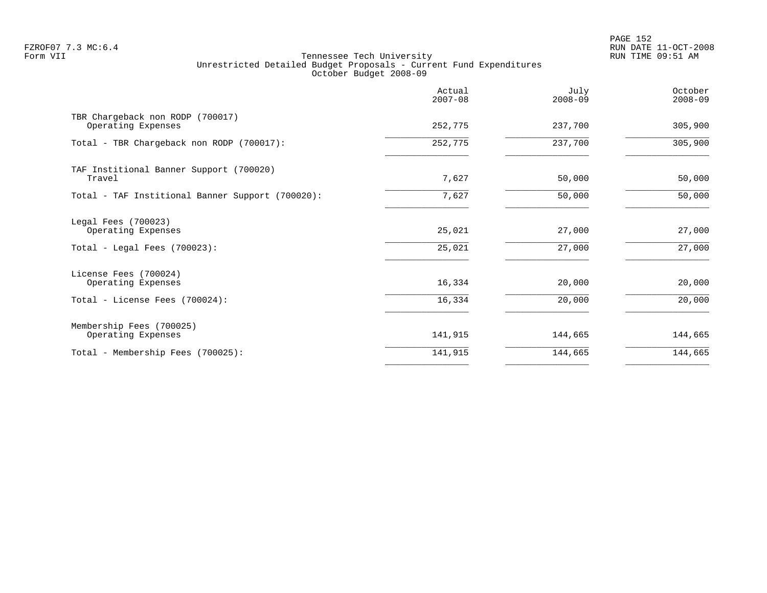Tennessee Tech University
Unrestricted Detailed Budget Proposals - Current Fund Expenditures
October Budget 2008-09

| | Actual 2007-08 | July 2008-09 | October 2008-09 |
|---|---|---|---|
| TBR Chargeback non RODP (700017) | | | |
| Operating Expenses | 252,775 | 237,700 | 305,900 |
| Total - TBR Chargeback non RODP (700017): | 252,775 | 237,700 | 305,900 |
| TAF Institional Banner Support (700020) | | | |
| Travel | 7,627 | 50,000 | 50,000 |
| Total - TAF Institional Banner Support (700020): | 7,627 | 50,000 | 50,000 |
| Legal Fees (700023) | | | |
| Operating Expenses | 25,021 | 27,000 | 27,000 |
| Total - Legal Fees (700023): | 25,021 | 27,000 | 27,000 |
| License Fees (700024) | | | |
| Operating Expenses | 16,334 | 20,000 | 20,000 |
| Total - License Fees (700024): | 16,334 | 20,000 | 20,000 |
| Membership Fees (700025) | | | |
| Operating Expenses | 141,915 | 144,665 | 144,665 |
| Total - Membership Fees (700025): | 141,915 | 144,665 | 144,665 |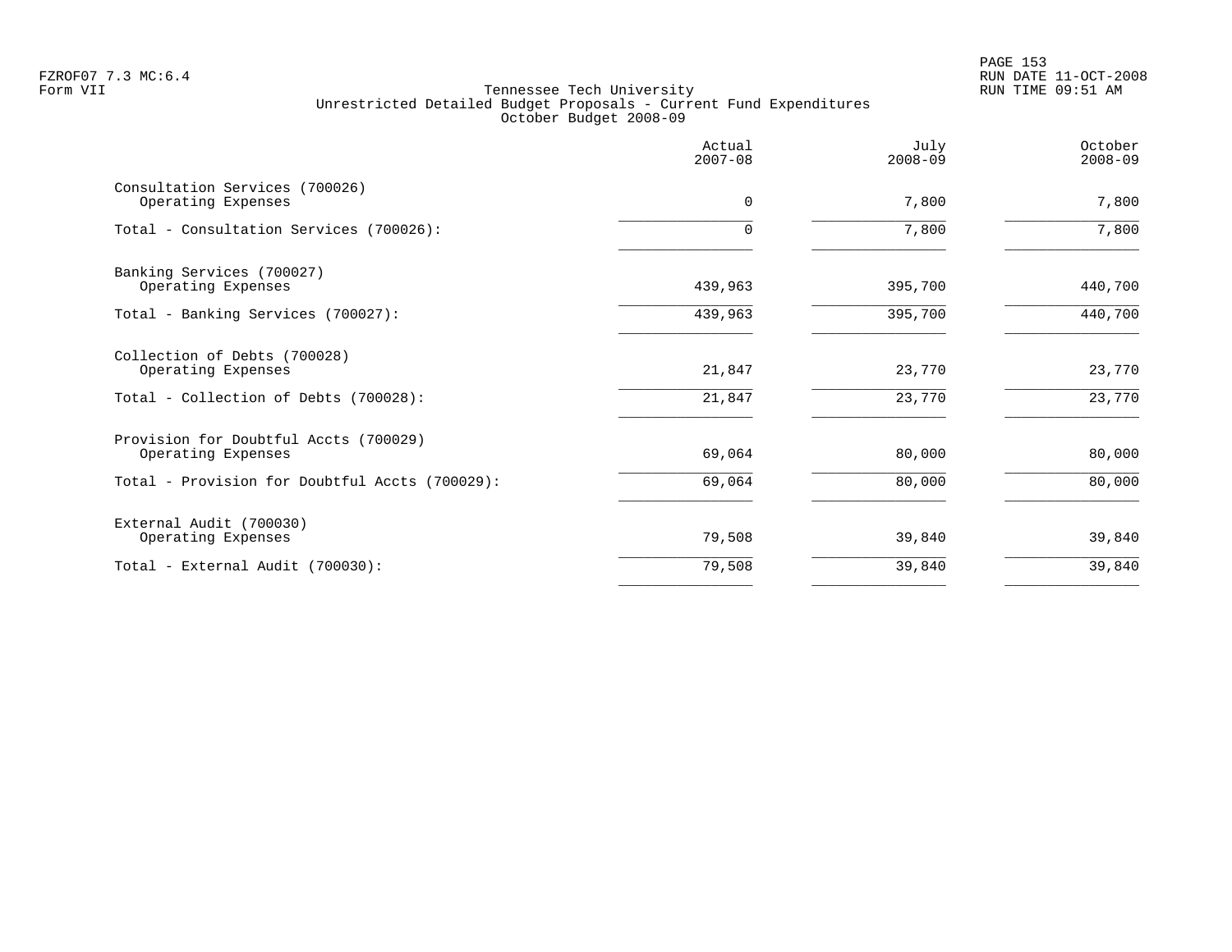Tennessee Tech University
Unrestricted Detailed Budget Proposals - Current Fund Expenditures
October Budget 2008-09

| | Actual 2007-08 | July 2008-09 | October 2008-09 |
|---|---|---|---|
| Consultation Services (700026) | | | |
| Operating Expenses | 0 | 7,800 | 7,800 |
| Total - Consultation Services (700026): | 0 | 7,800 | 7,800 |
| Banking Services (700027) | | | |
| Operating Expenses | 439,963 | 395,700 | 440,700 |
| Total - Banking Services (700027): | 439,963 | 395,700 | 440,700 |
| Collection of Debts (700028) | | | |
| Operating Expenses | 21,847 | 23,770 | 23,770 |
| Total - Collection of Debts (700028): | 21,847 | 23,770 | 23,770 |
| Provision for Doubtful Accts (700029) | | | |
| Operating Expenses | 69,064 | 80,000 | 80,000 |
| Total - Provision for Doubtful Accts (700029): | 69,064 | 80,000 | 80,000 |
| External Audit (700030) | | | |
| Operating Expenses | 79,508 | 39,840 | 39,840 |
| Total - External Audit (700030): | 79,508 | 39,840 | 39,840 |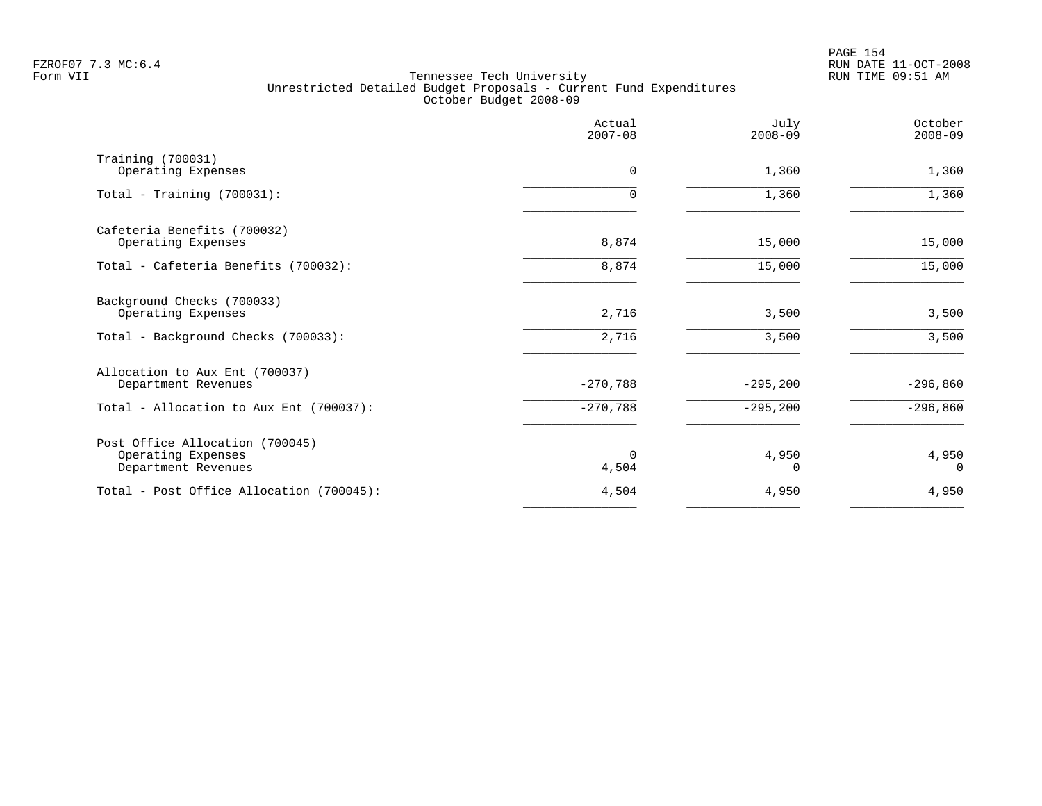Tennessee Tech University
Unrestricted Detailed Budget Proposals - Current Fund Expenditures
October Budget 2008-09

| | Actual 2007-08 | July 2008-09 | October 2008-09 |
|---|---|---|---|
| **Training (700031)** | | | |
| Operating Expenses | 0 | 1,360 | 1,360 |
| Total - Training (700031): | 0 | 1,360 | 1,360 |
| **Cafeteria Benefits (700032)** | | | |
| Operating Expenses | 8,874 | 15,000 | 15,000 |
| Total - Cafeteria Benefits (700032): | 8,874 | 15,000 | 15,000 |
| **Background Checks (700033)** | | | |
| Operating Expenses | 2,716 | 3,500 | 3,500 |
| Total - Background Checks (700033): | 2,716 | 3,500 | 3,500 |
| **Allocation to Aux Ent (700037)** | | | |
| Department Revenues | -270,788 | -295,200 | -296,860 |
| Total - Allocation to Aux Ent (700037): | -270,788 | -295,200 | -296,860 |
| **Post Office Allocation (700045)** | | | |
| Operating Expenses | 0 | 4,950 | 4,950 |
| Department Revenues | 4,504 | 0 | 0 |
| Total - Post Office Allocation (700045): | 4,504 | 4,950 | 4,950 |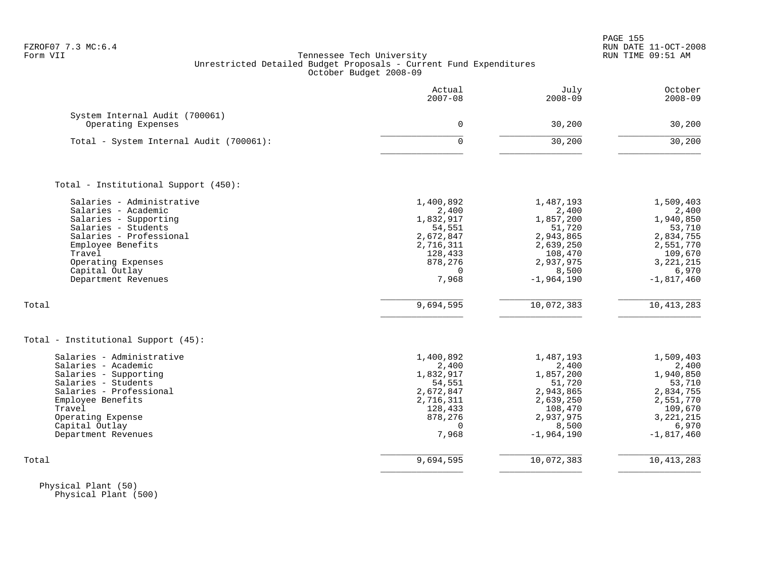Tennessee Tech University
Unrestricted Detailed Budget Proposals - Current Fund Expenditures
October Budget 2008-09

| | Actual 2007-08 | July 2008-09 | October 2008-09 |
|---|---|---|---|
| **System Internal Audit (700061)** | | | |
| Operating Expenses | 0 | 30,200 | 30,200 |
| **Total - System Internal Audit (700061):** | 0 | 30,200 | 30,200 |
| | | | |
| **Total - Institutional Support (450):** | | | |
| Salaries - Administrative | 1,400,892 | 1,487,193 | 1,509,403 |
| Salaries - Academic | 2,400 | 2,400 | 2,400 |
| Salaries - Supporting | 1,832,917 | 1,857,200 | 1,940,850 |
| Salaries - Students | 54,551 | 51,720 | 53,710 |
| Salaries - Professional | 2,672,847 | 2,943,865 | 2,834,755 |
| Employee Benefits | 2,716,311 | 2,639,250 | 2,551,770 |
| Travel | 128,433 | 108,470 | 109,670 |
| Operating Expenses | 878,276 | 2,937,975 | 3,221,215 |
| Capital Outlay | 0 | 8,500 | 6,970 |
| Department Revenues | 7,968 | -1,964,190 | -1,817,460 |
| **Total** | 9,694,595 | 10,072,383 | 10,413,283 |
| | | | |
| **Total - Institutional Support (45):** | | | |
| Salaries - Administrative | 1,400,892 | 1,487,193 | 1,509,403 |
| Salaries - Academic | 2,400 | 2,400 | 2,400 |
| Salaries - Supporting | 1,832,917 | 1,857,200 | 1,940,850 |
| Salaries - Students | 54,551 | 51,720 | 53,710 |
| Salaries - Professional | 2,672,847 | 2,943,865 | 2,834,755 |
| Employee Benefits | 2,716,311 | 2,639,250 | 2,551,770 |
| Travel | 128,433 | 108,470 | 109,670 |
| Operating Expense | 878,276 | 2,937,975 | 3,221,215 |
| Capital Outlay | 0 | 8,500 | 6,970 |
| Department Revenues | 7,968 | -1,964,190 | -1,817,460 |
| **Total** | 9,694,595 | 10,072,383 | 10,413,283 |

Physical Plant (50)
Physical Plant (500)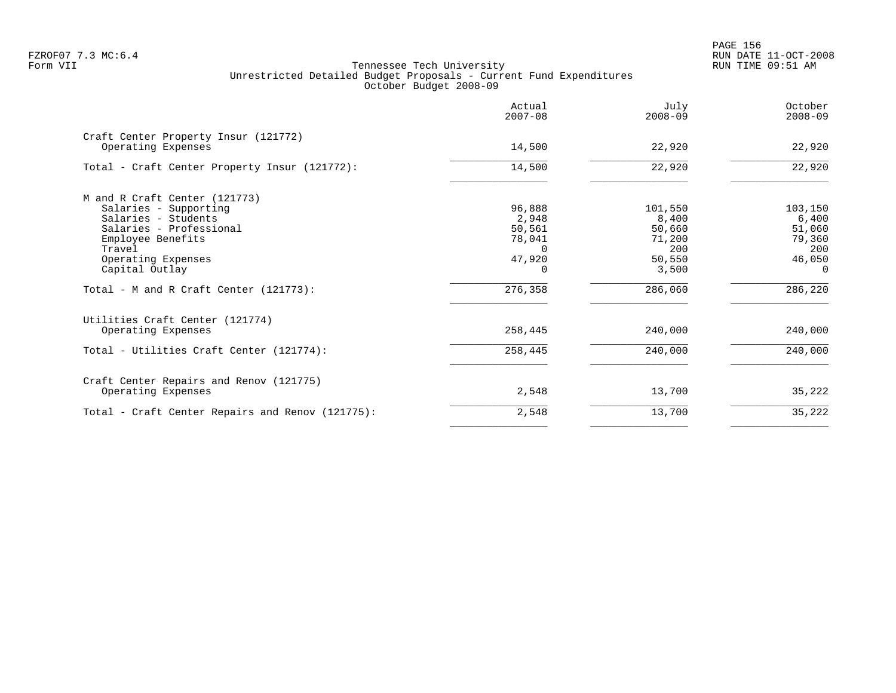Tennessee Tech University
Unrestricted Detailed Budget Proposals - Current Fund Expenditures
October Budget 2008-09

| | Actual 2007-08 | July 2008-09 | October 2008-09 |
|---|---|---|---|
| **Craft Center Property Insur (121772)** | | | |
| Operating Expenses | 14,500 | 22,920 | 22,920 |
| Total - Craft Center Property Insur (121772): | 14,500 | 22,920 | 22,920 |
| **M and R Craft Center (121773)** | | | |
| Salaries - Supporting | 96,888 | 101,550 | 103,150 |
| Salaries - Students | 2,948 | 8,400 | 6,400 |
| Salaries - Professional | 50,561 | 50,660 | 51,060 |
| Employee Benefits | 78,041 | 71,200 | 79,360 |
| Travel | 0 | 200 | 200 |
| Operating Expenses | 47,920 | 50,550 | 46,050 |
| Capital Outlay | 0 | 3,500 | 0 |
| Total - M and R Craft Center (121773): | 276,358 | 286,060 | 286,220 |
| **Utilities Craft Center (121774)** | | | |
| Operating Expenses | 258,445 | 240,000 | 240,000 |
| Total - Utilities Craft Center (121774): | 258,445 | 240,000 | 240,000 |
| **Craft Center Repairs and Renov (121775)** | | | |
| Operating Expenses | 2,548 | 13,700 | 35,222 |
| Total - Craft Center Repairs and Renov (121775): | 2,548 | 13,700 | 35,222 |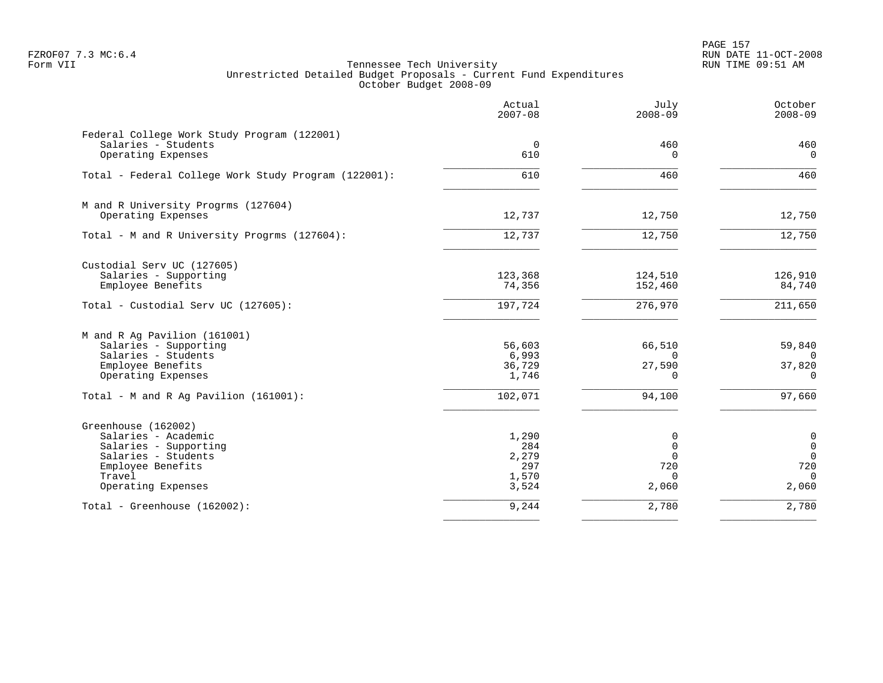Tennessee Tech University
Unrestricted Detailed Budget Proposals - Current Fund Expenditures
October Budget 2008-09

| | Actual 2007-08 | July 2008-09 | October 2008-09 |
|---|---|---|---|
| **Federal College Work Study Program (122001)** | | | |
| Salaries - Students | 0 | 460 | 460 |
| Operating Expenses | 610 | 0 | 0 |
| Total - Federal College Work Study Program (122001): | 610 | 460 | 460 |
| **M and R University Progrms (127604)** | | | |
| Operating Expenses | 12,737 | 12,750 | 12,750 |
| Total - M and R University Progrms (127604): | 12,737 | 12,750 | 12,750 |
| **Custodial Serv UC (127605)** | | | |
| Salaries - Supporting | 123,368 | 124,510 | 126,910 |
| Employee Benefits | 74,356 | 152,460 | 84,740 |
| Total - Custodial Serv UC (127605): | 197,724 | 276,970 | 211,650 |
| **M and R Ag Pavilion (161001)** | | | |
| Salaries - Supporting | 56,603 | 66,510 | 59,840 |
| Salaries - Students | 6,993 | 0 | 0 |
| Employee Benefits | 36,729 | 27,590 | 37,820 |
| Operating Expenses | 1,746 | 0 | 0 |
| Total - M and R Ag Pavilion (161001): | 102,071 | 94,100 | 97,660 |
| **Greenhouse (162002)** | | | |
| Salaries - Academic | 1,290 | 0 | 0 |
| Salaries - Supporting | 284 | 0 | 0 |
| Salaries - Students | 2,279 | 0 | 0 |
| Employee Benefits | 297 | 720 | 720 |
| Travel | 1,570 | 0 | 0 |
| Operating Expenses | 3,524 | 2,060 | 2,060 |
| Total - Greenhouse (162002): | 9,244 | 2,780 | 2,780 |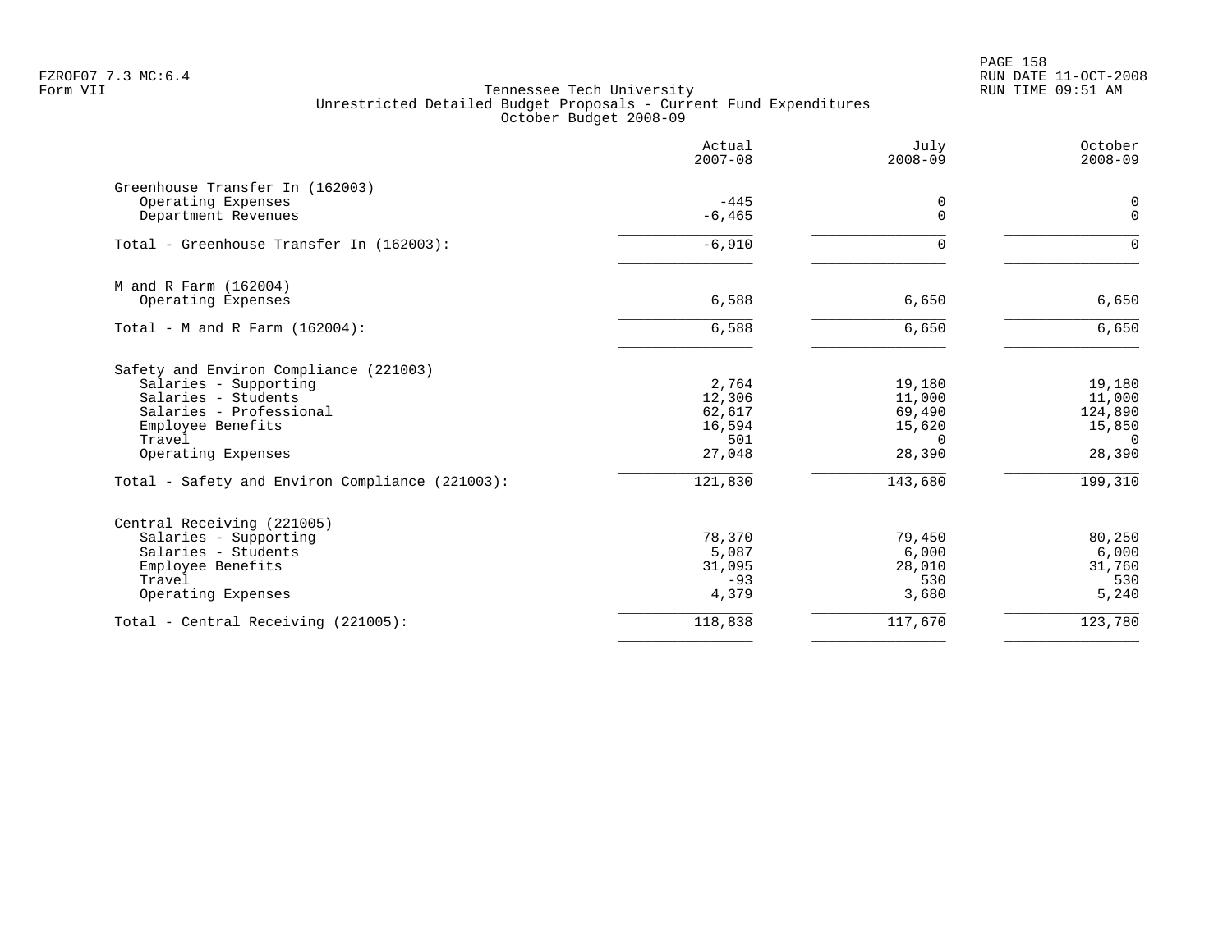Tennessee Tech University
Unrestricted Detailed Budget Proposals - Current Fund Expenditures
October Budget 2008-09

| | Actual 2007-08 | July 2008-09 | October 2008-09 |
|---|---|---|---|
| **Greenhouse Transfer In (162003)** | | | |
| Operating Expenses | -445 | 0 | 0 |
| Department Revenues | -6,465 | 0 | 0 |
| Total - Greenhouse Transfer In (162003): | -6,910 | 0 | 0 |
| **M and R Farm (162004)** | | | |
| Operating Expenses | 6,588 | 6,650 | 6,650 |
| Total - M and R Farm (162004): | 6,588 | 6,650 | 6,650 |
| **Safety and Environ Compliance (221003)** | | | |
| Salaries - Supporting | 2,764 | 19,180 | 19,180 |
| Salaries - Students | 12,306 | 11,000 | 11,000 |
| Salaries - Professional | 62,617 | 69,490 | 124,890 |
| Employee Benefits | 16,594 | 15,620 | 15,850 |
| Travel | 501 | 0 | 0 |
| Operating Expenses | 27,048 | 28,390 | 28,390 |
| Total - Safety and Environ Compliance (221003): | 121,830 | 143,680 | 199,310 |
| **Central Receiving (221005)** | | | |
| Salaries - Supporting | 78,370 | 79,450 | 80,250 |
| Salaries - Students | 5,087 | 6,000 | 6,000 |
| Employee Benefits | 31,095 | 28,010 | 31,760 |
| Travel | -93 | 530 | 530 |
| Operating Expenses | 4,379 | 3,680 | 5,240 |
| Total - Central Receiving (221005): | 118,838 | 117,670 | 123,780 |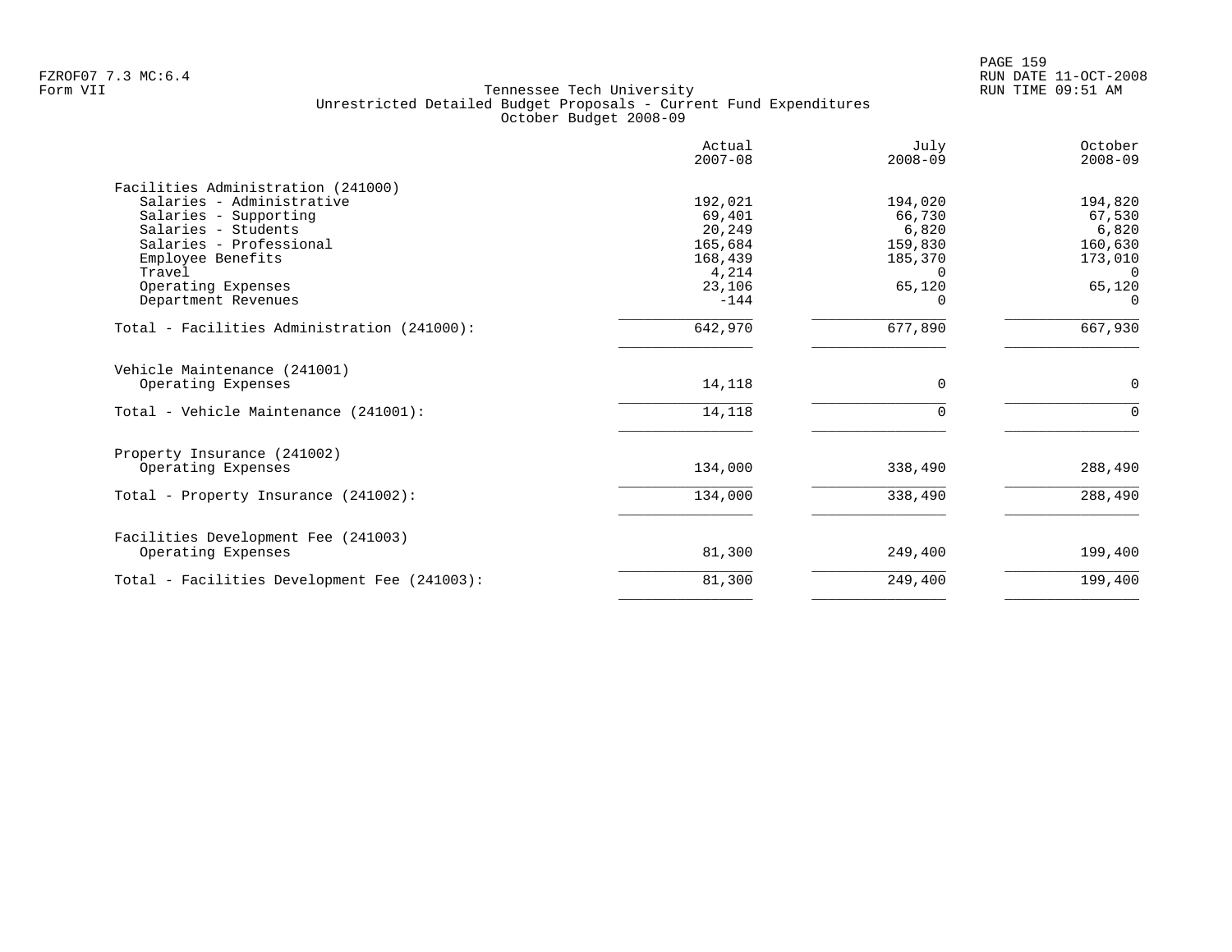# Tennessee Tech University

## Unrestricted Detailed Budget Proposals - Current Fund Expenditures

### October Budget 2008-09

| | Actual 2007-08 | July 2008-09 | October 2008-09 |
|---|---|---|---|
| **Facilities Administration (241000)** | | | |
| Salaries - Administrative | 192,021 | 194,020 | 194,820 |
| Salaries - Supporting | 69,401 | 66,730 | 67,530 |
| Salaries - Students | 20,249 | 6,820 | 6,820 |
| Salaries - Professional | 165,684 | 159,830 | 160,630 |
| Employee Benefits | 168,439 | 185,370 | 173,010 |
| Travel | 4,214 | 0 | 0 |
| Operating Expenses | 23,106 | 65,120 | 65,120 |
| Department Revenues | -144 | 0 | 0 |
| Total - Facilities Administration (241000): | 642,970 | 677,890 | 667,930 |
| **Vehicle Maintenance (241001)** | | | |
| Operating Expenses | 14,118 | 0 | 0 |
| Total - Vehicle Maintenance (241001): | 14,118 | 0 | 0 |
| **Property Insurance (241002)** | | | |
| Operating Expenses | 134,000 | 338,490 | 288,490 |
| Total - Property Insurance (241002): | 134,000 | 338,490 | 288,490 |
| **Facilities Development Fee (241003)** | | | |
| Operating Expenses | 81,300 | 249,400 | 199,400 |
| Total - Facilities Development Fee (241003): | 81,300 | 249,400 | 199,400 |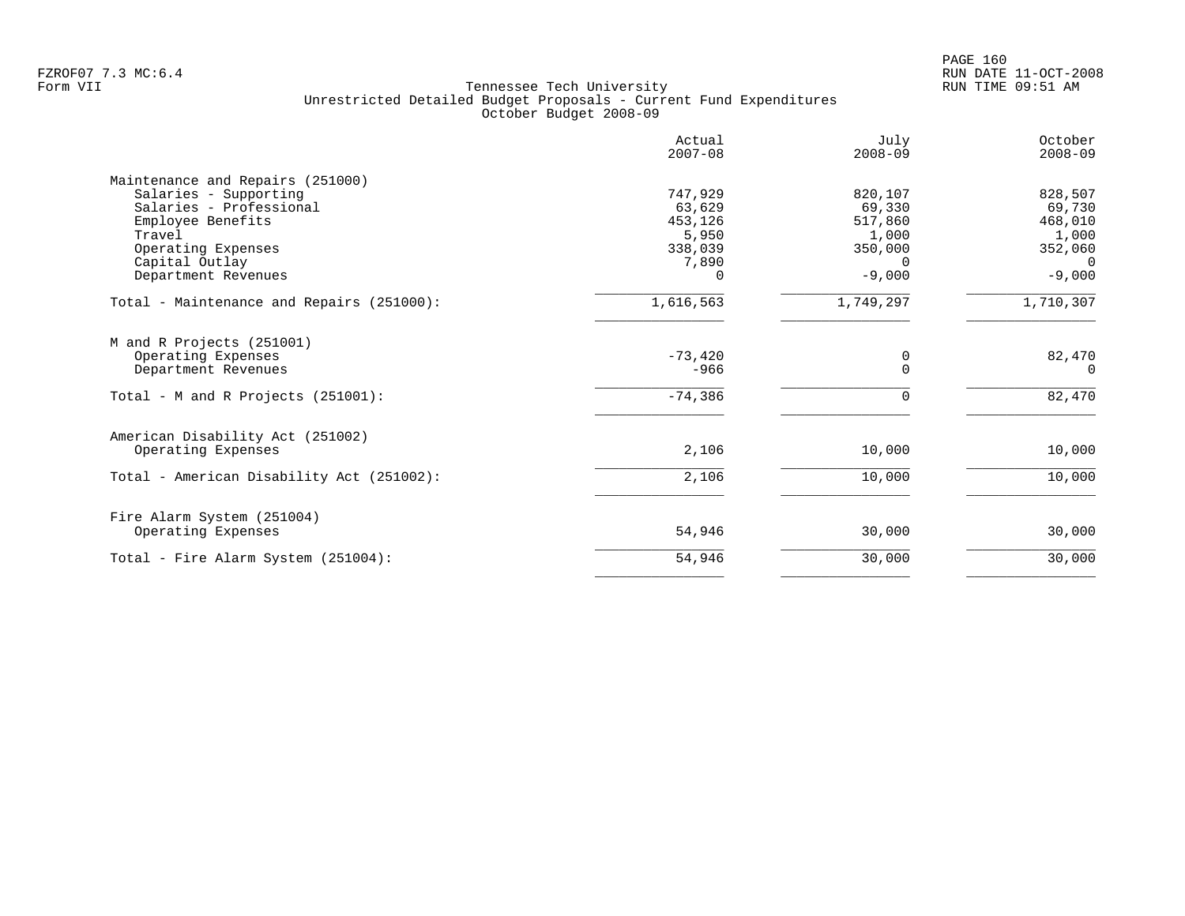Tennessee Tech University
Unrestricted Detailed Budget Proposals - Current Fund Expenditures
October Budget 2008-09

| | Actual 2007-08 | July 2008-09 | October 2008-09 |
|---|---|---|---|
| **Maintenance and Repairs (251000)** | | | |
| Salaries - Supporting | 747,929 | 820,107 | 828,507 |
| Salaries - Professional | 63,629 | 69,330 | 69,730 |
| Employee Benefits | 453,126 | 517,860 | 468,010 |
| Travel | 5,950 | 1,000 | 1,000 |
| Operating Expenses | 338,039 | 350,000 | 352,060 |
| Capital Outlay | 7,890 | 0 | 0 |
| Department Revenues | 0 | -9,000 | -9,000 |
| Total - Maintenance and Repairs (251000): | 1,616,563 | 1,749,297 | 1,710,307 |
| **M and R Projects (251001)** | | | |
| Operating Expenses | -73,420 | 0 | 82,470 |
| Department Revenues | -966 | 0 | 0 |
| Total - M and R Projects (251001): | -74,386 | 0 | 82,470 |
| **American Disability Act (251002)** | | | |
| Operating Expenses | 2,106 | 10,000 | 10,000 |
| Total - American Disability Act (251002): | 2,106 | 10,000 | 10,000 |
| **Fire Alarm System (251004)** | | | |
| Operating Expenses | 54,946 | 30,000 | 30,000 |
| Total - Fire Alarm System (251004): | 54,946 | 30,000 | 30,000 |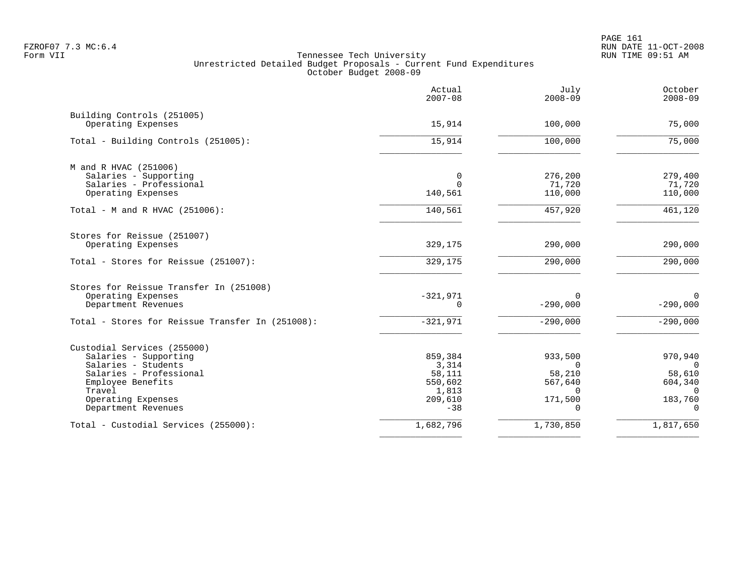Tennessee Tech University
Unrestricted Detailed Budget Proposals - Current Fund Expenditures
October Budget 2008-09

| | Actual 2007-08 | July 2008-09 | October 2008-09 |
|---|---|---|---|
| **Building Controls (251005)** | | | |
| Operating Expenses | 15,914 | 100,000 | 75,000 |
| Total - Building Controls (251005): | 15,914 | 100,000 | 75,000 |
| **M and R HVAC (251006)** | | | |
| Salaries - Supporting | 0 | 276,200 | 279,400 |
| Salaries - Professional | 0 | 71,720 | 71,720 |
| Operating Expenses | 140,561 | 110,000 | 110,000 |
| Total - M and R HVAC (251006): | 140,561 | 457,920 | 461,120 |
| **Stores for Reissue (251007)** | | | |
| Operating Expenses | 329,175 | 290,000 | 290,000 |
| Total - Stores for Reissue (251007): | 329,175 | 290,000 | 290,000 |
| **Stores for Reissue Transfer In (251008)** | | | |
| Operating Expenses | -321,971 | 0 | 0 |
| Department Revenues | 0 | -290,000 | -290,000 |
| Total - Stores for Reissue Transfer In (251008): | -321,971 | -290,000 | -290,000 |
| **Custodial Services (255000)** | | | |
| Salaries - Supporting | 859,384 | 933,500 | 970,940 |
| Salaries - Students | 3,314 | 0 | 0 |
| Salaries - Professional | 58,111 | 58,210 | 58,610 |
| Employee Benefits | 550,602 | 567,640 | 604,340 |
| Travel | 1,813 | 0 | 0 |
| Operating Expenses | 209,610 | 171,500 | 183,760 |
| Department Revenues | -38 | 0 | 0 |
| Total - Custodial Services (255000): | 1,682,796 | 1,730,850 | 1,817,650 |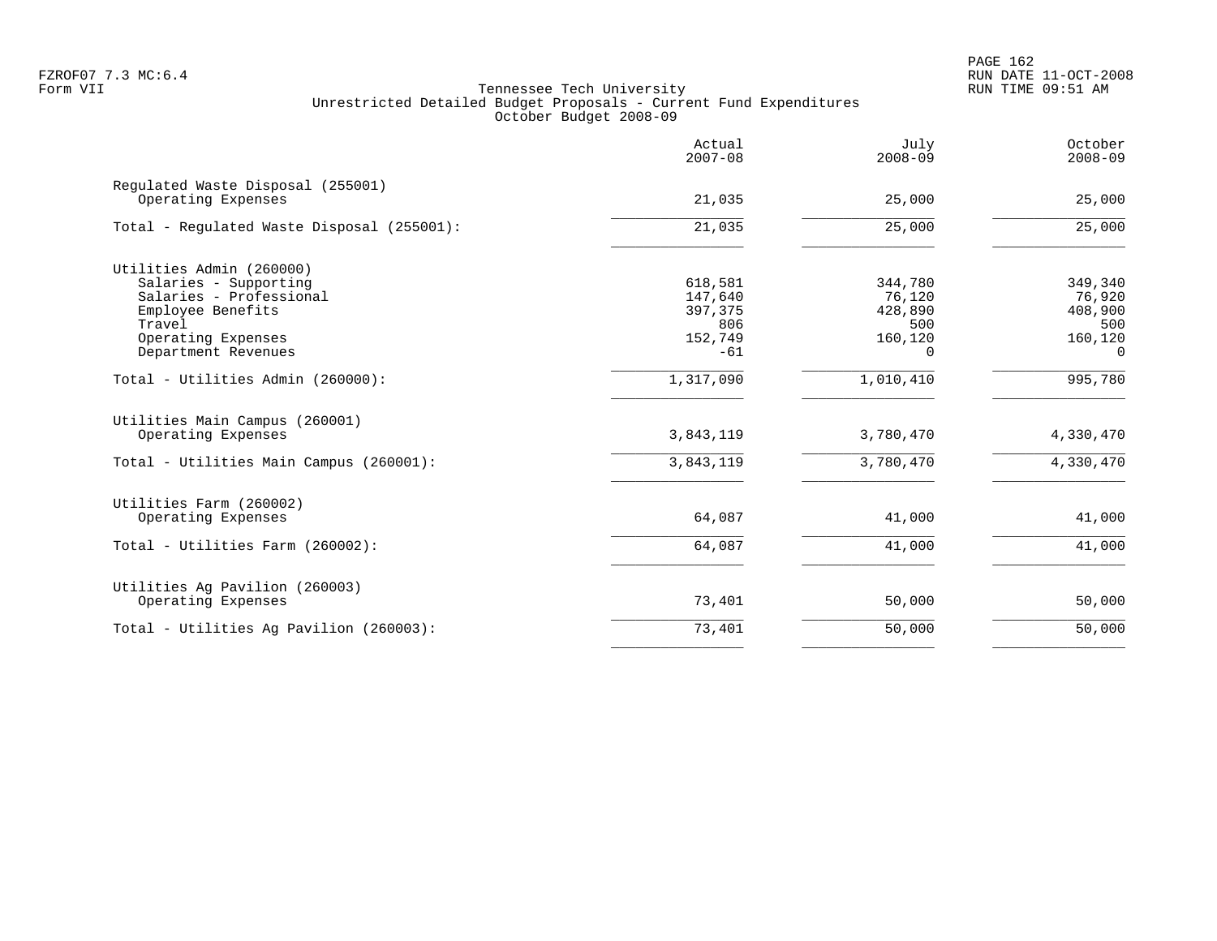# Tennessee Tech University

## Unrestricted Detailed Budget Proposals - Current Fund Expenditures

### October Budget 2008-09

Form VII

| | Actual 2007-08 | July 2008-09 | October 2008-09 |
|---|---|---|---|
| **Regulated Waste Disposal (255001)** | | | |
| Operating Expenses | 21,035 | 25,000 | 25,000 |
| Total - Regulated Waste Disposal (255001): | 21,035 | 25,000 | 25,000 |
| **Utilities Admin (260000)** | | | |
| Salaries - Supporting | 618,581 | 344,780 | 349,340 |
| Salaries - Professional | 147,640 | 76,120 | 76,920 |
| Employee Benefits | 397,375 | 428,890 | 408,900 |
| Travel | 806 | 500 | 500 |
| Operating Expenses | 152,749 | 160,120 | 160,120 |
| Department Revenues | -61 | 0 | 0 |
| Total - Utilities Admin (260000): | 1,317,090 | 1,010,410 | 995,780 |
| **Utilities Main Campus (260001)** | | | |
| Operating Expenses | 3,843,119 | 3,780,470 | 4,330,470 |
| Total - Utilities Main Campus (260001): | 3,843,119 | 3,780,470 | 4,330,470 |
| **Utilities Farm (260002)** | | | |
| Operating Expenses | 64,087 | 41,000 | 41,000 |
| Total - Utilities Farm (260002): | 64,087 | 41,000 | 41,000 |
| **Utilities Ag Pavilion (260003)** | | | |
| Operating Expenses | 73,401 | 50,000 | 50,000 |
| Total - Utilities Ag Pavilion (260003): | 73,401 | 50,000 | 50,000 |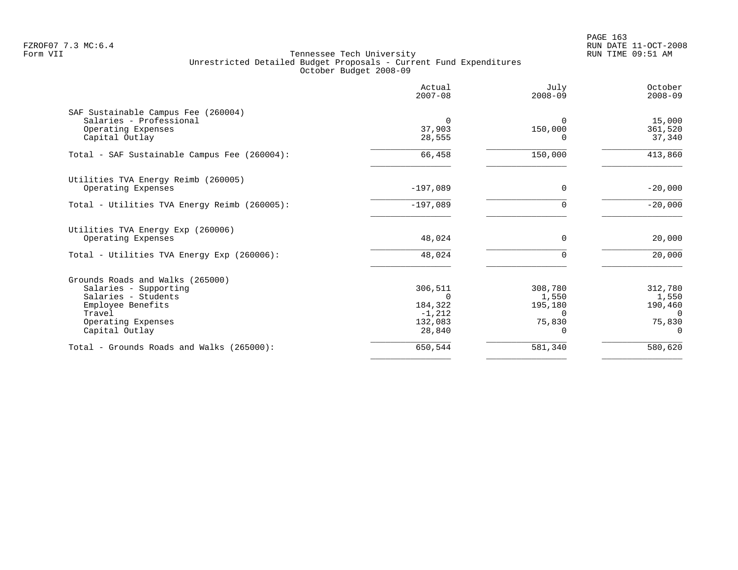Tennessee Tech University
Unrestricted Detailed Budget Proposals - Current Fund Expenditures
October Budget 2008-09

| | Actual 2007-08 | July 2008-09 | October 2008-09 |
|---|---|---|---|
| **SAF Sustainable Campus Fee (260004)** | | | |
| Salaries - Professional | 0 | 0 | 15,000 |
| Operating Expenses | 37,903 | 150,000 | 361,520 |
| Capital Outlay | 28,555 | 0 | 37,340 |
| Total - SAF Sustainable Campus Fee (260004): | 66,458 | 150,000 | 413,860 |
| **Utilities TVA Energy Reimb (260005)** | | | |
| Operating Expenses | -197,089 | 0 | -20,000 |
| Total - Utilities TVA Energy Reimb (260005): | -197,089 | 0 | -20,000 |
| **Utilities TVA Energy Exp (260006)** | | | |
| Operating Expenses | 48,024 | 0 | 20,000 |
| Total - Utilities TVA Energy Exp (260006): | 48,024 | 0 | 20,000 |
| **Grounds Roads and Walks (265000)** | | | |
| Salaries - Supporting | 306,511 | 308,780 | 312,780 |
| Salaries - Students | 0 | 1,550 | 1,550 |
| Employee Benefits | 184,322 | 195,180 | 190,460 |
| Travel | -1,212 | 0 | 0 |
| Operating Expenses | 132,083 | 75,830 | 75,830 |
| Capital Outlay | 28,840 | 0 | 0 |
| Total - Grounds Roads and Walks (265000): | 650,544 | 581,340 | 580,620 |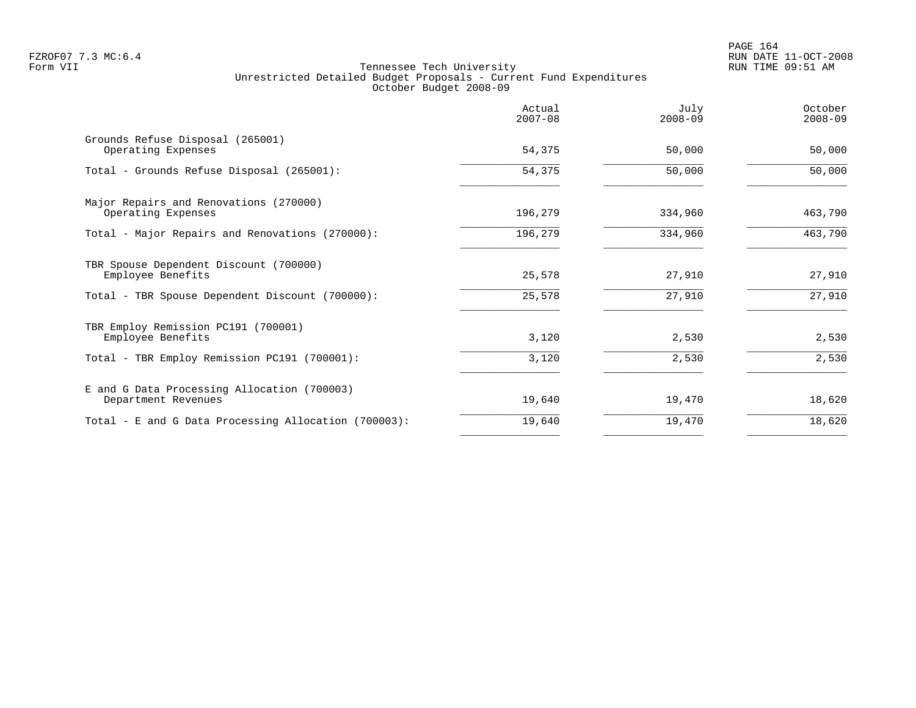Tennessee Tech University
Unrestricted Detailed Budget Proposals - Current Fund Expenditures
October Budget 2008-09

| | Actual 2007-08 | July 2008-09 | October 2008-09 |
|---|---|---|---|
| Grounds Refuse Disposal (265001) | | | |
| Operating Expenses | 54,375 | 50,000 | 50,000 |
| Total - Grounds Refuse Disposal (265001): | 54,375 | 50,000 | 50,000 |
| Major Repairs and Renovations (270000) | | | |
| Operating Expenses | 196,279 | 334,960 | 463,790 |
| Total - Major Repairs and Renovations (270000): | 196,279 | 334,960 | 463,790 |
| TBR Spouse Dependent Discount (700000) | | | |
| Employee Benefits | 25,578 | 27,910 | 27,910 |
| Total - TBR Spouse Dependent Discount (700000): | 25,578 | 27,910 | 27,910 |
| TBR Employ Remission PC191 (700001) | | | |
| Employee Benefits | 3,120 | 2,530 | 2,530 |
| Total - TBR Employ Remission PC191 (700001): | 3,120 | 2,530 | 2,530 |
| E and G Data Processing Allocation (700003) | | | |
| Department Revenues | 19,640 | 19,470 | 18,620 |
| Total - E and G Data Processing Allocation (700003): | 19,640 | 19,470 | 18,620 |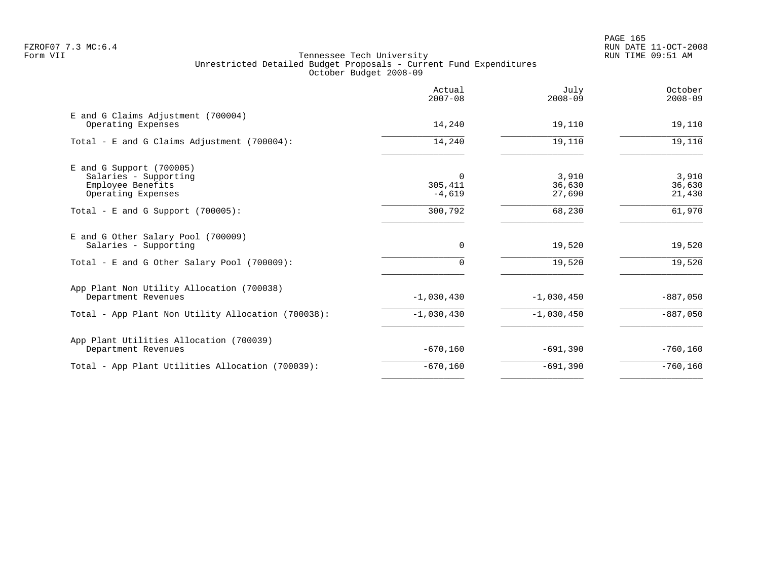# Tennessee Tech University

## Unrestricted Detailed Budget Proposals - Current Fund Expenditures

### October Budget 2008-09

| | Actual 2007-08 | July 2008-09 | October 2008-09 |
|---|---|---|---|
| **E and G Claims Adjustment (700004)** | | | |
| Operating Expenses | 14,240 | 19,110 | 19,110 |
| Total - E and G Claims Adjustment (700004): | 14,240 | 19,110 | 19,110 |
| **E and G Support (700005)** | | | |
| Salaries - Supporting | 0 | 3,910 | 3,910 |
| Employee Benefits | 305,411 | 36,630 | 36,630 |
| Operating Expenses | -4,619 | 27,690 | 21,430 |
| Total - E and G Support (700005): | 300,792 | 68,230 | 61,970 |
| **E and G Other Salary Pool (700009)** | | | |
| Salaries - Supporting | 0 | 19,520 | 19,520 |
| Total - E and G Other Salary Pool (700009): | 0 | 19,520 | 19,520 |
| **App Plant Non Utility Allocation (700038)** | | | |
| Department Revenues | -1,030,430 | -1,030,450 | -887,050 |
| Total - App Plant Non Utility Allocation (700038): | -1,030,430 | -1,030,450 | -887,050 |
| **App Plant Utilities Allocation (700039)** | | | |
| Department Revenues | -670,160 | -691,390 | -760,160 |
| Total - App Plant Utilities Allocation (700039): | -670,160 | -691,390 | -760,160 |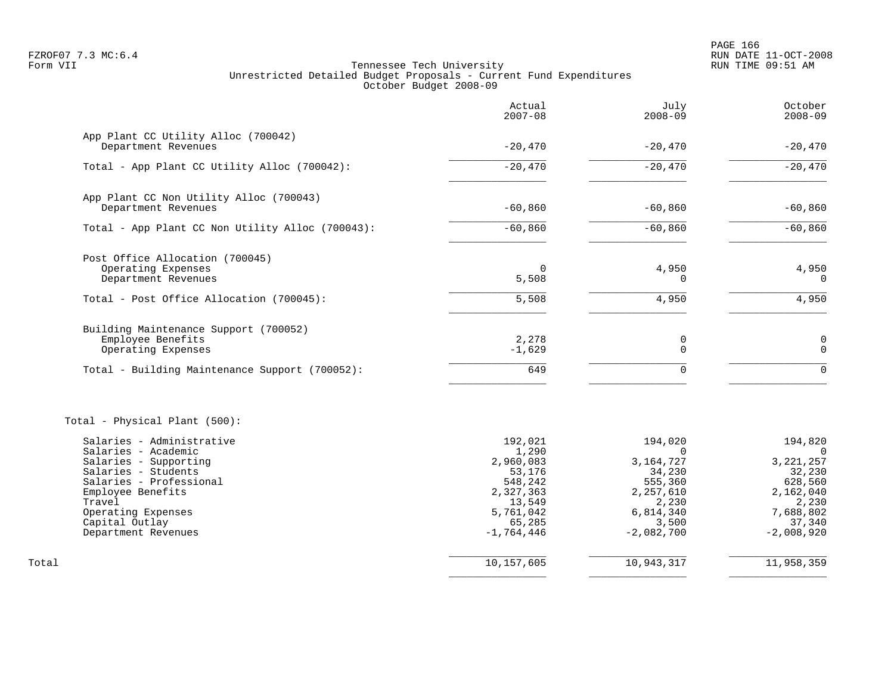FZROF07 7.3 MC:6.4
Form VII

Tennessee Tech University
Unrestricted Detailed Budget Proposals - Current Fund Expenditures
October Budget 2008-09

RUN DATE 11-OCT-2008
RUN TIME 09:51 AM

| | Actual 2007-08 | July 2008-09 | October 2008-09 |
|---|---|---|---|
| **App Plant CC Utility Alloc (700042)** | | | |
| Department Revenues | -20,470 | -20,470 | -20,470 |
| Total - App Plant CC Utility Alloc (700042): | -20,470 | -20,470 | -20,470 |
| **App Plant CC Non Utility Alloc (700043)** | | | |
| Department Revenues | -60,860 | -60,860 | -60,860 |
| Total - App Plant CC Non Utility Alloc (700043): | -60,860 | -60,860 | -60,860 |
| **Post Office Allocation (700045)** | | | |
| Operating Expenses | 0 | 4,950 | 4,950 |
| Department Revenues | 5,508 | 0 | 0 |
| Total - Post Office Allocation (700045): | 5,508 | 4,950 | 4,950 |
| **Building Maintenance Support (700052)** | | | |
| Employee Benefits | 2,278 | 0 | 0 |
| Operating Expenses | -1,629 | 0 | 0 |
| Total - Building Maintenance Support (700052): | 649 | 0 | 0 |
| **Total - Physical Plant (500):** | | | |
| Salaries - Administrative | 192,021 | 194,020 | 194,820 |
| Salaries - Academic | 1,290 | 0 | 0 |
| Salaries - Supporting | 2,960,083 | 3,164,727 | 3,221,257 |
| Salaries - Students | 53,176 | 34,230 | 32,230 |
| Salaries - Professional | 548,242 | 555,360 | 628,560 |
| Employee Benefits | 2,327,363 | 2,257,610 | 2,162,040 |
| Travel | 13,549 | 2,230 | 2,230 |
| Operating Expenses | 5,761,042 | 6,814,340 | 7,688,802 |
| Capital Outlay | 65,285 | 3,500 | 37,340 |
| Department Revenues | -1,764,446 | -2,082,700 | -2,008,920 |
| **Total** | 10,157,605 | 10,943,317 | 11,958,359 |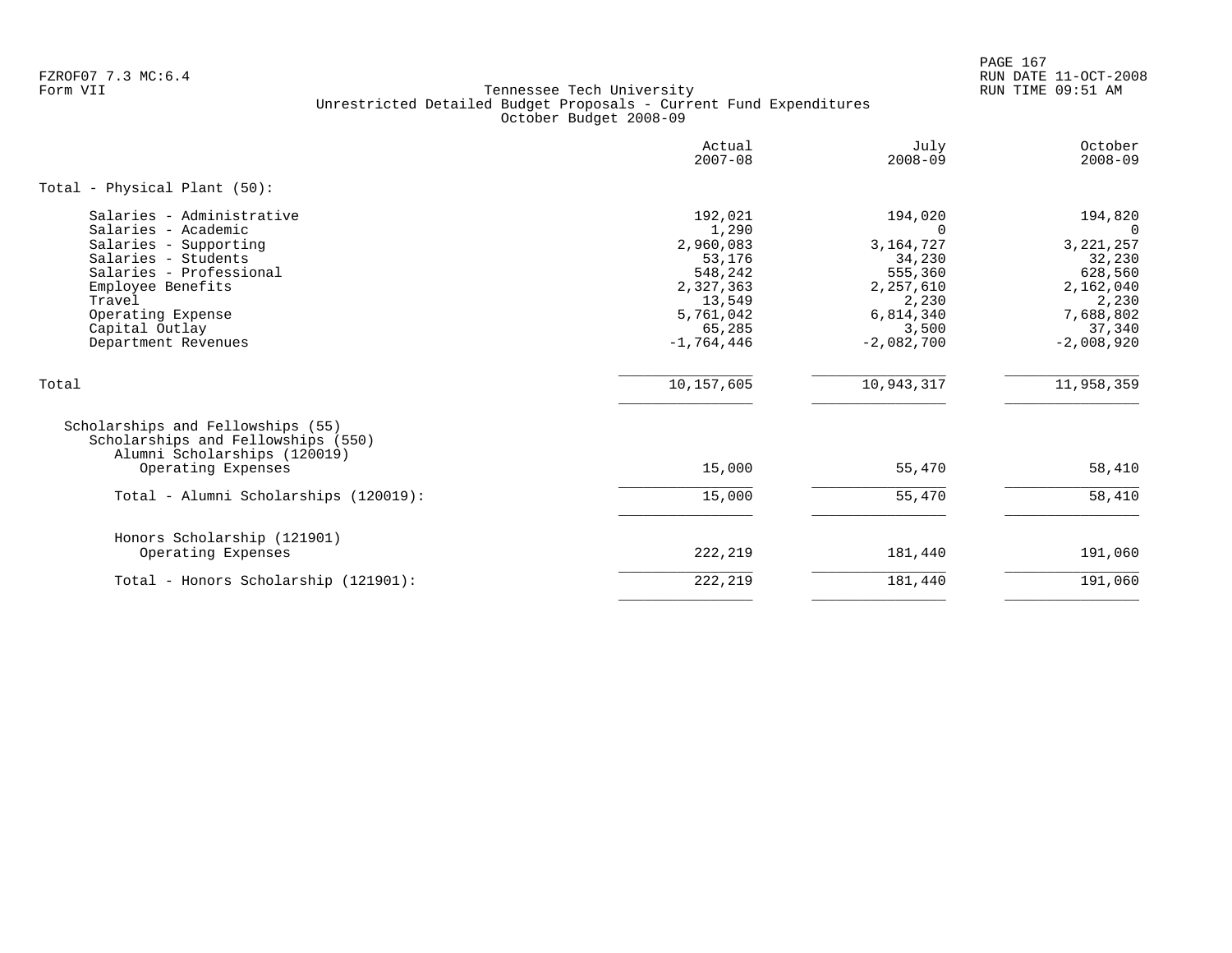Tennessee Tech University
Unrestricted Detailed Budget Proposals - Current Fund Expenditures
October Budget 2008-09

FZROF07 7.3 MC:6.4
Form VII

RUN DATE 11-OCT-2008
RUN TIME 09:51 AM

| | Actual 2007-08 | July 2008-09 | October 2008-09 |
|---|---|---|---|
| **Total - Physical Plant (50):** | | | |
| Salaries - Administrative | 192,021 | 194,020 | 194,820 |
| Salaries - Academic | 1,290 | 0 | 0 |
| Salaries - Supporting | 2,960,083 | 3,164,727 | 3,221,257 |
| Salaries - Students | 53,176 | 34,230 | 32,230 |
| Salaries - Professional | 548,242 | 555,360 | 628,560 |
| Employee Benefits | 2,327,363 | 2,257,610 | 2,162,040 |
| Travel | 13,549 | 2,230 | 2,230 |
| Operating Expense | 5,761,042 | 6,814,340 | 7,688,802 |
| Capital Outlay | 65,285 | 3,500 | 37,340 |
| Department Revenues | -1,764,446 | -2,082,700 | -2,008,920 |
| Total | 10,157,605 | 10,943,317 | 11,958,359 |
| Scholarships and Fellowships (55) | | | |
| Scholarships and Fellowships (550) | | | |
| Alumni Scholarships (120019) | | | |
| Operating Expenses | 15,000 | 55,470 | 58,410 |
| Total - Alumni Scholarships (120019): | 15,000 | 55,470 | 58,410 |
| Honors Scholarship (121901) | | | |
| Operating Expenses | 222,219 | 181,440 | 191,060 |
| Total - Honors Scholarship (121901): | 222,219 | 181,440 | 191,060 |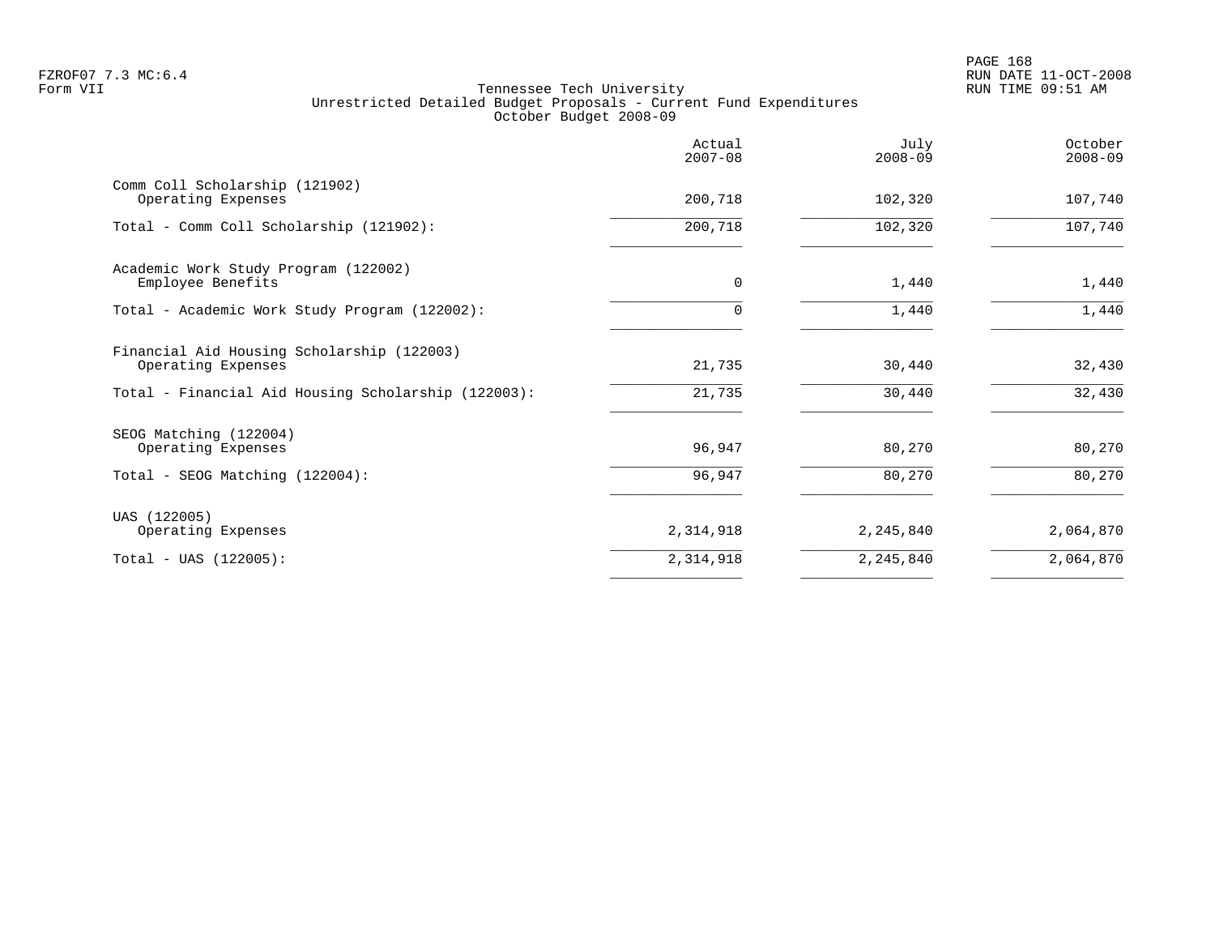Tennessee Tech University
Unrestricted Detailed Budget Proposals - Current Fund Expenditures
October Budget 2008-09

| | Actual 2007-08 | July 2008-09 | October 2008-09 |
|---|---|---|---|
| Comm Coll Scholarship (121902) | | | |
| Operating Expenses | 200,718 | 102,320 | 107,740 |
| Total - Comm Coll Scholarship (121902): | 200,718 | 102,320 | 107,740 |
| Academic Work Study Program (122002) | | | |
| Employee Benefits | 0 | 1,440 | 1,440 |
| Total - Academic Work Study Program (122002): | 0 | 1,440 | 1,440 |
| Financial Aid Housing Scholarship (122003) | | | |
| Operating Expenses | 21,735 | 30,440 | 32,430 |
| Total - Financial Aid Housing Scholarship (122003): | 21,735 | 30,440 | 32,430 |
| SEOG Matching (122004) | | | |
| Operating Expenses | 96,947 | 80,270 | 80,270 |
| Total - SEOG Matching (122004): | 96,947 | 80,270 | 80,270 |
| UAS (122005) | | | |
| Operating Expenses | 2,314,918 | 2,245,840 | 2,064,870 |
| Total - UAS (122005): | 2,314,918 | 2,245,840 | 2,064,870 |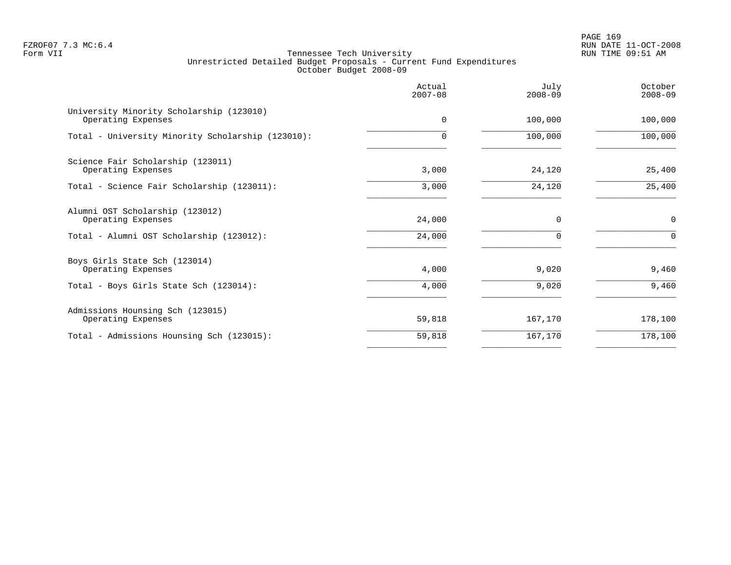Tennessee Tech University
Unrestricted Detailed Budget Proposals - Current Fund Expenditures
October Budget 2008-09

| | Actual 2007-08 | July 2008-09 | October 2008-09 |
|---|---|---|---|
| University Minority Scholarship (123010) | | | |
| Operating Expenses | 0 | 100,000 | 100,000 |
| Total - University Minority Scholarship (123010): | 0 | 100,000 | 100,000 |
| Science Fair Scholarship (123011) | | | |
| Operating Expenses | 3,000 | 24,120 | 25,400 |
| Total - Science Fair Scholarship (123011): | 3,000 | 24,120 | 25,400 |
| Alumni OST Scholarship (123012) | | | |
| Operating Expenses | 24,000 | 0 | 0 |
| Total - Alumni OST Scholarship (123012): | 24,000 | 0 | 0 |
| Boys Girls State Sch (123014) | | | |
| Operating Expenses | 4,000 | 9,020 | 9,460 |
| Total - Boys Girls State Sch (123014): | 4,000 | 9,020 | 9,460 |
| Admissions Hounsing Sch (123015) | | | |
| Operating Expenses | 59,818 | 167,170 | 178,100 |
| Total - Admissions Hounsing Sch (123015): | 59,818 | 167,170 | 178,100 |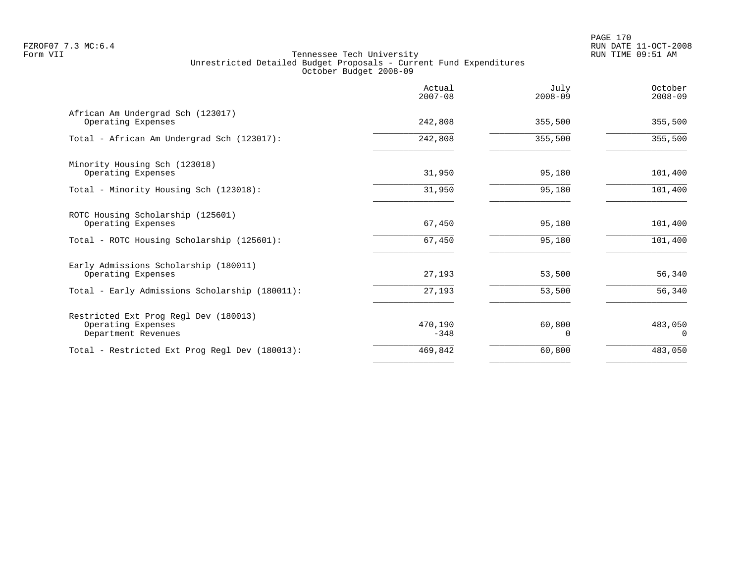# Tennessee Tech University

## Unrestricted Detailed Budget Proposals - Current Fund Expenditures

### October Budget 2008-09

| | Actual 2007-08 | July 2008-09 | October 2008-09 |
|---|---|---|---|
| **African Am Undergrad Sch (123017)** | | | |
| Operating Expenses | 242,808 | 355,500 | 355,500 |
| Total - African Am Undergrad Sch (123017): | 242,808 | 355,500 | 355,500 |
| **Minority Housing Sch (123018)** | | | |
| Operating Expenses | 31,950 | 95,180 | 101,400 |
| Total - Minority Housing Sch (123018): | 31,950 | 95,180 | 101,400 |
| **ROTC Housing Scholarship (125601)** | | | |
| Operating Expenses | 67,450 | 95,180 | 101,400 |
| Total - ROTC Housing Scholarship (125601): | 67,450 | 95,180 | 101,400 |
| **Early Admissions Scholarship (180011)** | | | |
| Operating Expenses | 27,193 | 53,500 | 56,340 |
| Total - Early Admissions Scholarship (180011): | 27,193 | 53,500 | 56,340 |
| **Restricted Ext Prog Regl Dev (180013)** | | | |
| Operating Expenses | 470,190 | 60,800 | 483,050 |
| Department Revenues | -348 | 0 | 0 |
| Total - Restricted Ext Prog Regl Dev (180013): | 469,842 | 60,800 | 483,050 |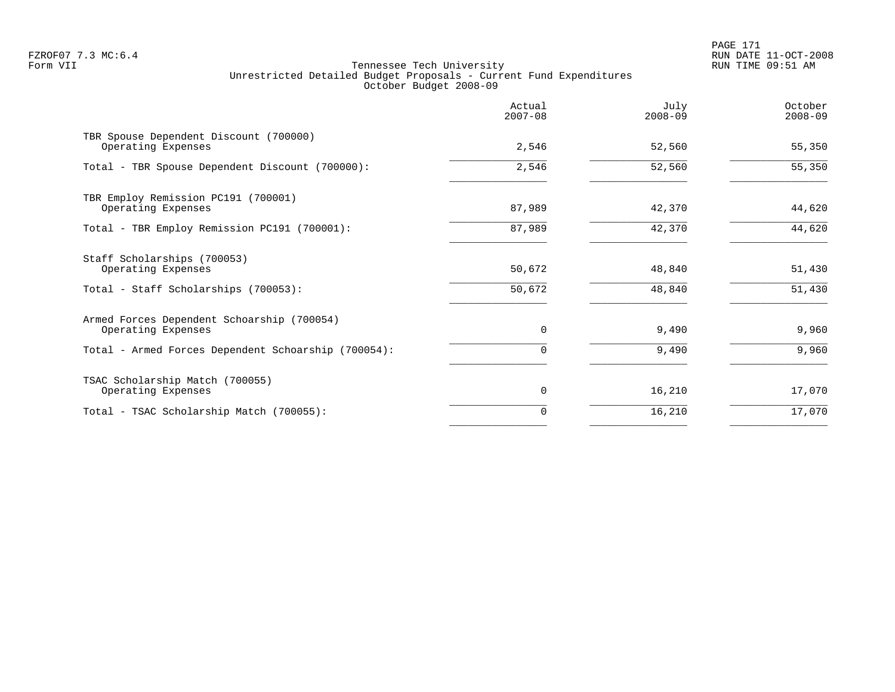FZROF07 7.3 MC:6.4
Form VII

# Tennessee Tech University
## Unrestricted Detailed Budget Proposals - Current Fund Expenditures
### October Budget 2008-09

| | Actual 2007-08 | July 2008-09 | October 2008-09 |
|---|---|---|---|
| **TBR Spouse Dependent Discount (700000)** | | | |
| Operating Expenses | 2,546 | 52,560 | 55,350 |
| Total - TBR Spouse Dependent Discount (700000): | 2,546 | 52,560 | 55,350 |
| **TBR Employ Remission PC191 (700001)** | | | |
| Operating Expenses | 87,989 | 42,370 | 44,620 |
| Total - TBR Employ Remission PC191 (700001): | 87,989 | 42,370 | 44,620 |
| **Staff Scholarships (700053)** | | | |
| Operating Expenses | 50,672 | 48,840 | 51,430 |
| Total - Staff Scholarships (700053): | 50,672 | 48,840 | 51,430 |
| **Armed Forces Dependent Schoarship (700054)** | | | |
| Operating Expenses | 0 | 9,490 | 9,960 |
| Total - Armed Forces Dependent Schoarship (700054): | 0 | 9,490 | 9,960 |
| **TSAC Scholarship Match (700055)** | | | |
| Operating Expenses | 0 | 16,210 | 17,070 |
| Total - TSAC Scholarship Match (700055): | 0 | 16,210 | 17,070 |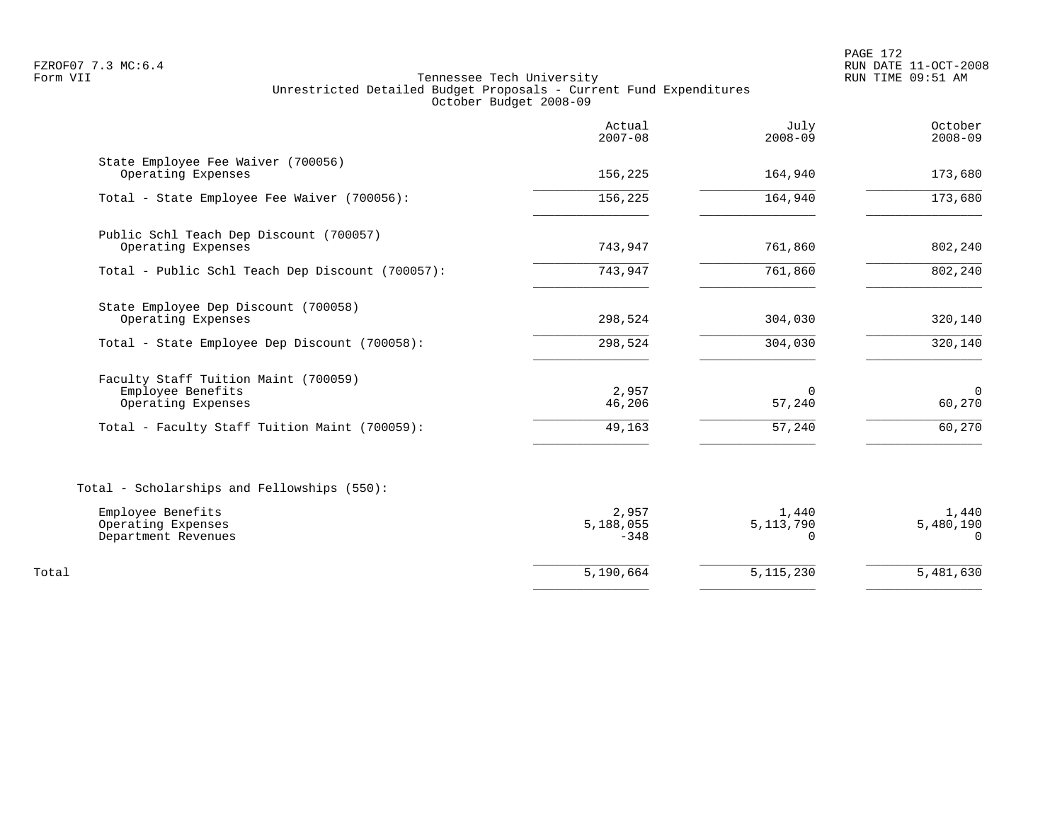Tennessee Tech University
Unrestricted Detailed Budget Proposals - Current Fund Expenditures
October Budget 2008-09

| | Actual 2007-08 | July 2008-09 | October 2008-09 |
|---|---|---|---|
| State Employee Fee Waiver (700056) | | | |
| Operating Expenses | 156,225 | 164,940 | 173,680 |
| Total - State Employee Fee Waiver (700056): | 156,225 | 164,940 | 173,680 |
| Public Schl Teach Dep Discount (700057) | | | |
| Operating Expenses | 743,947 | 761,860 | 802,240 |
| Total - Public Schl Teach Dep Discount (700057): | 743,947 | 761,860 | 802,240 |
| State Employee Dep Discount (700058) | | | |
| Operating Expenses | 298,524 | 304,030 | 320,140 |
| Total - State Employee Dep Discount (700058): | 298,524 | 304,030 | 320,140 |
| Faculty Staff Tuition Maint (700059) | | | |
| Employee Benefits | 2,957 | 0 | 0 |
| Operating Expenses | 46,206 | 57,240 | 60,270 |
| Total - Faculty Staff Tuition Maint (700059): | 49,163 | 57,240 | 60,270 |
| Total - Scholarships and Fellowships (550): | | | |
| Employee Benefits | 2,957 | 1,440 | 1,440 |
| Operating Expenses | 5,188,055 | 5,113,790 | 5,480,190 |
| Department Revenues | -348 | 0 | 0 |
| Total | 5,190,664 | 5,115,230 | 5,481,630 |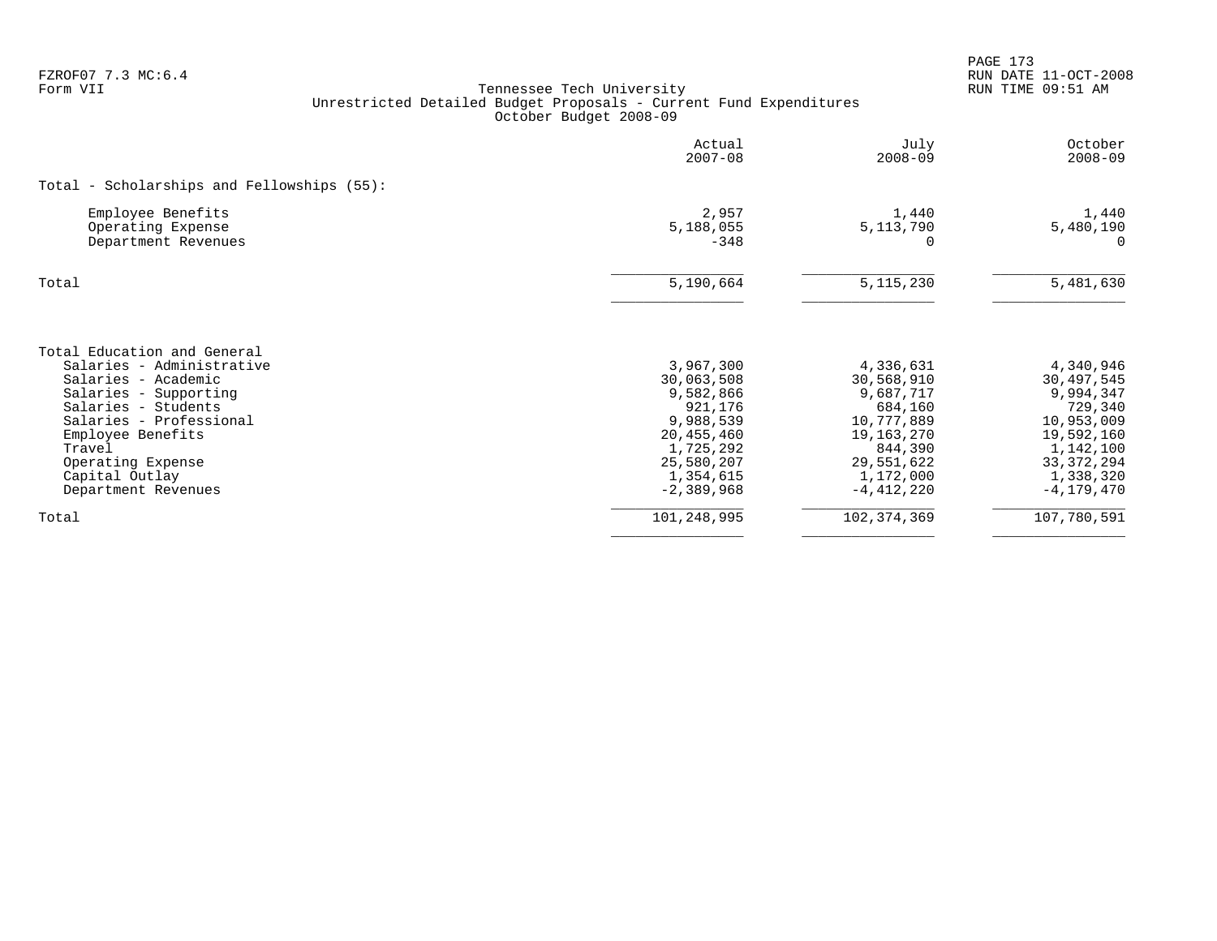FZROF07 7.3 MC:6.4
Form VII

# Tennessee Tech University
## Unrestricted Detailed Budget Proposals - Current Fund Expenditures
### October Budget 2008-09

| | Actual 2007-08 | July 2008-09 | October 2008-09 |
|---|---:|---:|---:|
| **Total - Scholarships and Fellowships (55):** | | | |
| Employee Benefits | 2,957 | 1,440 | 1,440 |
| Operating Expense | 5,188,055 | 5,113,790 | 5,480,190 |
| Department Revenues | -348 | 0 | 0 |
| Total | 5,190,664 | 5,115,230 | 5,481,630 |

| | Actual 2007-08 | July 2008-09 | October 2008-09 |
|---|---:|---:|---:|
| **Total Education and General** | | | |
| Salaries - Administrative | 3,967,300 | 4,336,631 | 4,340,946 |
| Salaries - Academic | 30,063,508 | 30,568,910 | 30,497,545 |
| Salaries - Supporting | 9,582,866 | 9,687,717 | 9,994,347 |
| Salaries - Students | 921,176 | 684,160 | 729,340 |
| Salaries - Professional | 9,988,539 | 10,777,889 | 10,953,009 |
| Employee Benefits | 20,455,460 | 19,163,270 | 19,592,160 |
| Travel | 1,725,292 | 844,390 | 1,142,100 |
| Operating Expense | 25,580,207 | 29,551,622 | 33,372,294 |
| Capital Outlay | 1,354,615 | 1,172,000 | 1,338,320 |
| Department Revenues | -2,389,968 | -4,412,220 | -4,179,470 |
| Total | 101,248,995 | 102,374,369 | 107,780,591 |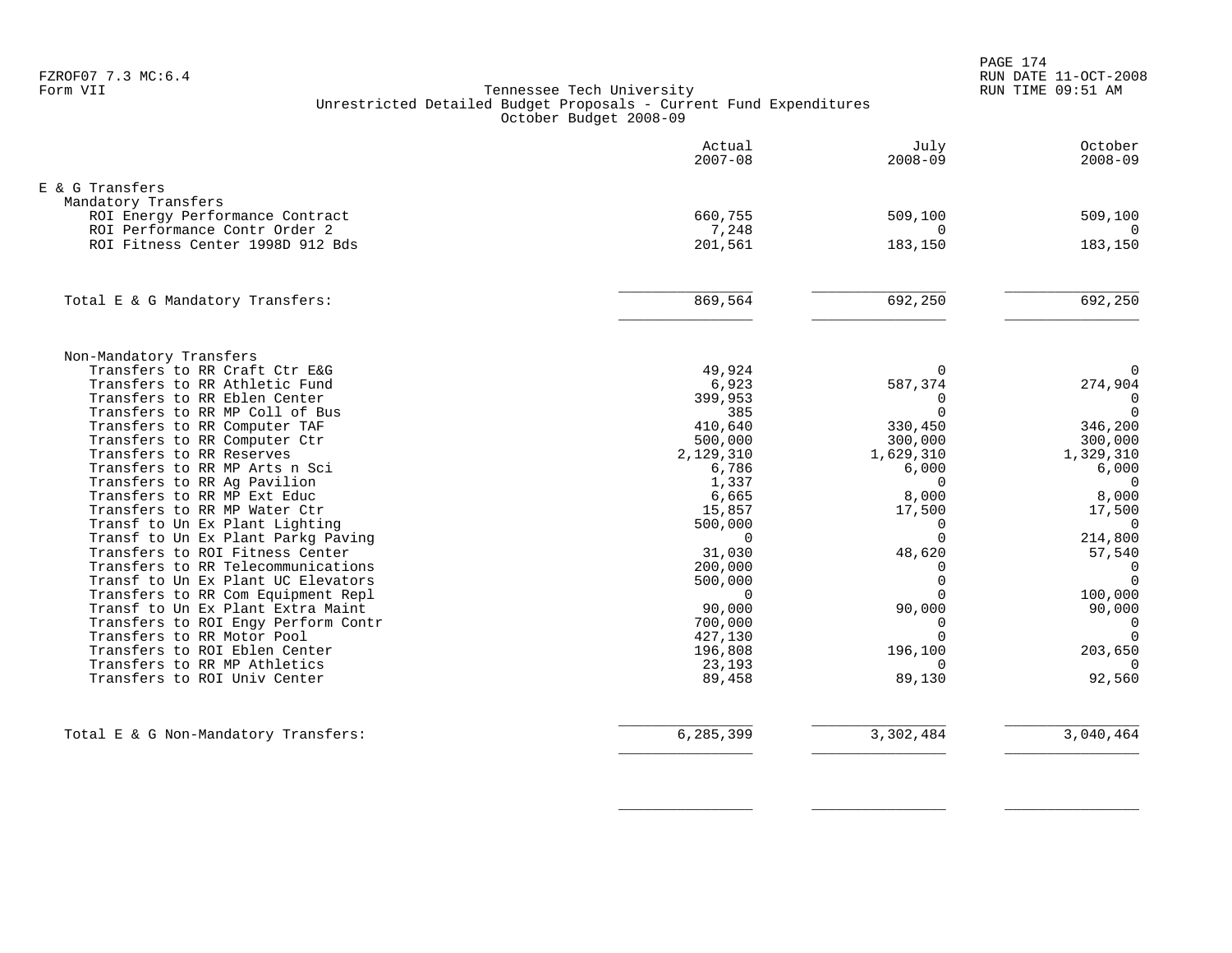FZROF07 7.3 MC:6.4
Form VII

## Tennessee Tech University
### Unrestricted Detailed Budget Proposals - Current Fund Expenditures
October Budget 2008-09

RUN DATE 11-OCT-2008
RUN TIME 09:51 AM

| | Actual 2007-08 | July 2008-09 | October 2008-09 |
|---|---|---|---|
| **E & G Transfers** | | | |
| Mandatory Transfers | | | |
| ROI Energy Performance Contract | 660,755 | 509,100 | 509,100 |
| ROI Performance Contr Order 2 | 7,248 | 0 | 0 |
| ROI Fitness Center 1998D 912 Bds | 201,561 | 183,150 | 183,150 |
| Total E & G Mandatory Transfers: | 869,564 | 692,250 | 692,250 |
| Non-Mandatory Transfers | | | |
| Transfers to RR Craft Ctr E&G | 49,924 | 0 | 0 |
| Transfers to RR Athletic Fund | 6,923 | 587,374 | 274,904 |
| Transfers to RR Eblen Center | 399,953 | 0 | 0 |
| Transfers to RR MP Coll of Bus | 385 | 0 | 0 |
| Transfers to RR Computer TAF | 410,640 | 330,450 | 346,200 |
| Transfers to RR Computer Ctr | 500,000 | 300,000 | 300,000 |
| Transfers to RR Reserves | 2,129,310 | 1,629,310 | 1,329,310 |
| Transfers to RR MP Arts n Sci | 6,786 | 6,000 | 6,000 |
| Transfers to RR Ag Pavilion | 1,337 | 0 | 0 |
| Transfers to RR MP Ext Educ | 6,665 | 8,000 | 8,000 |
| Transfers to RR MP Water Ctr | 15,857 | 17,500 | 17,500 |
| Transf to Un Ex Plant Lighting | 500,000 | 0 | 0 |
| Transf to Un Ex Plant Parkg Paving | 0 | 0 | 214,800 |
| Transfers to ROI Fitness Center | 31,030 | 48,620 | 57,540 |
| Transfers to RR Telecommunications | 200,000 | 0 | 0 |
| Transf to Un Ex Plant UC Elevators | 500,000 | 0 | 0 |
| Transfers to RR Com Equipment Repl | 0 | 0 | 100,000 |
| Transf to Un Ex Plant Extra Maint | 90,000 | 90,000 | 90,000 |
| Transfers to ROI Engy Perform Contr | 700,000 | 0 | 0 |
| Transfers to RR Motor Pool | 427,130 | 0 | 0 |
| Transfers to ROI Eblen Center | 196,808 | 196,100 | 203,650 |
| Transfers to RR MP Athletics | 23,193 | 0 | 0 |
| Transfers to ROI Univ Center | 89,458 | 89,130 | 92,560 |
| Total E & G Non-Mandatory Transfers: | 6,285,399 | 3,302,484 | 3,040,464 |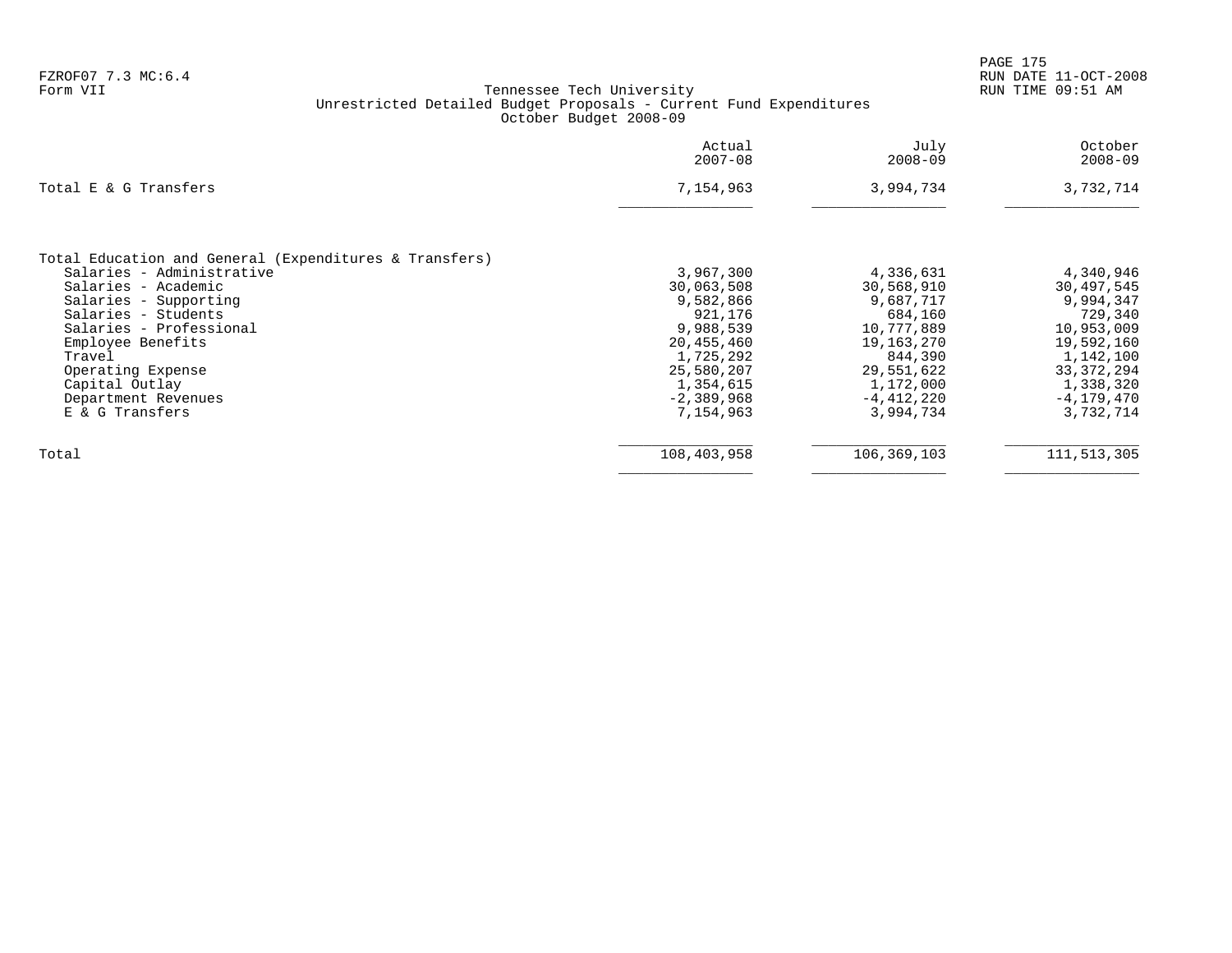FZROF07 7.3 MC:6.4
Form VII

Tennessee Tech University
Unrestricted Detailed Budget Proposals - Current Fund Expenditures
October Budget 2008-09

| | Actual 2007-08 | July 2008-09 | October 2008-09 |
|---|---|---|---|
| Total E & G Transfers | 7,154,963 | 3,994,734 | 3,732,714 |
| | | | |
| Total Education and General (Expenditures & Transfers) | | | |
| Salaries - Administrative | 3,967,300 | 4,336,631 | 4,340,946 |
| Salaries - Academic | 30,063,508 | 30,568,910 | 30,497,545 |
| Salaries - Supporting | 9,582,866 | 9,687,717 | 9,994,347 |
| Salaries - Students | 921,176 | 684,160 | 729,340 |
| Salaries - Professional | 9,988,539 | 10,777,889 | 10,953,009 |
| Employee Benefits | 20,455,460 | 19,163,270 | 19,592,160 |
| Travel | 1,725,292 | 844,390 | 1,142,100 |
| Operating Expense | 25,580,207 | 29,551,622 | 33,372,294 |
| Capital Outlay | 1,354,615 | 1,172,000 | 1,338,320 |
| Department Revenues | -2,389,968 | -4,412,220 | -4,179,470 |
| E & G Transfers | 7,154,963 | 3,994,734 | 3,732,714 |
| Total | 108,403,958 | 106,369,103 | 111,513,305 |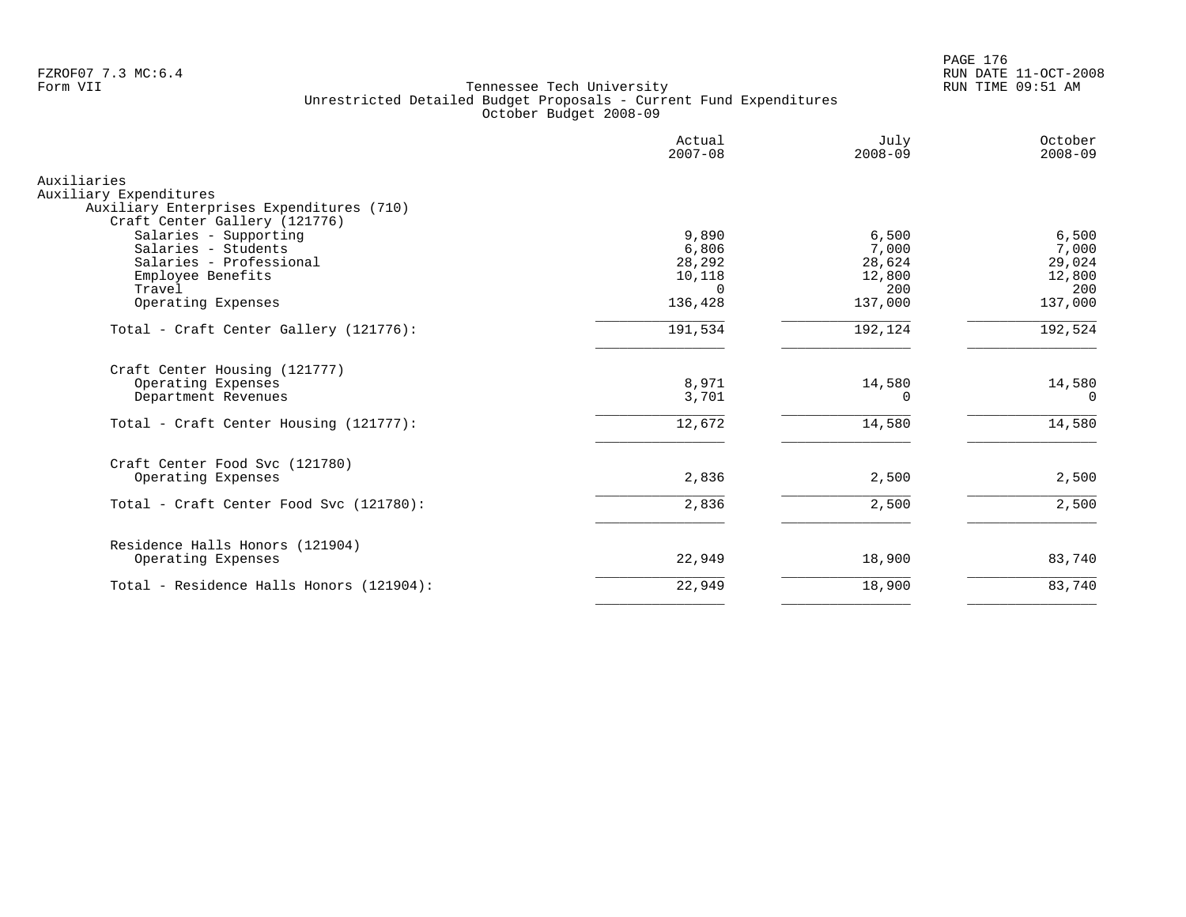FZROF07 7.3 MC:6.4
Form VII

Tennessee Tech University
Unrestricted Detailed Budget Proposals - Current Fund Expenditures
October Budget 2008-09

RUN DATE 11-OCT-2008
RUN TIME 09:51 AM

| | Actual 2007-08 | July 2008-09 | October 2008-09 |
|---|---|---|---|
| **Auxiliaries** | | | |
| **Auxiliary Expenditures** | | | |
| Auxiliary Enterprises Expenditures (710) | | | |
| Craft Center Gallery (121776) | | | |
| Salaries - Supporting | 9,890 | 6,500 | 6,500 |
| Salaries - Students | 6,806 | 7,000 | 7,000 |
| Salaries - Professional | 28,292 | 28,624 | 29,024 |
| Employee Benefits | 10,118 | 12,800 | 12,800 |
| Travel | 0 | 200 | 200 |
| Operating Expenses | 136,428 | 137,000 | 137,000 |
| Total - Craft Center Gallery (121776): | 191,534 | 192,124 | 192,524 |
| Craft Center Housing (121777) | | | |
| Operating Expenses | 8,971 | 14,580 | 14,580 |
| Department Revenues | 3,701 | 0 | 0 |
| Total - Craft Center Housing (121777): | 12,672 | 14,580 | 14,580 |
| Craft Center Food Svc (121780) | | | |
| Operating Expenses | 2,836 | 2,500 | 2,500 |
| Total - Craft Center Food Svc (121780): | 2,836 | 2,500 | 2,500 |
| Residence Halls Honors (121904) | | | |
| Operating Expenses | 22,949 | 18,900 | 83,740 |
| Total - Residence Halls Honors (121904): | 22,949 | 18,900 | 83,740 |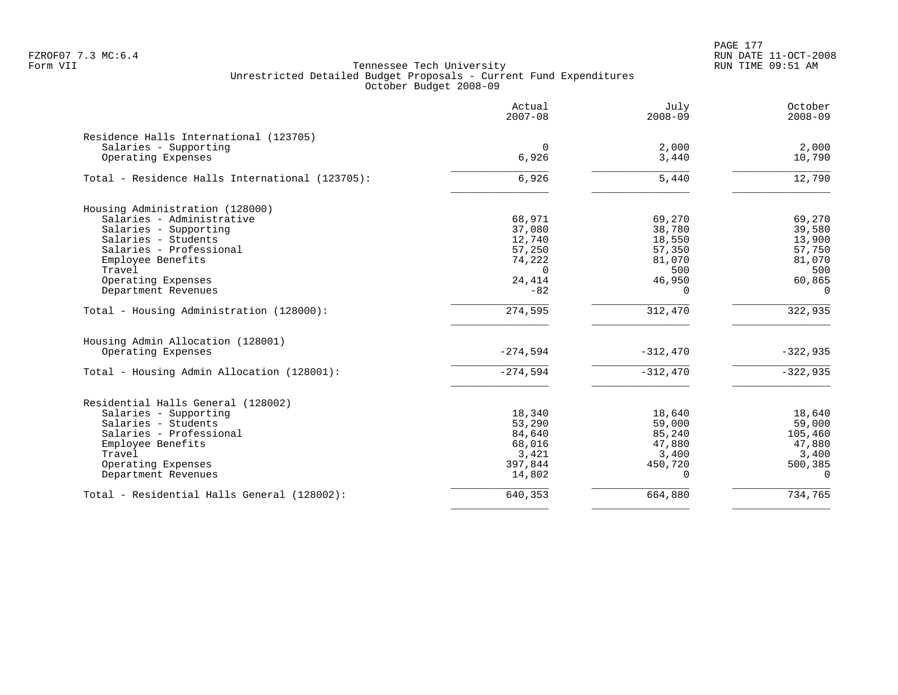Tennessee Tech University
Unrestricted Detailed Budget Proposals - Current Fund Expenditures
October Budget 2008-09

| | Actual 2007-08 | July 2008-09 | October 2008-09 |
|---|---|---|---|
| **Residence Halls International (123705)** | | | |
| Salaries - Supporting | 0 | 2,000 | 2,000 |
| Operating Expenses | 6,926 | 3,440 | 10,790 |
| Total - Residence Halls International (123705): | 6,926 | 5,440 | 12,790 |
| **Housing Administration (128000)** | | | |
| Salaries - Administrative | 68,971 | 69,270 | 69,270 |
| Salaries - Supporting | 37,080 | 38,780 | 39,580 |
| Salaries - Students | 12,740 | 18,550 | 13,900 |
| Salaries - Professional | 57,250 | 57,350 | 57,750 |
| Employee Benefits | 74,222 | 81,070 | 81,070 |
| Travel | 0 | 500 | 500 |
| Operating Expenses | 24,414 | 46,950 | 60,865 |
| Department Revenues | -82 | 0 | 0 |
| Total - Housing Administration (128000): | 274,595 | 312,470 | 322,935 |
| **Housing Admin Allocation (128001)** | | | |
| Operating Expenses | -274,594 | -312,470 | -322,935 |
| Total - Housing Admin Allocation (128001): | -274,594 | -312,470 | -322,935 |
| **Residential Halls General (128002)** | | | |
| Salaries - Supporting | 18,340 | 18,640 | 18,640 |
| Salaries - Students | 53,290 | 59,000 | 59,000 |
| Salaries - Professional | 84,640 | 85,240 | 105,460 |
| Employee Benefits | 68,016 | 47,880 | 47,880 |
| Travel | 3,421 | 3,400 | 3,400 |
| Operating Expenses | 397,844 | 450,720 | 500,385 |
| Department Revenues | 14,802 | 0 | 0 |
| Total - Residential Halls General (128002): | 640,353 | 664,880 | 734,765 |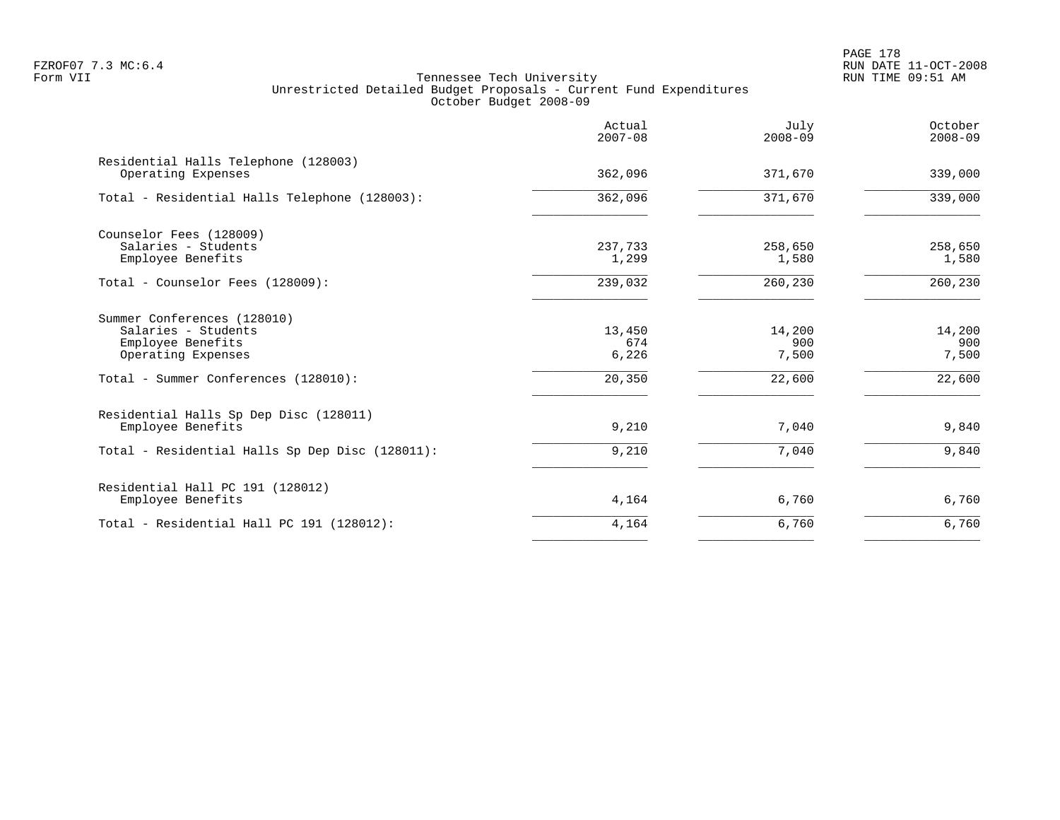Tennessee Tech University
Unrestricted Detailed Budget Proposals - Current Fund Expenditures
October Budget 2008-09

| | Actual 2007-08 | July 2008-09 | October 2008-09 |
|---|---|---|---|
| **Residential Halls Telephone (128003)** | | | |
| Operating Expenses | 362,096 | 371,670 | 339,000 |
| Total - Residential Halls Telephone (128003): | 362,096 | 371,670 | 339,000 |
| **Counselor Fees (128009)** | | | |
| Salaries - Students | 237,733 | 258,650 | 258,650 |
| Employee Benefits | 1,299 | 1,580 | 1,580 |
| Total - Counselor Fees (128009): | 239,032 | 260,230 | 260,230 |
| **Summer Conferences (128010)** | | | |
| Salaries - Students | 13,450 | 14,200 | 14,200 |
| Employee Benefits | 674 | 900 | 900 |
| Operating Expenses | 6,226 | 7,500 | 7,500 |
| Total - Summer Conferences (128010): | 20,350 | 22,600 | 22,600 |
| **Residential Halls Sp Dep Disc (128011)** | | | |
| Employee Benefits | 9,210 | 7,040 | 9,840 |
| Total - Residential Halls Sp Dep Disc (128011): | 9,210 | 7,040 | 9,840 |
| **Residential Hall PC 191 (128012)** | | | |
| Employee Benefits | 4,164 | 6,760 | 6,760 |
| Total - Residential Hall PC 191 (128012): | 4,164 | 6,760 | 6,760 |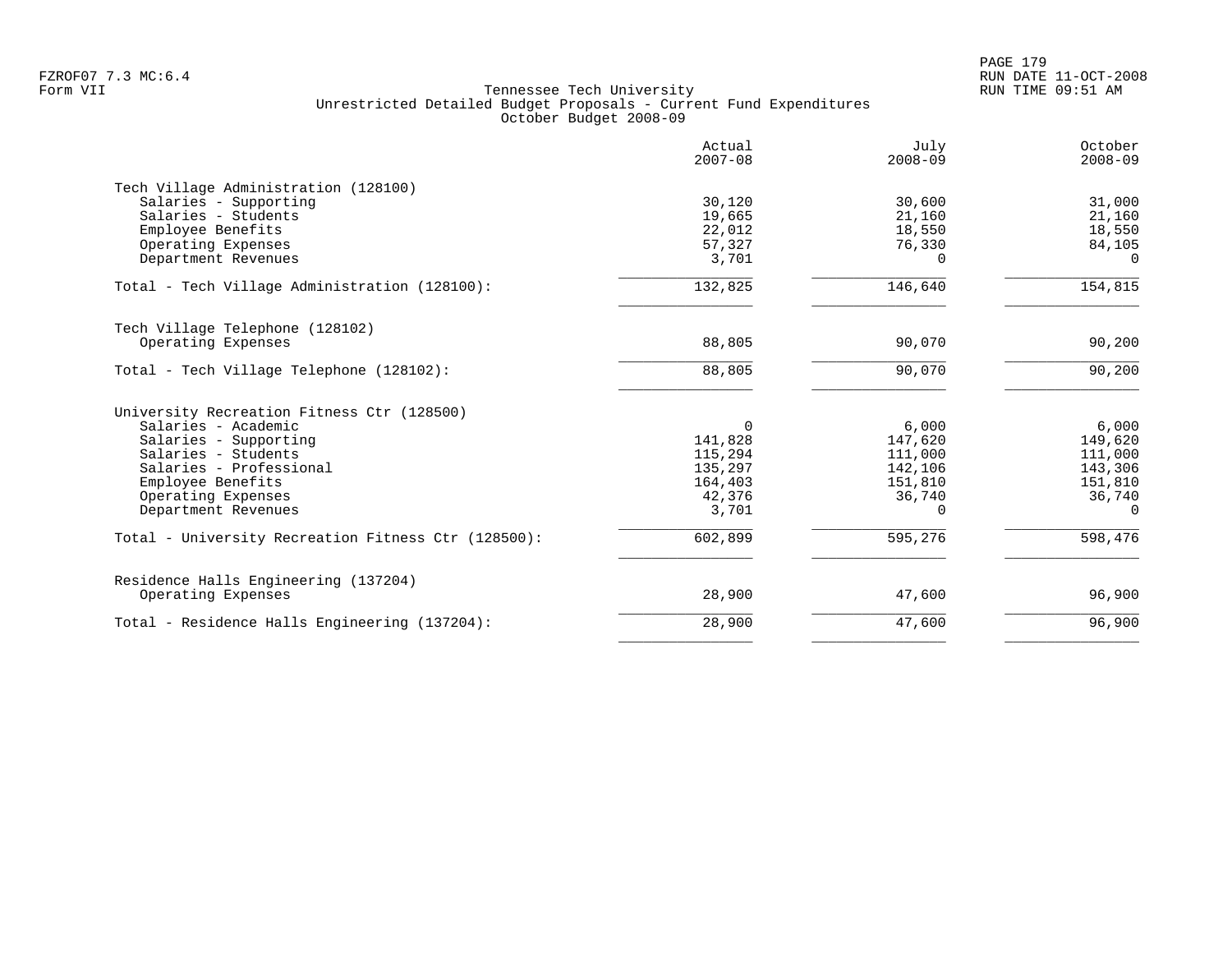Tennessee Tech University
Unrestricted Detailed Budget Proposals - Current Fund Expenditures
October Budget 2008-09

| | Actual 2007-08 | July 2008-09 | October 2008-09 |
|---|---|---|---|
| **Tech Village Administration (128100)** | | | |
| Salaries - Supporting | 30,120 | 30,600 | 31,000 |
| Salaries - Students | 19,665 | 21,160 | 21,160 |
| Employee Benefits | 22,012 | 18,550 | 18,550 |
| Operating Expenses | 57,327 | 76,330 | 84,105 |
| Department Revenues | 3,701 | 0 | 0 |
| Total - Tech Village Administration (128100): | 132,825 | 146,640 | 154,815 |
| **Tech Village Telephone (128102)** | | | |
| Operating Expenses | 88,805 | 90,070 | 90,200 |
| Total - Tech Village Telephone (128102): | 88,805 | 90,070 | 90,200 |
| **University Recreation Fitness Ctr (128500)** | | | |
| Salaries - Academic | 0 | 6,000 | 6,000 |
| Salaries - Supporting | 141,828 | 147,620 | 149,620 |
| Salaries - Students | 115,294 | 111,000 | 111,000 |
| Salaries - Professional | 135,297 | 142,106 | 143,306 |
| Employee Benefits | 164,403 | 151,810 | 151,810 |
| Operating Expenses | 42,376 | 36,740 | 36,740 |
| Department Revenues | 3,701 | 0 | 0 |
| Total - University Recreation Fitness Ctr (128500): | 602,899 | 595,276 | 598,476 |
| **Residence Halls Engineering (137204)** | | | |
| Operating Expenses | 28,900 | 47,600 | 96,900 |
| Total - Residence Halls Engineering (137204): | 28,900 | 47,600 | 96,900 |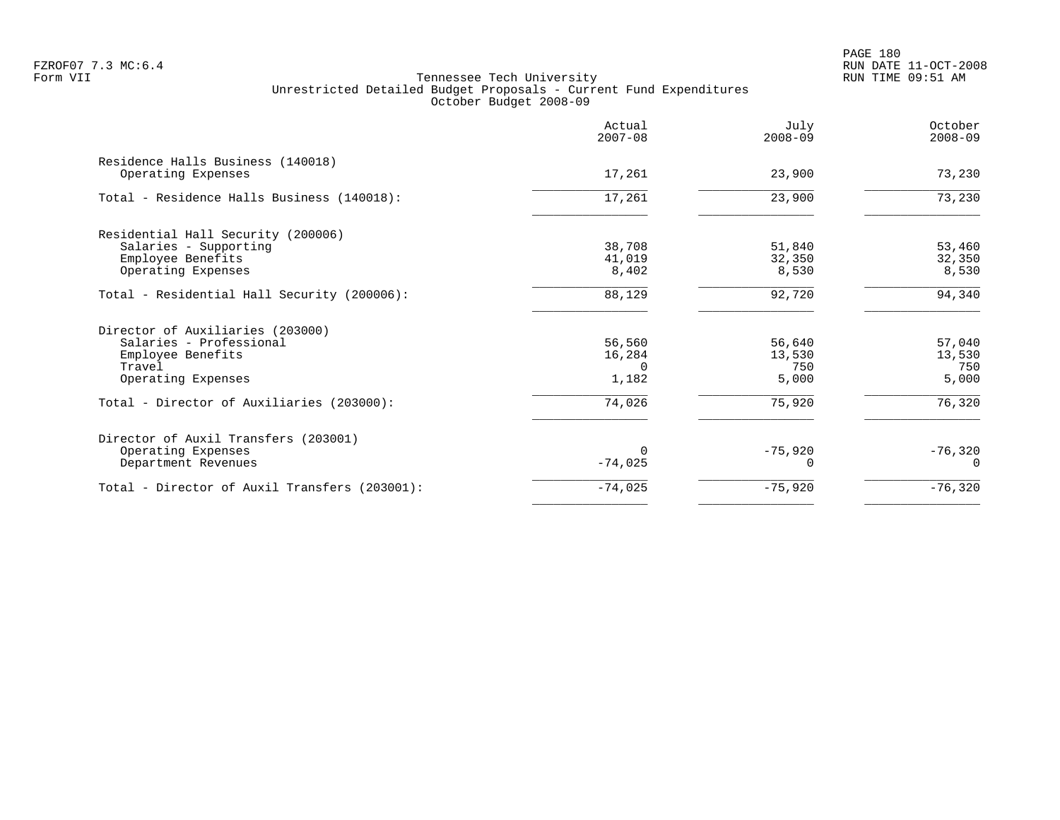FZROF07 7.3 MC:6.4
Form VII

# Tennessee Tech University
## Unrestricted Detailed Budget Proposals - Current Fund Expenditures
### October Budget 2008-09

| | Actual 2007-08 | July 2008-09 | October 2008-09 |
|---|---|---|---|
| **Residence Halls Business (140018)** | | | |
| Operating Expenses | 17,261 | 23,900 | 73,230 |
| Total - Residence Halls Business (140018): | 17,261 | 23,900 | 73,230 |
| **Residential Hall Security (200006)** | | | |
| Salaries - Supporting | 38,708 | 51,840 | 53,460 |
| Employee Benefits | 41,019 | 32,350 | 32,350 |
| Operating Expenses | 8,402 | 8,530 | 8,530 |
| Total - Residential Hall Security (200006): | 88,129 | 92,720 | 94,340 |
| **Director of Auxiliaries (203000)** | | | |
| Salaries - Professional | 56,560 | 56,640 | 57,040 |
| Employee Benefits | 16,284 | 13,530 | 13,530 |
| Travel | 0 | 750 | 750 |
| Operating Expenses | 1,182 | 5,000 | 5,000 |
| Total - Director of Auxiliaries (203000): | 74,026 | 75,920 | 76,320 |
| **Director of Auxil Transfers (203001)** | | | |
| Operating Expenses | 0 | -75,920 | -76,320 |
| Department Revenues | -74,025 | 0 | 0 |
| Total - Director of Auxil Transfers (203001): | -74,025 | -75,920 | -76,320 |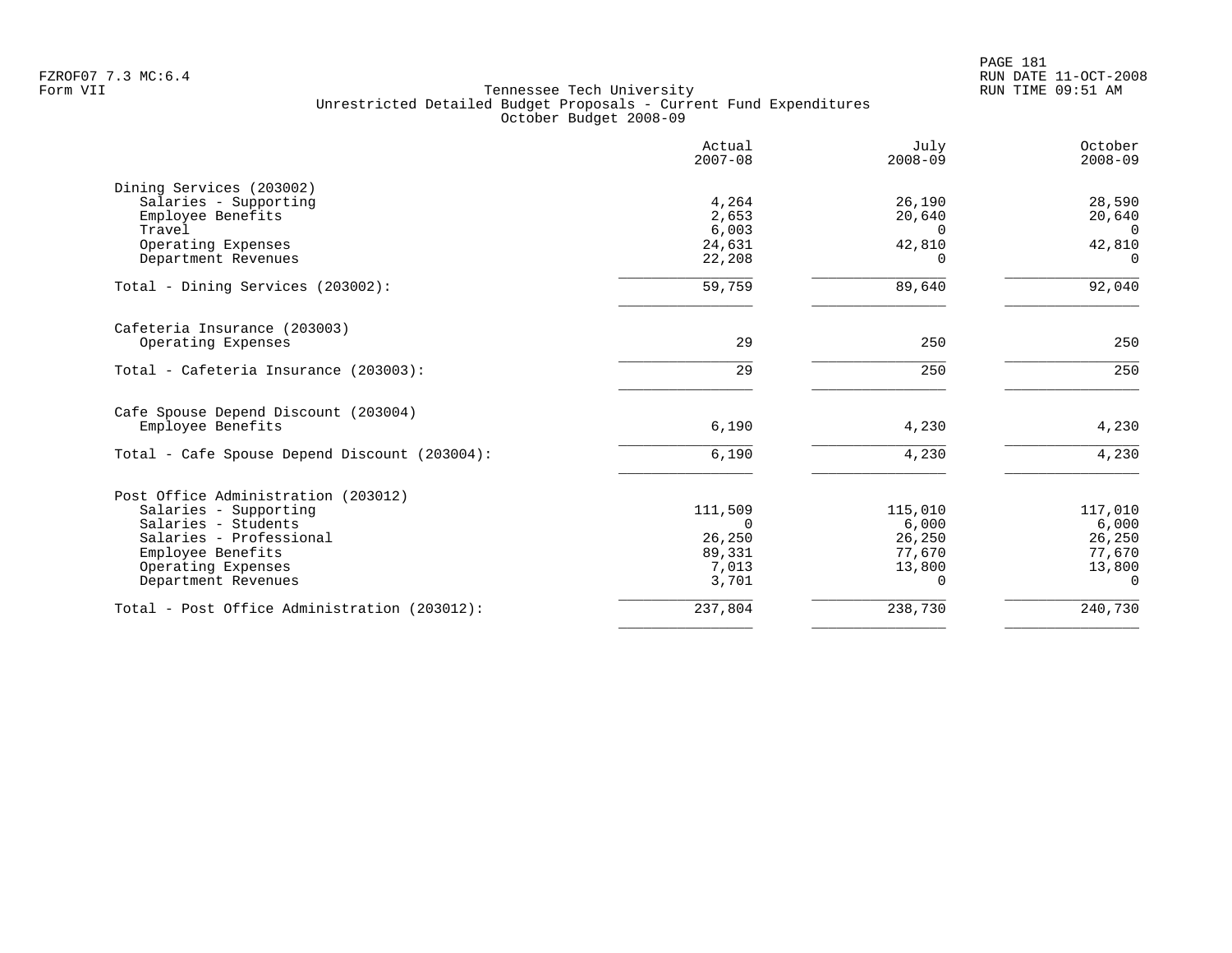FZROF07 7.3 MC:6.4
Form VII

Tennessee Tech University
Unrestricted Detailed Budget Proposals - Current Fund Expenditures
October Budget 2008-09

RUN DATE 11-OCT-2008
RUN TIME 09:51 AM

| | Actual 2007-08 | July 2008-09 | October 2008-09 |
|---|---:|---:|---:|
| **Dining Services (203002)** | | | |
| Salaries - Supporting | 4,264 | 26,190 | 28,590 |
| Employee Benefits | 2,653 | 20,640 | 20,640 |
| Travel | 6,003 | 0 | 0 |
| Operating Expenses | 24,631 | 42,810 | 42,810 |
| Department Revenues | 22,208 | 0 | 0 |
| Total - Dining Services (203002): | 59,759 | 89,640 | 92,040 |
| **Cafeteria Insurance (203003)** | | | |
| Operating Expenses | 29 | 250 | 250 |
| Total - Cafeteria Insurance (203003): | 29 | 250 | 250 |
| **Cafe Spouse Depend Discount (203004)** | | | |
| Employee Benefits | 6,190 | 4,230 | 4,230 |
| Total - Cafe Spouse Depend Discount (203004): | 6,190 | 4,230 | 4,230 |
| **Post Office Administration (203012)** | | | |
| Salaries - Supporting | 111,509 | 115,010 | 117,010 |
| Salaries - Students | 0 | 6,000 | 6,000 |
| Salaries - Professional | 26,250 | 26,250 | 26,250 |
| Employee Benefits | 89,331 | 77,670 | 77,670 |
| Operating Expenses | 7,013 | 13,800 | 13,800 |
| Department Revenues | 3,701 | 0 | 0 |
| Total - Post Office Administration (203012): | 237,804 | 238,730 | 240,730 |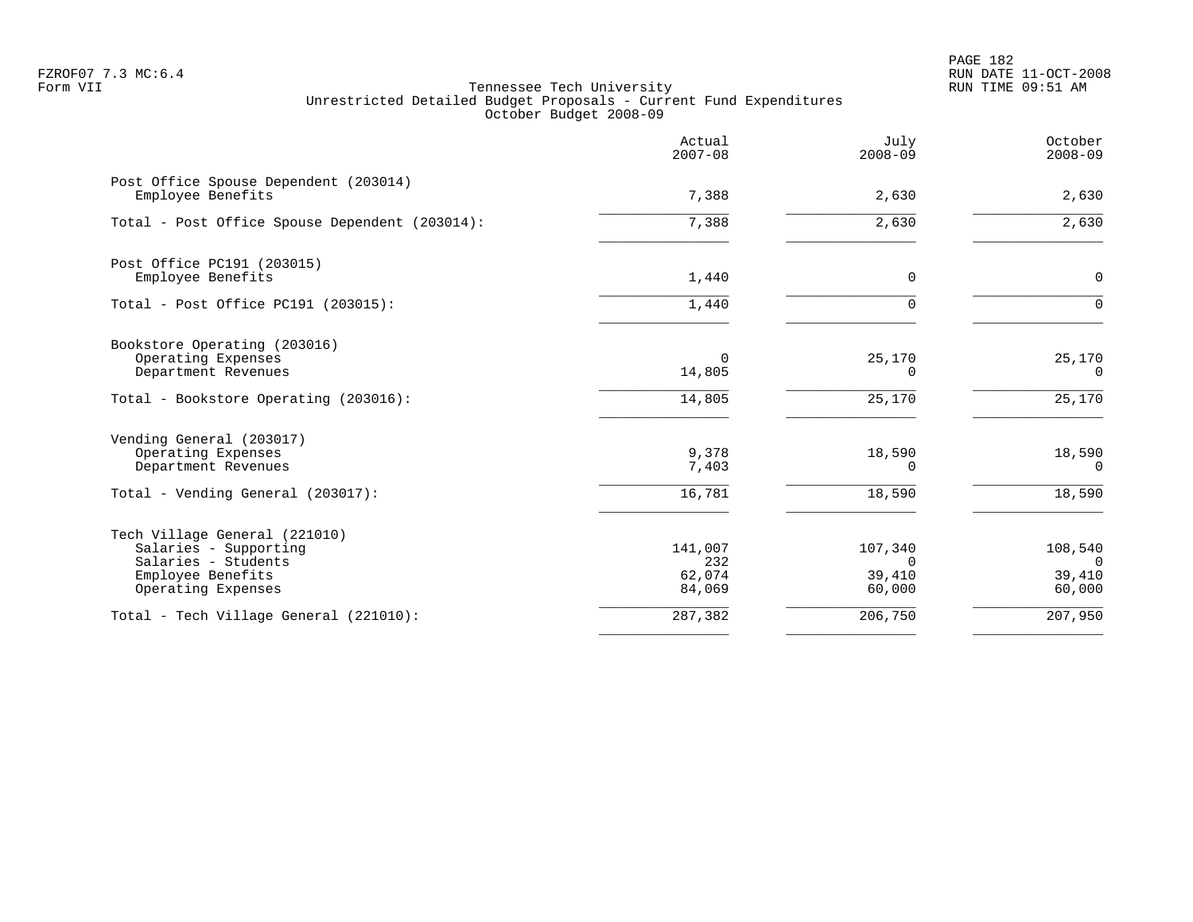FZROF07 7.3 MC:6.4
Form VII

Tennessee Tech University
Unrestricted Detailed Budget Proposals - Current Fund Expenditures
October Budget 2008-09

RUN DATE 11-OCT-2008
RUN TIME 09:51 AM

| | Actual 2007-08 | July 2008-09 | October 2008-09 |
|---|---:|---:|---:|
| **Post Office Spouse Dependent (203014)** | | | |
| Employee Benefits | 7,388 | 2,630 | 2,630 |
| Total - Post Office Spouse Dependent (203014): | 7,388 | 2,630 | 2,630 |
| **Post Office PC191 (203015)** | | | |
| Employee Benefits | 1,440 | 0 | 0 |
| Total - Post Office PC191 (203015): | 1,440 | 0 | 0 |
| **Bookstore Operating (203016)** | | | |
| Operating Expenses | 0 | 25,170 | 25,170 |
| Department Revenues | 14,805 | 0 | 0 |
| Total - Bookstore Operating (203016): | 14,805 | 25,170 | 25,170 |
| **Vending General (203017)** | | | |
| Operating Expenses | 9,378 | 18,590 | 18,590 |
| Department Revenues | 7,403 | 0 | 0 |
| Total - Vending General (203017): | 16,781 | 18,590 | 18,590 |
| **Tech Village General (221010)** | | | |
| Salaries - Supporting | 141,007 | 107,340 | 108,540 |
| Salaries - Students | 232 | 0 | 0 |
| Employee Benefits | 62,074 | 39,410 | 39,410 |
| Operating Expenses | 84,069 | 60,000 | 60,000 |
| Total - Tech Village General (221010): | 287,382 | 206,750 | 207,950 |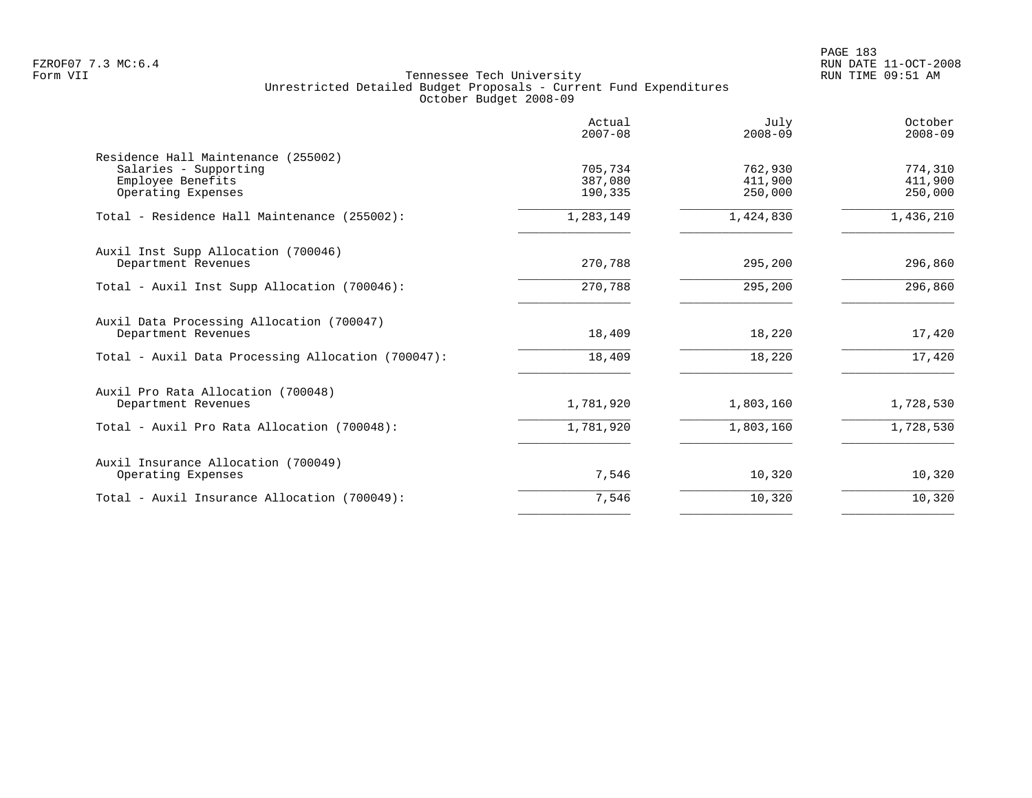Tennessee Tech University
Unrestricted Detailed Budget Proposals - Current Fund Expenditures
October Budget 2008-09

| | Actual 2007-08 | July 2008-09 | October 2008-09 |
|---|---|---|---|
| Residence Hall Maintenance (255002) | | | |
| Salaries - Supporting | 705,734 | 762,930 | 774,310 |
| Employee Benefits | 387,080 | 411,900 | 411,900 |
| Operating Expenses | 190,335 | 250,000 | 250,000 |
| Total - Residence Hall Maintenance (255002): | 1,283,149 | 1,424,830 | 1,436,210 |
| Auxil Inst Supp Allocation (700046) | | | |
| Department Revenues | 270,788 | 295,200 | 296,860 |
| Total - Auxil Inst Supp Allocation (700046): | 270,788 | 295,200 | 296,860 |
| Auxil Data Processing Allocation (700047) | | | |
| Department Revenues | 18,409 | 18,220 | 17,420 |
| Total - Auxil Data Processing Allocation (700047): | 18,409 | 18,220 | 17,420 |
| Auxil Pro Rata Allocation (700048) | | | |
| Department Revenues | 1,781,920 | 1,803,160 | 1,728,530 |
| Total - Auxil Pro Rata Allocation (700048): | 1,781,920 | 1,803,160 | 1,728,530 |
| Auxil Insurance Allocation (700049) | | | |
| Operating Expenses | 7,546 | 10,320 | 10,320 |
| Total - Auxil Insurance Allocation (700049): | 7,546 | 10,320 | 10,320 |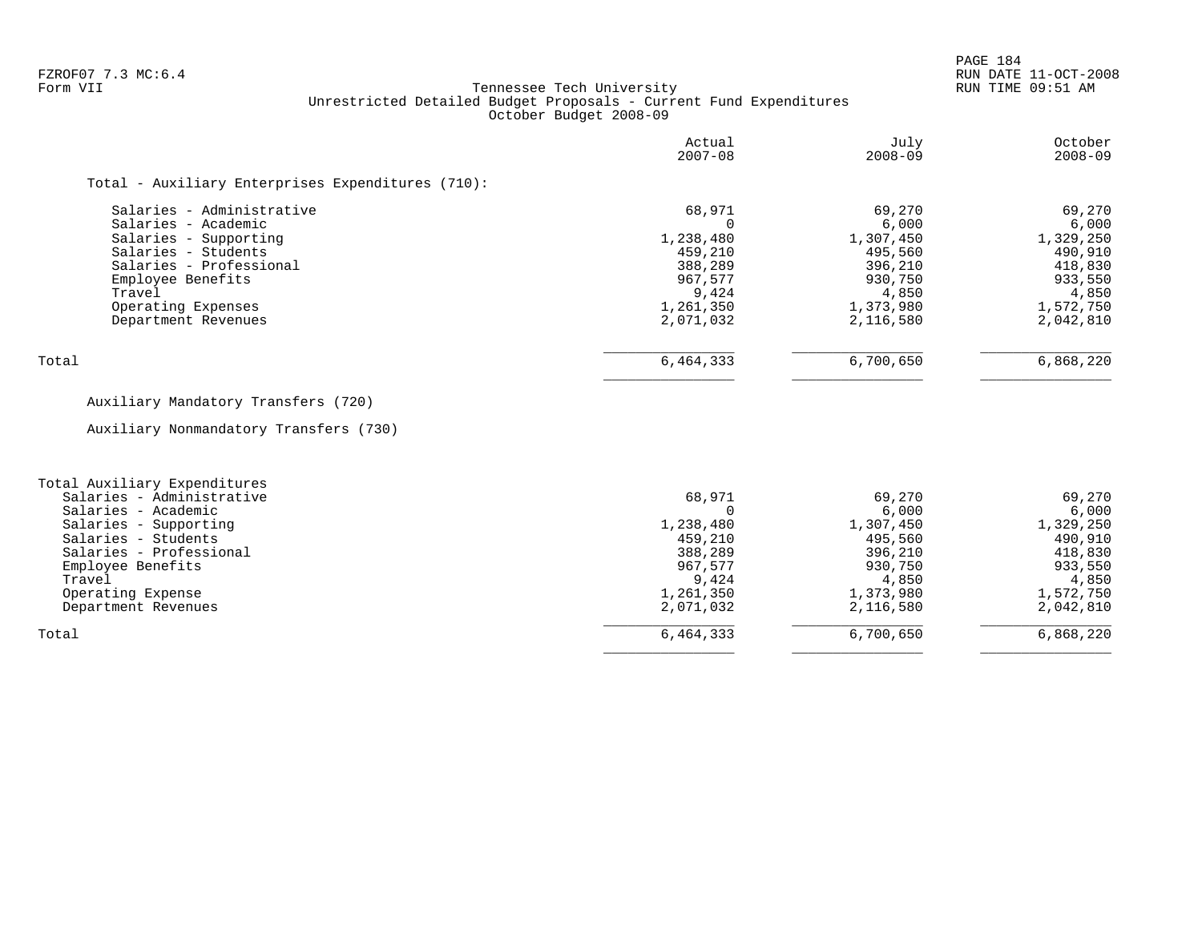FZROF07 7.3 MC:6.4
Form VII

# Tennessee Tech University
## Unrestricted Detailed Budget Proposals - Current Fund Expenditures
### October Budget 2008-09

| | Actual 2007-08 | July 2008-09 | October 2008-09 |
|---|---:|---:|---:|
| **Total - Auxiliary Enterprises Expenditures (710):** | | | |
| Salaries - Administrative | 68,971 | 69,270 | 69,270 |
| Salaries - Academic | 0 | 6,000 | 6,000 |
| Salaries - Supporting | 1,238,480 | 1,307,450 | 1,329,250 |
| Salaries - Students | 459,210 | 495,560 | 490,910 |
| Salaries - Professional | 388,289 | 396,210 | 418,830 |
| Employee Benefits | 967,577 | 930,750 | 933,550 |
| Travel | 9,424 | 4,850 | 4,850 |
| Operating Expenses | 1,261,350 | 1,373,980 | 1,572,750 |
| Department Revenues | 2,071,032 | 2,116,580 | 2,042,810 |
| Total | 6,464,333 | 6,700,650 | 6,868,220 |

Auxiliary Mandatory Transfers (720)

Auxiliary Nonmandatory Transfers (730)

| Total Auxiliary Expenditures | Actual 2007-08 | July 2008-09 | October 2008-09 |
|---|---:|---:|---:|
| Salaries - Administrative | 68,971 | 69,270 | 69,270 |
| Salaries - Academic | 0 | 6,000 | 6,000 |
| Salaries - Supporting | 1,238,480 | 1,307,450 | 1,329,250 |
| Salaries - Students | 459,210 | 495,560 | 490,910 |
| Salaries - Professional | 388,289 | 396,210 | 418,830 |
| Employee Benefits | 967,577 | 930,750 | 933,550 |
| Travel | 9,424 | 4,850 | 4,850 |
| Operating Expense | 1,261,350 | 1,373,980 | 1,572,750 |
| Department Revenues | 2,071,032 | 2,116,580 | 2,042,810 |
| Total | 6,464,333 | 6,700,650 | 6,868,220 |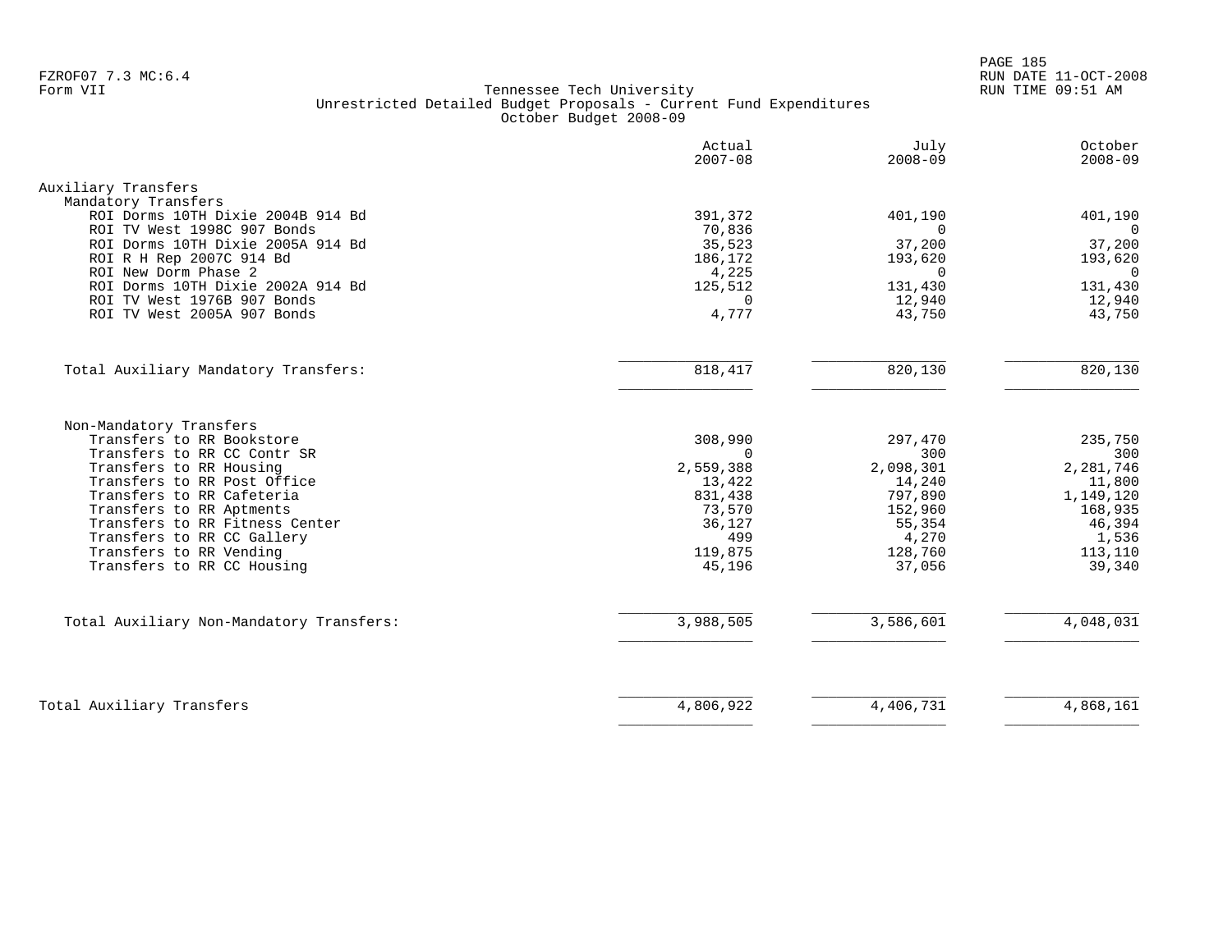FZROF07 7.3 MC:6.4
Form VII

Tennessee Tech University
Unrestricted Detailed Budget Proposals - Current Fund Expenditures
October Budget 2008-09

| | Actual 2007-08 | July 2008-09 | October 2008-09 |
|---|---|---|---|
| **Auxiliary Transfers** | | | |
| Mandatory Transfers | | | |
| ROI Dorms 10TH Dixie 2004B 914 Bd | 391,372 | 401,190 | 401,190 |
| ROI TV West 1998C 907 Bonds | 70,836 | 0 | 0 |
| ROI Dorms 10TH Dixie 2005A 914 Bd | 35,523 | 37,200 | 37,200 |
| ROI R H Rep 2007C 914 Bd | 186,172 | 193,620 | 193,620 |
| ROI New Dorm Phase 2 | 4,225 | 0 | 0 |
| ROI Dorms 10TH Dixie 2002A 914 Bd | 125,512 | 131,430 | 131,430 |
| ROI TV West 1976B 907 Bonds | 0 | 12,940 | 12,940 |
| ROI TV West 2005A 907 Bonds | 4,777 | 43,750 | 43,750 |
| Total Auxiliary Mandatory Transfers: | 818,417 | 820,130 | 820,130 |
| Non-Mandatory Transfers | | | |
| Transfers to RR Bookstore | 308,990 | 297,470 | 235,750 |
| Transfers to RR CC Contr SR | 0 | 300 | 300 |
| Transfers to RR Housing | 2,559,388 | 2,098,301 | 2,281,746 |
| Transfers to RR Post Office | 13,422 | 14,240 | 11,800 |
| Transfers to RR Cafeteria | 831,438 | 797,890 | 1,149,120 |
| Transfers to RR Aptments | 73,570 | 152,960 | 168,935 |
| Transfers to RR Fitness Center | 36,127 | 55,354 | 46,394 |
| Transfers to RR CC Gallery | 499 | 4,270 | 1,536 |
| Transfers to RR Vending | 119,875 | 128,760 | 113,110 |
| Transfers to RR CC Housing | 45,196 | 37,056 | 39,340 |
| Total Auxiliary Non-Mandatory Transfers: | 3,988,505 | 3,586,601 | 4,048,031 |
| **Total Auxiliary Transfers** | 4,806,922 | 4,406,731 | 4,868,161 |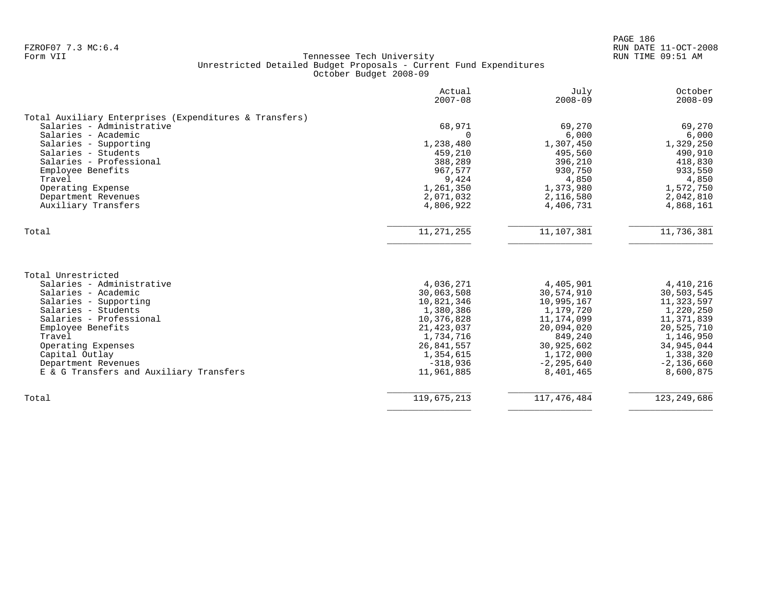Tennessee Tech University
Unrestricted Detailed Budget Proposals - Current Fund Expenditures
October Budget 2008-09

| | Actual 2007-08 | July 2008-09 | October 2008-09 |
|---|---:|---:|---:|
| **Total Auxiliary Enterprises (Expenditures & Transfers)** | | | |
| Salaries - Administrative | 68,971 | 69,270 | 69,270 |
| Salaries - Academic | 0 | 6,000 | 6,000 |
| Salaries - Supporting | 1,238,480 | 1,307,450 | 1,329,250 |
| Salaries - Students | 459,210 | 495,560 | 490,910 |
| Salaries - Professional | 388,289 | 396,210 | 418,830 |
| Employee Benefits | 967,577 | 930,750 | 933,550 |
| Travel | 9,424 | 4,850 | 4,850 |
| Operating Expense | 1,261,350 | 1,373,980 | 1,572,750 |
| Department Revenues | 2,071,032 | 2,116,580 | 2,042,810 |
| Auxiliary Transfers | 4,806,922 | 4,406,731 | 4,868,161 |
| Total | 11,271,255 | 11,107,381 | 11,736,381 |
| **Total Unrestricted** | | | |
| Salaries - Administrative | 4,036,271 | 4,405,901 | 4,410,216 |
| Salaries - Academic | 30,063,508 | 30,574,910 | 30,503,545 |
| Salaries - Supporting | 10,821,346 | 10,995,167 | 11,323,597 |
| Salaries - Students | 1,380,386 | 1,179,720 | 1,220,250 |
| Salaries - Professional | 10,376,828 | 11,174,099 | 11,371,839 |
| Employee Benefits | 21,423,037 | 20,094,020 | 20,525,710 |
| Travel | 1,734,716 | 849,240 | 1,146,950 |
| Operating Expenses | 26,841,557 | 30,925,602 | 34,945,044 |
| Capital Outlay | 1,354,615 | 1,172,000 | 1,338,320 |
| Department Revenues | -318,936 | -2,295,640 | -2,136,660 |
| E & G Transfers and Auxiliary Transfers | 11,961,885 | 8,401,465 | 8,600,875 |
| Total | 119,675,213 | 117,476,484 | 123,249,686 |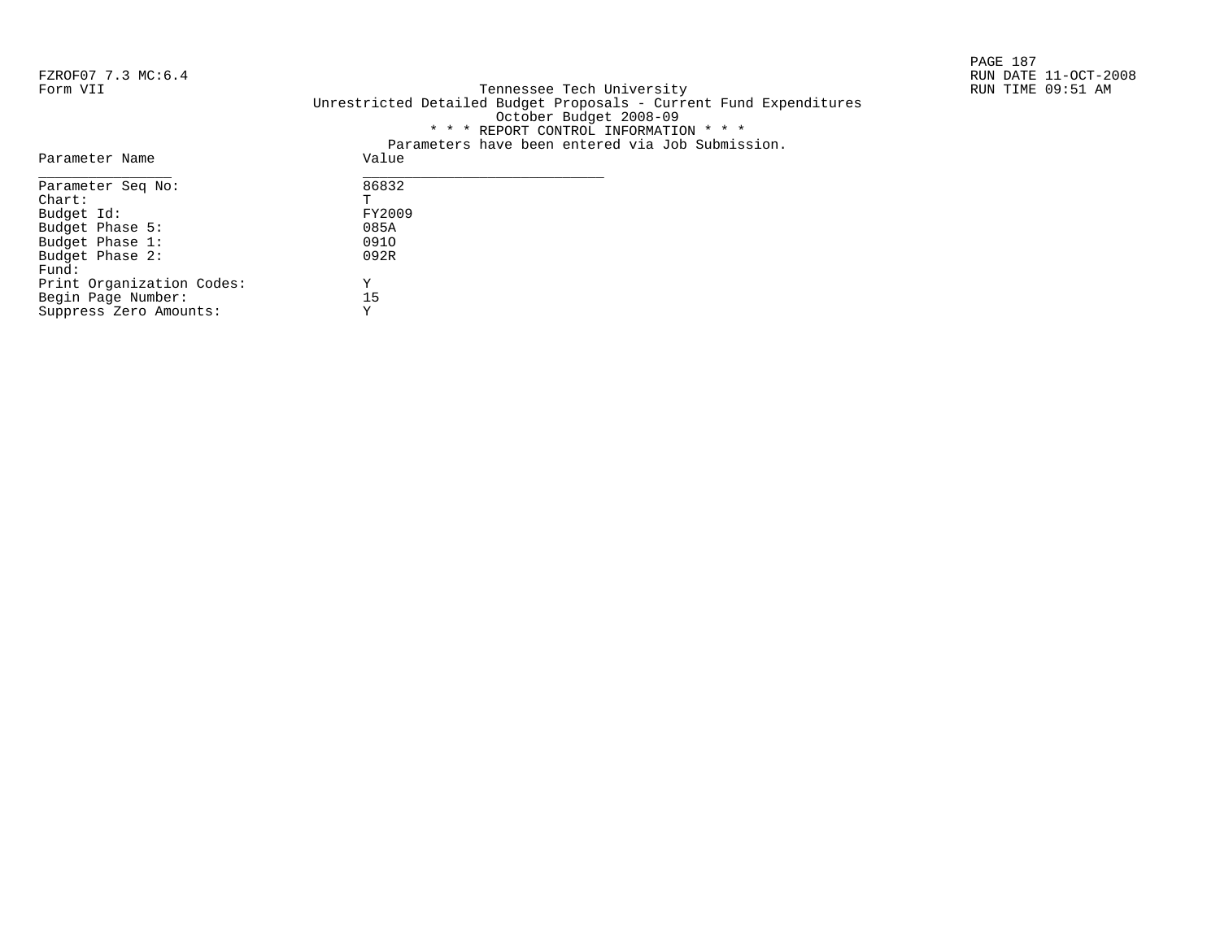FZROF07 7.3 MC:6.4
Form VII

Tennessee Tech University
Unrestricted Detailed Budget Proposals - Current Fund Expenditures
October Budget 2008-09
* * * REPORT CONTROL INFORMATION * * *
Parameters have been entered via Job Submission.

RUN DATE 11-OCT-2008
RUN TIME 09:51 AM

| Parameter Name | Value |
| --- | --- |
| Parameter Seq No: | 86832 |
| Chart: | T |
| Budget Id: | FY2009 |
| Budget Phase 5: | 085A |
| Budget Phase 1: | 091O |
| Budget Phase 2: | 092R |
| Fund: | |
| Print Organization Codes: | Y |
| Begin Page Number: | 15 |
| Suppress Zero Amounts: | Y |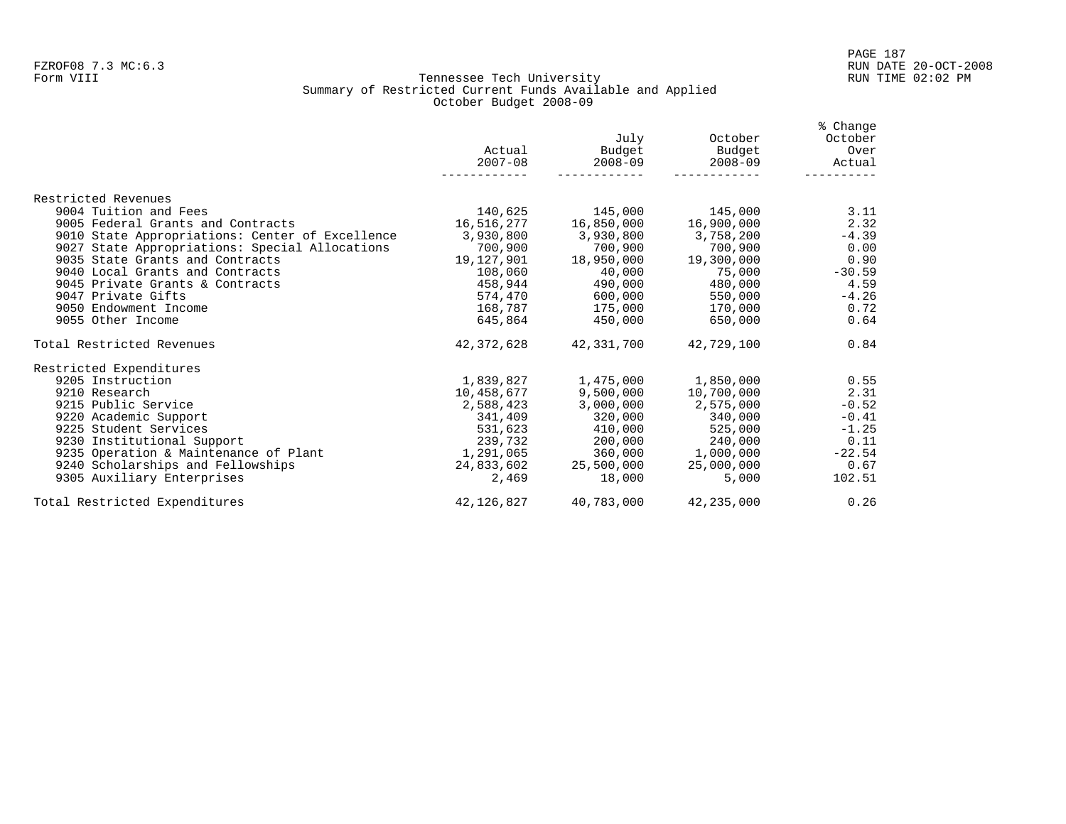FZROF08 7.3 MC:6.3
Form VIII

# Tennessee Tech University
## Summary of Restricted Current Funds Available and Applied
### October Budget 2008-09

| | Actual 2007-08 | July Budget 2008-09 | October Budget 2008-09 | % Change October Over Actual |
|---|---|---|---|---|
| **Restricted Revenues** | | | | |
| 9004 Tuition and Fees | 140,625 | 145,000 | 145,000 | 3.11 |
| 9005 Federal Grants and Contracts | 16,516,277 | 16,850,000 | 16,900,000 | 2.32 |
| 9010 State Appropriations: Center of Excellence | 3,930,800 | 3,930,800 | 3,758,200 | -4.39 |
| 9027 State Appropriations: Special Allocations | 700,900 | 700,900 | 700,900 | 0.00 |
| 9035 State Grants and Contracts | 19,127,901 | 18,950,000 | 19,300,000 | 0.90 |
| 9040 Local Grants and Contracts | 108,060 | 40,000 | 75,000 | -30.59 |
| 9045 Private Grants & Contracts | 458,944 | 490,000 | 480,000 | 4.59 |
| 9047 Private Gifts | 574,470 | 600,000 | 550,000 | -4.26 |
| 9050 Endowment Income | 168,787 | 175,000 | 170,000 | 0.72 |
| 9055 Other Income | 645,864 | 450,000 | 650,000 | 0.64 |
| Total Restricted Revenues | 42,372,628 | 42,331,700 | 42,729,100 | 0.84 |
| **Restricted Expenditures** | | | | |
| 9205 Instruction | 1,839,827 | 1,475,000 | 1,850,000 | 0.55 |
| 9210 Research | 10,458,677 | 9,500,000 | 10,700,000 | 2.31 |
| 9215 Public Service | 2,588,423 | 3,000,000 | 2,575,000 | -0.52 |
| 9220 Academic Support | 341,409 | 320,000 | 340,000 | -0.41 |
| 9225 Student Services | 531,623 | 410,000 | 525,000 | -1.25 |
| 9230 Institutional Support | 239,732 | 200,000 | 240,000 | 0.11 |
| 9235 Operation & Maintenance of Plant | 1,291,065 | 360,000 | 1,000,000 | -22.54 |
| 9240 Scholarships and Fellowships | 24,833,602 | 25,500,000 | 25,000,000 | 0.67 |
| 9305 Auxiliary Enterprises | 2,469 | 18,000 | 5,000 | 102.51 |
| Total Restricted Expenditures | 42,126,827 | 40,783,000 | 42,235,000 | 0.26 |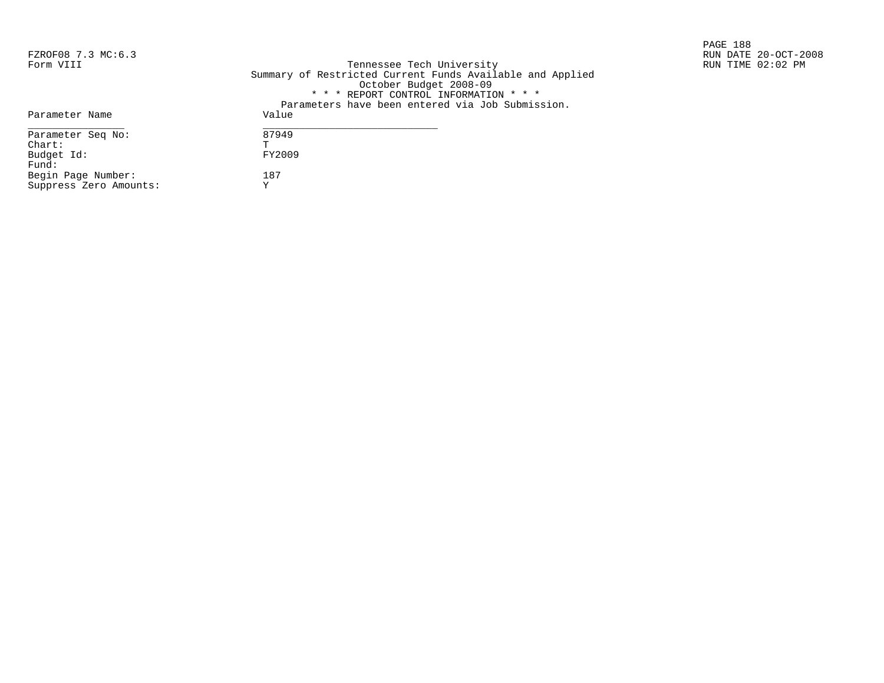FZROF08 7.3 MC:6.3
Form VIII

Tennessee Tech University
Summary of Restricted Current Funds Available and Applied
October Budget 2008-09

RUN DATE 20-OCT-2008
RUN TIME 02:02 PM

\* \* \* REPORT CONTROL INFORMATION \* \* \*
Parameters have been entered via Job Submission.

| Parameter Name | Value |
|---|---|
| Parameter Seq No: | 87949 |
| Chart: | T |
| Budget Id: | FY2009 |
| Fund: | |
| Begin Page Number: | 187 |
| Suppress Zero Amounts: | Y |